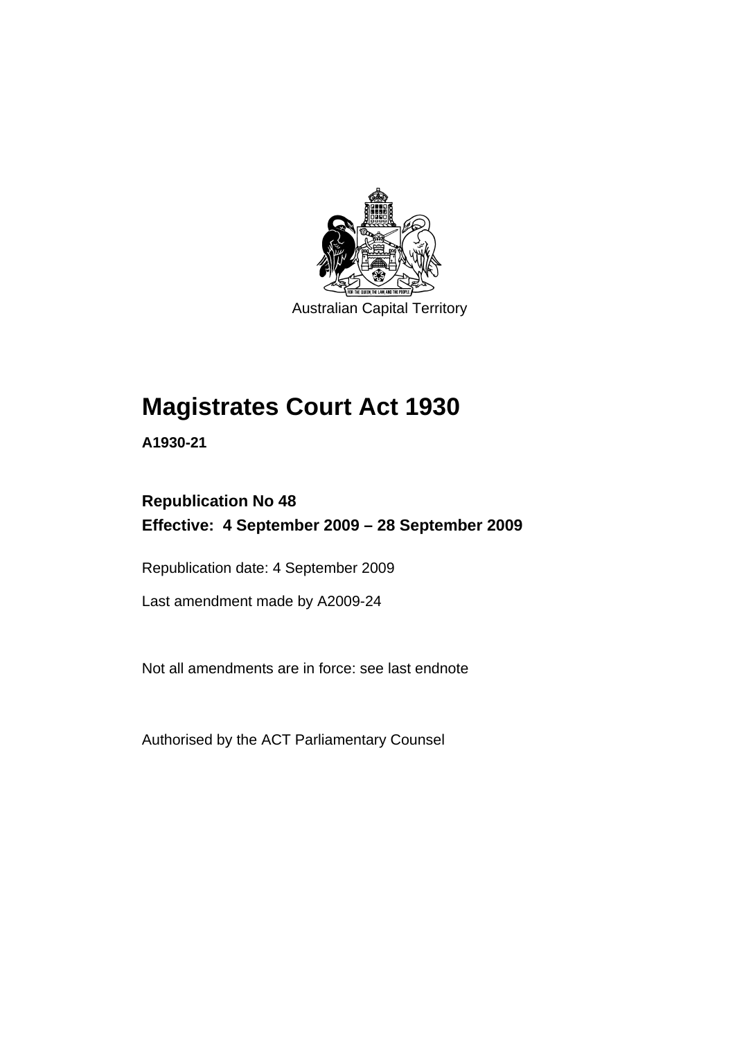Australian Capital Territory

# Magistrates Court Act 1930

**A1930-21**

**Republication No 48**
**Effective: 4 September 2009 – 28 September 2009**

Republication date: 4 September 2009

Last amendment made by A2009-24

Not all amendments are in force: see last endnote

Authorised by the ACT Parliamentary Counsel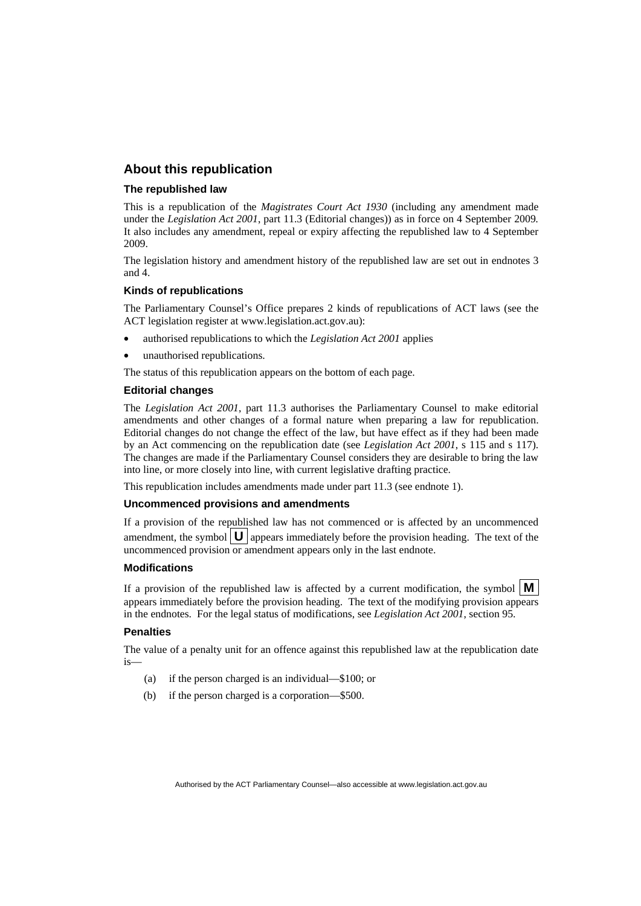## About this republication

### The republished law

This is a republication of the *Magistrates Court Act 1930* (including any amendment made under the *Legislation Act 2001*, part 11.3 (Editorial changes)) as in force on 4 September 2009*.* It also includes any amendment, repeal or expiry affecting the republished law to 4 September 2009.

The legislation history and amendment history of the republished law are set out in endnotes 3 and 4.

### Kinds of republications

The Parliamentary Counsel's Office prepares 2 kinds of republications of ACT laws (see the ACT legislation register at www.legislation.act.gov.au):

- authorised republications to which the *Legislation Act 2001* applies
- unauthorised republications.

The status of this republication appears on the bottom of each page.

### Editorial changes

The *Legislation Act 2001*, part 11.3 authorises the Parliamentary Counsel to make editorial amendments and other changes of a formal nature when preparing a law for republication. Editorial changes do not change the effect of the law, but have effect as if they had been made by an Act commencing on the republication date (see *Legislation Act 2001*, s 115 and s 117). The changes are made if the Parliamentary Counsel considers they are desirable to bring the law into line, or more closely into line, with current legislative drafting practice.

This republication includes amendments made under part 11.3 (see endnote 1).

### Uncommenced provisions and amendments

If a provision of the republished law has not commenced or is affected by an uncommenced amendment, the symbol **U** appears immediately before the provision heading. The text of the uncommenced provision or amendment appears only in the last endnote.

### Modifications

If a provision of the republished law is affected by a current modification, the symbol **M** appears immediately before the provision heading. The text of the modifying provision appears in the endnotes. For the legal status of modifications, see *Legislation Act 2001*, section 95.

### Penalties

The value of a penalty unit for an offence against this republished law at the republication date is—

(a) if the person charged is an individual—$100; or

(b) if the person charged is a corporation—$500.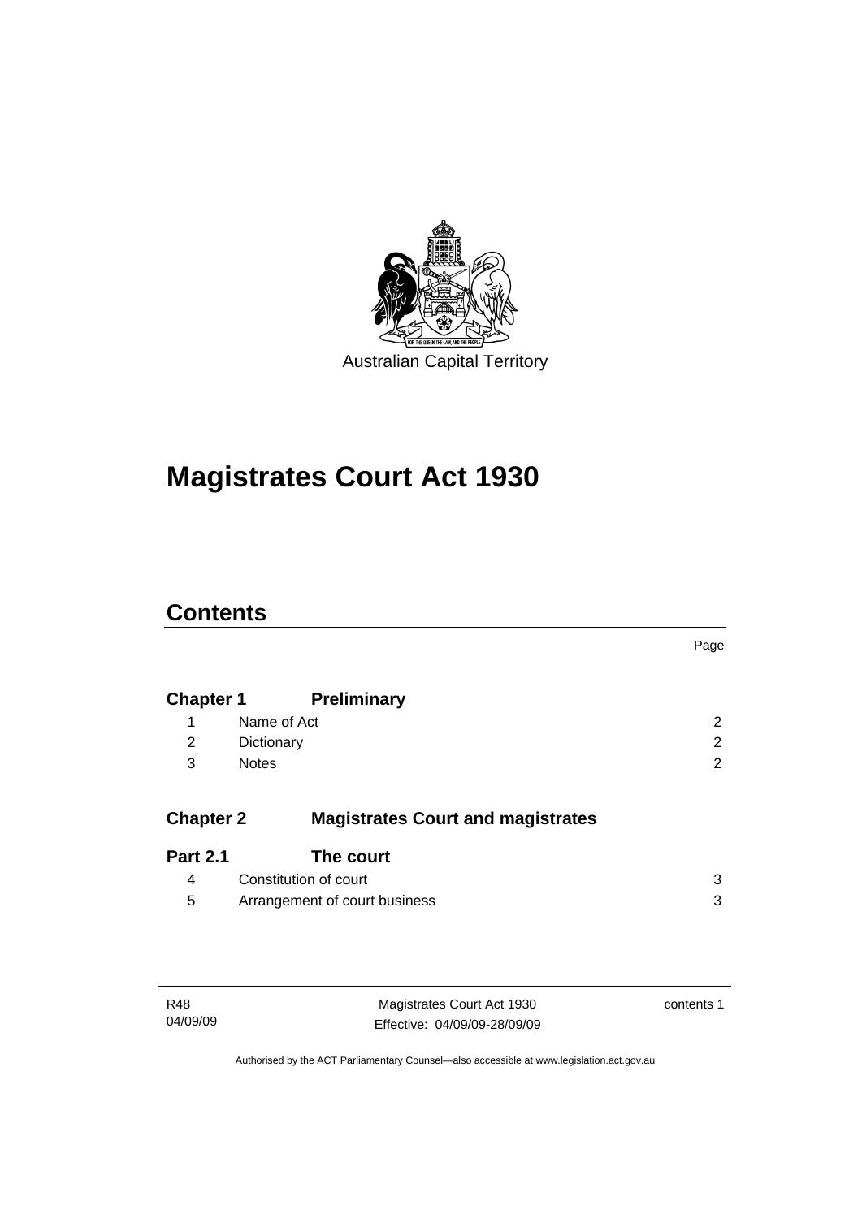Australian Capital Territory

# Magistrates Court Act 1930

## Contents

| | | Page |
|---|---|---|
| **Chapter 1** | **Preliminary** | |
| 1 | Name of Act | 2 |
| 2 | Dictionary | 2 |
| 3 | Notes | 2 |
| **Chapter 2** | **Magistrates Court and magistrates** | |
| **Part 2.1** | **The court** | |
| 4 | Constitution of court | 3 |
| 5 | Arrangement of court business | 3 |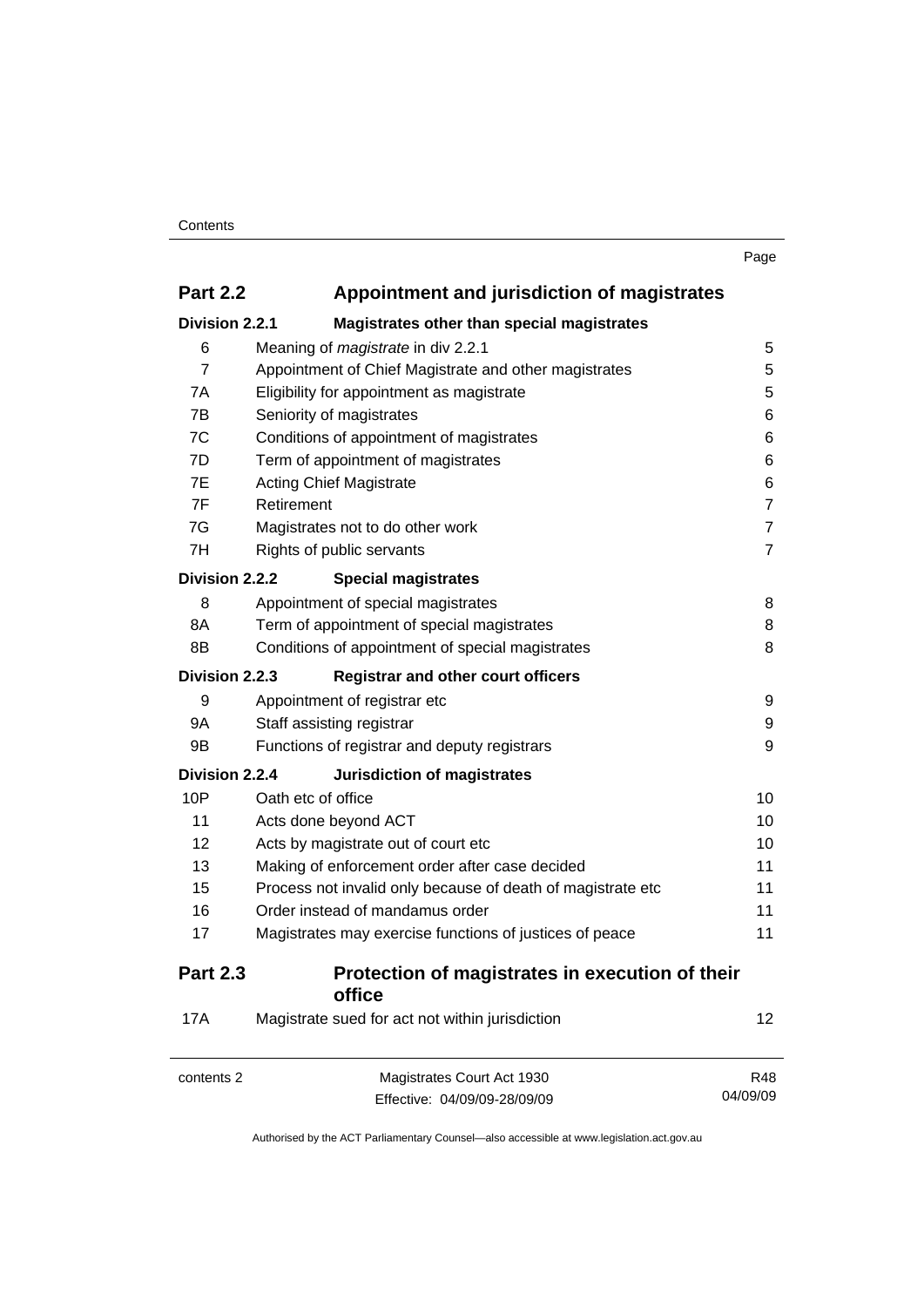| | | Page |
|---|---|---|
| **Part 2.2** | **Appointment and jurisdiction of magistrates** | |
| **Division 2.2.1** | **Magistrates other than special magistrates** | |
| 6 | Meaning of *magistrate* in div 2.2.1 | 5 |
| 7 | Appointment of Chief Magistrate and other magistrates | 5 |
| 7A | Eligibility for appointment as magistrate | 5 |
| 7B | Seniority of magistrates | 6 |
| 7C | Conditions of appointment of magistrates | 6 |
| 7D | Term of appointment of magistrates | 6 |
| 7E | Acting Chief Magistrate | 6 |
| 7F | Retirement | 7 |
| 7G | Magistrates not to do other work | 7 |
| 7H | Rights of public servants | 7 |
| **Division 2.2.2** | **Special magistrates** | |
| 8 | Appointment of special magistrates | 8 |
| 8A | Term of appointment of special magistrates | 8 |
| 8B | Conditions of appointment of special magistrates | 8 |
| **Division 2.2.3** | **Registrar and other court officers** | |
| 9 | Appointment of registrar etc | 9 |
| 9A | Staff assisting registrar | 9 |
| 9B | Functions of registrar and deputy registrars | 9 |
| **Division 2.2.4** | **Jurisdiction of magistrates** | |
| 10P | Oath etc of office | 10 |
| 11 | Acts done beyond ACT | 10 |
| 12 | Acts by magistrate out of court etc | 10 |
| 13 | Making of enforcement order after case decided | 11 |
| 15 | Process not invalid only because of death of magistrate etc | 11 |
| 16 | Order instead of mandamus order | 11 |
| 17 | Magistrates may exercise functions of justices of peace | 11 |
| **Part 2.3** | **Protection of magistrates in execution of their office** | |
| 17A | Magistrate sued for act not within jurisdiction | 12 |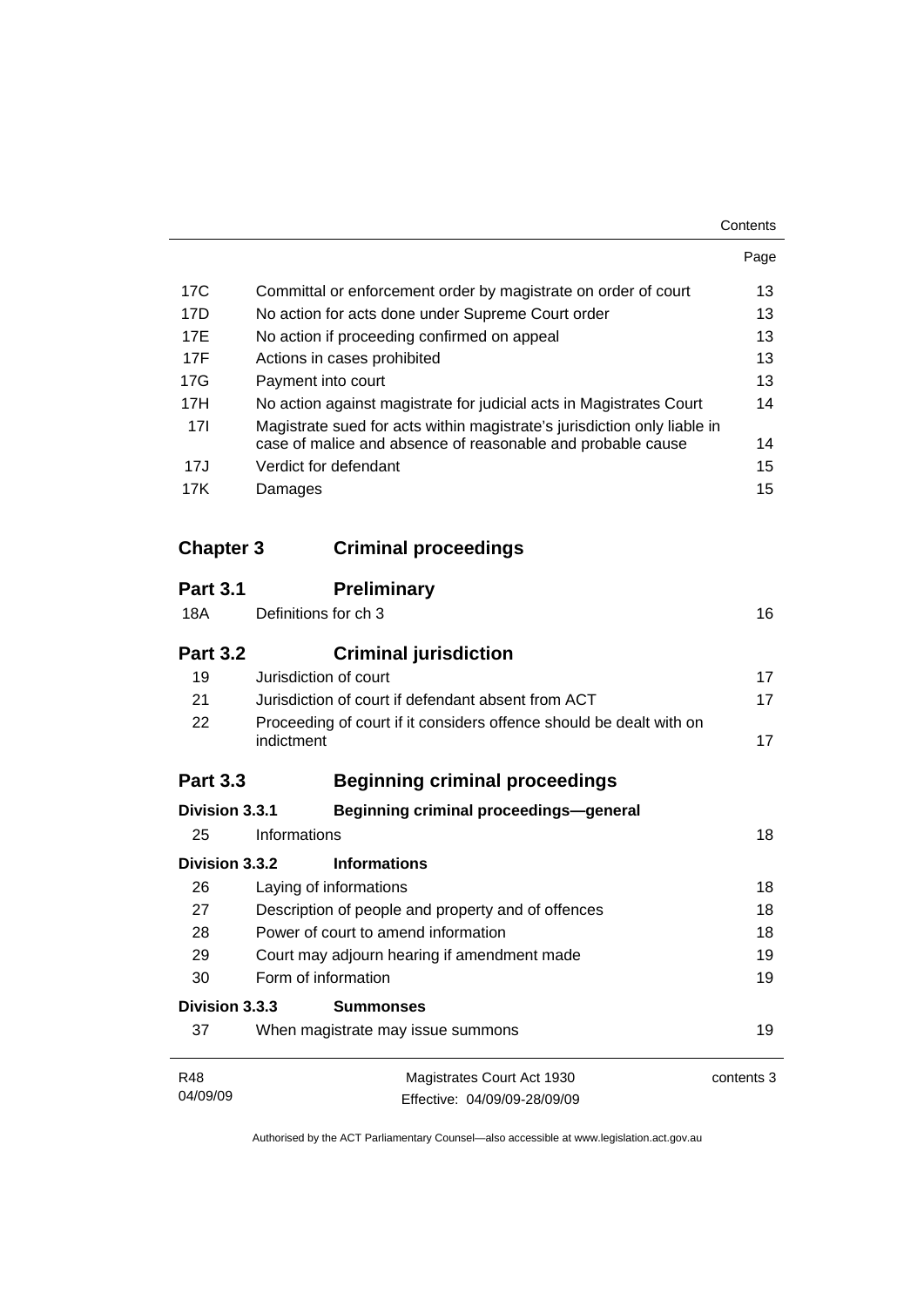| | | Page |
|---|---|---|
| 17C | Committal or enforcement order by magistrate on order of court | 13 |
| 17D | No action for acts done under Supreme Court order | 13 |
| 17E | No action if proceeding confirmed on appeal | 13 |
| 17F | Actions in cases prohibited | 13 |
| 17G | Payment into court | 13 |
| 17H | No action against magistrate for judicial acts in Magistrates Court | 14 |
| 17I | Magistrate sued for acts within magistrate's jurisdiction only liable in case of malice and absence of reasonable and probable cause | 14 |
| 17J | Verdict for defendant | 15 |
| 17K | Damages | 15 |

## Chapter 3 Criminal proceedings

### Part 3.1 Preliminary

| | | |
|---|---|---|
| 18A | Definitions for ch 3 | 16 |

### Part 3.2 Criminal jurisdiction

| | | |
|---|---|---|
| 19 | Jurisdiction of court | 17 |
| 21 | Jurisdiction of court if defendant absent from ACT | 17 |
| 22 | Proceeding of court if it considers offence should be dealt with on indictment | 17 |

### Part 3.3 Beginning criminal proceedings

#### Division 3.3.1 Beginning criminal proceedings—general

| | | |
|---|---|---|
| 25 | Informations | 18 |

#### Division 3.3.2 Informations

| | | |
|---|---|---|
| 26 | Laying of informations | 18 |
| 27 | Description of people and property and of offences | 18 |
| 28 | Power of court to amend information | 18 |
| 29 | Court may adjourn hearing if amendment made | 19 |
| 30 | Form of information | 19 |

#### Division 3.3.3 Summonses

| | | |
|---|---|---|
| 37 | When magistrate may issue summons | 19 |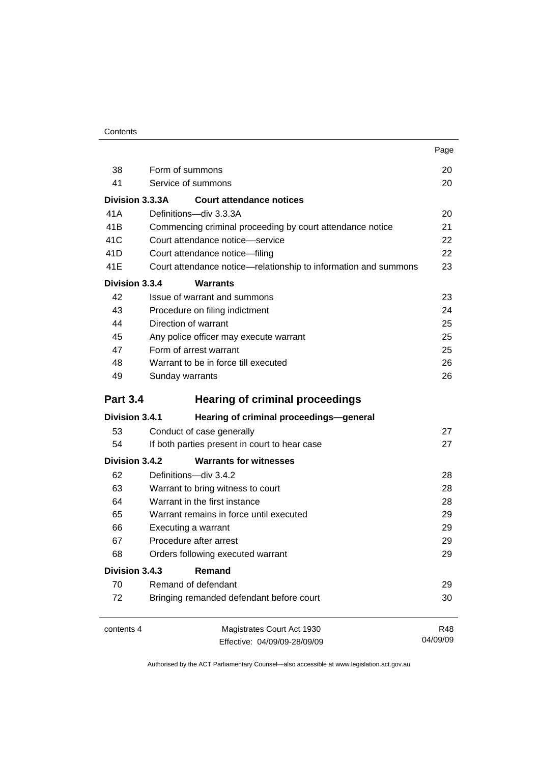| | | Page |
|---|---|---|
| 38 | Form of summons | 20 |
| 41 | Service of summons | 20 |
| **Division 3.3.3A** | **Court attendance notices** | |
| 41A | Definitions—div 3.3.3A | 20 |
| 41B | Commencing criminal proceeding by court attendance notice | 21 |
| 41C | Court attendance notice—service | 22 |
| 41D | Court attendance notice—filing | 22 |
| 41E | Court attendance notice—relationship to information and summons | 23 |
| **Division 3.3.4** | **Warrants** | |
| 42 | Issue of warrant and summons | 23 |
| 43 | Procedure on filing indictment | 24 |
| 44 | Direction of warrant | 25 |
| 45 | Any police officer may execute warrant | 25 |
| 47 | Form of arrest warrant | 25 |
| 48 | Warrant to be in force till executed | 26 |
| 49 | Sunday warrants | 26 |
| **Part 3.4** | **Hearing of criminal proceedings** | |
| **Division 3.4.1** | **Hearing of criminal proceedings—general** | |
| 53 | Conduct of case generally | 27 |
| 54 | If both parties present in court to hear case | 27 |
| **Division 3.4.2** | **Warrants for witnesses** | |
| 62 | Definitions—div 3.4.2 | 28 |
| 63 | Warrant to bring witness to court | 28 |
| 64 | Warrant in the first instance | 28 |
| 65 | Warrant remains in force until executed | 29 |
| 66 | Executing a warrant | 29 |
| 67 | Procedure after arrest | 29 |
| 68 | Orders following executed warrant | 29 |
| **Division 3.4.3** | **Remand** | |
| 70 | Remand of defendant | 29 |
| 72 | Bringing remanded defendant before court | 30 |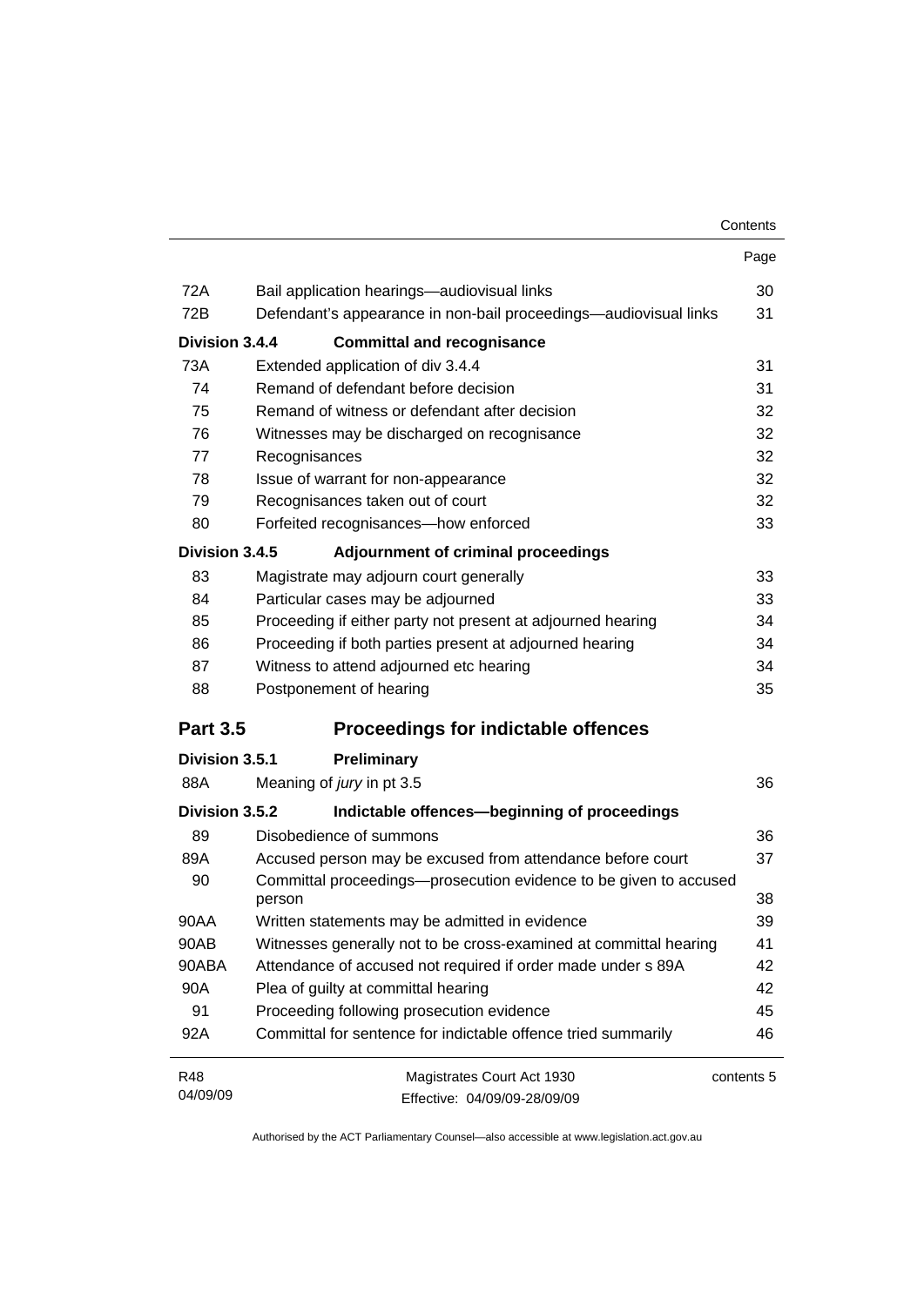| | | Page |
|---|---|---|
| 72A | Bail application hearings—audiovisual links | 30 |
| 72B | Defendant's appearance in non-bail proceedings—audiovisual links | 31 |
| **Division 3.4.4** | **Committal and recognisance** | |
| 73A | Extended application of div 3.4.4 | 31 |
| 74 | Remand of defendant before decision | 31 |
| 75 | Remand of witness or defendant after decision | 32 |
| 76 | Witnesses may be discharged on recognisance | 32 |
| 77 | Recognisances | 32 |
| 78 | Issue of warrant for non-appearance | 32 |
| 79 | Recognisances taken out of court | 32 |
| 80 | Forfeited recognisances—how enforced | 33 |
| **Division 3.4.5** | **Adjournment of criminal proceedings** | |
| 83 | Magistrate may adjourn court generally | 33 |
| 84 | Particular cases may be adjourned | 33 |
| 85 | Proceeding if either party not present at adjourned hearing | 34 |
| 86 | Proceeding if both parties present at adjourned hearing | 34 |
| 87 | Witness to attend adjourned etc hearing | 34 |
| 88 | Postponement of hearing | 35 |
| **Part 3.5** | **Proceedings for indictable offences** | |
| **Division 3.5.1** | **Preliminary** | |
| 88A | Meaning of *jury* in pt 3.5 | 36 |
| **Division 3.5.2** | **Indictable offences—beginning of proceedings** | |
| 89 | Disobedience of summons | 36 |
| 89A | Accused person may be excused from attendance before court | 37 |
| 90 | Committal proceedings—prosecution evidence to be given to accused person | 38 |
| 90AA | Written statements may be admitted in evidence | 39 |
| 90AB | Witnesses generally not to be cross-examined at committal hearing | 41 |
| 90ABA | Attendance of accused not required if order made under s 89A | 42 |
| 90A | Plea of guilty at committal hearing | 42 |
| 91 | Proceeding following prosecution evidence | 45 |
| 92A | Committal for sentence for indictable offence tried summarily | 46 |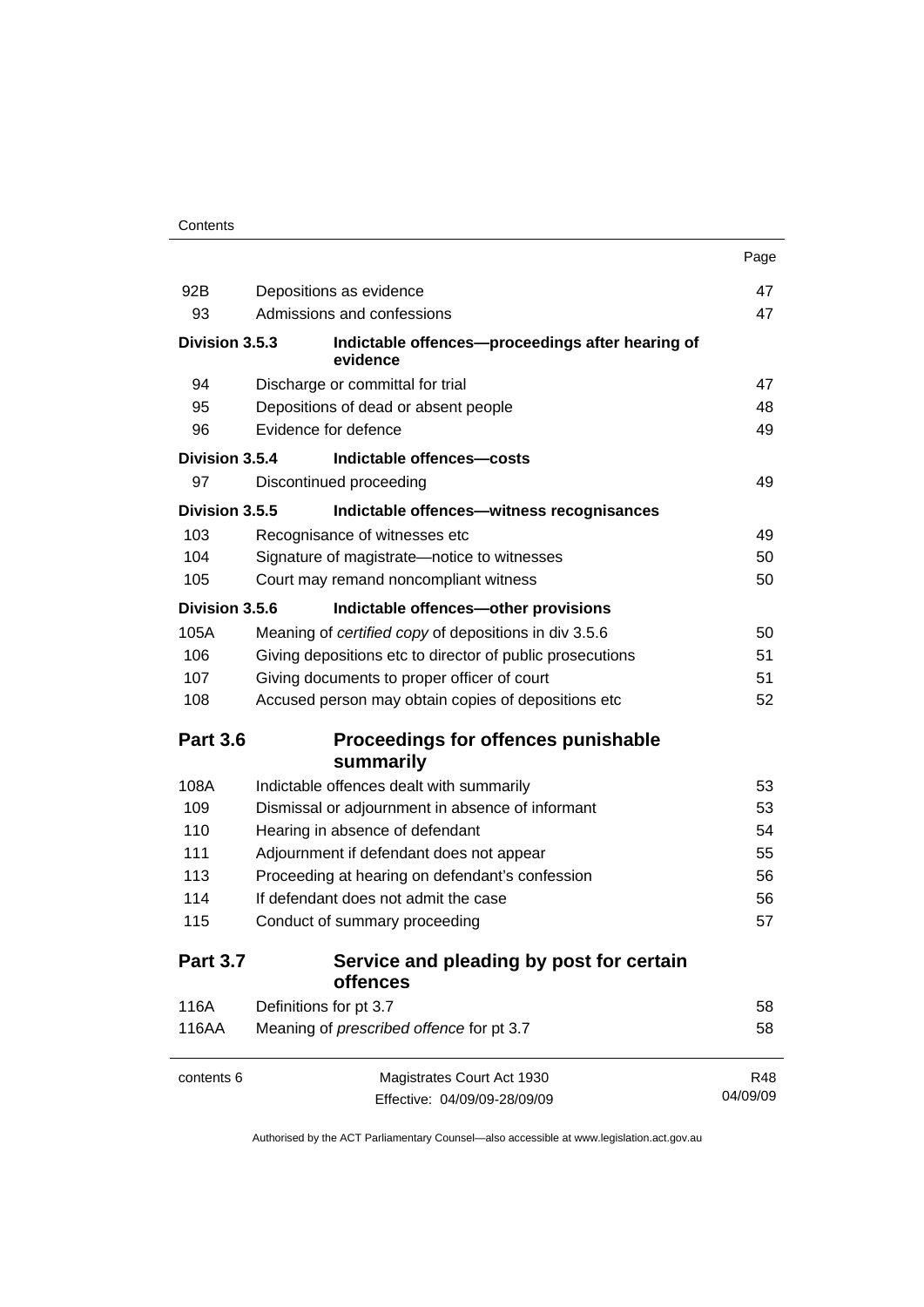| | | Page |
|---|---|---|
| 92B | Depositions as evidence | 47 |
| 93 | Admissions and confessions | 47 |
| **Division 3.5.3** | **Indictable offences—proceedings after hearing of evidence** | |
| 94 | Discharge or committal for trial | 47 |
| 95 | Depositions of dead or absent people | 48 |
| 96 | Evidence for defence | 49 |
| **Division 3.5.4** | **Indictable offences—costs** | |
| 97 | Discontinued proceeding | 49 |
| **Division 3.5.5** | **Indictable offences—witness recognisances** | |
| 103 | Recognisance of witnesses etc | 49 |
| 104 | Signature of magistrate—notice to witnesses | 50 |
| 105 | Court may remand noncompliant witness | 50 |
| **Division 3.5.6** | **Indictable offences—other provisions** | |
| 105A | Meaning of *certified copy* of depositions in div 3.5.6 | 50 |
| 106 | Giving depositions etc to director of public prosecutions | 51 |
| 107 | Giving documents to proper officer of court | 51 |
| 108 | Accused person may obtain copies of depositions etc | 52 |
| **Part 3.6** | **Proceedings for offences punishable summarily** | |
| 108A | Indictable offences dealt with summarily | 53 |
| 109 | Dismissal or adjournment in absence of informant | 53 |
| 110 | Hearing in absence of defendant | 54 |
| 111 | Adjournment if defendant does not appear | 55 |
| 113 | Proceeding at hearing on defendant's confession | 56 |
| 114 | If defendant does not admit the case | 56 |
| 115 | Conduct of summary proceeding | 57 |
| **Part 3.7** | **Service and pleading by post for certain offences** | |
| 116A | Definitions for pt 3.7 | 58 |
| 116AA | Meaning of *prescribed offence* for pt 3.7 | 58 |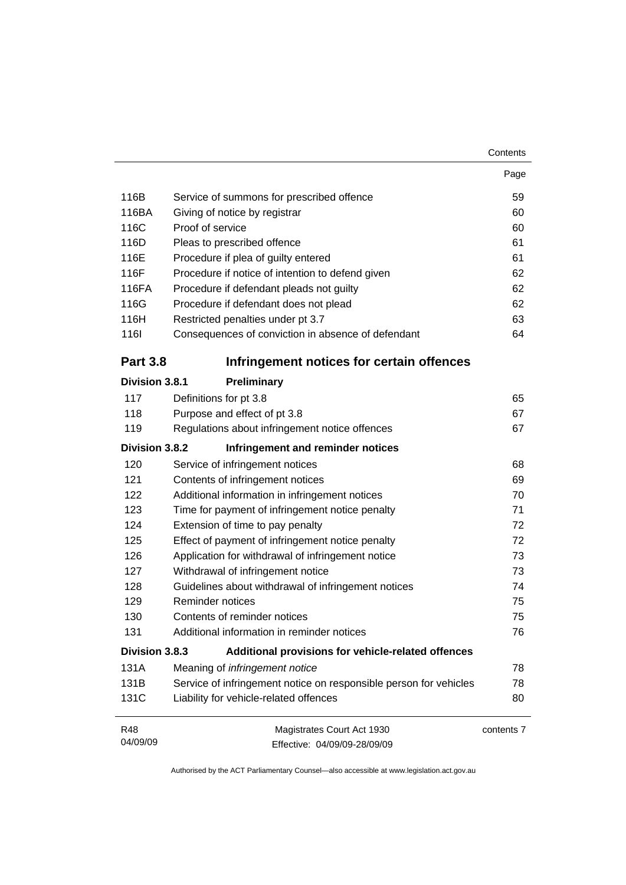| | | Page |
|---|---|---|
| 116B | Service of summons for prescribed offence | 59 |
| 116BA | Giving of notice by registrar | 60 |
| 116C | Proof of service | 60 |
| 116D | Pleas to prescribed offence | 61 |
| 116E | Procedure if plea of guilty entered | 61 |
| 116F | Procedure if notice of intention to defend given | 62 |
| 116FA | Procedure if defendant pleads not guilty | 62 |
| 116G | Procedure if defendant does not plead | 62 |
| 116H | Restricted penalties under pt 3.7 | 63 |
| 116I | Consequences of conviction in absence of defendant | 64 |

## Part 3.8 Infringement notices for certain offences

### Division 3.8.1 Preliminary

| | | |
|---|---|---|
| 117 | Definitions for pt 3.8 | 65 |
| 118 | Purpose and effect of pt 3.8 | 67 |
| 119 | Regulations about infringement notice offences | 67 |

### Division 3.8.2 Infringement and reminder notices

| | | |
|---|---|---|
| 120 | Service of infringement notices | 68 |
| 121 | Contents of infringement notices | 69 |
| 122 | Additional information in infringement notices | 70 |
| 123 | Time for payment of infringement notice penalty | 71 |
| 124 | Extension of time to pay penalty | 72 |
| 125 | Effect of payment of infringement notice penalty | 72 |
| 126 | Application for withdrawal of infringement notice | 73 |
| 127 | Withdrawal of infringement notice | 73 |
| 128 | Guidelines about withdrawal of infringement notices | 74 |
| 129 | Reminder notices | 75 |
| 130 | Contents of reminder notices | 75 |
| 131 | Additional information in reminder notices | 76 |

### Division 3.8.3 Additional provisions for vehicle-related offences

| | | |
|---|---|---|
| 131A | Meaning of *infringement notice* | 78 |
| 131B | Service of infringement notice on responsible person for vehicles | 78 |
| 131C | Liability for vehicle-related offences | 80 |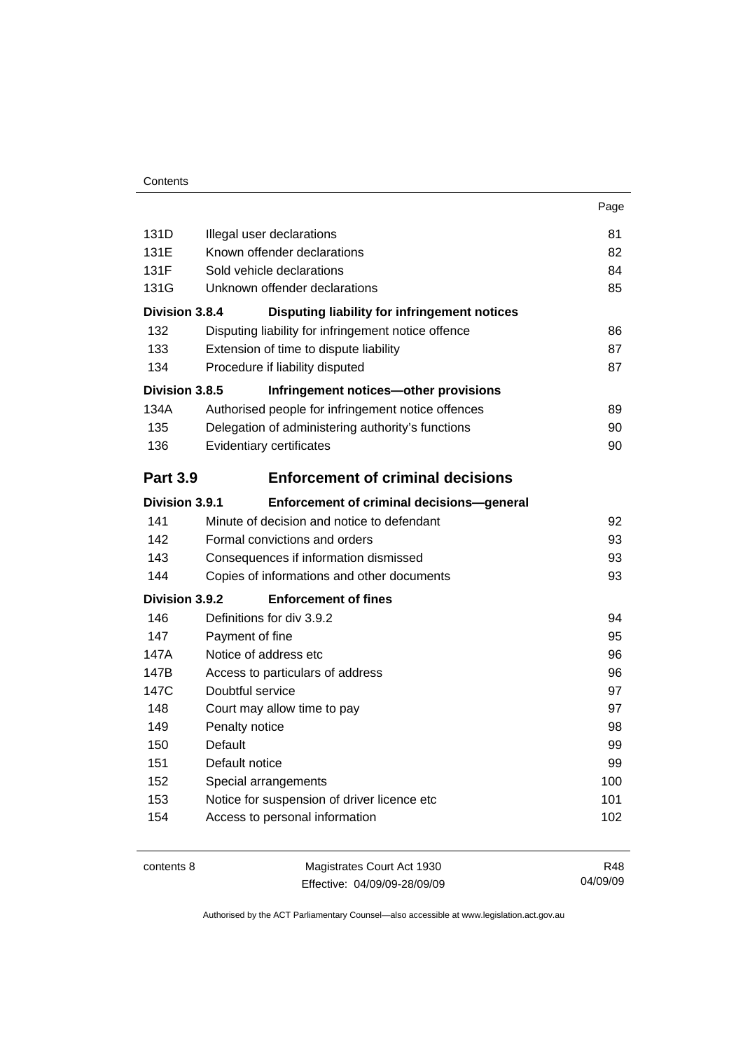| | | Page |
|---|---|---|
| 131D | Illegal user declarations | 81 |
| 131E | Known offender declarations | 82 |
| 131F | Sold vehicle declarations | 84 |
| 131G | Unknown offender declarations | 85 |
| **Division 3.8.4** | **Disputing liability for infringement notices** | |
| 132 | Disputing liability for infringement notice offence | 86 |
| 133 | Extension of time to dispute liability | 87 |
| 134 | Procedure if liability disputed | 87 |
| **Division 3.8.5** | **Infringement notices—other provisions** | |
| 134A | Authorised people for infringement notice offences | 89 |
| 135 | Delegation of administering authority's functions | 90 |
| 136 | Evidentiary certificates | 90 |
| **Part 3.9** | **Enforcement of criminal decisions** | |
| **Division 3.9.1** | **Enforcement of criminal decisions—general** | |
| 141 | Minute of decision and notice to defendant | 92 |
| 142 | Formal convictions and orders | 93 |
| 143 | Consequences if information dismissed | 93 |
| 144 | Copies of informations and other documents | 93 |
| **Division 3.9.2** | **Enforcement of fines** | |
| 146 | Definitions for div 3.9.2 | 94 |
| 147 | Payment of fine | 95 |
| 147A | Notice of address etc | 96 |
| 147B | Access to particulars of address | 96 |
| 147C | Doubtful service | 97 |
| 148 | Court may allow time to pay | 97 |
| 149 | Penalty notice | 98 |
| 150 | Default | 99 |
| 151 | Default notice | 99 |
| 152 | Special arrangements | 100 |
| 153 | Notice for suspension of driver licence etc | 101 |
| 154 | Access to personal information | 102 |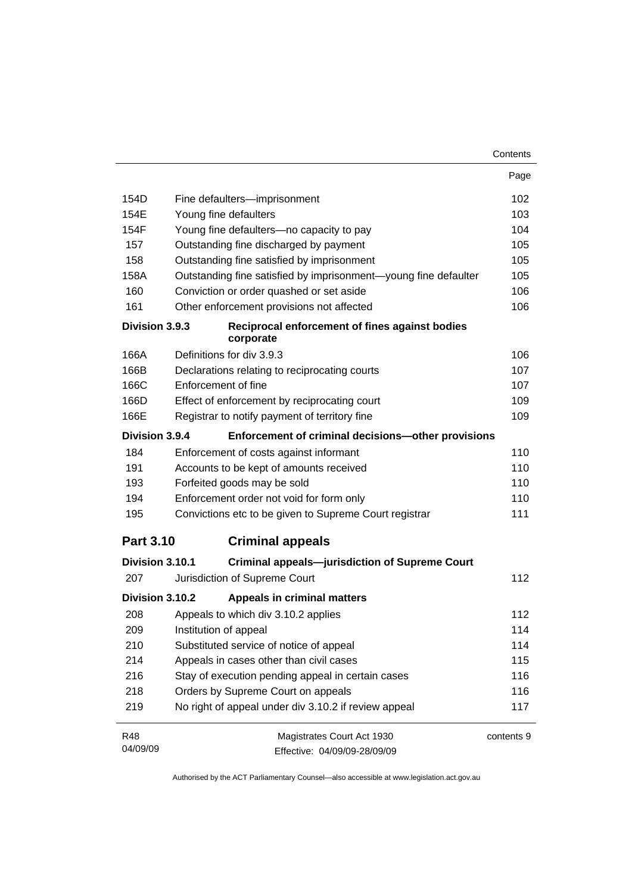| | | Page |
|---|---|---|
| 154D | Fine defaulters—imprisonment | 102 |
| 154E | Young fine defaulters | 103 |
| 154F | Young fine defaulters—no capacity to pay | 104 |
| 157 | Outstanding fine discharged by payment | 105 |
| 158 | Outstanding fine satisfied by imprisonment | 105 |
| 158A | Outstanding fine satisfied by imprisonment—young fine defaulter | 105 |
| 160 | Conviction or order quashed or set aside | 106 |
| 161 | Other enforcement provisions not affected | 106 |
| **Division 3.9.3** | **Reciprocal enforcement of fines against bodies corporate** | |
| 166A | Definitions for div 3.9.3 | 106 |
| 166B | Declarations relating to reciprocating courts | 107 |
| 166C | Enforcement of fine | 107 |
| 166D | Effect of enforcement by reciprocating court | 109 |
| 166E | Registrar to notify payment of territory fine | 109 |
| **Division 3.9.4** | **Enforcement of criminal decisions—other provisions** | |
| 184 | Enforcement of costs against informant | 110 |
| 191 | Accounts to be kept of amounts received | 110 |
| 193 | Forfeited goods may be sold | 110 |
| 194 | Enforcement order not void for form only | 110 |
| 195 | Convictions etc to be given to Supreme Court registrar | 111 |
| **Part 3.10** | **Criminal appeals** | |
| **Division 3.10.1** | **Criminal appeals—jurisdiction of Supreme Court** | |
| 207 | Jurisdiction of Supreme Court | 112 |
| **Division 3.10.2** | **Appeals in criminal matters** | |
| 208 | Appeals to which div 3.10.2 applies | 112 |
| 209 | Institution of appeal | 114 |
| 210 | Substituted service of notice of appeal | 114 |
| 214 | Appeals in cases other than civil cases | 115 |
| 216 | Stay of execution pending appeal in certain cases | 116 |
| 218 | Orders by Supreme Court on appeals | 116 |
| 219 | No right of appeal under div 3.10.2 if review appeal | 117 |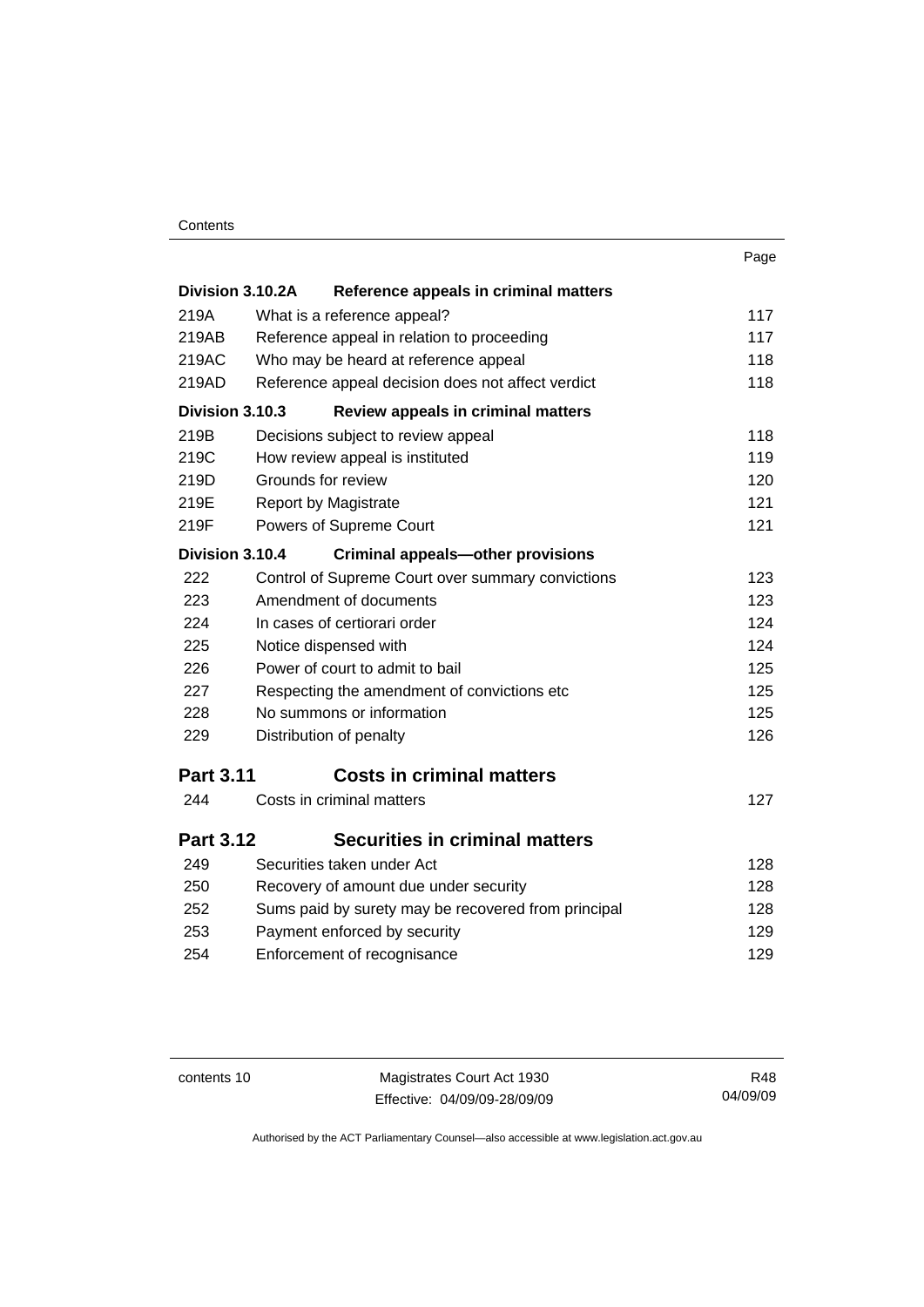| | | Page |
|---|---|---|
| **Division 3.10.2A** | **Reference appeals in criminal matters** | |
| 219A | What is a reference appeal? | 117 |
| 219AB | Reference appeal in relation to proceeding | 117 |
| 219AC | Who may be heard at reference appeal | 118 |
| 219AD | Reference appeal decision does not affect verdict | 118 |
| **Division 3.10.3** | **Review appeals in criminal matters** | |
| 219B | Decisions subject to review appeal | 118 |
| 219C | How review appeal is instituted | 119 |
| 219D | Grounds for review | 120 |
| 219E | Report by Magistrate | 121 |
| 219F | Powers of Supreme Court | 121 |
| **Division 3.10.4** | **Criminal appeals—other provisions** | |
| 222 | Control of Supreme Court over summary convictions | 123 |
| 223 | Amendment of documents | 123 |
| 224 | In cases of certiorari order | 124 |
| 225 | Notice dispensed with | 124 |
| 226 | Power of court to admit to bail | 125 |
| 227 | Respecting the amendment of convictions etc | 125 |
| 228 | No summons or information | 125 |
| 229 | Distribution of penalty | 126 |
| **Part 3.11** | **Costs in criminal matters** | |
| 244 | Costs in criminal matters | 127 |
| **Part 3.12** | **Securities in criminal matters** | |
| 249 | Securities taken under Act | 128 |
| 250 | Recovery of amount due under security | 128 |
| 252 | Sums paid by surety may be recovered from principal | 128 |
| 253 | Payment enforced by security | 129 |
| 254 | Enforcement of recognisance | 129 |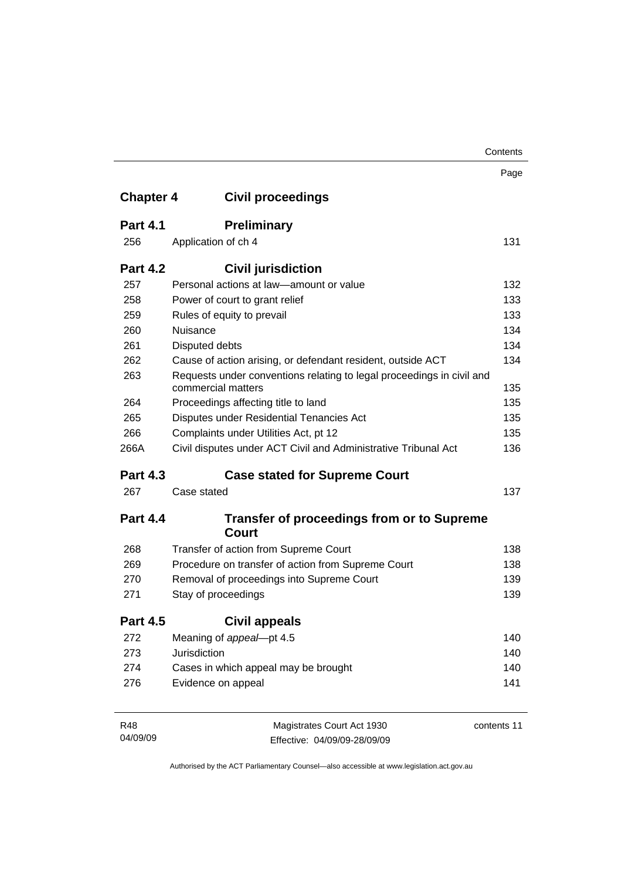| | | Page |
|---|---|---|
| **Chapter 4** | **Civil proceedings** | |
| **Part 4.1** | **Preliminary** | |
| 256 | Application of ch 4 | 131 |
| **Part 4.2** | **Civil jurisdiction** | |
| 257 | Personal actions at law—amount or value | 132 |
| 258 | Power of court to grant relief | 133 |
| 259 | Rules of equity to prevail | 133 |
| 260 | Nuisance | 134 |
| 261 | Disputed debts | 134 |
| 262 | Cause of action arising, or defendant resident, outside ACT | 134 |
| 263 | Requests under conventions relating to legal proceedings in civil and commercial matters | 135 |
| 264 | Proceedings affecting title to land | 135 |
| 265 | Disputes under Residential Tenancies Act | 135 |
| 266 | Complaints under Utilities Act, pt 12 | 135 |
| 266A | Civil disputes under ACT Civil and Administrative Tribunal Act | 136 |
| **Part 4.3** | **Case stated for Supreme Court** | |
| 267 | Case stated | 137 |
| **Part 4.4** | **Transfer of proceedings from or to Supreme Court** | |
| 268 | Transfer of action from Supreme Court | 138 |
| 269 | Procedure on transfer of action from Supreme Court | 138 |
| 270 | Removal of proceedings into Supreme Court | 139 |
| 271 | Stay of proceedings | 139 |
| **Part 4.5** | **Civil appeals** | |
| 272 | Meaning of *appeal*—pt 4.5 | 140 |
| 273 | Jurisdiction | 140 |
| 274 | Cases in which appeal may be brought | 140 |
| 276 | Evidence on appeal | 141 |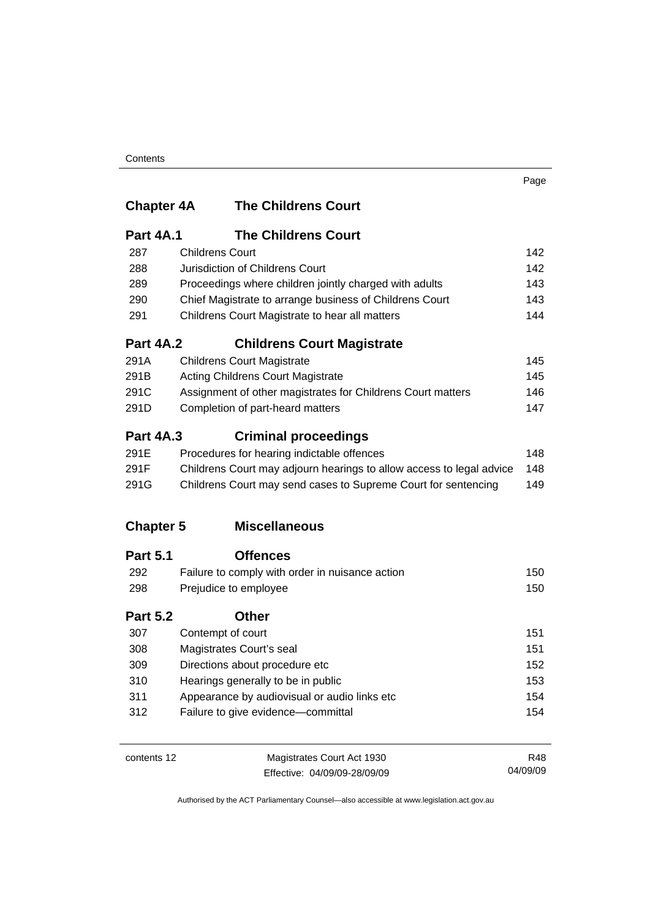| | | Page |
|---|---|---|
| **Chapter 4A** | **The Childrens Court** | |
| **Part 4A.1** | **The Childrens Court** | |
| 287 | Childrens Court | 142 |
| 288 | Jurisdiction of Childrens Court | 142 |
| 289 | Proceedings where children jointly charged with adults | 143 |
| 290 | Chief Magistrate to arrange business of Childrens Court | 143 |
| 291 | Childrens Court Magistrate to hear all matters | 144 |
| **Part 4A.2** | **Childrens Court Magistrate** | |
| 291A | Childrens Court Magistrate | 145 |
| 291B | Acting Childrens Court Magistrate | 145 |
| 291C | Assignment of other magistrates for Childrens Court matters | 146 |
| 291D | Completion of part-heard matters | 147 |
| **Part 4A.3** | **Criminal proceedings** | |
| 291E | Procedures for hearing indictable offences | 148 |
| 291F | Childrens Court may adjourn hearings to allow access to legal advice | 148 |
| 291G | Childrens Court may send cases to Supreme Court for sentencing | 149 |
| **Chapter 5** | **Miscellaneous** | |
| **Part 5.1** | **Offences** | |
| 292 | Failure to comply with order in nuisance action | 150 |
| 298 | Prejudice to employee | 150 |
| **Part 5.2** | **Other** | |
| 307 | Contempt of court | 151 |
| 308 | Magistrates Court's seal | 151 |
| 309 | Directions about procedure etc | 152 |
| 310 | Hearings generally to be in public | 153 |
| 311 | Appearance by audiovisual or audio links etc | 154 |
| 312 | Failure to give evidence—committal | 154 |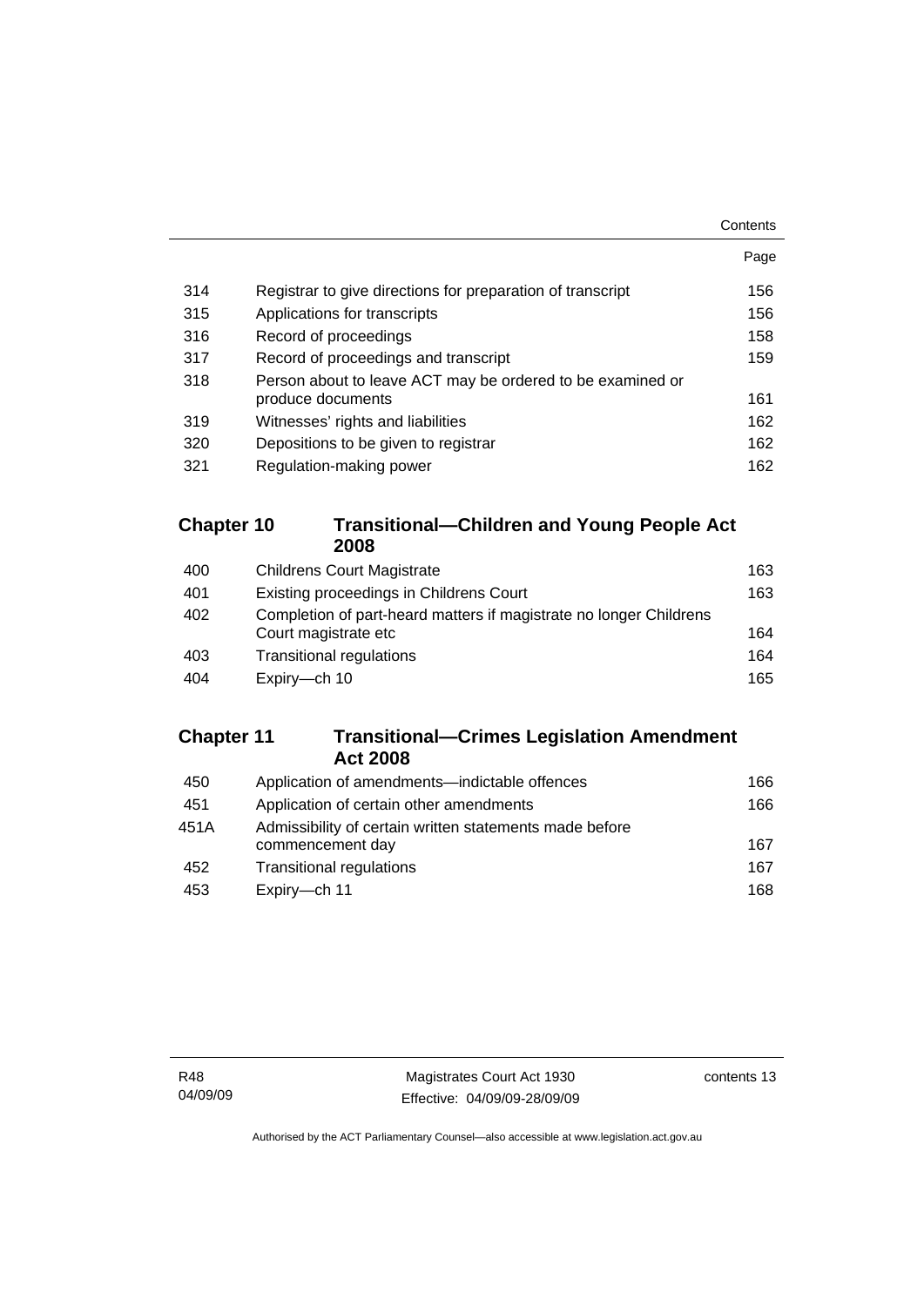| | | Page |
|---|---|---|
| 314 | Registrar to give directions for preparation of transcript | 156 |
| 315 | Applications for transcripts | 156 |
| 316 | Record of proceedings | 158 |
| 317 | Record of proceedings and transcript | 159 |
| 318 | Person about to leave ACT may be ordered to be examined or produce documents | 161 |
| 319 | Witnesses' rights and liabilities | 162 |
| 320 | Depositions to be given to registrar | 162 |
| 321 | Regulation-making power | 162 |

## Chapter 10 Transitional—Children and Young People Act 2008

| | | |
|---|---|---|
| 400 | Childrens Court Magistrate | 163 |
| 401 | Existing proceedings in Childrens Court | 163 |
| 402 | Completion of part-heard matters if magistrate no longer Childrens Court magistrate etc | 164 |
| 403 | Transitional regulations | 164 |
| 404 | Expiry—ch 10 | 165 |

## Chapter 11 Transitional—Crimes Legislation Amendment Act 2008

| | | |
|---|---|---|
| 450 | Application of amendments—indictable offences | 166 |
| 451 | Application of certain other amendments | 166 |
| 451A | Admissibility of certain written statements made before commencement day | 167 |
| 452 | Transitional regulations | 167 |
| 453 | Expiry—ch 11 | 168 |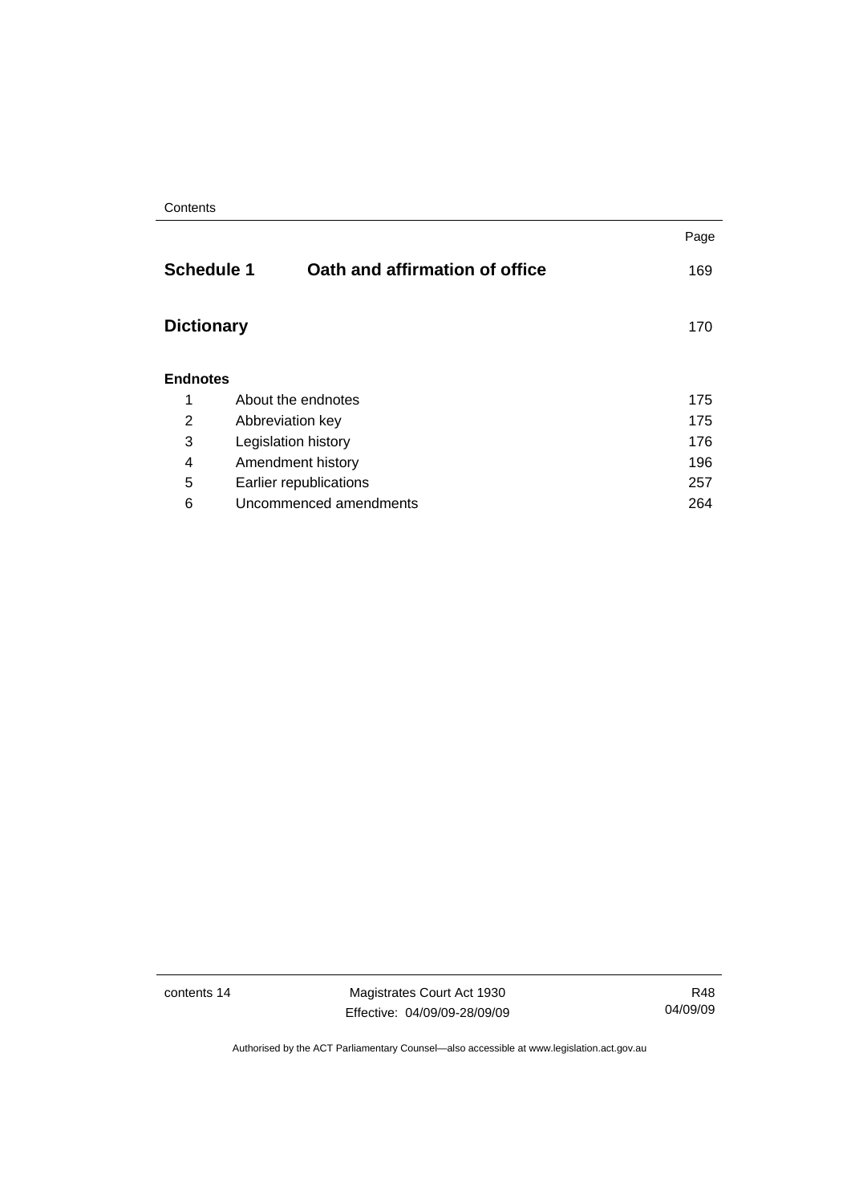| | | Page |
|---|---|---|
| **Schedule 1** | **Oath and affirmation of office** | 169 |
| **Dictionary** | | 170 |

**Endnotes**

| | | |
|---|---|---|
| 1 | About the endnotes | 175 |
| 2 | Abbreviation key | 175 |
| 3 | Legislation history | 176 |
| 4 | Amendment history | 196 |
| 5 | Earlier republications | 257 |
| 6 | Uncommenced amendments | 264 |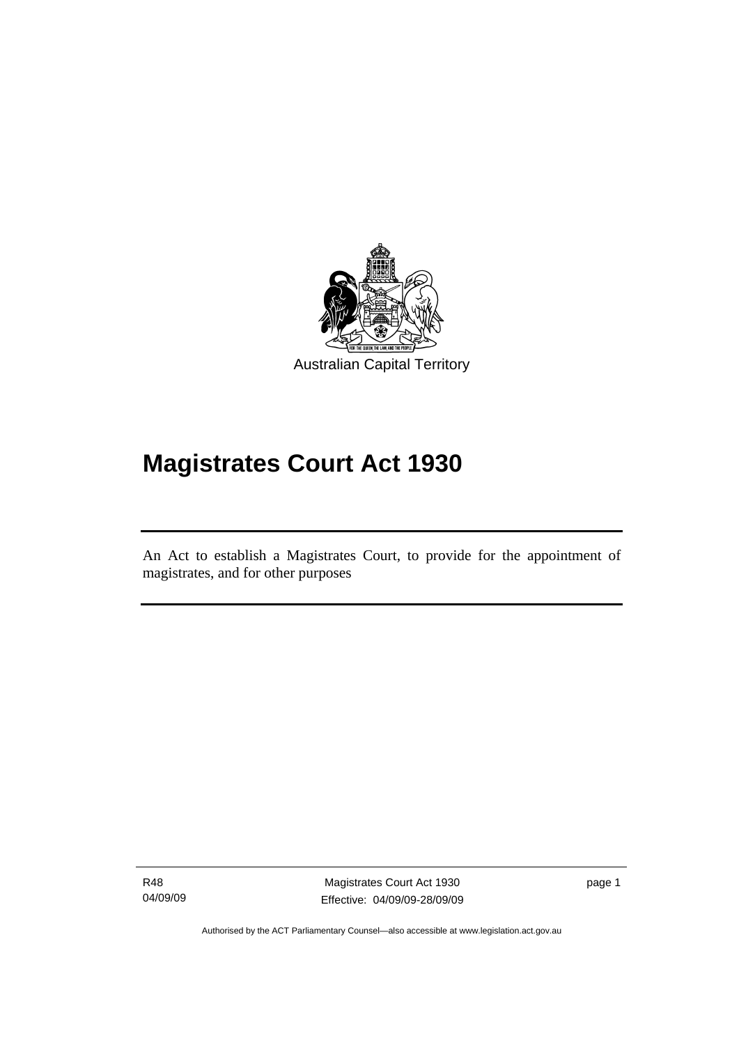Australian Capital Territory

# Magistrates Court Act 1930

An Act to establish a Magistrates Court, to provide for the appointment of magistrates, and for other purposes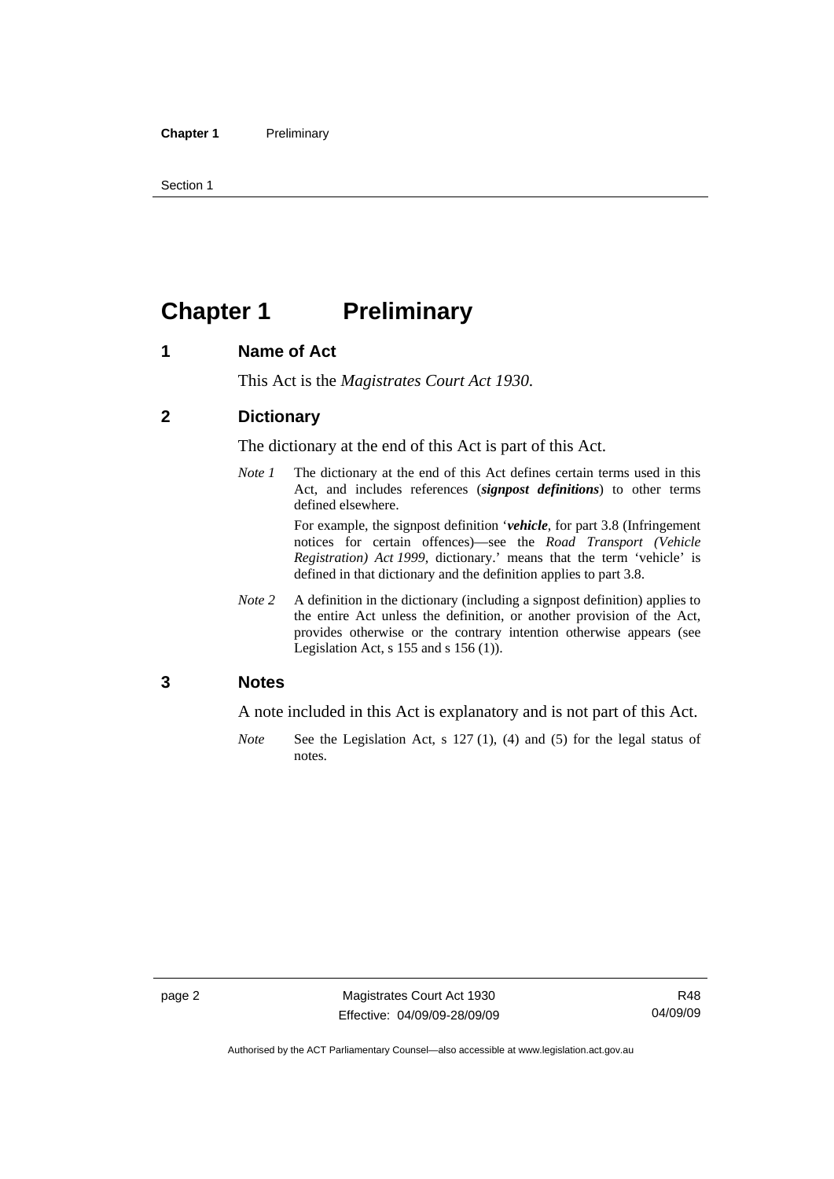# Chapter 1 Preliminary

## 1 Name of Act

This Act is the *Magistrates Court Act 1930*.

## 2 Dictionary

The dictionary at the end of this Act is part of this Act.

*Note 1* The dictionary at the end of this Act defines certain terms used in this Act, and includes references (***signpost definitions***) to other terms defined elsewhere.

For example, the signpost definition '***vehicle***, for part 3.8 (Infringement notices for certain offences)—see the *Road Transport (Vehicle Registration) Act 1999*, dictionary.' means that the term 'vehicle' is defined in that dictionary and the definition applies to part 3.8.

*Note 2* A definition in the dictionary (including a signpost definition) applies to the entire Act unless the definition, or another provision of the Act, provides otherwise or the contrary intention otherwise appears (see Legislation Act, s 155 and s 156 (1)).

## 3 Notes

A note included in this Act is explanatory and is not part of this Act.

*Note* See the Legislation Act, s 127 (1), (4) and (5) for the legal status of notes.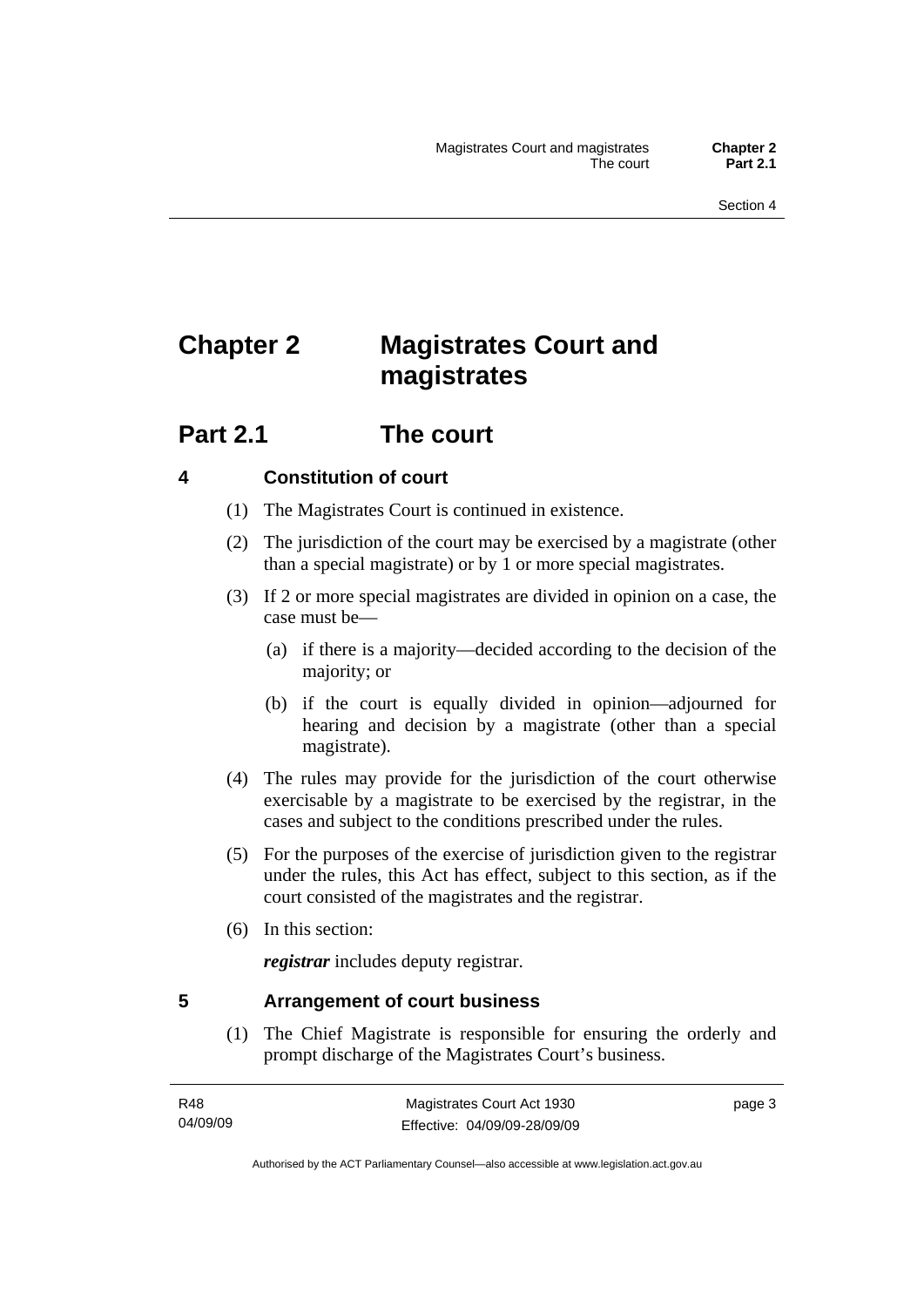# Chapter 2 Magistrates Court and magistrates

## Part 2.1 The court

### 4 Constitution of court

(1) The Magistrates Court is continued in existence.

(2) The jurisdiction of the court may be exercised by a magistrate (other than a special magistrate) or by 1 or more special magistrates.

(3) If 2 or more special magistrates are divided in opinion on a case, the case must be—

(a) if there is a majority—decided according to the decision of the majority; or

(b) if the court is equally divided in opinion—adjourned for hearing and decision by a magistrate (other than a special magistrate).

(4) The rules may provide for the jurisdiction of the court otherwise exercisable by a magistrate to be exercised by the registrar, in the cases and subject to the conditions prescribed under the rules.

(5) For the purposes of the exercise of jurisdiction given to the registrar under the rules, this Act has effect, subject to this section, as if the court consisted of the magistrates and the registrar.

(6) In this section:

***registrar*** includes deputy registrar.

### 5 Arrangement of court business

(1) The Chief Magistrate is responsible for ensuring the orderly and prompt discharge of the Magistrates Court's business.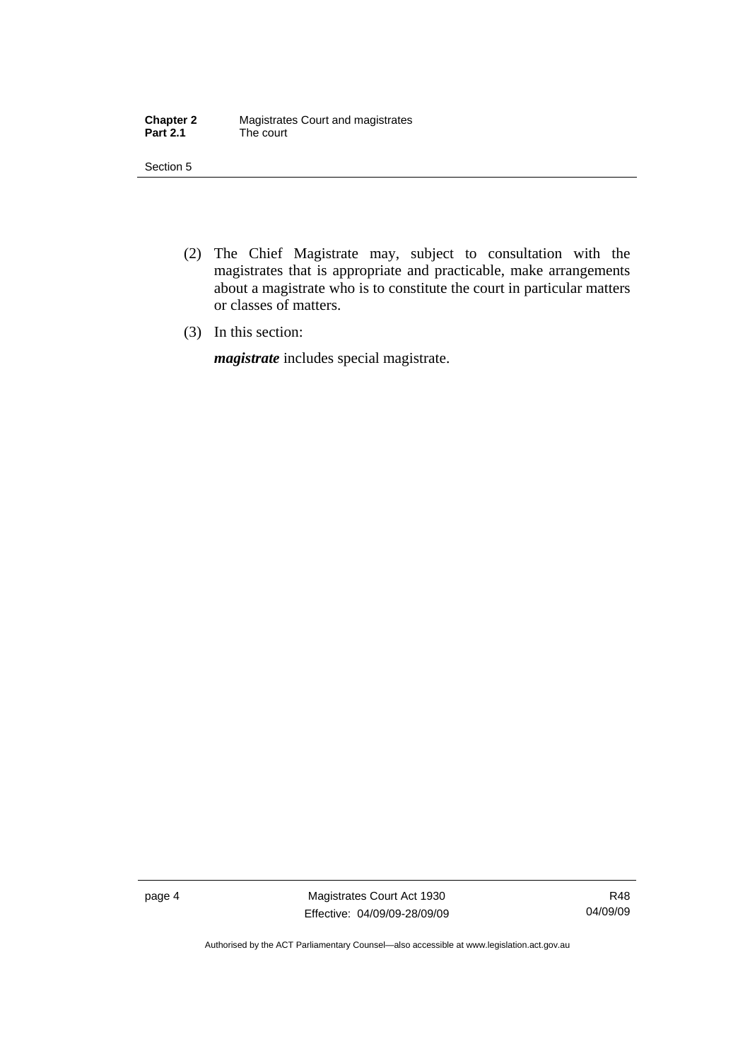(2) The Chief Magistrate may, subject to consultation with the magistrates that is appropriate and practicable, make arrangements about a magistrate who is to constitute the court in particular matters or classes of matters.

(3) In this section:

***magistrate*** includes special magistrate.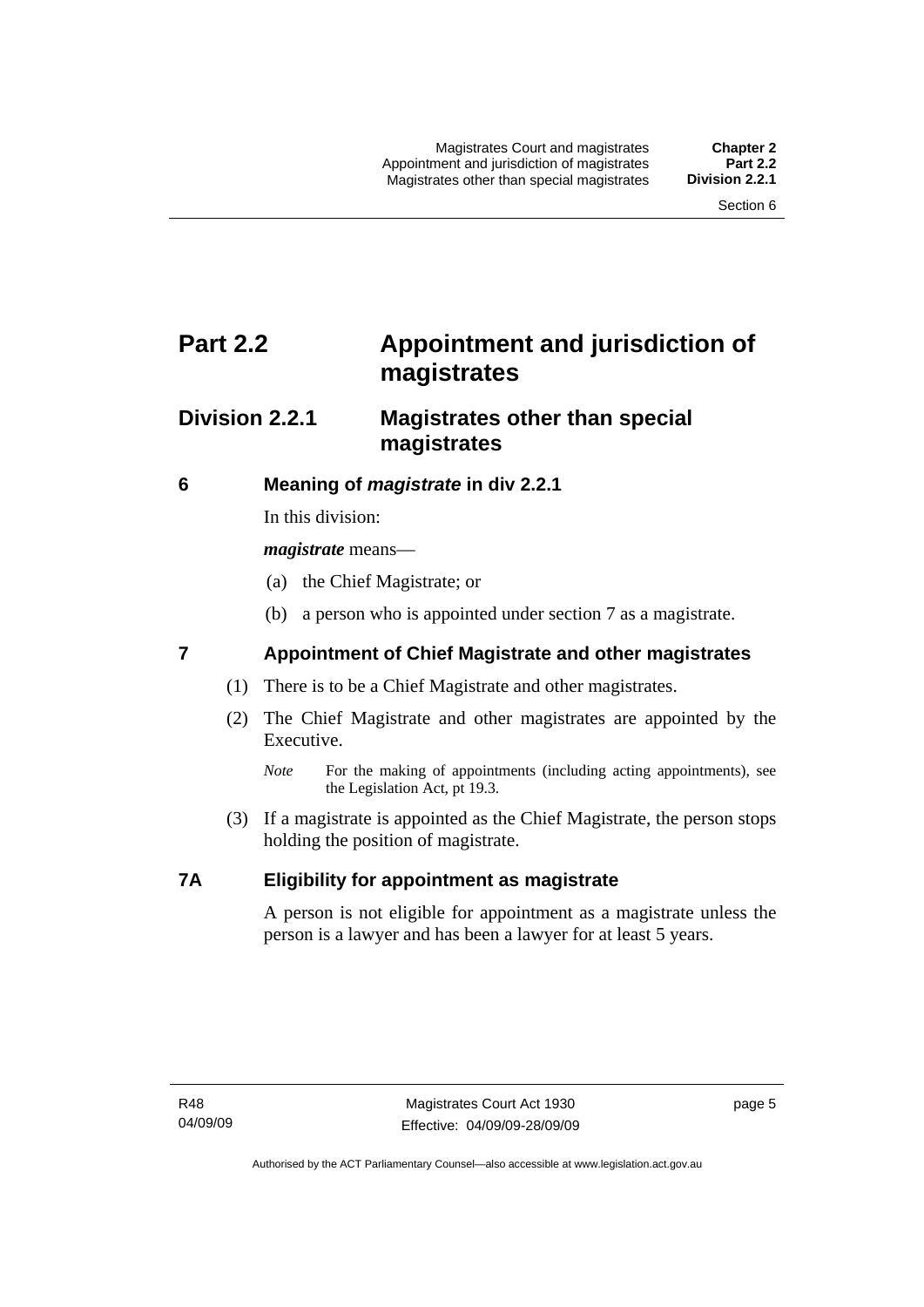# Part 2.2 Appointment and jurisdiction of magistrates

## Division 2.2.1 Magistrates other than special magistrates

### 6 Meaning of *magistrate* in div 2.2.1

In this division:

***magistrate*** means—

(a) the Chief Magistrate; or

(b) a person who is appointed under section 7 as a magistrate.

### 7 Appointment of Chief Magistrate and other magistrates

(1) There is to be a Chief Magistrate and other magistrates.

(2) The Chief Magistrate and other magistrates are appointed by the Executive.

*Note* For the making of appointments (including acting appointments), see the Legislation Act, pt 19.3.

(3) If a magistrate is appointed as the Chief Magistrate, the person stops holding the position of magistrate.

### 7A Eligibility for appointment as magistrate

A person is not eligible for appointment as a magistrate unless the person is a lawyer and has been a lawyer for at least 5 years.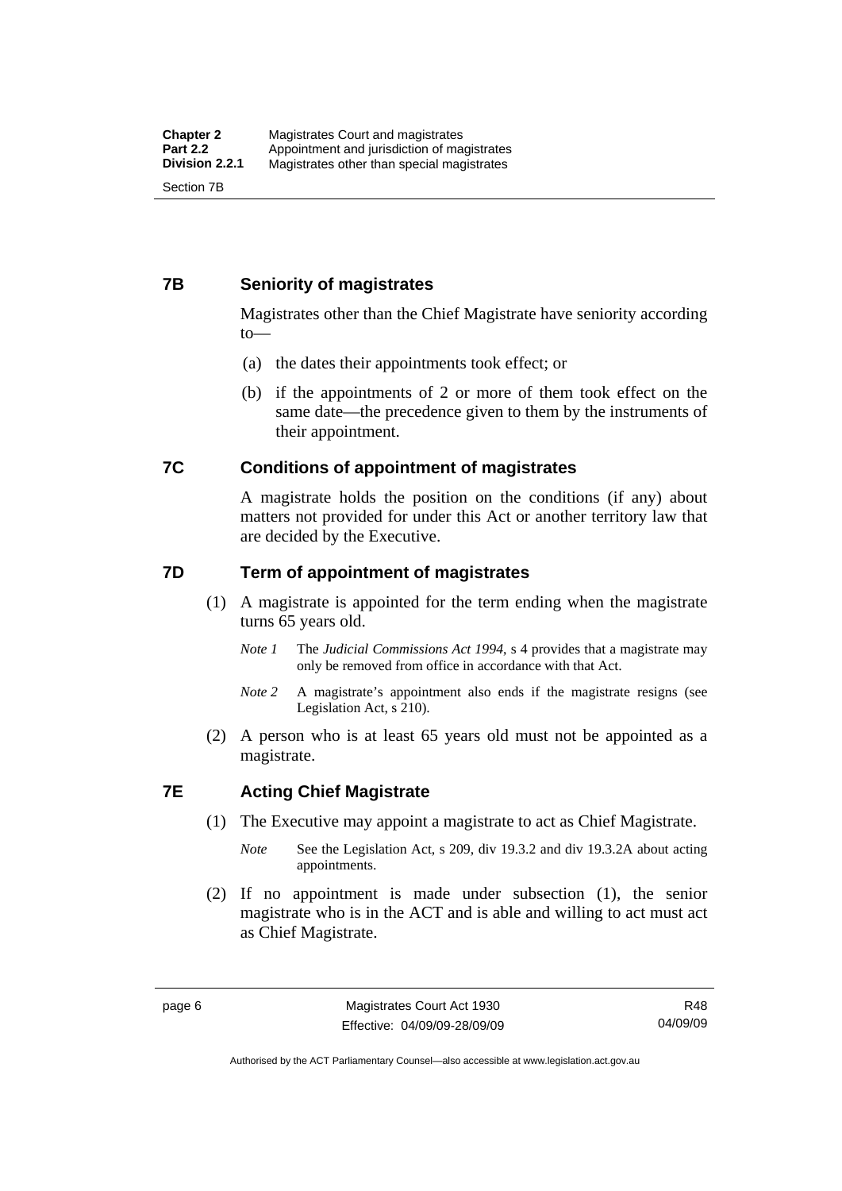## 7B Seniority of magistrates

Magistrates other than the Chief Magistrate have seniority according to—

(a) the dates their appointments took effect; or

(b) if the appointments of 2 or more of them took effect on the same date—the precedence given to them by the instruments of their appointment.

## 7C Conditions of appointment of magistrates

A magistrate holds the position on the conditions (if any) about matters not provided for under this Act or another territory law that are decided by the Executive.

## 7D Term of appointment of magistrates

(1) A magistrate is appointed for the term ending when the magistrate turns 65 years old.

*Note 1* The *Judicial Commissions Act 1994*, s 4 provides that a magistrate may only be removed from office in accordance with that Act.

*Note 2* A magistrate's appointment also ends if the magistrate resigns (see Legislation Act, s 210).

(2) A person who is at least 65 years old must not be appointed as a magistrate.

## 7E Acting Chief Magistrate

(1) The Executive may appoint a magistrate to act as Chief Magistrate.

*Note* See the Legislation Act, s 209, div 19.3.2 and div 19.3.2A about acting appointments.

(2) If no appointment is made under subsection (1), the senior magistrate who is in the ACT and is able and willing to act must act as Chief Magistrate.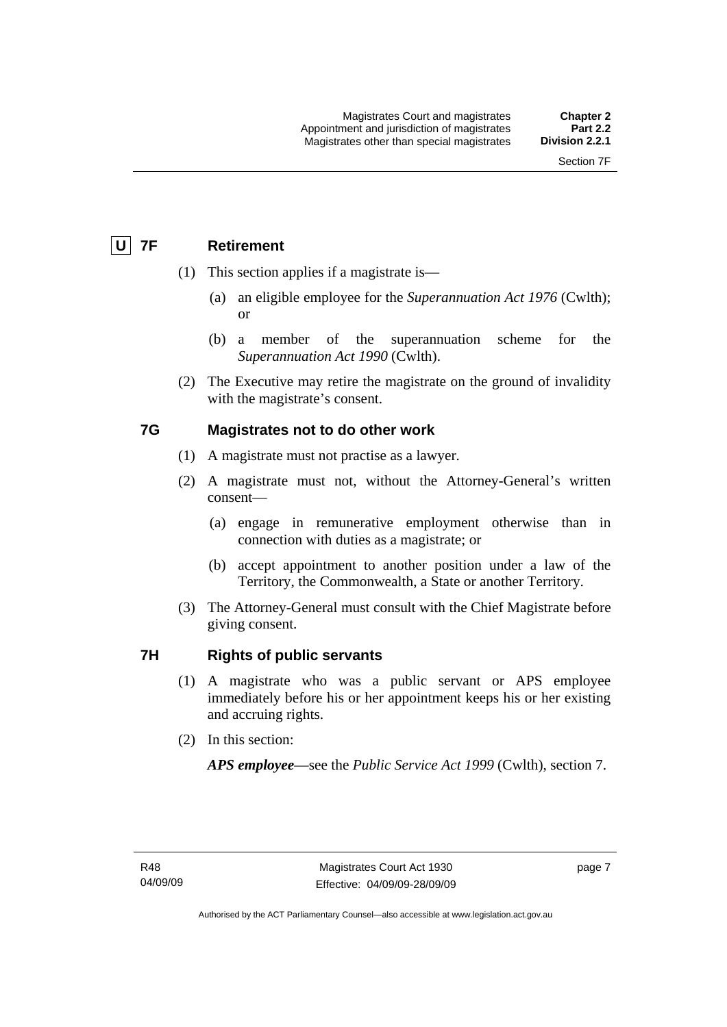## U 7F Retirement

(1) This section applies if a magistrate is—

(a) an eligible employee for the *Superannuation Act 1976* (Cwlth); or

(b) a member of the superannuation scheme for the *Superannuation Act 1990* (Cwlth).

(2) The Executive may retire the magistrate on the ground of invalidity with the magistrate's consent.

## 7G Magistrates not to do other work

(1) A magistrate must not practise as a lawyer.

(2) A magistrate must not, without the Attorney-General's written consent—

(a) engage in remunerative employment otherwise than in connection with duties as a magistrate; or

(b) accept appointment to another position under a law of the Territory, the Commonwealth, a State or another Territory.

(3) The Attorney-General must consult with the Chief Magistrate before giving consent.

## 7H Rights of public servants

(1) A magistrate who was a public servant or APS employee immediately before his or her appointment keeps his or her existing and accruing rights.

(2) In this section:

***APS employee***—see the *Public Service Act 1999* (Cwlth), section 7.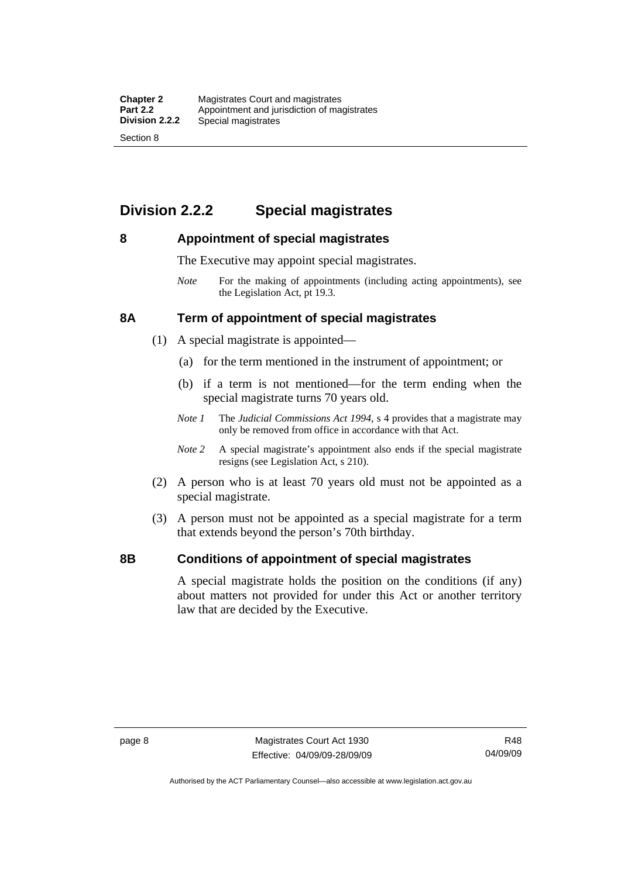## Division 2.2.2 Special magistrates

### 8 Appointment of special magistrates

The Executive may appoint special magistrates.

*Note* For the making of appointments (including acting appointments), see the Legislation Act, pt 19.3.

### 8A Term of appointment of special magistrates

(1) A special magistrate is appointed—

(a) for the term mentioned in the instrument of appointment; or

(b) if a term is not mentioned—for the term ending when the special magistrate turns 70 years old.

*Note 1* The *Judicial Commissions Act 1994*, s 4 provides that a magistrate may only be removed from office in accordance with that Act.

*Note 2* A special magistrate's appointment also ends if the special magistrate resigns (see Legislation Act, s 210).

(2) A person who is at least 70 years old must not be appointed as a special magistrate.

(3) A person must not be appointed as a special magistrate for a term that extends beyond the person's 70th birthday.

### 8B Conditions of appointment of special magistrates

A special magistrate holds the position on the conditions (if any) about matters not provided for under this Act or another territory law that are decided by the Executive.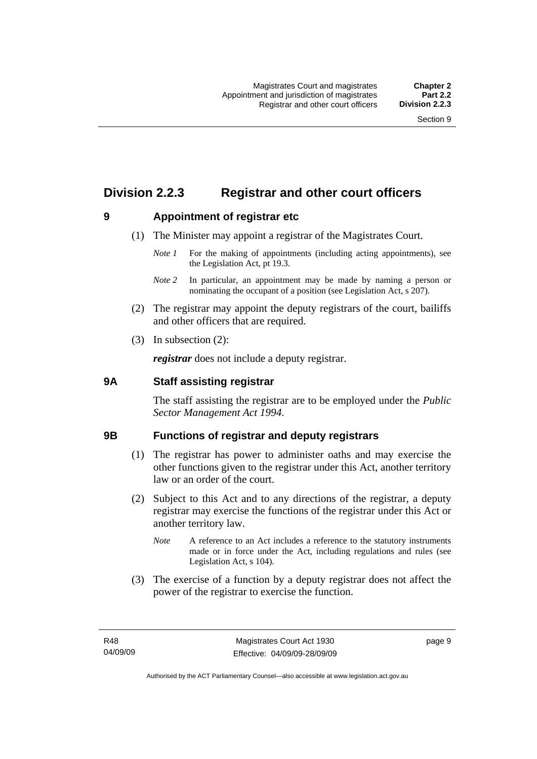## Division 2.2.3 Registrar and other court officers

### 9 Appointment of registrar etc

(1) The Minister may appoint a registrar of the Magistrates Court.

*Note 1* For the making of appointments (including acting appointments), see the Legislation Act, pt 19.3.

*Note 2* In particular, an appointment may be made by naming a person or nominating the occupant of a position (see Legislation Act, s 207).

(2) The registrar may appoint the deputy registrars of the court, bailiffs and other officers that are required.

(3) In subsection (2):

***registrar*** does not include a deputy registrar.

### 9A Staff assisting registrar

The staff assisting the registrar are to be employed under the *Public Sector Management Act 1994*.

### 9B Functions of registrar and deputy registrars

(1) The registrar has power to administer oaths and may exercise the other functions given to the registrar under this Act, another territory law or an order of the court.

(2) Subject to this Act and to any directions of the registrar, a deputy registrar may exercise the functions of the registrar under this Act or another territory law.

*Note* A reference to an Act includes a reference to the statutory instruments made or in force under the Act, including regulations and rules (see Legislation Act, s 104).

(3) The exercise of a function by a deputy registrar does not affect the power of the registrar to exercise the function.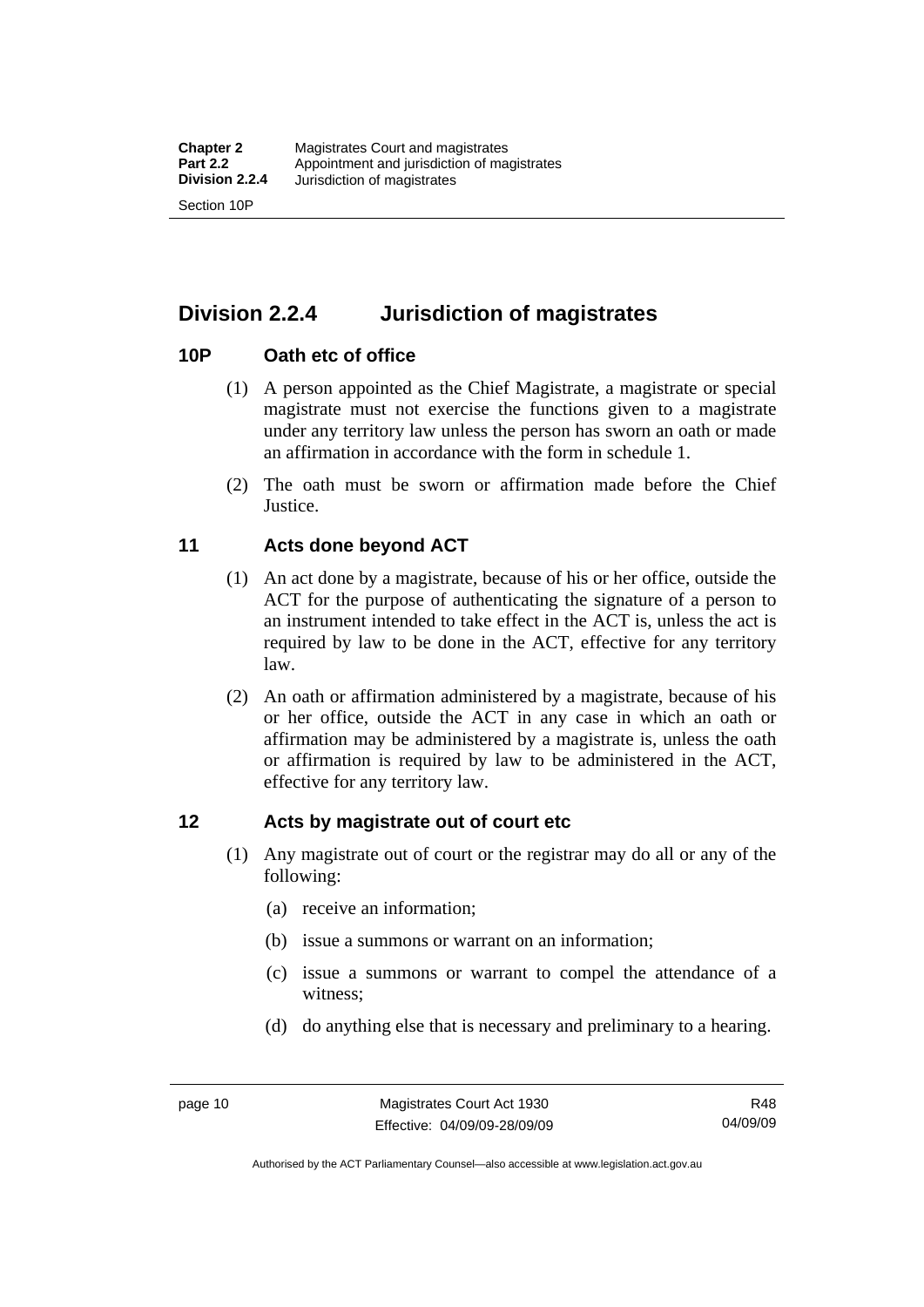## Division 2.2.4 Jurisdiction of magistrates

### 10P Oath etc of office

(1) A person appointed as the Chief Magistrate, a magistrate or special magistrate must not exercise the functions given to a magistrate under any territory law unless the person has sworn an oath or made an affirmation in accordance with the form in schedule 1.

(2) The oath must be sworn or affirmation made before the Chief Justice.

### 11 Acts done beyond ACT

(1) An act done by a magistrate, because of his or her office, outside the ACT for the purpose of authenticating the signature of a person to an instrument intended to take effect in the ACT is, unless the act is required by law to be done in the ACT, effective for any territory law.

(2) An oath or affirmation administered by a magistrate, because of his or her office, outside the ACT in any case in which an oath or affirmation may be administered by a magistrate is, unless the oath or affirmation is required by law to be administered in the ACT, effective for any territory law.

### 12 Acts by magistrate out of court etc

(1) Any magistrate out of court or the registrar may do all or any of the following:

(a) receive an information;

(b) issue a summons or warrant on an information;

(c) issue a summons or warrant to compel the attendance of a witness;

(d) do anything else that is necessary and preliminary to a hearing.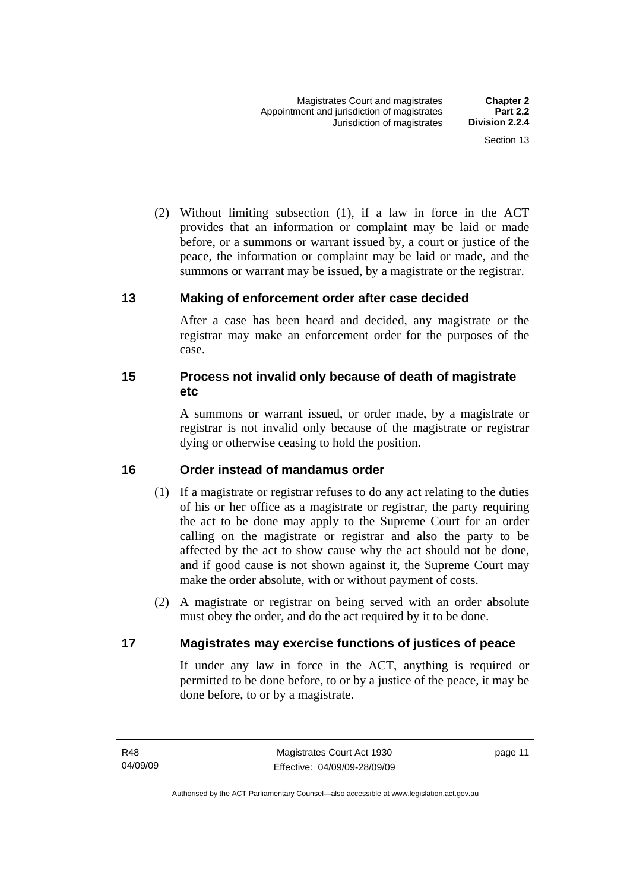(2) Without limiting subsection (1), if a law in force in the ACT provides that an information or complaint may be laid or made before, or a summons or warrant issued by, a court or justice of the peace, the information or complaint may be laid or made, and the summons or warrant may be issued, by a magistrate or the registrar.

## 13 Making of enforcement order after case decided

After a case has been heard and decided, any magistrate or the registrar may make an enforcement order for the purposes of the case.

## 15 Process not invalid only because of death of magistrate etc

A summons or warrant issued, or order made, by a magistrate or registrar is not invalid only because of the magistrate or registrar dying or otherwise ceasing to hold the position.

## 16 Order instead of mandamus order

(1) If a magistrate or registrar refuses to do any act relating to the duties of his or her office as a magistrate or registrar, the party requiring the act to be done may apply to the Supreme Court for an order calling on the magistrate or registrar and also the party to be affected by the act to show cause why the act should not be done, and if good cause is not shown against it, the Supreme Court may make the order absolute, with or without payment of costs.

(2) A magistrate or registrar on being served with an order absolute must obey the order, and do the act required by it to be done.

## 17 Magistrates may exercise functions of justices of peace

If under any law in force in the ACT, anything is required or permitted to be done before, to or by a justice of the peace, it may be done before, to or by a magistrate.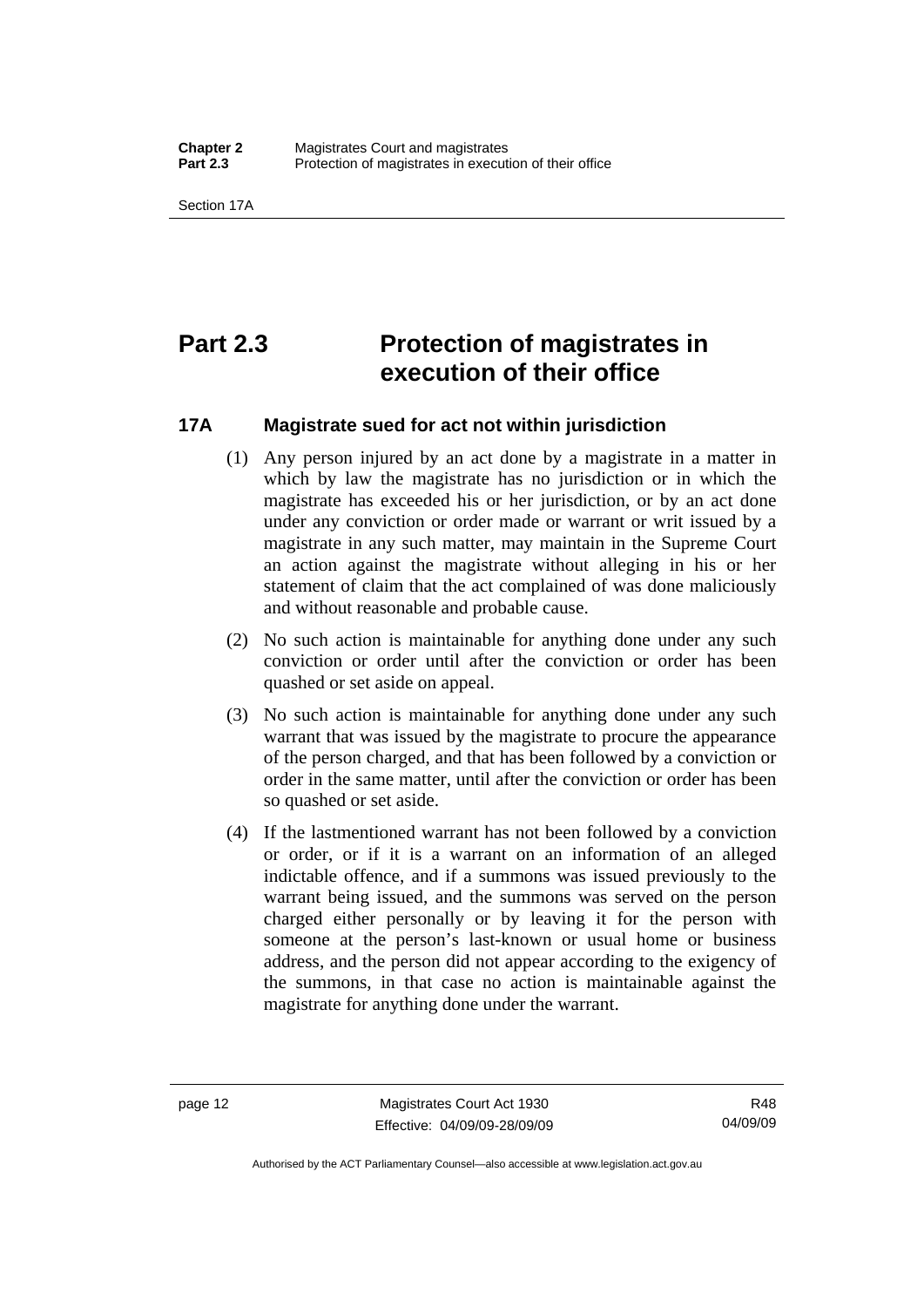# Part 2.3 Protection of magistrates in execution of their office

## 17A Magistrate sued for act not within jurisdiction

(1) Any person injured by an act done by a magistrate in a matter in which by law the magistrate has no jurisdiction or in which the magistrate has exceeded his or her jurisdiction, or by an act done under any conviction or order made or warrant or writ issued by a magistrate in any such matter, may maintain in the Supreme Court an action against the magistrate without alleging in his or her statement of claim that the act complained of was done maliciously and without reasonable and probable cause.

(2) No such action is maintainable for anything done under any such conviction or order until after the conviction or order has been quashed or set aside on appeal.

(3) No such action is maintainable for anything done under any such warrant that was issued by the magistrate to procure the appearance of the person charged, and that has been followed by a conviction or order in the same matter, until after the conviction or order has been so quashed or set aside.

(4) If the lastmentioned warrant has not been followed by a conviction or order, or if it is a warrant on an information of an alleged indictable offence, and if a summons was issued previously to the warrant being issued, and the summons was served on the person charged either personally or by leaving it for the person with someone at the person's last-known or usual home or business address, and the person did not appear according to the exigency of the summons, in that case no action is maintainable against the magistrate for anything done under the warrant.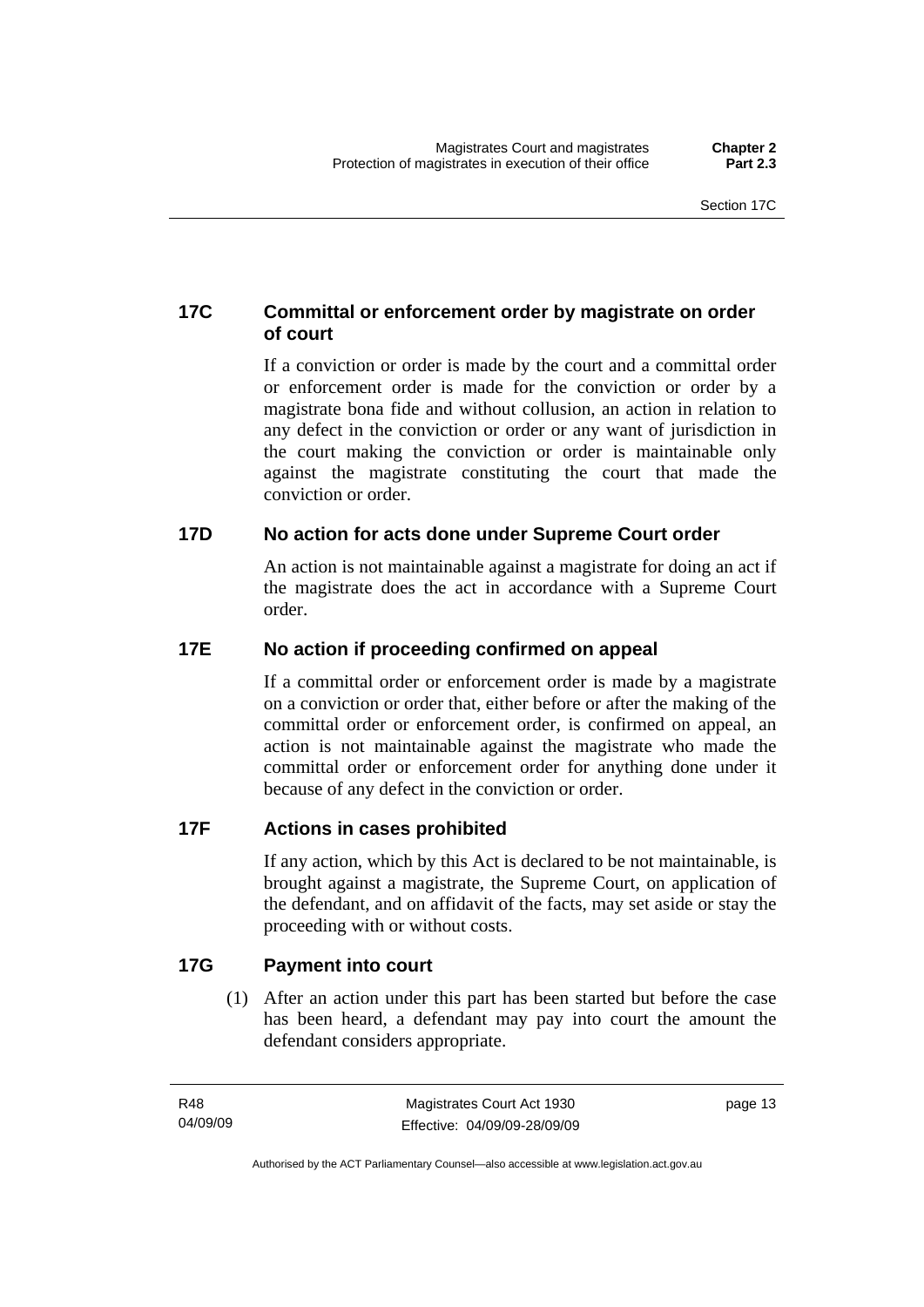## 17C Committal or enforcement order by magistrate on order of court

If a conviction or order is made by the court and a committal order or enforcement order is made for the conviction or order by a magistrate bona fide and without collusion, an action in relation to any defect in the conviction or order or any want of jurisdiction in the court making the conviction or order is maintainable only against the magistrate constituting the court that made the conviction or order.

## 17D No action for acts done under Supreme Court order

An action is not maintainable against a magistrate for doing an act if the magistrate does the act in accordance with a Supreme Court order.

## 17E No action if proceeding confirmed on appeal

If a committal order or enforcement order is made by a magistrate on a conviction or order that, either before or after the making of the committal order or enforcement order, is confirmed on appeal, an action is not maintainable against the magistrate who made the committal order or enforcement order for anything done under it because of any defect in the conviction or order.

## 17F Actions in cases prohibited

If any action, which by this Act is declared to be not maintainable, is brought against a magistrate, the Supreme Court, on application of the defendant, and on affidavit of the facts, may set aside or stay the proceeding with or without costs.

## 17G Payment into court

(1) After an action under this part has been started but before the case has been heard, a defendant may pay into court the amount the defendant considers appropriate.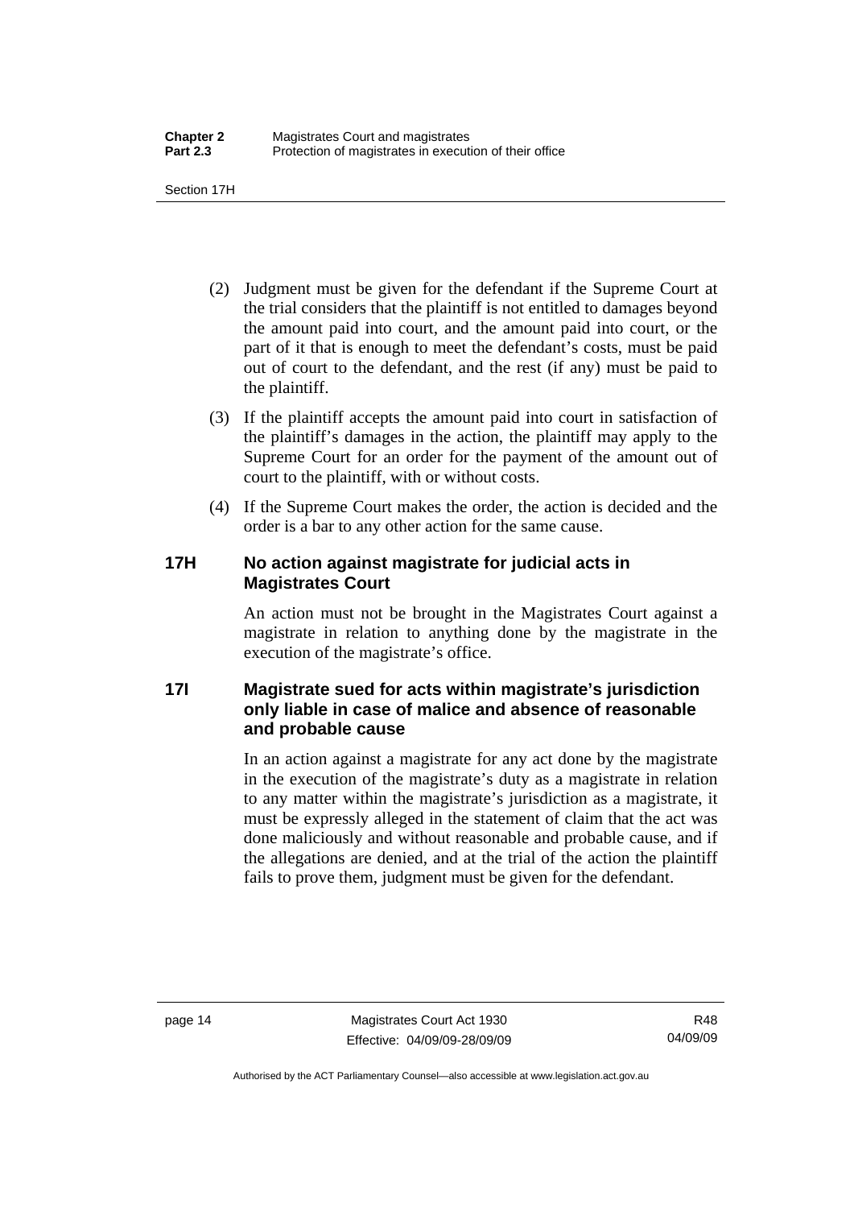(2) Judgment must be given for the defendant if the Supreme Court at the trial considers that the plaintiff is not entitled to damages beyond the amount paid into court, and the amount paid into court, or the part of it that is enough to meet the defendant's costs, must be paid out of court to the defendant, and the rest (if any) must be paid to the plaintiff.

(3) If the plaintiff accepts the amount paid into court in satisfaction of the plaintiff's damages in the action, the plaintiff may apply to the Supreme Court for an order for the payment of the amount out of court to the plaintiff, with or without costs.

(4) If the Supreme Court makes the order, the action is decided and the order is a bar to any other action for the same cause.

### 17H No action against magistrate for judicial acts in Magistrates Court

An action must not be brought in the Magistrates Court against a magistrate in relation to anything done by the magistrate in the execution of the magistrate's office.

### 17I Magistrate sued for acts within magistrate's jurisdiction only liable in case of malice and absence of reasonable and probable cause

In an action against a magistrate for any act done by the magistrate in the execution of the magistrate's duty as a magistrate in relation to any matter within the magistrate's jurisdiction as a magistrate, it must be expressly alleged in the statement of claim that the act was done maliciously and without reasonable and probable cause, and if the allegations are denied, and at the trial of the action the plaintiff fails to prove them, judgment must be given for the defendant.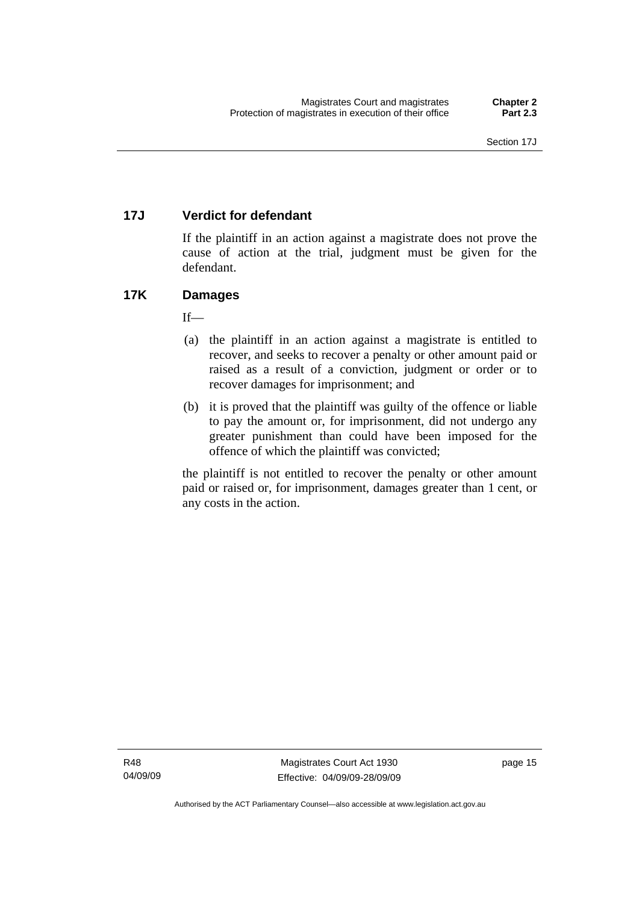### 17J Verdict for defendant

If the plaintiff in an action against a magistrate does not prove the cause of action at the trial, judgment must be given for the defendant.

### 17K Damages

If—

(a) the plaintiff in an action against a magistrate is entitled to recover, and seeks to recover a penalty or other amount paid or raised as a result of a conviction, judgment or order or to recover damages for imprisonment; and

(b) it is proved that the plaintiff was guilty of the offence or liable to pay the amount or, for imprisonment, did not undergo any greater punishment than could have been imposed for the offence of which the plaintiff was convicted;

the plaintiff is not entitled to recover the penalty or other amount paid or raised or, for imprisonment, damages greater than 1 cent, or any costs in the action.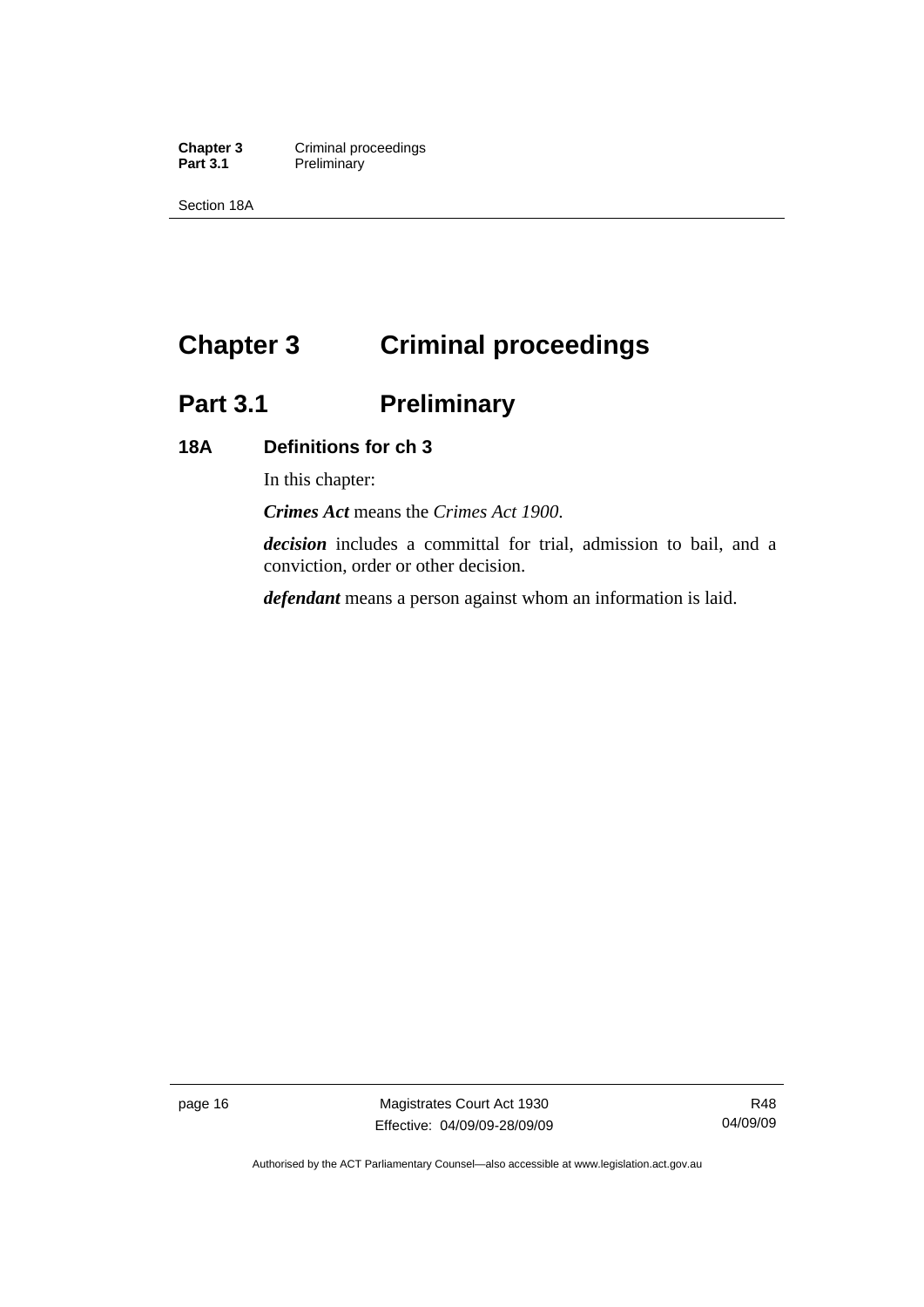# Chapter 3 Criminal proceedings

## Part 3.1 Preliminary

### 18A Definitions for ch 3

In this chapter:

***Crimes Act*** means the *Crimes Act 1900*.

***decision*** includes a committal for trial, admission to bail, and a conviction, order or other decision.

***defendant*** means a person against whom an information is laid.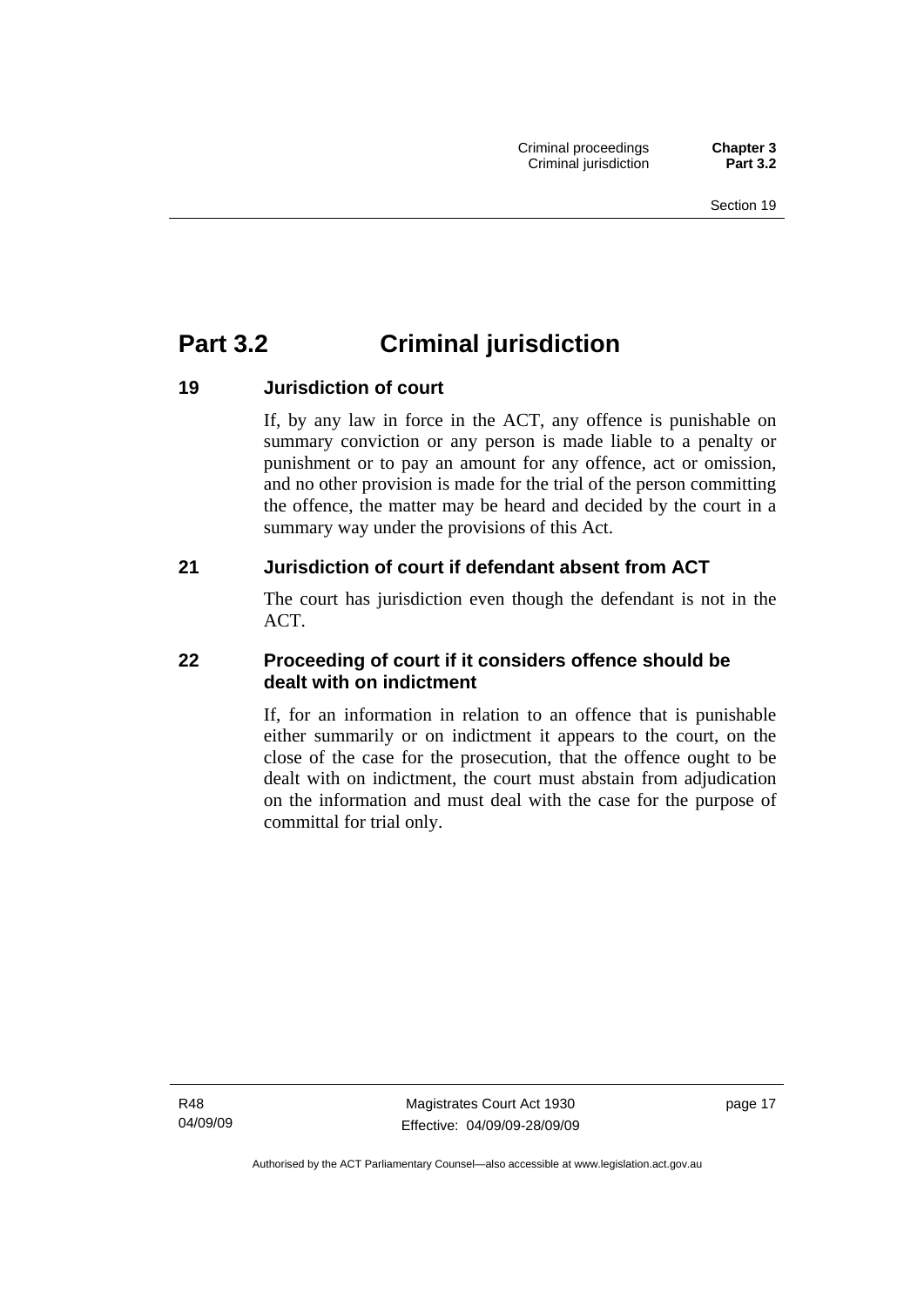# Part 3.2 Criminal jurisdiction

## 19 Jurisdiction of court

If, by any law in force in the ACT, any offence is punishable on summary conviction or any person is made liable to a penalty or punishment or to pay an amount for any offence, act or omission, and no other provision is made for the trial of the person committing the offence, the matter may be heard and decided by the court in a summary way under the provisions of this Act.

## 21 Jurisdiction of court if defendant absent from ACT

The court has jurisdiction even though the defendant is not in the ACT.

## 22 Proceeding of court if it considers offence should be dealt with on indictment

If, for an information in relation to an offence that is punishable either summarily or on indictment it appears to the court, on the close of the case for the prosecution, that the offence ought to be dealt with on indictment, the court must abstain from adjudication on the information and must deal with the case for the purpose of committal for trial only.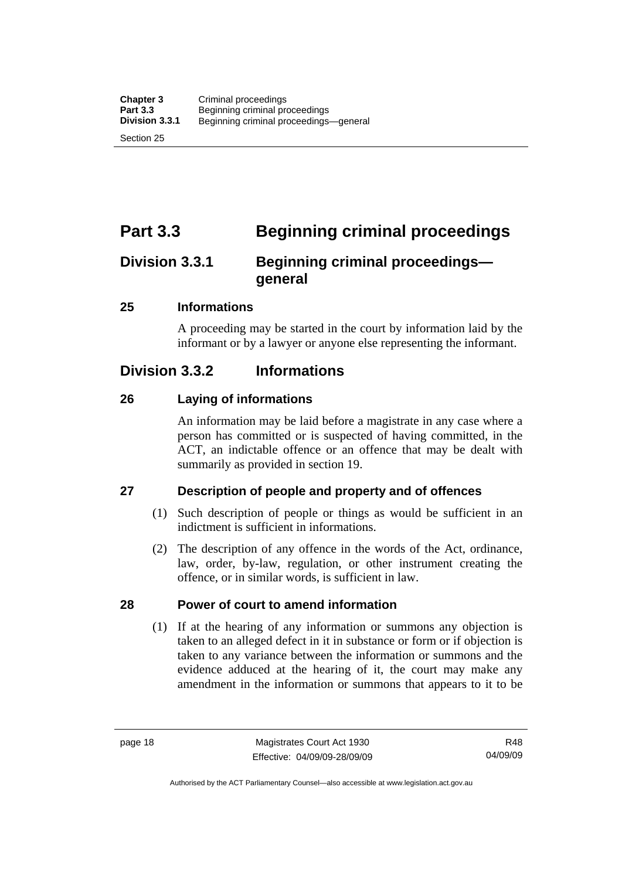# Part 3.3 Beginning criminal proceedings

## Division 3.3.1 Beginning criminal proceedings—general

### 25 Informations

A proceeding may be started in the court by information laid by the informant or by a lawyer or anyone else representing the informant.

## Division 3.3.2 Informations

### 26 Laying of informations

An information may be laid before a magistrate in any case where a person has committed or is suspected of having committed, in the ACT, an indictable offence or an offence that may be dealt with summarily as provided in section 19.

### 27 Description of people and property and of offences

(1) Such description of people or things as would be sufficient in an indictment is sufficient in informations.

(2) The description of any offence in the words of the Act, ordinance, law, order, by-law, regulation, or other instrument creating the offence, or in similar words, is sufficient in law.

### 28 Power of court to amend information

(1) If at the hearing of any information or summons any objection is taken to an alleged defect in it in substance or form or if objection is taken to any variance between the information or summons and the evidence adduced at the hearing of it, the court may make any amendment in the information or summons that appears to it to be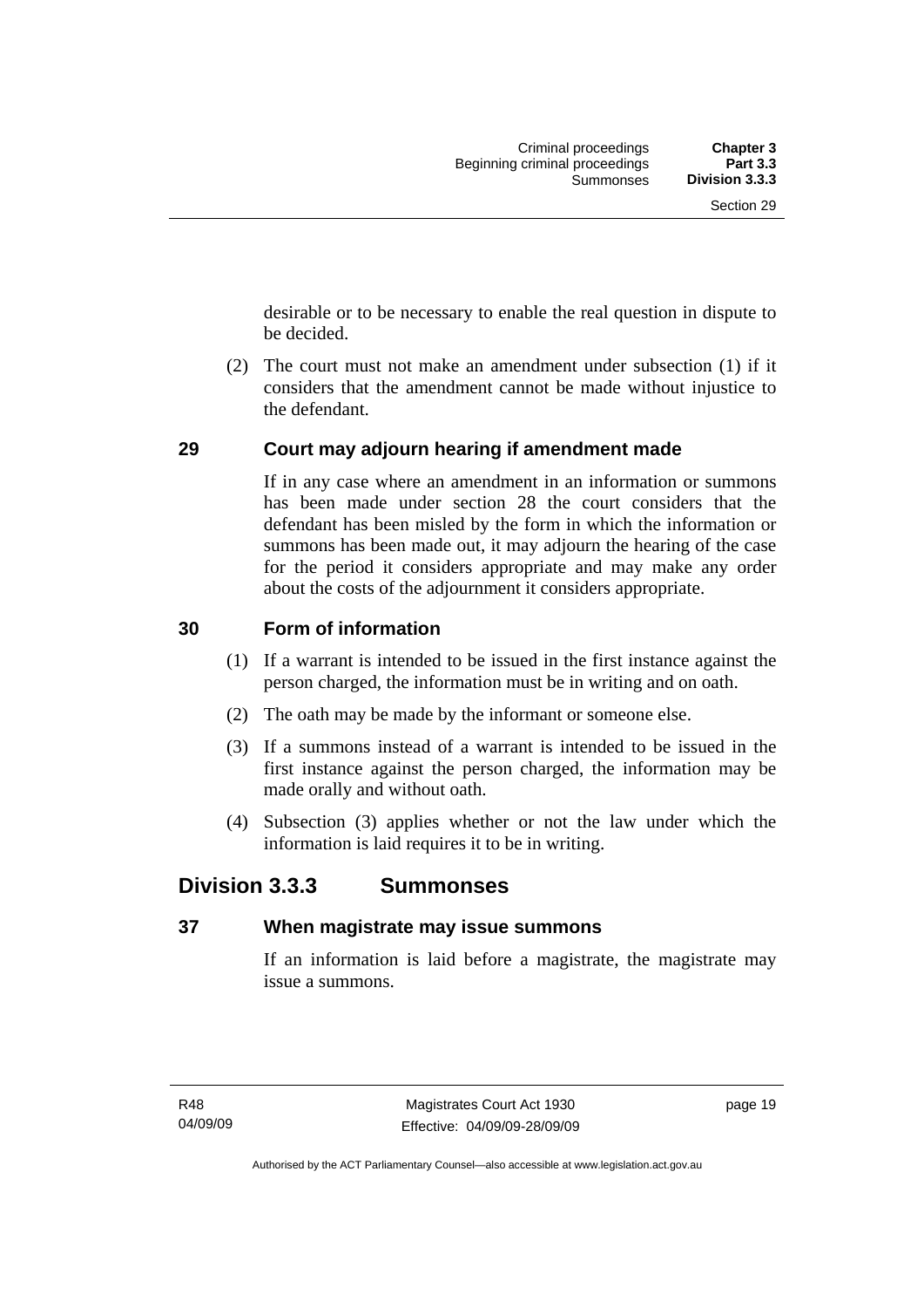desirable or to be necessary to enable the real question in dispute to be decided.

(2) The court must not make an amendment under subsection (1) if it considers that the amendment cannot be made without injustice to the defendant.

### 29 Court may adjourn hearing if amendment made

If in any case where an amendment in an information or summons has been made under section 28 the court considers that the defendant has been misled by the form in which the information or summons has been made out, it may adjourn the hearing of the case for the period it considers appropriate and may make any order about the costs of the adjournment it considers appropriate.

### 30 Form of information

(1) If a warrant is intended to be issued in the first instance against the person charged, the information must be in writing and on oath.

(2) The oath may be made by the informant or someone else.

(3) If a summons instead of a warrant is intended to be issued in the first instance against the person charged, the information may be made orally and without oath.

(4) Subsection (3) applies whether or not the law under which the information is laid requires it to be in writing.

## Division 3.3.3 Summonses

### 37 When magistrate may issue summons

If an information is laid before a magistrate, the magistrate may issue a summons.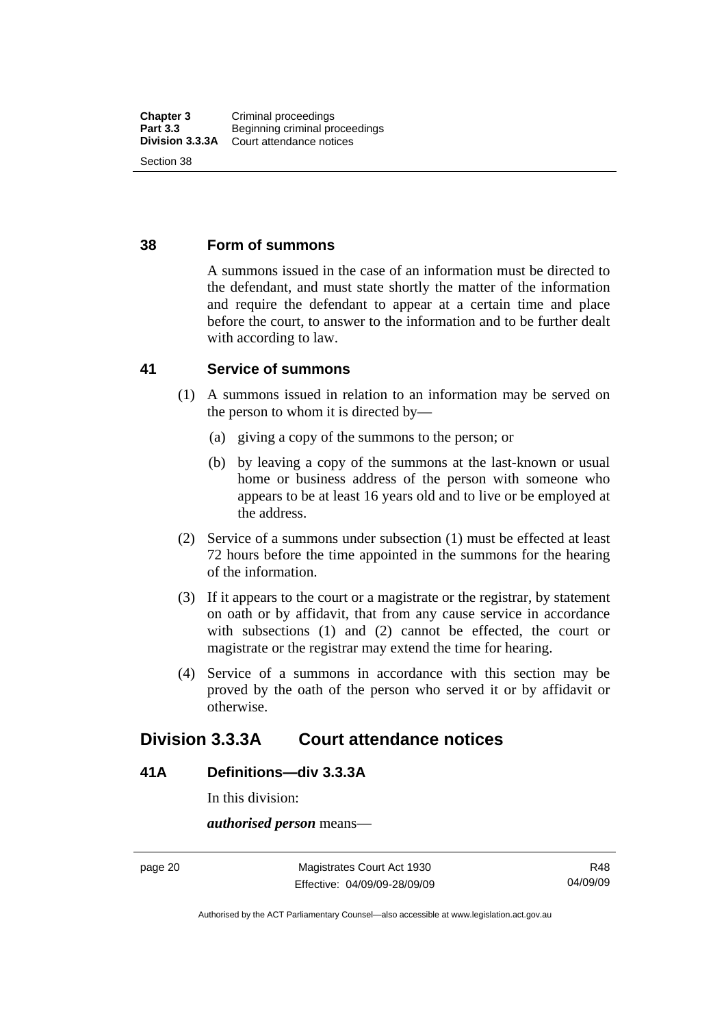## 38 Form of summons

A summons issued in the case of an information must be directed to the defendant, and must state shortly the matter of the information and require the defendant to appear at a certain time and place before the court, to answer to the information and to be further dealt with according to law.

## 41 Service of summons

(1) A summons issued in relation to an information may be served on the person to whom it is directed by—

(a) giving a copy of the summons to the person; or

(b) by leaving a copy of the summons at the last-known or usual home or business address of the person with someone who appears to be at least 16 years old and to live or be employed at the address.

(2) Service of a summons under subsection (1) must be effected at least 72 hours before the time appointed in the summons for the hearing of the information.

(3) If it appears to the court or a magistrate or the registrar, by statement on oath or by affidavit, that from any cause service in accordance with subsections (1) and (2) cannot be effected, the court or magistrate or the registrar may extend the time for hearing.

(4) Service of a summons in accordance with this section may be proved by the oath of the person who served it or by affidavit or otherwise.

# Division 3.3.3A Court attendance notices

## 41A Definitions—div 3.3.3A

In this division:

***authorised person*** means—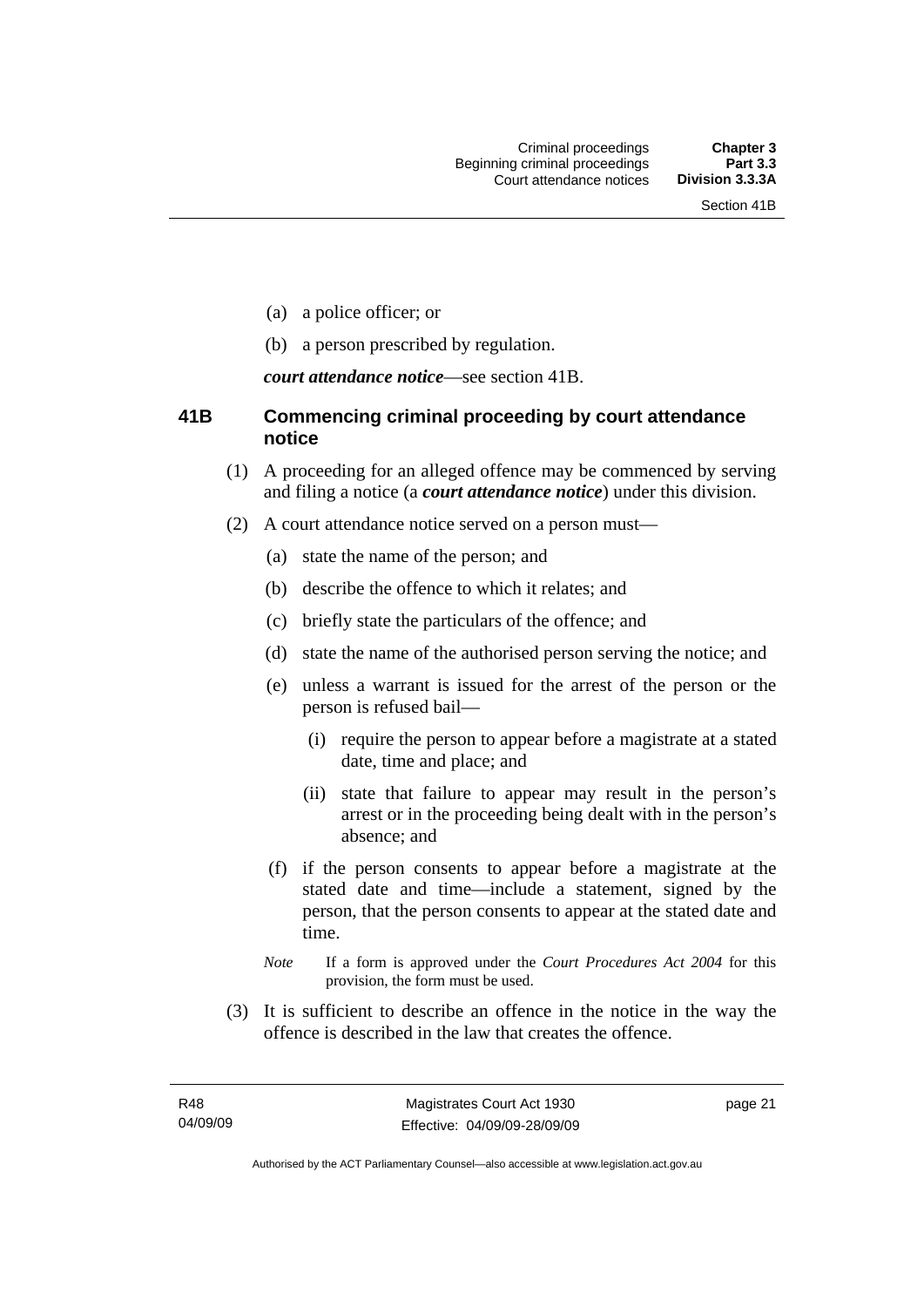(a) a police officer; or

(b) a person prescribed by regulation.

***court attendance notice***—see section 41B.

### 41B Commencing criminal proceeding by court attendance notice

(1) A proceeding for an alleged offence may be commenced by serving and filing a notice (a ***court attendance notice***) under this division.

(2) A court attendance notice served on a person must—

(a) state the name of the person; and

(b) describe the offence to which it relates; and

(c) briefly state the particulars of the offence; and

(d) state the name of the authorised person serving the notice; and

(e) unless a warrant is issued for the arrest of the person or the person is refused bail—

(i) require the person to appear before a magistrate at a stated date, time and place; and

(ii) state that failure to appear may result in the person's arrest or in the proceeding being dealt with in the person's absence; and

(f) if the person consents to appear before a magistrate at the stated date and time—include a statement, signed by the person, that the person consents to appear at the stated date and time.

*Note* If a form is approved under the *Court Procedures Act 2004* for this provision, the form must be used.

(3) It is sufficient to describe an offence in the notice in the way the offence is described in the law that creates the offence.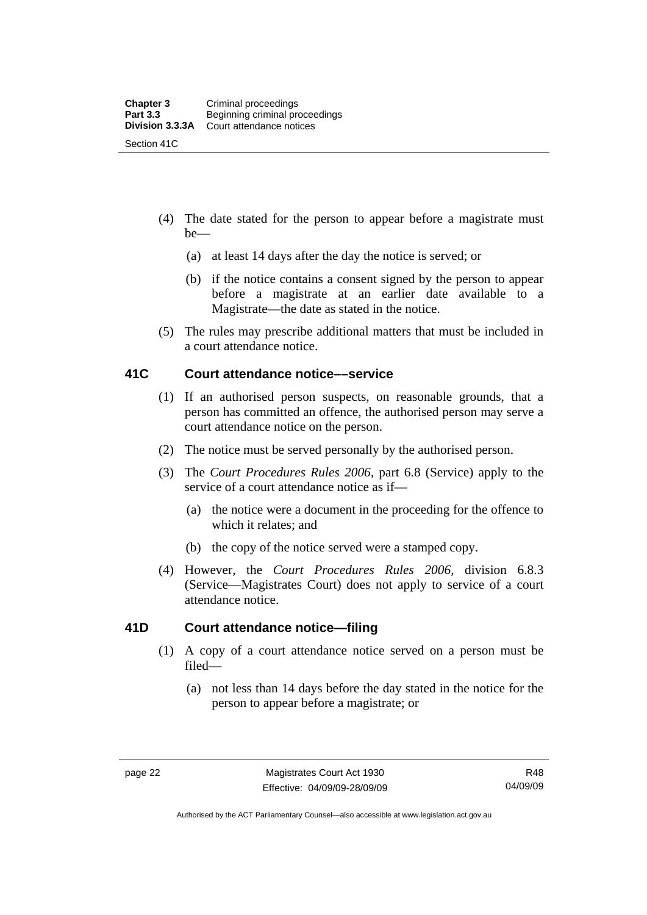(4) The date stated for the person to appear before a magistrate must be—

(a) at least 14 days after the day the notice is served; or

(b) if the notice contains a consent signed by the person to appear before a magistrate at an earlier date available to a Magistrate—the date as stated in the notice.

(5) The rules may prescribe additional matters that must be included in a court attendance notice.

## 41C Court attendance notice––service

(1) If an authorised person suspects, on reasonable grounds, that a person has committed an offence, the authorised person may serve a court attendance notice on the person.

(2) The notice must be served personally by the authorised person.

(3) The *Court Procedures Rules 2006*, part 6.8 (Service) apply to the service of a court attendance notice as if—

(a) the notice were a document in the proceeding for the offence to which it relates; and

(b) the copy of the notice served were a stamped copy.

(4) However, the *Court Procedures Rules 2006*, division 6.8.3 (Service—Magistrates Court) does not apply to service of a court attendance notice.

## 41D Court attendance notice—filing

(1) A copy of a court attendance notice served on a person must be filed—

(a) not less than 14 days before the day stated in the notice for the person to appear before a magistrate; or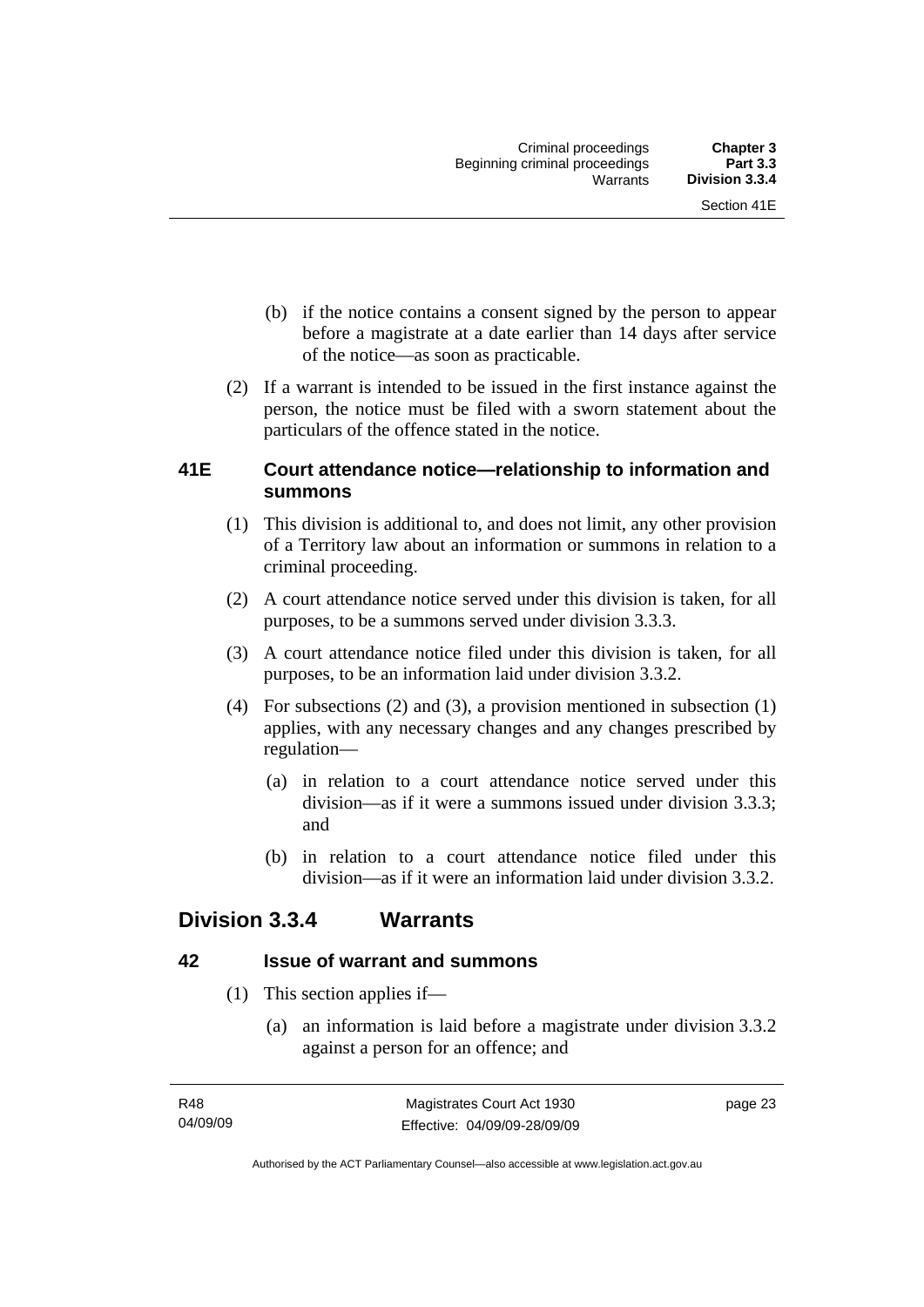(b) if the notice contains a consent signed by the person to appear before a magistrate at a date earlier than 14 days after service of the notice—as soon as practicable.

(2) If a warrant is intended to be issued in the first instance against the person, the notice must be filed with a sworn statement about the particulars of the offence stated in the notice.

### 41E Court attendance notice—relationship to information and summons

(1) This division is additional to, and does not limit, any other provision of a Territory law about an information or summons in relation to a criminal proceeding.

(2) A court attendance notice served under this division is taken, for all purposes, to be a summons served under division 3.3.3.

(3) A court attendance notice filed under this division is taken, for all purposes, to be an information laid under division 3.3.2.

(4) For subsections (2) and (3), a provision mentioned in subsection (1) applies, with any necessary changes and any changes prescribed by regulation—

(a) in relation to a court attendance notice served under this division—as if it were a summons issued under division 3.3.3; and

(b) in relation to a court attendance notice filed under this division—as if it were an information laid under division 3.3.2.

## Division 3.3.4 Warrants

### 42 Issue of warrant and summons

(1) This section applies if—

(a) an information is laid before a magistrate under division 3.3.2 against a person for an offence; and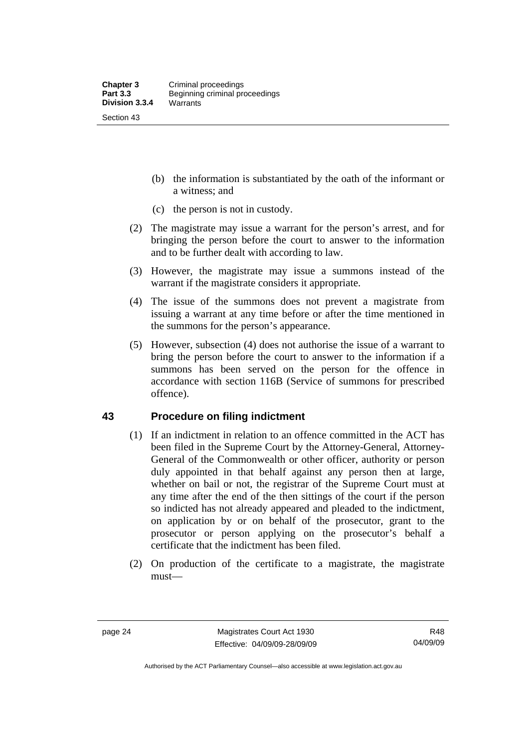(b) the information is substantiated by the oath of the informant or a witness; and

(c) the person is not in custody.

(2) The magistrate may issue a warrant for the person's arrest, and for bringing the person before the court to answer to the information and to be further dealt with according to law.

(3) However, the magistrate may issue a summons instead of the warrant if the magistrate considers it appropriate.

(4) The issue of the summons does not prevent a magistrate from issuing a warrant at any time before or after the time mentioned in the summons for the person's appearance.

(5) However, subsection (4) does not authorise the issue of a warrant to bring the person before the court to answer to the information if a summons has been served on the person for the offence in accordance with section 116B (Service of summons for prescribed offence).

## 43 Procedure on filing indictment

(1) If an indictment in relation to an offence committed in the ACT has been filed in the Supreme Court by the Attorney-General, Attorney-General of the Commonwealth or other officer, authority or person duly appointed in that behalf against any person then at large, whether on bail or not, the registrar of the Supreme Court must at any time after the end of the then sittings of the court if the person so indicted has not already appeared and pleaded to the indictment, on application by or on behalf of the prosecutor, grant to the prosecutor or person applying on the prosecutor's behalf a certificate that the indictment has been filed.

(2) On production of the certificate to a magistrate, the magistrate must—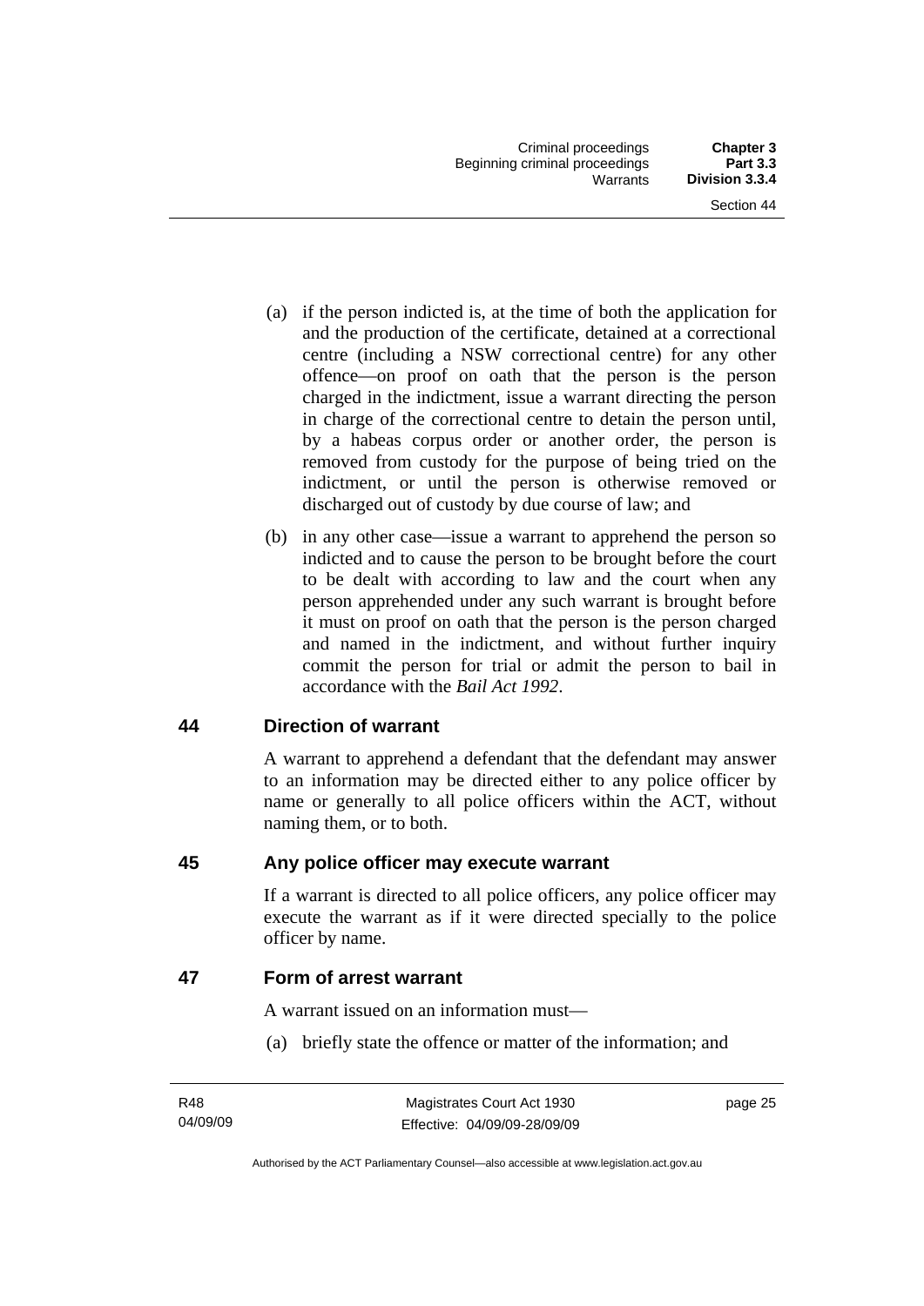(a) if the person indicted is, at the time of both the application for and the production of the certificate, detained at a correctional centre (including a NSW correctional centre) for any other offence—on proof on oath that the person is the person charged in the indictment, issue a warrant directing the person in charge of the correctional centre to detain the person until, by a habeas corpus order or another order, the person is removed from custody for the purpose of being tried on the indictment, or until the person is otherwise removed or discharged out of custody by due course of law; and

(b) in any other case—issue a warrant to apprehend the person so indicted and to cause the person to be brought before the court to be dealt with according to law and the court when any person apprehended under any such warrant is brought before it must on proof on oath that the person is the person charged and named in the indictment, and without further inquiry commit the person for trial or admit the person to bail in accordance with the *Bail Act 1992*.

## 44 Direction of warrant

A warrant to apprehend a defendant that the defendant may answer to an information may be directed either to any police officer by name or generally to all police officers within the ACT, without naming them, or to both.

## 45 Any police officer may execute warrant

If a warrant is directed to all police officers, any police officer may execute the warrant as if it were directed specially to the police officer by name.

## 47 Form of arrest warrant

A warrant issued on an information must—

(a) briefly state the offence or matter of the information; and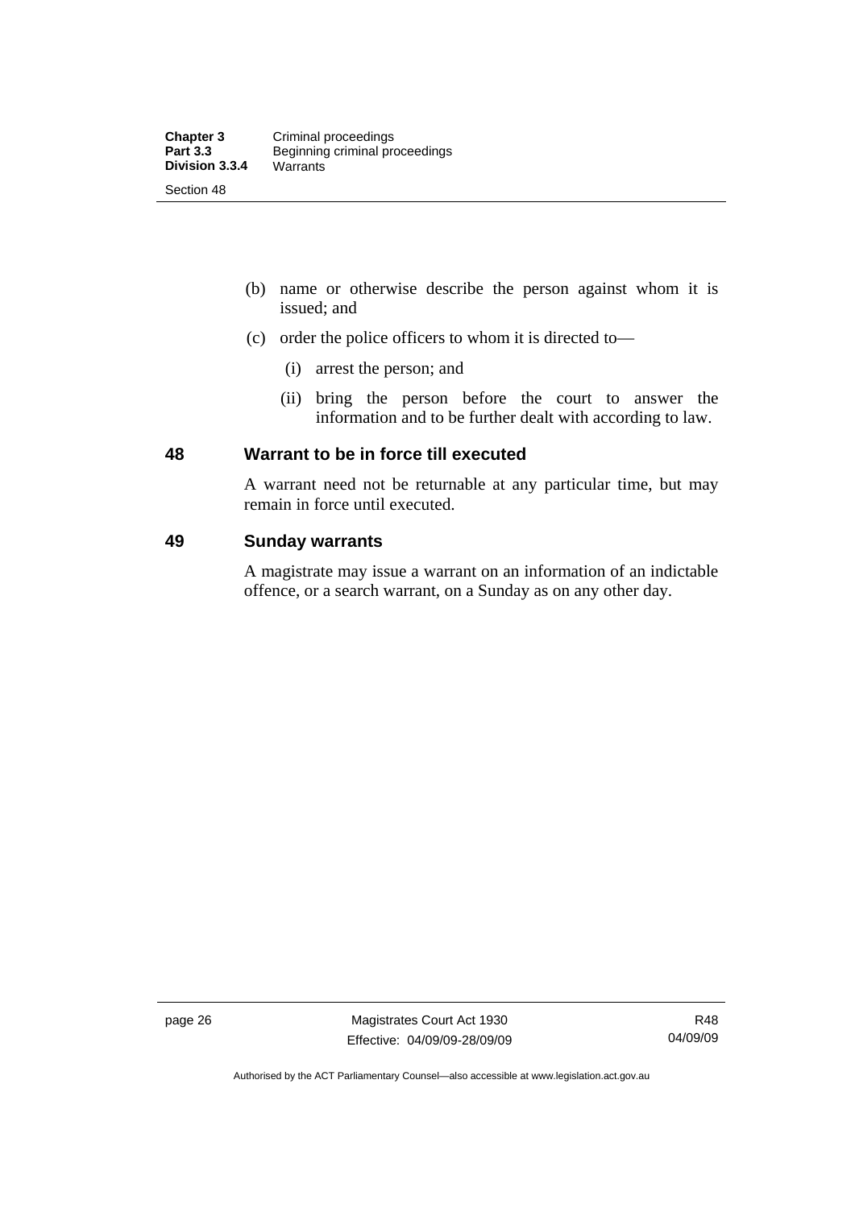(b) name or otherwise describe the person against whom it is issued; and

(c) order the police officers to whom it is directed to—

(i) arrest the person; and

(ii) bring the person before the court to answer the information and to be further dealt with according to law.

## 48 Warrant to be in force till executed

A warrant need not be returnable at any particular time, but may remain in force until executed.

## 49 Sunday warrants

A magistrate may issue a warrant on an information of an indictable offence, or a search warrant, on a Sunday as on any other day.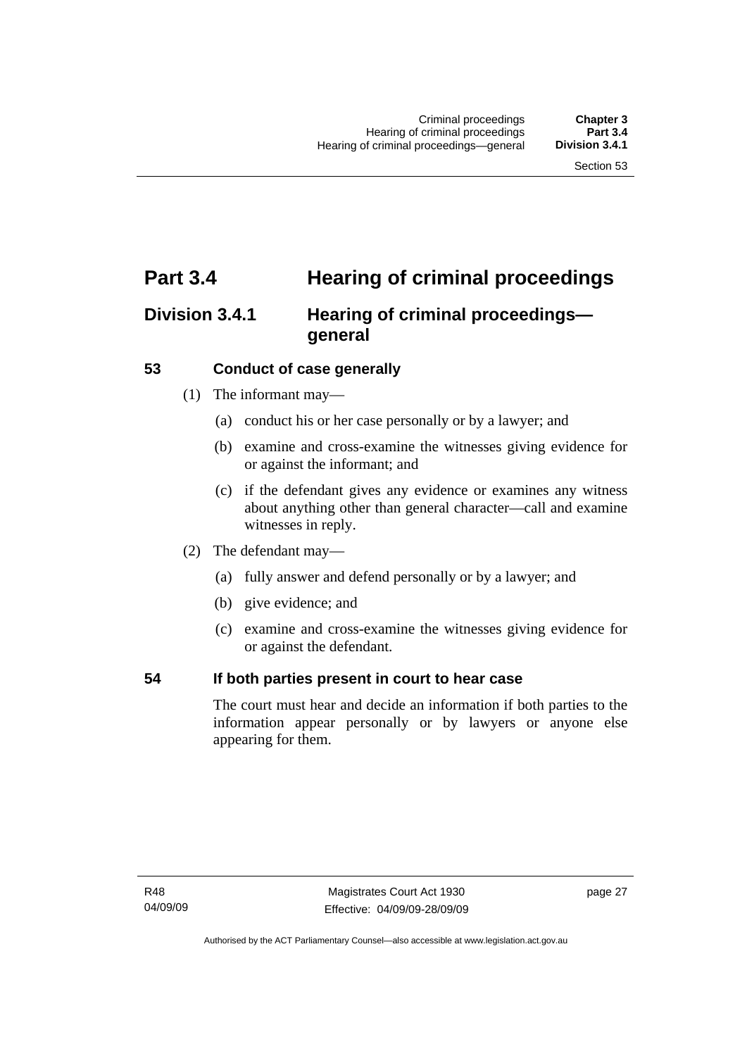# Part 3.4 Hearing of criminal proceedings

## Division 3.4.1 Hearing of criminal proceedings—general

### 53 Conduct of case generally

(1) The informant may—

(a) conduct his or her case personally or by a lawyer; and

(b) examine and cross-examine the witnesses giving evidence for or against the informant; and

(c) if the defendant gives any evidence or examines any witness about anything other than general character—call and examine witnesses in reply.

(2) The defendant may—

(a) fully answer and defend personally or by a lawyer; and

(b) give evidence; and

(c) examine and cross-examine the witnesses giving evidence for or against the defendant.

### 54 If both parties present in court to hear case

The court must hear and decide an information if both parties to the information appear personally or by lawyers or anyone else appearing for them.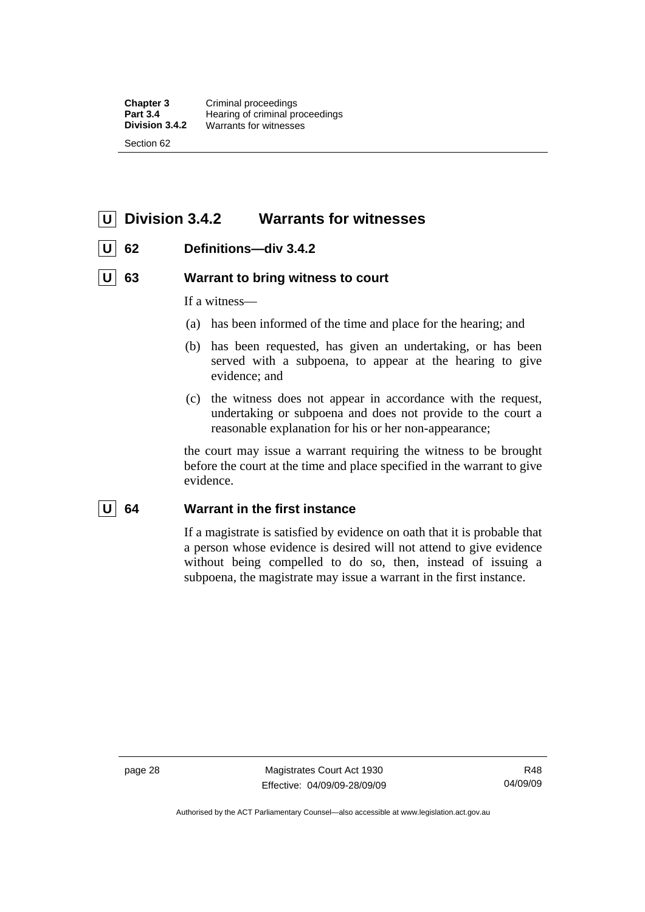## U Division 3.4.2 Warrants for witnesses

### U 62 Definitions—div 3.4.2

### U 63 Warrant to bring witness to court

If a witness—

(a) has been informed of the time and place for the hearing; and

(b) has been requested, has given an undertaking, or has been served with a subpoena, to appear at the hearing to give evidence; and

(c) the witness does not appear in accordance with the request, undertaking or subpoena and does not provide to the court a reasonable explanation for his or her non-appearance;

the court may issue a warrant requiring the witness to be brought before the court at the time and place specified in the warrant to give evidence.

### U 64 Warrant in the first instance

If a magistrate is satisfied by evidence on oath that it is probable that a person whose evidence is desired will not attend to give evidence without being compelled to do so, then, instead of issuing a subpoena, the magistrate may issue a warrant in the first instance.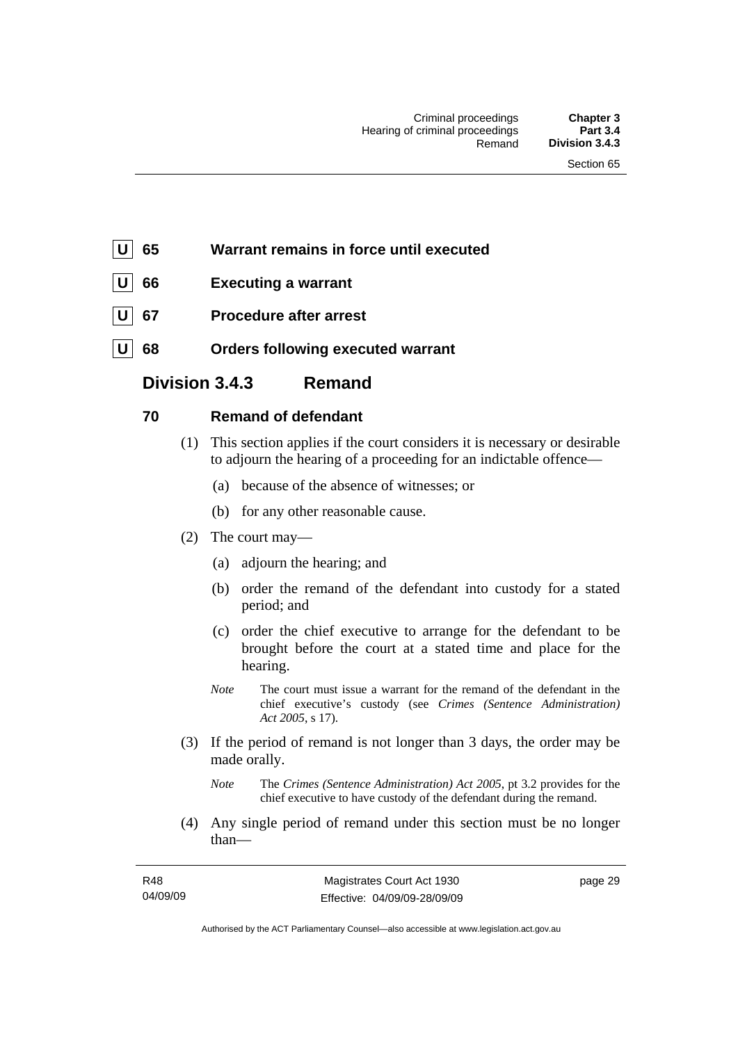**U** **65** **Warrant remains in force until executed**

**U** **66** **Executing a warrant**

**U** **67** **Procedure after arrest**

**U** **68** **Orders following executed warrant**

## Division 3.4.3 Remand

### 70 Remand of defendant

(1) This section applies if the court considers it is necessary or desirable to adjourn the hearing of a proceeding for an indictable offence—

(a) because of the absence of witnesses; or

(b) for any other reasonable cause.

(2) The court may—

(a) adjourn the hearing; and

(b) order the remand of the defendant into custody for a stated period; and

(c) order the chief executive to arrange for the defendant to be brought before the court at a stated time and place for the hearing.

*Note* The court must issue a warrant for the remand of the defendant in the chief executive's custody (see *Crimes (Sentence Administration) Act 2005*, s 17).

(3) If the period of remand is not longer than 3 days, the order may be made orally.

*Note* The *Crimes (Sentence Administration) Act 2005*, pt 3.2 provides for the chief executive to have custody of the defendant during the remand.

(4) Any single period of remand under this section must be no longer than—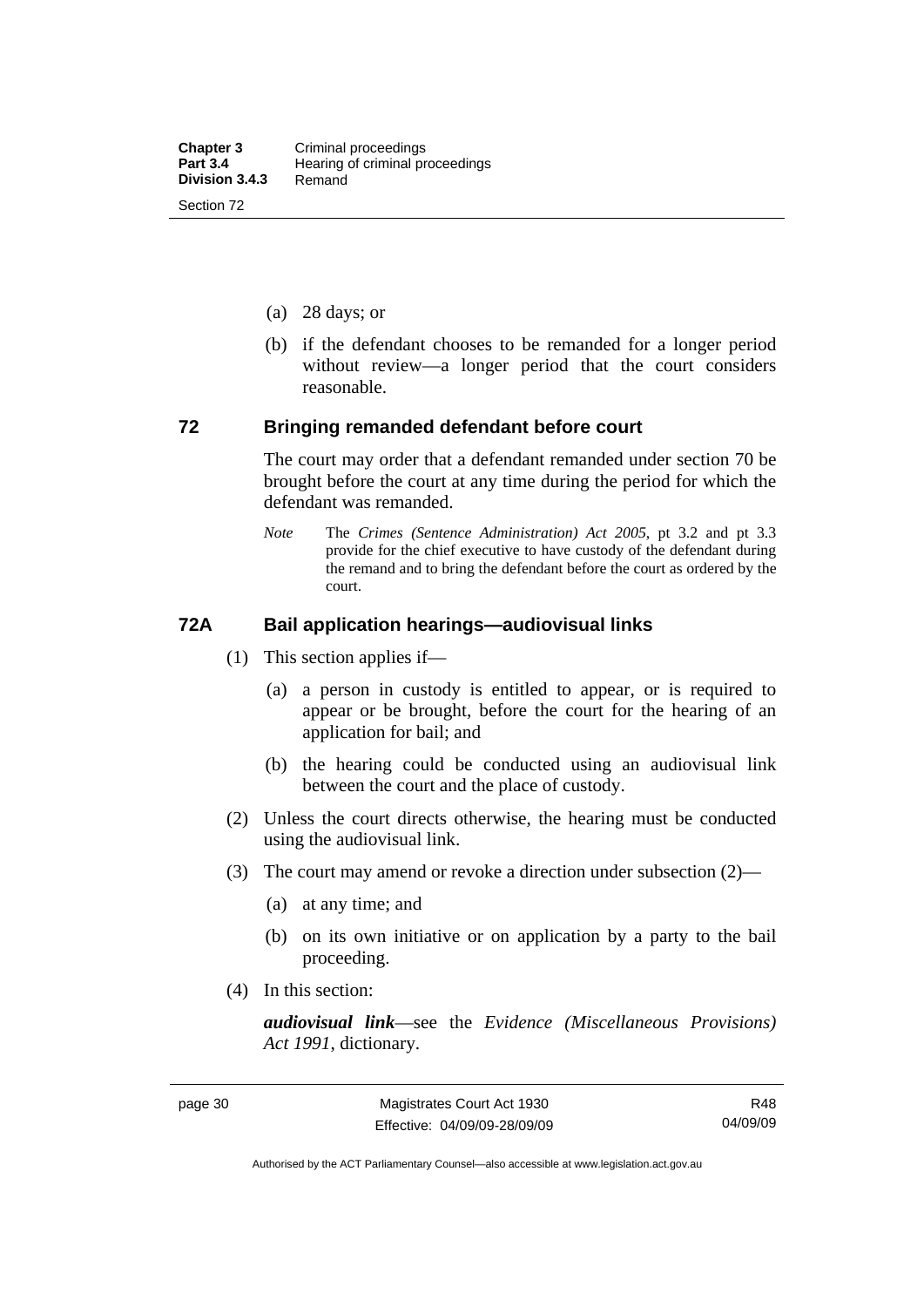(a) 28 days; or

(b) if the defendant chooses to be remanded for a longer period without review—a longer period that the court considers reasonable.

## 72 Bringing remanded defendant before court

The court may order that a defendant remanded under section 70 be brought before the court at any time during the period for which the defendant was remanded.

*Note* The *Crimes (Sentence Administration) Act 2005*, pt 3.2 and pt 3.3 provide for the chief executive to have custody of the defendant during the remand and to bring the defendant before the court as ordered by the court.

## 72A Bail application hearings—audiovisual links

(1) This section applies if—

(a) a person in custody is entitled to appear, or is required to appear or be brought, before the court for the hearing of an application for bail; and

(b) the hearing could be conducted using an audiovisual link between the court and the place of custody.

(2) Unless the court directs otherwise, the hearing must be conducted using the audiovisual link.

(3) The court may amend or revoke a direction under subsection (2)—

(a) at any time; and

(b) on its own initiative or on application by a party to the bail proceeding.

(4) In this section:

***audiovisual link***—see the *Evidence (Miscellaneous Provisions) Act 1991*, dictionary.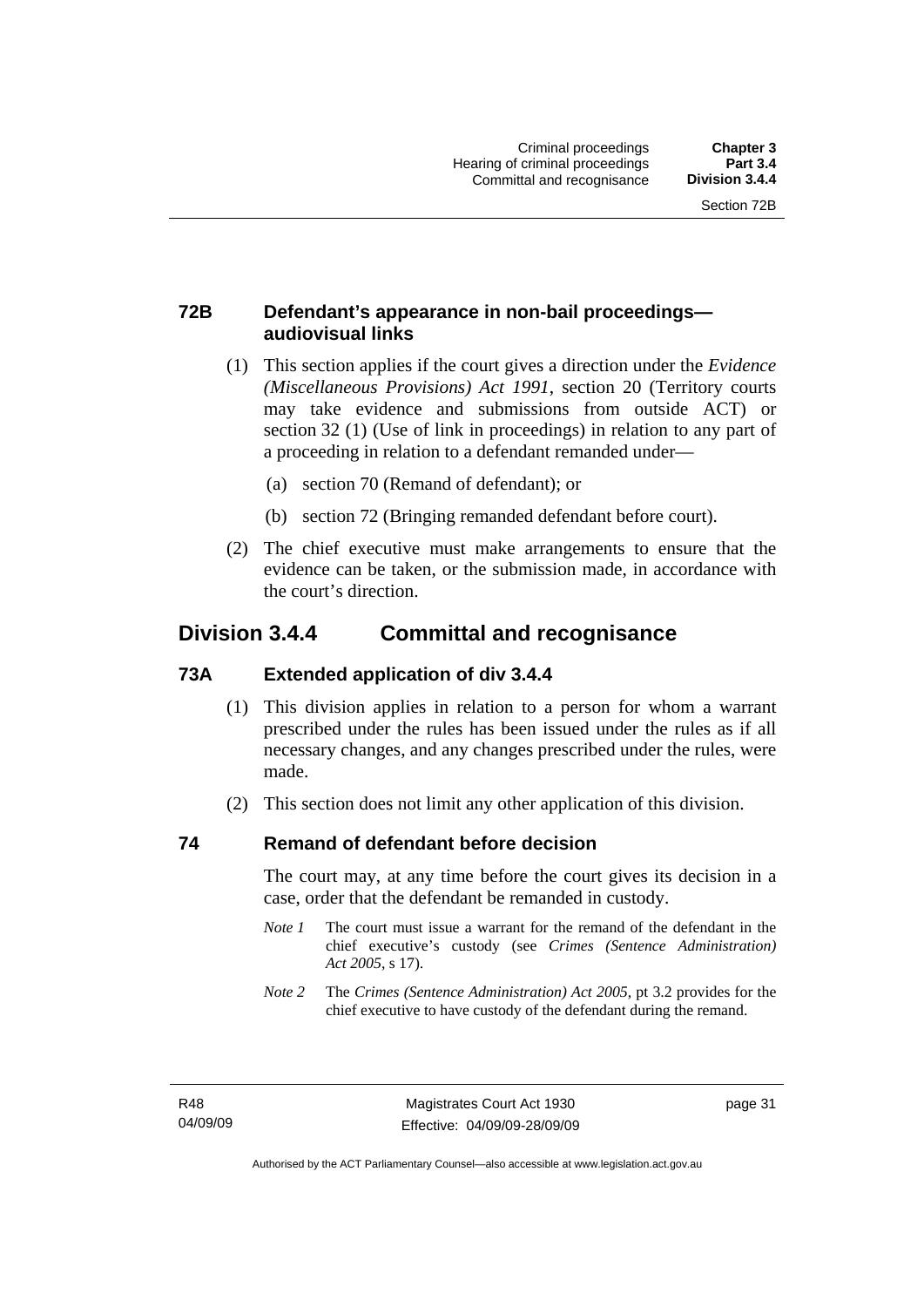### 72B Defendant's appearance in non-bail proceedings—audiovisual links

(1) This section applies if the court gives a direction under the *Evidence (Miscellaneous Provisions) Act 1991*, section 20 (Territory courts may take evidence and submissions from outside ACT) or section 32 (1) (Use of link in proceedings) in relation to any part of a proceeding in relation to a defendant remanded under—

(a) section 70 (Remand of defendant); or

(b) section 72 (Bringing remanded defendant before court).

(2) The chief executive must make arrangements to ensure that the evidence can be taken, or the submission made, in accordance with the court's direction.

## Division 3.4.4 Committal and recognisance

### 73A Extended application of div 3.4.4

(1) This division applies in relation to a person for whom a warrant prescribed under the rules has been issued under the rules as if all necessary changes, and any changes prescribed under the rules, were made.

(2) This section does not limit any other application of this division.

### 74 Remand of defendant before decision

The court may, at any time before the court gives its decision in a case, order that the defendant be remanded in custody.

*Note 1* The court must issue a warrant for the remand of the defendant in the chief executive's custody (see *Crimes (Sentence Administration) Act 2005*, s 17).

*Note 2* The *Crimes (Sentence Administration) Act 2005*, pt 3.2 provides for the chief executive to have custody of the defendant during the remand.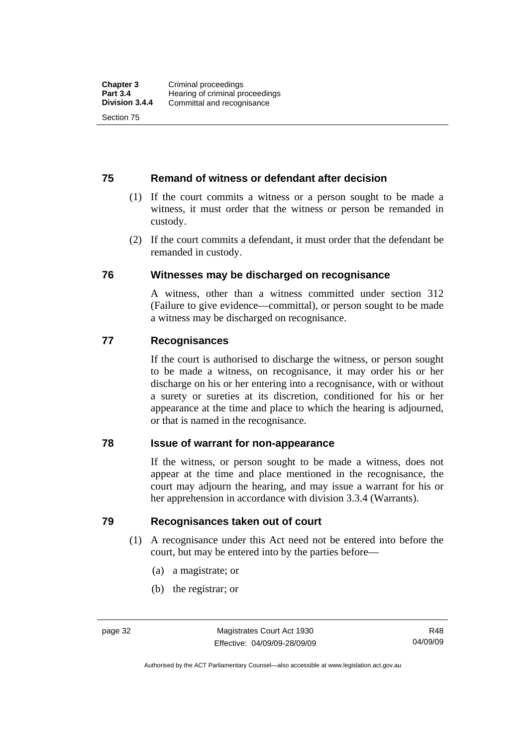### 75 Remand of witness or defendant after decision

(1) If the court commits a witness or a person sought to be made a witness, it must order that the witness or person be remanded in custody.

(2) If the court commits a defendant, it must order that the defendant be remanded in custody.

### 76 Witnesses may be discharged on recognisance

A witness, other than a witness committed under section 312 (Failure to give evidence—committal), or person sought to be made a witness may be discharged on recognisance.

### 77 Recognisances

If the court is authorised to discharge the witness, or person sought to be made a witness, on recognisance, it may order his or her discharge on his or her entering into a recognisance, with or without a surety or sureties at its discretion, conditioned for his or her appearance at the time and place to which the hearing is adjourned, or that is named in the recognisance.

### 78 Issue of warrant for non-appearance

If the witness, or person sought to be made a witness, does not appear at the time and place mentioned in the recognisance, the court may adjourn the hearing, and may issue a warrant for his or her apprehension in accordance with division 3.3.4 (Warrants).

### 79 Recognisances taken out of court

(1) A recognisance under this Act need not be entered into before the court, but may be entered into by the parties before—

(a) a magistrate; or

(b) the registrar; or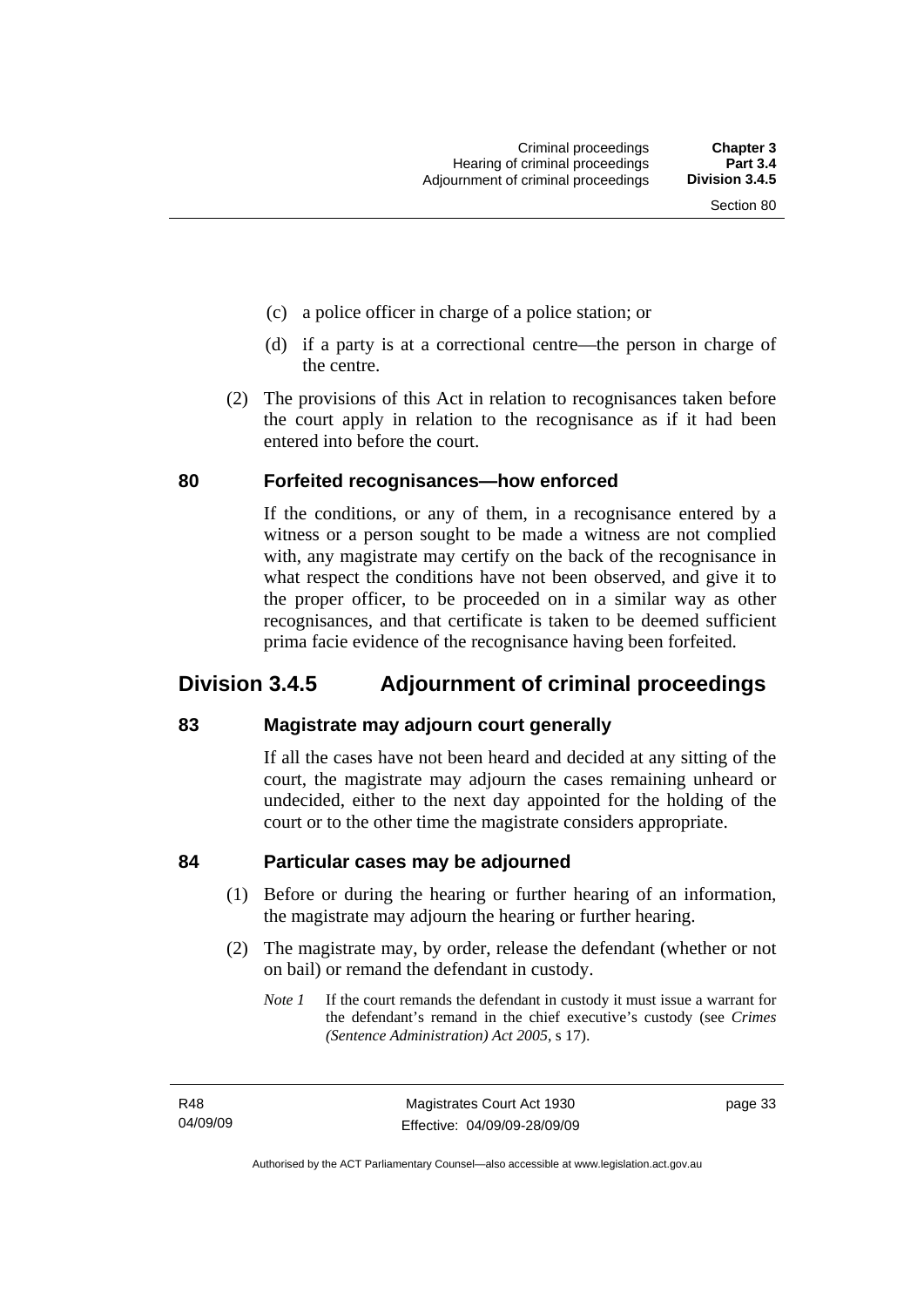(c) a police officer in charge of a police station; or

(d) if a party is at a correctional centre—the person in charge of the centre.

(2) The provisions of this Act in relation to recognisances taken before the court apply in relation to the recognisance as if it had been entered into before the court.

### 80 Forfeited recognisances—how enforced

If the conditions, or any of them, in a recognisance entered by a witness or a person sought to be made a witness are not complied with, any magistrate may certify on the back of the recognisance in what respect the conditions have not been observed, and give it to the proper officer, to be proceeded on in a similar way as other recognisances, and that certificate is taken to be deemed sufficient prima facie evidence of the recognisance having been forfeited.

## Division 3.4.5 Adjournment of criminal proceedings

### 83 Magistrate may adjourn court generally

If all the cases have not been heard and decided at any sitting of the court, the magistrate may adjourn the cases remaining unheard or undecided, either to the next day appointed for the holding of the court or to the other time the magistrate considers appropriate.

### 84 Particular cases may be adjourned

(1) Before or during the hearing or further hearing of an information, the magistrate may adjourn the hearing or further hearing.

(2) The magistrate may, by order, release the defendant (whether or not on bail) or remand the defendant in custody.

*Note 1* If the court remands the defendant in custody it must issue a warrant for the defendant's remand in the chief executive's custody (see *Crimes (Sentence Administration) Act 2005*, s 17).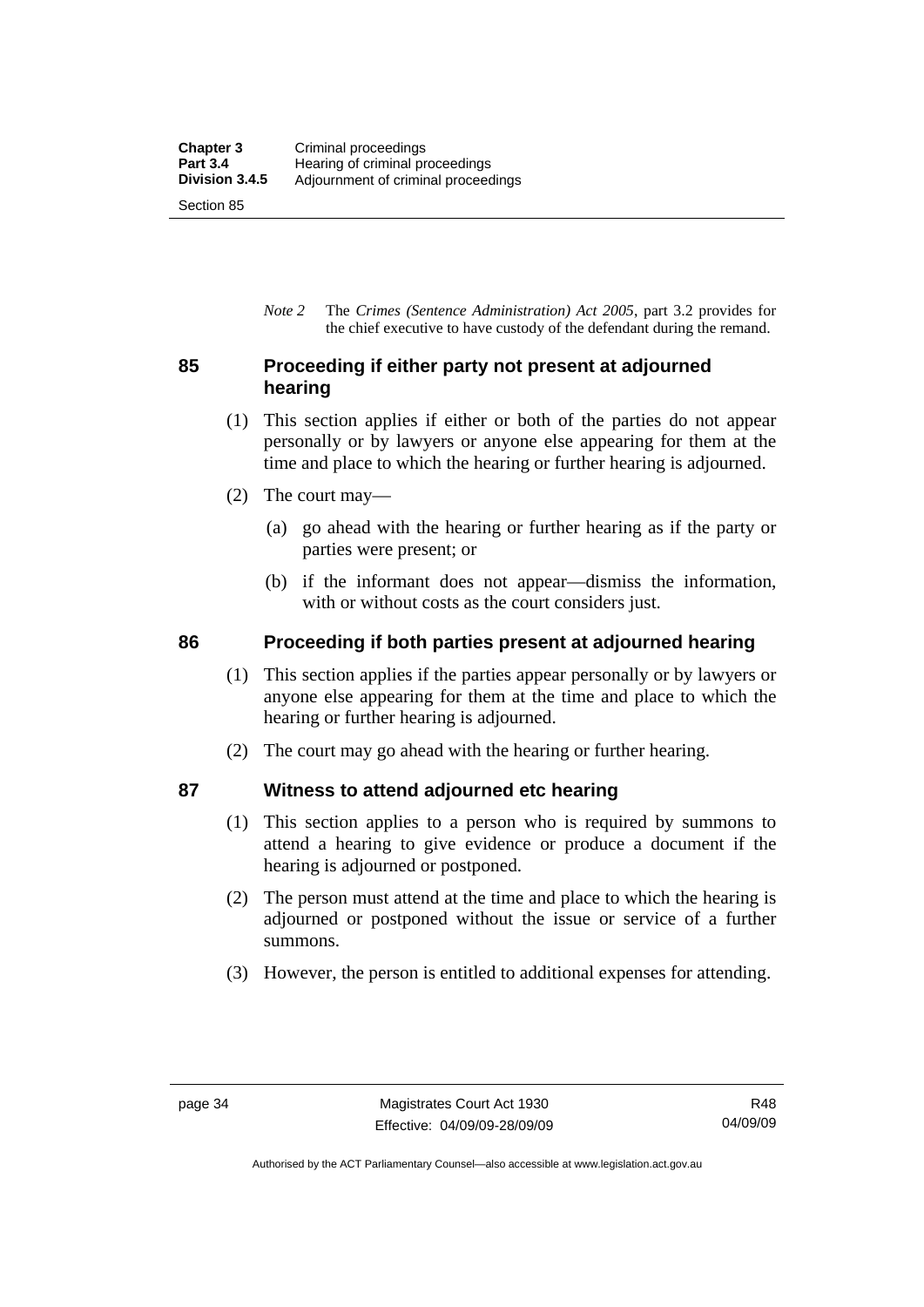*Note 2* The *Crimes (Sentence Administration) Act 2005*, part 3.2 provides for the chief executive to have custody of the defendant during the remand.

## 85 Proceeding if either party not present at adjourned hearing

(1) This section applies if either or both of the parties do not appear personally or by lawyers or anyone else appearing for them at the time and place to which the hearing or further hearing is adjourned.

(2) The court may—

(a) go ahead with the hearing or further hearing as if the party or parties were present; or

(b) if the informant does not appear—dismiss the information, with or without costs as the court considers just.

## 86 Proceeding if both parties present at adjourned hearing

(1) This section applies if the parties appear personally or by lawyers or anyone else appearing for them at the time and place to which the hearing or further hearing is adjourned.

(2) The court may go ahead with the hearing or further hearing.

## 87 Witness to attend adjourned etc hearing

(1) This section applies to a person who is required by summons to attend a hearing to give evidence or produce a document if the hearing is adjourned or postponed.

(2) The person must attend at the time and place to which the hearing is adjourned or postponed without the issue or service of a further summons.

(3) However, the person is entitled to additional expenses for attending.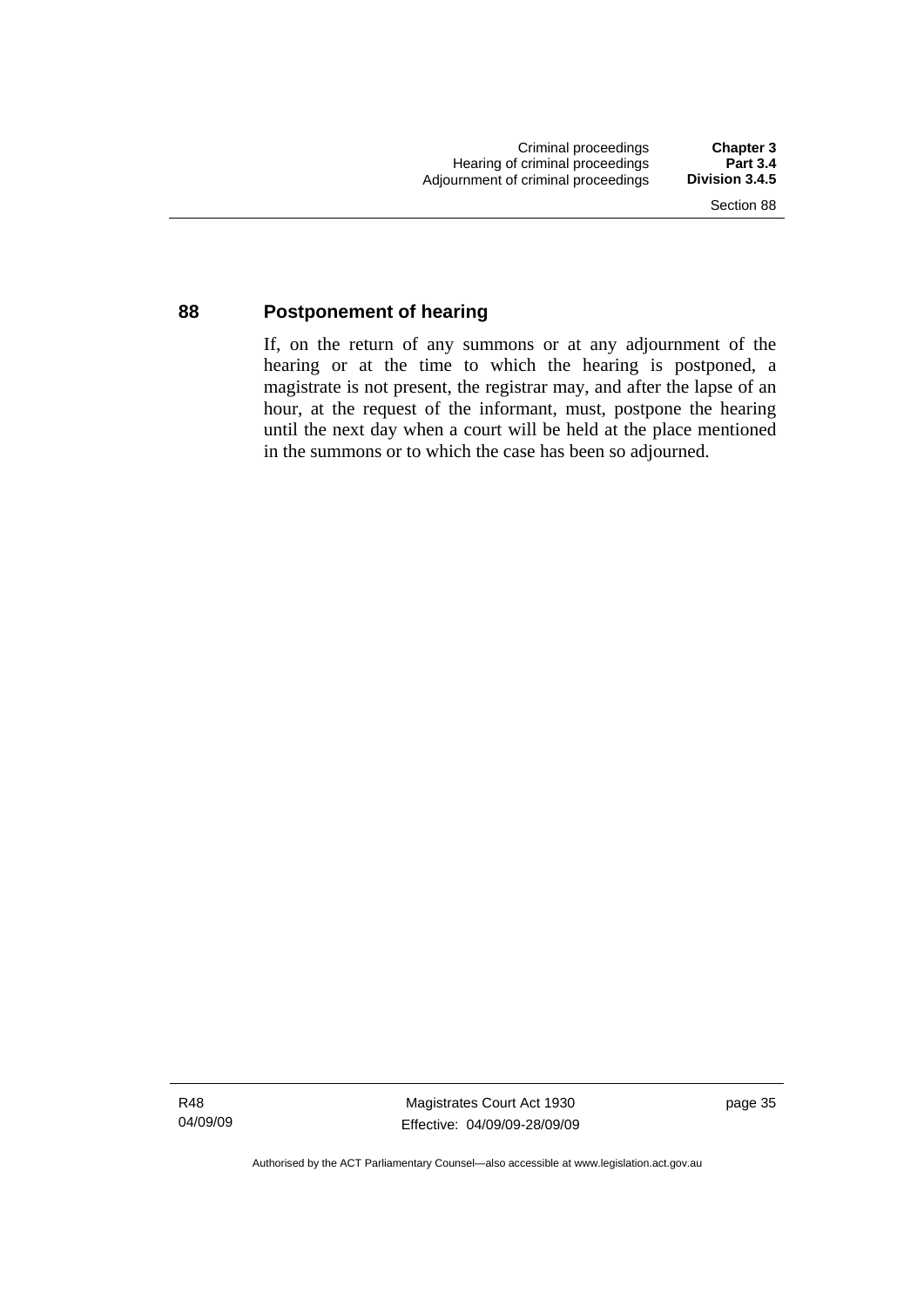## 88 Postponement of hearing

If, on the return of any summons or at any adjournment of the hearing or at the time to which the hearing is postponed, a magistrate is not present, the registrar may, and after the lapse of an hour, at the request of the informant, must, postpone the hearing until the next day when a court will be held at the place mentioned in the summons or to which the case has been so adjourned.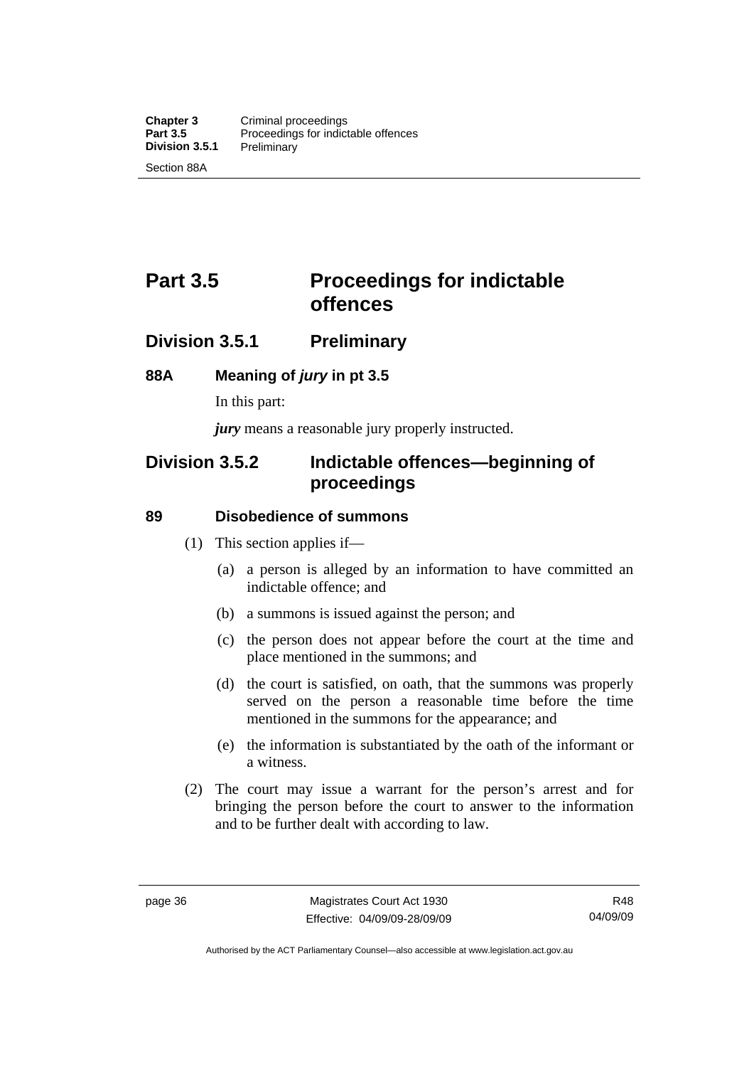# Part 3.5 Proceedings for indictable offences

## Division 3.5.1 Preliminary

### 88A Meaning of *jury* in pt 3.5

In this part:

***jury*** means a reasonable jury properly instructed.

## Division 3.5.2 Indictable offences—beginning of proceedings

### 89 Disobedience of summons

(1) This section applies if—

(a) a person is alleged by an information to have committed an indictable offence; and

(b) a summons is issued against the person; and

(c) the person does not appear before the court at the time and place mentioned in the summons; and

(d) the court is satisfied, on oath, that the summons was properly served on the person a reasonable time before the time mentioned in the summons for the appearance; and

(e) the information is substantiated by the oath of the informant or a witness.

(2) The court may issue a warrant for the person's arrest and for bringing the person before the court to answer to the information and to be further dealt with according to law.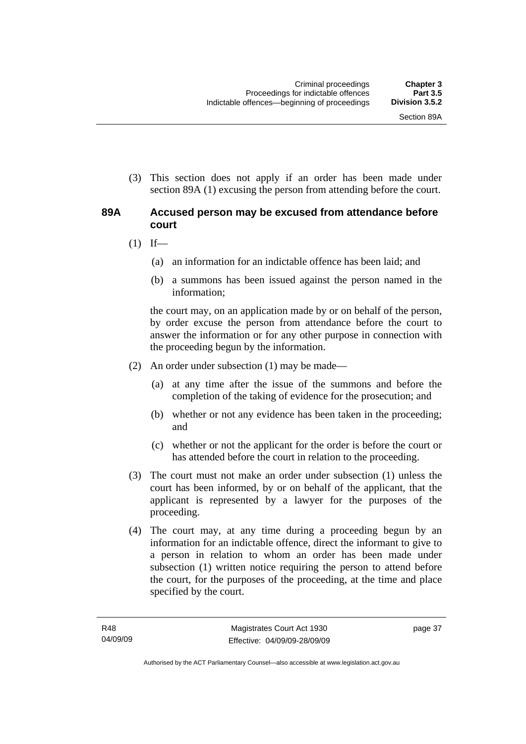(3) This section does not apply if an order has been made under section 89A (1) excusing the person from attending before the court.

### 89A Accused person may be excused from attendance before court

(1) If—

(a) an information for an indictable offence has been laid; and

(b) a summons has been issued against the person named in the information;

the court may, on an application made by or on behalf of the person, by order excuse the person from attendance before the court to answer the information or for any other purpose in connection with the proceeding begun by the information.

(2) An order under subsection (1) may be made—

(a) at any time after the issue of the summons and before the completion of the taking of evidence for the prosecution; and

(b) whether or not any evidence has been taken in the proceeding; and

(c) whether or not the applicant for the order is before the court or has attended before the court in relation to the proceeding.

(3) The court must not make an order under subsection (1) unless the court has been informed, by or on behalf of the applicant, that the applicant is represented by a lawyer for the purposes of the proceeding.

(4) The court may, at any time during a proceeding begun by an information for an indictable offence, direct the informant to give to a person in relation to whom an order has been made under subsection (1) written notice requiring the person to attend before the court, for the purposes of the proceeding, at the time and place specified by the court.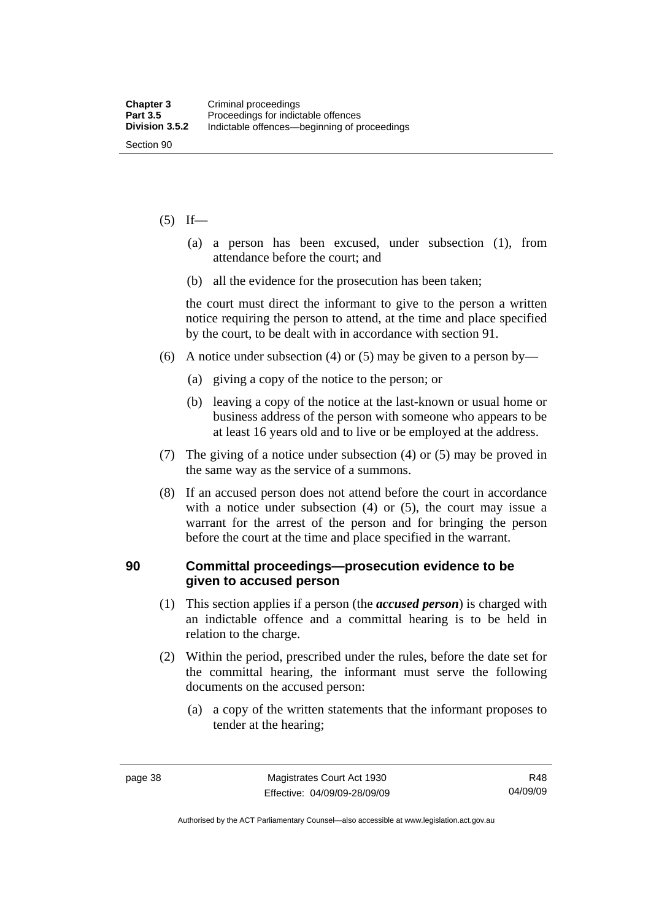(5) If—

(a) a person has been excused, under subsection (1), from attendance before the court; and

(b) all the evidence for the prosecution has been taken;

the court must direct the informant to give to the person a written notice requiring the person to attend, at the time and place specified by the court, to be dealt with in accordance with section 91.

(6) A notice under subsection (4) or (5) may be given to a person by—

(a) giving a copy of the notice to the person; or

(b) leaving a copy of the notice at the last-known or usual home or business address of the person with someone who appears to be at least 16 years old and to live or be employed at the address.

(7) The giving of a notice under subsection (4) or (5) may be proved in the same way as the service of a summons.

(8) If an accused person does not attend before the court in accordance with a notice under subsection (4) or (5), the court may issue a warrant for the arrest of the person and for bringing the person before the court at the time and place specified in the warrant.

### 90 Committal proceedings—prosecution evidence to be given to accused person

(1) This section applies if a person (the ***accused person***) is charged with an indictable offence and a committal hearing is to be held in relation to the charge.

(2) Within the period, prescribed under the rules, before the date set for the committal hearing, the informant must serve the following documents on the accused person:

(a) a copy of the written statements that the informant proposes to tender at the hearing;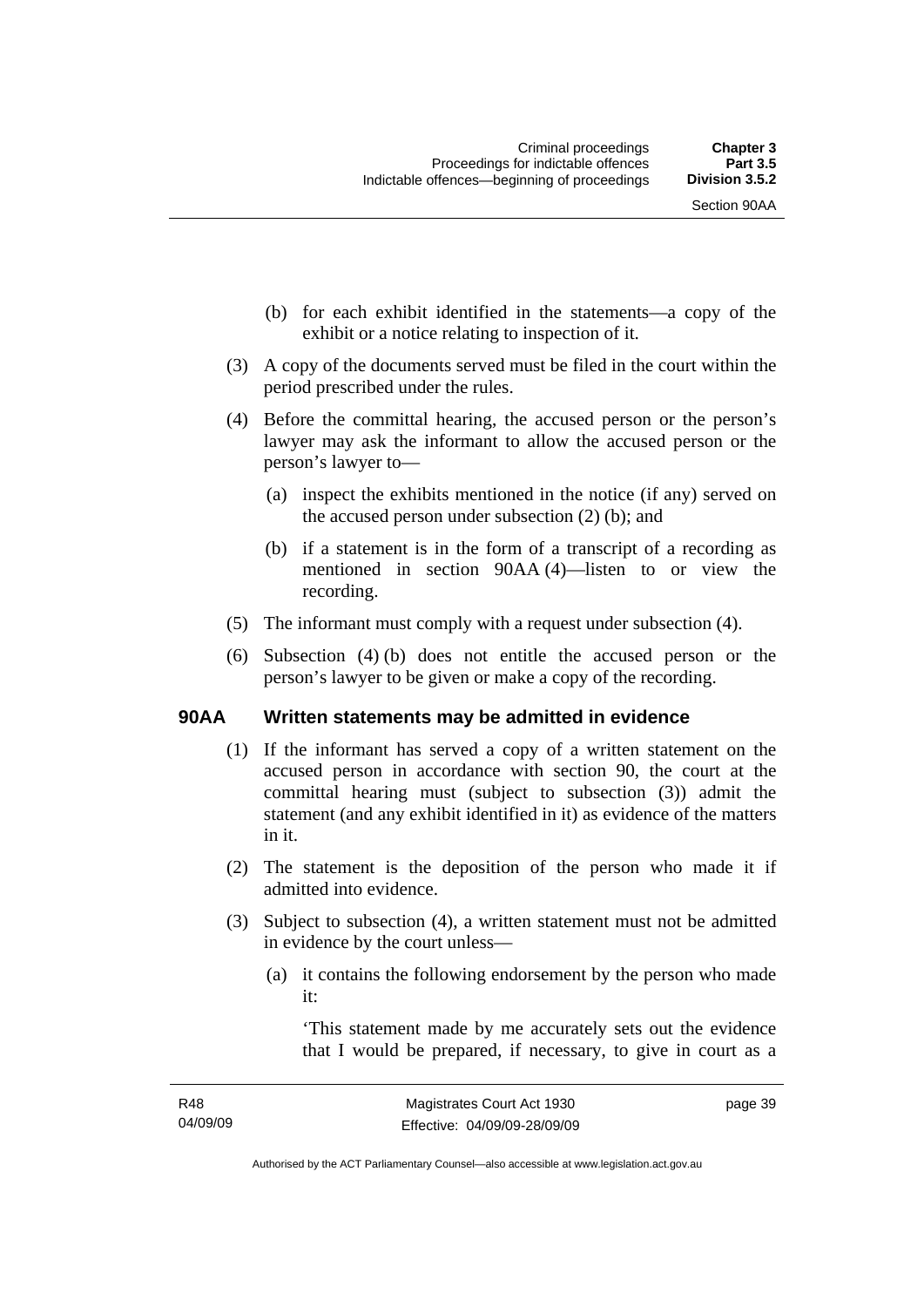(b) for each exhibit identified in the statements—a copy of the exhibit or a notice relating to inspection of it.

(3) A copy of the documents served must be filed in the court within the period prescribed under the rules.

(4) Before the committal hearing, the accused person or the person's lawyer may ask the informant to allow the accused person or the person's lawyer to—

(a) inspect the exhibits mentioned in the notice (if any) served on the accused person under subsection (2) (b); and

(b) if a statement is in the form of a transcript of a recording as mentioned in section 90AA (4)—listen to or view the recording.

(5) The informant must comply with a request under subsection (4).

(6) Subsection (4) (b) does not entitle the accused person or the person's lawyer to be given or make a copy of the recording.

### 90AA Written statements may be admitted in evidence

(1) If the informant has served a copy of a written statement on the accused person in accordance with section 90, the court at the committal hearing must (subject to subsection (3)) admit the statement (and any exhibit identified in it) as evidence of the matters in it.

(2) The statement is the deposition of the person who made it if admitted into evidence.

(3) Subject to subsection (4), a written statement must not be admitted in evidence by the court unless—

(a) it contains the following endorsement by the person who made it:

'This statement made by me accurately sets out the evidence that I would be prepared, if necessary, to give in court as a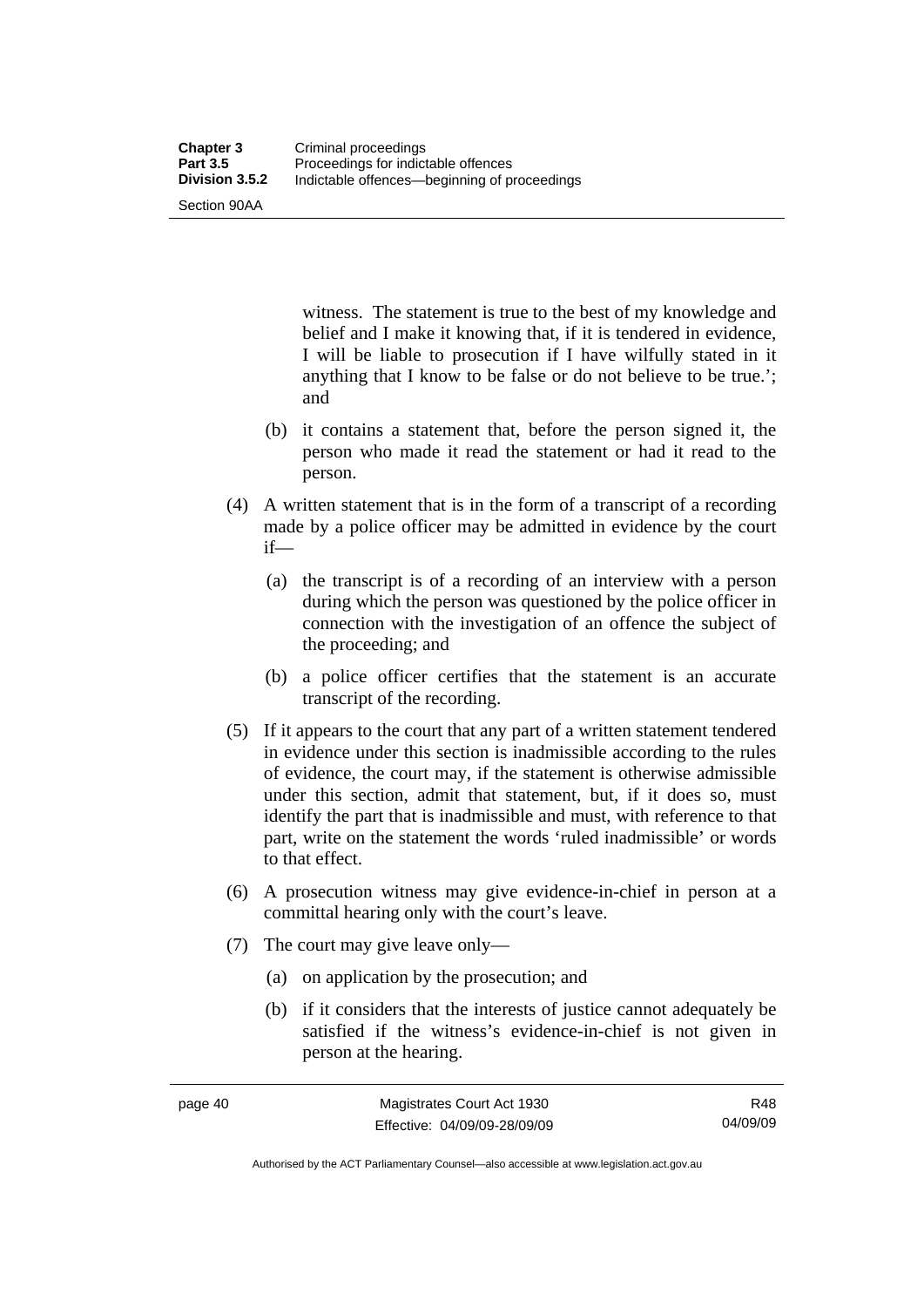witness. The statement is true to the best of my knowledge and belief and I make it knowing that, if it is tendered in evidence, I will be liable to prosecution if I have wilfully stated in it anything that I know to be false or do not believe to be true.'; and

(b) it contains a statement that, before the person signed it, the person who made it read the statement or had it read to the person.

(4) A written statement that is in the form of a transcript of a recording made by a police officer may be admitted in evidence by the court if—

(a) the transcript is of a recording of an interview with a person during which the person was questioned by the police officer in connection with the investigation of an offence the subject of the proceeding; and

(b) a police officer certifies that the statement is an accurate transcript of the recording.

(5) If it appears to the court that any part of a written statement tendered in evidence under this section is inadmissible according to the rules of evidence, the court may, if the statement is otherwise admissible under this section, admit that statement, but, if it does so, must identify the part that is inadmissible and must, with reference to that part, write on the statement the words 'ruled inadmissible' or words to that effect.

(6) A prosecution witness may give evidence-in-chief in person at a committal hearing only with the court's leave.

(7) The court may give leave only—

(a) on application by the prosecution; and

(b) if it considers that the interests of justice cannot adequately be satisfied if the witness's evidence-in-chief is not given in person at the hearing.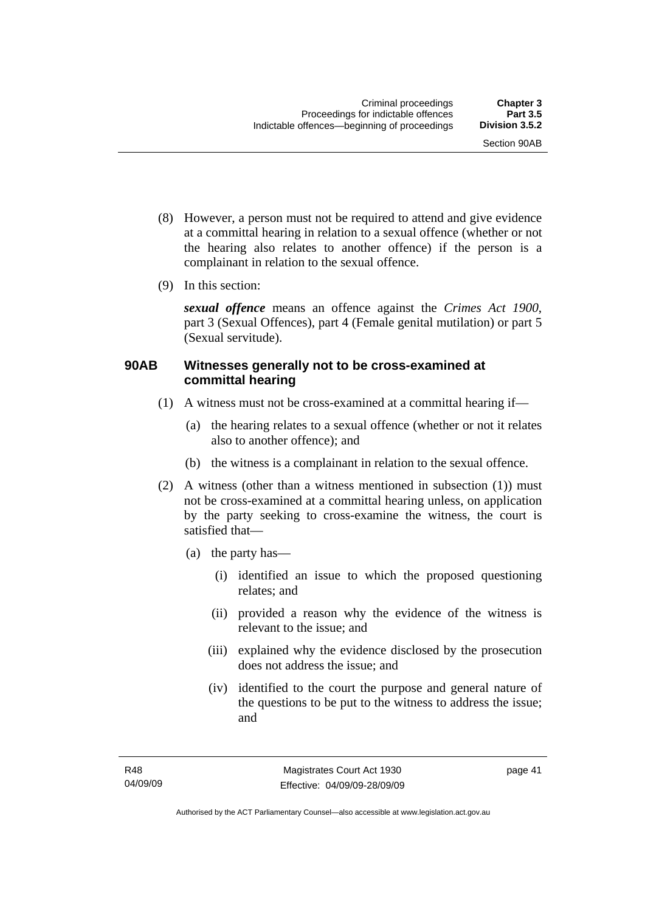(8) However, a person must not be required to attend and give evidence at a committal hearing in relation to a sexual offence (whether or not the hearing also relates to another offence) if the person is a complainant in relation to the sexual offence.

(9) In this section:

***sexual offence*** means an offence against the *Crimes Act 1900*, part 3 (Sexual Offences), part 4 (Female genital mutilation) or part 5 (Sexual servitude).

### 90AB Witnesses generally not to be cross-examined at committal hearing

(1) A witness must not be cross-examined at a committal hearing if—

- (a) the hearing relates to a sexual offence (whether or not it relates also to another offence); and
- (b) the witness is a complainant in relation to the sexual offence.

(2) A witness (other than a witness mentioned in subsection (1)) must not be cross-examined at a committal hearing unless, on application by the party seeking to cross-examine the witness, the court is satisfied that—

- (a) the party has—
  - (i) identified an issue to which the proposed questioning relates; and
  - (ii) provided a reason why the evidence of the witness is relevant to the issue; and
  - (iii) explained why the evidence disclosed by the prosecution does not address the issue; and
  - (iv) identified to the court the purpose and general nature of the questions to be put to the witness to address the issue; and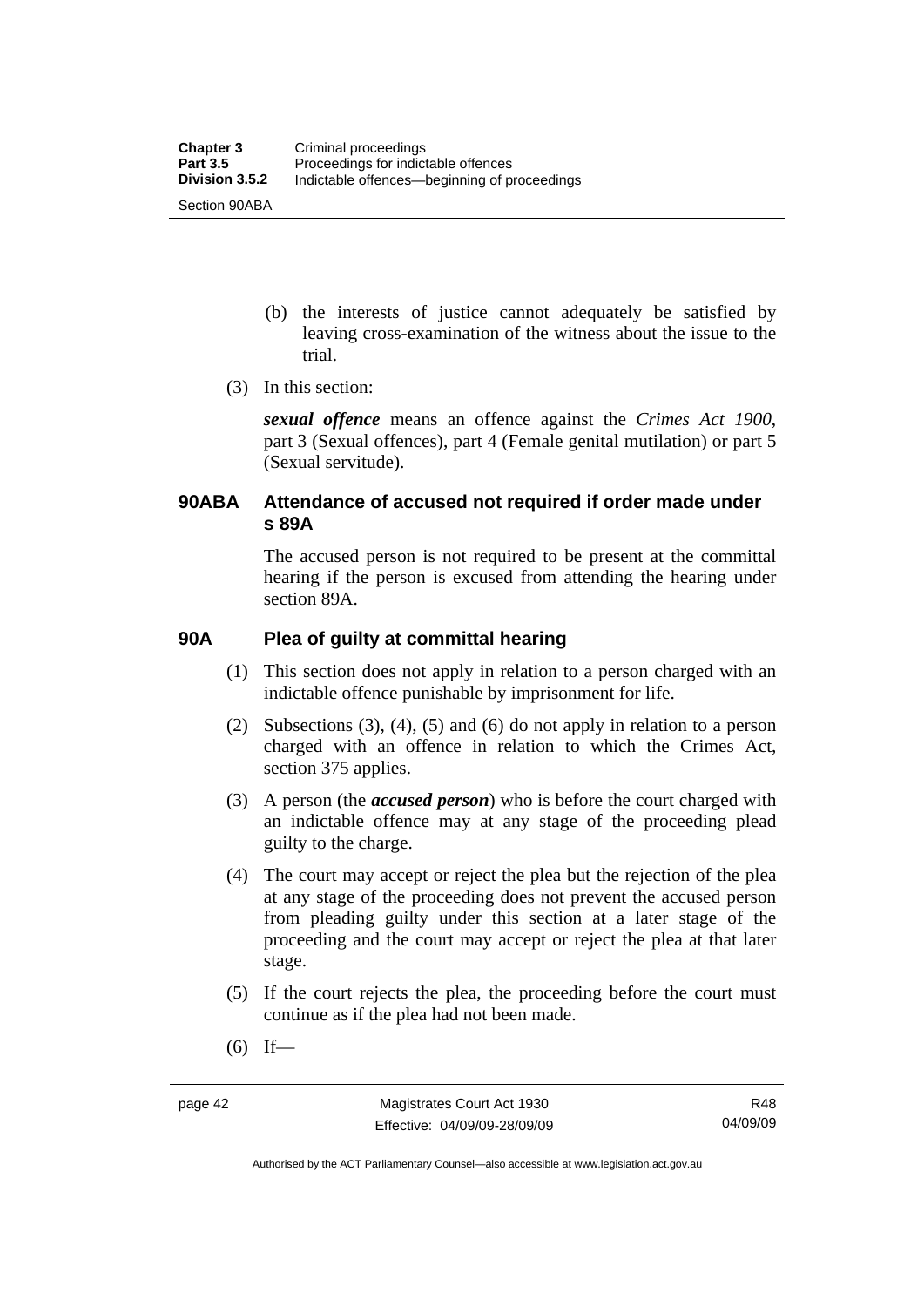(b) the interests of justice cannot adequately be satisfied by leaving cross-examination of the witness about the issue to the trial.

(3) In this section:

***sexual offence*** means an offence against the *Crimes Act 1900*, part 3 (Sexual offences), part 4 (Female genital mutilation) or part 5 (Sexual servitude).

### 90ABA Attendance of accused not required if order made under s 89A

The accused person is not required to be present at the committal hearing if the person is excused from attending the hearing under section 89A.

### 90A Plea of guilty at committal hearing

(1) This section does not apply in relation to a person charged with an indictable offence punishable by imprisonment for life.

(2) Subsections (3), (4), (5) and (6) do not apply in relation to a person charged with an offence in relation to which the Crimes Act, section 375 applies.

(3) A person (the ***accused person***) who is before the court charged with an indictable offence may at any stage of the proceeding plead guilty to the charge.

(4) The court may accept or reject the plea but the rejection of the plea at any stage of the proceeding does not prevent the accused person from pleading guilty under this section at a later stage of the proceeding and the court may accept or reject the plea at that later stage.

(5) If the court rejects the plea, the proceeding before the court must continue as if the plea had not been made.

(6) If—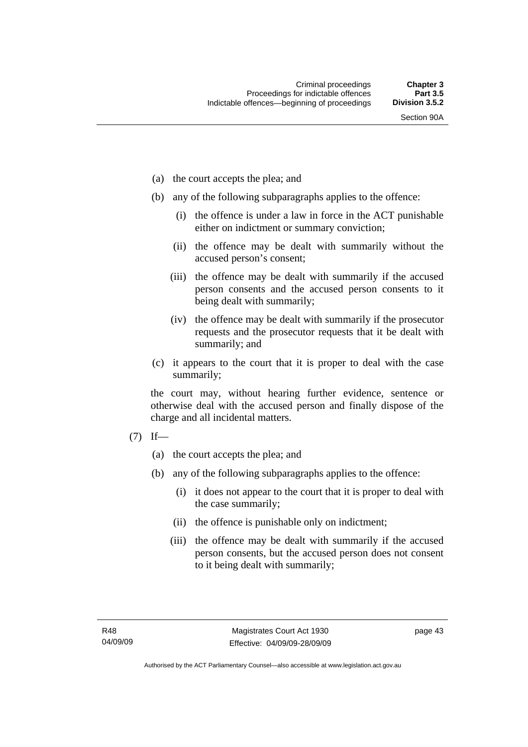(a) the court accepts the plea; and

(b) any of the following subparagraphs applies to the offence:

   (i) the offence is under a law in force in the ACT punishable either on indictment or summary conviction;

   (ii) the offence may be dealt with summarily without the accused person's consent;

   (iii) the offence may be dealt with summarily if the accused person consents and the accused person consents to it being dealt with summarily;

   (iv) the offence may be dealt with summarily if the prosecutor requests and the prosecutor requests that it be dealt with summarily; and

(c) it appears to the court that it is proper to deal with the case summarily;

the court may, without hearing further evidence, sentence or otherwise deal with the accused person and finally dispose of the charge and all incidental matters.

(7) If—

(a) the court accepts the plea; and

(b) any of the following subparagraphs applies to the offence:

   (i) it does not appear to the court that it is proper to deal with the case summarily;

   (ii) the offence is punishable only on indictment;

   (iii) the offence may be dealt with summarily if the accused person consents, but the accused person does not consent to it being dealt with summarily;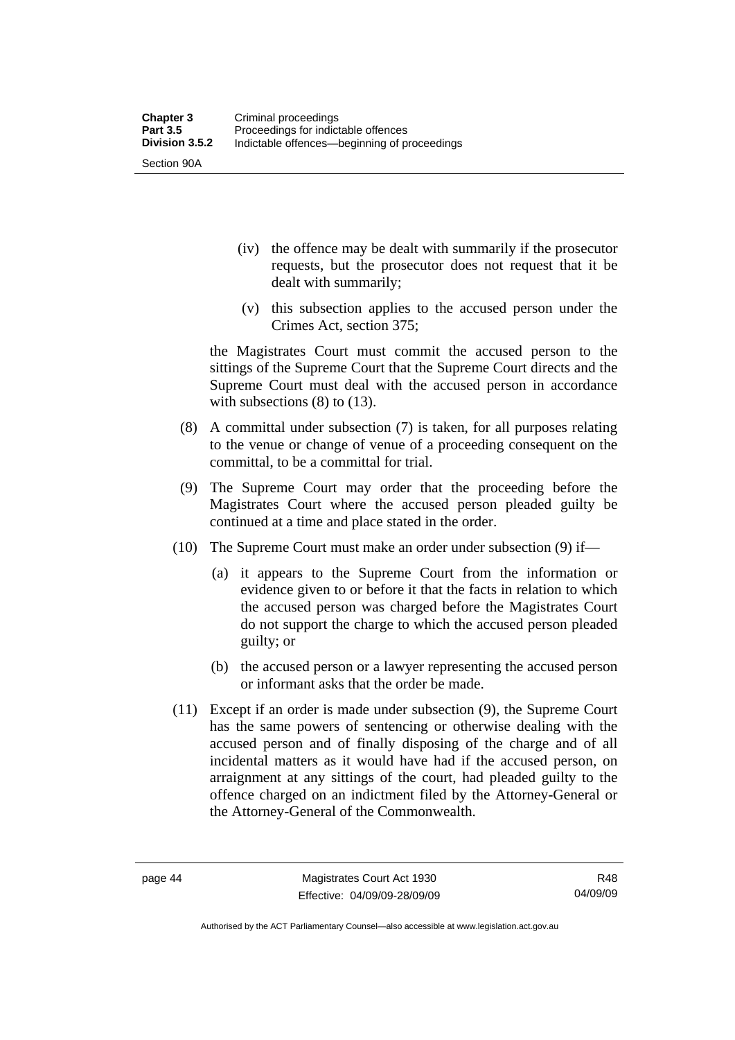(iv) the offence may be dealt with summarily if the prosecutor requests, but the prosecutor does not request that it be dealt with summarily;

(v) this subsection applies to the accused person under the Crimes Act, section 375;

the Magistrates Court must commit the accused person to the sittings of the Supreme Court that the Supreme Court directs and the Supreme Court must deal with the accused person in accordance with subsections (8) to (13).

(8) A committal under subsection (7) is taken, for all purposes relating to the venue or change of venue of a proceeding consequent on the committal, to be a committal for trial.

(9) The Supreme Court may order that the proceeding before the Magistrates Court where the accused person pleaded guilty be continued at a time and place stated in the order.

(10) The Supreme Court must make an order under subsection (9) if—

(a) it appears to the Supreme Court from the information or evidence given to or before it that the facts in relation to which the accused person was charged before the Magistrates Court do not support the charge to which the accused person pleaded guilty; or

(b) the accused person or a lawyer representing the accused person or informant asks that the order be made.

(11) Except if an order is made under subsection (9), the Supreme Court has the same powers of sentencing or otherwise dealing with the accused person and of finally disposing of the charge and of all incidental matters as it would have had if the accused person, on arraignment at any sittings of the court, had pleaded guilty to the offence charged on an indictment filed by the Attorney-General or the Attorney-General of the Commonwealth.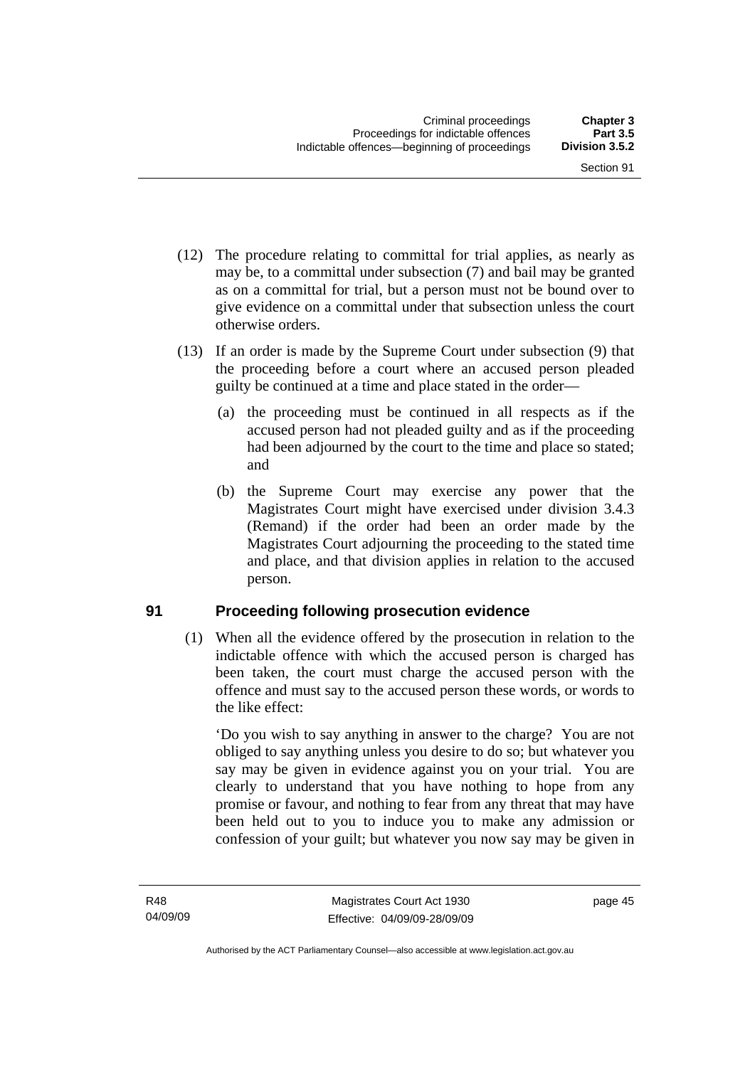(12) The procedure relating to committal for trial applies, as nearly as may be, to a committal under subsection (7) and bail may be granted as on a committal for trial, but a person must not be bound over to give evidence on a committal under that subsection unless the court otherwise orders.

(13) If an order is made by the Supreme Court under subsection (9) that the proceeding before a court where an accused person pleaded guilty be continued at a time and place stated in the order—

(a) the proceeding must be continued in all respects as if the accused person had not pleaded guilty and as if the proceeding had been adjourned by the court to the time and place so stated; and

(b) the Supreme Court may exercise any power that the Magistrates Court might have exercised under division 3.4.3 (Remand) if the order had been an order made by the Magistrates Court adjourning the proceeding to the stated time and place, and that division applies in relation to the accused person.

## 91 Proceeding following prosecution evidence

(1) When all the evidence offered by the prosecution in relation to the indictable offence with which the accused person is charged has been taken, the court must charge the accused person with the offence and must say to the accused person these words, or words to the like effect:

'Do you wish to say anything in answer to the charge? You are not obliged to say anything unless you desire to do so; but whatever you say may be given in evidence against you on your trial. You are clearly to understand that you have nothing to hope from any promise or favour, and nothing to fear from any threat that may have been held out to you to induce you to make any admission or confession of your guilt; but whatever you now say may be given in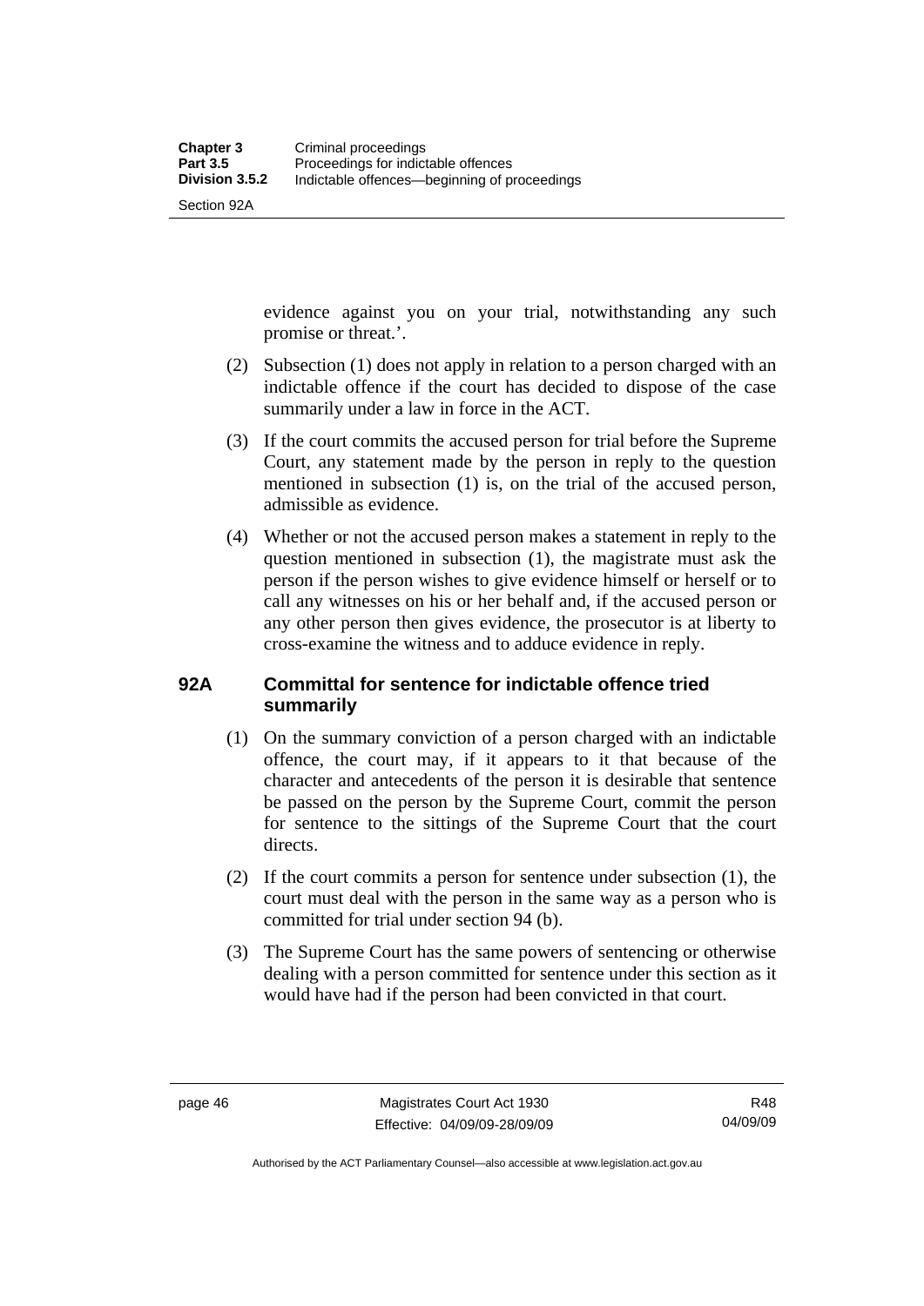evidence against you on your trial, notwithstanding any such promise or threat.'.

(2) Subsection (1) does not apply in relation to a person charged with an indictable offence if the court has decided to dispose of the case summarily under a law in force in the ACT.

(3) If the court commits the accused person for trial before the Supreme Court, any statement made by the person in reply to the question mentioned in subsection (1) is, on the trial of the accused person, admissible as evidence.

(4) Whether or not the accused person makes a statement in reply to the question mentioned in subsection (1), the magistrate must ask the person if the person wishes to give evidence himself or herself or to call any witnesses on his or her behalf and, if the accused person or any other person then gives evidence, the prosecutor is at liberty to cross-examine the witness and to adduce evidence in reply.

### 92A Committal for sentence for indictable offence tried summarily

(1) On the summary conviction of a person charged with an indictable offence, the court may, if it appears to it that because of the character and antecedents of the person it is desirable that sentence be passed on the person by the Supreme Court, commit the person for sentence to the sittings of the Supreme Court that the court directs.

(2) If the court commits a person for sentence under subsection (1), the court must deal with the person in the same way as a person who is committed for trial under section 94 (b).

(3) The Supreme Court has the same powers of sentencing or otherwise dealing with a person committed for sentence under this section as it would have had if the person had been convicted in that court.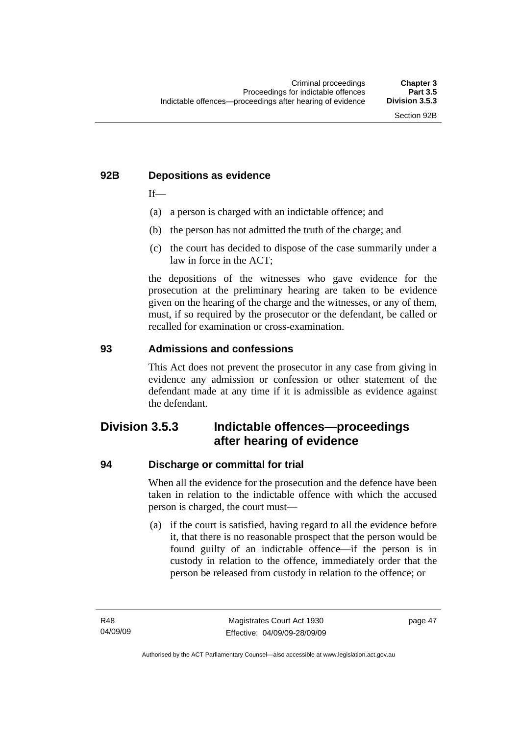### 92B Depositions as evidence

If—

(a) a person is charged with an indictable offence; and

(b) the person has not admitted the truth of the charge; and

(c) the court has decided to dispose of the case summarily under a law in force in the ACT;

the depositions of the witnesses who gave evidence for the prosecution at the preliminary hearing are taken to be evidence given on the hearing of the charge and the witnesses, or any of them, must, if so required by the prosecutor or the defendant, be called or recalled for examination or cross-examination.

### 93 Admissions and confessions

This Act does not prevent the prosecutor in any case from giving in evidence any admission or confession or other statement of the defendant made at any time if it is admissible as evidence against the defendant.

## Division 3.5.3 Indictable offences—proceedings after hearing of evidence

### 94 Discharge or committal for trial

When all the evidence for the prosecution and the defence have been taken in relation to the indictable offence with which the accused person is charged, the court must—

(a) if the court is satisfied, having regard to all the evidence before it, that there is no reasonable prospect that the person would be found guilty of an indictable offence—if the person is in custody in relation to the offence, immediately order that the person be released from custody in relation to the offence; or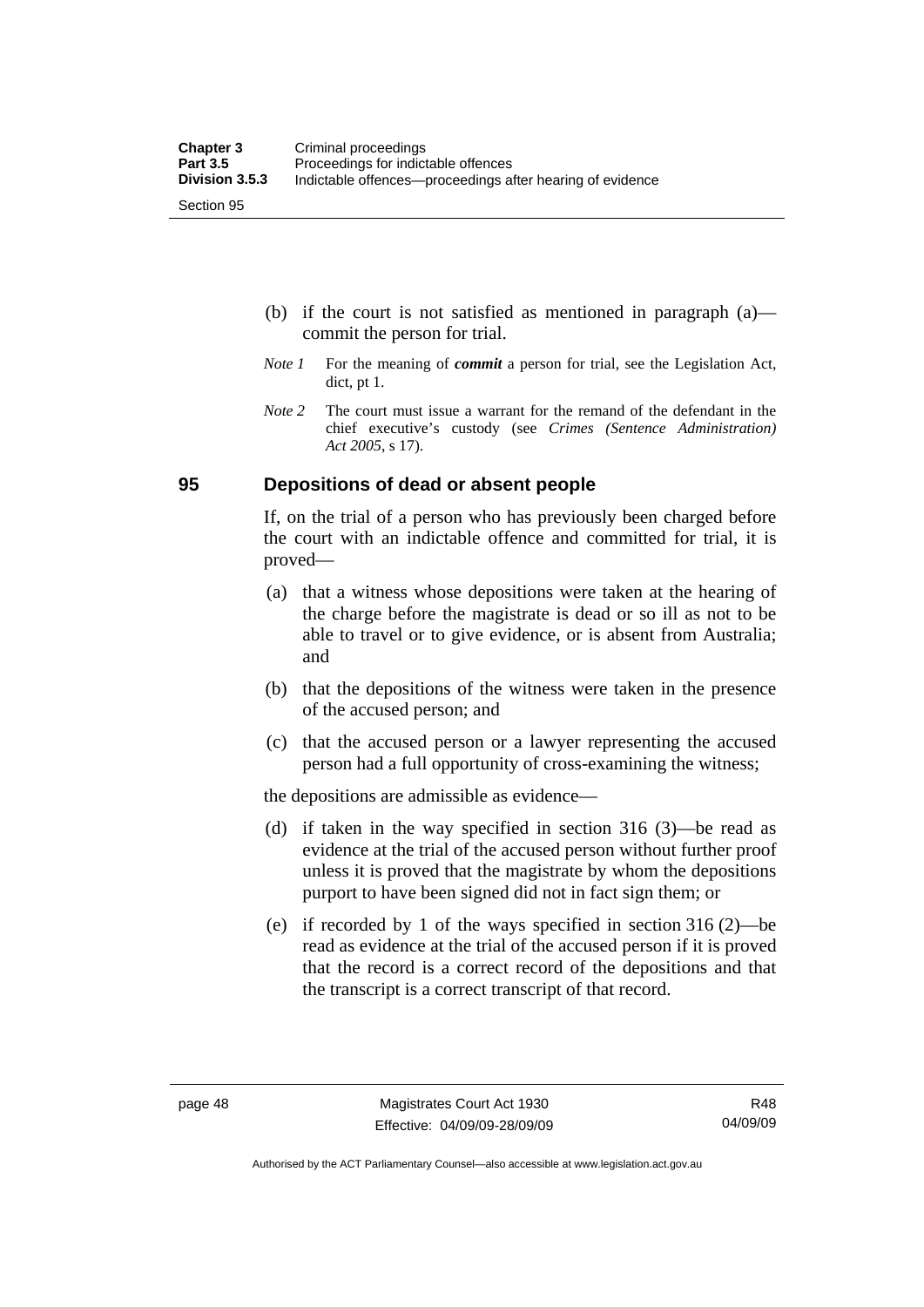(b) if the court is not satisfied as mentioned in paragraph (a)—commit the person for trial.

*Note 1* For the meaning of ***commit*** a person for trial, see the Legislation Act, dict, pt 1.

*Note 2* The court must issue a warrant for the remand of the defendant in the chief executive's custody (see *Crimes (Sentence Administration) Act 2005*, s 17).

## 95 Depositions of dead or absent people

If, on the trial of a person who has previously been charged before the court with an indictable offence and committed for trial, it is proved—

(a) that a witness whose depositions were taken at the hearing of the charge before the magistrate is dead or so ill as not to be able to travel or to give evidence, or is absent from Australia; and

(b) that the depositions of the witness were taken in the presence of the accused person; and

(c) that the accused person or a lawyer representing the accused person had a full opportunity of cross-examining the witness;

the depositions are admissible as evidence—

(d) if taken in the way specified in section 316 (3)—be read as evidence at the trial of the accused person without further proof unless it is proved that the magistrate by whom the depositions purport to have been signed did not in fact sign them; or

(e) if recorded by 1 of the ways specified in section 316 (2)—be read as evidence at the trial of the accused person if it is proved that the record is a correct record of the depositions and that the transcript is a correct transcript of that record.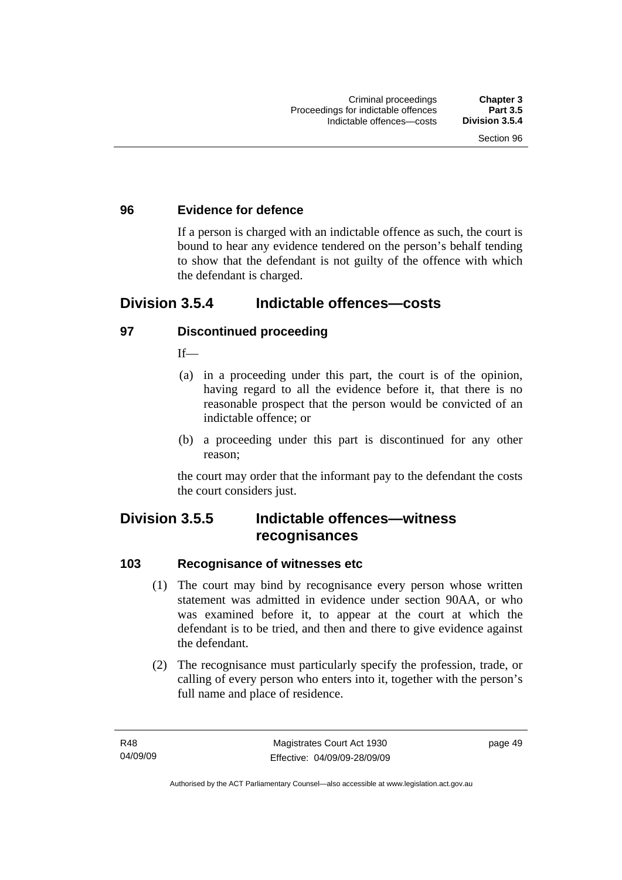### 96 Evidence for defence

If a person is charged with an indictable offence as such, the court is bound to hear any evidence tendered on the person's behalf tending to show that the defendant is not guilty of the offence with which the defendant is charged.

## Division 3.5.4 Indictable offences—costs

### 97 Discontinued proceeding

If—

(a) in a proceeding under this part, the court is of the opinion, having regard to all the evidence before it, that there is no reasonable prospect that the person would be convicted of an indictable offence; or

(b) a proceeding under this part is discontinued for any other reason;

the court may order that the informant pay to the defendant the costs the court considers just.

## Division 3.5.5 Indictable offences—witness recognisances

### 103 Recognisance of witnesses etc

(1) The court may bind by recognisance every person whose written statement was admitted in evidence under section 90AA, or who was examined before it, to appear at the court at which the defendant is to be tried, and then and there to give evidence against the defendant.

(2) The recognisance must particularly specify the profession, trade, or calling of every person who enters into it, together with the person's full name and place of residence.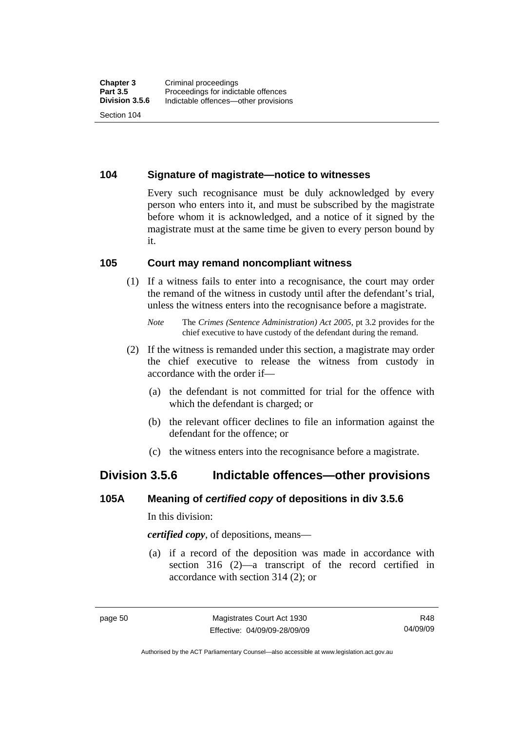## 104 Signature of magistrate—notice to witnesses

Every such recognisance must be duly acknowledged by every person who enters into it, and must be subscribed by the magistrate before whom it is acknowledged, and a notice of it signed by the magistrate must at the same time be given to every person bound by it.

## 105 Court may remand noncompliant witness

(1) If a witness fails to enter into a recognisance, the court may order the remand of the witness in custody until after the defendant's trial, unless the witness enters into the recognisance before a magistrate.

*Note* The *Crimes (Sentence Administration) Act 2005*, pt 3.2 provides for the chief executive to have custody of the defendant during the remand.

(2) If the witness is remanded under this section, a magistrate may order the chief executive to release the witness from custody in accordance with the order if—

(a) the defendant is not committed for trial for the offence with which the defendant is charged; or

(b) the relevant officer declines to file an information against the defendant for the offence; or

(c) the witness enters into the recognisance before a magistrate.

# Division 3.5.6 Indictable offences—other provisions

## 105A Meaning of *certified copy* of depositions in div 3.5.6

In this division:

***certified copy***, of depositions, means—

(a) if a record of the deposition was made in accordance with section 316 (2)—a transcript of the record certified in accordance with section 314 (2); or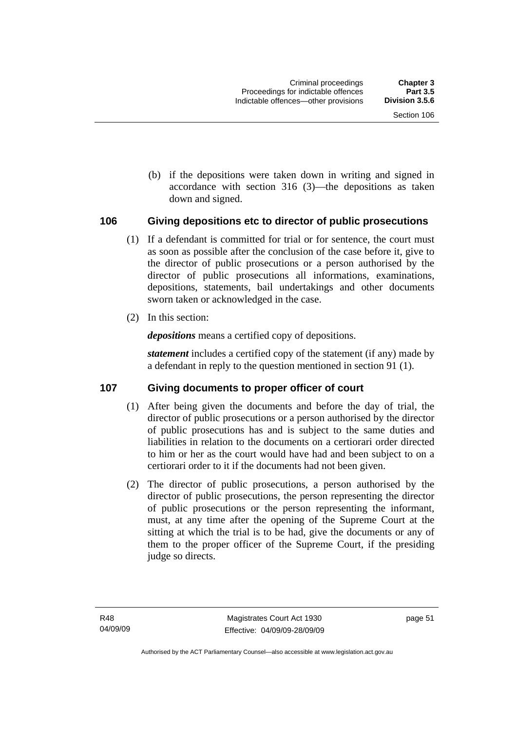(b) if the depositions were taken down in writing and signed in accordance with section 316 (3)—the depositions as taken down and signed.

### 106 Giving depositions etc to director of public prosecutions

(1) If a defendant is committed for trial or for sentence, the court must as soon as possible after the conclusion of the case before it, give to the director of public prosecutions or a person authorised by the director of public prosecutions all informations, examinations, depositions, statements, bail undertakings and other documents sworn taken or acknowledged in the case.

(2) In this section:

***depositions*** means a certified copy of depositions.

***statement*** includes a certified copy of the statement (if any) made by a defendant in reply to the question mentioned in section 91 (1).

### 107 Giving documents to proper officer of court

(1) After being given the documents and before the day of trial, the director of public prosecutions or a person authorised by the director of public prosecutions has and is subject to the same duties and liabilities in relation to the documents on a certiorari order directed to him or her as the court would have had and been subject to on a certiorari order to it if the documents had not been given.

(2) The director of public prosecutions, a person authorised by the director of public prosecutions, the person representing the director of public prosecutions or the person representing the informant, must, at any time after the opening of the Supreme Court at the sitting at which the trial is to be had, give the documents or any of them to the proper officer of the Supreme Court, if the presiding judge so directs.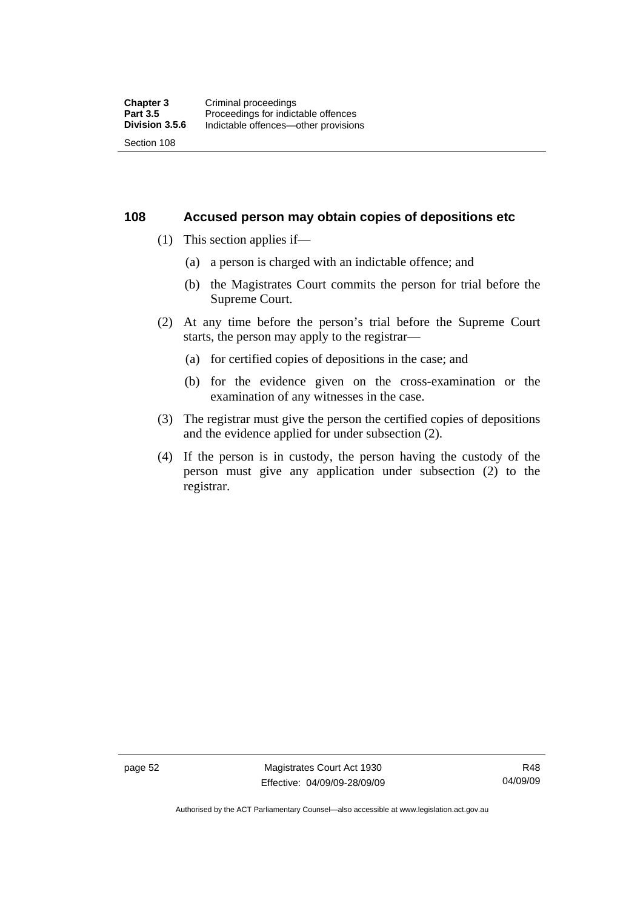## 108 Accused person may obtain copies of depositions etc

(1) This section applies if—

(a) a person is charged with an indictable offence; and

(b) the Magistrates Court commits the person for trial before the Supreme Court.

(2) At any time before the person's trial before the Supreme Court starts, the person may apply to the registrar—

(a) for certified copies of depositions in the case; and

(b) for the evidence given on the cross-examination or the examination of any witnesses in the case.

(3) The registrar must give the person the certified copies of depositions and the evidence applied for under subsection (2).

(4) If the person is in custody, the person having the custody of the person must give any application under subsection (2) to the registrar.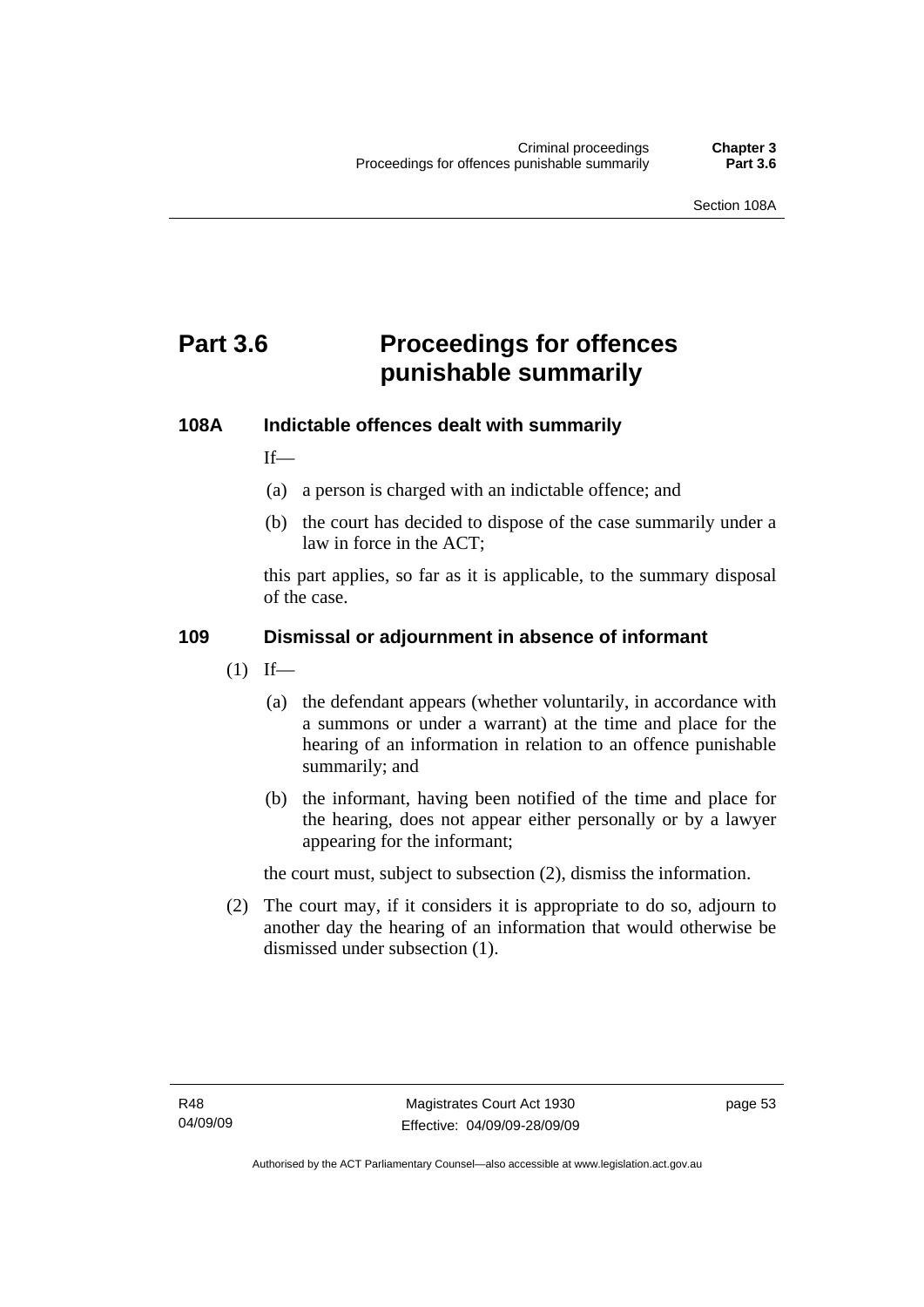# Part 3.6 Proceedings for offences punishable summarily

## 108A Indictable offences dealt with summarily

If—

(a) a person is charged with an indictable offence; and

(b) the court has decided to dispose of the case summarily under a law in force in the ACT;

this part applies, so far as it is applicable, to the summary disposal of the case.

## 109 Dismissal or adjournment in absence of informant

(1) If—

(a) the defendant appears (whether voluntarily, in accordance with a summons or under a warrant) at the time and place for the hearing of an information in relation to an offence punishable summarily; and

(b) the informant, having been notified of the time and place for the hearing, does not appear either personally or by a lawyer appearing for the informant;

the court must, subject to subsection (2), dismiss the information.

(2) The court may, if it considers it is appropriate to do so, adjourn to another day the hearing of an information that would otherwise be dismissed under subsection (1).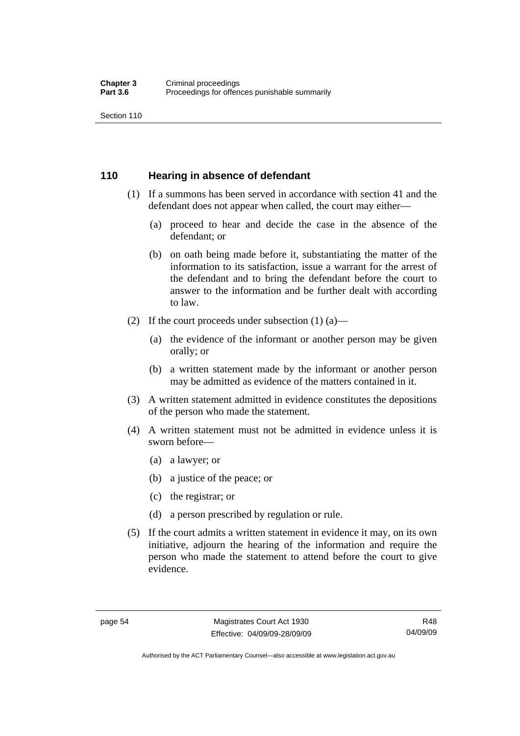## 110 Hearing in absence of defendant

(1) If a summons has been served in accordance with section 41 and the defendant does not appear when called, the court may either—

(a) proceed to hear and decide the case in the absence of the defendant; or

(b) on oath being made before it, substantiating the matter of the information to its satisfaction, issue a warrant for the arrest of the defendant and to bring the defendant before the court to answer to the information and be further dealt with according to law.

(2) If the court proceeds under subsection (1) (a)—

(a) the evidence of the informant or another person may be given orally; or

(b) a written statement made by the informant or another person may be admitted as evidence of the matters contained in it.

(3) A written statement admitted in evidence constitutes the depositions of the person who made the statement.

(4) A written statement must not be admitted in evidence unless it is sworn before—

(a) a lawyer; or

(b) a justice of the peace; or

(c) the registrar; or

(d) a person prescribed by regulation or rule.

(5) If the court admits a written statement in evidence it may, on its own initiative, adjourn the hearing of the information and require the person who made the statement to attend before the court to give evidence.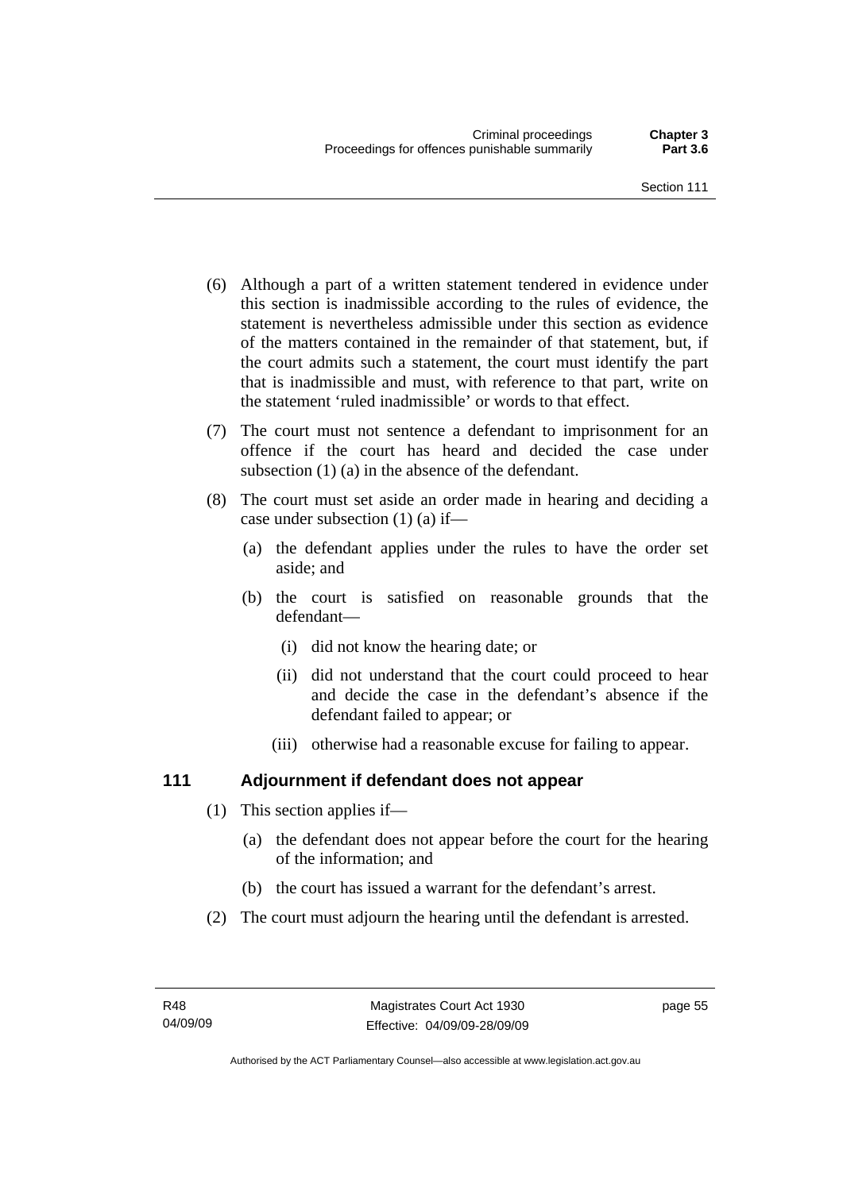(6) Although a part of a written statement tendered in evidence under this section is inadmissible according to the rules of evidence, the statement is nevertheless admissible under this section as evidence of the matters contained in the remainder of that statement, but, if the court admits such a statement, the court must identify the part that is inadmissible and must, with reference to that part, write on the statement 'ruled inadmissible' or words to that effect.

(7) The court must not sentence a defendant to imprisonment for an offence if the court has heard and decided the case under subsection (1) (a) in the absence of the defendant.

(8) The court must set aside an order made in hearing and deciding a case under subsection (1) (a) if—

(a) the defendant applies under the rules to have the order set aside; and

(b) the court is satisfied on reasonable grounds that the defendant—

(i) did not know the hearing date; or

(ii) did not understand that the court could proceed to hear and decide the case in the defendant's absence if the defendant failed to appear; or

(iii) otherwise had a reasonable excuse for failing to appear.

## 111 Adjournment if defendant does not appear

(1) This section applies if—

(a) the defendant does not appear before the court for the hearing of the information; and

(b) the court has issued a warrant for the defendant's arrest.

(2) The court must adjourn the hearing until the defendant is arrested.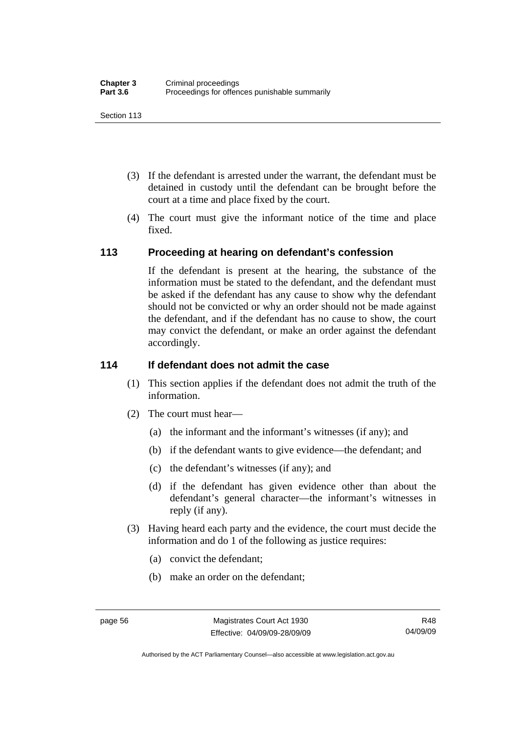(3) If the defendant is arrested under the warrant, the defendant must be detained in custody until the defendant can be brought before the court at a time and place fixed by the court.

(4) The court must give the informant notice of the time and place fixed.

## 113 Proceeding at hearing on defendant's confession

If the defendant is present at the hearing, the substance of the information must be stated to the defendant, and the defendant must be asked if the defendant has any cause to show why the defendant should not be convicted or why an order should not be made against the defendant, and if the defendant has no cause to show, the court may convict the defendant, or make an order against the defendant accordingly.

## 114 If defendant does not admit the case

(1) This section applies if the defendant does not admit the truth of the information.

(2) The court must hear—

(a) the informant and the informant's witnesses (if any); and

(b) if the defendant wants to give evidence—the defendant; and

(c) the defendant's witnesses (if any); and

(d) if the defendant has given evidence other than about the defendant's general character—the informant's witnesses in reply (if any).

(3) Having heard each party and the evidence, the court must decide the information and do 1 of the following as justice requires:

(a) convict the defendant;

(b) make an order on the defendant;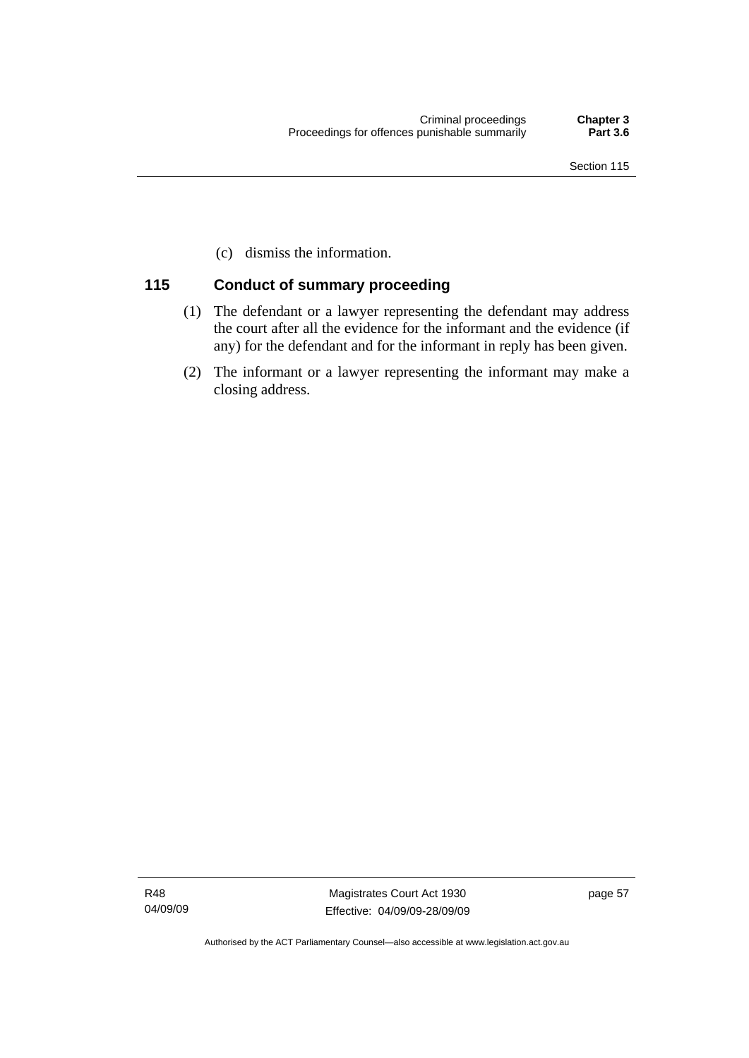(c) dismiss the information.

## 115 Conduct of summary proceeding

(1) The defendant or a lawyer representing the defendant may address the court after all the evidence for the informant and the evidence (if any) for the defendant and for the informant in reply has been given.

(2) The informant or a lawyer representing the informant may make a closing address.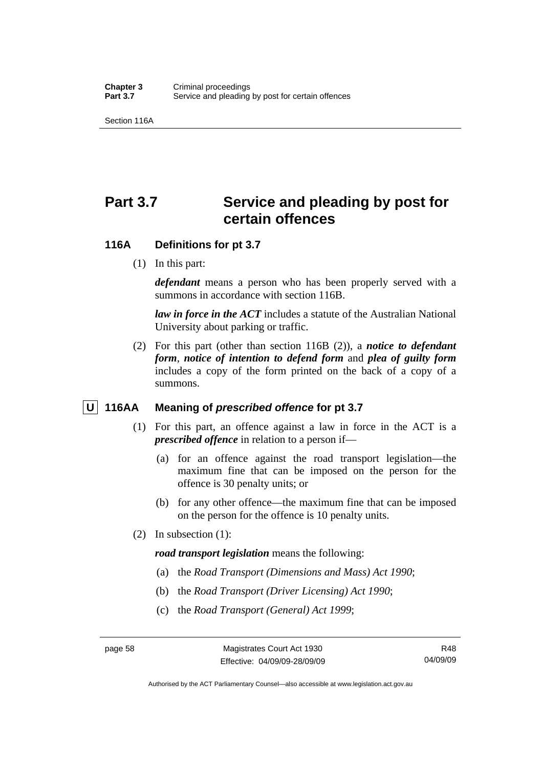# Part 3.7 Service and pleading by post for certain offences

## 116A Definitions for pt 3.7

(1) In this part:

***defendant*** means a person who has been properly served with a summons in accordance with section 116B.

***law in force in the ACT*** includes a statute of the Australian National University about parking or traffic.

(2) For this part (other than section 116B (2)), a ***notice to defendant form***, ***notice of intention to defend form*** and ***plea of guilty form*** includes a copy of the form printed on the back of a copy of a summons.

## U 116AA Meaning of *prescribed offence* for pt 3.7

(1) For this part, an offence against a law in force in the ACT is a ***prescribed offence*** in relation to a person if—

(a) for an offence against the road transport legislation—the maximum fine that can be imposed on the person for the offence is 30 penalty units; or

(b) for any other offence—the maximum fine that can be imposed on the person for the offence is 10 penalty units.

(2) In subsection (1):

***road transport legislation*** means the following:

(a) the *Road Transport (Dimensions and Mass) Act 1990*;

(b) the *Road Transport (Driver Licensing) Act 1990*;

(c) the *Road Transport (General) Act 1999*;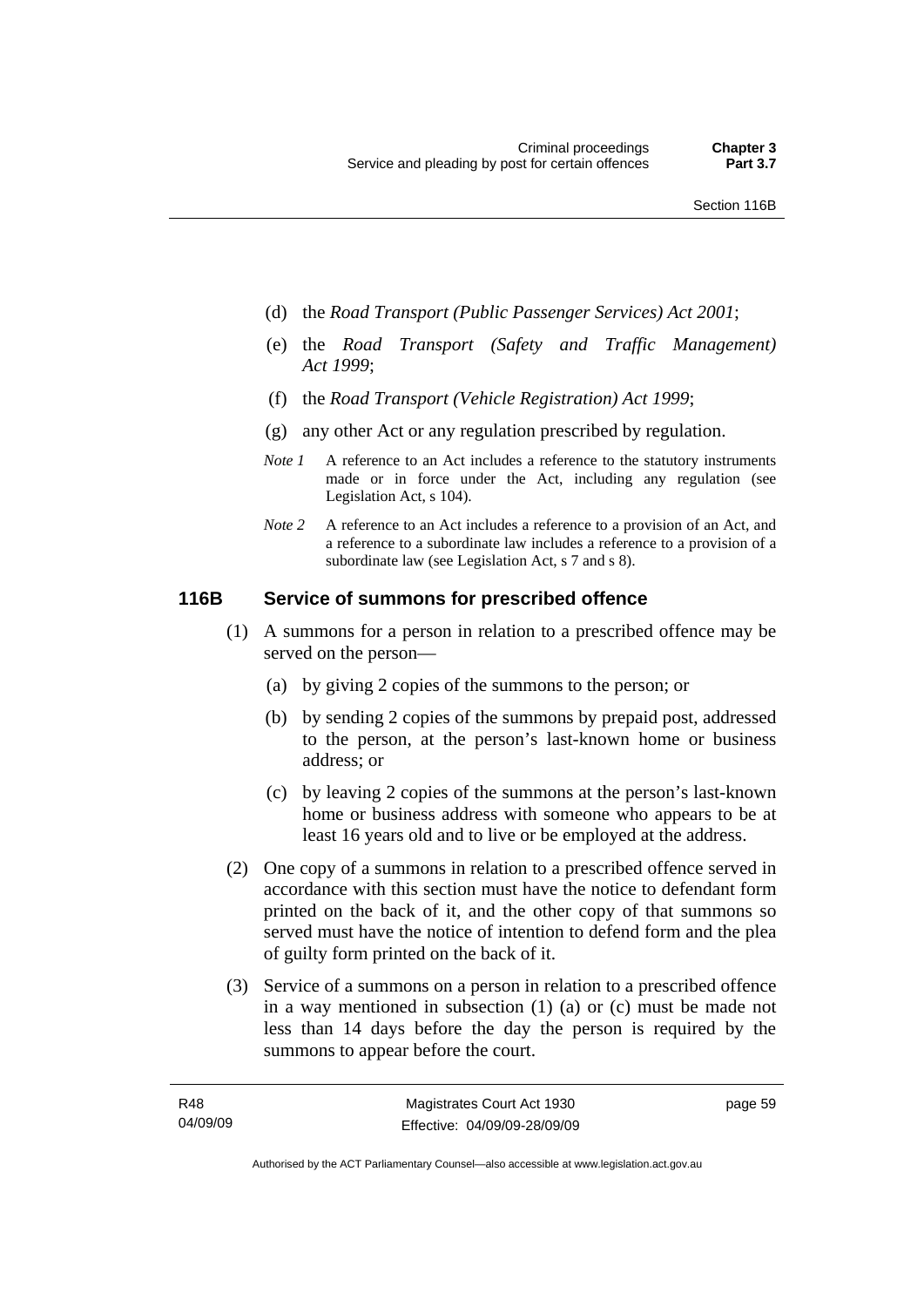(d) the *Road Transport (Public Passenger Services) Act 2001*;

(e) the *Road Transport (Safety and Traffic Management) Act 1999*;

(f) the *Road Transport (Vehicle Registration) Act 1999*;

(g) any other Act or any regulation prescribed by regulation.

*Note 1* A reference to an Act includes a reference to the statutory instruments made or in force under the Act, including any regulation (see Legislation Act, s 104).

*Note 2* A reference to an Act includes a reference to a provision of an Act, and a reference to a subordinate law includes a reference to a provision of a subordinate law (see Legislation Act, s 7 and s 8).

### 116B Service of summons for prescribed offence

(1) A summons for a person in relation to a prescribed offence may be served on the person—

(a) by giving 2 copies of the summons to the person; or

(b) by sending 2 copies of the summons by prepaid post, addressed to the person, at the person's last-known home or business address; or

(c) by leaving 2 copies of the summons at the person's last-known home or business address with someone who appears to be at least 16 years old and to live or be employed at the address.

(2) One copy of a summons in relation to a prescribed offence served in accordance with this section must have the notice to defendant form printed on the back of it, and the other copy of that summons so served must have the notice of intention to defend form and the plea of guilty form printed on the back of it.

(3) Service of a summons on a person in relation to a prescribed offence in a way mentioned in subsection (1) (a) or (c) must be made not less than 14 days before the day the person is required by the summons to appear before the court.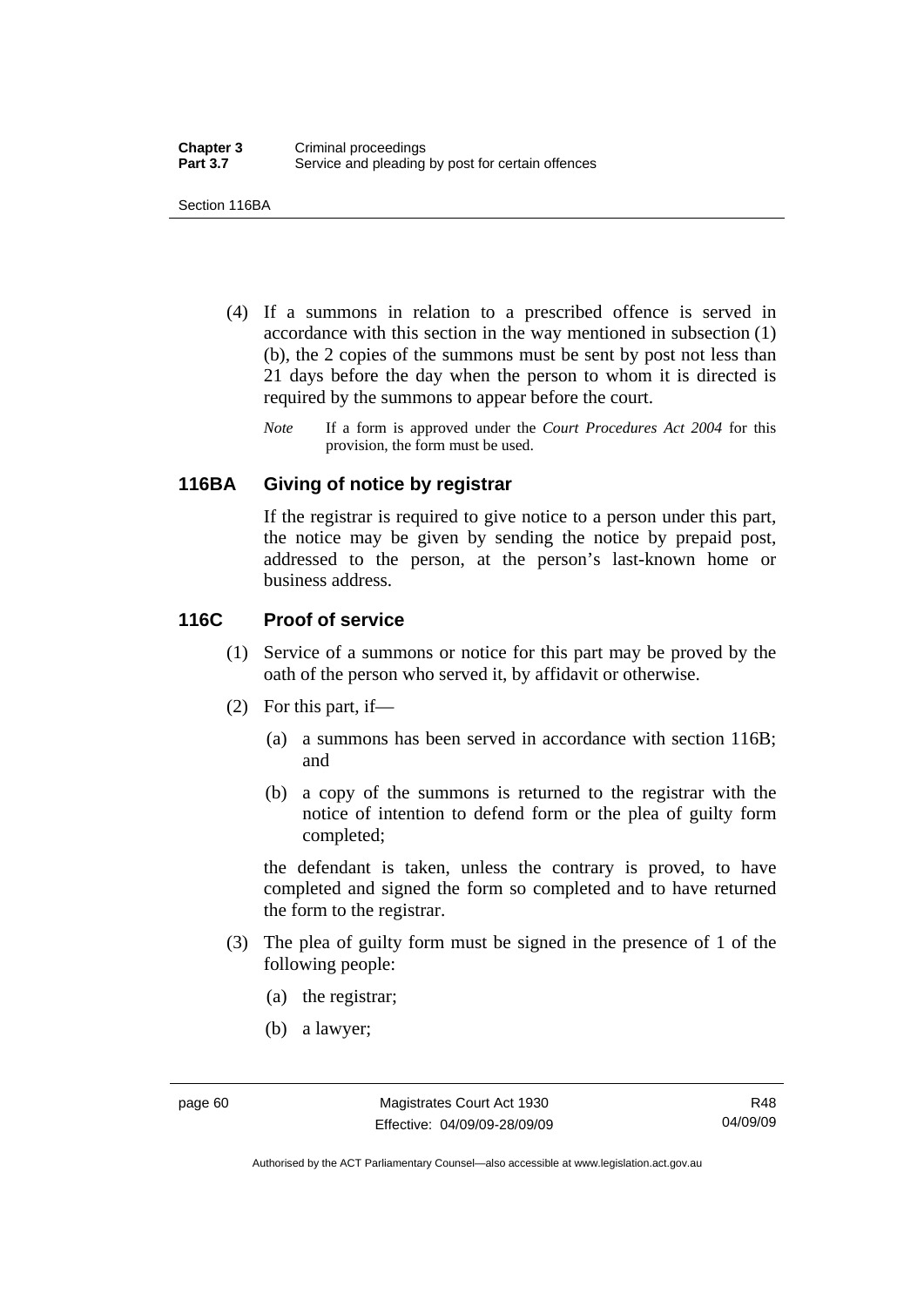(4) If a summons in relation to a prescribed offence is served in accordance with this section in the way mentioned in subsection (1) (b), the 2 copies of the summons must be sent by post not less than 21 days before the day when the person to whom it is directed is required by the summons to appear before the court.

*Note* If a form is approved under the *Court Procedures Act 2004* for this provision, the form must be used.

### 116BA Giving of notice by registrar

If the registrar is required to give notice to a person under this part, the notice may be given by sending the notice by prepaid post, addressed to the person, at the person's last-known home or business address.

### 116C Proof of service

(1) Service of a summons or notice for this part may be proved by the oath of the person who served it, by affidavit or otherwise.

(2) For this part, if—

(a) a summons has been served in accordance with section 116B; and

(b) a copy of the summons is returned to the registrar with the notice of intention to defend form or the plea of guilty form completed;

the defendant is taken, unless the contrary is proved, to have completed and signed the form so completed and to have returned the form to the registrar.

(3) The plea of guilty form must be signed in the presence of 1 of the following people:

(a) the registrar;

(b) a lawyer;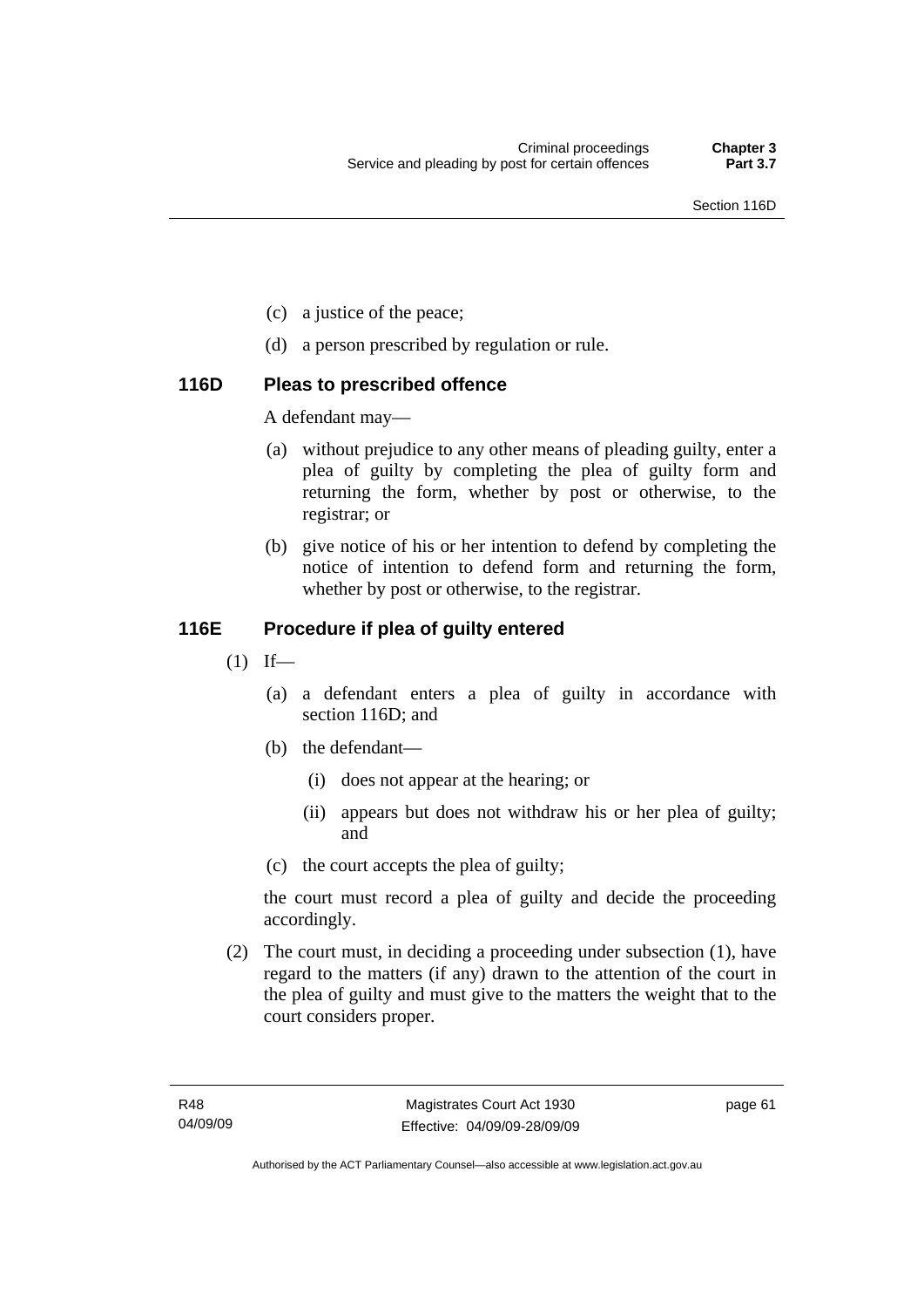(c) a justice of the peace;

(d) a person prescribed by regulation or rule.

### 116D Pleas to prescribed offence

A defendant may—

(a) without prejudice to any other means of pleading guilty, enter a plea of guilty by completing the plea of guilty form and returning the form, whether by post or otherwise, to the registrar; or

(b) give notice of his or her intention to defend by completing the notice of intention to defend form and returning the form, whether by post or otherwise, to the registrar.

### 116E Procedure if plea of guilty entered

(1) If—

(a) a defendant enters a plea of guilty in accordance with section 116D; and

(b) the defendant—

(i) does not appear at the hearing; or

(ii) appears but does not withdraw his or her plea of guilty; and

(c) the court accepts the plea of guilty;

the court must record a plea of guilty and decide the proceeding accordingly.

(2) The court must, in deciding a proceeding under subsection (1), have regard to the matters (if any) drawn to the attention of the court in the plea of guilty and must give to the matters the weight that to the court considers proper.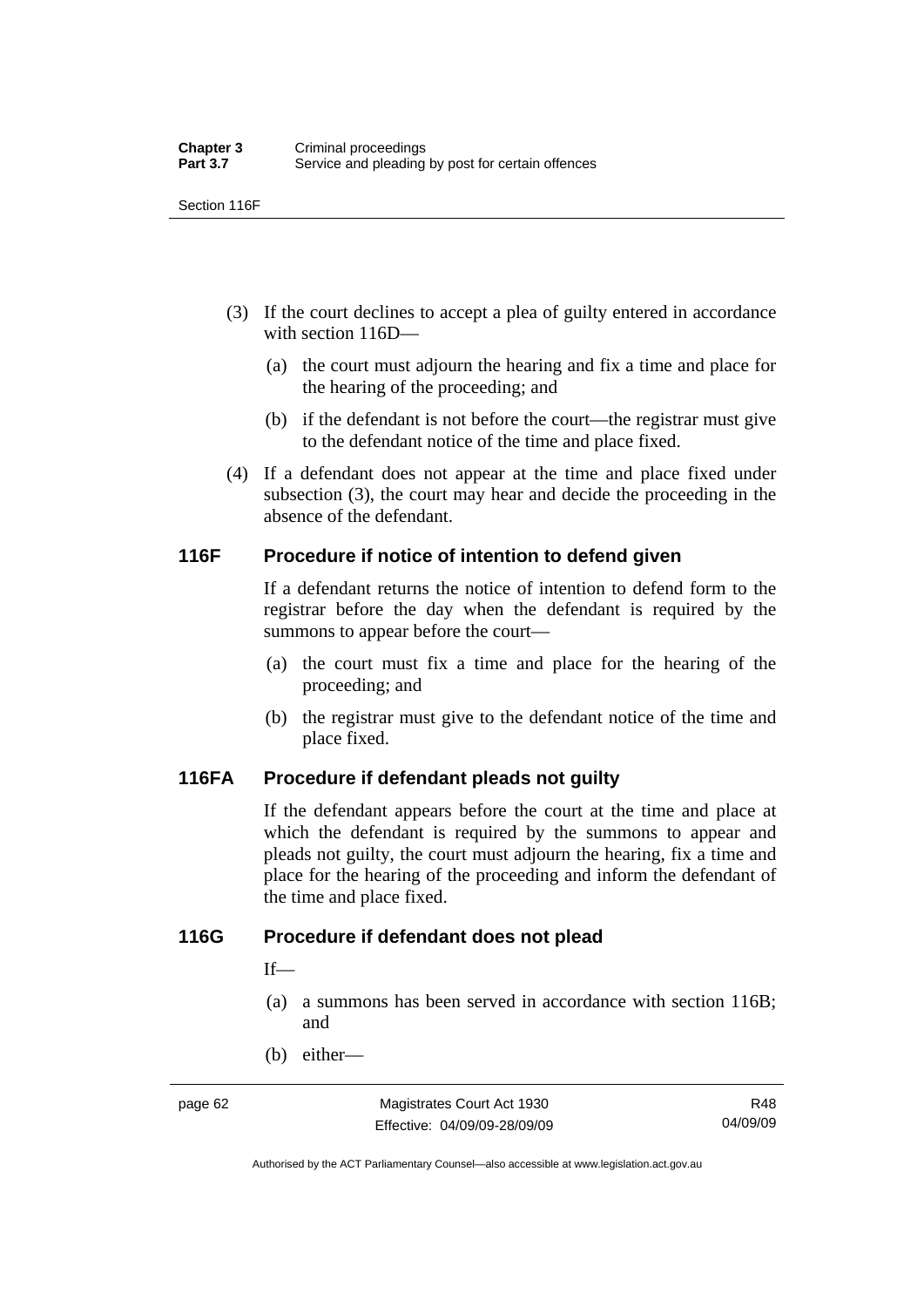(3) If the court declines to accept a plea of guilty entered in accordance with section 116D—

(a) the court must adjourn the hearing and fix a time and place for the hearing of the proceeding; and

(b) if the defendant is not before the court—the registrar must give to the defendant notice of the time and place fixed.

(4) If a defendant does not appear at the time and place fixed under subsection (3), the court may hear and decide the proceeding in the absence of the defendant.

## 116F Procedure if notice of intention to defend given

If a defendant returns the notice of intention to defend form to the registrar before the day when the defendant is required by the summons to appear before the court—

(a) the court must fix a time and place for the hearing of the proceeding; and

(b) the registrar must give to the defendant notice of the time and place fixed.

## 116FA Procedure if defendant pleads not guilty

If the defendant appears before the court at the time and place at which the defendant is required by the summons to appear and pleads not guilty, the court must adjourn the hearing, fix a time and place for the hearing of the proceeding and inform the defendant of the time and place fixed.

## 116G Procedure if defendant does not plead

If—

(a) a summons has been served in accordance with section 116B; and

(b) either—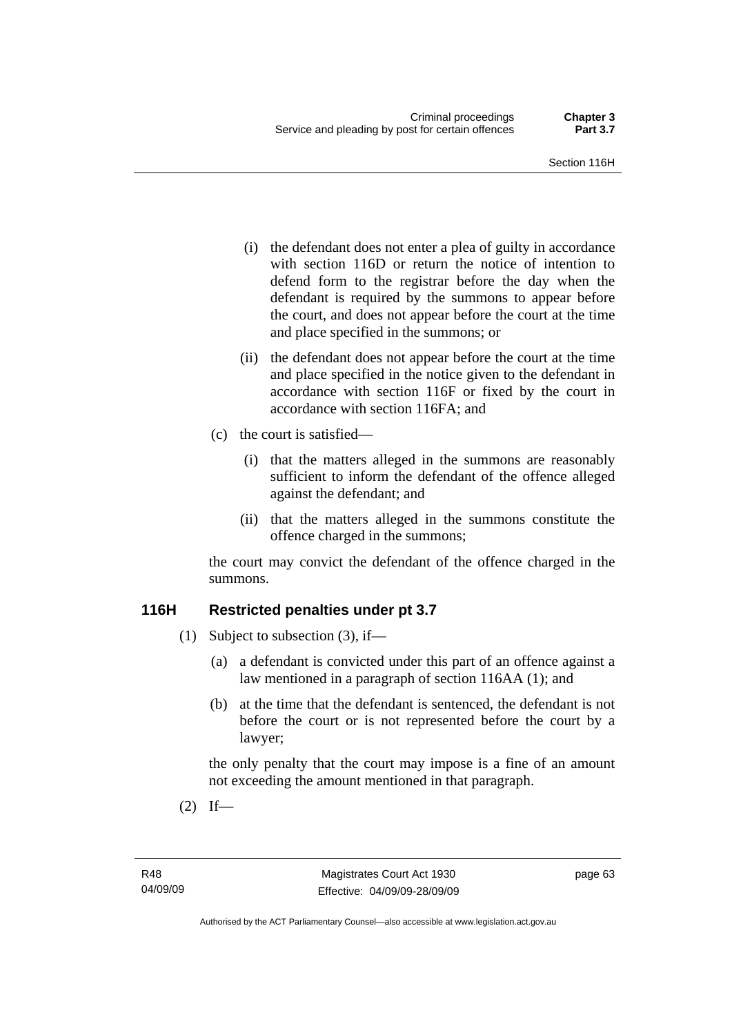(i) the defendant does not enter a plea of guilty in accordance with section 116D or return the notice of intention to defend form to the registrar before the day when the defendant is required by the summons to appear before the court, and does not appear before the court at the time and place specified in the summons; or

(ii) the defendant does not appear before the court at the time and place specified in the notice given to the defendant in accordance with section 116F or fixed by the court in accordance with section 116FA; and

(c) the court is satisfied—

(i) that the matters alleged in the summons are reasonably sufficient to inform the defendant of the offence alleged against the defendant; and

(ii) that the matters alleged in the summons constitute the offence charged in the summons;

the court may convict the defendant of the offence charged in the summons.

## 116H Restricted penalties under pt 3.7

(1) Subject to subsection (3), if—

(a) a defendant is convicted under this part of an offence against a law mentioned in a paragraph of section 116AA (1); and

(b) at the time that the defendant is sentenced, the defendant is not before the court or is not represented before the court by a lawyer;

the only penalty that the court may impose is a fine of an amount not exceeding the amount mentioned in that paragraph.

(2) If—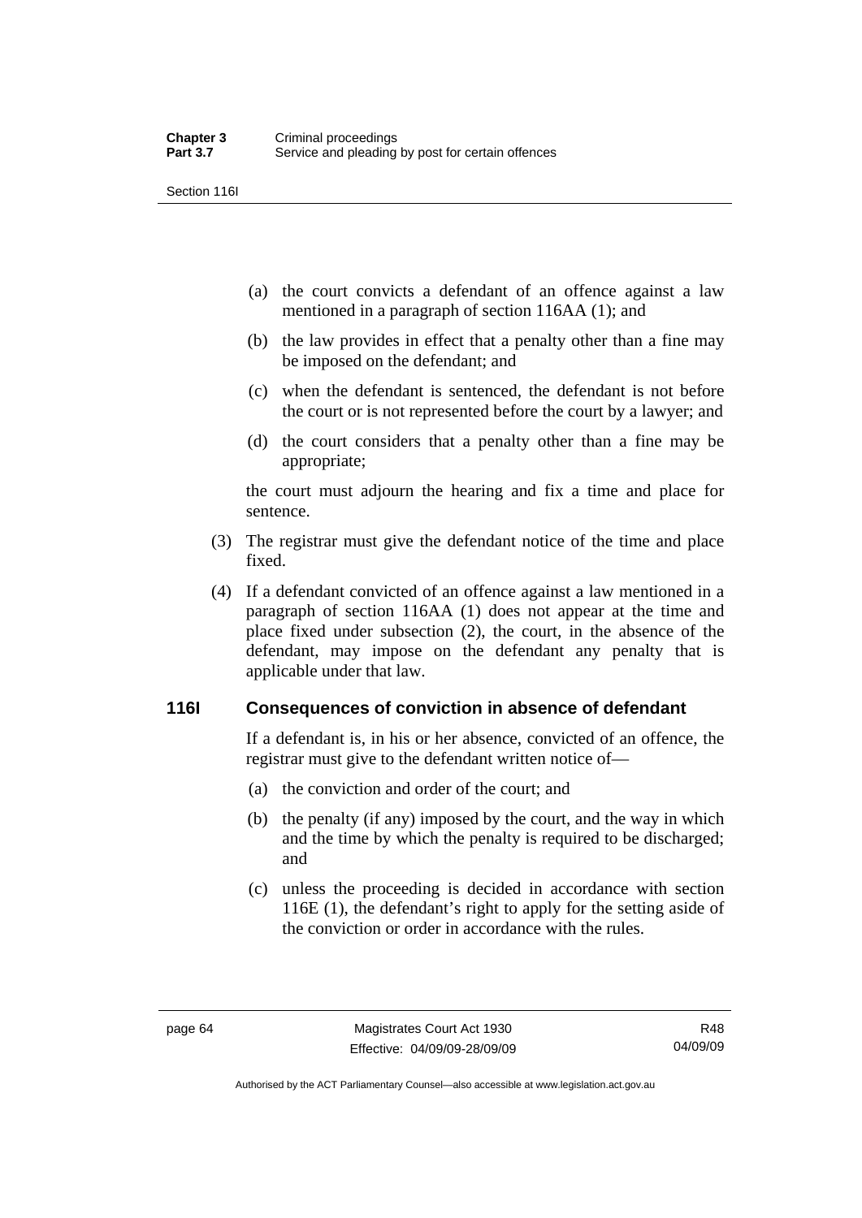(a) the court convicts a defendant of an offence against a law mentioned in a paragraph of section 116AA (1); and

(b) the law provides in effect that a penalty other than a fine may be imposed on the defendant; and

(c) when the defendant is sentenced, the defendant is not before the court or is not represented before the court by a lawyer; and

(d) the court considers that a penalty other than a fine may be appropriate;

the court must adjourn the hearing and fix a time and place for sentence.

(3) The registrar must give the defendant notice of the time and place fixed.

(4) If a defendant convicted of an offence against a law mentioned in a paragraph of section 116AA (1) does not appear at the time and place fixed under subsection (2), the court, in the absence of the defendant, may impose on the defendant any penalty that is applicable under that law.

## 116I Consequences of conviction in absence of defendant

If a defendant is, in his or her absence, convicted of an offence, the registrar must give to the defendant written notice of—

(a) the conviction and order of the court; and

(b) the penalty (if any) imposed by the court, and the way in which and the time by which the penalty is required to be discharged; and

(c) unless the proceeding is decided in accordance with section 116E (1), the defendant's right to apply for the setting aside of the conviction or order in accordance with the rules.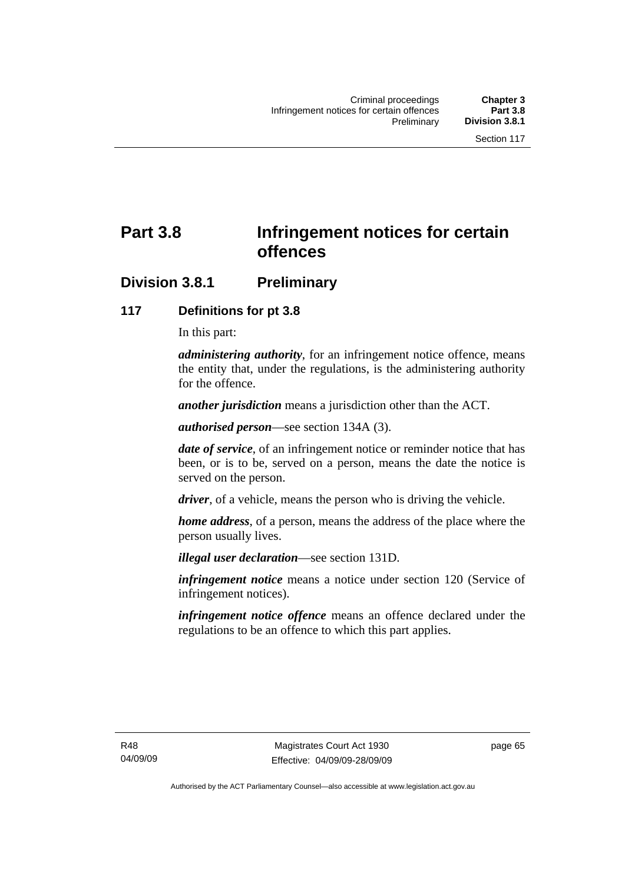# Part 3.8 Infringement notices for certain offences

## Division 3.8.1 Preliminary

### 117 Definitions for pt 3.8

In this part:

***administering authority***, for an infringement notice offence, means the entity that, under the regulations, is the administering authority for the offence.

***another jurisdiction*** means a jurisdiction other than the ACT.

***authorised person***—see section 134A (3).

***date of service***, of an infringement notice or reminder notice that has been, or is to be, served on a person, means the date the notice is served on the person.

***driver***, of a vehicle, means the person who is driving the vehicle.

***home address***, of a person, means the address of the place where the person usually lives.

***illegal user declaration***—see section 131D.

***infringement notice*** means a notice under section 120 (Service of infringement notices).

***infringement notice offence*** means an offence declared under the regulations to be an offence to which this part applies.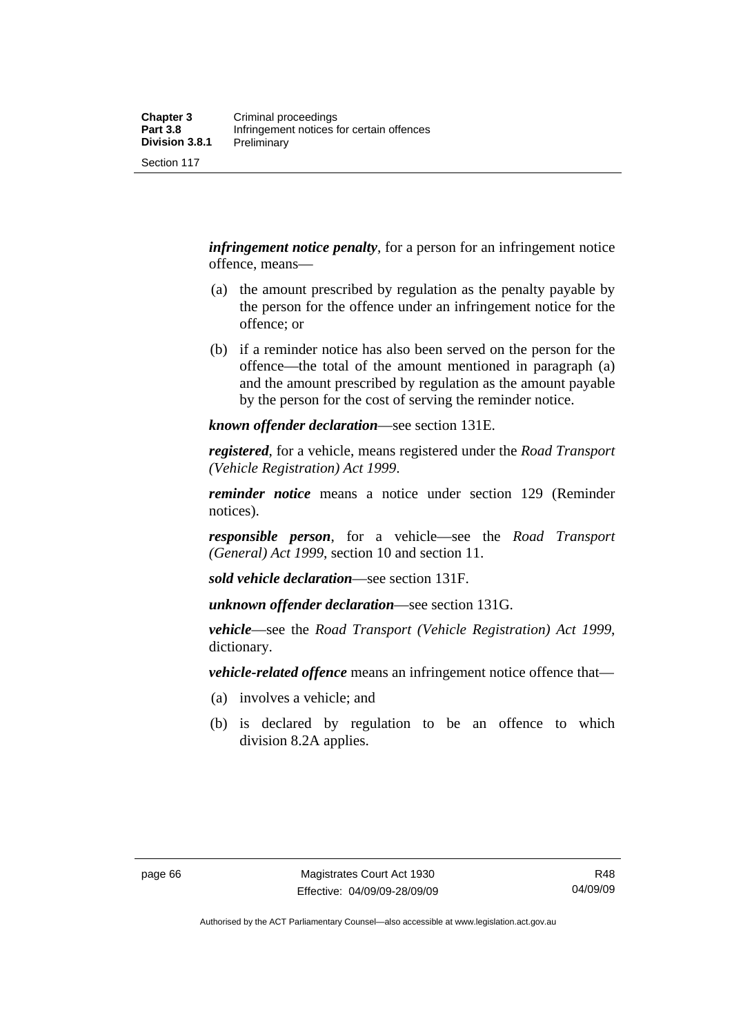***infringement notice penalty***, for a person for an infringement notice offence, means—

(a) the amount prescribed by regulation as the penalty payable by the person for the offence under an infringement notice for the offence; or

(b) if a reminder notice has also been served on the person for the offence—the total of the amount mentioned in paragraph (a) and the amount prescribed by regulation as the amount payable by the person for the cost of serving the reminder notice.

***known offender declaration***—see section 131E.

***registered***, for a vehicle, means registered under the *Road Transport (Vehicle Registration) Act 1999*.

***reminder notice*** means a notice under section 129 (Reminder notices).

***responsible person***, for a vehicle—see the *Road Transport (General) Act 1999*, section 10 and section 11.

***sold vehicle declaration***—see section 131F.

***unknown offender declaration***—see section 131G.

***vehicle***—see the *Road Transport (Vehicle Registration) Act 1999*, dictionary.

***vehicle-related offence*** means an infringement notice offence that—

(a) involves a vehicle; and

(b) is declared by regulation to be an offence to which division 8.2A applies.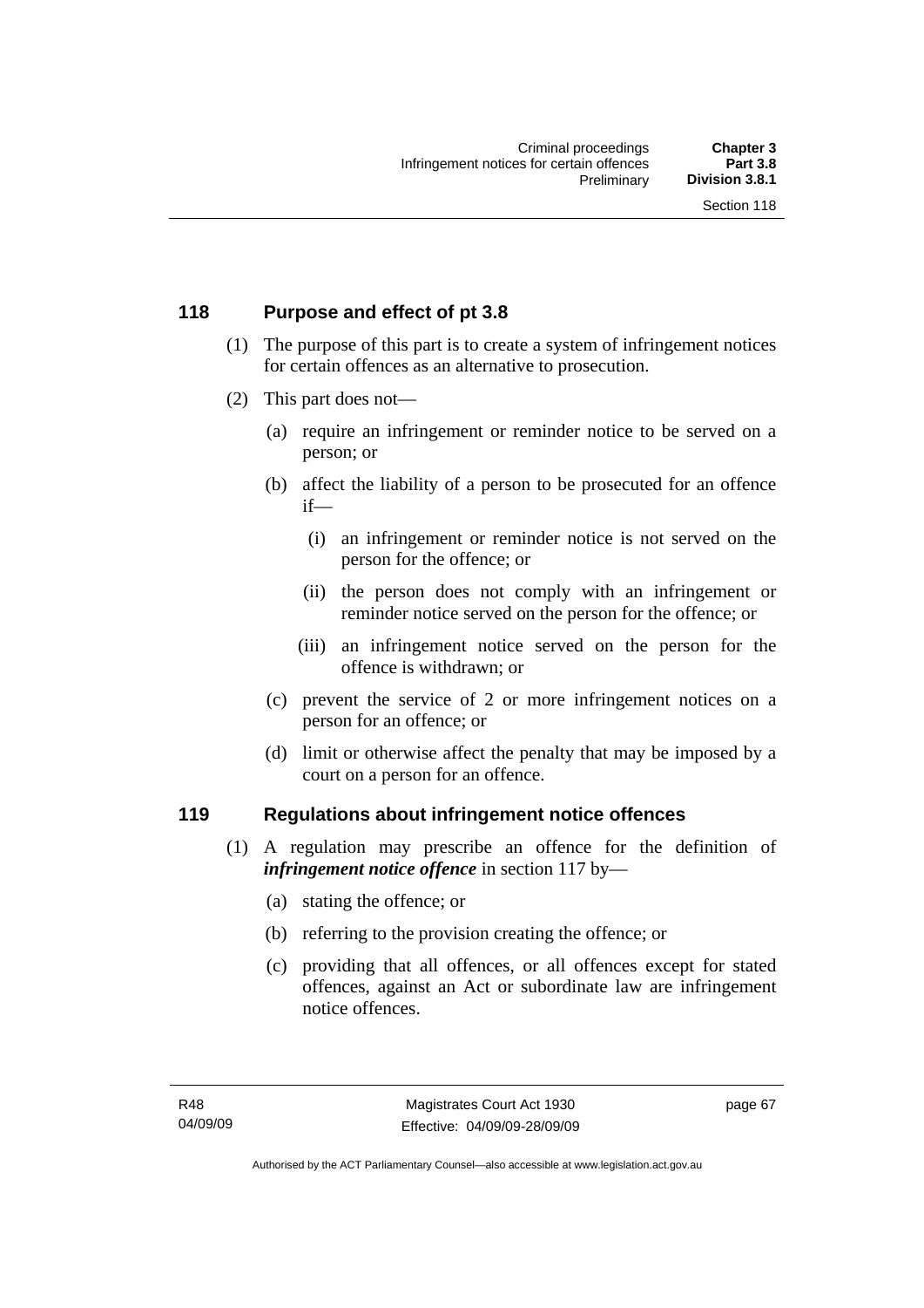## 118 Purpose and effect of pt 3.8

(1) The purpose of this part is to create a system of infringement notices for certain offences as an alternative to prosecution.

(2) This part does not—

(a) require an infringement or reminder notice to be served on a person; or

(b) affect the liability of a person to be prosecuted for an offence if—

(i) an infringement or reminder notice is not served on the person for the offence; or

(ii) the person does not comply with an infringement or reminder notice served on the person for the offence; or

(iii) an infringement notice served on the person for the offence is withdrawn; or

(c) prevent the service of 2 or more infringement notices on a person for an offence; or

(d) limit or otherwise affect the penalty that may be imposed by a court on a person for an offence.

## 119 Regulations about infringement notice offences

(1) A regulation may prescribe an offence for the definition of ***infringement notice offence*** in section 117 by—

(a) stating the offence; or

(b) referring to the provision creating the offence; or

(c) providing that all offences, or all offences except for stated offences, against an Act or subordinate law are infringement notice offences.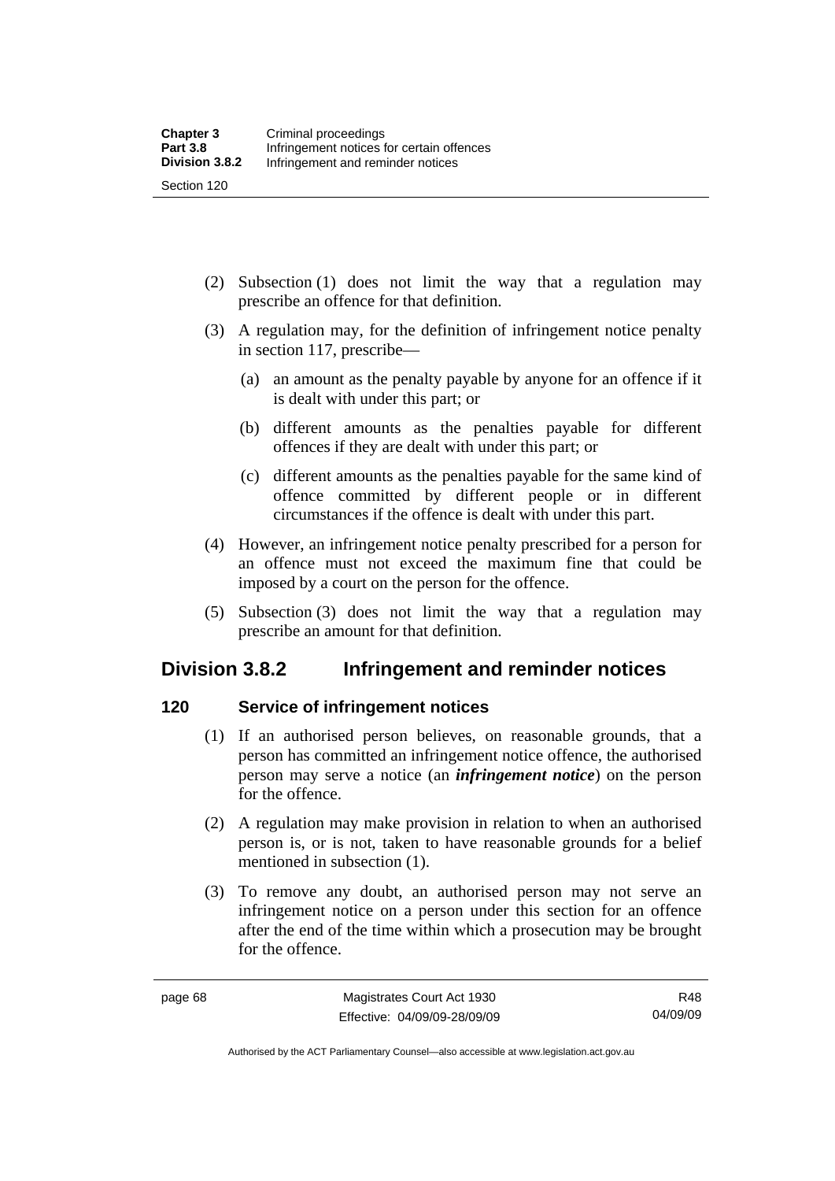(2) Subsection (1) does not limit the way that a regulation may prescribe an offence for that definition.

(3) A regulation may, for the definition of infringement notice penalty in section 117, prescribe—

(a) an amount as the penalty payable by anyone for an offence if it is dealt with under this part; or

(b) different amounts as the penalties payable for different offences if they are dealt with under this part; or

(c) different amounts as the penalties payable for the same kind of offence committed by different people or in different circumstances if the offence is dealt with under this part.

(4) However, an infringement notice penalty prescribed for a person for an offence must not exceed the maximum fine that could be imposed by a court on the person for the offence.

(5) Subsection (3) does not limit the way that a regulation may prescribe an amount for that definition.

## Division 3.8.2 Infringement and reminder notices

### 120 Service of infringement notices

(1) If an authorised person believes, on reasonable grounds, that a person has committed an infringement notice offence, the authorised person may serve a notice (an ***infringement notice***) on the person for the offence.

(2) A regulation may make provision in relation to when an authorised person is, or is not, taken to have reasonable grounds for a belief mentioned in subsection (1).

(3) To remove any doubt, an authorised person may not serve an infringement notice on a person under this section for an offence after the end of the time within which a prosecution may be brought for the offence.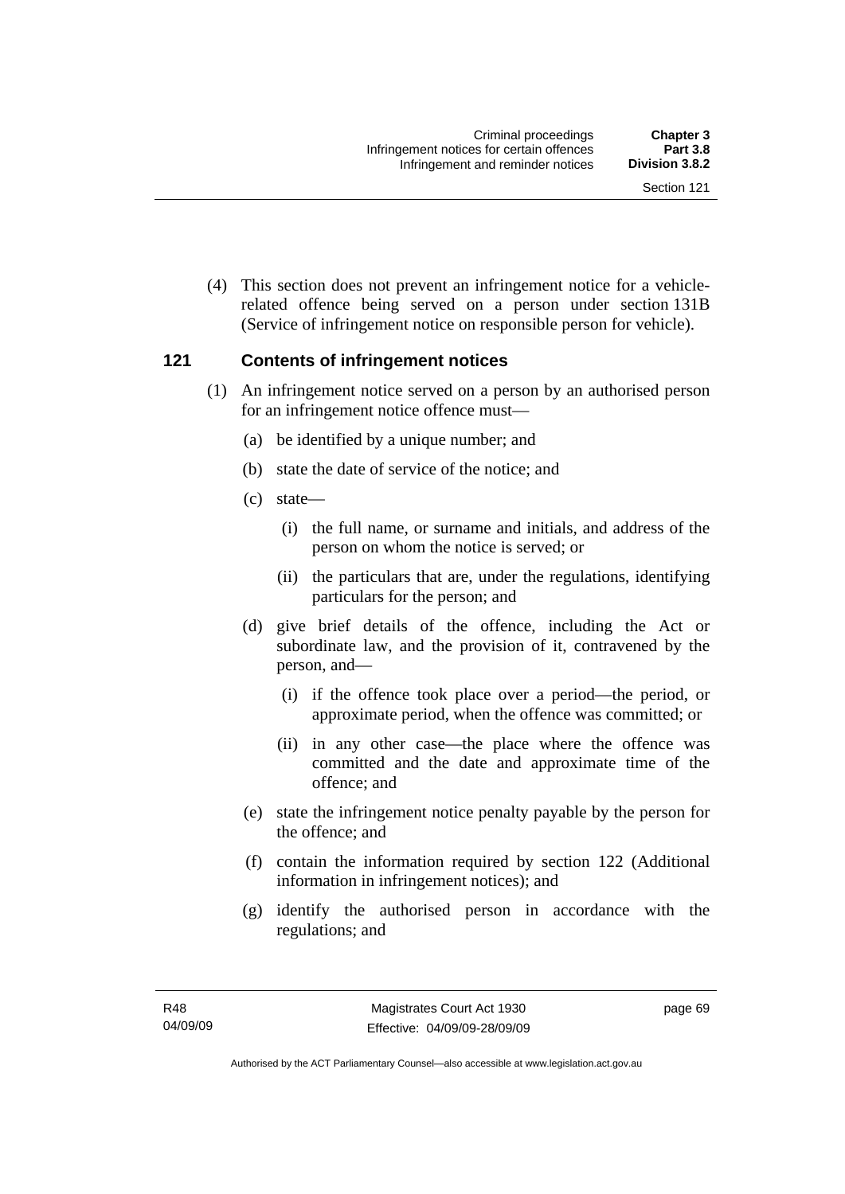(4) This section does not prevent an infringement notice for a vehicle-related offence being served on a person under section 131B (Service of infringement notice on responsible person for vehicle).

## 121 Contents of infringement notices

(1) An infringement notice served on a person by an authorised person for an infringement notice offence must—

(a) be identified by a unique number; and

(b) state the date of service of the notice; and

(c) state—

(i) the full name, or surname and initials, and address of the person on whom the notice is served; or

(ii) the particulars that are, under the regulations, identifying particulars for the person; and

(d) give brief details of the offence, including the Act or subordinate law, and the provision of it, contravened by the person, and—

(i) if the offence took place over a period—the period, or approximate period, when the offence was committed; or

(ii) in any other case—the place where the offence was committed and the date and approximate time of the offence; and

(e) state the infringement notice penalty payable by the person for the offence; and

(f) contain the information required by section 122 (Additional information in infringement notices); and

(g) identify the authorised person in accordance with the regulations; and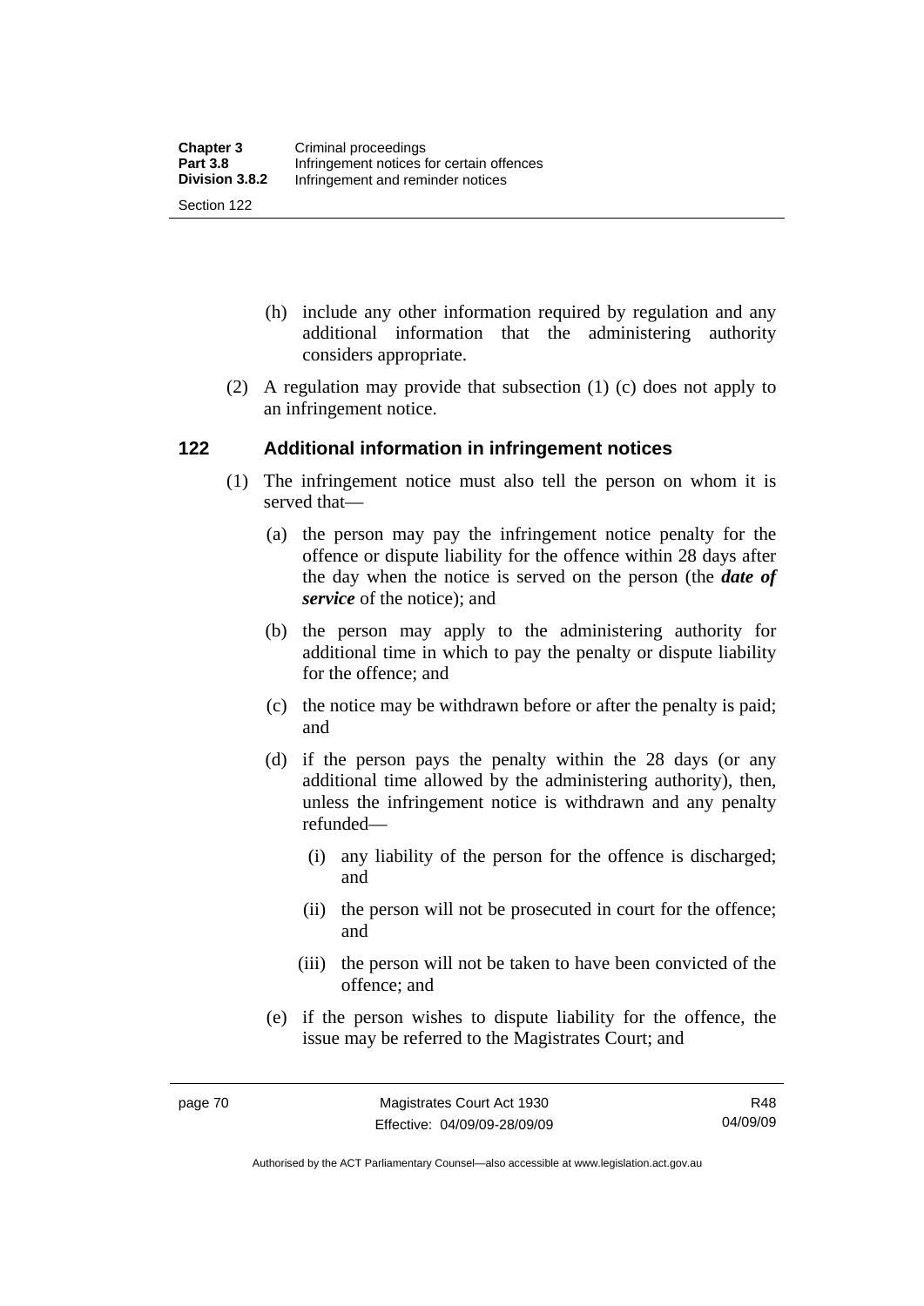(h) include any other information required by regulation and any additional information that the administering authority considers appropriate.

(2) A regulation may provide that subsection (1) (c) does not apply to an infringement notice.

## 122 Additional information in infringement notices

(1) The infringement notice must also tell the person on whom it is served that—

(a) the person may pay the infringement notice penalty for the offence or dispute liability for the offence within 28 days after the day when the notice is served on the person (the ***date of service*** of the notice); and

(b) the person may apply to the administering authority for additional time in which to pay the penalty or dispute liability for the offence; and

(c) the notice may be withdrawn before or after the penalty is paid; and

(d) if the person pays the penalty within the 28 days (or any additional time allowed by the administering authority), then, unless the infringement notice is withdrawn and any penalty refunded—

(i) any liability of the person for the offence is discharged; and

(ii) the person will not be prosecuted in court for the offence; and

(iii) the person will not be taken to have been convicted of the offence; and

(e) if the person wishes to dispute liability for the offence, the issue may be referred to the Magistrates Court; and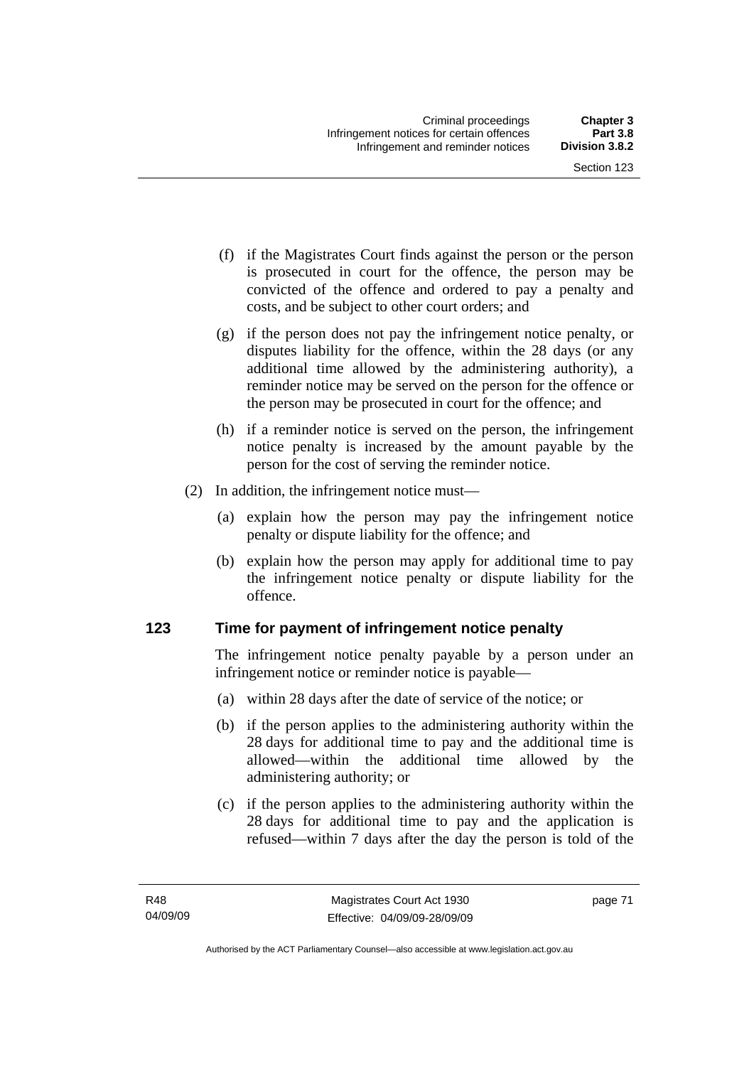(f) if the Magistrates Court finds against the person or the person is prosecuted in court for the offence, the person may be convicted of the offence and ordered to pay a penalty and costs, and be subject to other court orders; and

(g) if the person does not pay the infringement notice penalty, or disputes liability for the offence, within the 28 days (or any additional time allowed by the administering authority), a reminder notice may be served on the person for the offence or the person may be prosecuted in court for the offence; and

(h) if a reminder notice is served on the person, the infringement notice penalty is increased by the amount payable by the person for the cost of serving the reminder notice.

(2) In addition, the infringement notice must—

(a) explain how the person may pay the infringement notice penalty or dispute liability for the offence; and

(b) explain how the person may apply for additional time to pay the infringement notice penalty or dispute liability for the offence.

### 123 Time for payment of infringement notice penalty

The infringement notice penalty payable by a person under an infringement notice or reminder notice is payable—

(a) within 28 days after the date of service of the notice; or

(b) if the person applies to the administering authority within the 28 days for additional time to pay and the additional time is allowed—within the additional time allowed by the administering authority; or

(c) if the person applies to the administering authority within the 28 days for additional time to pay and the application is refused—within 7 days after the day the person is told of the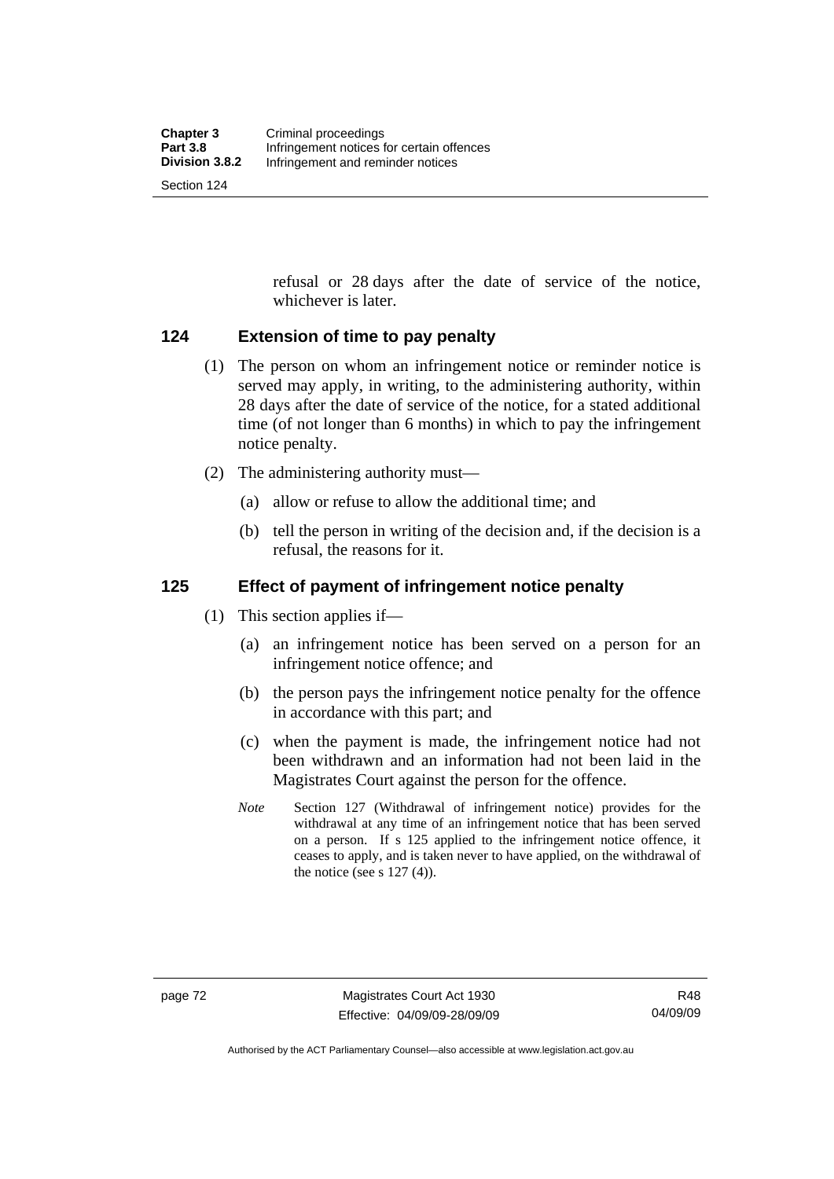refusal or 28 days after the date of service of the notice, whichever is later.

## 124 Extension of time to pay penalty

(1) The person on whom an infringement notice or reminder notice is served may apply, in writing, to the administering authority, within 28 days after the date of service of the notice, for a stated additional time (of not longer than 6 months) in which to pay the infringement notice penalty.

(2) The administering authority must—

(a) allow or refuse to allow the additional time; and

(b) tell the person in writing of the decision and, if the decision is a refusal, the reasons for it.

## 125 Effect of payment of infringement notice penalty

(1) This section applies if—

(a) an infringement notice has been served on a person for an infringement notice offence; and

(b) the person pays the infringement notice penalty for the offence in accordance with this part; and

(c) when the payment is made, the infringement notice had not been withdrawn and an information had not been laid in the Magistrates Court against the person for the offence.

*Note* Section 127 (Withdrawal of infringement notice) provides for the withdrawal at any time of an infringement notice that has been served on a person. If s 125 applied to the infringement notice offence, it ceases to apply, and is taken never to have applied, on the withdrawal of the notice (see s 127 (4)).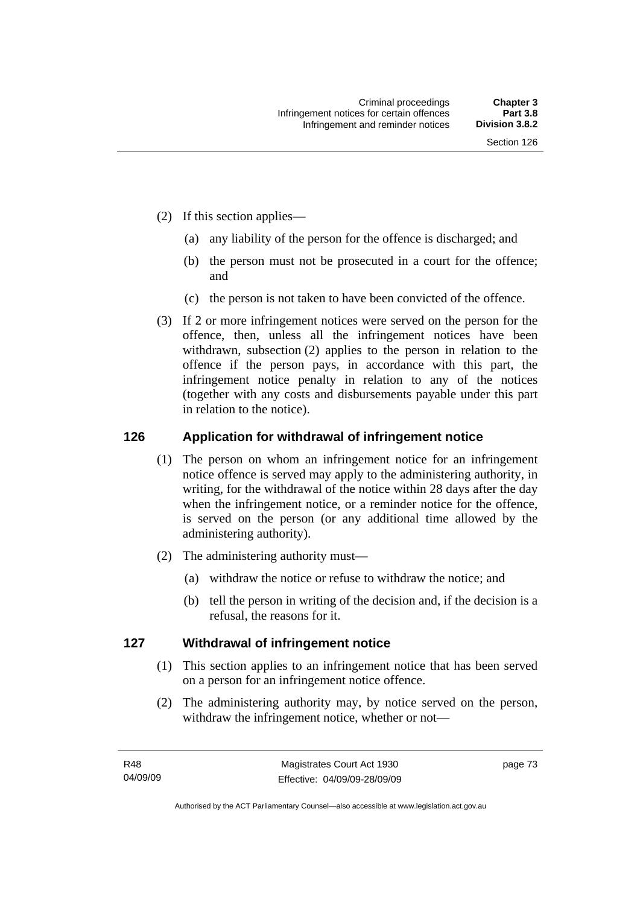(2) If this section applies—

(a) any liability of the person for the offence is discharged; and

(b) the person must not be prosecuted in a court for the offence; and

(c) the person is not taken to have been convicted of the offence.

(3) If 2 or more infringement notices were served on the person for the offence, then, unless all the infringement notices have been withdrawn, subsection (2) applies to the person in relation to the offence if the person pays, in accordance with this part, the infringement notice penalty in relation to any of the notices (together with any costs and disbursements payable under this part in relation to the notice).

## 126 Application for withdrawal of infringement notice

(1) The person on whom an infringement notice for an infringement notice offence is served may apply to the administering authority, in writing, for the withdrawal of the notice within 28 days after the day when the infringement notice, or a reminder notice for the offence, is served on the person (or any additional time allowed by the administering authority).

(2) The administering authority must—

(a) withdraw the notice or refuse to withdraw the notice; and

(b) tell the person in writing of the decision and, if the decision is a refusal, the reasons for it.

## 127 Withdrawal of infringement notice

(1) This section applies to an infringement notice that has been served on a person for an infringement notice offence.

(2) The administering authority may, by notice served on the person, withdraw the infringement notice, whether or not—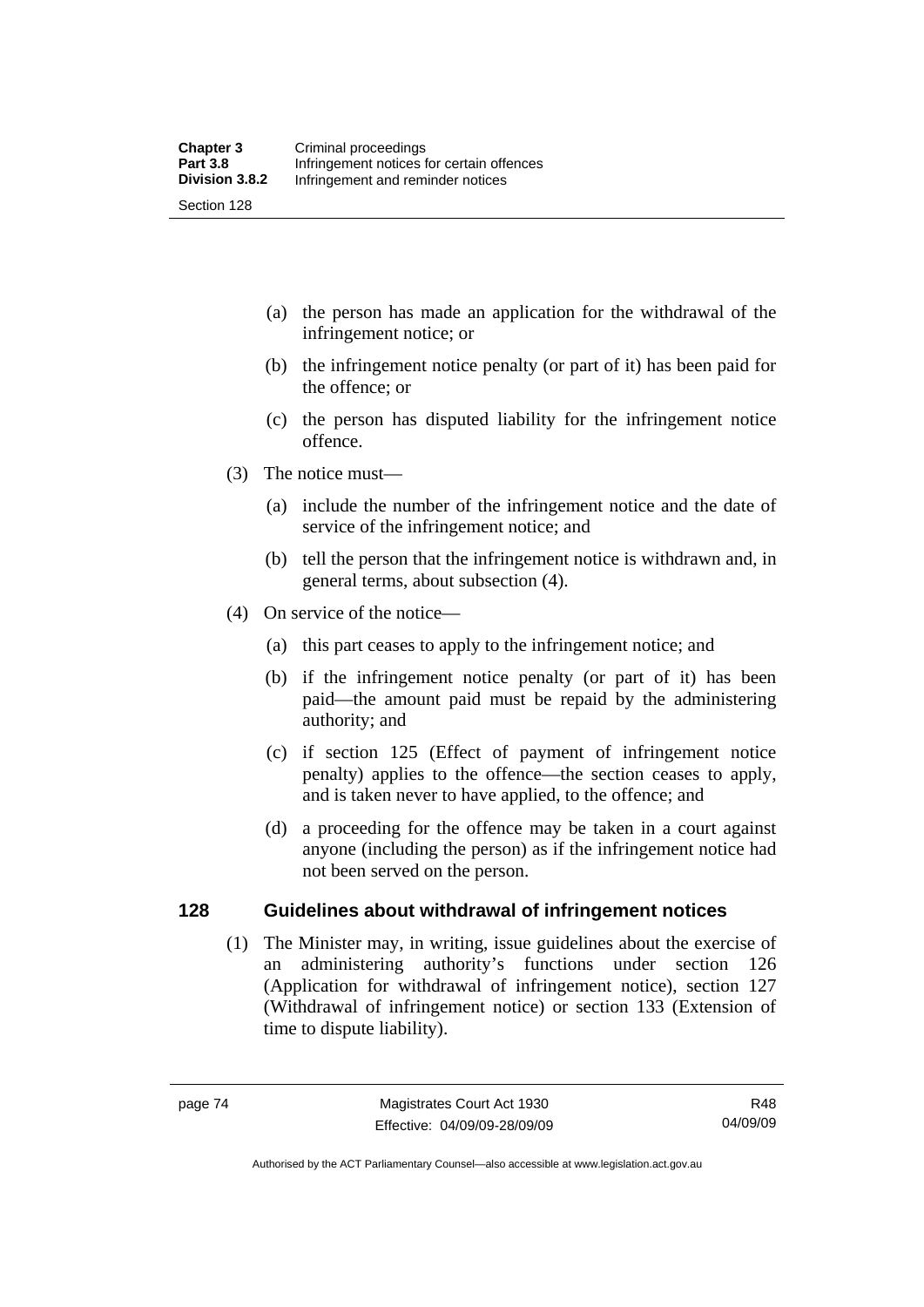(a) the person has made an application for the withdrawal of the infringement notice; or

(b) the infringement notice penalty (or part of it) has been paid for the offence; or

(c) the person has disputed liability for the infringement notice offence.

(3) The notice must—

(a) include the number of the infringement notice and the date of service of the infringement notice; and

(b) tell the person that the infringement notice is withdrawn and, in general terms, about subsection (4).

(4) On service of the notice—

(a) this part ceases to apply to the infringement notice; and

(b) if the infringement notice penalty (or part of it) has been paid—the amount paid must be repaid by the administering authority; and

(c) if section 125 (Effect of payment of infringement notice penalty) applies to the offence—the section ceases to apply, and is taken never to have applied, to the offence; and

(d) a proceeding for the offence may be taken in a court against anyone (including the person) as if the infringement notice had not been served on the person.

## 128 Guidelines about withdrawal of infringement notices

(1) The Minister may, in writing, issue guidelines about the exercise of an administering authority's functions under section 126 (Application for withdrawal of infringement notice), section 127 (Withdrawal of infringement notice) or section 133 (Extension of time to dispute liability).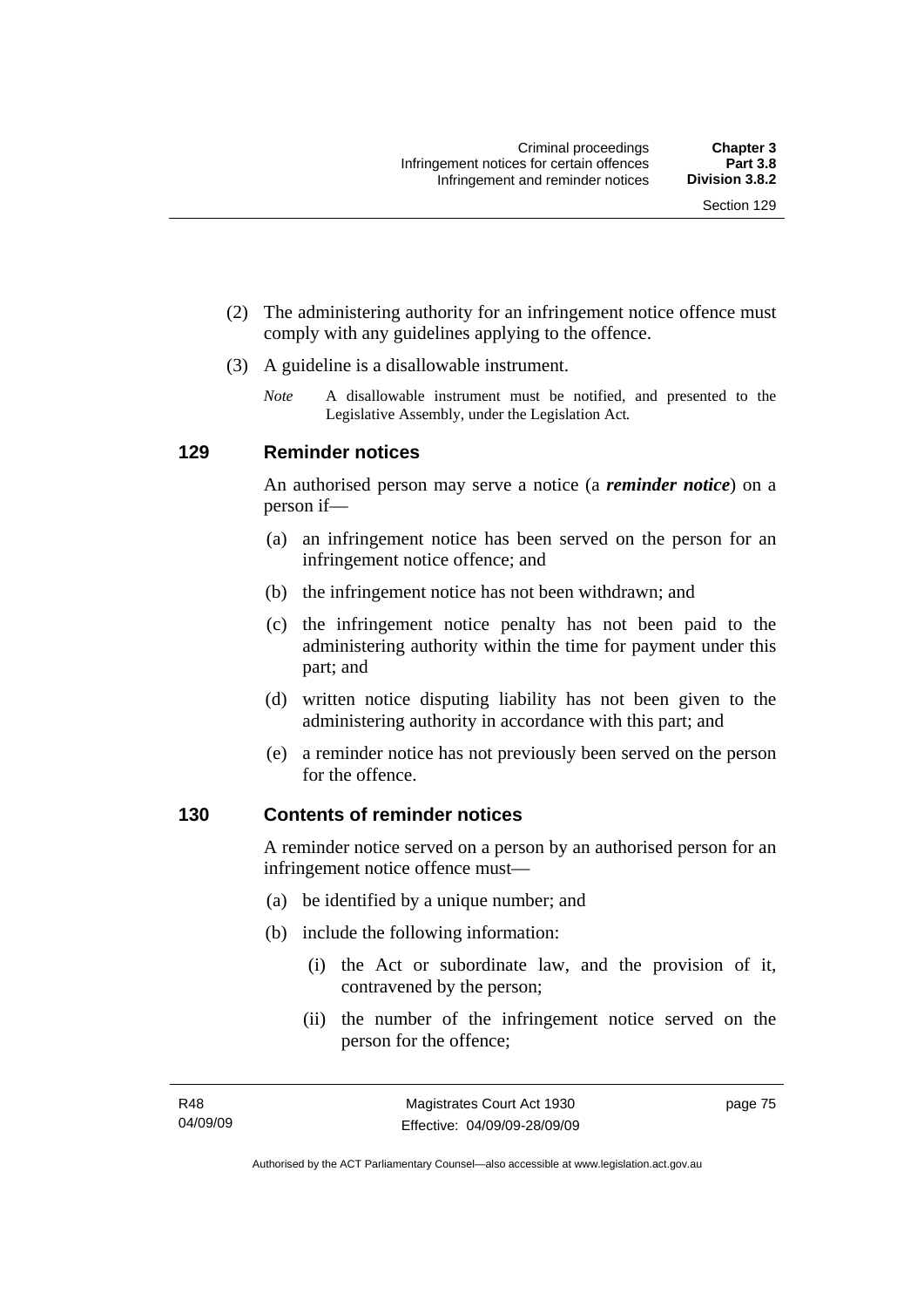(2) The administering authority for an infringement notice offence must comply with any guidelines applying to the offence.

(3) A guideline is a disallowable instrument.

*Note* A disallowable instrument must be notified, and presented to the Legislative Assembly, under the Legislation Act.

## 129 Reminder notices

An authorised person may serve a notice (a ***reminder notice***) on a person if—

(a) an infringement notice has been served on the person for an infringement notice offence; and

(b) the infringement notice has not been withdrawn; and

(c) the infringement notice penalty has not been paid to the administering authority within the time for payment under this part; and

(d) written notice disputing liability has not been given to the administering authority in accordance with this part; and

(e) a reminder notice has not previously been served on the person for the offence.

## 130 Contents of reminder notices

A reminder notice served on a person by an authorised person for an infringement notice offence must—

(a) be identified by a unique number; and

(b) include the following information:

(i) the Act or subordinate law, and the provision of it, contravened by the person;

(ii) the number of the infringement notice served on the person for the offence;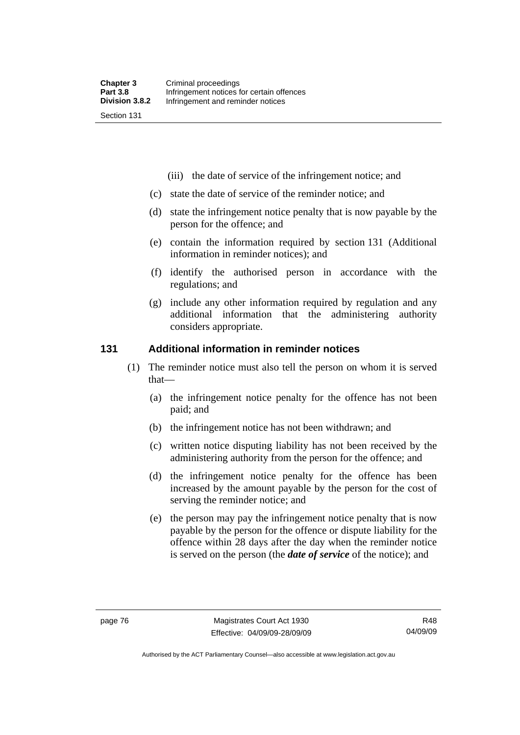(iii) the date of service of the infringement notice; and

(c) state the date of service of the reminder notice; and

(d) state the infringement notice penalty that is now payable by the person for the offence; and

(e) contain the information required by section 131 (Additional information in reminder notices); and

(f) identify the authorised person in accordance with the regulations; and

(g) include any other information required by regulation and any additional information that the administering authority considers appropriate.

## 131 Additional information in reminder notices

(1) The reminder notice must also tell the person on whom it is served that—

(a) the infringement notice penalty for the offence has not been paid; and

(b) the infringement notice has not been withdrawn; and

(c) written notice disputing liability has not been received by the administering authority from the person for the offence; and

(d) the infringement notice penalty for the offence has been increased by the amount payable by the person for the cost of serving the reminder notice; and

(e) the person may pay the infringement notice penalty that is now payable by the person for the offence or dispute liability for the offence within 28 days after the day when the reminder notice is served on the person (the ***date of service*** of the notice); and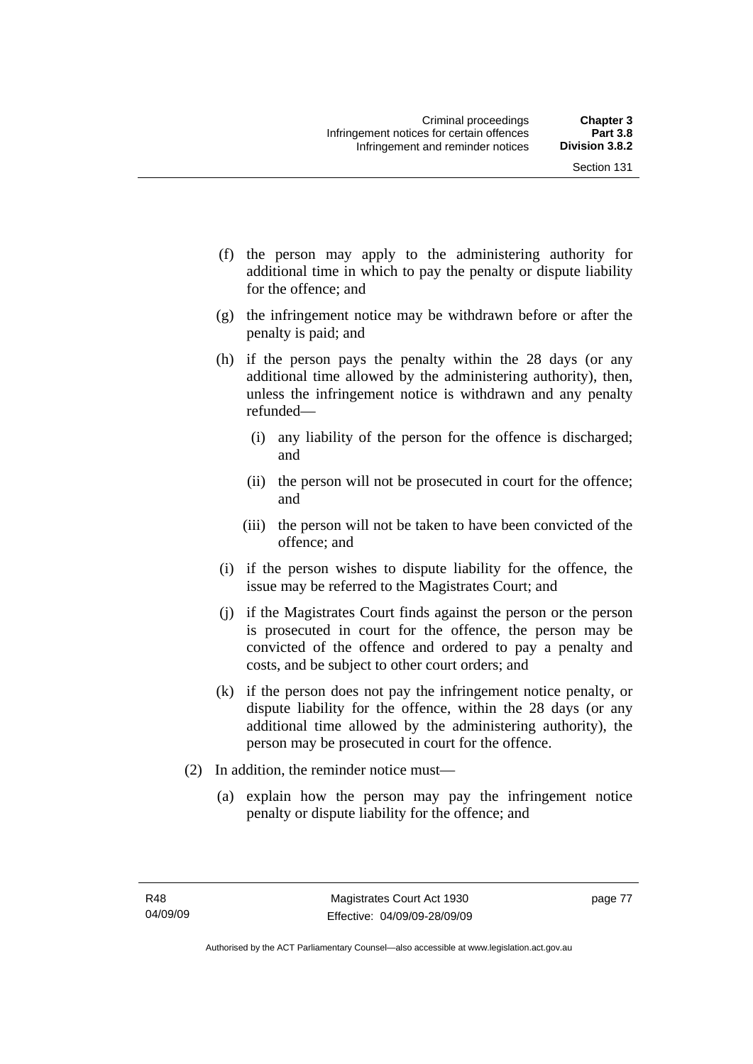(f) the person may apply to the administering authority for additional time in which to pay the penalty or dispute liability for the offence; and

(g) the infringement notice may be withdrawn before or after the penalty is paid; and

(h) if the person pays the penalty within the 28 days (or any additional time allowed by the administering authority), then, unless the infringement notice is withdrawn and any penalty refunded—

  (i) any liability of the person for the offence is discharged; and

  (ii) the person will not be prosecuted in court for the offence; and

  (iii) the person will not be taken to have been convicted of the offence; and

(i) if the person wishes to dispute liability for the offence, the issue may be referred to the Magistrates Court; and

(j) if the Magistrates Court finds against the person or the person is prosecuted in court for the offence, the person may be convicted of the offence and ordered to pay a penalty and costs, and be subject to other court orders; and

(k) if the person does not pay the infringement notice penalty, or dispute liability for the offence, within the 28 days (or any additional time allowed by the administering authority), the person may be prosecuted in court for the offence.

(2) In addition, the reminder notice must—

  (a) explain how the person may pay the infringement notice penalty or dispute liability for the offence; and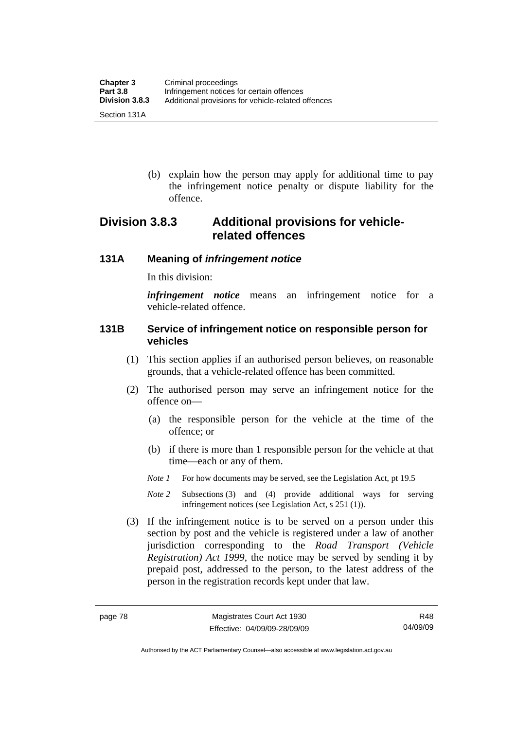(b) explain how the person may apply for additional time to pay the infringement notice penalty or dispute liability for the offence.

## Division 3.8.3 Additional provisions for vehicle-related offences

### 131A Meaning of *infringement notice*

In this division:

***infringement notice*** means an infringement notice for a vehicle-related offence.

### 131B Service of infringement notice on responsible person for vehicles

(1) This section applies if an authorised person believes, on reasonable grounds, that a vehicle-related offence has been committed.

(2) The authorised person may serve an infringement notice for the offence on—

(a) the responsible person for the vehicle at the time of the offence; or

(b) if there is more than 1 responsible person for the vehicle at that time—each or any of them.

*Note 1* For how documents may be served, see the Legislation Act, pt 19.5

*Note 2* Subsections (3) and (4) provide additional ways for serving infringement notices (see Legislation Act, s 251 (1)).

(3) If the infringement notice is to be served on a person under this section by post and the vehicle is registered under a law of another jurisdiction corresponding to the *Road Transport (Vehicle Registration) Act 1999*, the notice may be served by sending it by prepaid post, addressed to the person, to the latest address of the person in the registration records kept under that law.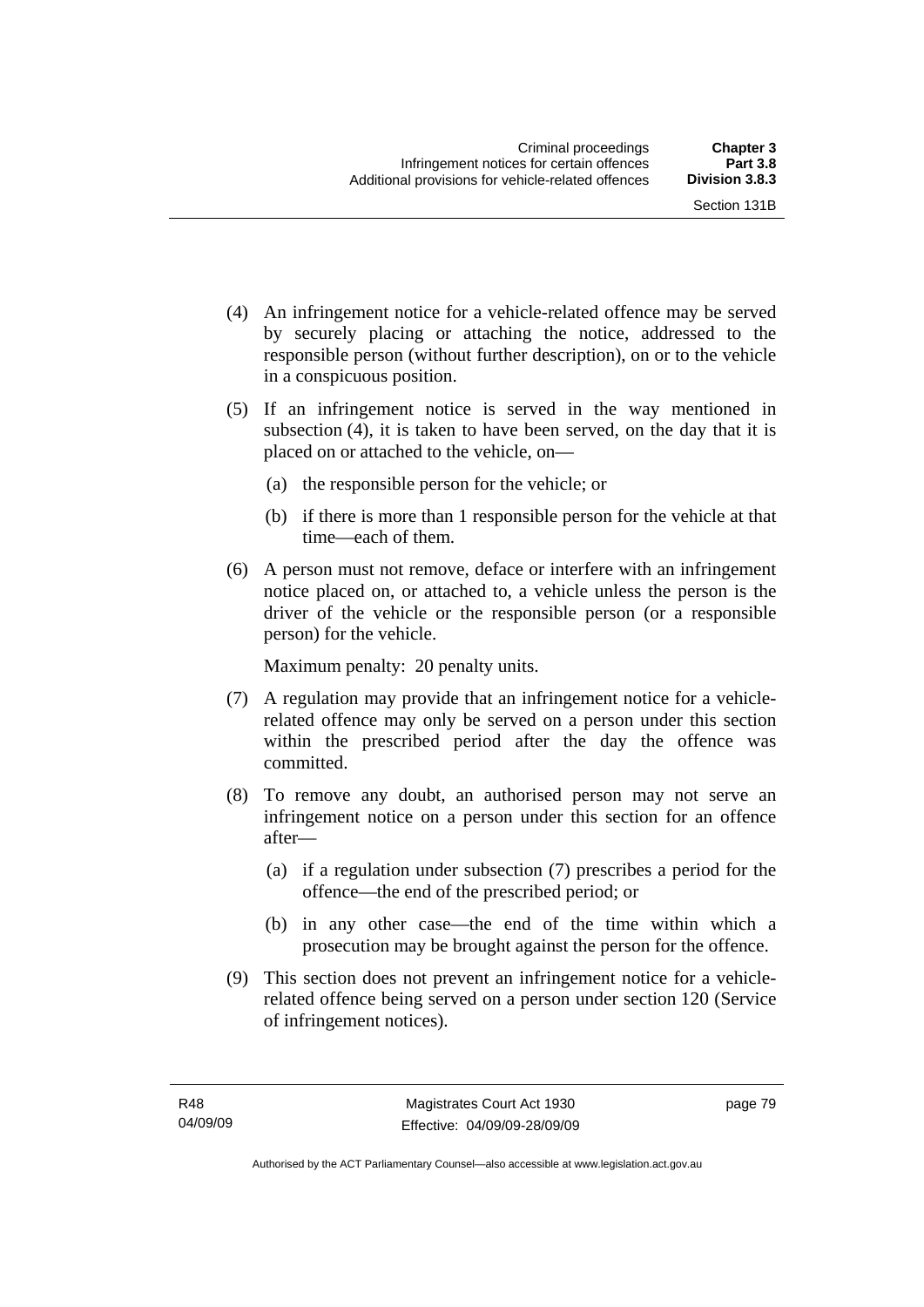(4) An infringement notice for a vehicle-related offence may be served by securely placing or attaching the notice, addressed to the responsible person (without further description), on or to the vehicle in a conspicuous position.

(5) If an infringement notice is served in the way mentioned in subsection (4), it is taken to have been served, on the day that it is placed on or attached to the vehicle, on—

(a) the responsible person for the vehicle; or

(b) if there is more than 1 responsible person for the vehicle at that time—each of them.

(6) A person must not remove, deface or interfere with an infringement notice placed on, or attached to, a vehicle unless the person is the driver of the vehicle or the responsible person (or a responsible person) for the vehicle.

Maximum penalty: 20 penalty units.

(7) A regulation may provide that an infringement notice for a vehicle-related offence may only be served on a person under this section within the prescribed period after the day the offence was committed.

(8) To remove any doubt, an authorised person may not serve an infringement notice on a person under this section for an offence after—

(a) if a regulation under subsection (7) prescribes a period for the offence—the end of the prescribed period; or

(b) in any other case—the end of the time within which a prosecution may be brought against the person for the offence.

(9) This section does not prevent an infringement notice for a vehicle-related offence being served on a person under section 120 (Service of infringement notices).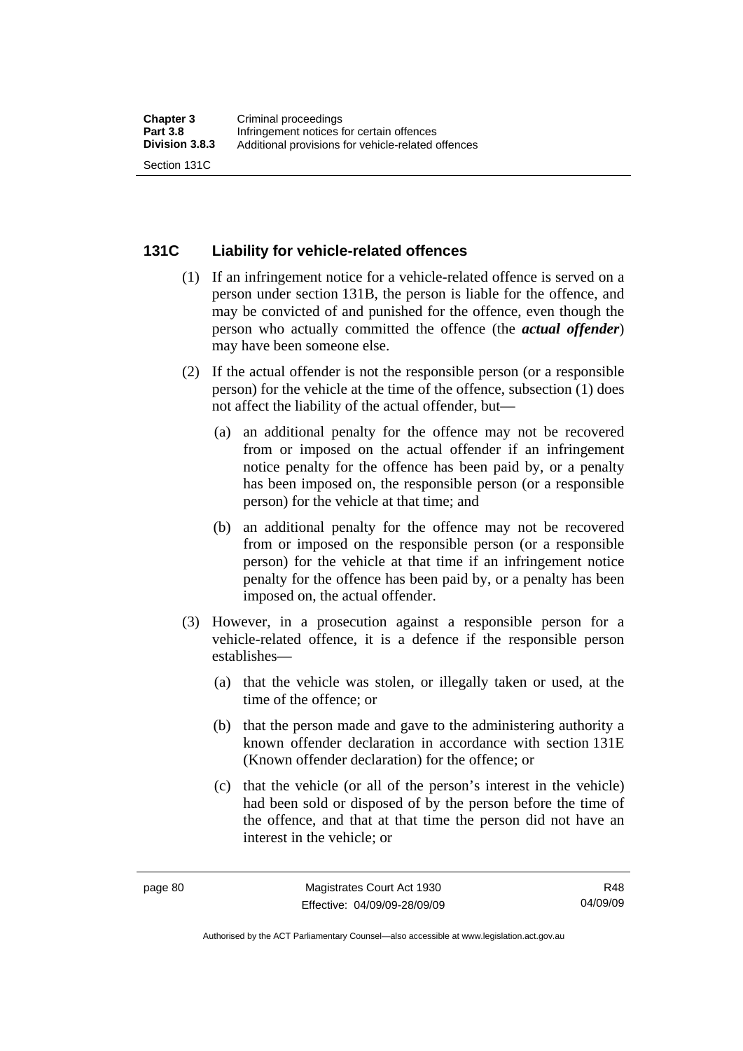## 131C Liability for vehicle-related offences

(1) If an infringement notice for a vehicle-related offence is served on a person under section 131B, the person is liable for the offence, and may be convicted of and punished for the offence, even though the person who actually committed the offence (the ***actual offender***) may have been someone else.

(2) If the actual offender is not the responsible person (or a responsible person) for the vehicle at the time of the offence, subsection (1) does not affect the liability of the actual offender, but—

   (a) an additional penalty for the offence may not be recovered from or imposed on the actual offender if an infringement notice penalty for the offence has been paid by, or a penalty has been imposed on, the responsible person (or a responsible person) for the vehicle at that time; and

   (b) an additional penalty for the offence may not be recovered from or imposed on the responsible person (or a responsible person) for the vehicle at that time if an infringement notice penalty for the offence has been paid by, or a penalty has been imposed on, the actual offender.

(3) However, in a prosecution against a responsible person for a vehicle-related offence, it is a defence if the responsible person establishes—

   (a) that the vehicle was stolen, or illegally taken or used, at the time of the offence; or

   (b) that the person made and gave to the administering authority a known offender declaration in accordance with section 131E (Known offender declaration) for the offence; or

   (c) that the vehicle (or all of the person's interest in the vehicle) had been sold or disposed of by the person before the time of the offence, and that at that time the person did not have an interest in the vehicle; or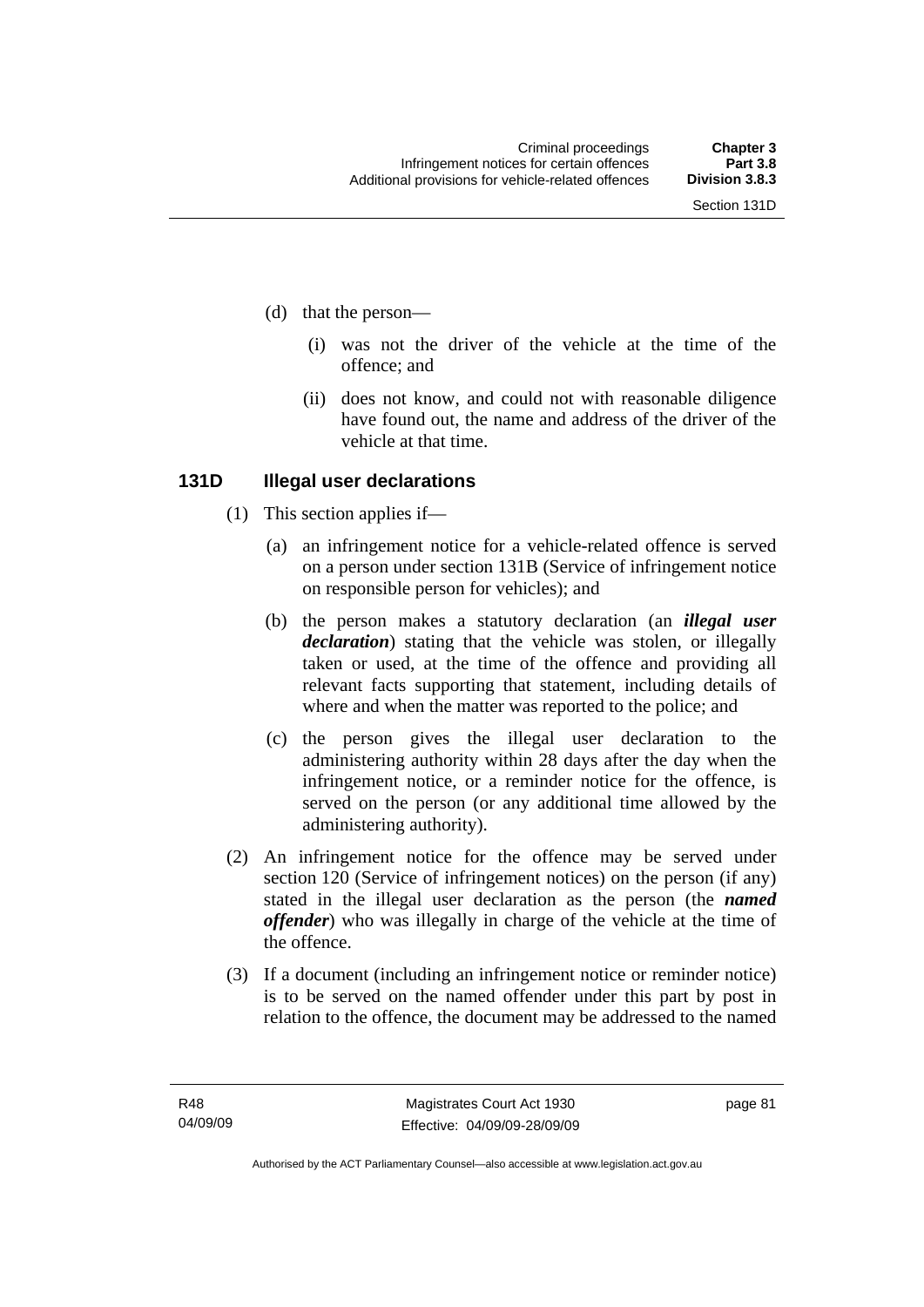(d) that the person—

  (i) was not the driver of the vehicle at the time of the offence; and

  (ii) does not know, and could not with reasonable diligence have found out, the name and address of the driver of the vehicle at that time.

### 131D Illegal user declarations

(1) This section applies if—

  (a) an infringement notice for a vehicle-related offence is served on a person under section 131B (Service of infringement notice on responsible person for vehicles); and

  (b) the person makes a statutory declaration (an ***illegal user declaration***) stating that the vehicle was stolen, or illegally taken or used, at the time of the offence and providing all relevant facts supporting that statement, including details of where and when the matter was reported to the police; and

  (c) the person gives the illegal user declaration to the administering authority within 28 days after the day when the infringement notice, or a reminder notice for the offence, is served on the person (or any additional time allowed by the administering authority).

(2) An infringement notice for the offence may be served under section 120 (Service of infringement notices) on the person (if any) stated in the illegal user declaration as the person (the ***named offender***) who was illegally in charge of the vehicle at the time of the offence.

(3) If a document (including an infringement notice or reminder notice) is to be served on the named offender under this part by post in relation to the offence, the document may be addressed to the named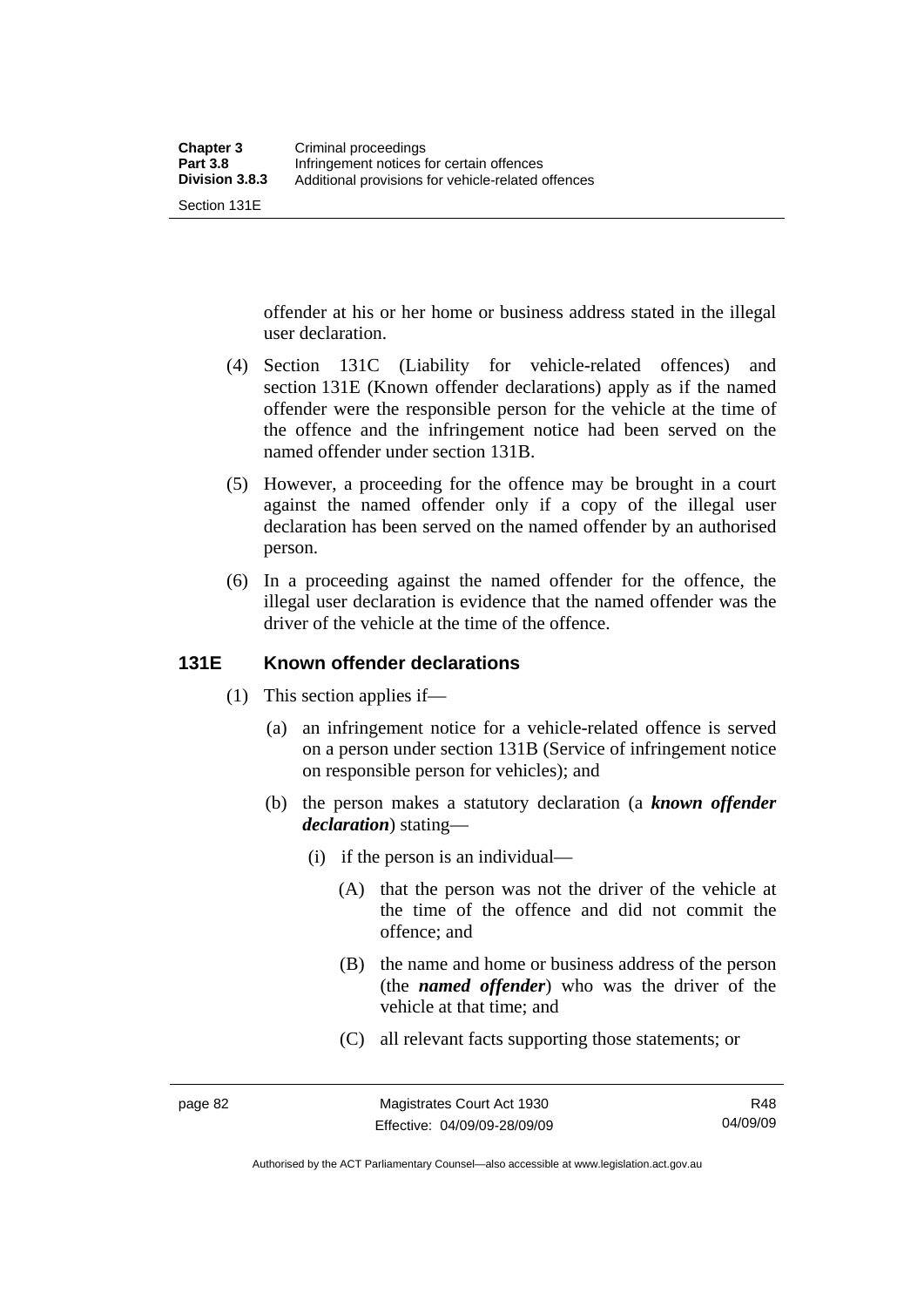offender at his or her home or business address stated in the illegal user declaration.

(4) Section 131C (Liability for vehicle-related offences) and section 131E (Known offender declarations) apply as if the named offender were the responsible person for the vehicle at the time of the offence and the infringement notice had been served on the named offender under section 131B.

(5) However, a proceeding for the offence may be brought in a court against the named offender only if a copy of the illegal user declaration has been served on the named offender by an authorised person.

(6) In a proceeding against the named offender for the offence, the illegal user declaration is evidence that the named offender was the driver of the vehicle at the time of the offence.

## 131E Known offender declarations

(1) This section applies if—

(a) an infringement notice for a vehicle-related offence is served on a person under section 131B (Service of infringement notice on responsible person for vehicles); and

(b) the person makes a statutory declaration (a ***known offender declaration***) stating—

(i) if the person is an individual—

(A) that the person was not the driver of the vehicle at the time of the offence and did not commit the offence; and

(B) the name and home or business address of the person (the ***named offender***) who was the driver of the vehicle at that time; and

(C) all relevant facts supporting those statements; or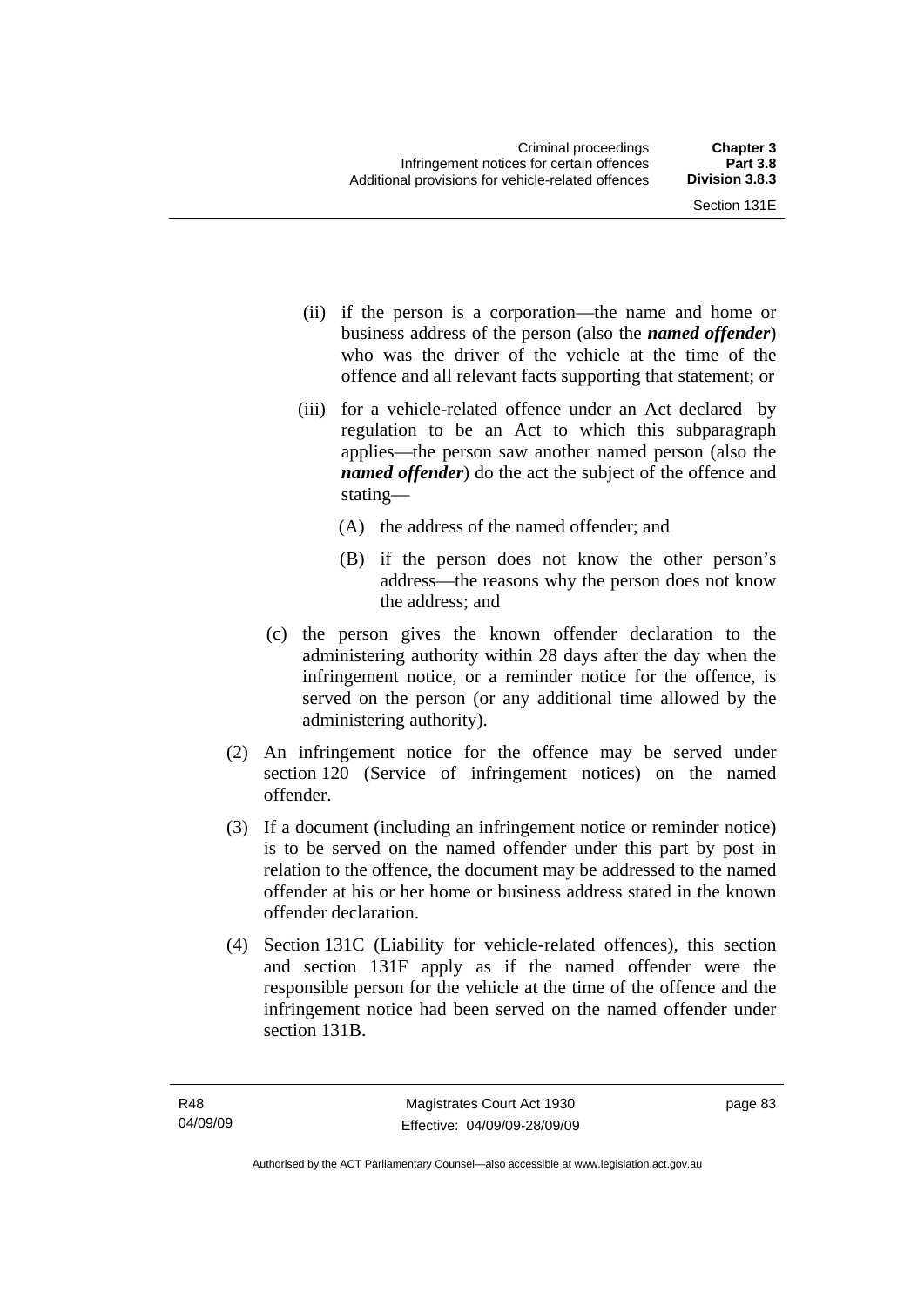(ii) if the person is a corporation—the name and home or business address of the person (also the ***named offender***) who was the driver of the vehicle at the time of the offence and all relevant facts supporting that statement; or

(iii) for a vehicle-related offence under an Act declared by regulation to be an Act to which this subparagraph applies—the person saw another named person (also the ***named offender***) do the act the subject of the offence and stating—

(A) the address of the named offender; and

(B) if the person does not know the other person's address—the reasons why the person does not know the address; and

(c) the person gives the known offender declaration to the administering authority within 28 days after the day when the infringement notice, or a reminder notice for the offence, is served on the person (or any additional time allowed by the administering authority).

(2) An infringement notice for the offence may be served under section 120 (Service of infringement notices) on the named offender.

(3) If a document (including an infringement notice or reminder notice) is to be served on the named offender under this part by post in relation to the offence, the document may be addressed to the named offender at his or her home or business address stated in the known offender declaration.

(4) Section 131C (Liability for vehicle-related offences), this section and section 131F apply as if the named offender were the responsible person for the vehicle at the time of the offence and the infringement notice had been served on the named offender under section 131B.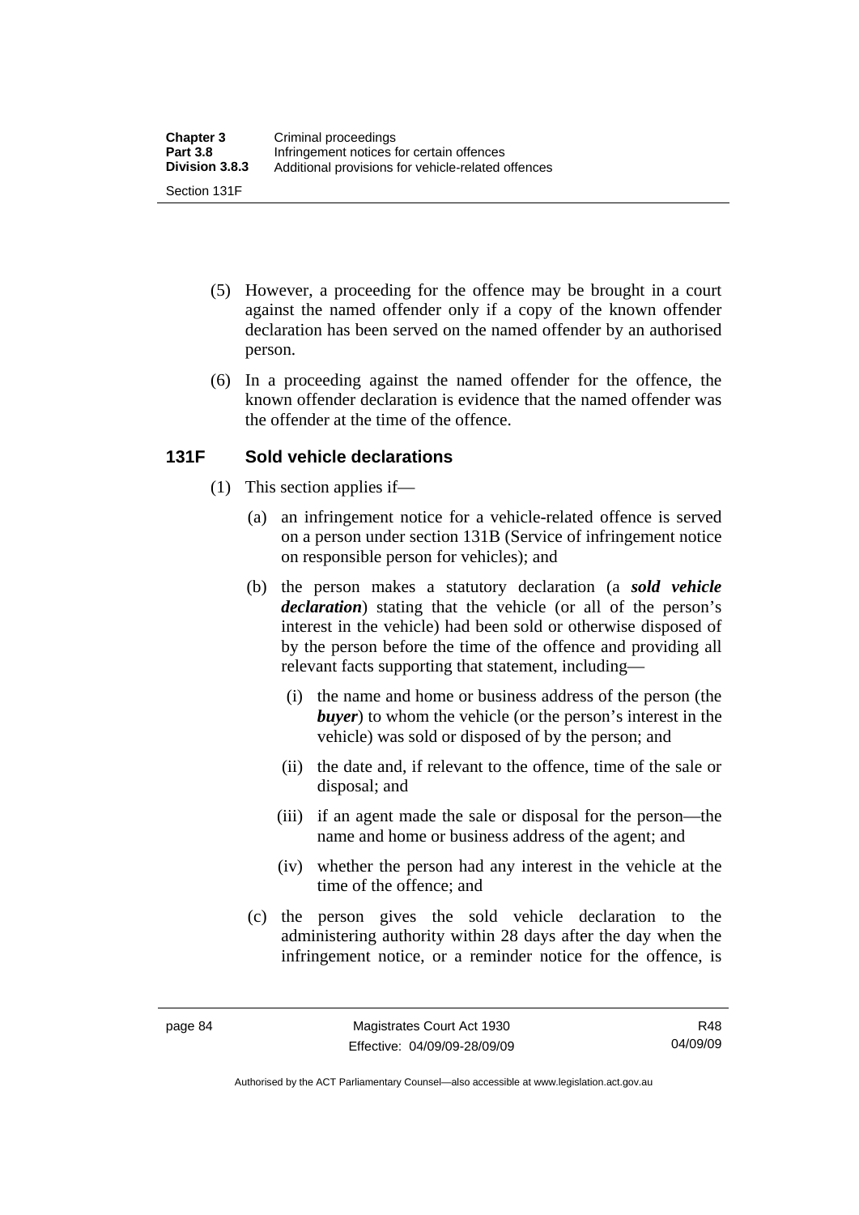(5) However, a proceeding for the offence may be brought in a court against the named offender only if a copy of the known offender declaration has been served on the named offender by an authorised person.

(6) In a proceeding against the named offender for the offence, the known offender declaration is evidence that the named offender was the offender at the time of the offence.

### 131F Sold vehicle declarations

(1) This section applies if—

(a) an infringement notice for a vehicle-related offence is served on a person under section 131B (Service of infringement notice on responsible person for vehicles); and

(b) the person makes a statutory declaration (a ***sold vehicle declaration***) stating that the vehicle (or all of the person's interest in the vehicle) had been sold or otherwise disposed of by the person before the time of the offence and providing all relevant facts supporting that statement, including—

(i) the name and home or business address of the person (the ***buyer***) to whom the vehicle (or the person's interest in the vehicle) was sold or disposed of by the person; and

(ii) the date and, if relevant to the offence, time of the sale or disposal; and

(iii) if an agent made the sale or disposal for the person—the name and home or business address of the agent; and

(iv) whether the person had any interest in the vehicle at the time of the offence; and

(c) the person gives the sold vehicle declaration to the administering authority within 28 days after the day when the infringement notice, or a reminder notice for the offence, is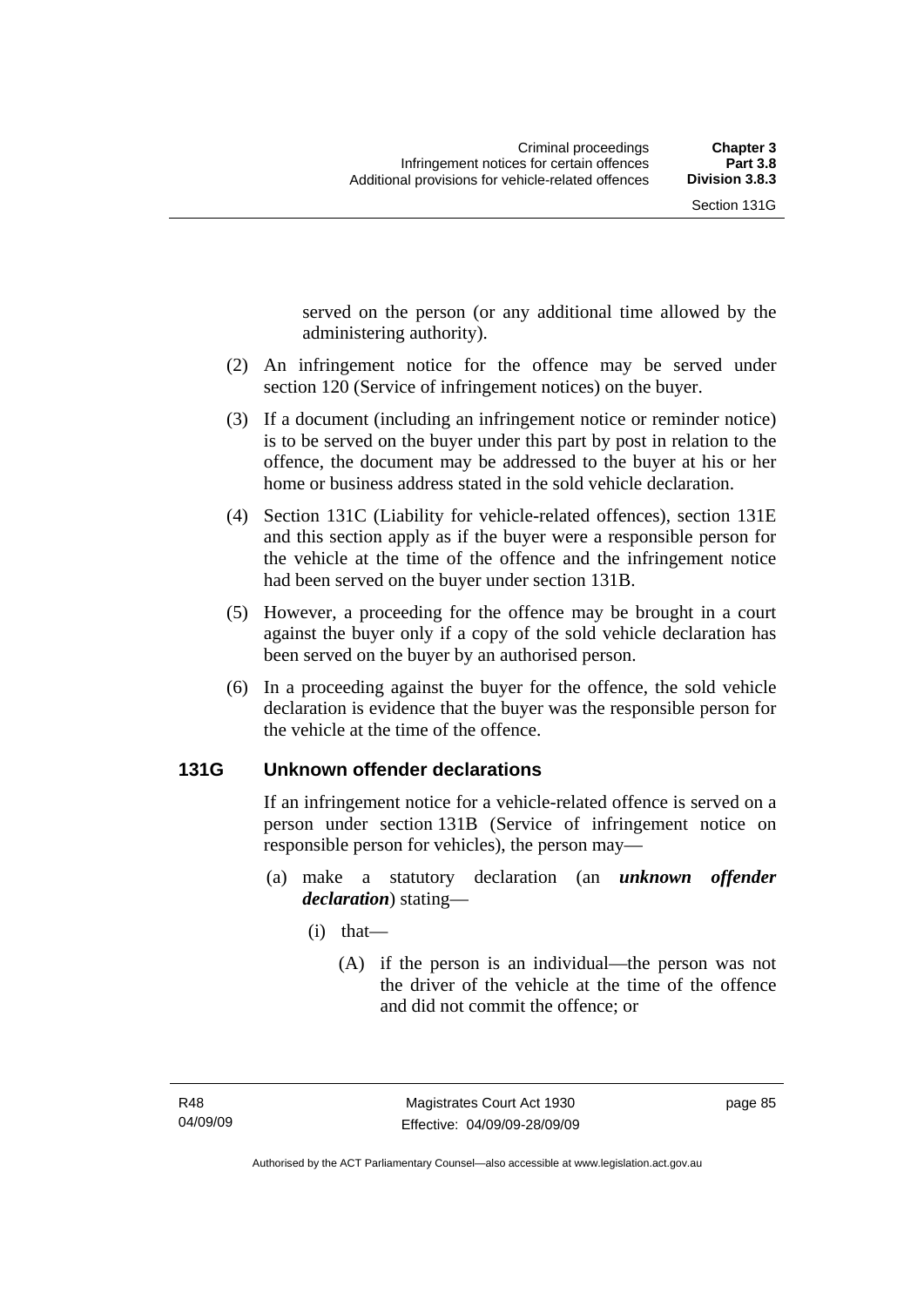served on the person (or any additional time allowed by the administering authority).

(2) An infringement notice for the offence may be served under section 120 (Service of infringement notices) on the buyer.

(3) If a document (including an infringement notice or reminder notice) is to be served on the buyer under this part by post in relation to the offence, the document may be addressed to the buyer at his or her home or business address stated in the sold vehicle declaration.

(4) Section 131C (Liability for vehicle-related offences), section 131E and this section apply as if the buyer were a responsible person for the vehicle at the time of the offence and the infringement notice had been served on the buyer under section 131B.

(5) However, a proceeding for the offence may be brought in a court against the buyer only if a copy of the sold vehicle declaration has been served on the buyer by an authorised person.

(6) In a proceeding against the buyer for the offence, the sold vehicle declaration is evidence that the buyer was the responsible person for the vehicle at the time of the offence.

### 131G Unknown offender declarations

If an infringement notice for a vehicle-related offence is served on a person under section 131B (Service of infringement notice on responsible person for vehicles), the person may—

(a) make a statutory declaration (an ***unknown offender declaration***) stating—

(i) that—

(A) if the person is an individual—the person was not the driver of the vehicle at the time of the offence and did not commit the offence; or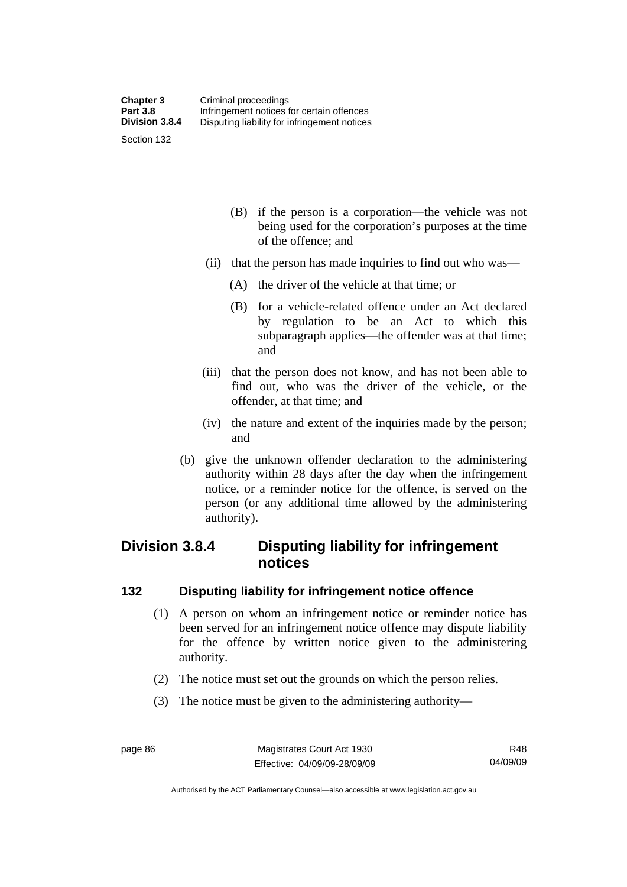(B) if the person is a corporation—the vehicle was not being used for the corporation's purposes at the time of the offence; and

(ii) that the person has made inquiries to find out who was—

(A) the driver of the vehicle at that time; or

(B) for a vehicle-related offence under an Act declared by regulation to be an Act to which this subparagraph applies—the offender was at that time; and

(iii) that the person does not know, and has not been able to find out, who was the driver of the vehicle, or the offender, at that time; and

(iv) the nature and extent of the inquiries made by the person; and

(b) give the unknown offender declaration to the administering authority within 28 days after the day when the infringement notice, or a reminder notice for the offence, is served on the person (or any additional time allowed by the administering authority).

## Division 3.8.4 Disputing liability for infringement notices

### 132 Disputing liability for infringement notice offence

(1) A person on whom an infringement notice or reminder notice has been served for an infringement notice offence may dispute liability for the offence by written notice given to the administering authority.

(2) The notice must set out the grounds on which the person relies.

(3) The notice must be given to the administering authority—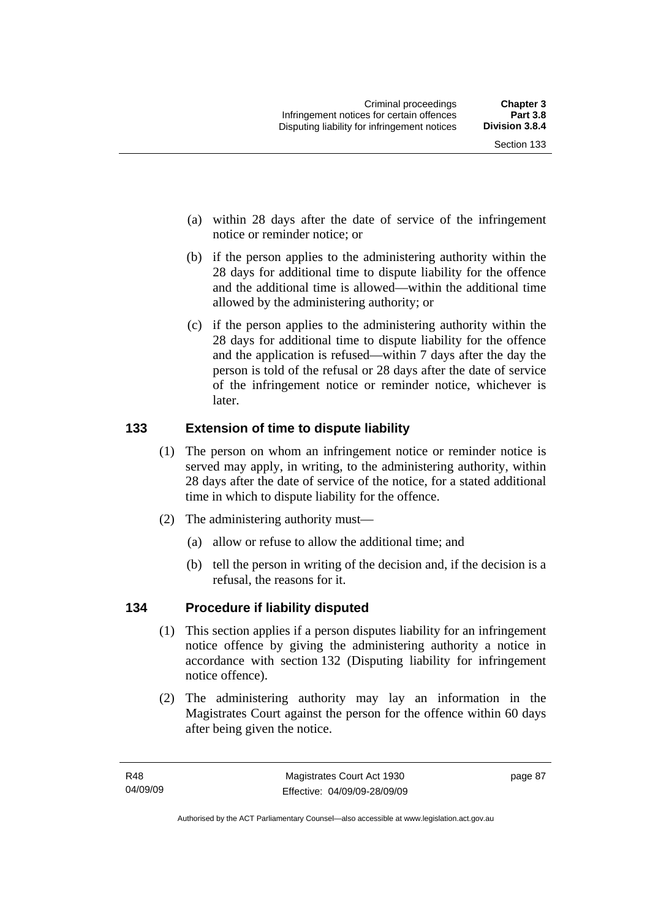(a) within 28 days after the date of service of the infringement notice or reminder notice; or

(b) if the person applies to the administering authority within the 28 days for additional time to dispute liability for the offence and the additional time is allowed—within the additional time allowed by the administering authority; or

(c) if the person applies to the administering authority within the 28 days for additional time to dispute liability for the offence and the application is refused—within 7 days after the day the person is told of the refusal or 28 days after the date of service of the infringement notice or reminder notice, whichever is later.

## 133 Extension of time to dispute liability

(1) The person on whom an infringement notice or reminder notice is served may apply, in writing, to the administering authority, within 28 days after the date of service of the notice, for a stated additional time in which to dispute liability for the offence.

(2) The administering authority must—

(a) allow or refuse to allow the additional time; and

(b) tell the person in writing of the decision and, if the decision is a refusal, the reasons for it.

## 134 Procedure if liability disputed

(1) This section applies if a person disputes liability for an infringement notice offence by giving the administering authority a notice in accordance with section 132 (Disputing liability for infringement notice offence).

(2) The administering authority may lay an information in the Magistrates Court against the person for the offence within 60 days after being given the notice.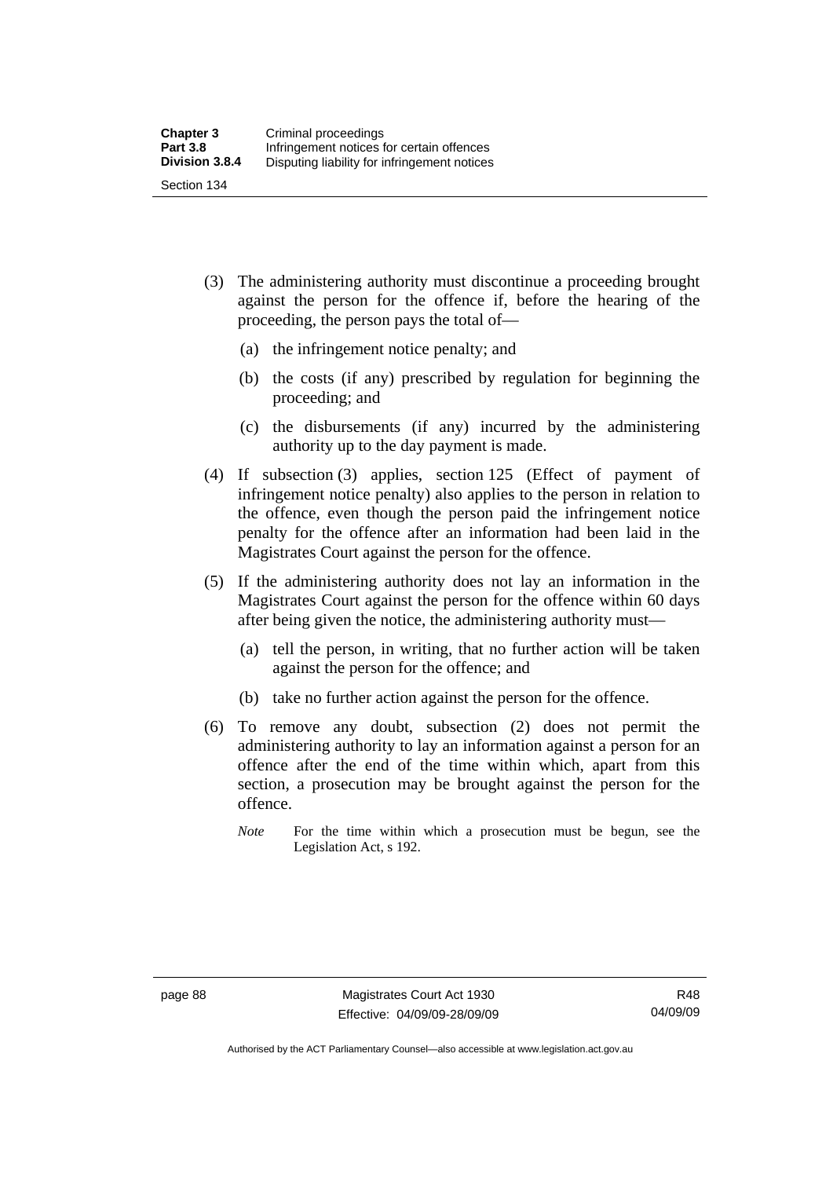(3) The administering authority must discontinue a proceeding brought against the person for the offence if, before the hearing of the proceeding, the person pays the total of—

  (a) the infringement notice penalty; and

  (b) the costs (if any) prescribed by regulation for beginning the proceeding; and

  (c) the disbursements (if any) incurred by the administering authority up to the day payment is made.

(4) If subsection (3) applies, section 125 (Effect of payment of infringement notice penalty) also applies to the person in relation to the offence, even though the person paid the infringement notice penalty for the offence after an information had been laid in the Magistrates Court against the person for the offence.

(5) If the administering authority does not lay an information in the Magistrates Court against the person for the offence within 60 days after being given the notice, the administering authority must—

  (a) tell the person, in writing, that no further action will be taken against the person for the offence; and

  (b) take no further action against the person for the offence.

(6) To remove any doubt, subsection (2) does not permit the administering authority to lay an information against a person for an offence after the end of the time within which, apart from this section, a prosecution may be brought against the person for the offence.

*Note* For the time within which a prosecution must be begun, see the Legislation Act, s 192.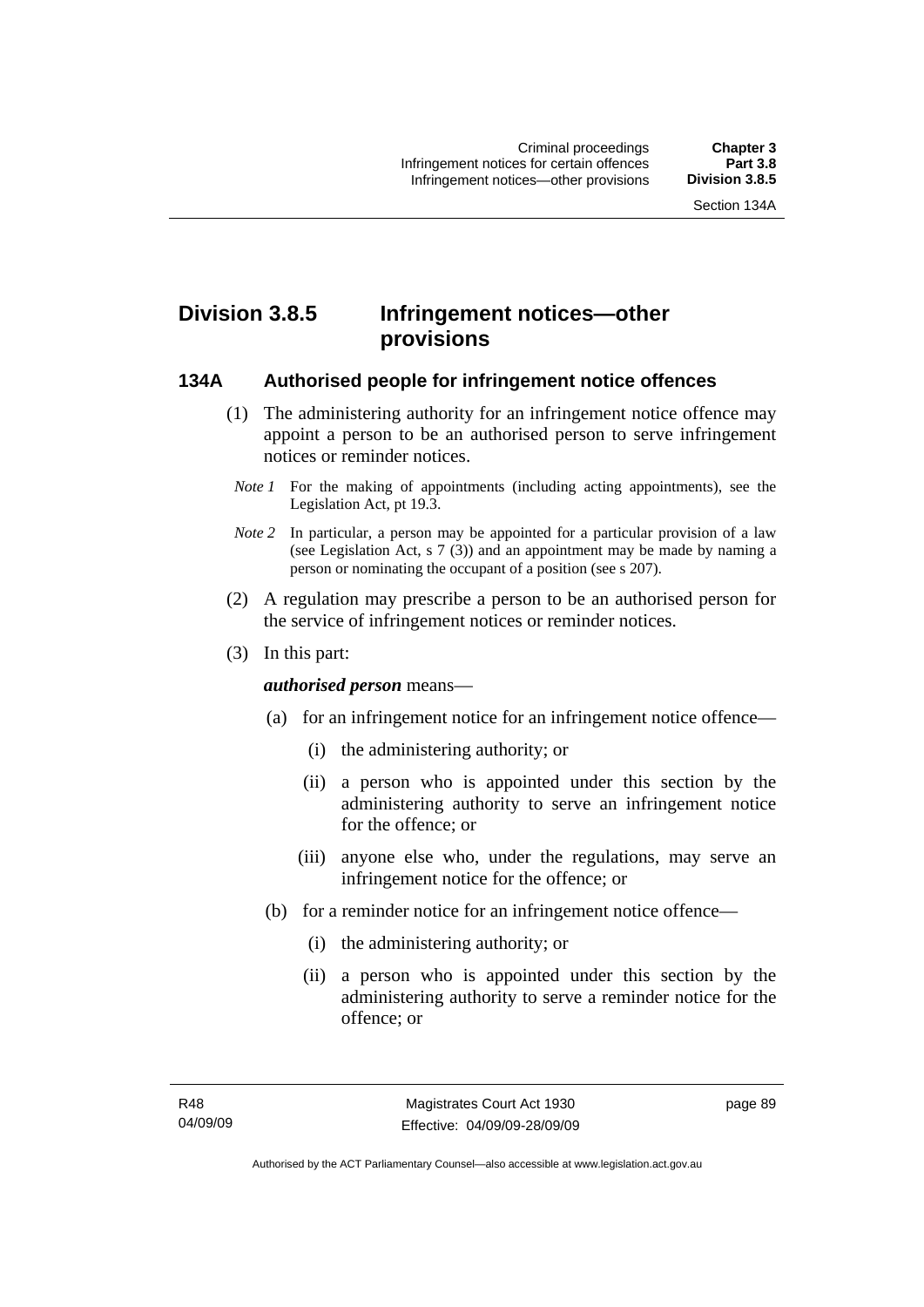# Division 3.8.5 Infringement notices—other provisions

## 134A Authorised people for infringement notice offences

(1) The administering authority for an infringement notice offence may appoint a person to be an authorised person to serve infringement notices or reminder notices.

*Note 1* For the making of appointments (including acting appointments), see the Legislation Act, pt 19.3.

*Note 2* In particular, a person may be appointed for a particular provision of a law (see Legislation Act, s 7 (3)) and an appointment may be made by naming a person or nominating the occupant of a position (see s 207).

(2) A regulation may prescribe a person to be an authorised person for the service of infringement notices or reminder notices.

(3) In this part:

***authorised person*** means—

(a) for an infringement notice for an infringement notice offence—

(i) the administering authority; or

(ii) a person who is appointed under this section by the administering authority to serve an infringement notice for the offence; or

(iii) anyone else who, under the regulations, may serve an infringement notice for the offence; or

(b) for a reminder notice for an infringement notice offence—

(i) the administering authority; or

(ii) a person who is appointed under this section by the administering authority to serve a reminder notice for the offence; or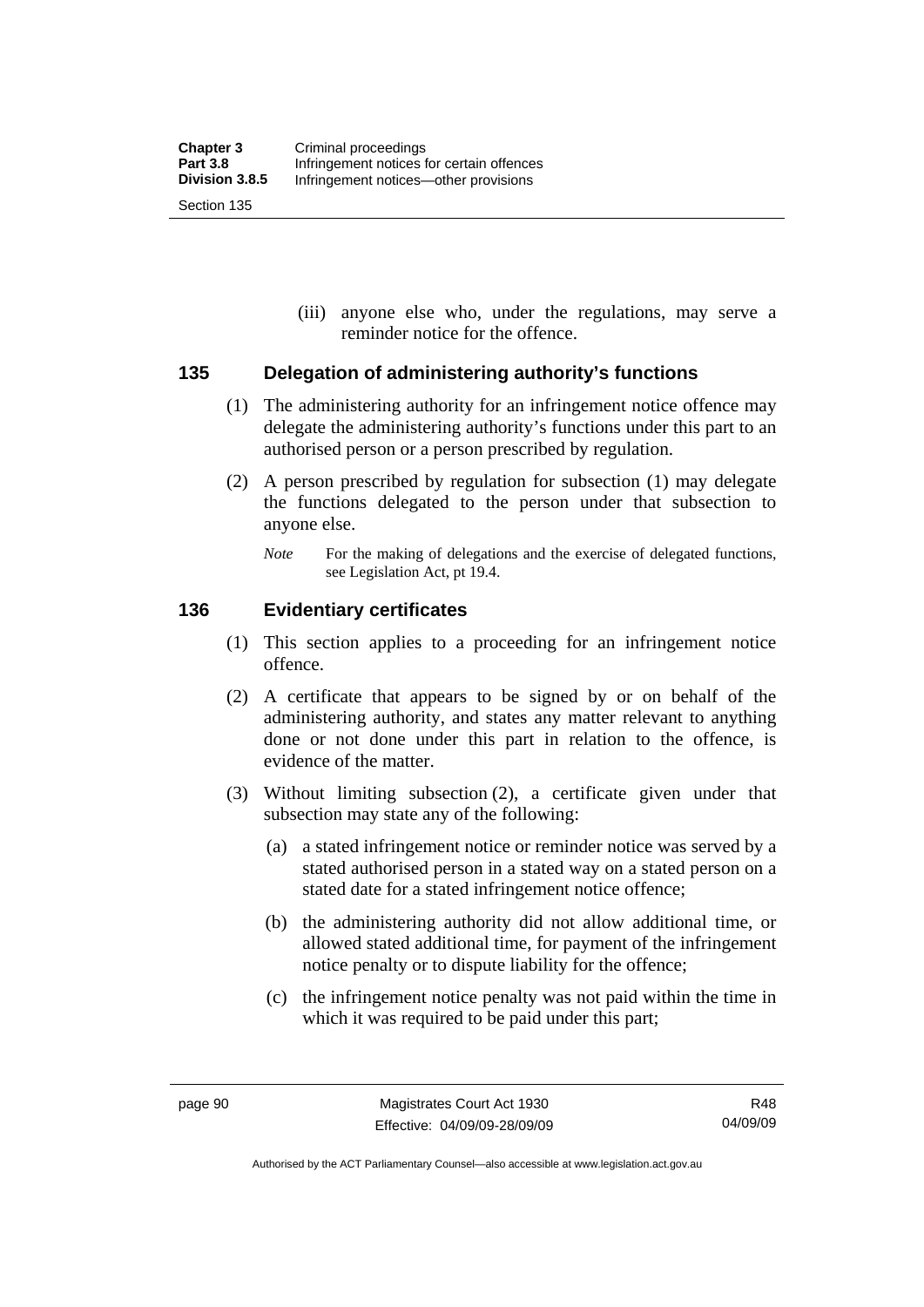(iii) anyone else who, under the regulations, may serve a reminder notice for the offence.

### 135 Delegation of administering authority's functions

(1) The administering authority for an infringement notice offence may delegate the administering authority's functions under this part to an authorised person or a person prescribed by regulation.

(2) A person prescribed by regulation for subsection (1) may delegate the functions delegated to the person under that subsection to anyone else.

*Note* For the making of delegations and the exercise of delegated functions, see Legislation Act, pt 19.4.

### 136 Evidentiary certificates

(1) This section applies to a proceeding for an infringement notice offence.

(2) A certificate that appears to be signed by or on behalf of the administering authority, and states any matter relevant to anything done or not done under this part in relation to the offence, is evidence of the matter.

(3) Without limiting subsection (2), a certificate given under that subsection may state any of the following:

(a) a stated infringement notice or reminder notice was served by a stated authorised person in a stated way on a stated person on a stated date for a stated infringement notice offence;

(b) the administering authority did not allow additional time, or allowed stated additional time, for payment of the infringement notice penalty or to dispute liability for the offence;

(c) the infringement notice penalty was not paid within the time in which it was required to be paid under this part;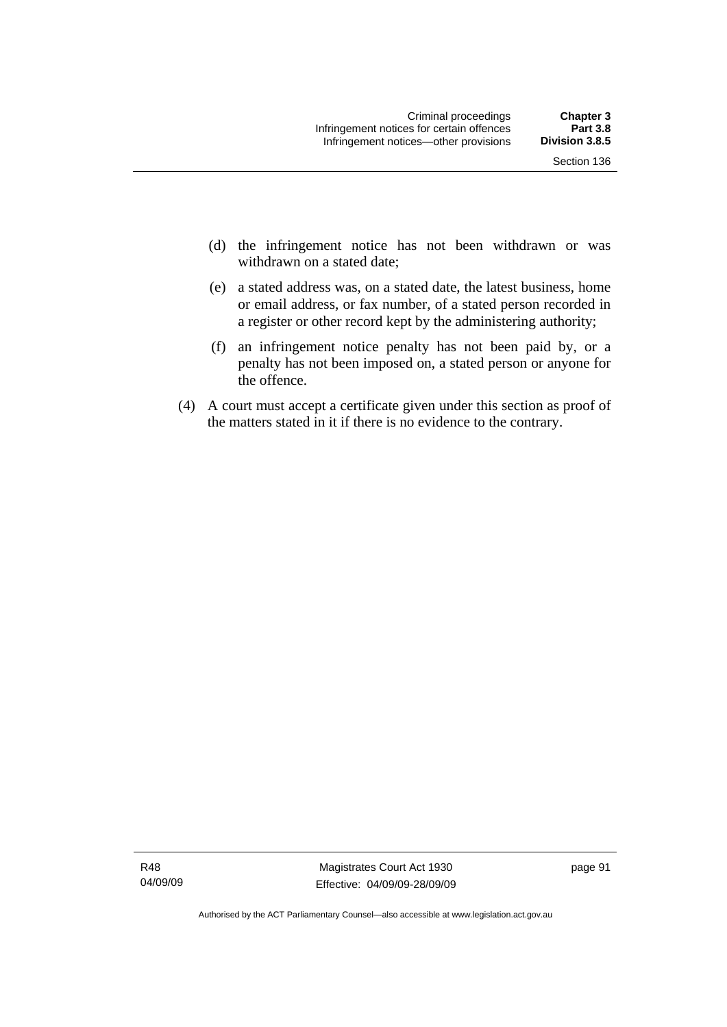(d) the infringement notice has not been withdrawn or was withdrawn on a stated date;

(e) a stated address was, on a stated date, the latest business, home or email address, or fax number, of a stated person recorded in a register or other record kept by the administering authority;

(f) an infringement notice penalty has not been paid by, or a penalty has not been imposed on, a stated person or anyone for the offence.

(4) A court must accept a certificate given under this section as proof of the matters stated in it if there is no evidence to the contrary.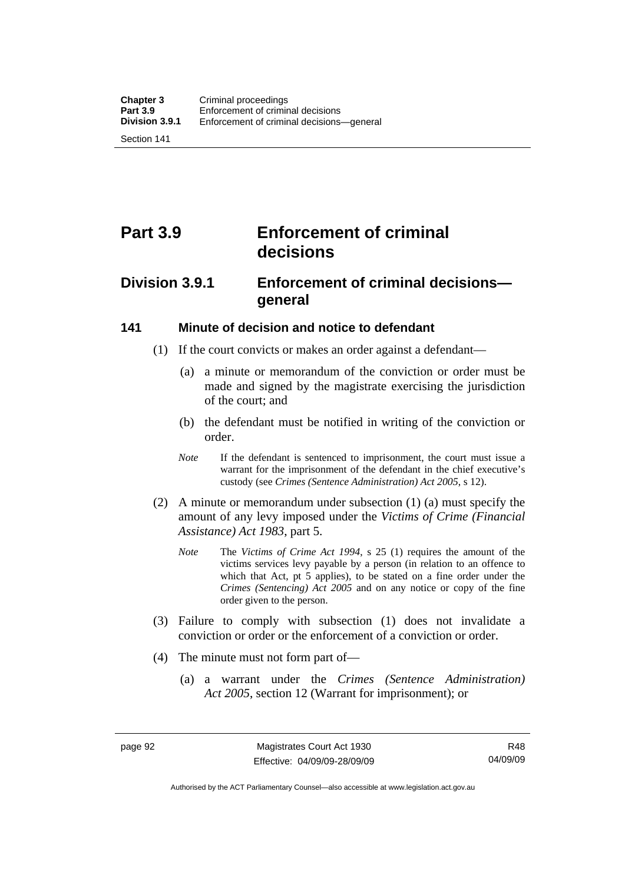# Part 3.9 Enforcement of criminal decisions

## Division 3.9.1 Enforcement of criminal decisions—general

### 141 Minute of decision and notice to defendant

(1) If the court convicts or makes an order against a defendant—

(a) a minute or memorandum of the conviction or order must be made and signed by the magistrate exercising the jurisdiction of the court; and

(b) the defendant must be notified in writing of the conviction or order.

*Note* If the defendant is sentenced to imprisonment, the court must issue a warrant for the imprisonment of the defendant in the chief executive's custody (see *Crimes (Sentence Administration) Act 2005*, s 12).

(2) A minute or memorandum under subsection (1) (a) must specify the amount of any levy imposed under the *Victims of Crime (Financial Assistance) Act 1983*, part 5.

*Note* The *Victims of Crime Act 1994*, s 25 (1) requires the amount of the victims services levy payable by a person (in relation to an offence to which that Act, pt 5 applies), to be stated on a fine order under the *Crimes (Sentencing) Act 2005* and on any notice or copy of the fine order given to the person.

(3) Failure to comply with subsection (1) does not invalidate a conviction or order or the enforcement of a conviction or order.

(4) The minute must not form part of—

(a) a warrant under the *Crimes (Sentence Administration) Act 2005*, section 12 (Warrant for imprisonment); or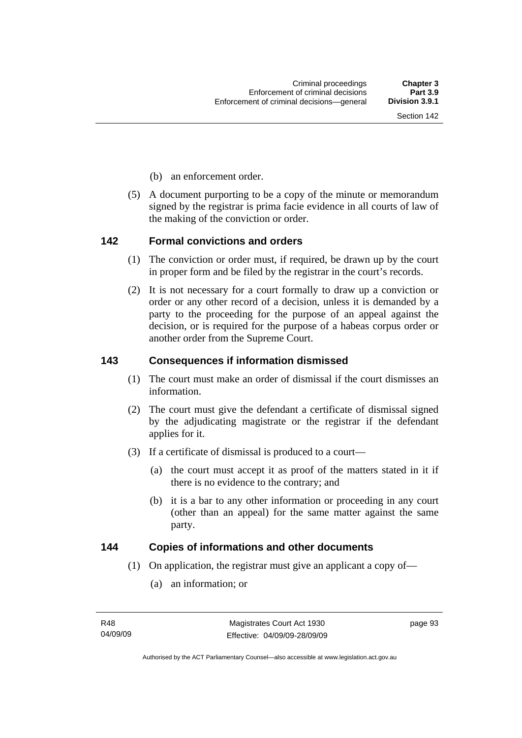(b) an enforcement order.

(5) A document purporting to be a copy of the minute or memorandum signed by the registrar is prima facie evidence in all courts of law of the making of the conviction or order.

## 142 Formal convictions and orders

(1) The conviction or order must, if required, be drawn up by the court in proper form and be filed by the registrar in the court's records.

(2) It is not necessary for a court formally to draw up a conviction or order or any other record of a decision, unless it is demanded by a party to the proceeding for the purpose of an appeal against the decision, or is required for the purpose of a habeas corpus order or another order from the Supreme Court.

## 143 Consequences if information dismissed

(1) The court must make an order of dismissal if the court dismisses an information.

(2) The court must give the defendant a certificate of dismissal signed by the adjudicating magistrate or the registrar if the defendant applies for it.

(3) If a certificate of dismissal is produced to a court—

(a) the court must accept it as proof of the matters stated in it if there is no evidence to the contrary; and

(b) it is a bar to any other information or proceeding in any court (other than an appeal) for the same matter against the same party.

## 144 Copies of informations and other documents

(1) On application, the registrar must give an applicant a copy of—

(a) an information; or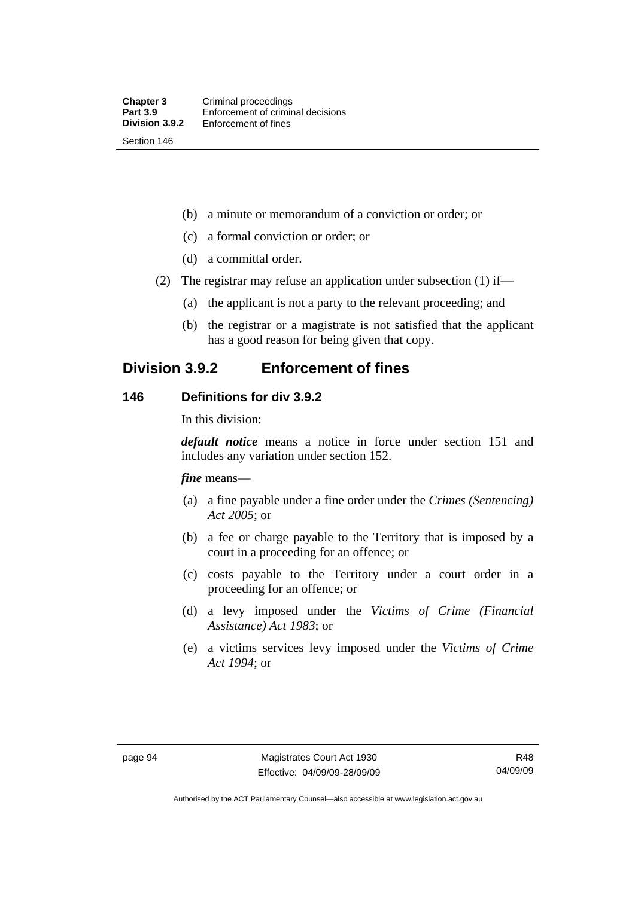(b) a minute or memorandum of a conviction or order; or

(c) a formal conviction or order; or

(d) a committal order.

(2) The registrar may refuse an application under subsection (1) if—

(a) the applicant is not a party to the relevant proceeding; and

(b) the registrar or a magistrate is not satisfied that the applicant has a good reason for being given that copy.

## Division 3.9.2 Enforcement of fines

### 146 Definitions for div 3.9.2

In this division:

***default notice*** means a notice in force under section 151 and includes any variation under section 152.

***fine*** means—

(a) a fine payable under a fine order under the *Crimes (Sentencing) Act 2005*; or

(b) a fee or charge payable to the Territory that is imposed by a court in a proceeding for an offence; or

(c) costs payable to the Territory under a court order in a proceeding for an offence; or

(d) a levy imposed under the *Victims of Crime (Financial Assistance) Act 1983*; or

(e) a victims services levy imposed under the *Victims of Crime Act 1994*; or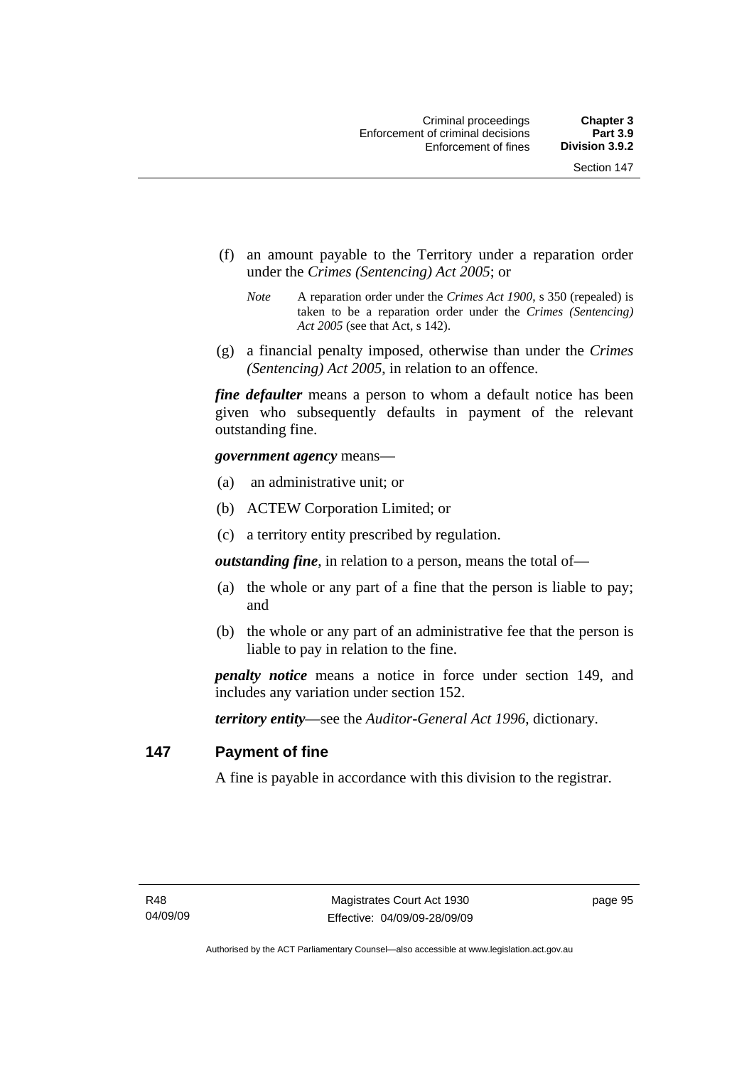(f) an amount payable to the Territory under a reparation order under the *Crimes (Sentencing) Act 2005*; or

*Note* A reparation order under the *Crimes Act 1900*, s 350 (repealed) is taken to be a reparation order under the *Crimes (Sentencing) Act 2005* (see that Act, s 142).

(g) a financial penalty imposed, otherwise than under the *Crimes (Sentencing) Act 2005*, in relation to an offence.

***fine defaulter*** means a person to whom a default notice has been given who subsequently defaults in payment of the relevant outstanding fine.

***government agency*** means—

(a) an administrative unit; or

(b) ACTEW Corporation Limited; or

(c) a territory entity prescribed by regulation.

***outstanding fine***, in relation to a person, means the total of—

(a) the whole or any part of a fine that the person is liable to pay; and

(b) the whole or any part of an administrative fee that the person is liable to pay in relation to the fine.

***penalty notice*** means a notice in force under section 149, and includes any variation under section 152.

***territory entity***—see the *Auditor-General Act 1996*, dictionary.

## 147 Payment of fine

A fine is payable in accordance with this division to the registrar.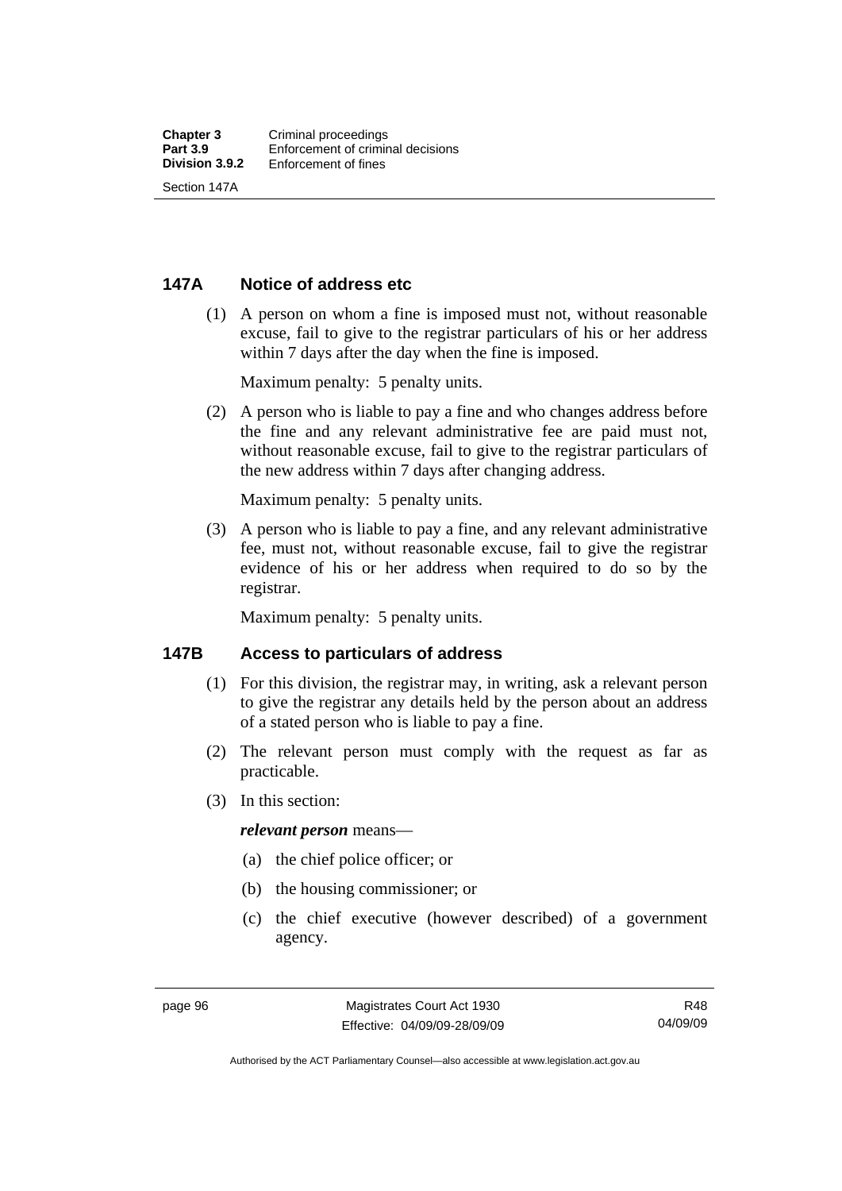## 147A Notice of address etc

(1) A person on whom a fine is imposed must not, without reasonable excuse, fail to give to the registrar particulars of his or her address within 7 days after the day when the fine is imposed.

Maximum penalty: 5 penalty units.

(2) A person who is liable to pay a fine and who changes address before the fine and any relevant administrative fee are paid must not, without reasonable excuse, fail to give to the registrar particulars of the new address within 7 days after changing address.

Maximum penalty: 5 penalty units.

(3) A person who is liable to pay a fine, and any relevant administrative fee, must not, without reasonable excuse, fail to give the registrar evidence of his or her address when required to do so by the registrar.

Maximum penalty: 5 penalty units.

## 147B Access to particulars of address

(1) For this division, the registrar may, in writing, ask a relevant person to give the registrar any details held by the person about an address of a stated person who is liable to pay a fine.

(2) The relevant person must comply with the request as far as practicable.

(3) In this section:

***relevant person*** means—

(a) the chief police officer; or

(b) the housing commissioner; or

(c) the chief executive (however described) of a government agency.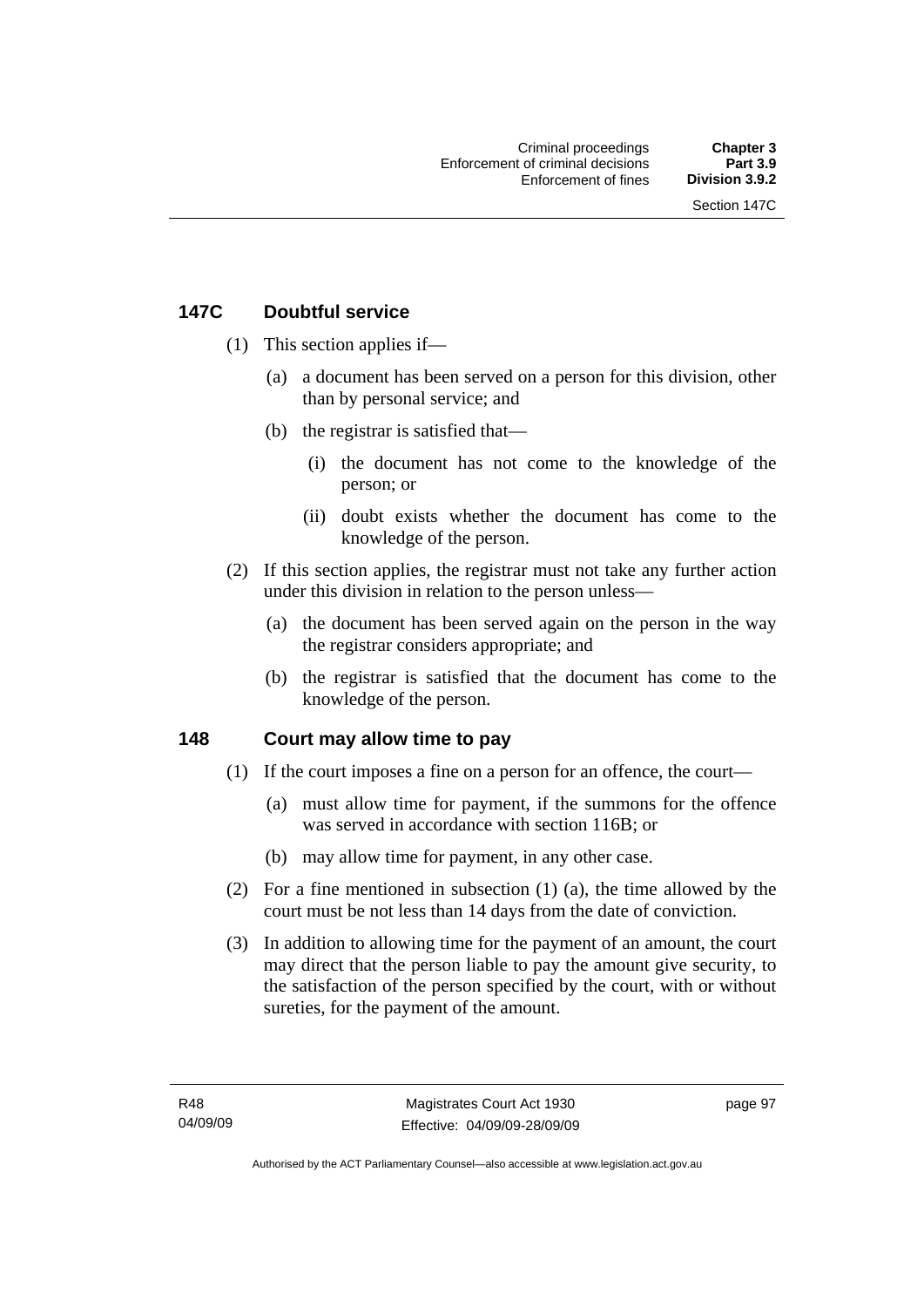## 147C Doubtful service

(1) This section applies if—

(a) a document has been served on a person for this division, other than by personal service; and

(b) the registrar is satisfied that—

(i) the document has not come to the knowledge of the person; or

(ii) doubt exists whether the document has come to the knowledge of the person.

(2) If this section applies, the registrar must not take any further action under this division in relation to the person unless—

(a) the document has been served again on the person in the way the registrar considers appropriate; and

(b) the registrar is satisfied that the document has come to the knowledge of the person.

## 148 Court may allow time to pay

(1) If the court imposes a fine on a person for an offence, the court—

(a) must allow time for payment, if the summons for the offence was served in accordance with section 116B; or

(b) may allow time for payment, in any other case.

(2) For a fine mentioned in subsection (1) (a), the time allowed by the court must be not less than 14 days from the date of conviction.

(3) In addition to allowing time for the payment of an amount, the court may direct that the person liable to pay the amount give security, to the satisfaction of the person specified by the court, with or without sureties, for the payment of the amount.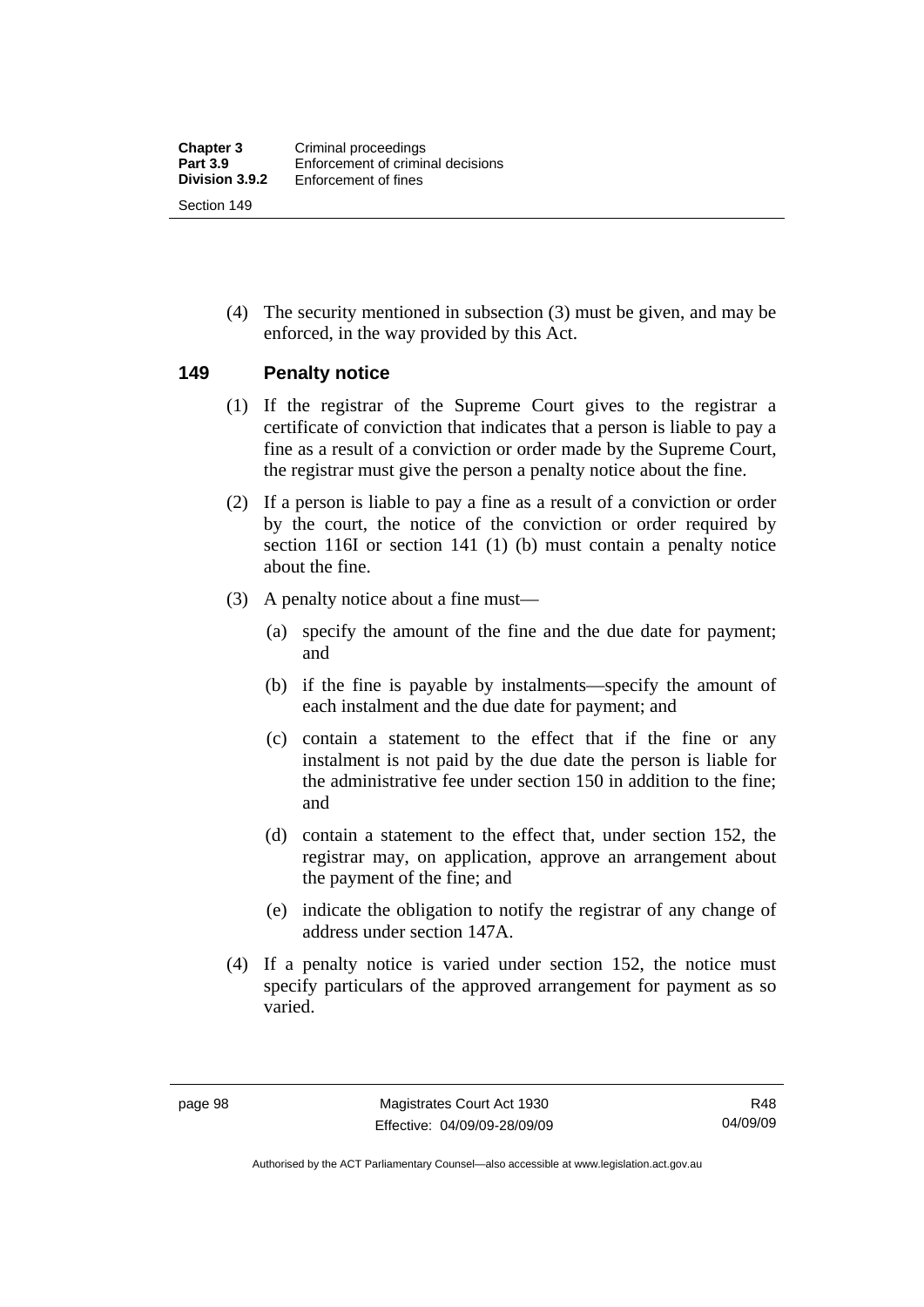(4) The security mentioned in subsection (3) must be given, and may be enforced, in the way provided by this Act.

## 149 Penalty notice

(1) If the registrar of the Supreme Court gives to the registrar a certificate of conviction that indicates that a person is liable to pay a fine as a result of a conviction or order made by the Supreme Court, the registrar must give the person a penalty notice about the fine.

(2) If a person is liable to pay a fine as a result of a conviction or order by the court, the notice of the conviction or order required by section 116I or section 141 (1) (b) must contain a penalty notice about the fine.

(3) A penalty notice about a fine must—

(a) specify the amount of the fine and the due date for payment; and

(b) if the fine is payable by instalments—specify the amount of each instalment and the due date for payment; and

(c) contain a statement to the effect that if the fine or any instalment is not paid by the due date the person is liable for the administrative fee under section 150 in addition to the fine; and

(d) contain a statement to the effect that, under section 152, the registrar may, on application, approve an arrangement about the payment of the fine; and

(e) indicate the obligation to notify the registrar of any change of address under section 147A.

(4) If a penalty notice is varied under section 152, the notice must specify particulars of the approved arrangement for payment as so varied.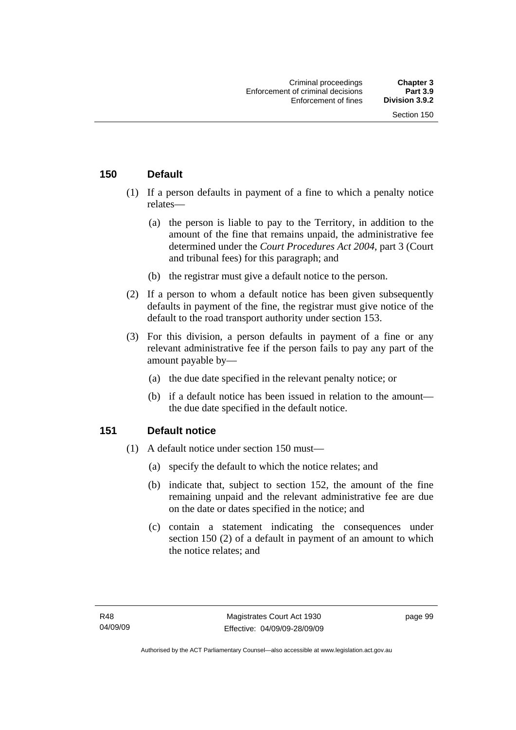## 150 Default

(1) If a person defaults in payment of a fine to which a penalty notice relates—

(a) the person is liable to pay to the Territory, in addition to the amount of the fine that remains unpaid, the administrative fee determined under the *Court Procedures Act 2004*, part 3 (Court and tribunal fees) for this paragraph; and

(b) the registrar must give a default notice to the person.

(2) If a person to whom a default notice has been given subsequently defaults in payment of the fine, the registrar must give notice of the default to the road transport authority under section 153.

(3) For this division, a person defaults in payment of a fine or any relevant administrative fee if the person fails to pay any part of the amount payable by—

(a) the due date specified in the relevant penalty notice; or

(b) if a default notice has been issued in relation to the amount—the due date specified in the default notice.

## 151 Default notice

(1) A default notice under section 150 must—

(a) specify the default to which the notice relates; and

(b) indicate that, subject to section 152, the amount of the fine remaining unpaid and the relevant administrative fee are due on the date or dates specified in the notice; and

(c) contain a statement indicating the consequences under section 150 (2) of a default in payment of an amount to which the notice relates; and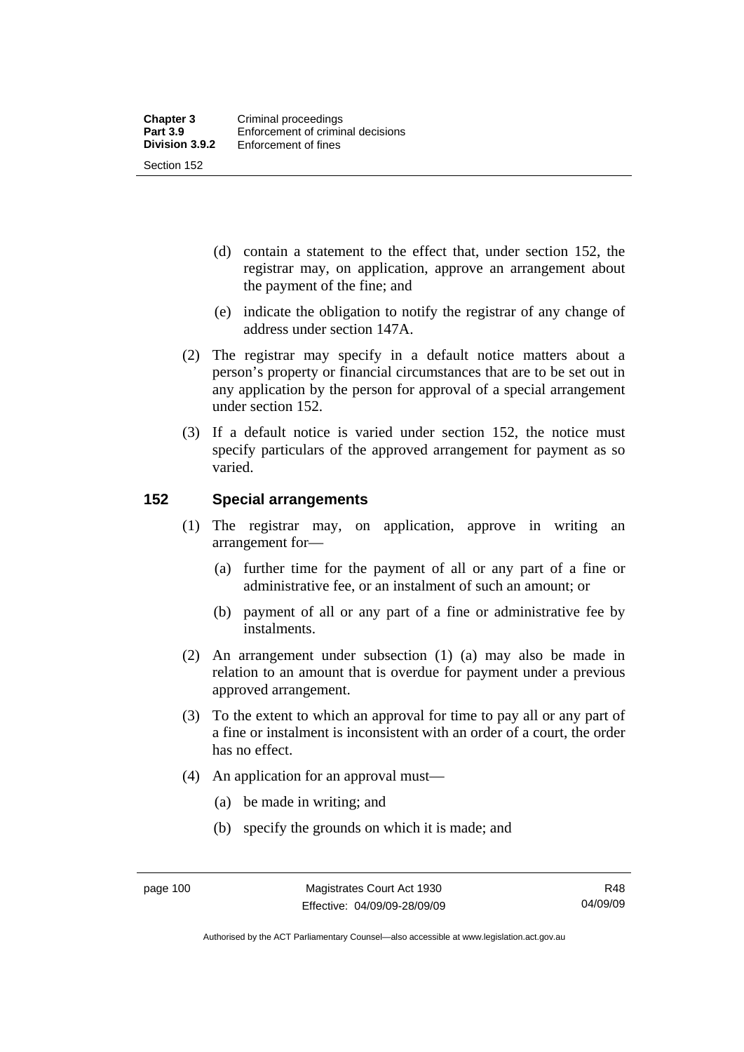(d) contain a statement to the effect that, under section 152, the registrar may, on application, approve an arrangement about the payment of the fine; and

(e) indicate the obligation to notify the registrar of any change of address under section 147A.

(2) The registrar may specify in a default notice matters about a person's property or financial circumstances that are to be set out in any application by the person for approval of a special arrangement under section 152.

(3) If a default notice is varied under section 152, the notice must specify particulars of the approved arrangement for payment as so varied.

## 152 Special arrangements

(1) The registrar may, on application, approve in writing an arrangement for—

(a) further time for the payment of all or any part of a fine or administrative fee, or an instalment of such an amount; or

(b) payment of all or any part of a fine or administrative fee by instalments.

(2) An arrangement under subsection (1) (a) may also be made in relation to an amount that is overdue for payment under a previous approved arrangement.

(3) To the extent to which an approval for time to pay all or any part of a fine or instalment is inconsistent with an order of a court, the order has no effect.

(4) An application for an approval must—

(a) be made in writing; and

(b) specify the grounds on which it is made; and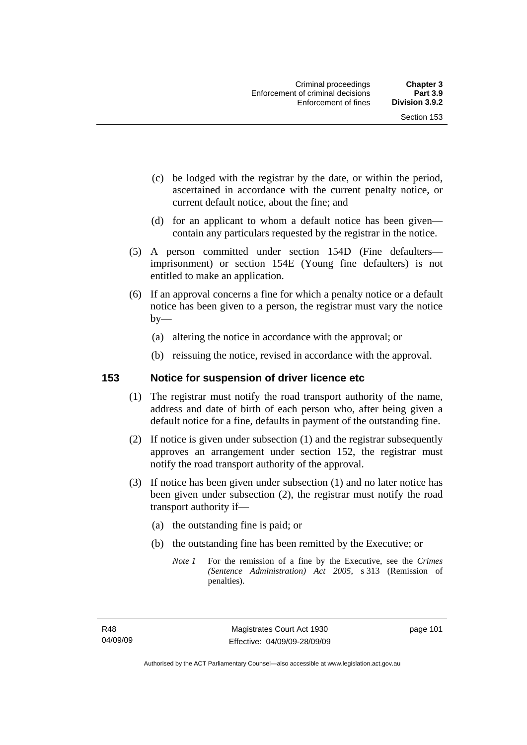(c) be lodged with the registrar by the date, or within the period, ascertained in accordance with the current penalty notice, or current default notice, about the fine; and

(d) for an applicant to whom a default notice has been given—contain any particulars requested by the registrar in the notice.

(5) A person committed under section 154D (Fine defaulters—imprisonment) or section 154E (Young fine defaulters) is not entitled to make an application.

(6) If an approval concerns a fine for which a penalty notice or a default notice has been given to a person, the registrar must vary the notice by—

(a) altering the notice in accordance with the approval; or

(b) reissuing the notice, revised in accordance with the approval.

## 153 Notice for suspension of driver licence etc

(1) The registrar must notify the road transport authority of the name, address and date of birth of each person who, after being given a default notice for a fine, defaults in payment of the outstanding fine.

(2) If notice is given under subsection (1) and the registrar subsequently approves an arrangement under section 152, the registrar must notify the road transport authority of the approval.

(3) If notice has been given under subsection (1) and no later notice has been given under subsection (2), the registrar must notify the road transport authority if—

(a) the outstanding fine is paid; or

(b) the outstanding fine has been remitted by the Executive; or

*Note 1* For the remission of a fine by the Executive, see the *Crimes (Sentence Administration) Act 2005*, s 313 (Remission of penalties).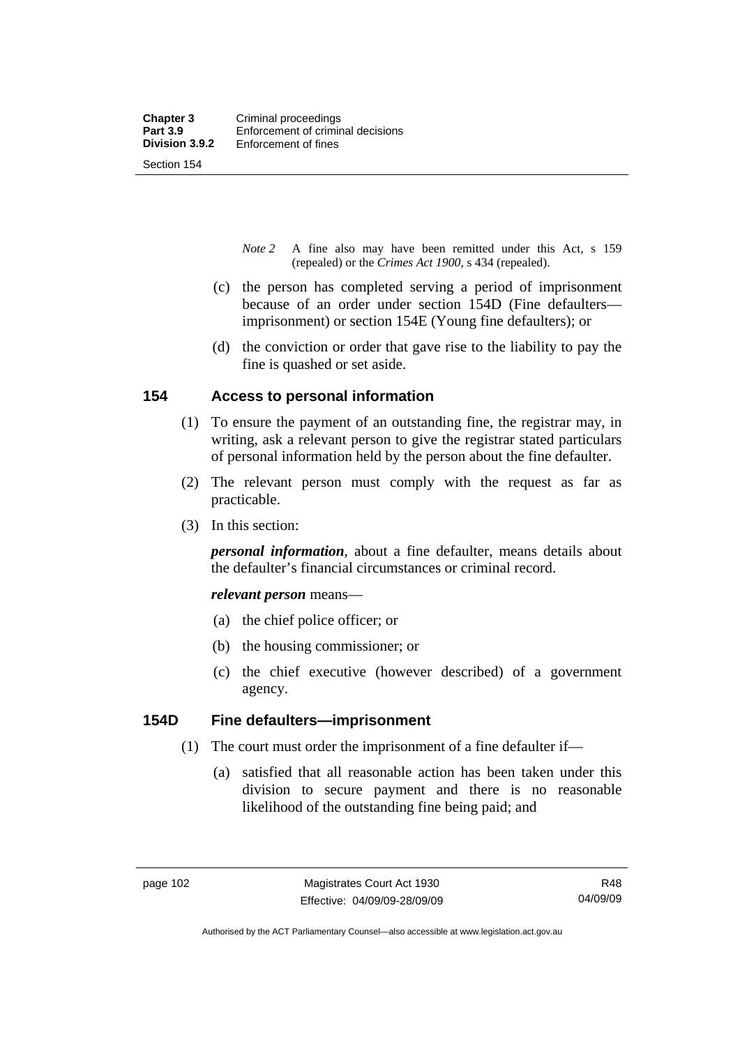*Note 2* A fine also may have been remitted under this Act, s 159 (repealed) or the *Crimes Act 1900*, s 434 (repealed).

(c) the person has completed serving a period of imprisonment because of an order under section 154D (Fine defaulters—imprisonment) or section 154E (Young fine defaulters); or

(d) the conviction or order that gave rise to the liability to pay the fine is quashed or set aside.

## 154 Access to personal information

(1) To ensure the payment of an outstanding fine, the registrar may, in writing, ask a relevant person to give the registrar stated particulars of personal information held by the person about the fine defaulter.

(2) The relevant person must comply with the request as far as practicable.

(3) In this section:

***personal information***, about a fine defaulter, means details about the defaulter's financial circumstances or criminal record.

***relevant person*** means—

(a) the chief police officer; or

(b) the housing commissioner; or

(c) the chief executive (however described) of a government agency.

## 154D Fine defaulters—imprisonment

(1) The court must order the imprisonment of a fine defaulter if—

(a) satisfied that all reasonable action has been taken under this division to secure payment and there is no reasonable likelihood of the outstanding fine being paid; and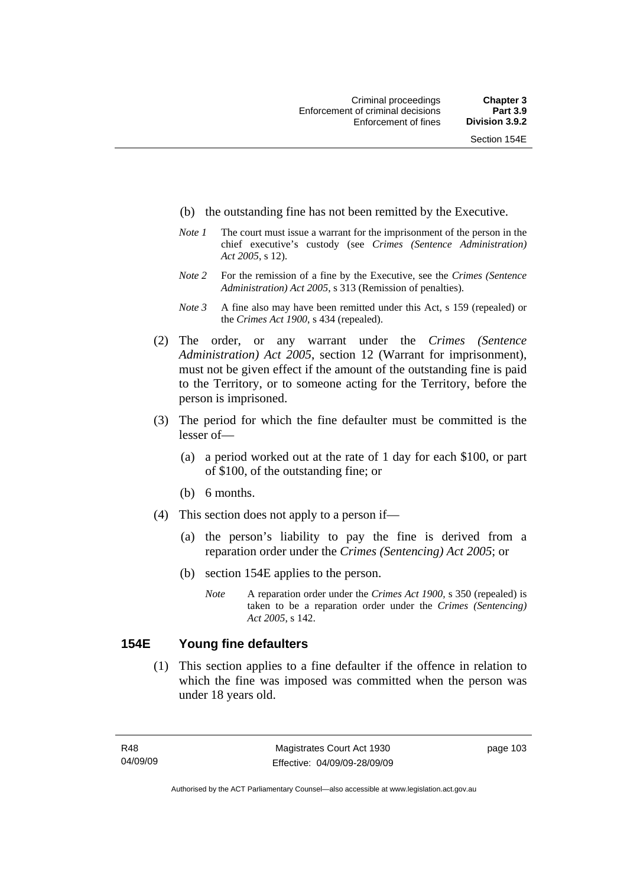(b) the outstanding fine has not been remitted by the Executive.

*Note 1* The court must issue a warrant for the imprisonment of the person in the chief executive's custody (see *Crimes (Sentence Administration) Act 2005*, s 12).

*Note 2* For the remission of a fine by the Executive, see the *Crimes (Sentence Administration) Act 2005*, s 313 (Remission of penalties).

*Note 3* A fine also may have been remitted under this Act, s 159 (repealed) or the *Crimes Act 1900*, s 434 (repealed).

(2) The order, or any warrant under the *Crimes (Sentence Administration) Act 2005*, section 12 (Warrant for imprisonment), must not be given effect if the amount of the outstanding fine is paid to the Territory, or to someone acting for the Territory, before the person is imprisoned.

(3) The period for which the fine defaulter must be committed is the lesser of—

(a) a period worked out at the rate of 1 day for each $100, or part of $100, of the outstanding fine; or

(b) 6 months.

(4) This section does not apply to a person if—

(a) the person's liability to pay the fine is derived from a reparation order under the *Crimes (Sentencing) Act 2005*; or

(b) section 154E applies to the person.

*Note* A reparation order under the *Crimes Act 1900*, s 350 (repealed) is taken to be a reparation order under the *Crimes (Sentencing) Act 2005*, s 142.

## 154E Young fine defaulters

(1) This section applies to a fine defaulter if the offence in relation to which the fine was imposed was committed when the person was under 18 years old.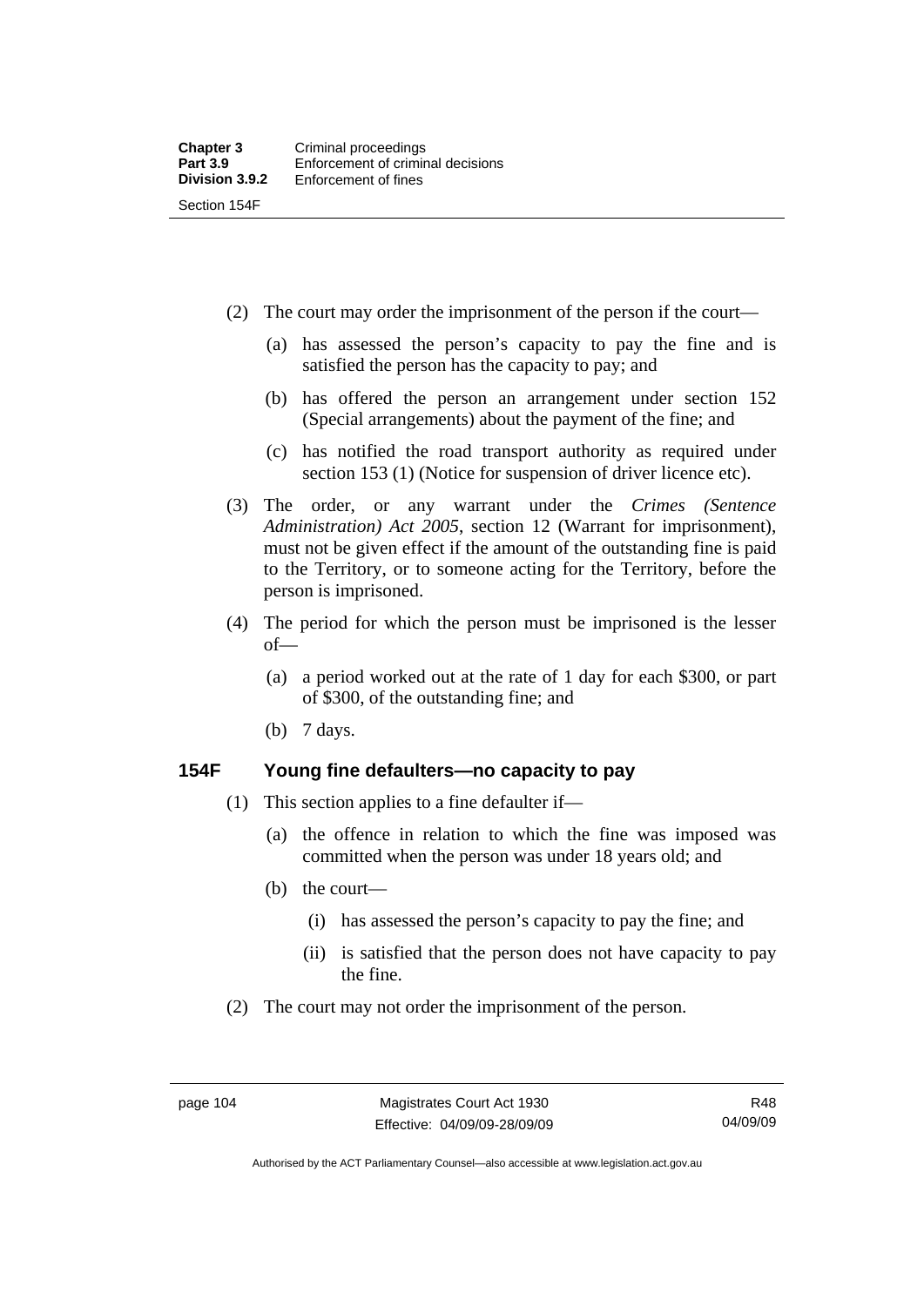(2) The court may order the imprisonment of the person if the court—

(a) has assessed the person's capacity to pay the fine and is satisfied the person has the capacity to pay; and

(b) has offered the person an arrangement under section 152 (Special arrangements) about the payment of the fine; and

(c) has notified the road transport authority as required under section 153 (1) (Notice for suspension of driver licence etc).

(3) The order, or any warrant under the *Crimes (Sentence Administration) Act 2005*, section 12 (Warrant for imprisonment), must not be given effect if the amount of the outstanding fine is paid to the Territory, or to someone acting for the Territory, before the person is imprisoned.

(4) The period for which the person must be imprisoned is the lesser of—

(a) a period worked out at the rate of 1 day for each $300, or part of $300, of the outstanding fine; and

(b) 7 days.

## 154F Young fine defaulters—no capacity to pay

(1) This section applies to a fine defaulter if—

(a) the offence in relation to which the fine was imposed was committed when the person was under 18 years old; and

(b) the court—

(i) has assessed the person's capacity to pay the fine; and

(ii) is satisfied that the person does not have capacity to pay the fine.

(2) The court may not order the imprisonment of the person.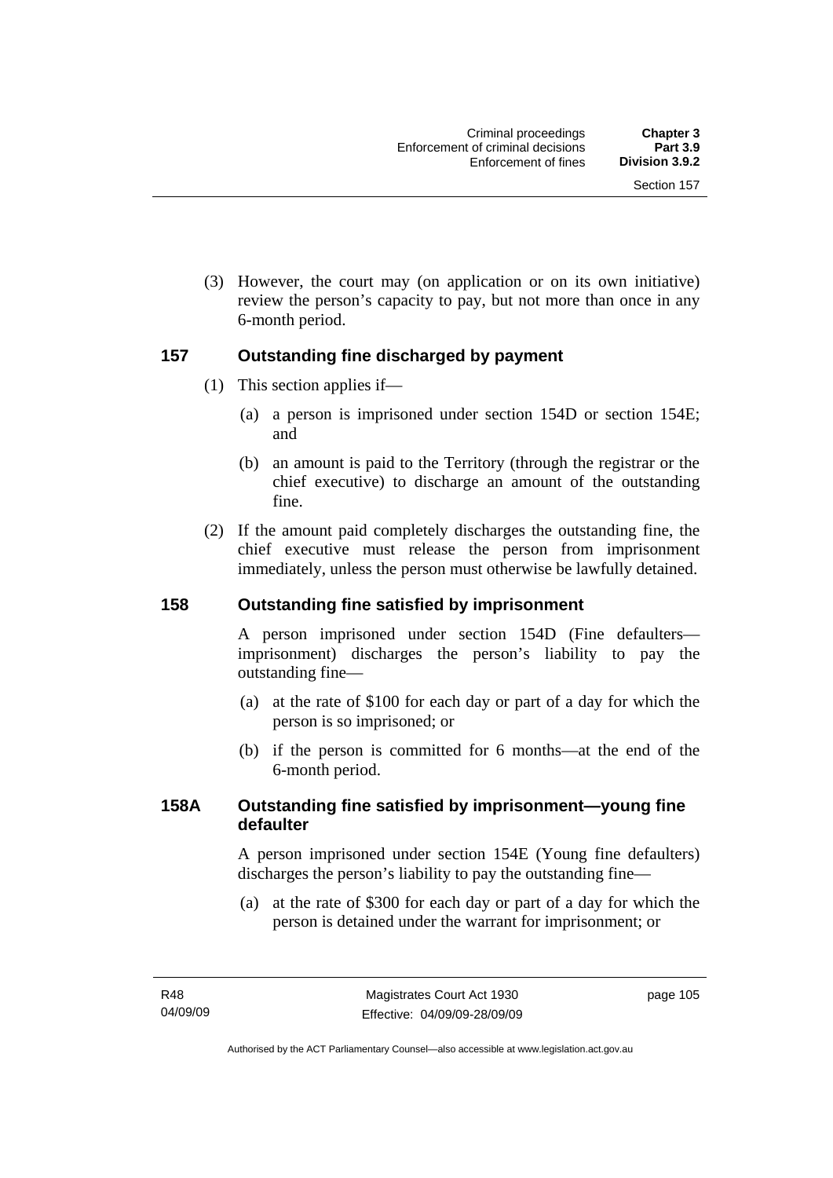(3) However, the court may (on application or on its own initiative) review the person's capacity to pay, but not more than once in any 6-month period.

## 157 Outstanding fine discharged by payment

(1) This section applies if—

(a) a person is imprisoned under section 154D or section 154E; and

(b) an amount is paid to the Territory (through the registrar or the chief executive) to discharge an amount of the outstanding fine.

(2) If the amount paid completely discharges the outstanding fine, the chief executive must release the person from imprisonment immediately, unless the person must otherwise be lawfully detained.

## 158 Outstanding fine satisfied by imprisonment

A person imprisoned under section 154D (Fine defaulters—imprisonment) discharges the person's liability to pay the outstanding fine—

(a) at the rate of $100 for each day or part of a day for which the person is so imprisoned; or

(b) if the person is committed for 6 months—at the end of the 6-month period.

## 158A Outstanding fine satisfied by imprisonment—young fine defaulter

A person imprisoned under section 154E (Young fine defaulters) discharges the person's liability to pay the outstanding fine—

(a) at the rate of $300 for each day or part of a day for which the person is detained under the warrant for imprisonment; or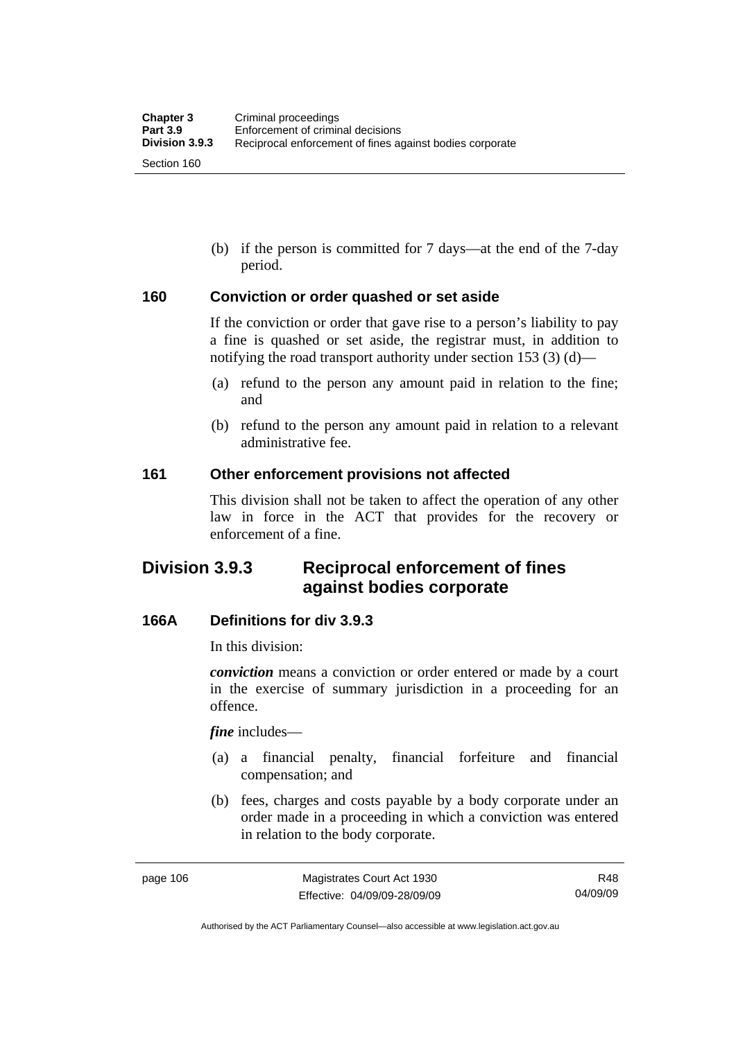(b) if the person is committed for 7 days—at the end of the 7-day period.

### 160 Conviction or order quashed or set aside

If the conviction or order that gave rise to a person's liability to pay a fine is quashed or set aside, the registrar must, in addition to notifying the road transport authority under section 153 (3) (d)—

(a) refund to the person any amount paid in relation to the fine; and

(b) refund to the person any amount paid in relation to a relevant administrative fee.

### 161 Other enforcement provisions not affected

This division shall not be taken to affect the operation of any other law in force in the ACT that provides for the recovery or enforcement of a fine.

## Division 3.9.3 Reciprocal enforcement of fines against bodies corporate

### 166A Definitions for div 3.9.3

In this division:

***conviction*** means a conviction or order entered or made by a court in the exercise of summary jurisdiction in a proceeding for an offence.

***fine*** includes—

(a) a financial penalty, financial forfeiture and financial compensation; and

(b) fees, charges and costs payable by a body corporate under an order made in a proceeding in which a conviction was entered in relation to the body corporate.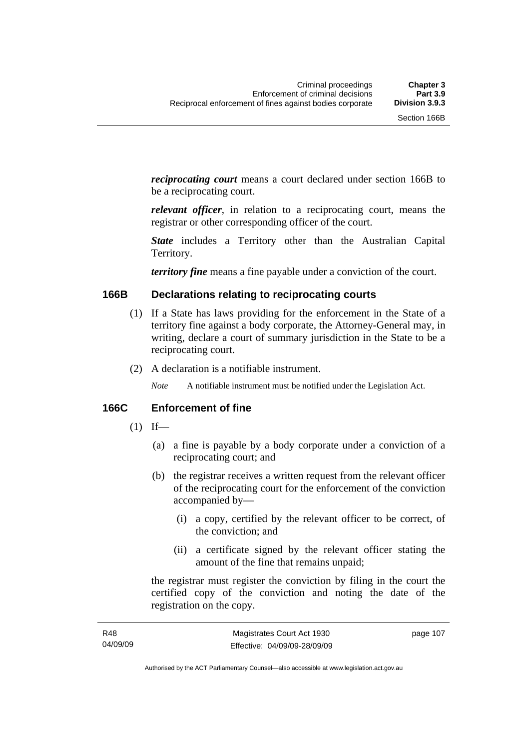***reciprocating court*** means a court declared under section 166B to be a reciprocating court.

***relevant officer***, in relation to a reciprocating court, means the registrar or other corresponding officer of the court.

***State*** includes a Territory other than the Australian Capital Territory.

***territory fine*** means a fine payable under a conviction of the court.

### 166B Declarations relating to reciprocating courts

(1) If a State has laws providing for the enforcement in the State of a territory fine against a body corporate, the Attorney-General may, in writing, declare a court of summary jurisdiction in the State to be a reciprocating court.

(2) A declaration is a notifiable instrument.

*Note* A notifiable instrument must be notified under the Legislation Act.

### 166C Enforcement of fine

(1) If—

(a) a fine is payable by a body corporate under a conviction of a reciprocating court; and

(b) the registrar receives a written request from the relevant officer of the reciprocating court for the enforcement of the conviction accompanied by—

(i) a copy, certified by the relevant officer to be correct, of the conviction; and

(ii) a certificate signed by the relevant officer stating the amount of the fine that remains unpaid;

the registrar must register the conviction by filing in the court the certified copy of the conviction and noting the date of the registration on the copy.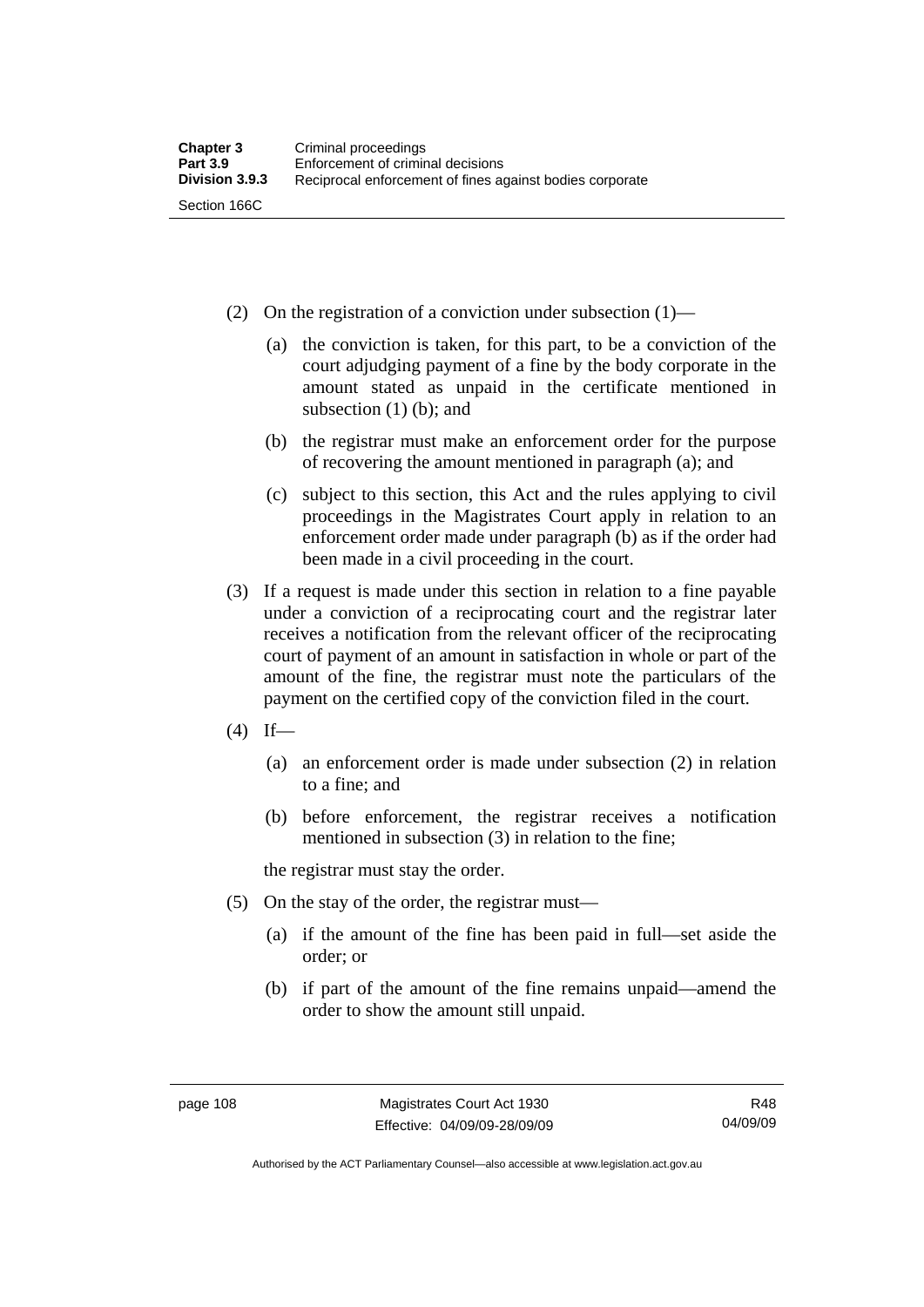(2) On the registration of a conviction under subsection (1)—

(a) the conviction is taken, for this part, to be a conviction of the court adjudging payment of a fine by the body corporate in the amount stated as unpaid in the certificate mentioned in subsection (1) (b); and

(b) the registrar must make an enforcement order for the purpose of recovering the amount mentioned in paragraph (a); and

(c) subject to this section, this Act and the rules applying to civil proceedings in the Magistrates Court apply in relation to an enforcement order made under paragraph (b) as if the order had been made in a civil proceeding in the court.

(3) If a request is made under this section in relation to a fine payable under a conviction of a reciprocating court and the registrar later receives a notification from the relevant officer of the reciprocating court of payment of an amount in satisfaction in whole or part of the amount of the fine, the registrar must note the particulars of the payment on the certified copy of the conviction filed in the court.

(4) If—

(a) an enforcement order is made under subsection (2) in relation to a fine; and

(b) before enforcement, the registrar receives a notification mentioned in subsection (3) in relation to the fine;

the registrar must stay the order.

(5) On the stay of the order, the registrar must—

(a) if the amount of the fine has been paid in full—set aside the order; or

(b) if part of the amount of the fine remains unpaid—amend the order to show the amount still unpaid.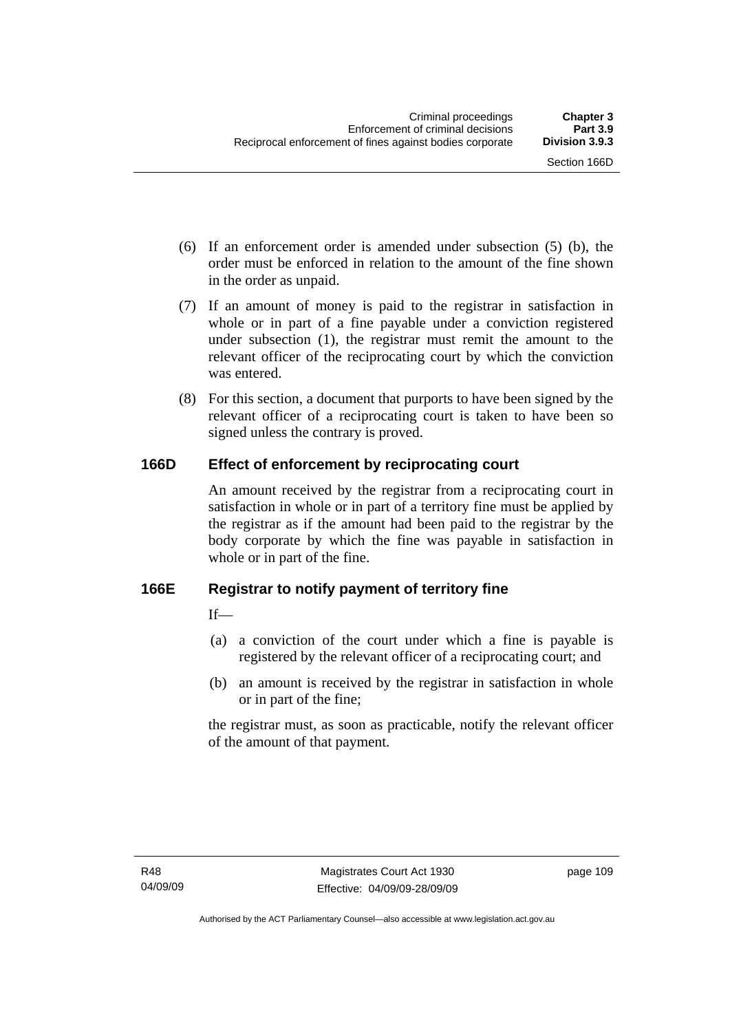(6) If an enforcement order is amended under subsection (5) (b), the order must be enforced in relation to the amount of the fine shown in the order as unpaid.

(7) If an amount of money is paid to the registrar in satisfaction in whole or in part of a fine payable under a conviction registered under subsection (1), the registrar must remit the amount to the relevant officer of the reciprocating court by which the conviction was entered.

(8) For this section, a document that purports to have been signed by the relevant officer of a reciprocating court is taken to have been so signed unless the contrary is proved.

### 166D Effect of enforcement by reciprocating court

An amount received by the registrar from a reciprocating court in satisfaction in whole or in part of a territory fine must be applied by the registrar as if the amount had been paid to the registrar by the body corporate by which the fine was payable in satisfaction in whole or in part of the fine.

### 166E Registrar to notify payment of territory fine

If—

(a) a conviction of the court under which a fine is payable is registered by the relevant officer of a reciprocating court; and

(b) an amount is received by the registrar in satisfaction in whole or in part of the fine;

the registrar must, as soon as practicable, notify the relevant officer of the amount of that payment.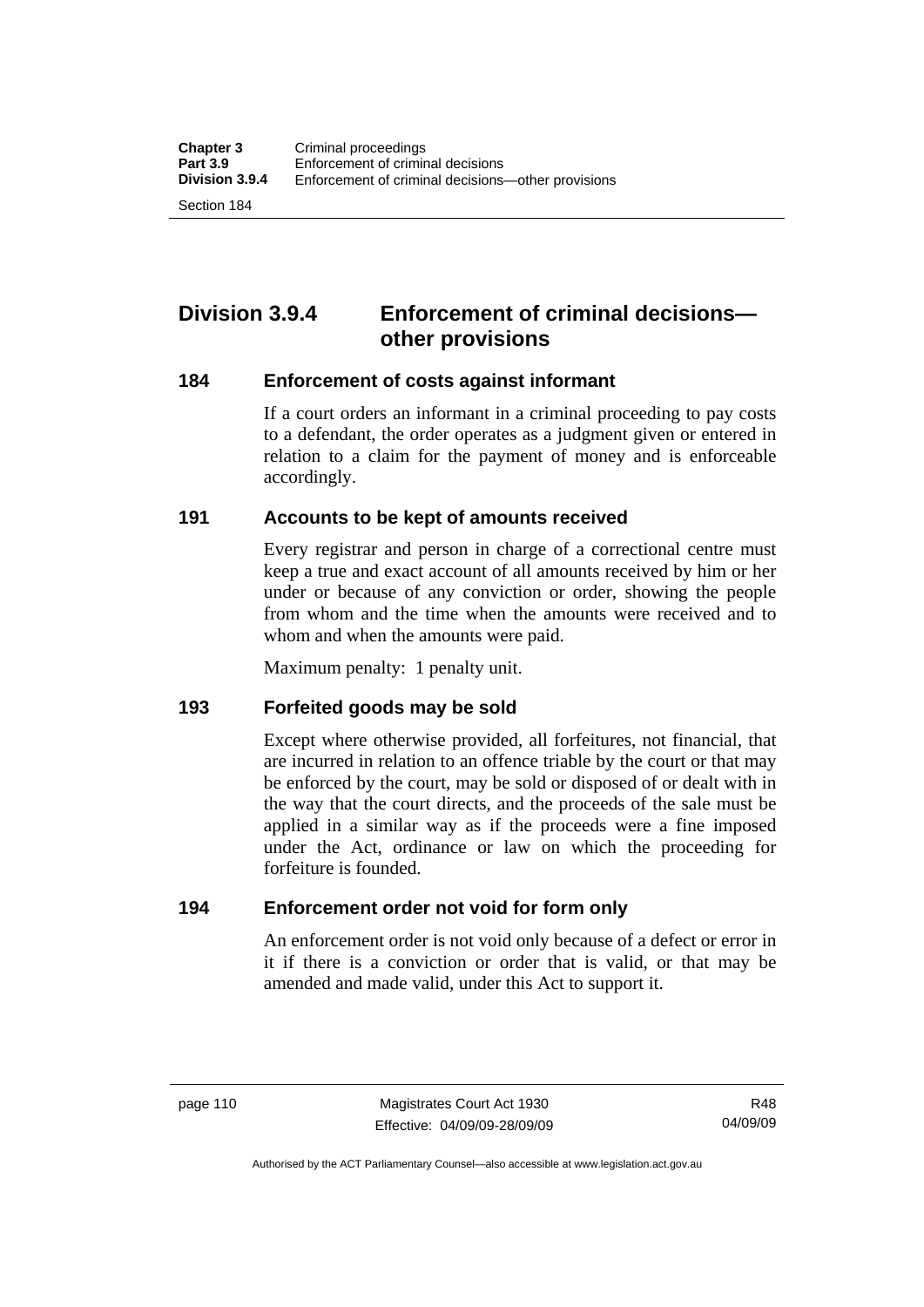## Division 3.9.4 Enforcement of criminal decisions—other provisions

### 184 Enforcement of costs against informant

If a court orders an informant in a criminal proceeding to pay costs to a defendant, the order operates as a judgment given or entered in relation to a claim for the payment of money and is enforceable accordingly.

### 191 Accounts to be kept of amounts received

Every registrar and person in charge of a correctional centre must keep a true and exact account of all amounts received by him or her under or because of any conviction or order, showing the people from whom and the time when the amounts were received and to whom and when the amounts were paid.

Maximum penalty: 1 penalty unit.

### 193 Forfeited goods may be sold

Except where otherwise provided, all forfeitures, not financial, that are incurred in relation to an offence triable by the court or that may be enforced by the court, may be sold or disposed of or dealt with in the way that the court directs, and the proceeds of the sale must be applied in a similar way as if the proceeds were a fine imposed under the Act, ordinance or law on which the proceeding for forfeiture is founded.

### 194 Enforcement order not void for form only

An enforcement order is not void only because of a defect or error in it if there is a conviction or order that is valid, or that may be amended and made valid, under this Act to support it.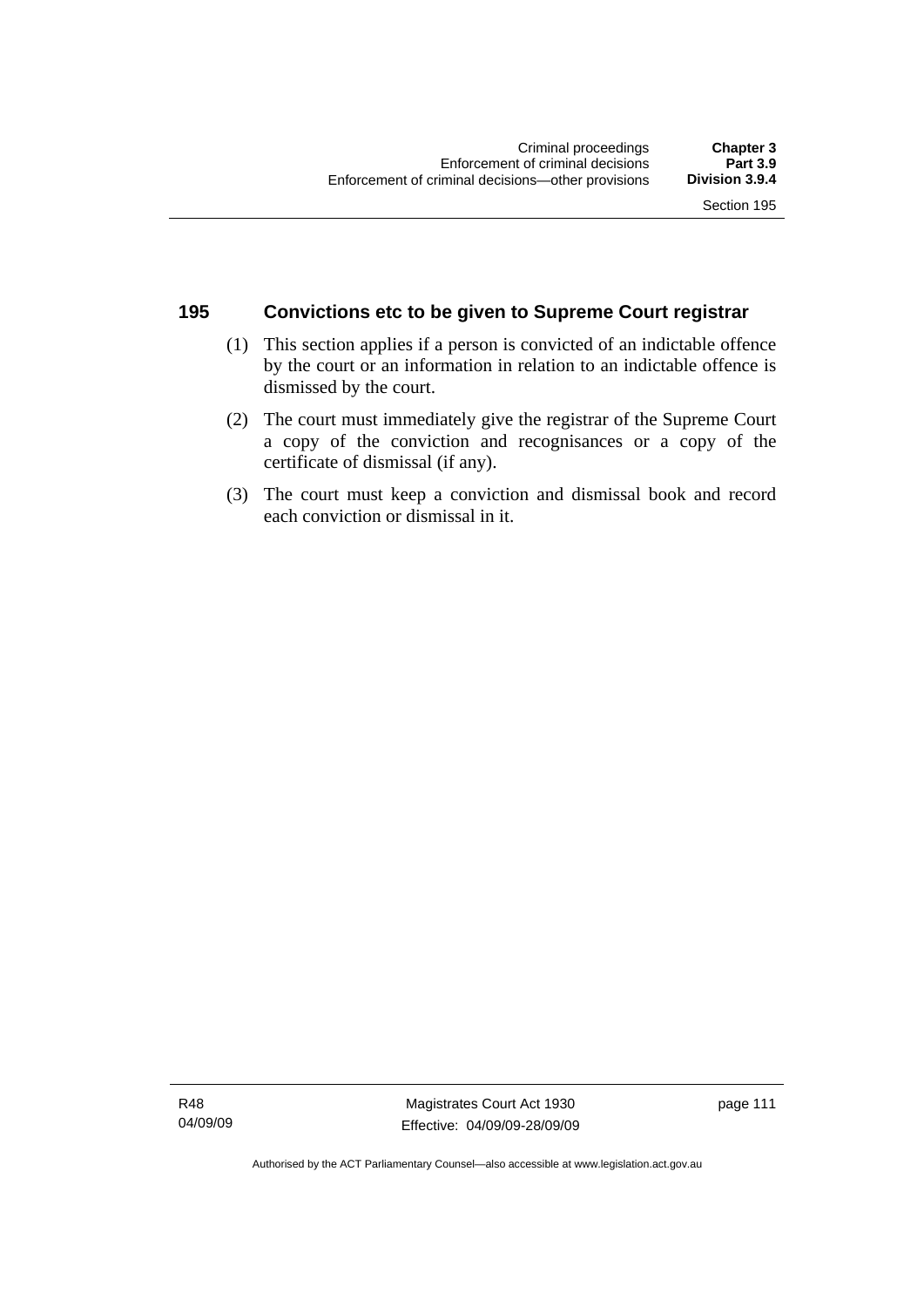## 195 Convictions etc to be given to Supreme Court registrar

(1) This section applies if a person is convicted of an indictable offence by the court or an information in relation to an indictable offence is dismissed by the court.

(2) The court must immediately give the registrar of the Supreme Court a copy of the conviction and recognisances or a copy of the certificate of dismissal (if any).

(3) The court must keep a conviction and dismissal book and record each conviction or dismissal in it.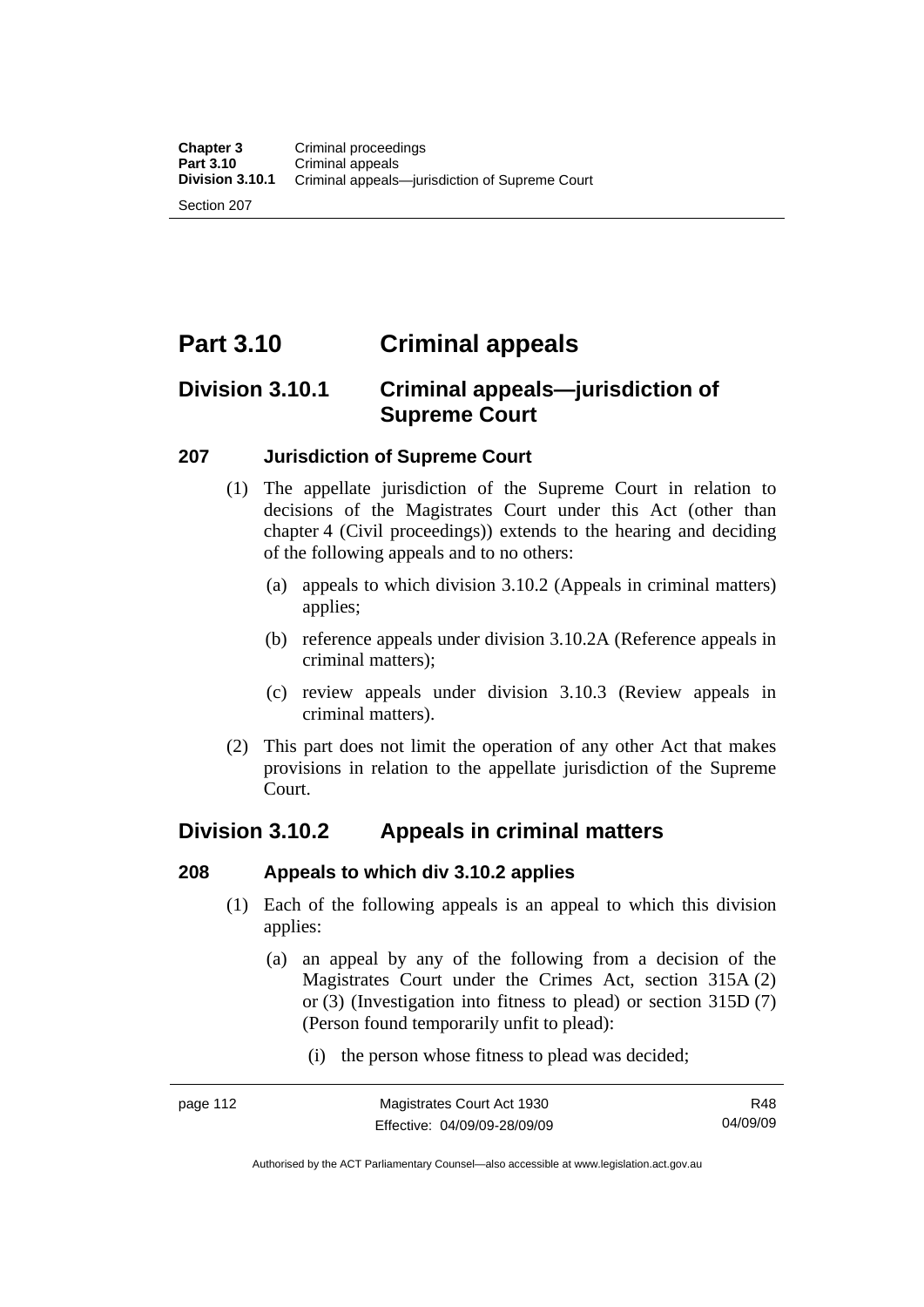# Part 3.10 Criminal appeals

## Division 3.10.1 Criminal appeals—jurisdiction of Supreme Court

### 207 Jurisdiction of Supreme Court

(1) The appellate jurisdiction of the Supreme Court in relation to decisions of the Magistrates Court under this Act (other than chapter 4 (Civil proceedings)) extends to the hearing and deciding of the following appeals and to no others:

- (a) appeals to which division 3.10.2 (Appeals in criminal matters) applies;
- (b) reference appeals under division 3.10.2A (Reference appeals in criminal matters);
- (c) review appeals under division 3.10.3 (Review appeals in criminal matters).

(2) This part does not limit the operation of any other Act that makes provisions in relation to the appellate jurisdiction of the Supreme Court.

## Division 3.10.2 Appeals in criminal matters

### 208 Appeals to which div 3.10.2 applies

(1) Each of the following appeals is an appeal to which this division applies:

- (a) an appeal by any of the following from a decision of the Magistrates Court under the Crimes Act, section 315A (2) or (3) (Investigation into fitness to plead) or section 315D (7) (Person found temporarily unfit to plead):
  - (i) the person whose fitness to plead was decided;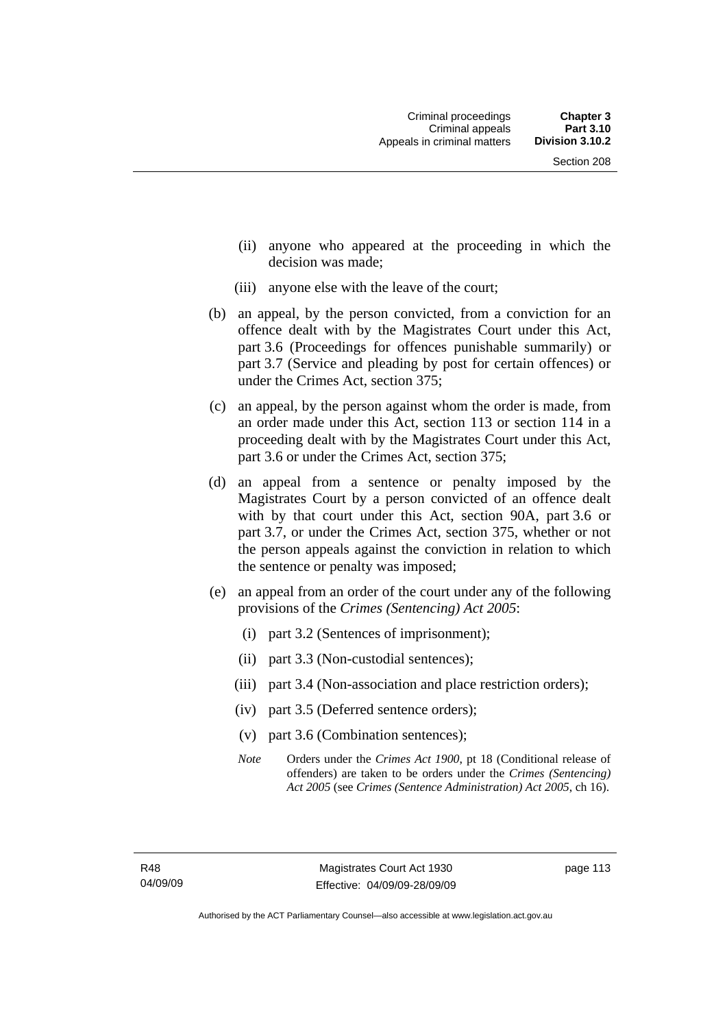(ii) anyone who appeared at the proceeding in which the decision was made;

(iii) anyone else with the leave of the court;

(b) an appeal, by the person convicted, from a conviction for an offence dealt with by the Magistrates Court under this Act, part 3.6 (Proceedings for offences punishable summarily) or part 3.7 (Service and pleading by post for certain offences) or under the Crimes Act, section 375;

(c) an appeal, by the person against whom the order is made, from an order made under this Act, section 113 or section 114 in a proceeding dealt with by the Magistrates Court under this Act, part 3.6 or under the Crimes Act, section 375;

(d) an appeal from a sentence or penalty imposed by the Magistrates Court by a person convicted of an offence dealt with by that court under this Act, section 90A, part 3.6 or part 3.7, or under the Crimes Act, section 375, whether or not the person appeals against the conviction in relation to which the sentence or penalty was imposed;

(e) an appeal from an order of the court under any of the following provisions of the *Crimes (Sentencing) Act 2005*:

(i) part 3.2 (Sentences of imprisonment);

(ii) part 3.3 (Non-custodial sentences);

(iii) part 3.4 (Non-association and place restriction orders);

(iv) part 3.5 (Deferred sentence orders);

(v) part 3.6 (Combination sentences);

*Note* Orders under the *Crimes Act 1900*, pt 18 (Conditional release of offenders) are taken to be orders under the *Crimes (Sentencing) Act 2005* (see *Crimes (Sentence Administration) Act 2005*, ch 16).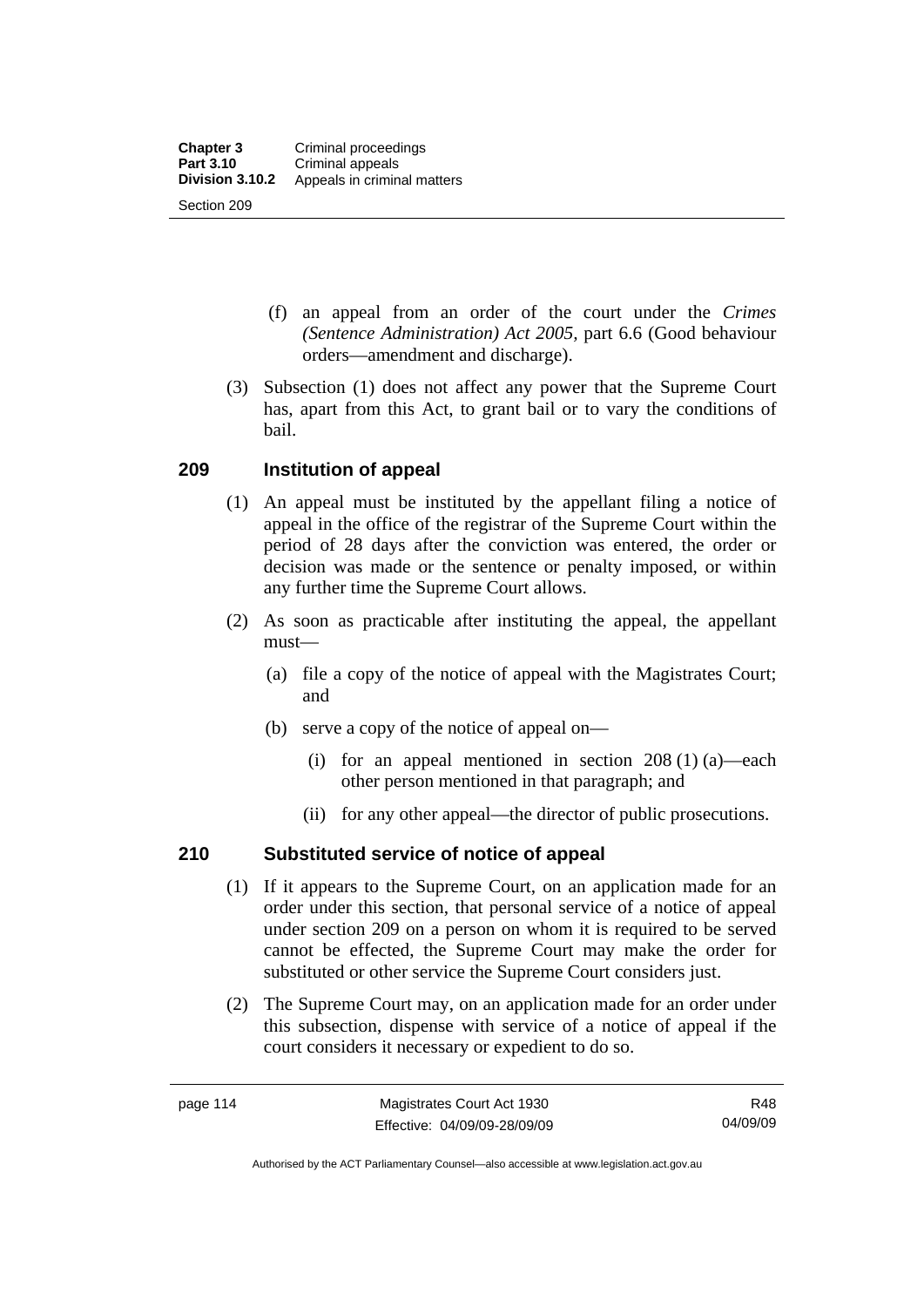(f) an appeal from an order of the court under the *Crimes (Sentence Administration) Act 2005*, part 6.6 (Good behaviour orders—amendment and discharge).

(3) Subsection (1) does not affect any power that the Supreme Court has, apart from this Act, to grant bail or to vary the conditions of bail.

## 209 Institution of appeal

(1) An appeal must be instituted by the appellant filing a notice of appeal in the office of the registrar of the Supreme Court within the period of 28 days after the conviction was entered, the order or decision was made or the sentence or penalty imposed, or within any further time the Supreme Court allows.

(2) As soon as practicable after instituting the appeal, the appellant must—

(a) file a copy of the notice of appeal with the Magistrates Court; and

(b) serve a copy of the notice of appeal on—

(i) for an appeal mentioned in section 208 (1) (a)—each other person mentioned in that paragraph; and

(ii) for any other appeal—the director of public prosecutions.

## 210 Substituted service of notice of appeal

(1) If it appears to the Supreme Court, on an application made for an order under this section, that personal service of a notice of appeal under section 209 on a person on whom it is required to be served cannot be effected, the Supreme Court may make the order for substituted or other service the Supreme Court considers just.

(2) The Supreme Court may, on an application made for an order under this subsection, dispense with service of a notice of appeal if the court considers it necessary or expedient to do so.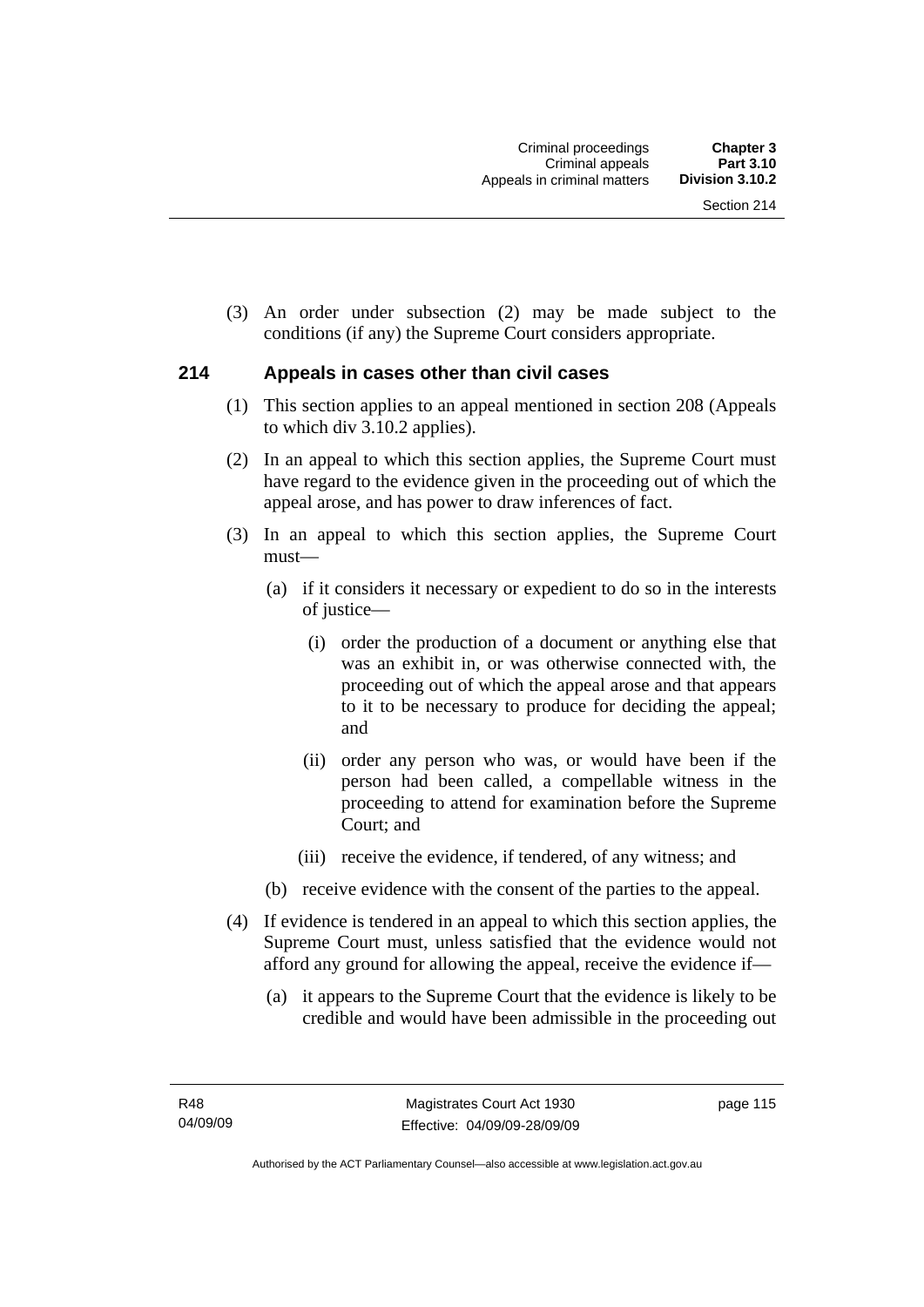(3) An order under subsection (2) may be made subject to the conditions (if any) the Supreme Court considers appropriate.

### 214 Appeals in cases other than civil cases

(1) This section applies to an appeal mentioned in section 208 (Appeals to which div 3.10.2 applies).

(2) In an appeal to which this section applies, the Supreme Court must have regard to the evidence given in the proceeding out of which the appeal arose, and has power to draw inferences of fact.

(3) In an appeal to which this section applies, the Supreme Court must—

(a) if it considers it necessary or expedient to do so in the interests of justice—

(i) order the production of a document or anything else that was an exhibit in, or was otherwise connected with, the proceeding out of which the appeal arose and that appears to it to be necessary to produce for deciding the appeal; and

(ii) order any person who was, or would have been if the person had been called, a compellable witness in the proceeding to attend for examination before the Supreme Court; and

(iii) receive the evidence, if tendered, of any witness; and

(b) receive evidence with the consent of the parties to the appeal.

(4) If evidence is tendered in an appeal to which this section applies, the Supreme Court must, unless satisfied that the evidence would not afford any ground for allowing the appeal, receive the evidence if—

(a) it appears to the Supreme Court that the evidence is likely to be credible and would have been admissible in the proceeding out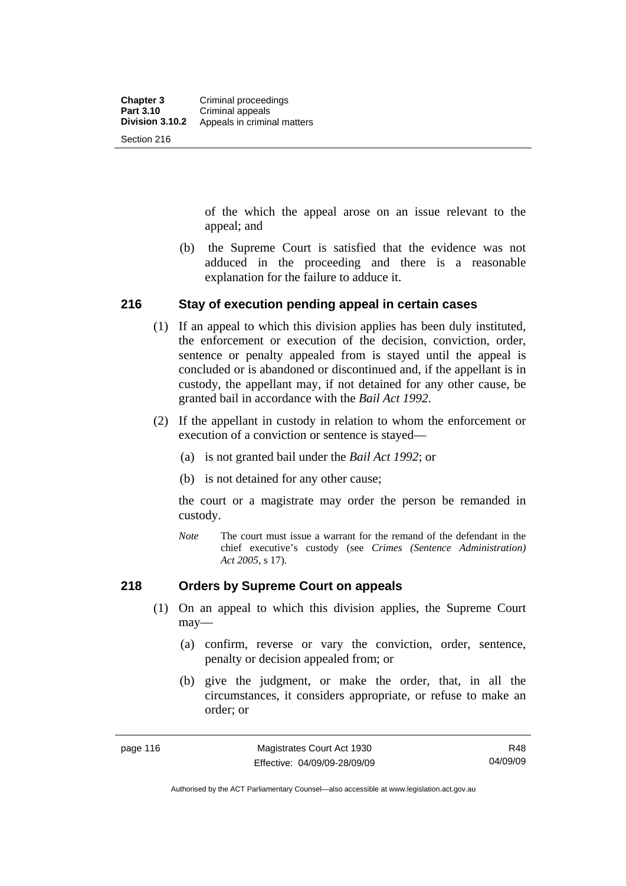of the which the appeal arose on an issue relevant to the appeal; and

(b) the Supreme Court is satisfied that the evidence was not adduced in the proceeding and there is a reasonable explanation for the failure to adduce it.

## 216 Stay of execution pending appeal in certain cases

(1) If an appeal to which this division applies has been duly instituted, the enforcement or execution of the decision, conviction, order, sentence or penalty appealed from is stayed until the appeal is concluded or is abandoned or discontinued and, if the appellant is in custody, the appellant may, if not detained for any other cause, be granted bail in accordance with the *Bail Act 1992*.

(2) If the appellant in custody in relation to whom the enforcement or execution of a conviction or sentence is stayed—

(a) is not granted bail under the *Bail Act 1992*; or

(b) is not detained for any other cause;

the court or a magistrate may order the person be remanded in custody.

*Note* The court must issue a warrant for the remand of the defendant in the chief executive's custody (see *Crimes (Sentence Administration) Act 2005*, s 17).

## 218 Orders by Supreme Court on appeals

(1) On an appeal to which this division applies, the Supreme Court may—

(a) confirm, reverse or vary the conviction, order, sentence, penalty or decision appealed from; or

(b) give the judgment, or make the order, that, in all the circumstances, it considers appropriate, or refuse to make an order; or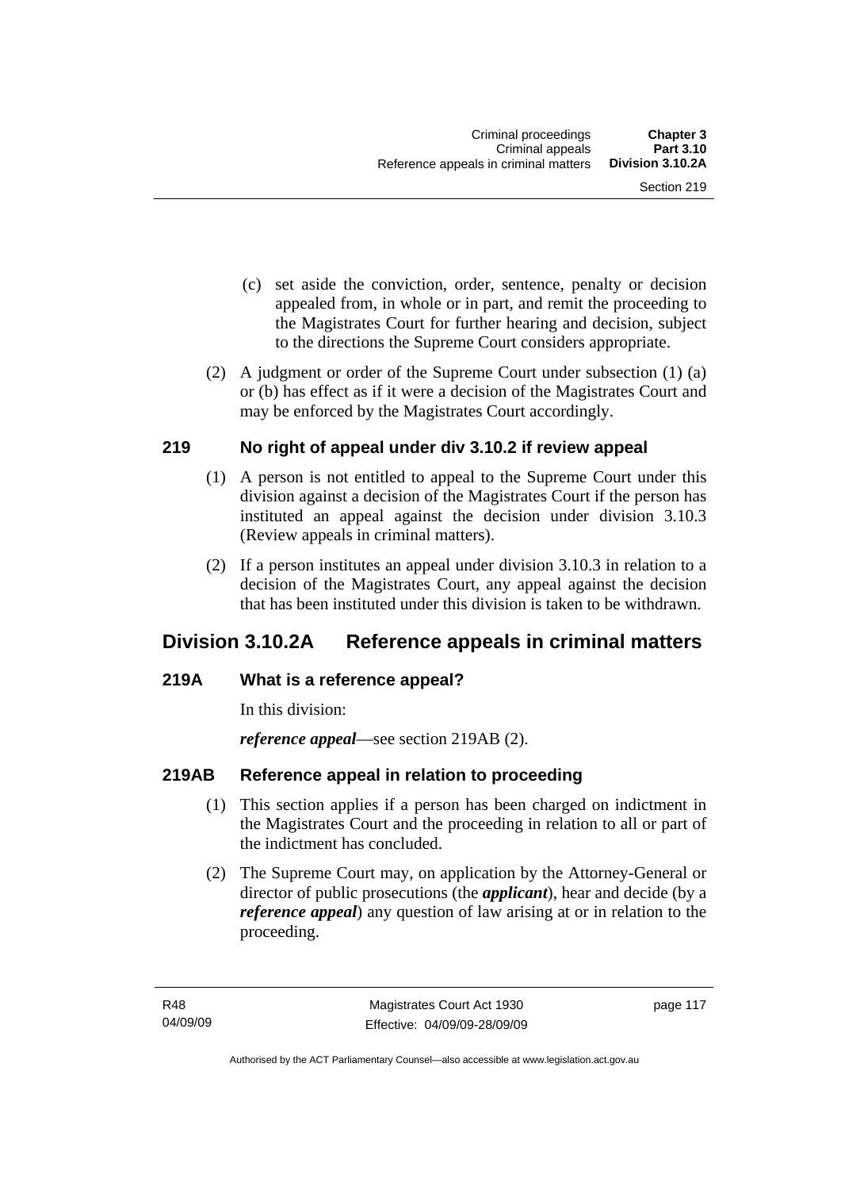(c) set aside the conviction, order, sentence, penalty or decision appealed from, in whole or in part, and remit the proceeding to the Magistrates Court for further hearing and decision, subject to the directions the Supreme Court considers appropriate.

(2) A judgment or order of the Supreme Court under subsection (1) (a) or (b) has effect as if it were a decision of the Magistrates Court and may be enforced by the Magistrates Court accordingly.

### 219 No right of appeal under div 3.10.2 if review appeal

(1) A person is not entitled to appeal to the Supreme Court under this division against a decision of the Magistrates Court if the person has instituted an appeal against the decision under division 3.10.3 (Review appeals in criminal matters).

(2) If a person institutes an appeal under division 3.10.3 in relation to a decision of the Magistrates Court, any appeal against the decision that has been instituted under this division is taken to be withdrawn.

## Division 3.10.2A Reference appeals in criminal matters

### 219A What is a reference appeal?

In this division:

***reference appeal***—see section 219AB (2).

### 219AB Reference appeal in relation to proceeding

(1) This section applies if a person has been charged on indictment in the Magistrates Court and the proceeding in relation to all or part of the indictment has concluded.

(2) The Supreme Court may, on application by the Attorney-General or director of public prosecutions (the ***applicant***), hear and decide (by a ***reference appeal***) any question of law arising at or in relation to the proceeding.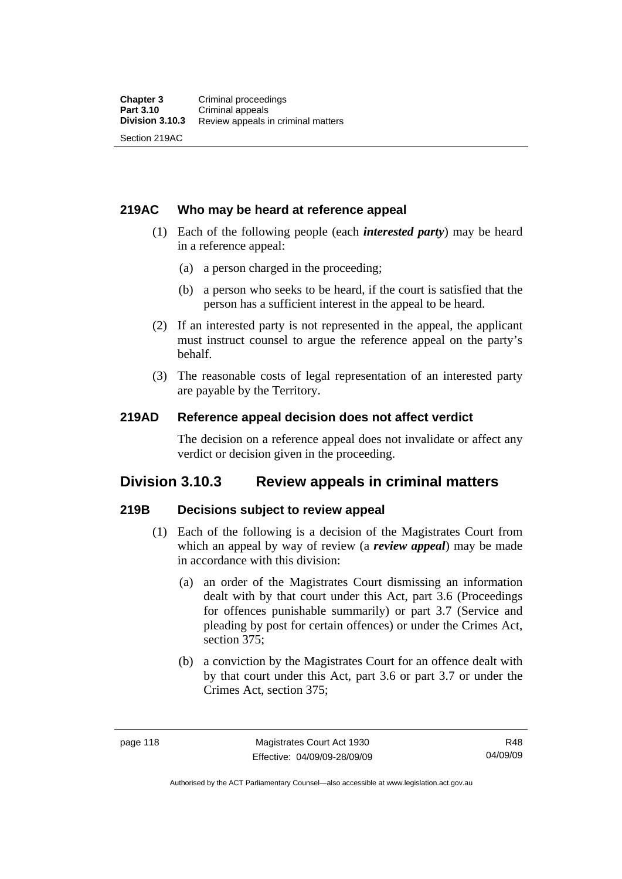## 219AC Who may be heard at reference appeal

(1) Each of the following people (each ***interested party***) may be heard in a reference appeal:

- (a) a person charged in the proceeding;
- (b) a person who seeks to be heard, if the court is satisfied that the person has a sufficient interest in the appeal to be heard.

(2) If an interested party is not represented in the appeal, the applicant must instruct counsel to argue the reference appeal on the party's behalf.

(3) The reasonable costs of legal representation of an interested party are payable by the Territory.

## 219AD Reference appeal decision does not affect verdict

The decision on a reference appeal does not invalidate or affect any verdict or decision given in the proceeding.

# Division 3.10.3 Review appeals in criminal matters

## 219B Decisions subject to review appeal

(1) Each of the following is a decision of the Magistrates Court from which an appeal by way of review (a ***review appeal***) may be made in accordance with this division:

- (a) an order of the Magistrates Court dismissing an information dealt with by that court under this Act, part 3.6 (Proceedings for offences punishable summarily) or part 3.7 (Service and pleading by post for certain offences) or under the Crimes Act, section 375;
- (b) a conviction by the Magistrates Court for an offence dealt with by that court under this Act, part 3.6 or part 3.7 or under the Crimes Act, section 375;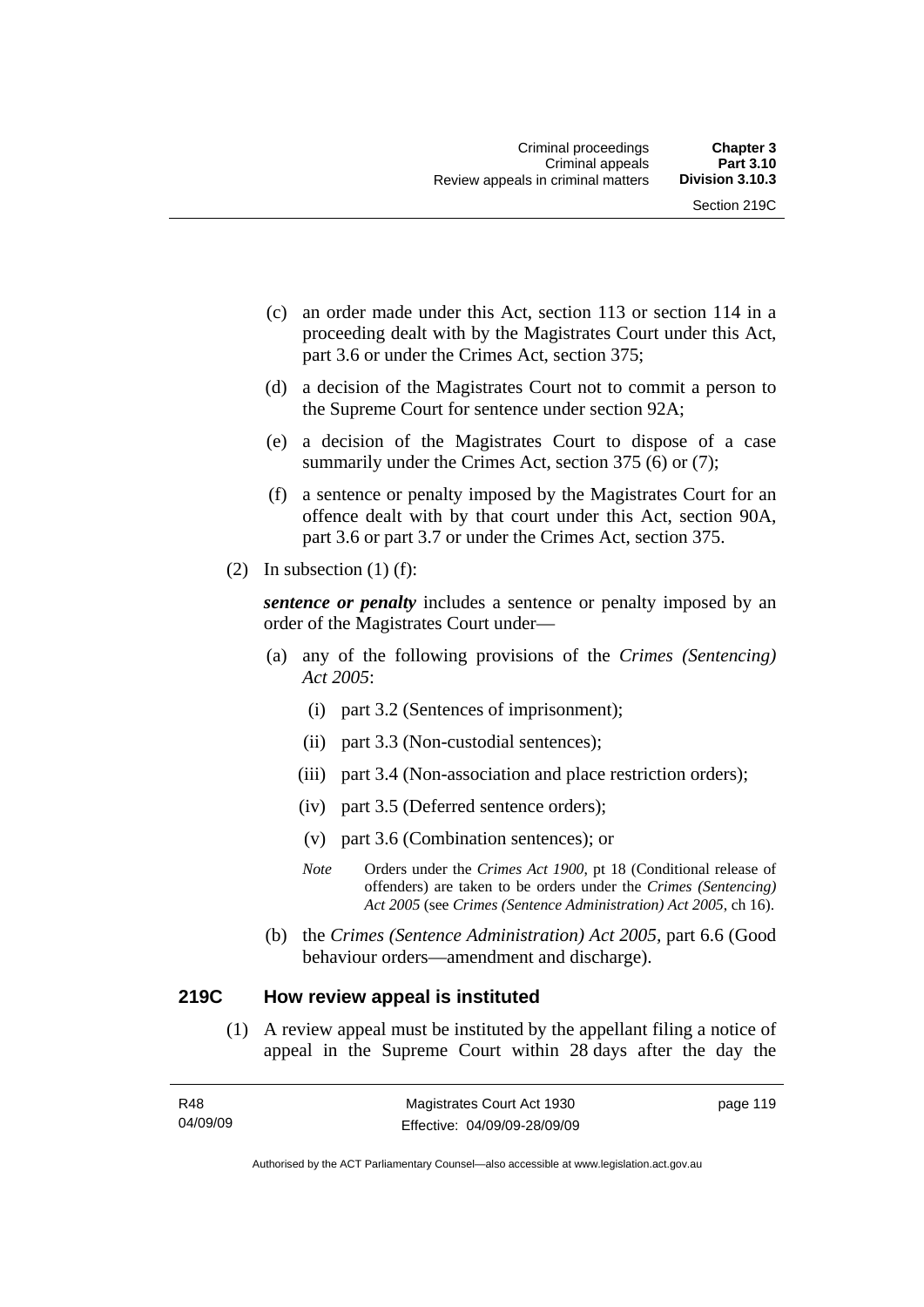(c) an order made under this Act, section 113 or section 114 in a proceeding dealt with by the Magistrates Court under this Act, part 3.6 or under the Crimes Act, section 375;

(d) a decision of the Magistrates Court not to commit a person to the Supreme Court for sentence under section 92A;

(e) a decision of the Magistrates Court to dispose of a case summarily under the Crimes Act, section 375 (6) or (7);

(f) a sentence or penalty imposed by the Magistrates Court for an offence dealt with by that court under this Act, section 90A, part 3.6 or part 3.7 or under the Crimes Act, section 375.

(2) In subsection (1) (f):

***sentence or penalty*** includes a sentence or penalty imposed by an order of the Magistrates Court under—

(a) any of the following provisions of the *Crimes (Sentencing) Act 2005*:

(i) part 3.2 (Sentences of imprisonment);

(ii) part 3.3 (Non-custodial sentences);

(iii) part 3.4 (Non-association and place restriction orders);

(iv) part 3.5 (Deferred sentence orders);

(v) part 3.6 (Combination sentences); or

*Note* Orders under the *Crimes Act 1900*, pt 18 (Conditional release of offenders) are taken to be orders under the *Crimes (Sentencing) Act 2005* (see *Crimes (Sentence Administration) Act 2005*, ch 16).

(b) the *Crimes (Sentence Administration) Act 2005*, part 6.6 (Good behaviour orders—amendment and discharge).

### 219C How review appeal is instituted

(1) A review appeal must be instituted by the appellant filing a notice of appeal in the Supreme Court within 28 days after the day the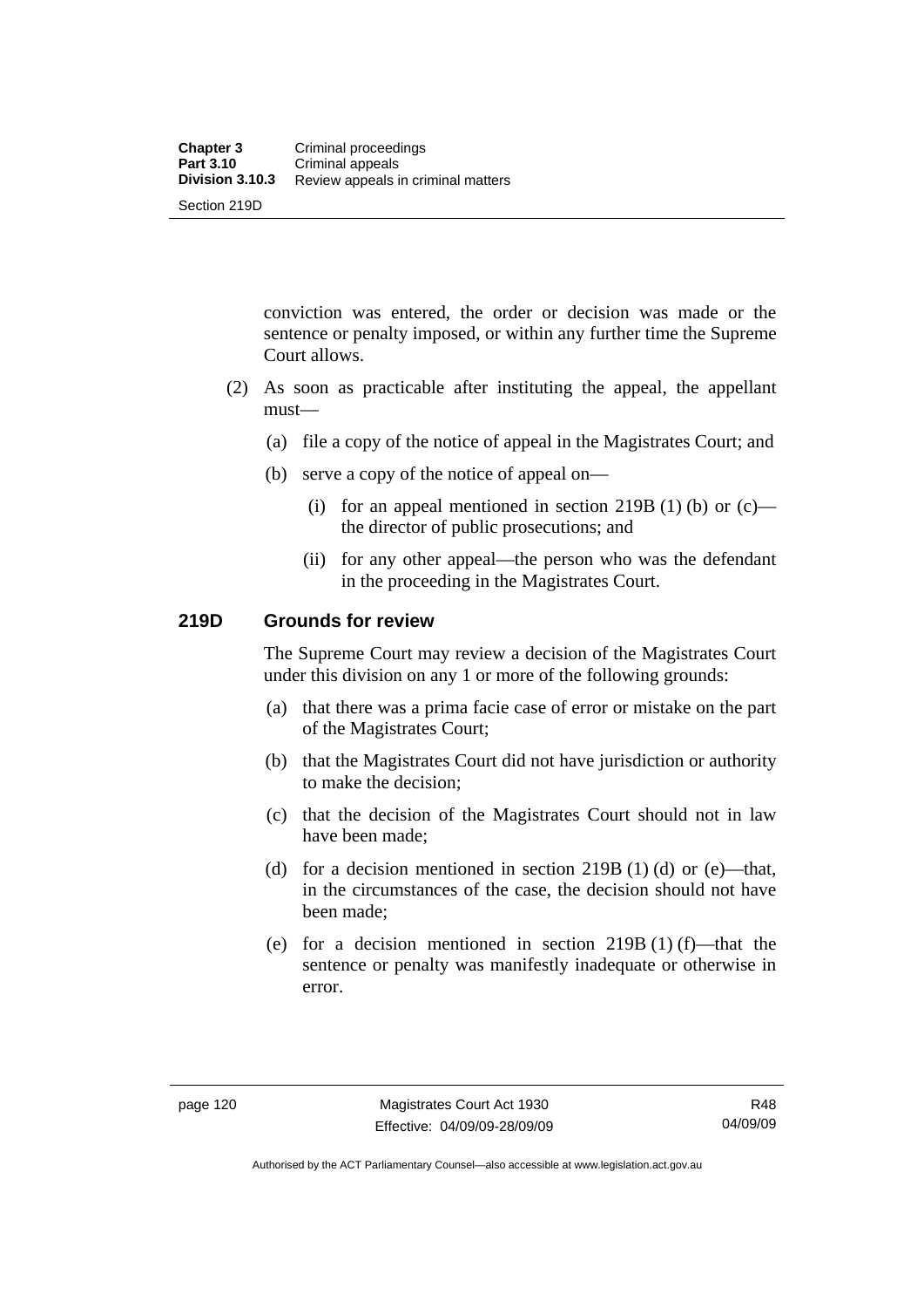conviction was entered, the order or decision was made or the sentence or penalty imposed, or within any further time the Supreme Court allows.

(2) As soon as practicable after instituting the appeal, the appellant must—

(a) file a copy of the notice of appeal in the Magistrates Court; and

(b) serve a copy of the notice of appeal on—

(i) for an appeal mentioned in section 219B (1) (b) or (c)—the director of public prosecutions; and

(ii) for any other appeal—the person who was the defendant in the proceeding in the Magistrates Court.

## 219D Grounds for review

The Supreme Court may review a decision of the Magistrates Court under this division on any 1 or more of the following grounds:

(a) that there was a prima facie case of error or mistake on the part of the Magistrates Court;

(b) that the Magistrates Court did not have jurisdiction or authority to make the decision;

(c) that the decision of the Magistrates Court should not in law have been made;

(d) for a decision mentioned in section 219B (1) (d) or (e)—that, in the circumstances of the case, the decision should not have been made;

(e) for a decision mentioned in section 219B (1) (f)—that the sentence or penalty was manifestly inadequate or otherwise in error.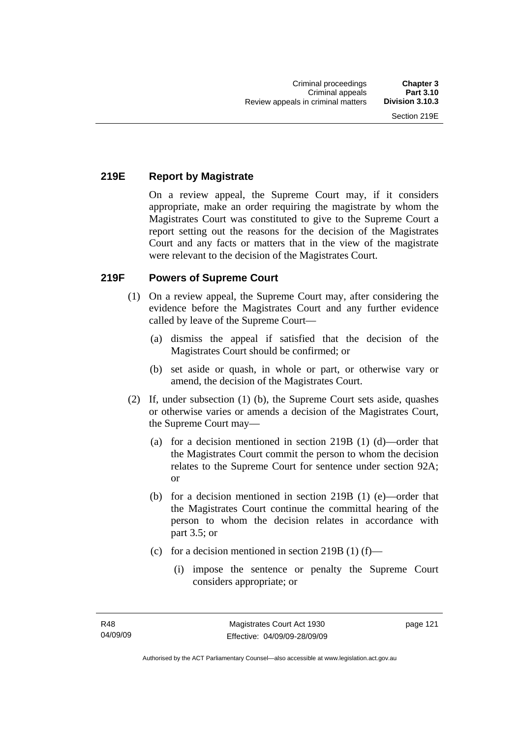### 219E Report by Magistrate

On a review appeal, the Supreme Court may, if it considers appropriate, make an order requiring the magistrate by whom the Magistrates Court was constituted to give to the Supreme Court a report setting out the reasons for the decision of the Magistrates Court and any facts or matters that in the view of the magistrate were relevant to the decision of the Magistrates Court.

### 219F Powers of Supreme Court

(1) On a review appeal, the Supreme Court may, after considering the evidence before the Magistrates Court and any further evidence called by leave of the Supreme Court—

(a) dismiss the appeal if satisfied that the decision of the Magistrates Court should be confirmed; or

(b) set aside or quash, in whole or part, or otherwise vary or amend, the decision of the Magistrates Court.

(2) If, under subsection (1) (b), the Supreme Court sets aside, quashes or otherwise varies or amends a decision of the Magistrates Court, the Supreme Court may—

(a) for a decision mentioned in section 219B (1) (d)—order that the Magistrates Court commit the person to whom the decision relates to the Supreme Court for sentence under section 92A; or

(b) for a decision mentioned in section 219B (1) (e)—order that the Magistrates Court continue the committal hearing of the person to whom the decision relates in accordance with part 3.5; or

(c) for a decision mentioned in section 219B (1) (f)—

(i) impose the sentence or penalty the Supreme Court considers appropriate; or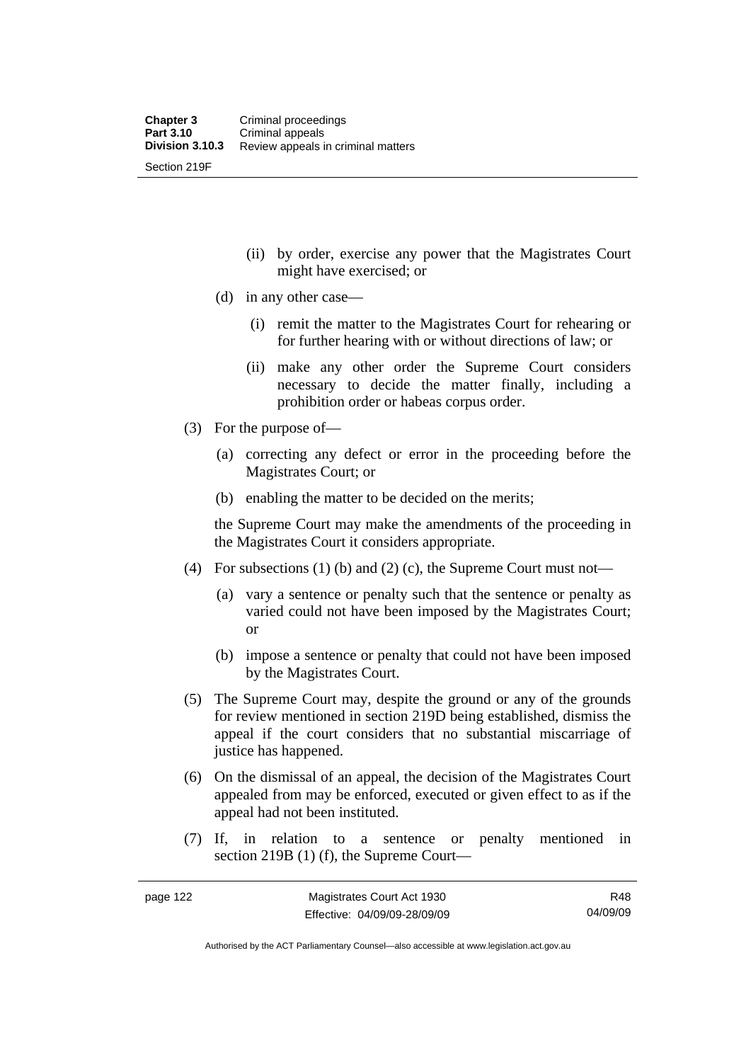(ii) by order, exercise any power that the Magistrates Court might have exercised; or

(d) in any other case—

(i) remit the matter to the Magistrates Court for rehearing or for further hearing with or without directions of law; or

(ii) make any other order the Supreme Court considers necessary to decide the matter finally, including a prohibition order or habeas corpus order.

(3) For the purpose of—

(a) correcting any defect or error in the proceeding before the Magistrates Court; or

(b) enabling the matter to be decided on the merits;

the Supreme Court may make the amendments of the proceeding in the Magistrates Court it considers appropriate.

(4) For subsections (1) (b) and (2) (c), the Supreme Court must not—

(a) vary a sentence or penalty such that the sentence or penalty as varied could not have been imposed by the Magistrates Court; or

(b) impose a sentence or penalty that could not have been imposed by the Magistrates Court.

(5) The Supreme Court may, despite the ground or any of the grounds for review mentioned in section 219D being established, dismiss the appeal if the court considers that no substantial miscarriage of justice has happened.

(6) On the dismissal of an appeal, the decision of the Magistrates Court appealed from may be enforced, executed or given effect to as if the appeal had not been instituted.

(7) If, in relation to a sentence or penalty mentioned in section 219B (1) (f), the Supreme Court—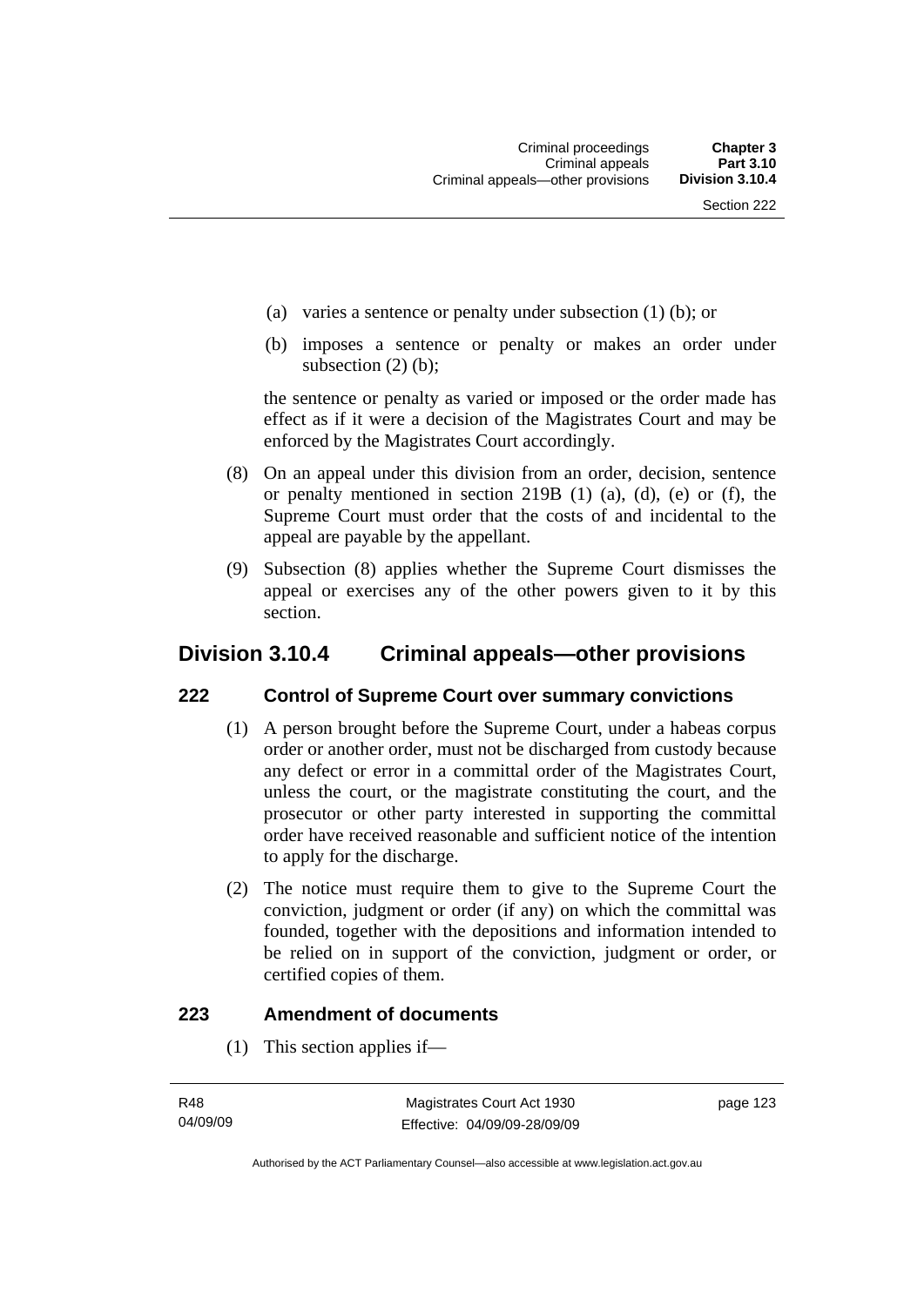(a) varies a sentence or penalty under subsection (1) (b); or

(b) imposes a sentence or penalty or makes an order under subsection (2) (b);

the sentence or penalty as varied or imposed or the order made has effect as if it were a decision of the Magistrates Court and may be enforced by the Magistrates Court accordingly.

(8) On an appeal under this division from an order, decision, sentence or penalty mentioned in section 219B (1) (a), (d), (e) or (f), the Supreme Court must order that the costs of and incidental to the appeal are payable by the appellant.

(9) Subsection (8) applies whether the Supreme Court dismisses the appeal or exercises any of the other powers given to it by this section.

## Division 3.10.4 Criminal appeals—other provisions

### 222 Control of Supreme Court over summary convictions

(1) A person brought before the Supreme Court, under a habeas corpus order or another order, must not be discharged from custody because any defect or error in a committal order of the Magistrates Court, unless the court, or the magistrate constituting the court, and the prosecutor or other party interested in supporting the committal order have received reasonable and sufficient notice of the intention to apply for the discharge.

(2) The notice must require them to give to the Supreme Court the conviction, judgment or order (if any) on which the committal was founded, together with the depositions and information intended to be relied on in support of the conviction, judgment or order, or certified copies of them.

### 223 Amendment of documents

(1) This section applies if—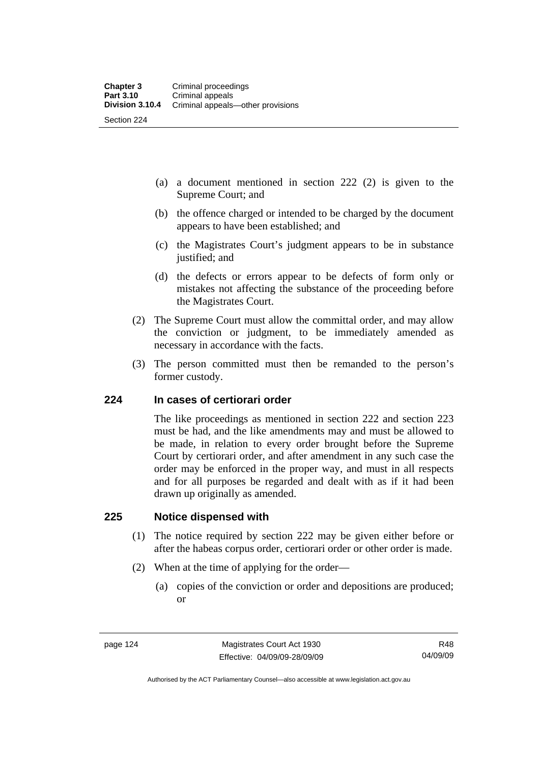(a) a document mentioned in section 222 (2) is given to the Supreme Court; and

(b) the offence charged or intended to be charged by the document appears to have been established; and

(c) the Magistrates Court's judgment appears to be in substance justified; and

(d) the defects or errors appear to be defects of form only or mistakes not affecting the substance of the proceeding before the Magistrates Court.

(2) The Supreme Court must allow the committal order, and may allow the conviction or judgment, to be immediately amended as necessary in accordance with the facts.

(3) The person committed must then be remanded to the person's former custody.

## 224 In cases of certiorari order

The like proceedings as mentioned in section 222 and section 223 must be had, and the like amendments may and must be allowed to be made, in relation to every order brought before the Supreme Court by certiorari order, and after amendment in any such case the order may be enforced in the proper way, and must in all respects and for all purposes be regarded and dealt with as if it had been drawn up originally as amended.

## 225 Notice dispensed with

(1) The notice required by section 222 may be given either before or after the habeas corpus order, certiorari order or other order is made.

(2) When at the time of applying for the order—

(a) copies of the conviction or order and depositions are produced; or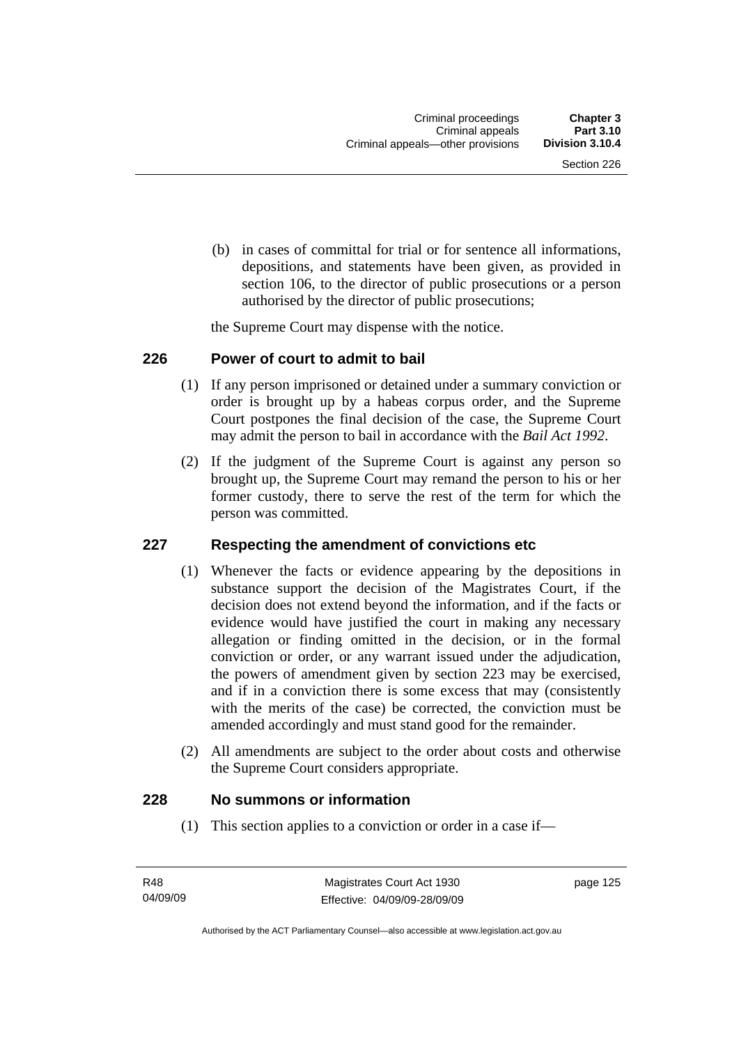(b) in cases of committal for trial or for sentence all informations, depositions, and statements have been given, as provided in section 106, to the director of public prosecutions or a person authorised by the director of public prosecutions;

the Supreme Court may dispense with the notice.

### 226 Power of court to admit to bail

(1) If any person imprisoned or detained under a summary conviction or order is brought up by a habeas corpus order, and the Supreme Court postpones the final decision of the case, the Supreme Court may admit the person to bail in accordance with the *Bail Act 1992*.

(2) If the judgment of the Supreme Court is against any person so brought up, the Supreme Court may remand the person to his or her former custody, there to serve the rest of the term for which the person was committed.

### 227 Respecting the amendment of convictions etc

(1) Whenever the facts or evidence appearing by the depositions in substance support the decision of the Magistrates Court, if the decision does not extend beyond the information, and if the facts or evidence would have justified the court in making any necessary allegation or finding omitted in the decision, or in the formal conviction or order, or any warrant issued under the adjudication, the powers of amendment given by section 223 may be exercised, and if in a conviction there is some excess that may (consistently with the merits of the case) be corrected, the conviction must be amended accordingly and must stand good for the remainder.

(2) All amendments are subject to the order about costs and otherwise the Supreme Court considers appropriate.

### 228 No summons or information

(1) This section applies to a conviction or order in a case if—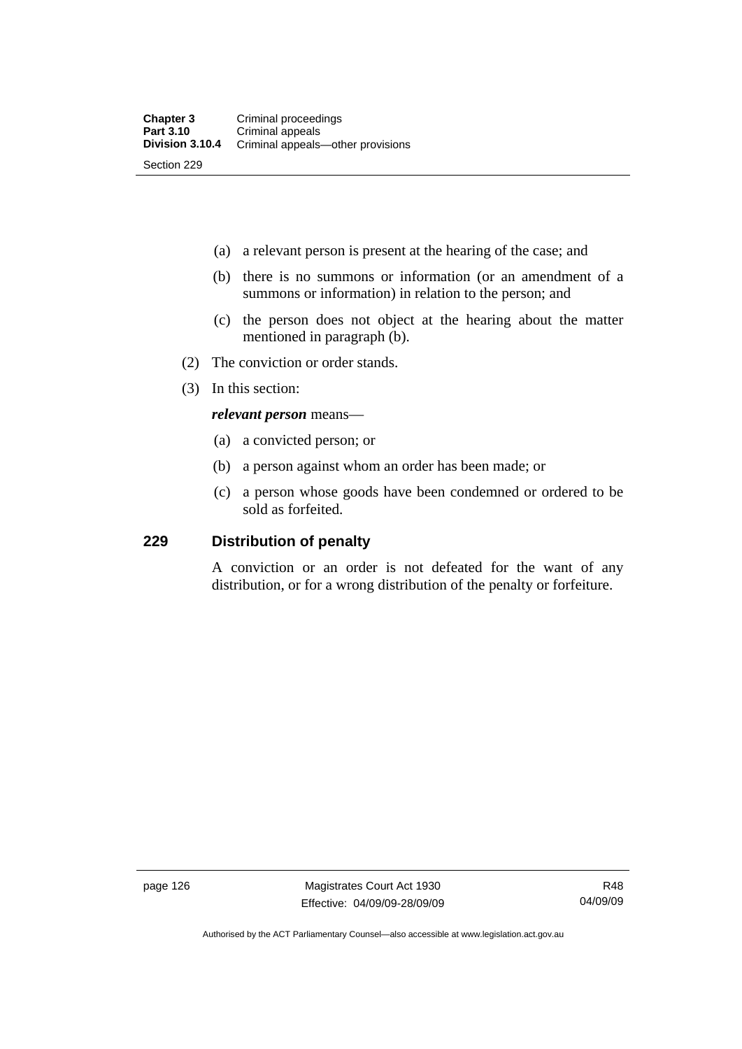(a) a relevant person is present at the hearing of the case; and

(b) there is no summons or information (or an amendment of a summons or information) in relation to the person; and

(c) the person does not object at the hearing about the matter mentioned in paragraph (b).

(2) The conviction or order stands.

(3) In this section:

***relevant person*** means—

(a) a convicted person; or

(b) a person against whom an order has been made; or

(c) a person whose goods have been condemned or ordered to be sold as forfeited.

## 229 Distribution of penalty

A conviction or an order is not defeated for the want of any distribution, or for a wrong distribution of the penalty or forfeiture.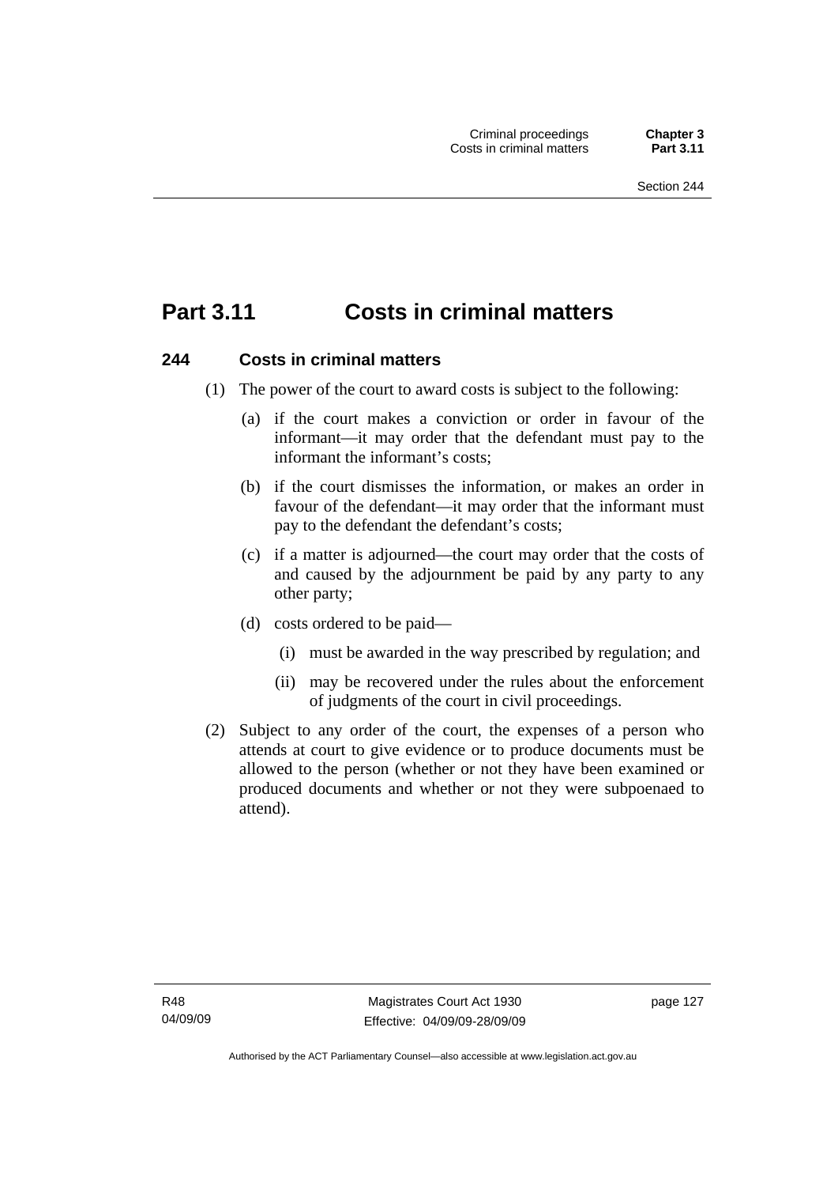# Part 3.11 Costs in criminal matters

## 244 Costs in criminal matters

(1) The power of the court to award costs is subject to the following:

(a) if the court makes a conviction or order in favour of the informant—it may order that the defendant must pay to the informant the informant's costs;

(b) if the court dismisses the information, or makes an order in favour of the defendant—it may order that the informant must pay to the defendant the defendant's costs;

(c) if a matter is adjourned—the court may order that the costs of and caused by the adjournment be paid by any party to any other party;

(d) costs ordered to be paid—

(i) must be awarded in the way prescribed by regulation; and

(ii) may be recovered under the rules about the enforcement of judgments of the court in civil proceedings.

(2) Subject to any order of the court, the expenses of a person who attends at court to give evidence or to produce documents must be allowed to the person (whether or not they have been examined or produced documents and whether or not they were subpoenaed to attend).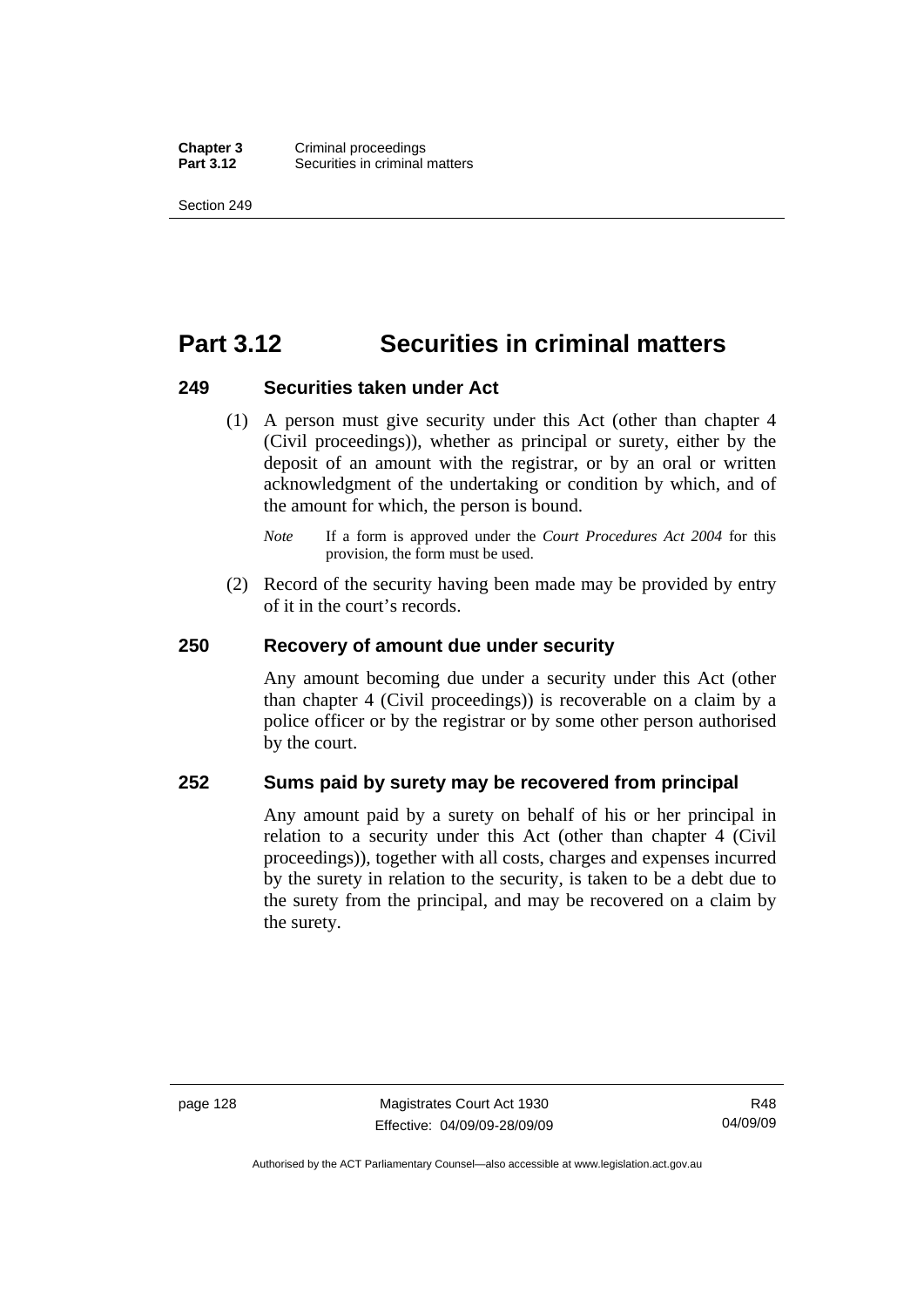# Part 3.12 Securities in criminal matters

### 249 Securities taken under Act

(1) A person must give security under this Act (other than chapter 4 (Civil proceedings)), whether as principal or surety, either by the deposit of an amount with the registrar, or by an oral or written acknowledgment of the undertaking or condition by which, and of the amount for which, the person is bound.

*Note* If a form is approved under the *Court Procedures Act 2004* for this provision, the form must be used.

(2) Record of the security having been made may be provided by entry of it in the court's records.

### 250 Recovery of amount due under security

Any amount becoming due under a security under this Act (other than chapter 4 (Civil proceedings)) is recoverable on a claim by a police officer or by the registrar or by some other person authorised by the court.

### 252 Sums paid by surety may be recovered from principal

Any amount paid by a surety on behalf of his or her principal in relation to a security under this Act (other than chapter 4 (Civil proceedings)), together with all costs, charges and expenses incurred by the surety in relation to the security, is taken to be a debt due to the surety from the principal, and may be recovered on a claim by the surety.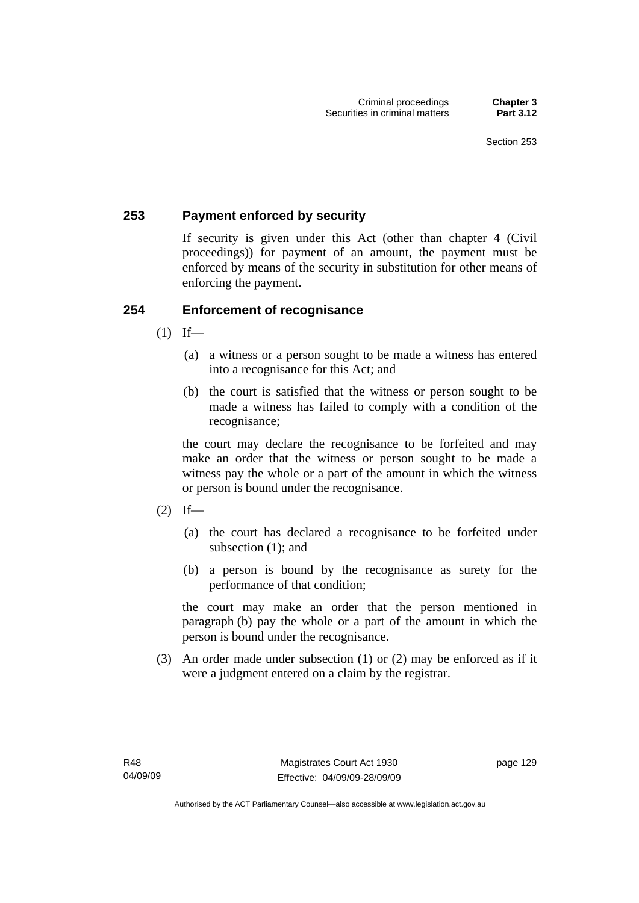## 253 Payment enforced by security

If security is given under this Act (other than chapter 4 (Civil proceedings)) for payment of an amount, the payment must be enforced by means of the security in substitution for other means of enforcing the payment.

## 254 Enforcement of recognisance

(1) If—

(a) a witness or a person sought to be made a witness has entered into a recognisance for this Act; and

(b) the court is satisfied that the witness or person sought to be made a witness has failed to comply with a condition of the recognisance;

the court may declare the recognisance to be forfeited and may make an order that the witness or person sought to be made a witness pay the whole or a part of the amount in which the witness or person is bound under the recognisance.

(2) If—

(a) the court has declared a recognisance to be forfeited under subsection (1); and

(b) a person is bound by the recognisance as surety for the performance of that condition;

the court may make an order that the person mentioned in paragraph (b) pay the whole or a part of the amount in which the person is bound under the recognisance.

(3) An order made under subsection (1) or (2) may be enforced as if it were a judgment entered on a claim by the registrar.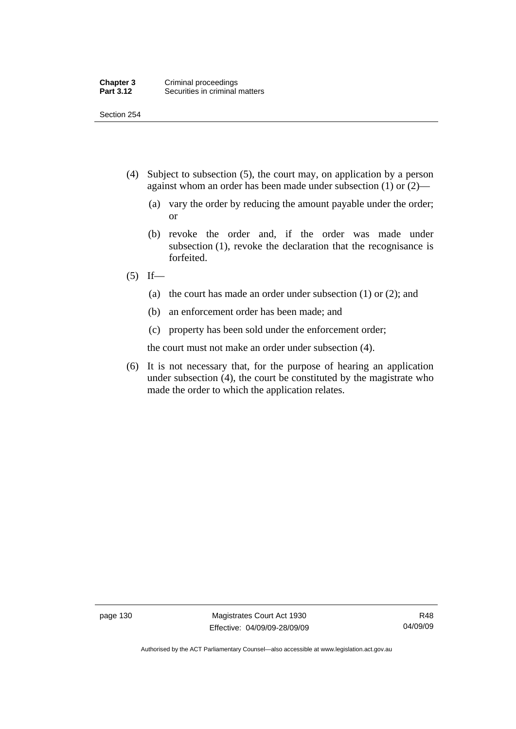(4) Subject to subsection (5), the court may, on application by a person against whom an order has been made under subsection (1) or (2)—

(a) vary the order by reducing the amount payable under the order; or

(b) revoke the order and, if the order was made under subsection (1), revoke the declaration that the recognisance is forfeited.

(5) If—

(a) the court has made an order under subsection (1) or (2); and

(b) an enforcement order has been made; and

(c) property has been sold under the enforcement order;

the court must not make an order under subsection (4).

(6) It is not necessary that, for the purpose of hearing an application under subsection (4), the court be constituted by the magistrate who made the order to which the application relates.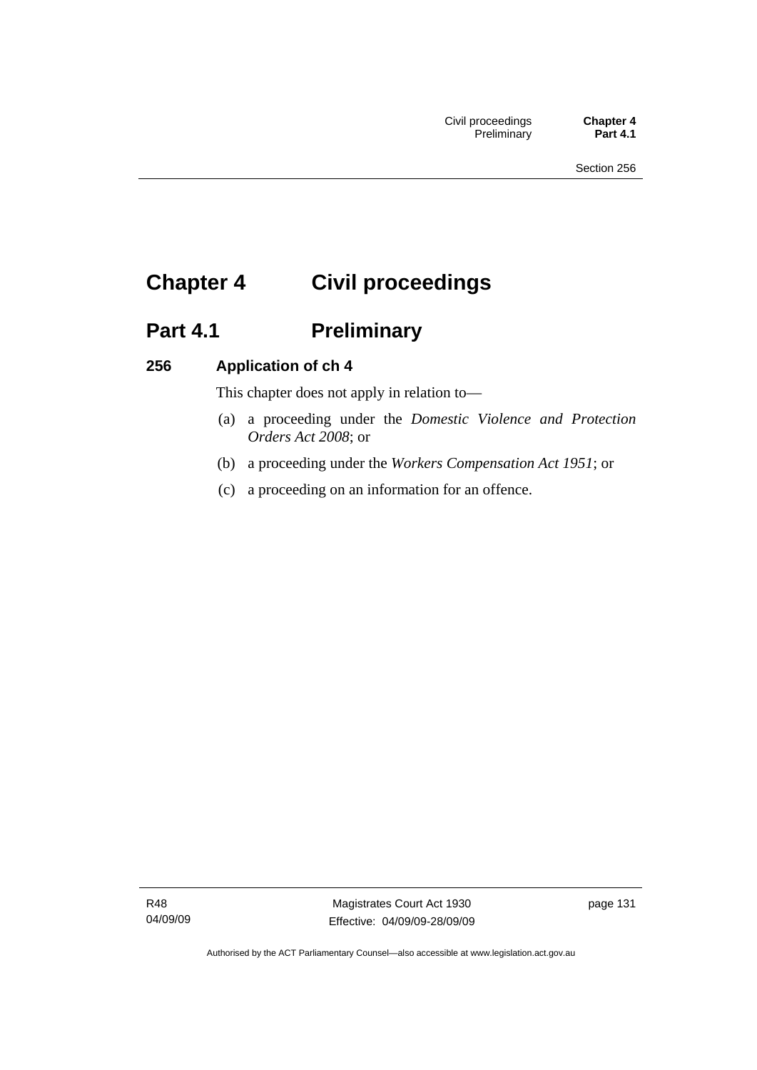# Chapter 4 Civil proceedings

## Part 4.1 Preliminary

### 256 Application of ch 4

This chapter does not apply in relation to—

(a) a proceeding under the *Domestic Violence and Protection Orders Act 2008*; or

(b) a proceeding under the *Workers Compensation Act 1951*; or

(c) a proceeding on an information for an offence.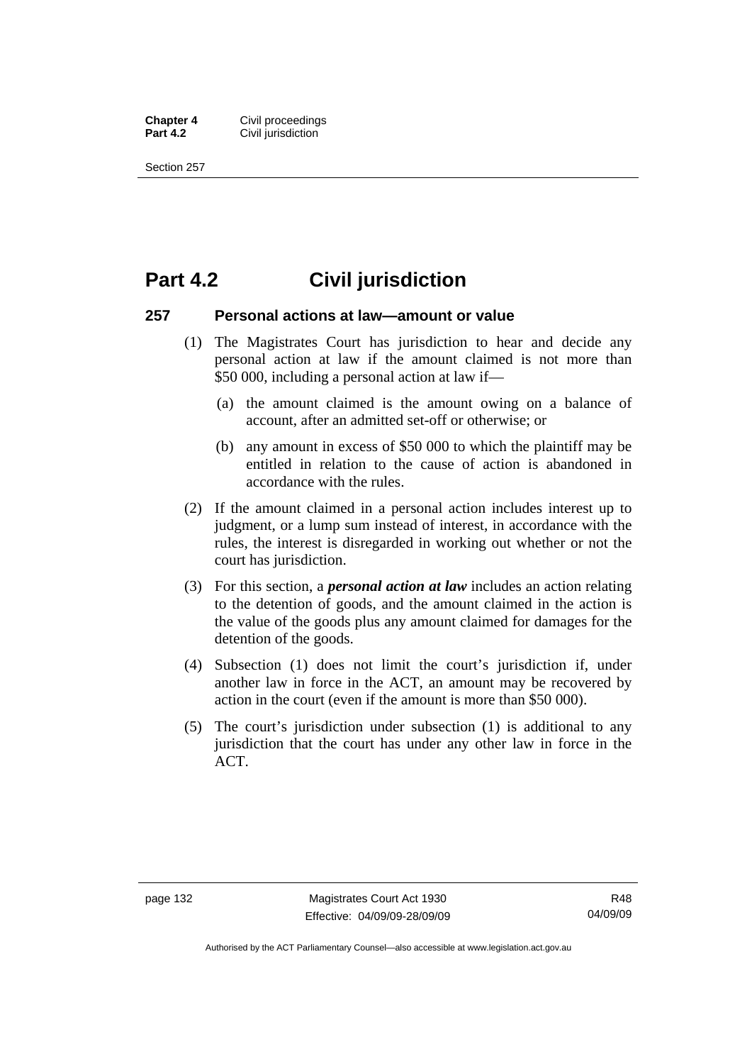# Part 4.2 Civil jurisdiction

### 257 Personal actions at law—amount or value

(1) The Magistrates Court has jurisdiction to hear and decide any personal action at law if the amount claimed is not more than \$50 000, including a personal action at law if—

(a) the amount claimed is the amount owing on a balance of account, after an admitted set-off or otherwise; or

(b) any amount in excess of \$50 000 to which the plaintiff may be entitled in relation to the cause of action is abandoned in accordance with the rules.

(2) If the amount claimed in a personal action includes interest up to judgment, or a lump sum instead of interest, in accordance with the rules, the interest is disregarded in working out whether or not the court has jurisdiction.

(3) For this section, a ***personal action at law*** includes an action relating to the detention of goods, and the amount claimed in the action is the value of the goods plus any amount claimed for damages for the detention of the goods.

(4) Subsection (1) does not limit the court's jurisdiction if, under another law in force in the ACT, an amount may be recovered by action in the court (even if the amount is more than \$50 000).

(5) The court's jurisdiction under subsection (1) is additional to any jurisdiction that the court has under any other law in force in the ACT.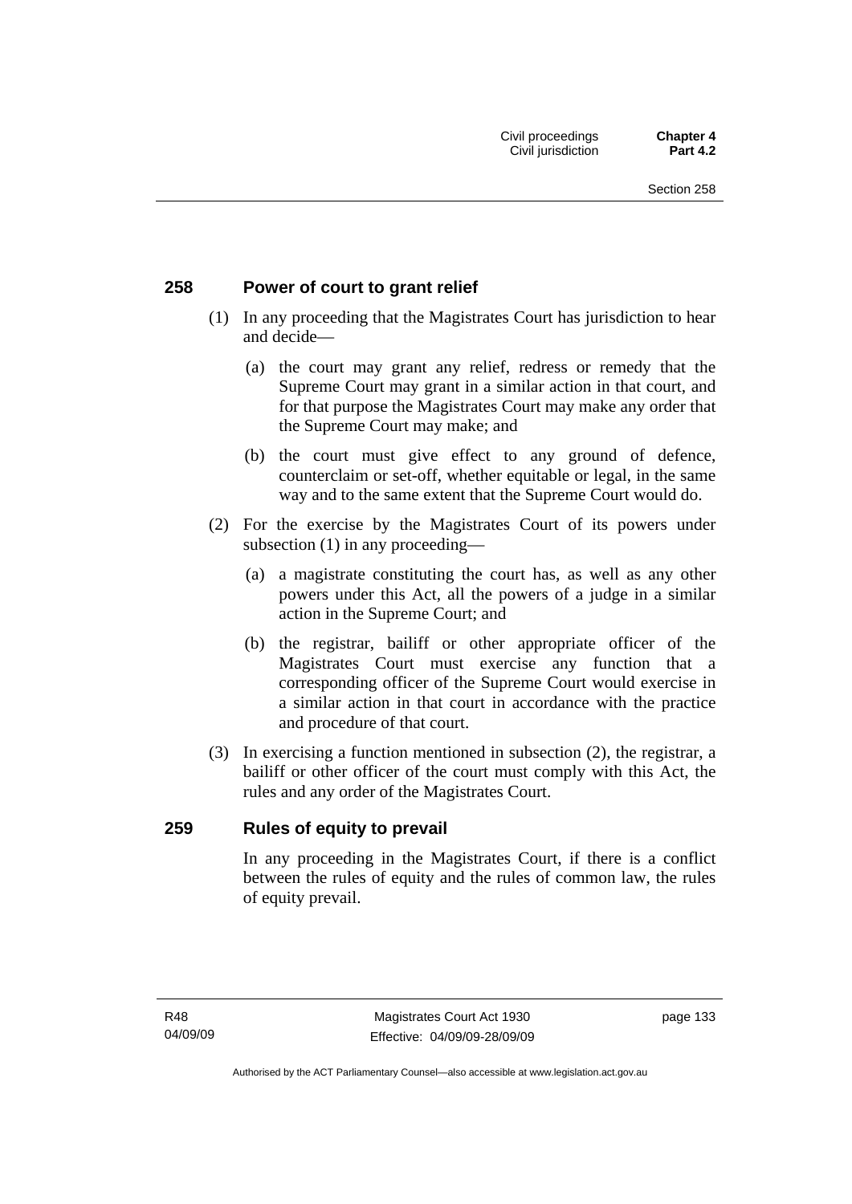## 258 Power of court to grant relief

(1) In any proceeding that the Magistrates Court has jurisdiction to hear and decide—

(a) the court may grant any relief, redress or remedy that the Supreme Court may grant in a similar action in that court, and for that purpose the Magistrates Court may make any order that the Supreme Court may make; and

(b) the court must give effect to any ground of defence, counterclaim or set-off, whether equitable or legal, in the same way and to the same extent that the Supreme Court would do.

(2) For the exercise by the Magistrates Court of its powers under subsection (1) in any proceeding—

(a) a magistrate constituting the court has, as well as any other powers under this Act, all the powers of a judge in a similar action in the Supreme Court; and

(b) the registrar, bailiff or other appropriate officer of the Magistrates Court must exercise any function that a corresponding officer of the Supreme Court would exercise in a similar action in that court in accordance with the practice and procedure of that court.

(3) In exercising a function mentioned in subsection (2), the registrar, a bailiff or other officer of the court must comply with this Act, the rules and any order of the Magistrates Court.

## 259 Rules of equity to prevail

In any proceeding in the Magistrates Court, if there is a conflict between the rules of equity and the rules of common law, the rules of equity prevail.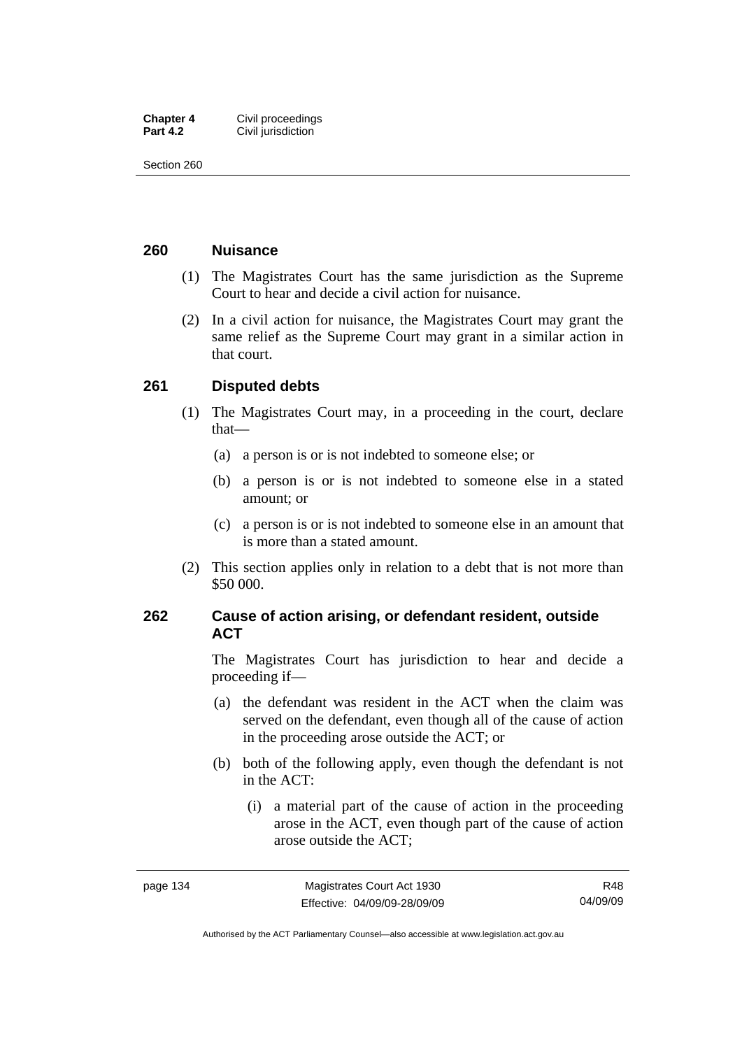## 260 Nuisance

(1) The Magistrates Court has the same jurisdiction as the Supreme Court to hear and decide a civil action for nuisance.

(2) In a civil action for nuisance, the Magistrates Court may grant the same relief as the Supreme Court may grant in a similar action in that court.

## 261 Disputed debts

(1) The Magistrates Court may, in a proceeding in the court, declare that—

(a) a person is or is not indebted to someone else; or

(b) a person is or is not indebted to someone else in a stated amount; or

(c) a person is or is not indebted to someone else in an amount that is more than a stated amount.

(2) This section applies only in relation to a debt that is not more than $50 000.

## 262 Cause of action arising, or defendant resident, outside ACT

The Magistrates Court has jurisdiction to hear and decide a proceeding if—

(a) the defendant was resident in the ACT when the claim was served on the defendant, even though all of the cause of action in the proceeding arose outside the ACT; or

(b) both of the following apply, even though the defendant is not in the ACT:

(i) a material part of the cause of action in the proceeding arose in the ACT, even though part of the cause of action arose outside the ACT;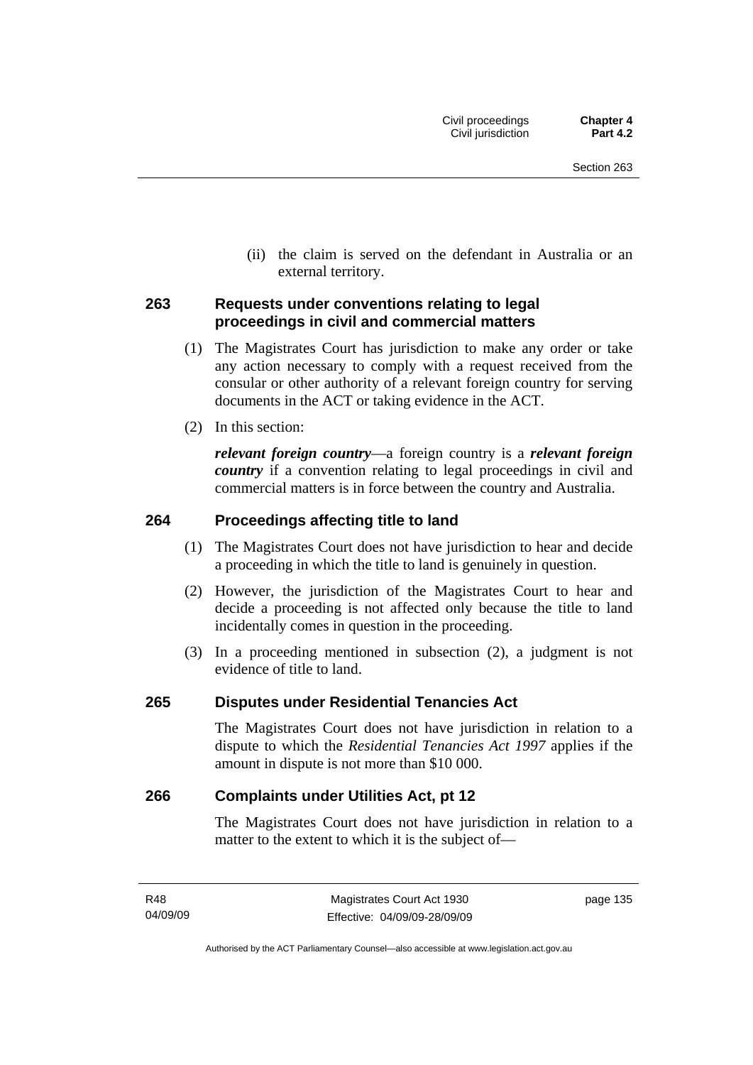(ii) the claim is served on the defendant in Australia or an external territory.

### 263 Requests under conventions relating to legal proceedings in civil and commercial matters

(1) The Magistrates Court has jurisdiction to make any order or take any action necessary to comply with a request received from the consular or other authority of a relevant foreign country for serving documents in the ACT or taking evidence in the ACT.

(2) In this section:

***relevant foreign country***—a foreign country is a ***relevant foreign country*** if a convention relating to legal proceedings in civil and commercial matters is in force between the country and Australia.

### 264 Proceedings affecting title to land

(1) The Magistrates Court does not have jurisdiction to hear and decide a proceeding in which the title to land is genuinely in question.

(2) However, the jurisdiction of the Magistrates Court to hear and decide a proceeding is not affected only because the title to land incidentally comes in question in the proceeding.

(3) In a proceeding mentioned in subsection (2), a judgment is not evidence of title to land.

### 265 Disputes under Residential Tenancies Act

The Magistrates Court does not have jurisdiction in relation to a dispute to which the *Residential Tenancies Act 1997* applies if the amount in dispute is not more than $10 000.

### 266 Complaints under Utilities Act, pt 12

The Magistrates Court does not have jurisdiction in relation to a matter to the extent to which it is the subject of—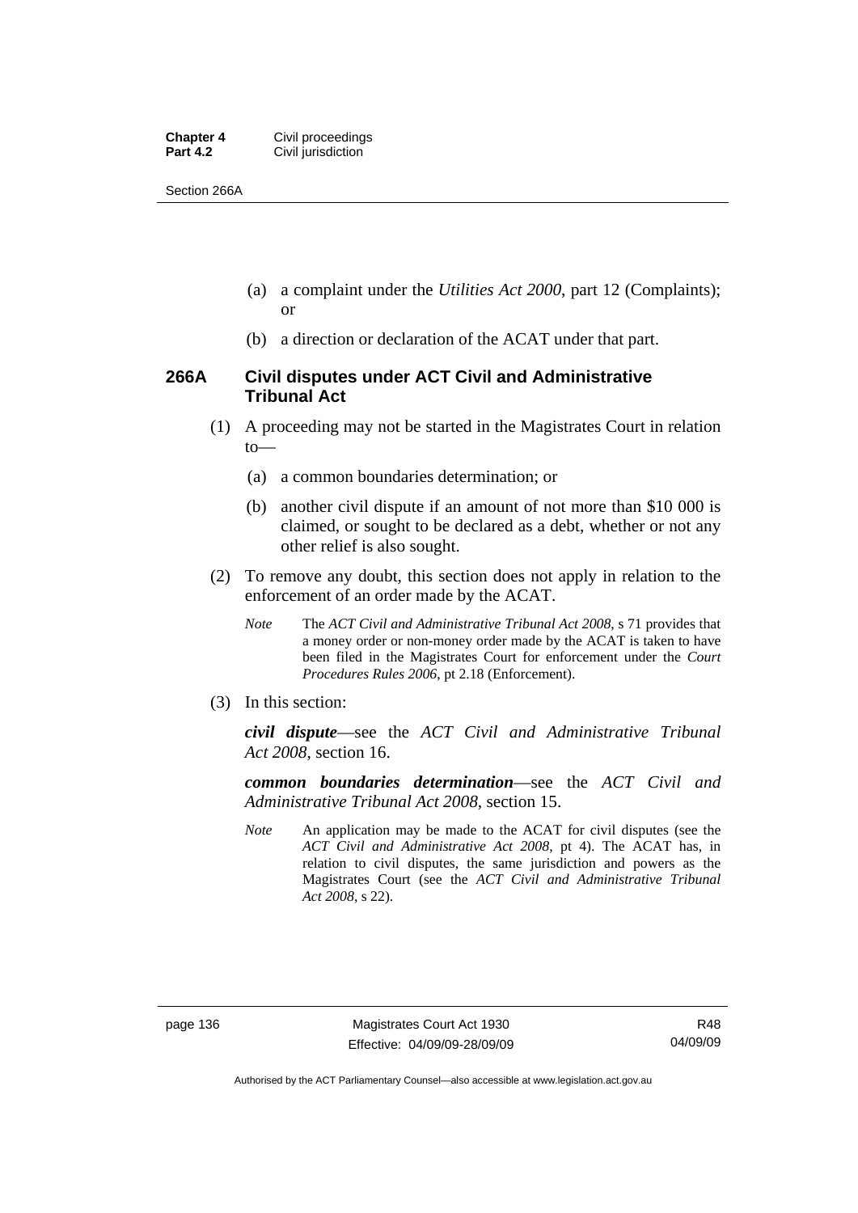(a) a complaint under the *Utilities Act 2000*, part 12 (Complaints); or

(b) a direction or declaration of the ACAT under that part.

### 266A Civil disputes under ACT Civil and Administrative Tribunal Act

(1) A proceeding may not be started in the Magistrates Court in relation to—

(a) a common boundaries determination; or

(b) another civil dispute if an amount of not more than $10 000 is claimed, or sought to be declared as a debt, whether or not any other relief is also sought.

(2) To remove any doubt, this section does not apply in relation to the enforcement of an order made by the ACAT.

*Note* The *ACT Civil and Administrative Tribunal Act 2008*, s 71 provides that a money order or non-money order made by the ACAT is taken to have been filed in the Magistrates Court for enforcement under the *Court Procedures Rules 2006*, pt 2.18 (Enforcement).

(3) In this section:

***civil dispute***—see the *ACT Civil and Administrative Tribunal Act 2008*, section 16.

***common boundaries determination***—see the *ACT Civil and Administrative Tribunal Act 2008*, section 15.

*Note* An application may be made to the ACAT for civil disputes (see the *ACT Civil and Administrative Act 2008*, pt 4). The ACAT has, in relation to civil disputes, the same jurisdiction and powers as the Magistrates Court (see the *ACT Civil and Administrative Tribunal Act 2008*, s 22).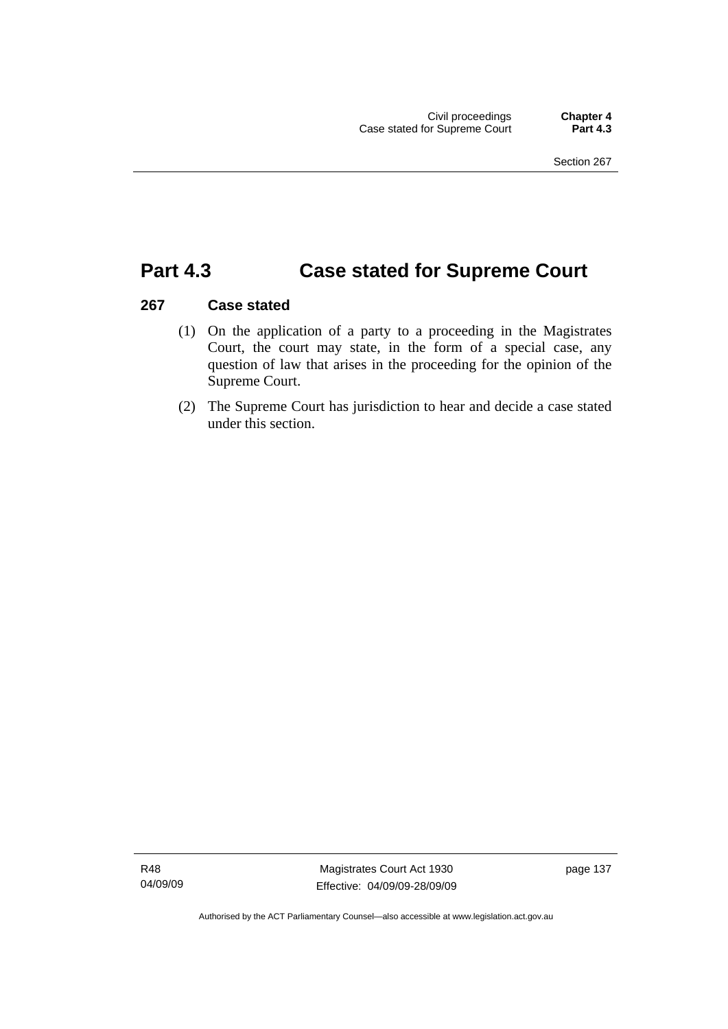# Part 4.3 Case stated for Supreme Court

## 267 Case stated

(1) On the application of a party to a proceeding in the Magistrates Court, the court may state, in the form of a special case, any question of law that arises in the proceeding for the opinion of the Supreme Court.

(2) The Supreme Court has jurisdiction to hear and decide a case stated under this section.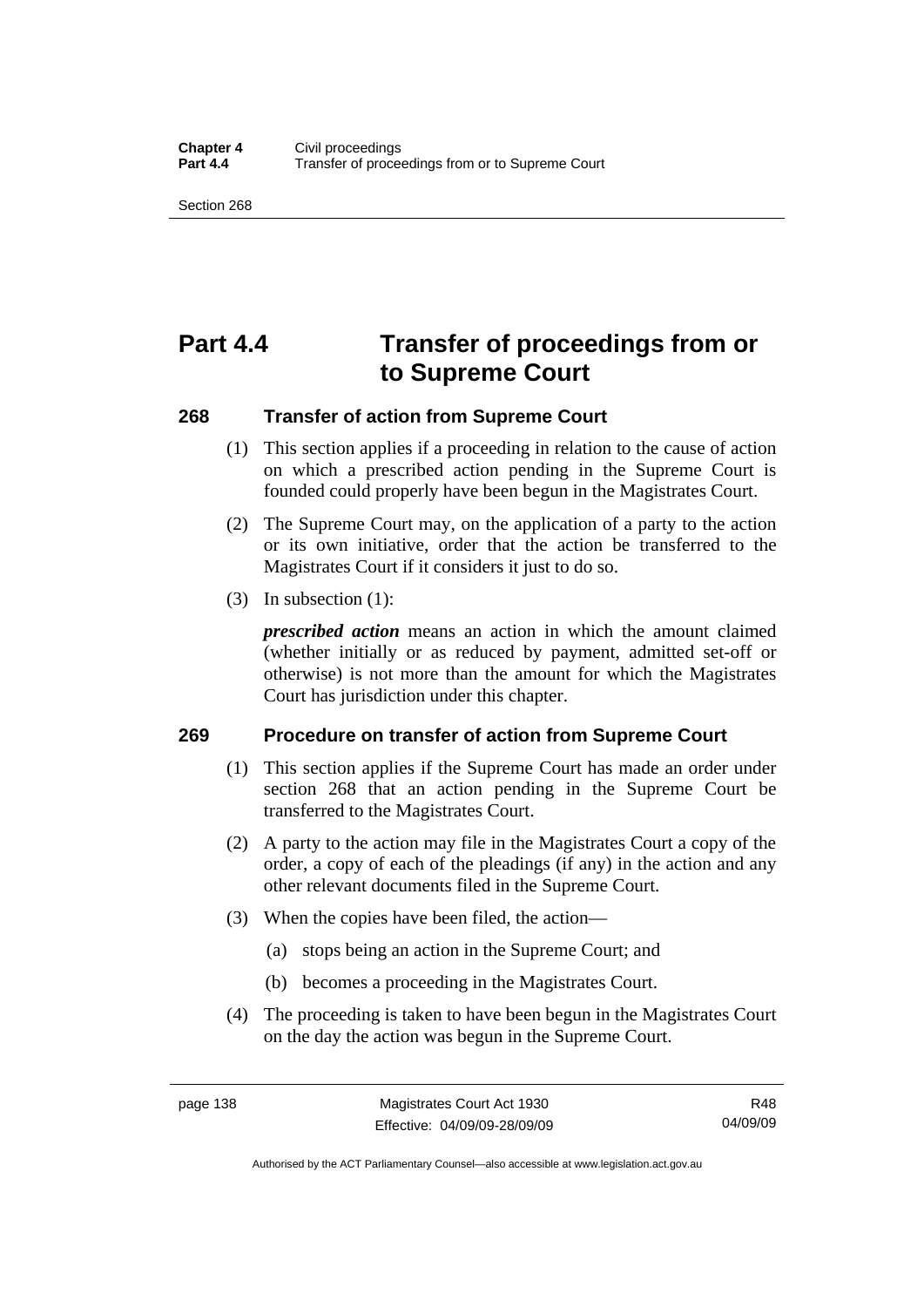# Part 4.4 Transfer of proceedings from or to Supreme Court

### 268 Transfer of action from Supreme Court

(1) This section applies if a proceeding in relation to the cause of action on which a prescribed action pending in the Supreme Court is founded could properly have been begun in the Magistrates Court.

(2) The Supreme Court may, on the application of a party to the action or its own initiative, order that the action be transferred to the Magistrates Court if it considers it just to do so.

(3) In subsection (1):

***prescribed action*** means an action in which the amount claimed (whether initially or as reduced by payment, admitted set-off or otherwise) is not more than the amount for which the Magistrates Court has jurisdiction under this chapter.

### 269 Procedure on transfer of action from Supreme Court

(1) This section applies if the Supreme Court has made an order under section 268 that an action pending in the Supreme Court be transferred to the Magistrates Court.

(2) A party to the action may file in the Magistrates Court a copy of the order, a copy of each of the pleadings (if any) in the action and any other relevant documents filed in the Supreme Court.

(3) When the copies have been filed, the action—

(a) stops being an action in the Supreme Court; and

(b) becomes a proceeding in the Magistrates Court.

(4) The proceeding is taken to have been begun in the Magistrates Court on the day the action was begun in the Supreme Court.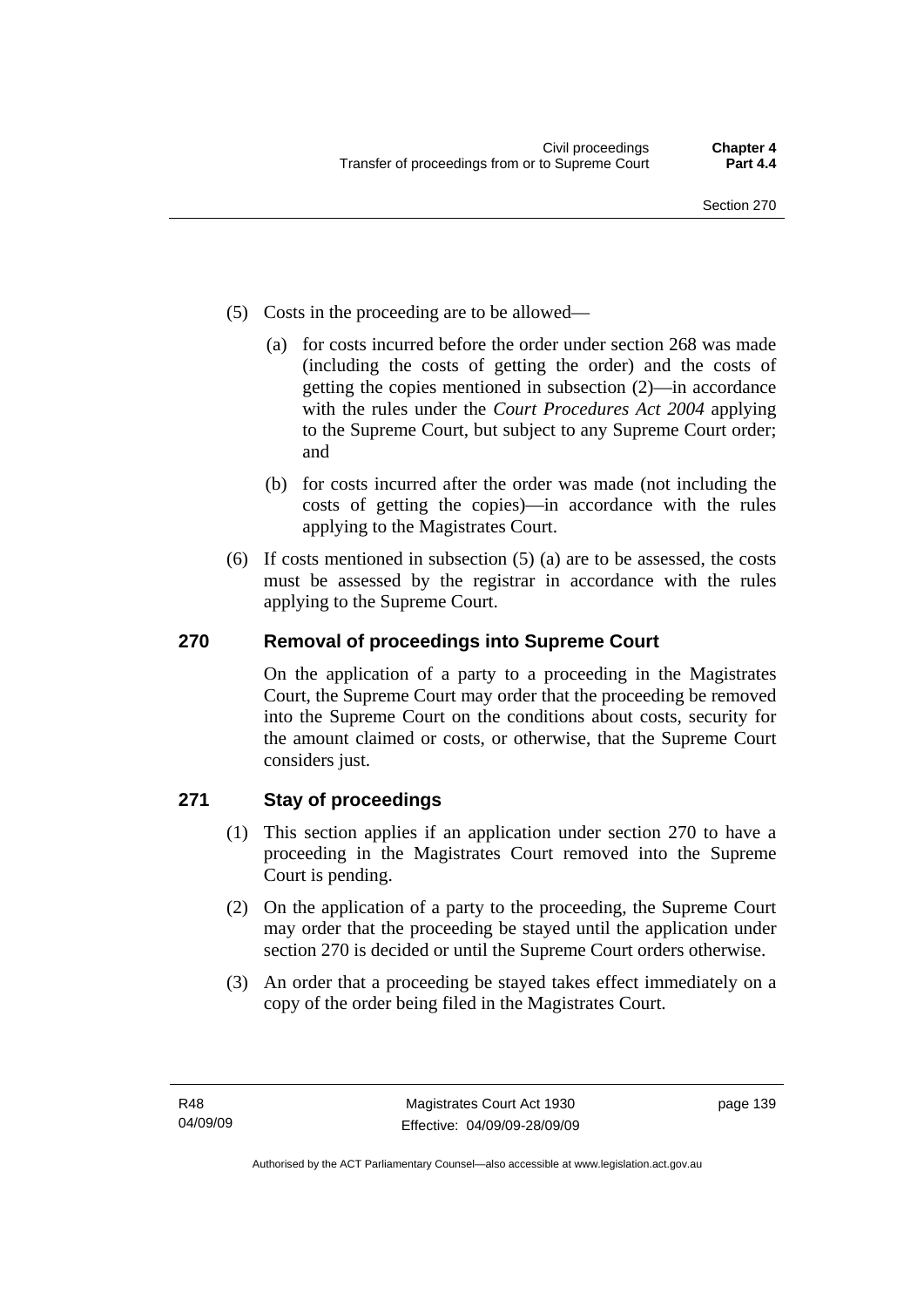(5) Costs in the proceeding are to be allowed—

(a) for costs incurred before the order under section 268 was made (including the costs of getting the order) and the costs of getting the copies mentioned in subsection (2)—in accordance with the rules under the *Court Procedures Act 2004* applying to the Supreme Court, but subject to any Supreme Court order; and

(b) for costs incurred after the order was made (not including the costs of getting the copies)—in accordance with the rules applying to the Magistrates Court.

(6) If costs mentioned in subsection (5) (a) are to be assessed, the costs must be assessed by the registrar in accordance with the rules applying to the Supreme Court.

## 270 Removal of proceedings into Supreme Court

On the application of a party to a proceeding in the Magistrates Court, the Supreme Court may order that the proceeding be removed into the Supreme Court on the conditions about costs, security for the amount claimed or costs, or otherwise, that the Supreme Court considers just.

## 271 Stay of proceedings

(1) This section applies if an application under section 270 to have a proceeding in the Magistrates Court removed into the Supreme Court is pending.

(2) On the application of a party to the proceeding, the Supreme Court may order that the proceeding be stayed until the application under section 270 is decided or until the Supreme Court orders otherwise.

(3) An order that a proceeding be stayed takes effect immediately on a copy of the order being filed in the Magistrates Court.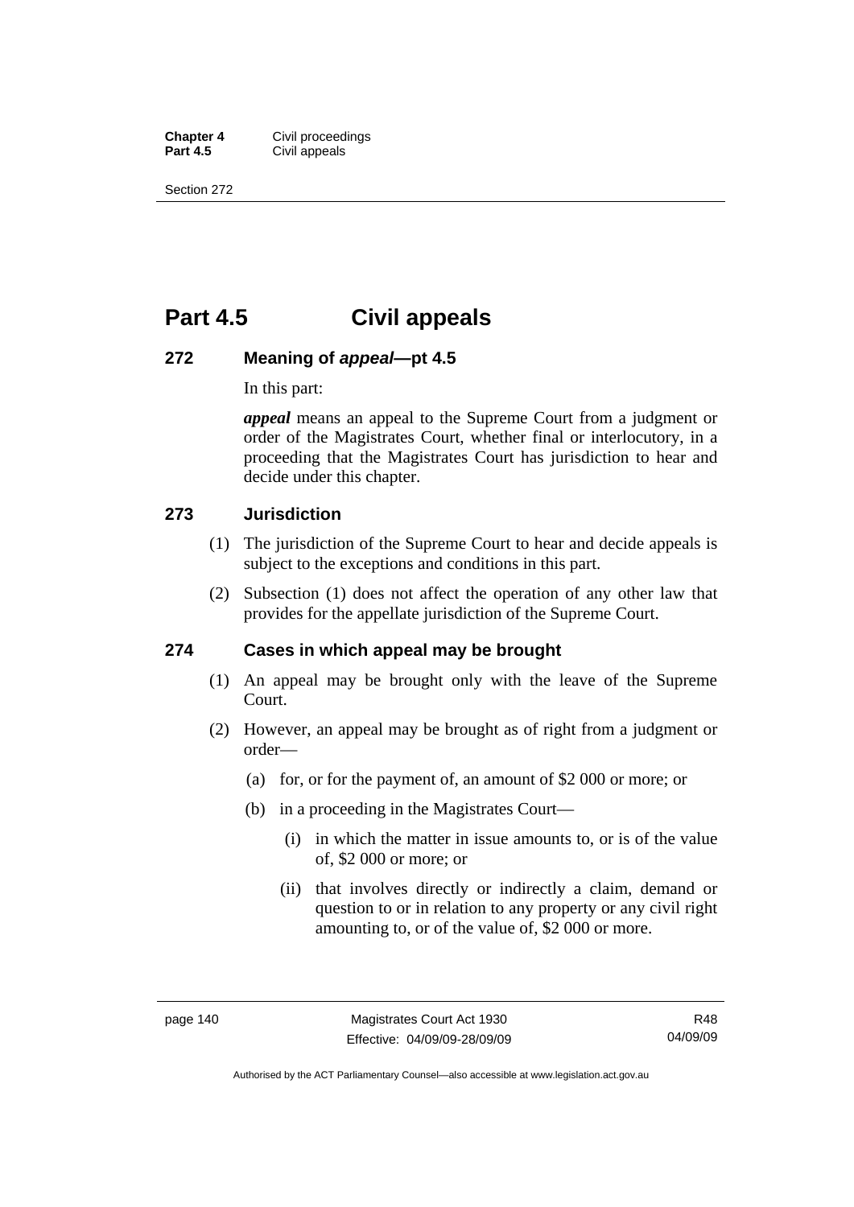# Part 4.5 Civil appeals

## 272 Meaning of *appeal*—pt 4.5

In this part:

***appeal*** means an appeal to the Supreme Court from a judgment or order of the Magistrates Court, whether final or interlocutory, in a proceeding that the Magistrates Court has jurisdiction to hear and decide under this chapter.

## 273 Jurisdiction

(1) The jurisdiction of the Supreme Court to hear and decide appeals is subject to the exceptions and conditions in this part.

(2) Subsection (1) does not affect the operation of any other law that provides for the appellate jurisdiction of the Supreme Court.

## 274 Cases in which appeal may be brought

(1) An appeal may be brought only with the leave of the Supreme Court.

(2) However, an appeal may be brought as of right from a judgment or order—

(a) for, or for the payment of, an amount of $2 000 or more; or

(b) in a proceeding in the Magistrates Court—

(i) in which the matter in issue amounts to, or is of the value of, $2 000 or more; or

(ii) that involves directly or indirectly a claim, demand or question to or in relation to any property or any civil right amounting to, or of the value of, $2 000 or more.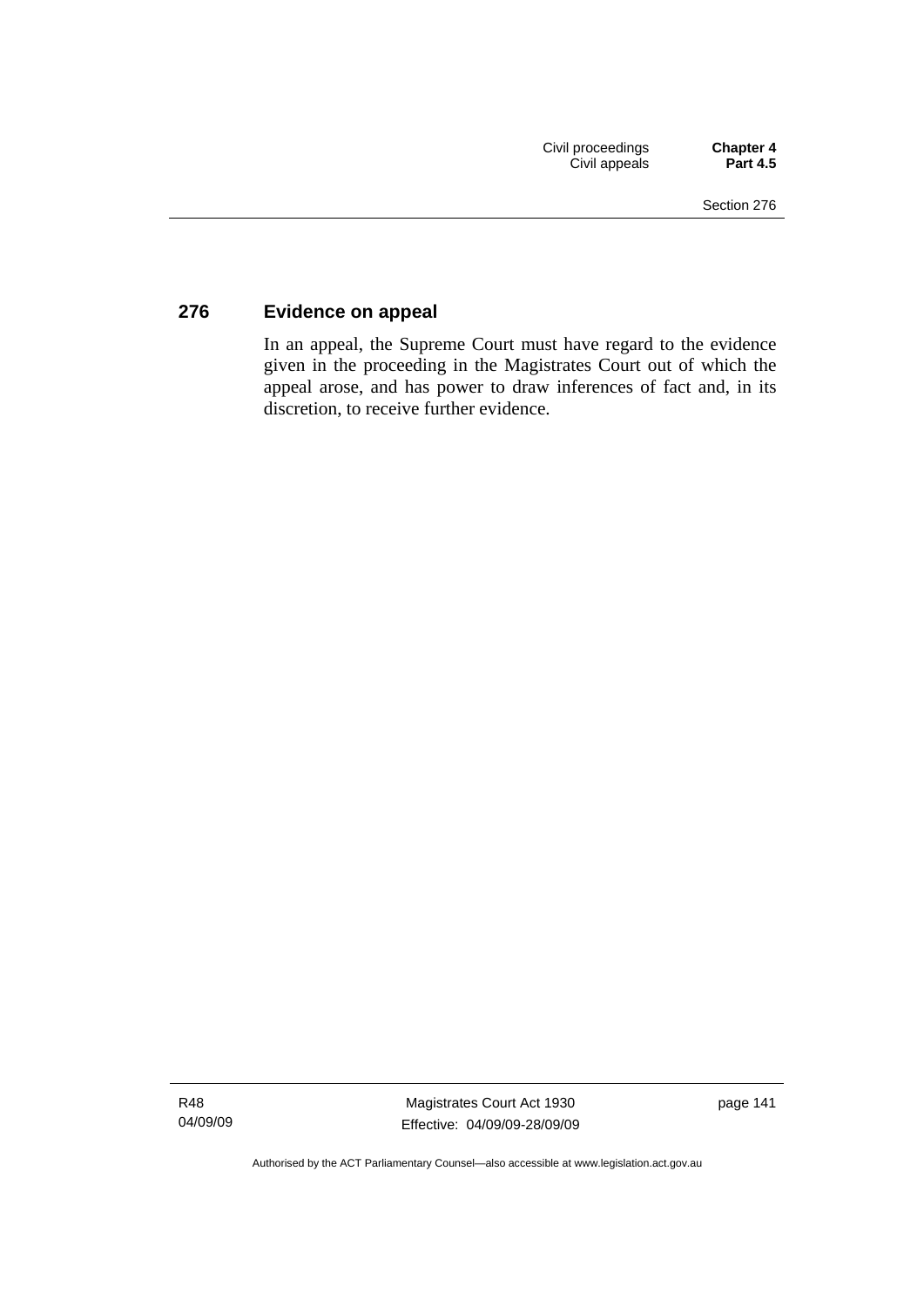## 276 Evidence on appeal

In an appeal, the Supreme Court must have regard to the evidence given in the proceeding in the Magistrates Court out of which the appeal arose, and has power to draw inferences of fact and, in its discretion, to receive further evidence.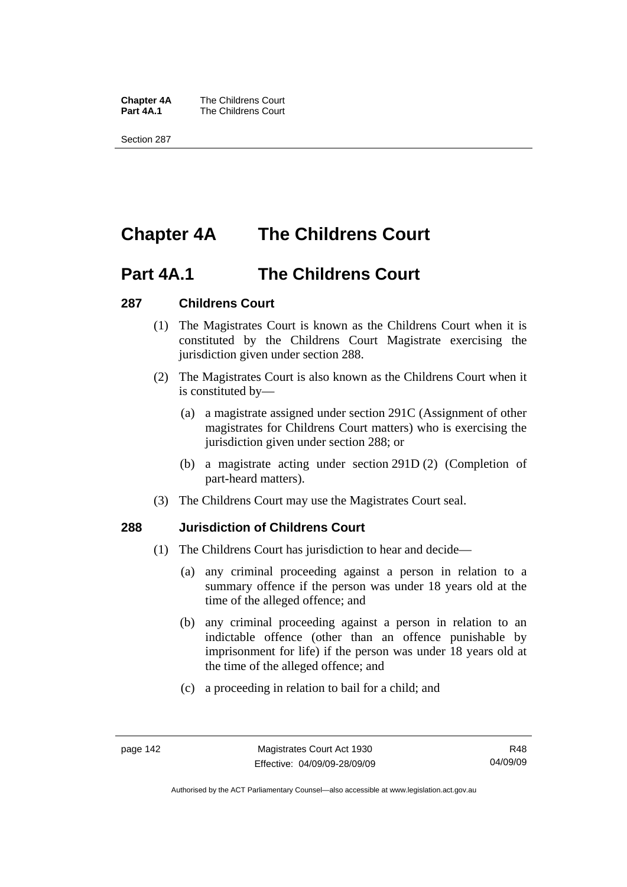# Chapter 4A The Childrens Court

## Part 4A.1 The Childrens Court

### 287 Childrens Court

(1) The Magistrates Court is known as the Childrens Court when it is constituted by the Childrens Court Magistrate exercising the jurisdiction given under section 288.

(2) The Magistrates Court is also known as the Childrens Court when it is constituted by—

(a) a magistrate assigned under section 291C (Assignment of other magistrates for Childrens Court matters) who is exercising the jurisdiction given under section 288; or

(b) a magistrate acting under section 291D (2) (Completion of part-heard matters).

(3) The Childrens Court may use the Magistrates Court seal.

### 288 Jurisdiction of Childrens Court

(1) The Childrens Court has jurisdiction to hear and decide—

(a) any criminal proceeding against a person in relation to a summary offence if the person was under 18 years old at the time of the alleged offence; and

(b) any criminal proceeding against a person in relation to an indictable offence (other than an offence punishable by imprisonment for life) if the person was under 18 years old at the time of the alleged offence; and

(c) a proceeding in relation to bail for a child; and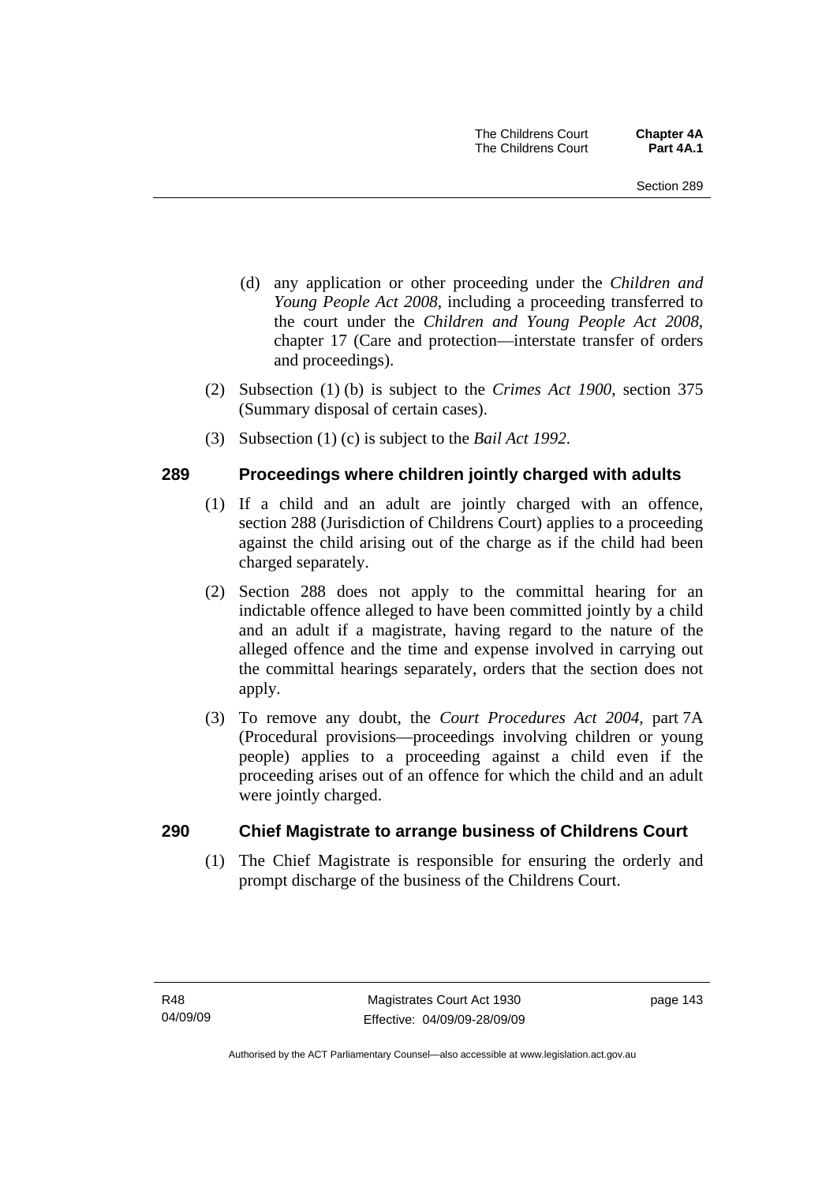(d) any application or other proceeding under the *Children and Young People Act 2008*, including a proceeding transferred to the court under the *Children and Young People Act 2008*, chapter 17 (Care and protection—interstate transfer of orders and proceedings).

(2) Subsection (1) (b) is subject to the *Crimes Act 1900*, section 375 (Summary disposal of certain cases).

(3) Subsection (1) (c) is subject to the *Bail Act 1992*.

## 289 Proceedings where children jointly charged with adults

(1) If a child and an adult are jointly charged with an offence, section 288 (Jurisdiction of Childrens Court) applies to a proceeding against the child arising out of the charge as if the child had been charged separately.

(2) Section 288 does not apply to the committal hearing for an indictable offence alleged to have been committed jointly by a child and an adult if a magistrate, having regard to the nature of the alleged offence and the time and expense involved in carrying out the committal hearings separately, orders that the section does not apply.

(3) To remove any doubt, the *Court Procedures Act 2004*, part 7A (Procedural provisions—proceedings involving children or young people) applies to a proceeding against a child even if the proceeding arises out of an offence for which the child and an adult were jointly charged.

## 290 Chief Magistrate to arrange business of Childrens Court

(1) The Chief Magistrate is responsible for ensuring the orderly and prompt discharge of the business of the Childrens Court.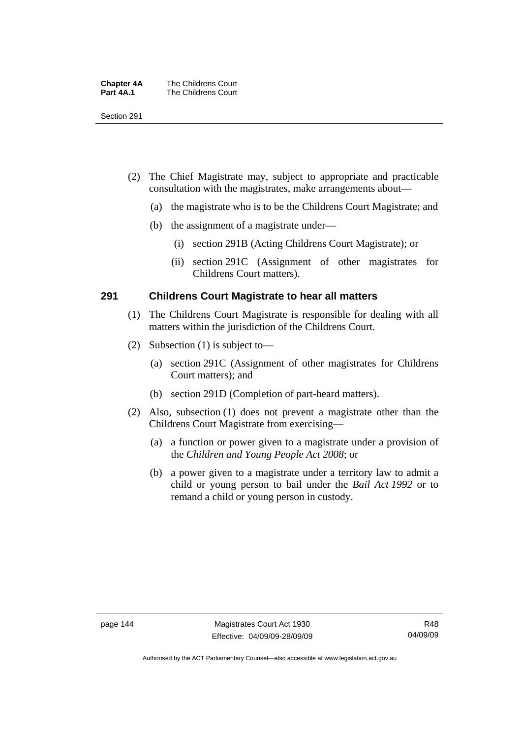(2) The Chief Magistrate may, subject to appropriate and practicable consultation with the magistrates, make arrangements about—

(a) the magistrate who is to be the Childrens Court Magistrate; and

(b) the assignment of a magistrate under—

(i) section 291B (Acting Childrens Court Magistrate); or

(ii) section 291C (Assignment of other magistrates for Childrens Court matters).

## 291 Childrens Court Magistrate to hear all matters

(1) The Childrens Court Magistrate is responsible for dealing with all matters within the jurisdiction of the Childrens Court.

(2) Subsection (1) is subject to—

(a) section 291C (Assignment of other magistrates for Childrens Court matters); and

(b) section 291D (Completion of part-heard matters).

(2) Also, subsection (1) does not prevent a magistrate other than the Childrens Court Magistrate from exercising—

(a) a function or power given to a magistrate under a provision of the *Children and Young People Act 2008*; or

(b) a power given to a magistrate under a territory law to admit a child or young person to bail under the *Bail Act 1992* or to remand a child or young person in custody.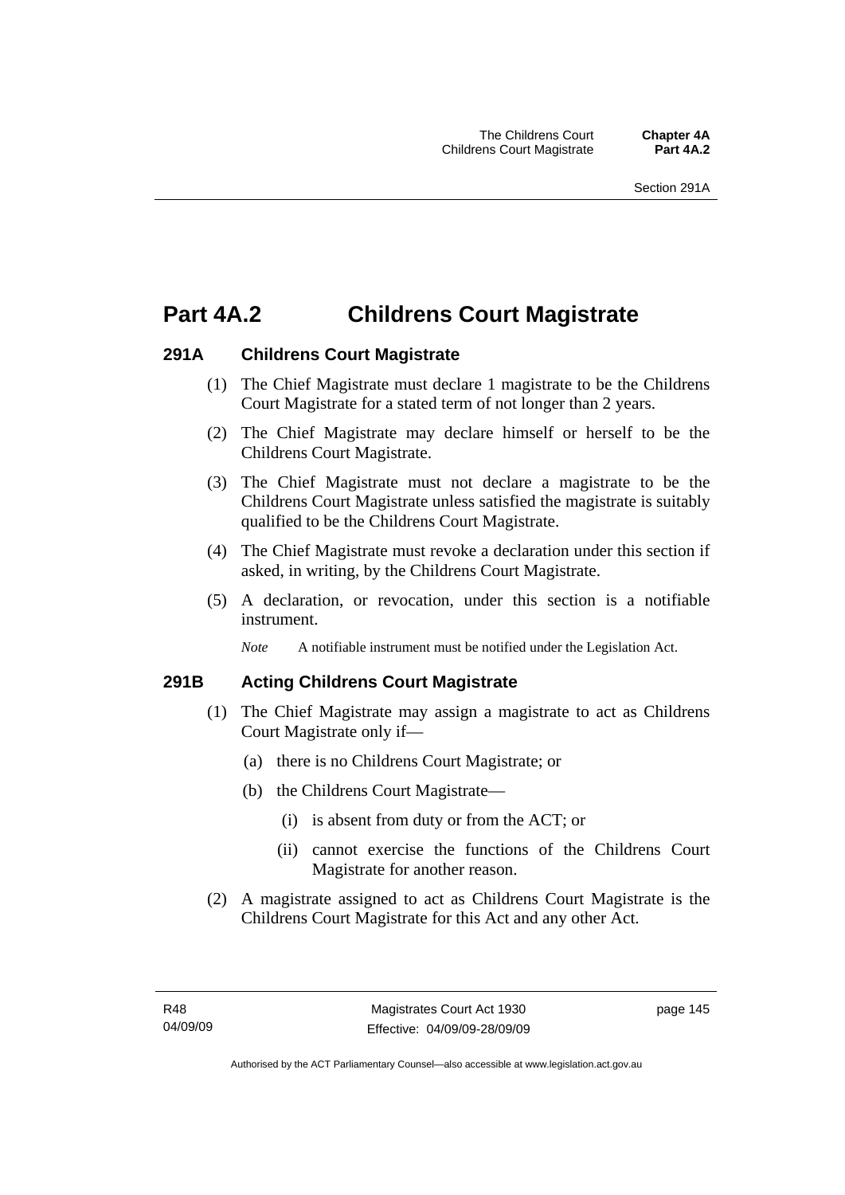# Part 4A.2 Childrens Court Magistrate

## 291A Childrens Court Magistrate

(1) The Chief Magistrate must declare 1 magistrate to be the Childrens Court Magistrate for a stated term of not longer than 2 years.

(2) The Chief Magistrate may declare himself or herself to be the Childrens Court Magistrate.

(3) The Chief Magistrate must not declare a magistrate to be the Childrens Court Magistrate unless satisfied the magistrate is suitably qualified to be the Childrens Court Magistrate.

(4) The Chief Magistrate must revoke a declaration under this section if asked, in writing, by the Childrens Court Magistrate.

(5) A declaration, or revocation, under this section is a notifiable instrument.

*Note* A notifiable instrument must be notified under the Legislation Act.

## 291B Acting Childrens Court Magistrate

(1) The Chief Magistrate may assign a magistrate to act as Childrens Court Magistrate only if—

(a) there is no Childrens Court Magistrate; or

(b) the Childrens Court Magistrate—

(i) is absent from duty or from the ACT; or

(ii) cannot exercise the functions of the Childrens Court Magistrate for another reason.

(2) A magistrate assigned to act as Childrens Court Magistrate is the Childrens Court Magistrate for this Act and any other Act.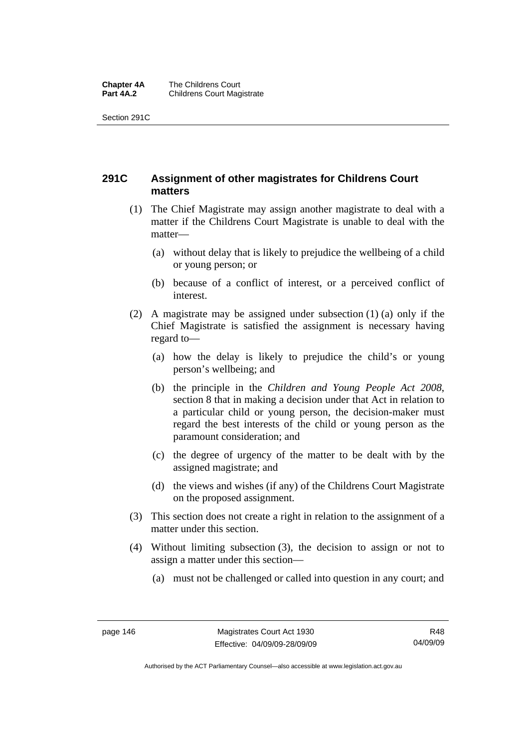## 291C Assignment of other magistrates for Childrens Court matters

(1) The Chief Magistrate may assign another magistrate to deal with a matter if the Childrens Court Magistrate is unable to deal with the matter—

(a) without delay that is likely to prejudice the wellbeing of a child or young person; or

(b) because of a conflict of interest, or a perceived conflict of interest.

(2) A magistrate may be assigned under subsection (1) (a) only if the Chief Magistrate is satisfied the assignment is necessary having regard to—

(a) how the delay is likely to prejudice the child's or young person's wellbeing; and

(b) the principle in the *Children and Young People Act 2008*, section 8 that in making a decision under that Act in relation to a particular child or young person, the decision-maker must regard the best interests of the child or young person as the paramount consideration; and

(c) the degree of urgency of the matter to be dealt with by the assigned magistrate; and

(d) the views and wishes (if any) of the Childrens Court Magistrate on the proposed assignment.

(3) This section does not create a right in relation to the assignment of a matter under this section.

(4) Without limiting subsection (3), the decision to assign or not to assign a matter under this section—

(a) must not be challenged or called into question in any court; and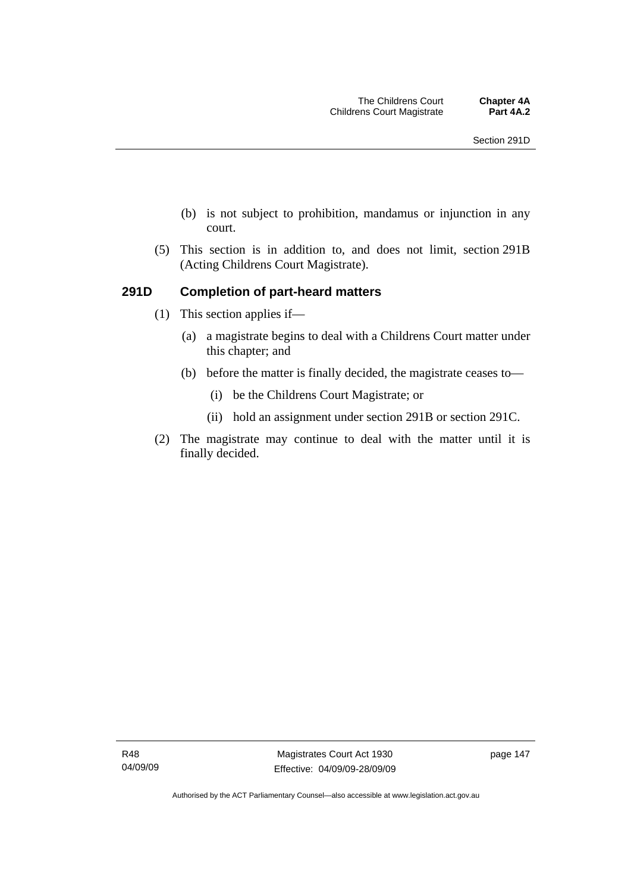(b) is not subject to prohibition, mandamus or injunction in any court.

(5) This section is in addition to, and does not limit, section 291B (Acting Childrens Court Magistrate).

### 291D Completion of part-heard matters

(1) This section applies if—

(a) a magistrate begins to deal with a Childrens Court matter under this chapter; and

(b) before the matter is finally decided, the magistrate ceases to—

(i) be the Childrens Court Magistrate; or

(ii) hold an assignment under section 291B or section 291C.

(2) The magistrate may continue to deal with the matter until it is finally decided.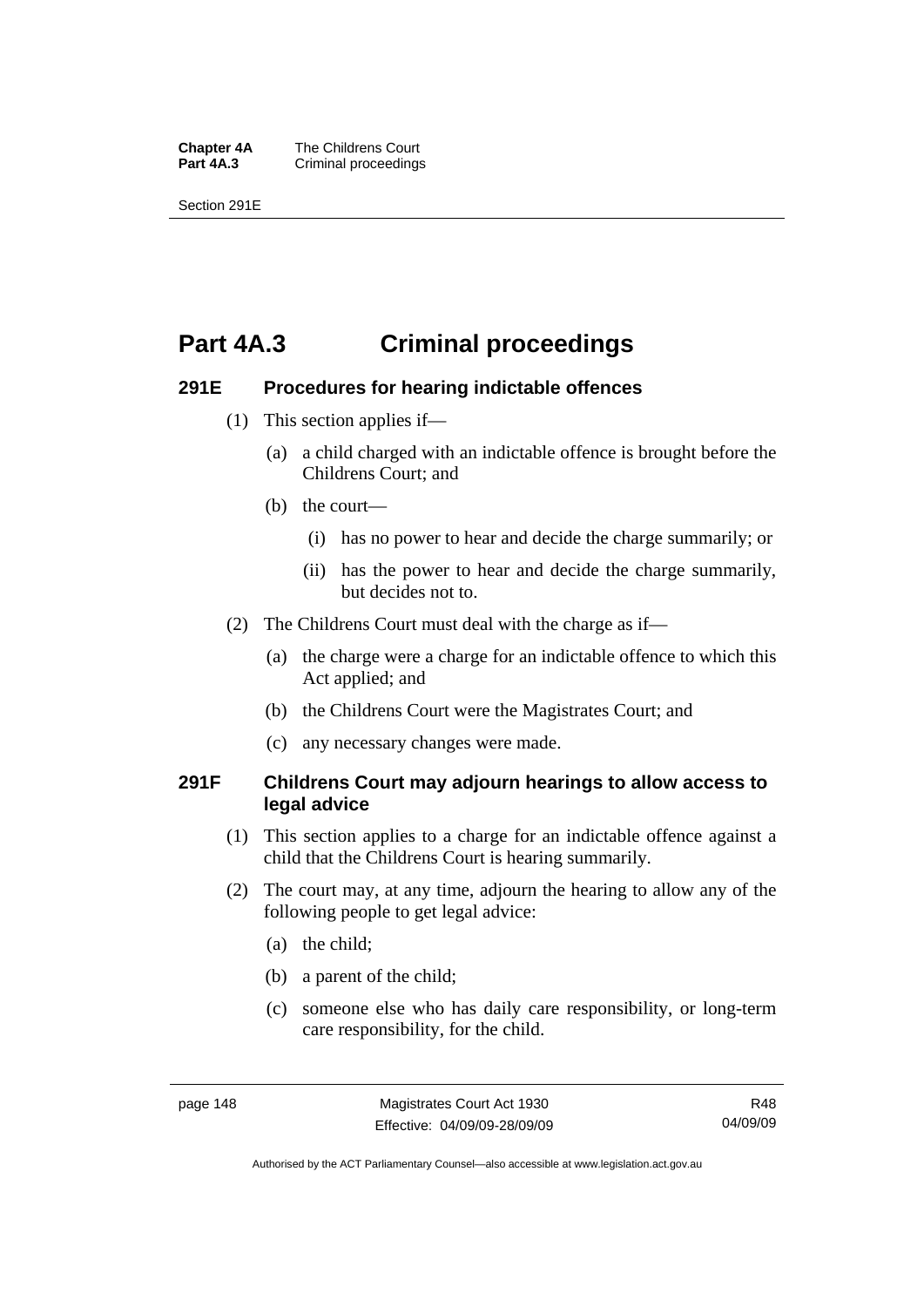# Part 4A.3 Criminal proceedings

## 291E Procedures for hearing indictable offences

(1) This section applies if—

(a) a child charged with an indictable offence is brought before the Childrens Court; and

(b) the court—

(i) has no power to hear and decide the charge summarily; or

(ii) has the power to hear and decide the charge summarily, but decides not to.

(2) The Childrens Court must deal with the charge as if—

(a) the charge were a charge for an indictable offence to which this Act applied; and

(b) the Childrens Court were the Magistrates Court; and

(c) any necessary changes were made.

## 291F Childrens Court may adjourn hearings to allow access to legal advice

(1) This section applies to a charge for an indictable offence against a child that the Childrens Court is hearing summarily.

(2) The court may, at any time, adjourn the hearing to allow any of the following people to get legal advice:

(a) the child;

(b) a parent of the child;

(c) someone else who has daily care responsibility, or long-term care responsibility, for the child.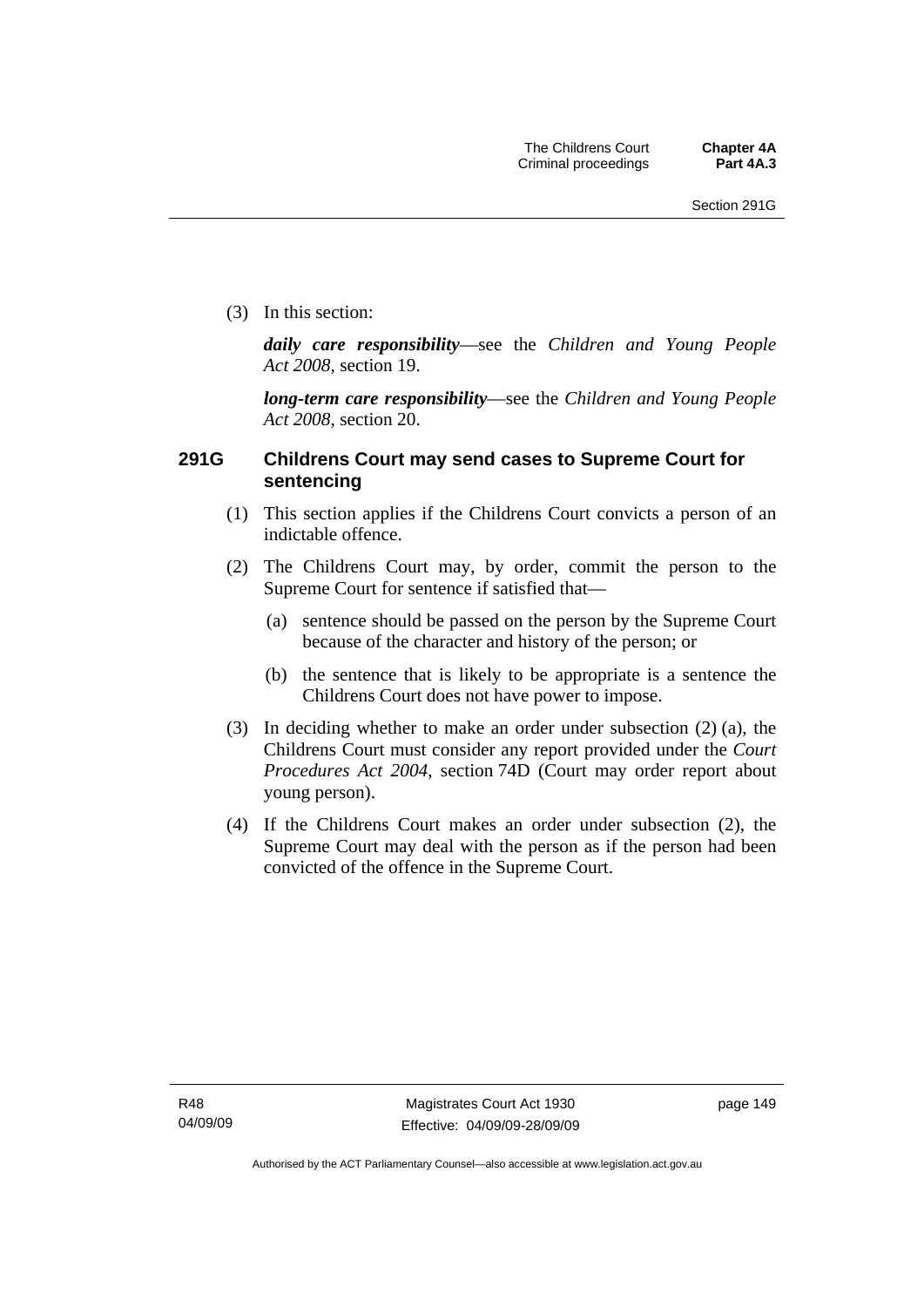(3) In this section:

***daily care responsibility***—see the *Children and Young People Act 2008*, section 19.

***long-term care responsibility***—see the *Children and Young People Act 2008*, section 20.

### 291G Childrens Court may send cases to Supreme Court for sentencing

(1) This section applies if the Childrens Court convicts a person of an indictable offence.

(2) The Childrens Court may, by order, commit the person to the Supreme Court for sentence if satisfied that—

(a) sentence should be passed on the person by the Supreme Court because of the character and history of the person; or

(b) the sentence that is likely to be appropriate is a sentence the Childrens Court does not have power to impose.

(3) In deciding whether to make an order under subsection (2) (a), the Childrens Court must consider any report provided under the *Court Procedures Act 2004*, section 74D (Court may order report about young person).

(4) If the Childrens Court makes an order under subsection (2), the Supreme Court may deal with the person as if the person had been convicted of the offence in the Supreme Court.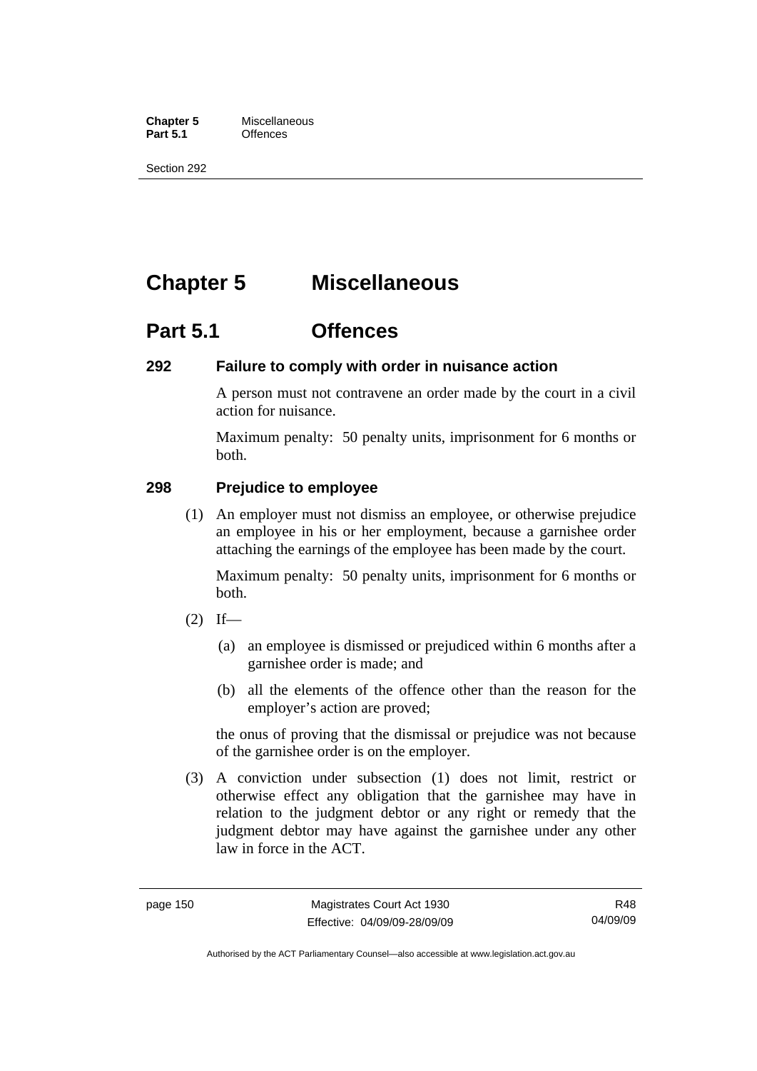# Chapter 5 Miscellaneous

## Part 5.1 Offences

### 292 Failure to comply with order in nuisance action

A person must not contravene an order made by the court in a civil action for nuisance.

Maximum penalty: 50 penalty units, imprisonment for 6 months or both.

### 298 Prejudice to employee

(1) An employer must not dismiss an employee, or otherwise prejudice an employee in his or her employment, because a garnishee order attaching the earnings of the employee has been made by the court.

Maximum penalty: 50 penalty units, imprisonment for 6 months or both.

(2) If—

(a) an employee is dismissed or prejudiced within 6 months after a garnishee order is made; and

(b) all the elements of the offence other than the reason for the employer's action are proved;

the onus of proving that the dismissal or prejudice was not because of the garnishee order is on the employer.

(3) A conviction under subsection (1) does not limit, restrict or otherwise effect any obligation that the garnishee may have in relation to the judgment debtor or any right or remedy that the judgment debtor may have against the garnishee under any other law in force in the ACT.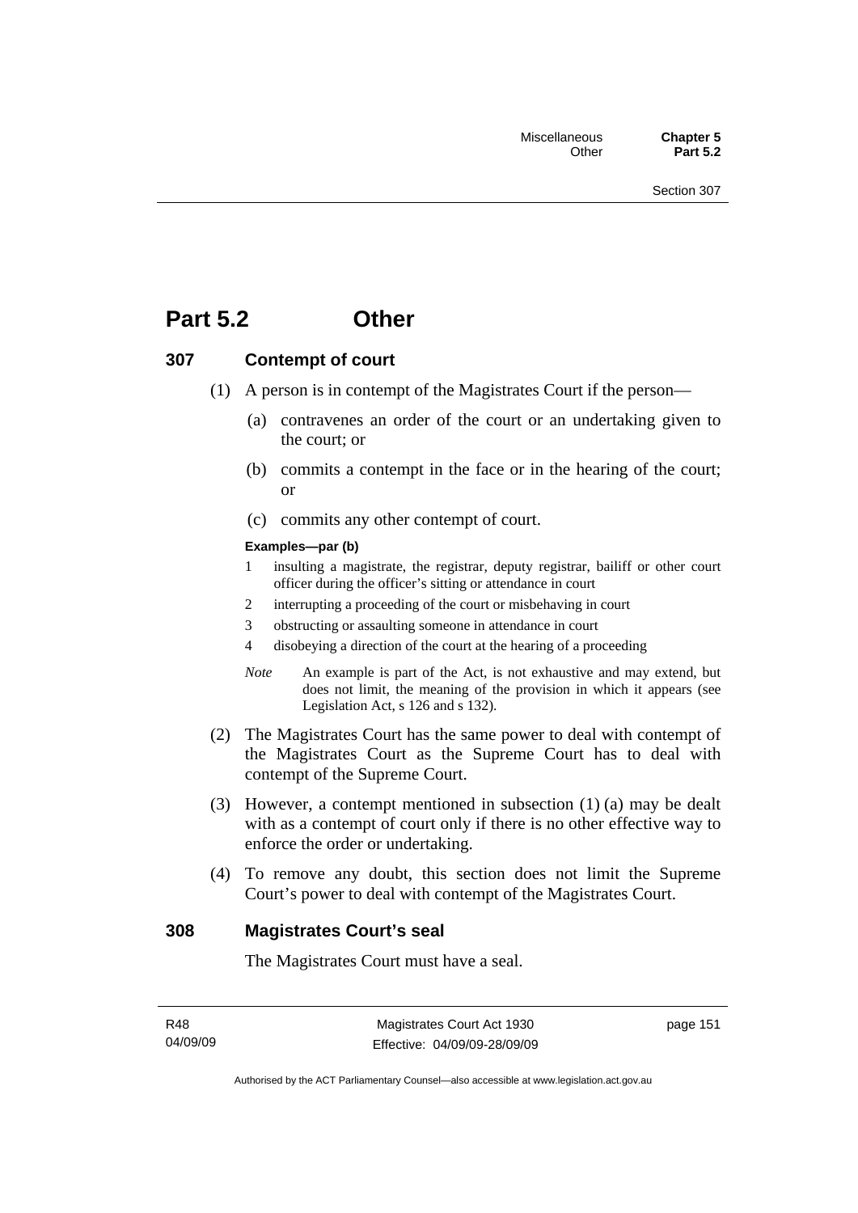# Part 5.2 Other

## 307 Contempt of court

(1) A person is in contempt of the Magistrates Court if the person—

(a) contravenes an order of the court or an undertaking given to the court; or

(b) commits a contempt in the face or in the hearing of the court; or

(c) commits any other contempt of court.

**Examples—par (b)**

1 insulting a magistrate, the registrar, deputy registrar, bailiff or other court officer during the officer's sitting or attendance in court

2 interrupting a proceeding of the court or misbehaving in court

3 obstructing or assaulting someone in attendance in court

4 disobeying a direction of the court at the hearing of a proceeding

*Note* An example is part of the Act, is not exhaustive and may extend, but does not limit, the meaning of the provision in which it appears (see Legislation Act, s 126 and s 132).

(2) The Magistrates Court has the same power to deal with contempt of the Magistrates Court as the Supreme Court has to deal with contempt of the Supreme Court.

(3) However, a contempt mentioned in subsection (1) (a) may be dealt with as a contempt of court only if there is no other effective way to enforce the order or undertaking.

(4) To remove any doubt, this section does not limit the Supreme Court's power to deal with contempt of the Magistrates Court.

## 308 Magistrates Court's seal

The Magistrates Court must have a seal.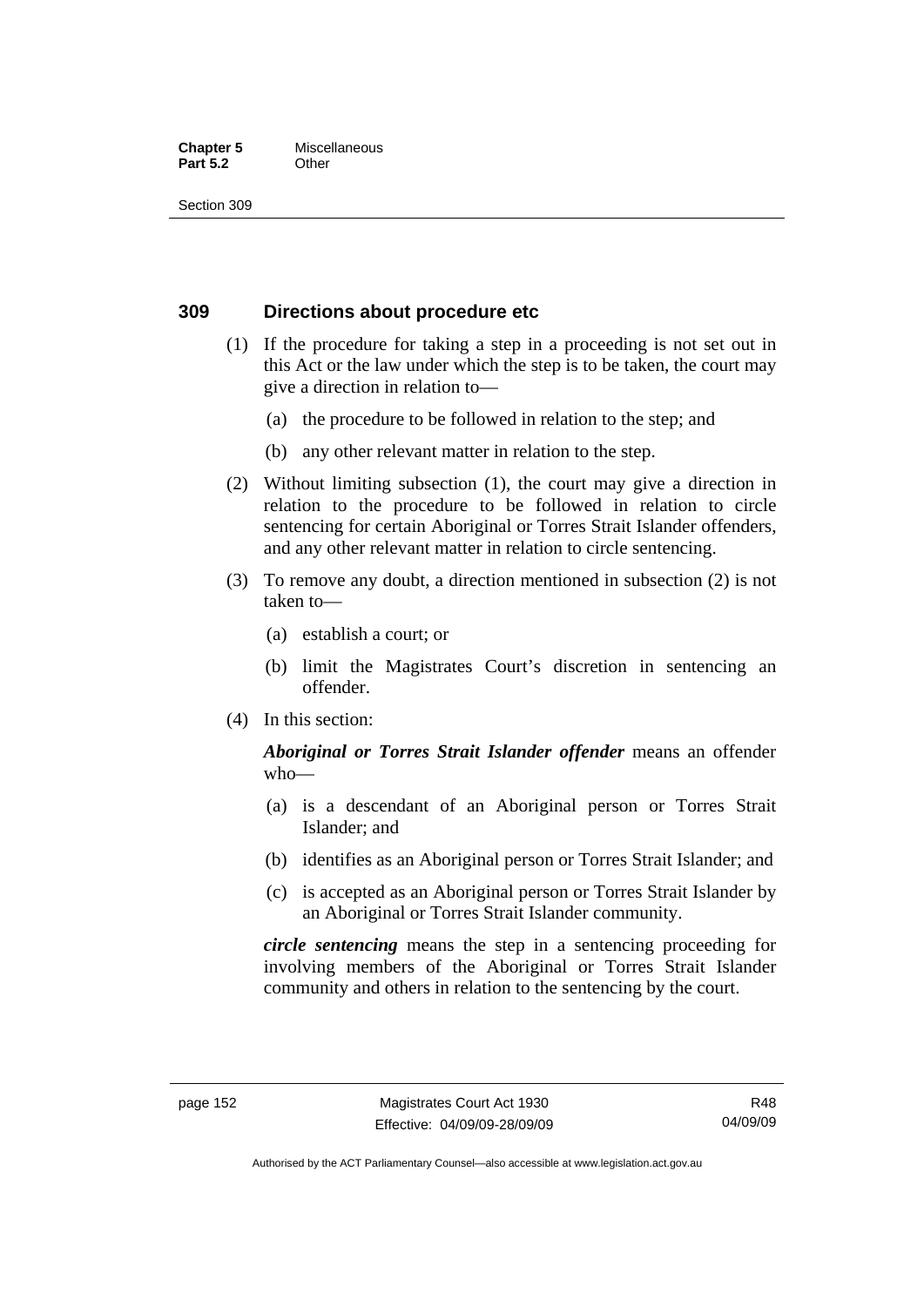## 309 Directions about procedure etc

(1) If the procedure for taking a step in a proceeding is not set out in this Act or the law under which the step is to be taken, the court may give a direction in relation to—

(a) the procedure to be followed in relation to the step; and

(b) any other relevant matter in relation to the step.

(2) Without limiting subsection (1), the court may give a direction in relation to the procedure to be followed in relation to circle sentencing for certain Aboriginal or Torres Strait Islander offenders, and any other relevant matter in relation to circle sentencing.

(3) To remove any doubt, a direction mentioned in subsection (2) is not taken to—

(a) establish a court; or

(b) limit the Magistrates Court's discretion in sentencing an offender.

(4) In this section:

***Aboriginal or Torres Strait Islander offender*** means an offender who—

(a) is a descendant of an Aboriginal person or Torres Strait Islander; and

(b) identifies as an Aboriginal person or Torres Strait Islander; and

(c) is accepted as an Aboriginal person or Torres Strait Islander by an Aboriginal or Torres Strait Islander community.

***circle sentencing*** means the step in a sentencing proceeding for involving members of the Aboriginal or Torres Strait Islander community and others in relation to the sentencing by the court.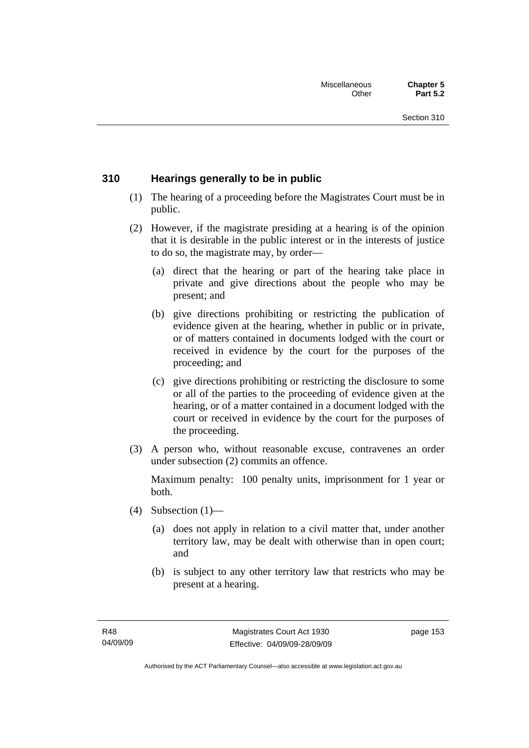## 310 Hearings generally to be in public

(1) The hearing of a proceeding before the Magistrates Court must be in public.

(2) However, if the magistrate presiding at a hearing is of the opinion that it is desirable in the public interest or in the interests of justice to do so, the magistrate may, by order—

   (a) direct that the hearing or part of the hearing take place in private and give directions about the people who may be present; and

   (b) give directions prohibiting or restricting the publication of evidence given at the hearing, whether in public or in private, or of matters contained in documents lodged with the court or received in evidence by the court for the purposes of the proceeding; and

   (c) give directions prohibiting or restricting the disclosure to some or all of the parties to the proceeding of evidence given at the hearing, or of a matter contained in a document lodged with the court or received in evidence by the court for the purposes of the proceeding.

(3) A person who, without reasonable excuse, contravenes an order under subsection (2) commits an offence.

Maximum penalty: 100 penalty units, imprisonment for 1 year or both.

(4) Subsection (1)—

   (a) does not apply in relation to a civil matter that, under another territory law, may be dealt with otherwise than in open court; and

   (b) is subject to any other territory law that restricts who may be present at a hearing.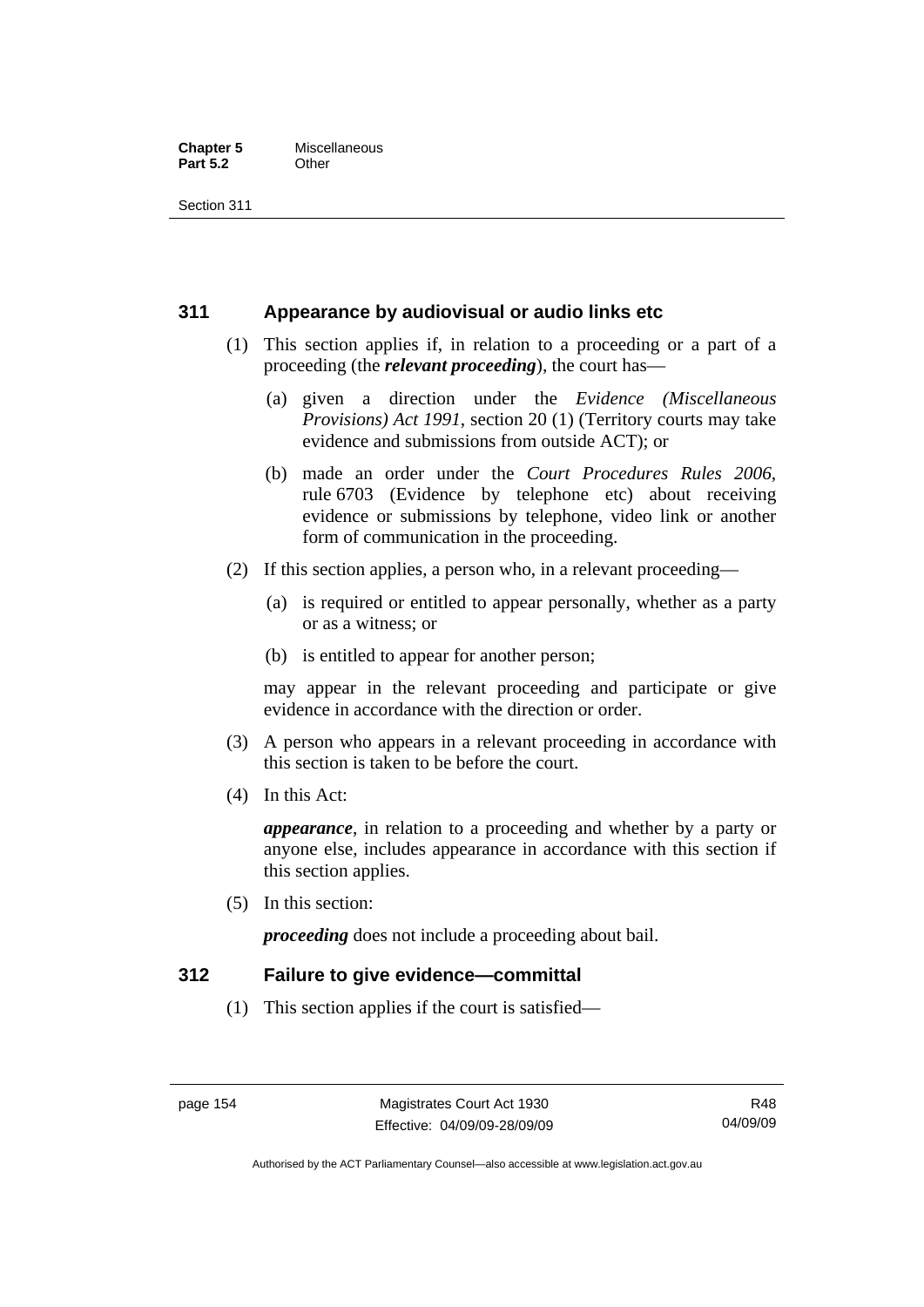## 311 Appearance by audiovisual or audio links etc

(1) This section applies if, in relation to a proceeding or a part of a proceeding (the ***relevant proceeding***), the court has—

(a) given a direction under the *Evidence (Miscellaneous Provisions) Act 1991*, section 20 (1) (Territory courts may take evidence and submissions from outside ACT); or

(b) made an order under the *Court Procedures Rules 2006*, rule 6703 (Evidence by telephone etc) about receiving evidence or submissions by telephone, video link or another form of communication in the proceeding.

(2) If this section applies, a person who, in a relevant proceeding—

(a) is required or entitled to appear personally, whether as a party or as a witness; or

(b) is entitled to appear for another person;

may appear in the relevant proceeding and participate or give evidence in accordance with the direction or order.

(3) A person who appears in a relevant proceeding in accordance with this section is taken to be before the court.

(4) In this Act:

***appearance***, in relation to a proceeding and whether by a party or anyone else, includes appearance in accordance with this section if this section applies.

(5) In this section:

***proceeding*** does not include a proceeding about bail.

## 312 Failure to give evidence—committal

(1) This section applies if the court is satisfied—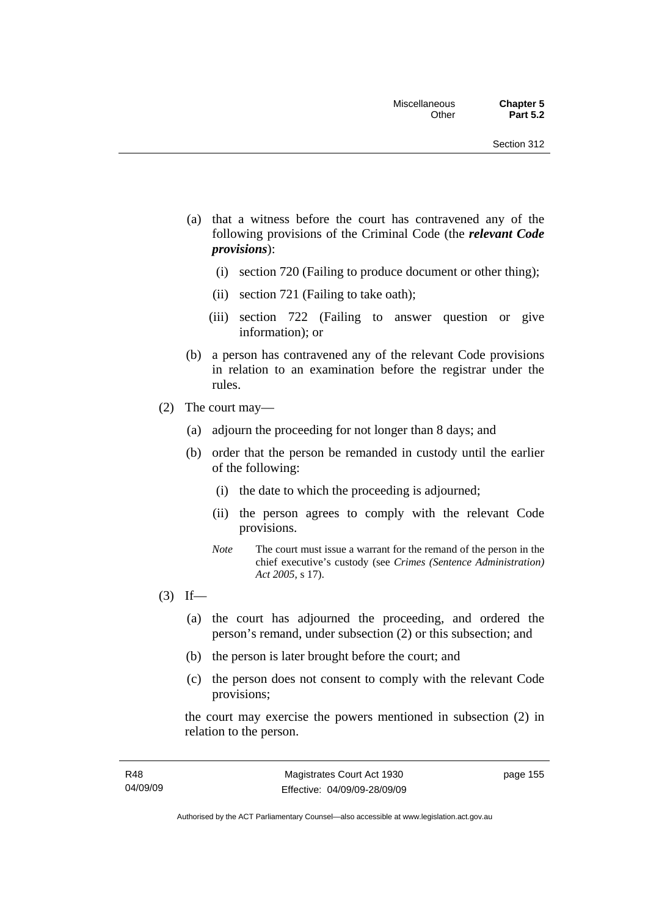(a) that a witness before the court has contravened any of the following provisions of the Criminal Code (the ***relevant Code provisions***):

  (i) section 720 (Failing to produce document or other thing);

  (ii) section 721 (Failing to take oath);

  (iii) section 722 (Failing to answer question or give information); or

(b) a person has contravened any of the relevant Code provisions in relation to an examination before the registrar under the rules.

(2) The court may—

  (a) adjourn the proceeding for not longer than 8 days; and

  (b) order that the person be remanded in custody until the earlier of the following:

    (i) the date to which the proceeding is adjourned;

    (ii) the person agrees to comply with the relevant Code provisions.

  *Note* The court must issue a warrant for the remand of the person in the chief executive's custody (see *Crimes (Sentence Administration) Act 2005*, s 17).

(3) If—

  (a) the court has adjourned the proceeding, and ordered the person's remand, under subsection (2) or this subsection; and

  (b) the person is later brought before the court; and

  (c) the person does not consent to comply with the relevant Code provisions;

the court may exercise the powers mentioned in subsection (2) in relation to the person.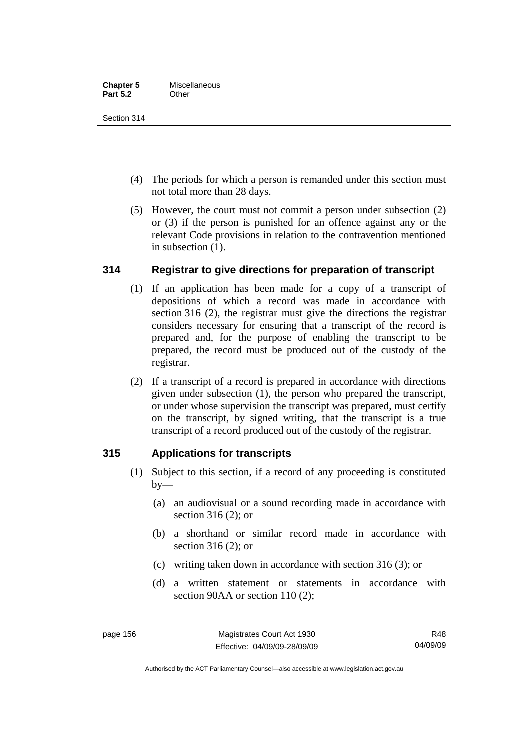(4) The periods for which a person is remanded under this section must not total more than 28 days.

(5) However, the court must not commit a person under subsection (2) or (3) if the person is punished for an offence against any or the relevant Code provisions in relation to the contravention mentioned in subsection (1).

## 314 Registrar to give directions for preparation of transcript

(1) If an application has been made for a copy of a transcript of depositions of which a record was made in accordance with section 316 (2), the registrar must give the directions the registrar considers necessary for ensuring that a transcript of the record is prepared and, for the purpose of enabling the transcript to be prepared, the record must be produced out of the custody of the registrar.

(2) If a transcript of a record is prepared in accordance with directions given under subsection (1), the person who prepared the transcript, or under whose supervision the transcript was prepared, must certify on the transcript, by signed writing, that the transcript is a true transcript of a record produced out of the custody of the registrar.

## 315 Applications for transcripts

(1) Subject to this section, if a record of any proceeding is constituted by—

(a) an audiovisual or a sound recording made in accordance with section 316 (2); or

(b) a shorthand or similar record made in accordance with section 316 (2); or

(c) writing taken down in accordance with section 316 (3); or

(d) a written statement or statements in accordance with section 90AA or section 110 (2);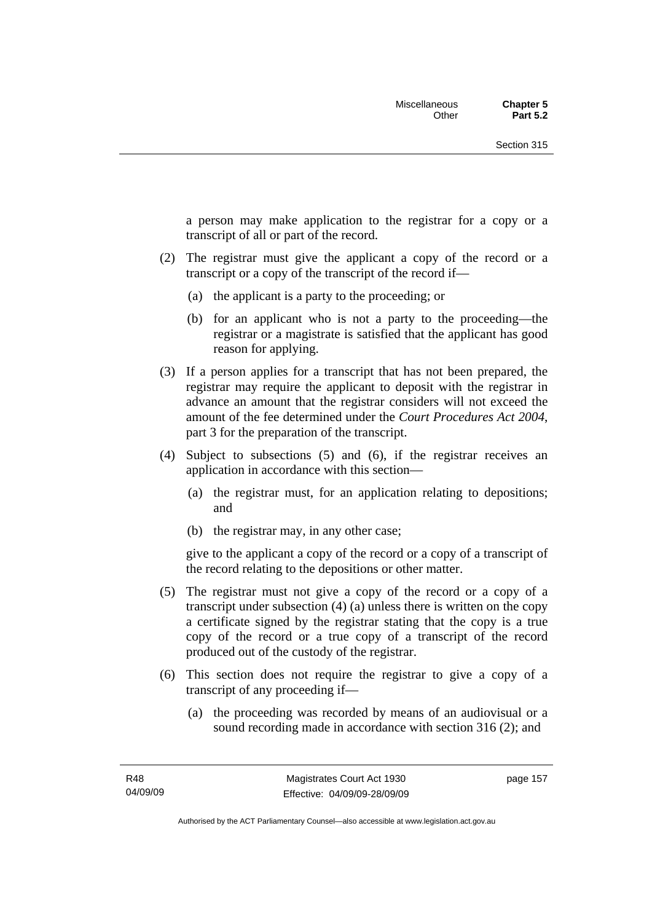a person may make application to the registrar for a copy or a transcript of all or part of the record.

(2) The registrar must give the applicant a copy of the record or a transcript or a copy of the transcript of the record if—

(a) the applicant is a party to the proceeding; or

(b) for an applicant who is not a party to the proceeding—the registrar or a magistrate is satisfied that the applicant has good reason for applying.

(3) If a person applies for a transcript that has not been prepared, the registrar may require the applicant to deposit with the registrar in advance an amount that the registrar considers will not exceed the amount of the fee determined under the *Court Procedures Act 2004*, part 3 for the preparation of the transcript.

(4) Subject to subsections (5) and (6), if the registrar receives an application in accordance with this section—

(a) the registrar must, for an application relating to depositions; and

(b) the registrar may, in any other case;

give to the applicant a copy of the record or a copy of a transcript of the record relating to the depositions or other matter.

(5) The registrar must not give a copy of the record or a copy of a transcript under subsection (4) (a) unless there is written on the copy a certificate signed by the registrar stating that the copy is a true copy of the record or a true copy of a transcript of the record produced out of the custody of the registrar.

(6) This section does not require the registrar to give a copy of a transcript of any proceeding if—

(a) the proceeding was recorded by means of an audiovisual or a sound recording made in accordance with section 316 (2); and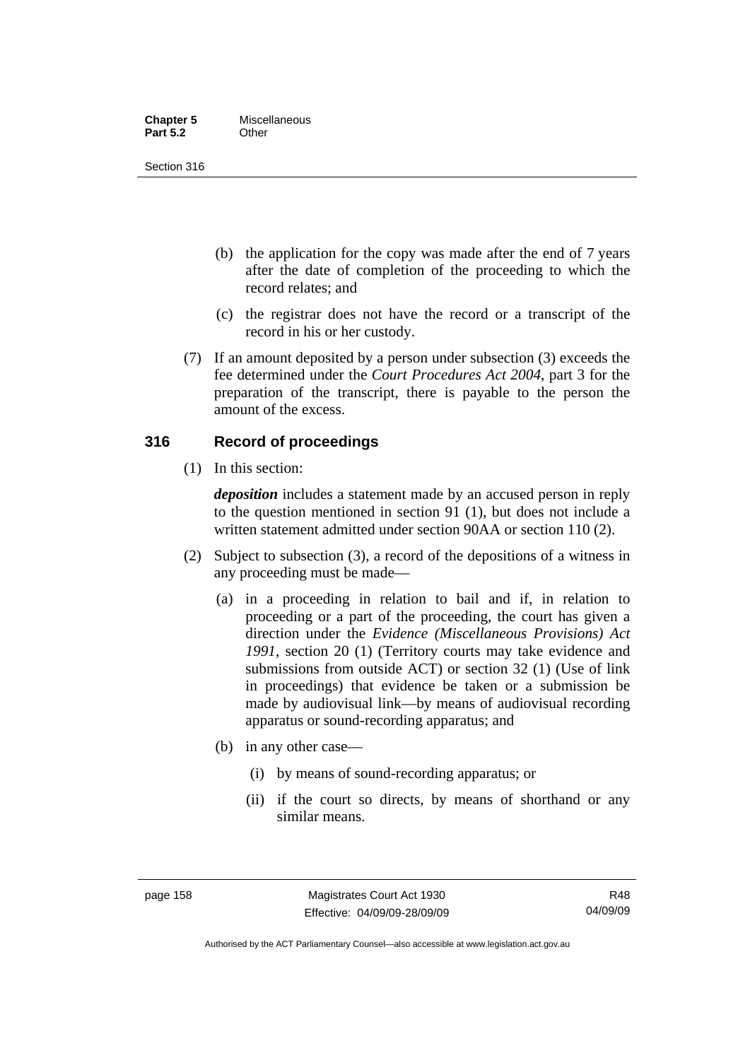(b) the application for the copy was made after the end of 7 years after the date of completion of the proceeding to which the record relates; and

(c) the registrar does not have the record or a transcript of the record in his or her custody.

(7) If an amount deposited by a person under subsection (3) exceeds the fee determined under the *Court Procedures Act 2004*, part 3 for the preparation of the transcript, there is payable to the person the amount of the excess.

## 316 Record of proceedings

(1) In this section:

***deposition*** includes a statement made by an accused person in reply to the question mentioned in section 91 (1), but does not include a written statement admitted under section 90AA or section 110 (2).

(2) Subject to subsection (3), a record of the depositions of a witness in any proceeding must be made—

(a) in a proceeding in relation to bail and if, in relation to proceeding or a part of the proceeding, the court has given a direction under the *Evidence (Miscellaneous Provisions) Act 1991*, section 20 (1) (Territory courts may take evidence and submissions from outside ACT) or section 32 (1) (Use of link in proceedings) that evidence be taken or a submission be made by audiovisual link—by means of audiovisual recording apparatus or sound-recording apparatus; and

(b) in any other case—

(i) by means of sound-recording apparatus; or

(ii) if the court so directs, by means of shorthand or any similar means.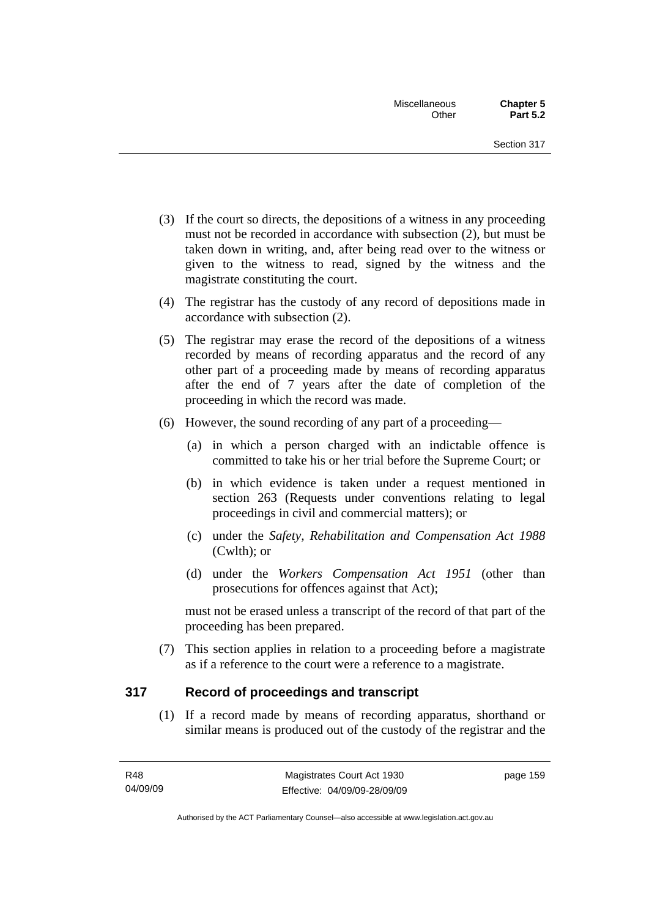(3) If the court so directs, the depositions of a witness in any proceeding must not be recorded in accordance with subsection (2), but must be taken down in writing, and, after being read over to the witness or given to the witness to read, signed by the witness and the magistrate constituting the court.

(4) The registrar has the custody of any record of depositions made in accordance with subsection (2).

(5) The registrar may erase the record of the depositions of a witness recorded by means of recording apparatus and the record of any other part of a proceeding made by means of recording apparatus after the end of 7 years after the date of completion of the proceeding in which the record was made.

(6) However, the sound recording of any part of a proceeding—

(a) in which a person charged with an indictable offence is committed to take his or her trial before the Supreme Court; or

(b) in which evidence is taken under a request mentioned in section 263 (Requests under conventions relating to legal proceedings in civil and commercial matters); or

(c) under the *Safety, Rehabilitation and Compensation Act 1988* (Cwlth); or

(d) under the *Workers Compensation Act 1951* (other than prosecutions for offences against that Act);

must not be erased unless a transcript of the record of that part of the proceeding has been prepared.

(7) This section applies in relation to a proceeding before a magistrate as if a reference to the court were a reference to a magistrate.

## 317 Record of proceedings and transcript

(1) If a record made by means of recording apparatus, shorthand or similar means is produced out of the custody of the registrar and the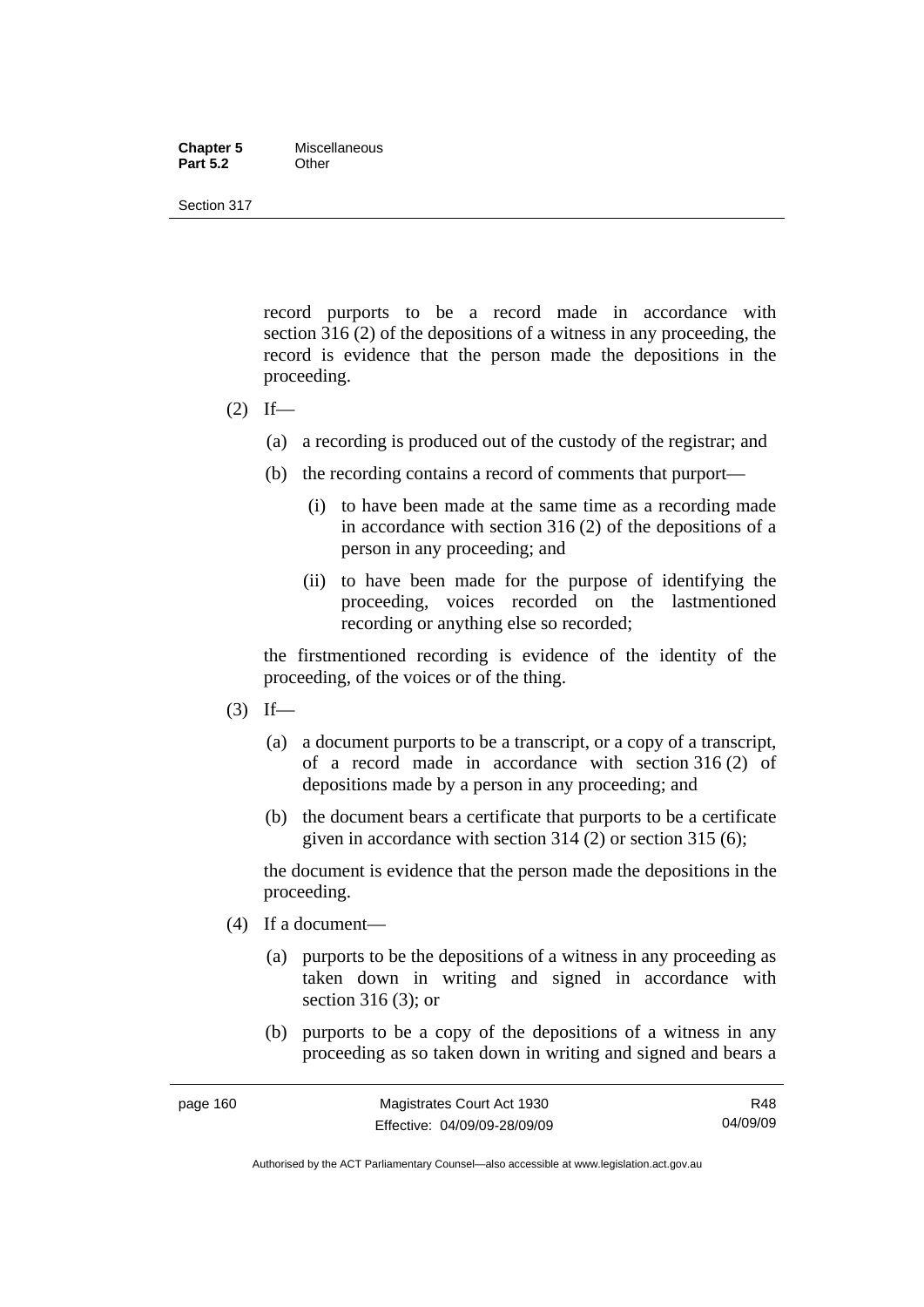record purports to be a record made in accordance with section 316 (2) of the depositions of a witness in any proceeding, the record is evidence that the person made the depositions in the proceeding.

(2) If—

(a) a recording is produced out of the custody of the registrar; and

(b) the recording contains a record of comments that purport—

(i) to have been made at the same time as a recording made in accordance with section 316 (2) of the depositions of a person in any proceeding; and

(ii) to have been made for the purpose of identifying the proceeding, voices recorded on the lastmentioned recording or anything else so recorded;

the firstmentioned recording is evidence of the identity of the proceeding, of the voices or of the thing.

(3) If—

(a) a document purports to be a transcript, or a copy of a transcript, of a record made in accordance with section 316 (2) of depositions made by a person in any proceeding; and

(b) the document bears a certificate that purports to be a certificate given in accordance with section 314 (2) or section 315 (6);

the document is evidence that the person made the depositions in the proceeding.

(4) If a document—

(a) purports to be the depositions of a witness in any proceeding as taken down in writing and signed in accordance with section 316 (3); or

(b) purports to be a copy of the depositions of a witness in any proceeding as so taken down in writing and signed and bears a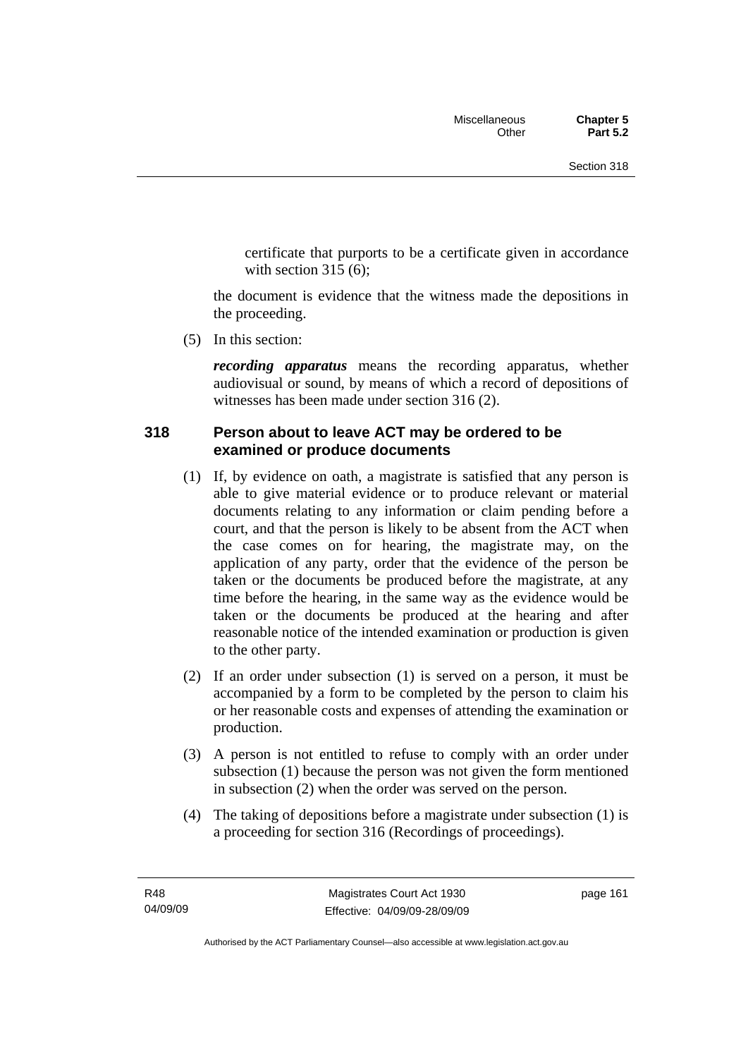certificate that purports to be a certificate given in accordance with section 315 (6);

the document is evidence that the witness made the depositions in the proceeding.

(5) In this section:

***recording apparatus*** means the recording apparatus, whether audiovisual or sound, by means of which a record of depositions of witnesses has been made under section 316 (2).

## 318 Person about to leave ACT may be ordered to be examined or produce documents

(1) If, by evidence on oath, a magistrate is satisfied that any person is able to give material evidence or to produce relevant or material documents relating to any information or claim pending before a court, and that the person is likely to be absent from the ACT when the case comes on for hearing, the magistrate may, on the application of any party, order that the evidence of the person be taken or the documents be produced before the magistrate, at any time before the hearing, in the same way as the evidence would be taken or the documents be produced at the hearing and after reasonable notice of the intended examination or production is given to the other party.

(2) If an order under subsection (1) is served on a person, it must be accompanied by a form to be completed by the person to claim his or her reasonable costs and expenses of attending the examination or production.

(3) A person is not entitled to refuse to comply with an order under subsection (1) because the person was not given the form mentioned in subsection (2) when the order was served on the person.

(4) The taking of depositions before a magistrate under subsection (1) is a proceeding for section 316 (Recordings of proceedings).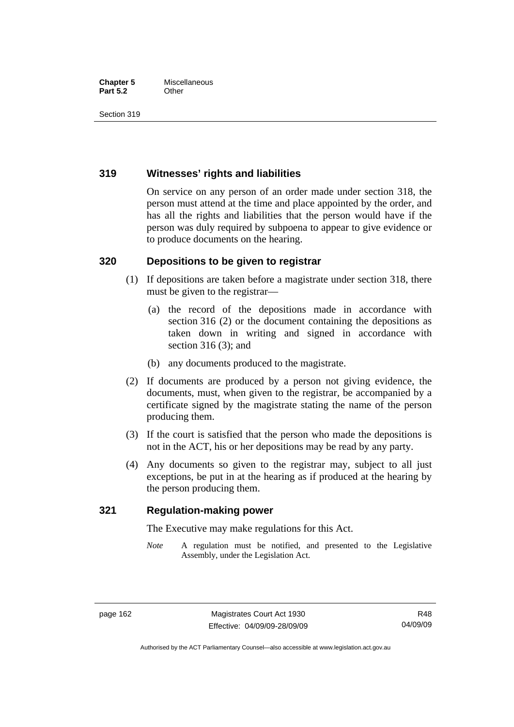### 319 Witnesses' rights and liabilities

On service on any person of an order made under section 318, the person must attend at the time and place appointed by the order, and has all the rights and liabilities that the person would have if the person was duly required by subpoena to appear to give evidence or to produce documents on the hearing.

### 320 Depositions to be given to registrar

(1) If depositions are taken before a magistrate under section 318, there must be given to the registrar—

(a) the record of the depositions made in accordance with section 316 (2) or the document containing the depositions as taken down in writing and signed in accordance with section 316 (3); and

(b) any documents produced to the magistrate.

(2) If documents are produced by a person not giving evidence, the documents, must, when given to the registrar, be accompanied by a certificate signed by the magistrate stating the name of the person producing them.

(3) If the court is satisfied that the person who made the depositions is not in the ACT, his or her depositions may be read by any party.

(4) Any documents so given to the registrar may, subject to all just exceptions, be put in at the hearing as if produced at the hearing by the person producing them.

### 321 Regulation-making power

The Executive may make regulations for this Act.

*Note* A regulation must be notified, and presented to the Legislative Assembly, under the Legislation Act.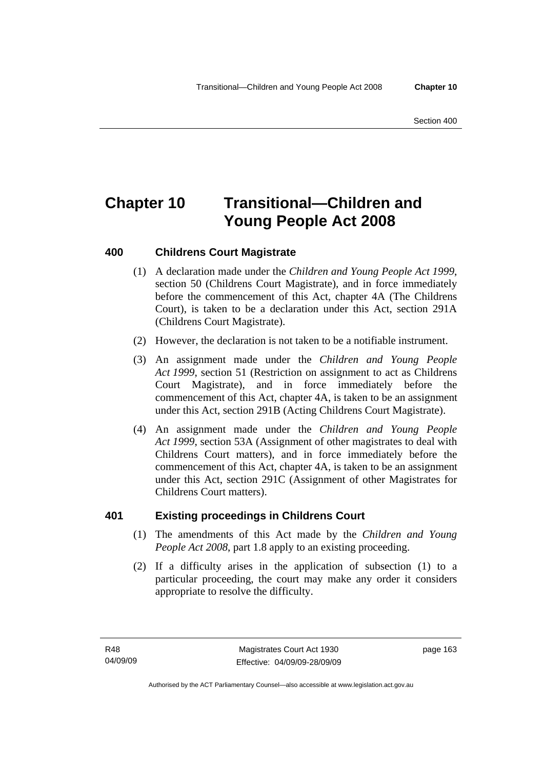# Chapter 10 Transitional—Children and Young People Act 2008

### 400 Childrens Court Magistrate

(1) A declaration made under the *Children and Young People Act 1999*, section 50 (Childrens Court Magistrate), and in force immediately before the commencement of this Act, chapter 4A (The Childrens Court), is taken to be a declaration under this Act, section 291A (Childrens Court Magistrate).

(2) However, the declaration is not taken to be a notifiable instrument.

(3) An assignment made under the *Children and Young People Act 1999*, section 51 (Restriction on assignment to act as Childrens Court Magistrate), and in force immediately before the commencement of this Act, chapter 4A, is taken to be an assignment under this Act, section 291B (Acting Childrens Court Magistrate).

(4) An assignment made under the *Children and Young People Act 1999*, section 53A (Assignment of other magistrates to deal with Childrens Court matters), and in force immediately before the commencement of this Act, chapter 4A, is taken to be an assignment under this Act, section 291C (Assignment of other Magistrates for Childrens Court matters).

### 401 Existing proceedings in Childrens Court

(1) The amendments of this Act made by the *Children and Young People Act 2008*, part 1.8 apply to an existing proceeding.

(2) If a difficulty arises in the application of subsection (1) to a particular proceeding, the court may make any order it considers appropriate to resolve the difficulty.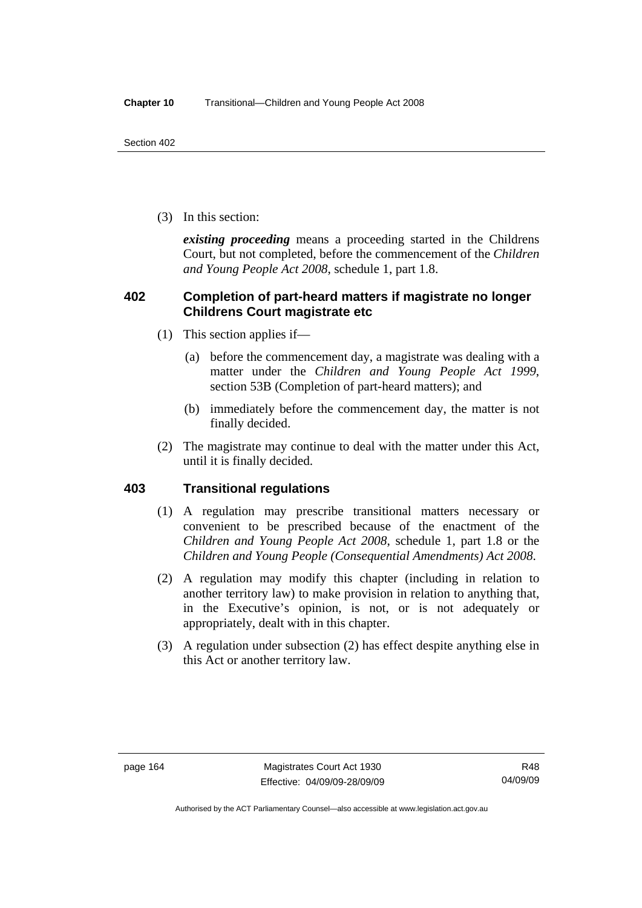(3) In this section:

*existing proceeding* means a proceeding started in the Childrens Court, but not completed, before the commencement of the *Children and Young People Act 2008*, schedule 1, part 1.8.

### 402 Completion of part-heard matters if magistrate no longer Childrens Court magistrate etc

(1) This section applies if—

(a) before the commencement day, a magistrate was dealing with a matter under the *Children and Young People Act 1999*, section 53B (Completion of part-heard matters); and

(b) immediately before the commencement day, the matter is not finally decided.

(2) The magistrate may continue to deal with the matter under this Act, until it is finally decided.

### 403 Transitional regulations

(1) A regulation may prescribe transitional matters necessary or convenient to be prescribed because of the enactment of the *Children and Young People Act 2008*, schedule 1, part 1.8 or the *Children and Young People (Consequential Amendments) Act 2008*.

(2) A regulation may modify this chapter (including in relation to another territory law) to make provision in relation to anything that, in the Executive's opinion, is not, or is not adequately or appropriately, dealt with in this chapter.

(3) A regulation under subsection (2) has effect despite anything else in this Act or another territory law.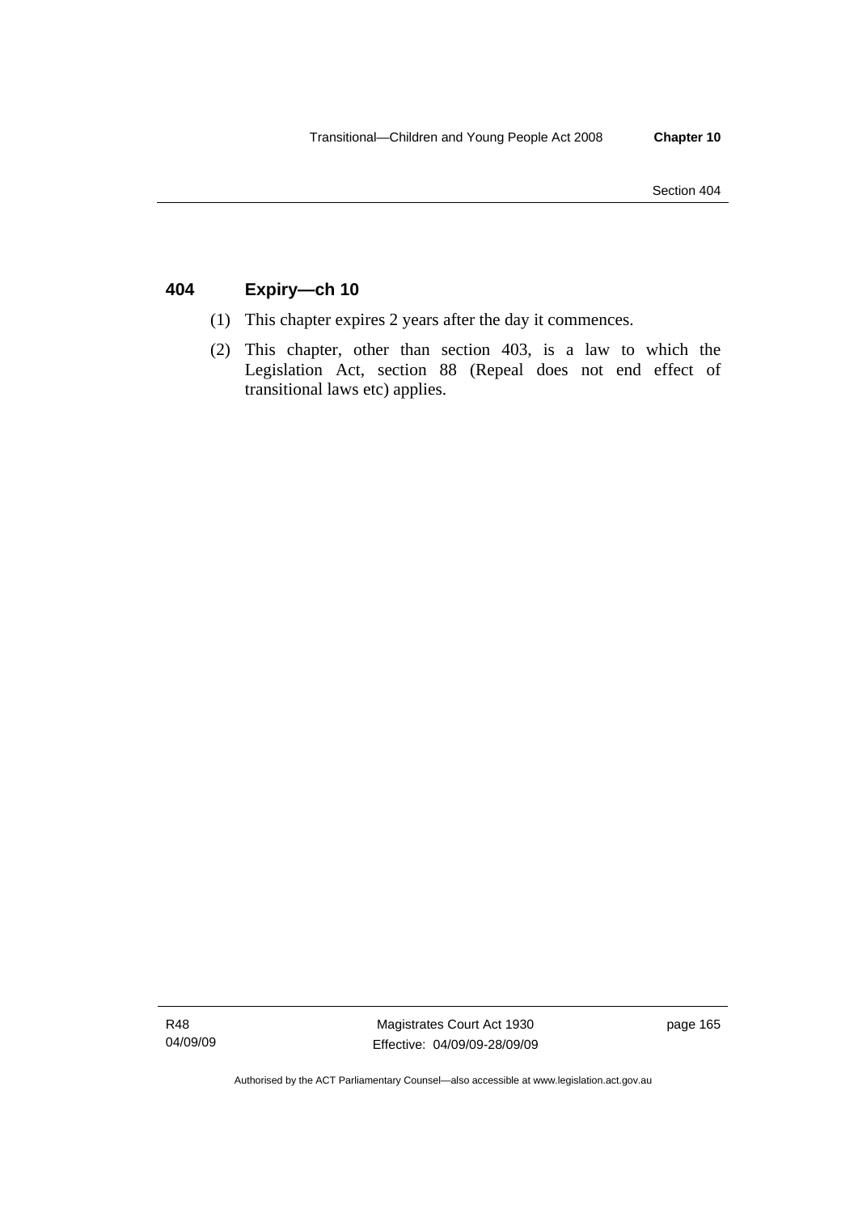## 404 Expiry—ch 10

(1) This chapter expires 2 years after the day it commences.

(2) This chapter, other than section 403, is a law to which the Legislation Act, section 88 (Repeal does not end effect of transitional laws etc) applies.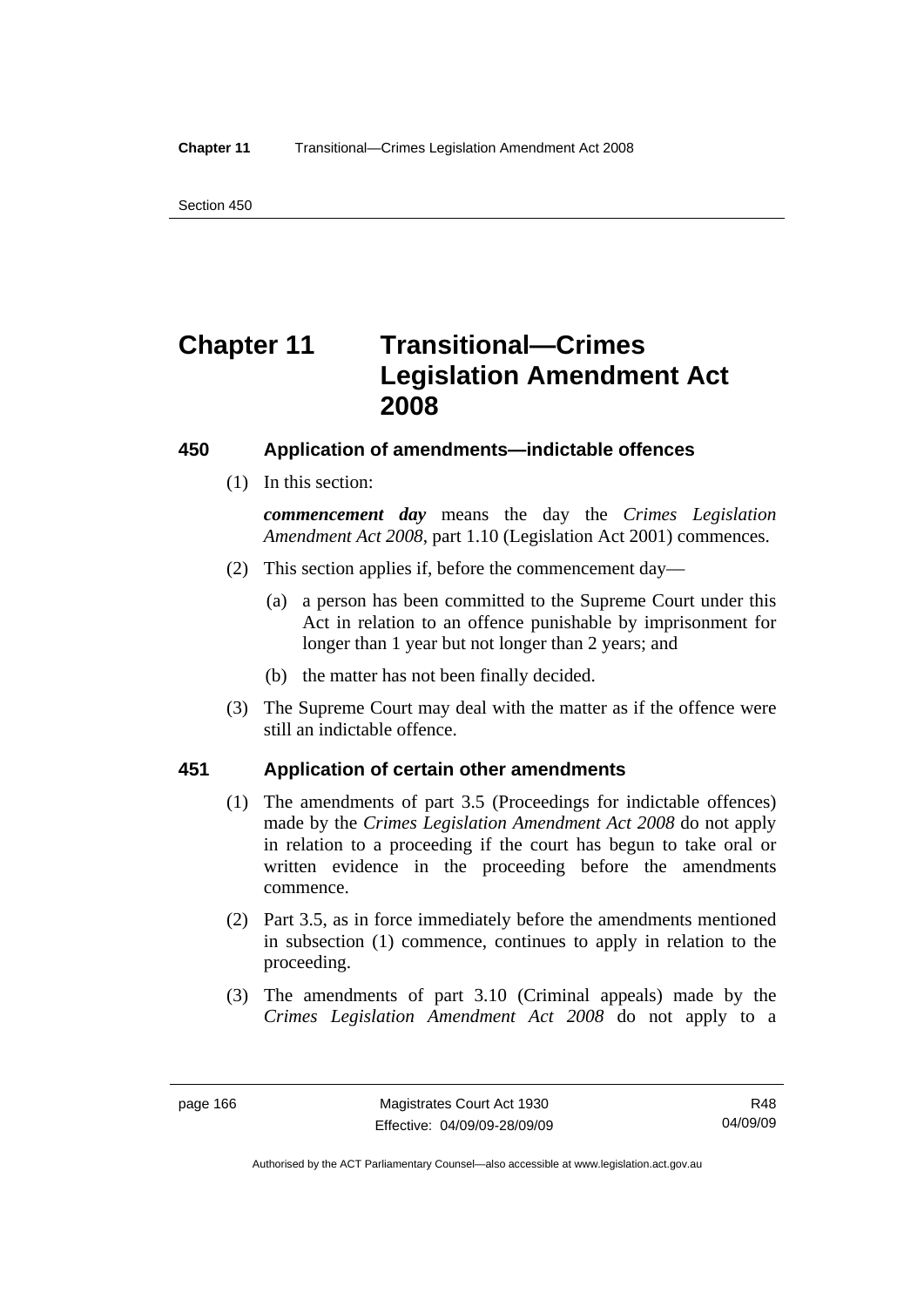# Chapter 11 Transitional—Crimes Legislation Amendment Act 2008

## 450 Application of amendments—indictable offences

(1) In this section:

***commencement day*** means the day the *Crimes Legislation Amendment Act 2008*, part 1.10 (Legislation Act 2001) commences.

(2) This section applies if, before the commencement day—

(a) a person has been committed to the Supreme Court under this Act in relation to an offence punishable by imprisonment for longer than 1 year but not longer than 2 years; and

(b) the matter has not been finally decided.

(3) The Supreme Court may deal with the matter as if the offence were still an indictable offence.

## 451 Application of certain other amendments

(1) The amendments of part 3.5 (Proceedings for indictable offences) made by the *Crimes Legislation Amendment Act 2008* do not apply in relation to a proceeding if the court has begun to take oral or written evidence in the proceeding before the amendments commence.

(2) Part 3.5, as in force immediately before the amendments mentioned in subsection (1) commence, continues to apply in relation to the proceeding.

(3) The amendments of part 3.10 (Criminal appeals) made by the *Crimes Legislation Amendment Act 2008* do not apply to a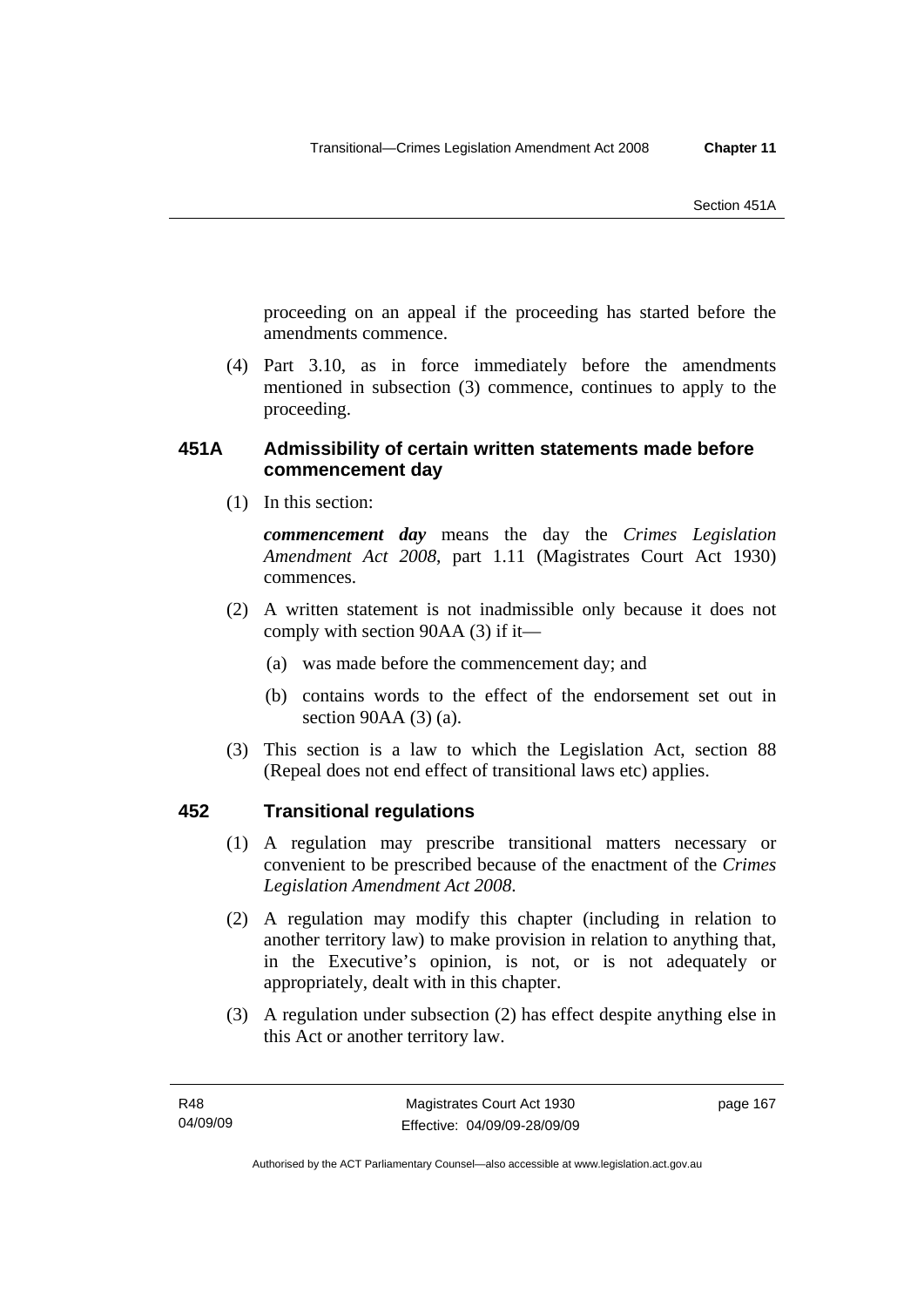proceeding on an appeal if the proceeding has started before the amendments commence.

(4) Part 3.10, as in force immediately before the amendments mentioned in subsection (3) commence, continues to apply to the proceeding.

### 451A Admissibility of certain written statements made before commencement day

(1) In this section:

***commencement day*** means the day the *Crimes Legislation Amendment Act 2008*, part 1.11 (Magistrates Court Act 1930) commences.

(2) A written statement is not inadmissible only because it does not comply with section 90AA (3) if it—

(a) was made before the commencement day; and

(b) contains words to the effect of the endorsement set out in section 90AA (3) (a).

(3) This section is a law to which the Legislation Act, section 88 (Repeal does not end effect of transitional laws etc) applies.

### 452 Transitional regulations

(1) A regulation may prescribe transitional matters necessary or convenient to be prescribed because of the enactment of the *Crimes Legislation Amendment Act 2008*.

(2) A regulation may modify this chapter (including in relation to another territory law) to make provision in relation to anything that, in the Executive's opinion, is not, or is not adequately or appropriately, dealt with in this chapter.

(3) A regulation under subsection (2) has effect despite anything else in this Act or another territory law.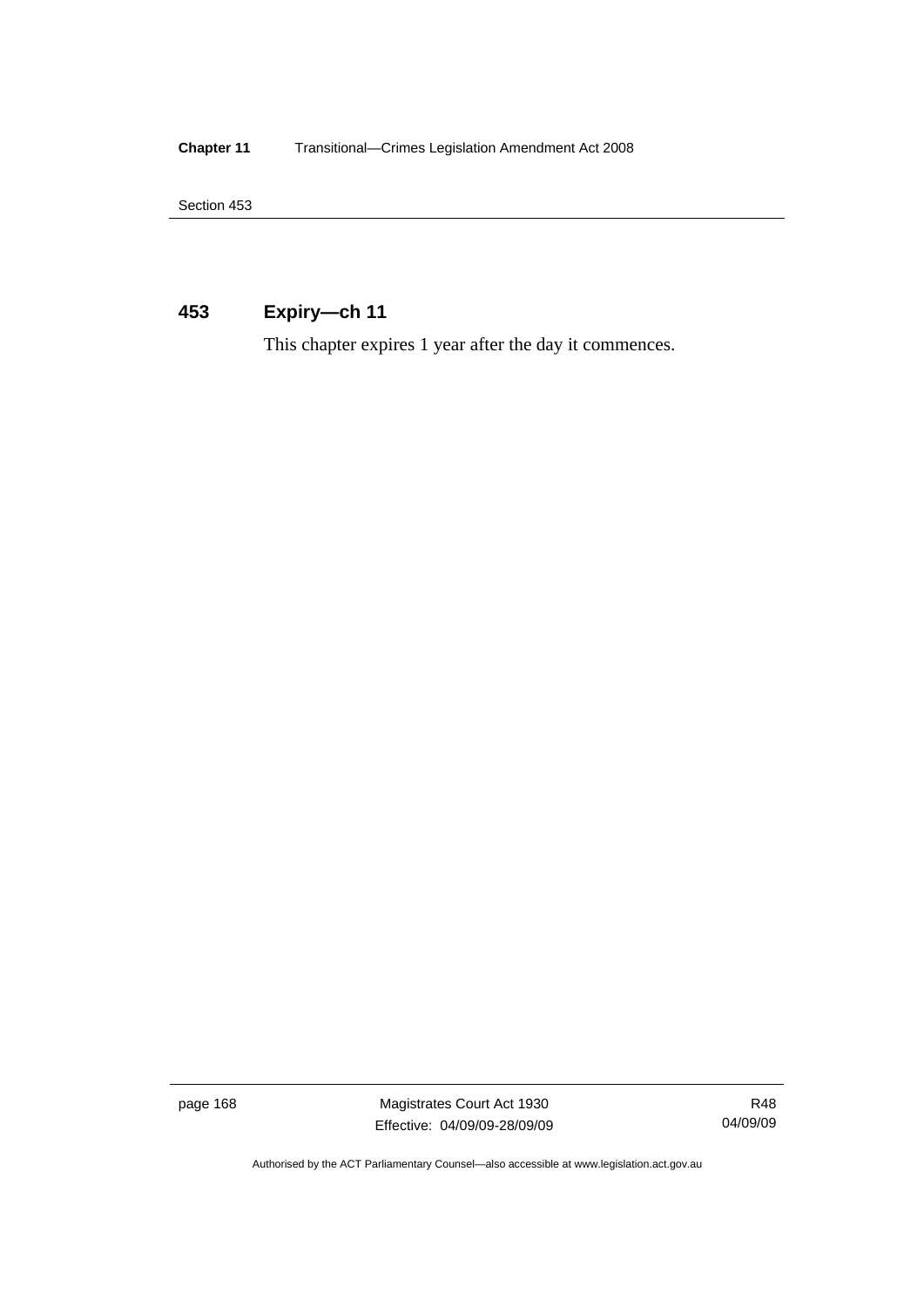## 453 Expiry—ch 11

This chapter expires 1 year after the day it commences.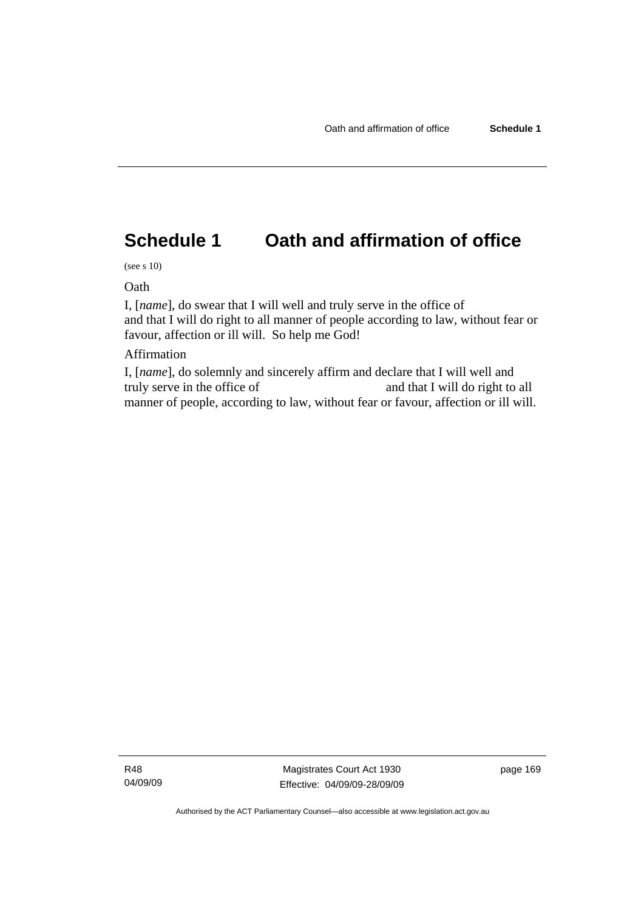# Schedule 1 Oath and affirmation of office

(see s 10)

Oath

I, [*name*], do swear that I will well and truly serve in the office of and that I will do right to all manner of people according to law, without fear or favour, affection or ill will. So help me God!

Affirmation

I, [*name*], do solemnly and sincerely affirm and declare that I will well and truly serve in the office of and that I will do right to all manner of people, according to law, without fear or favour, affection or ill will.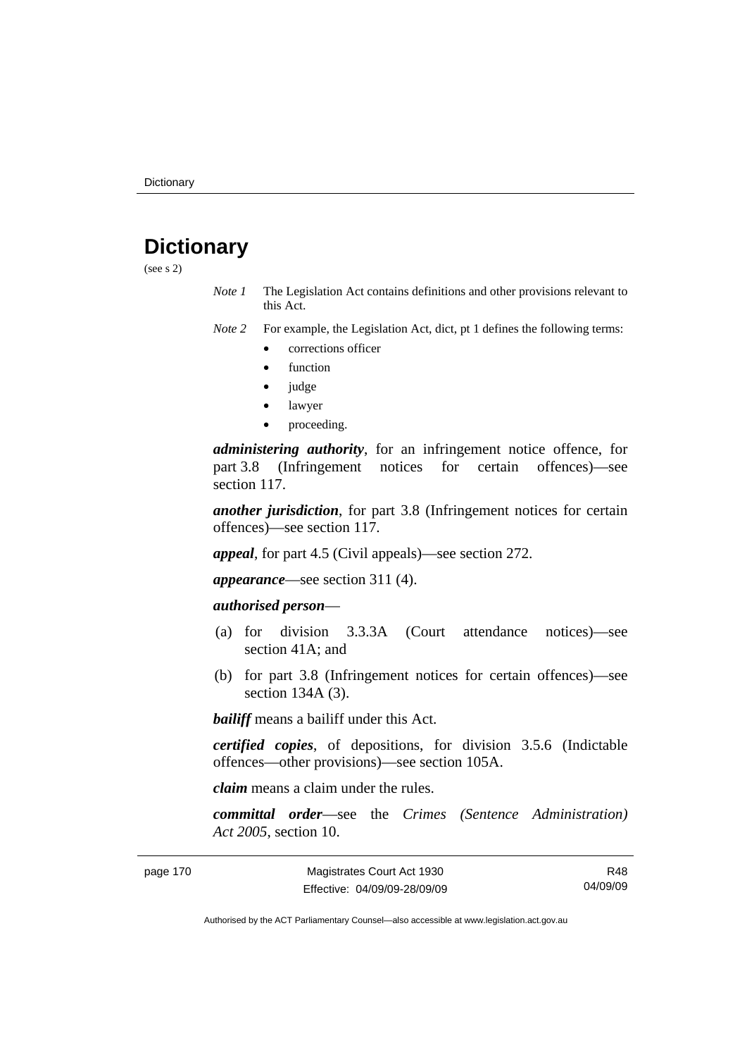# Dictionary

(see s 2)

*Note 1* The Legislation Act contains definitions and other provisions relevant to this Act.

*Note 2* For example, the Legislation Act, dict, pt 1 defines the following terms:

- corrections officer
- function
- judge
- lawyer
- proceeding.

***administering authority***, for an infringement notice offence, for part 3.8 (Infringement notices for certain offences)—see section 117.

***another jurisdiction***, for part 3.8 (Infringement notices for certain offences)—see section 117.

***appeal***, for part 4.5 (Civil appeals)—see section 272.

***appearance***—see section 311 (4).

***authorised person***—

(a) for division 3.3.3A (Court attendance notices)—see section 41A; and

(b) for part 3.8 (Infringement notices for certain offences)—see section 134A (3).

***bailiff*** means a bailiff under this Act.

***certified copies***, of depositions, for division 3.5.6 (Indictable offences—other provisions)—see section 105A.

***claim*** means a claim under the rules.

***committal order***—see the *Crimes (Sentence Administration) Act 2005*, section 10.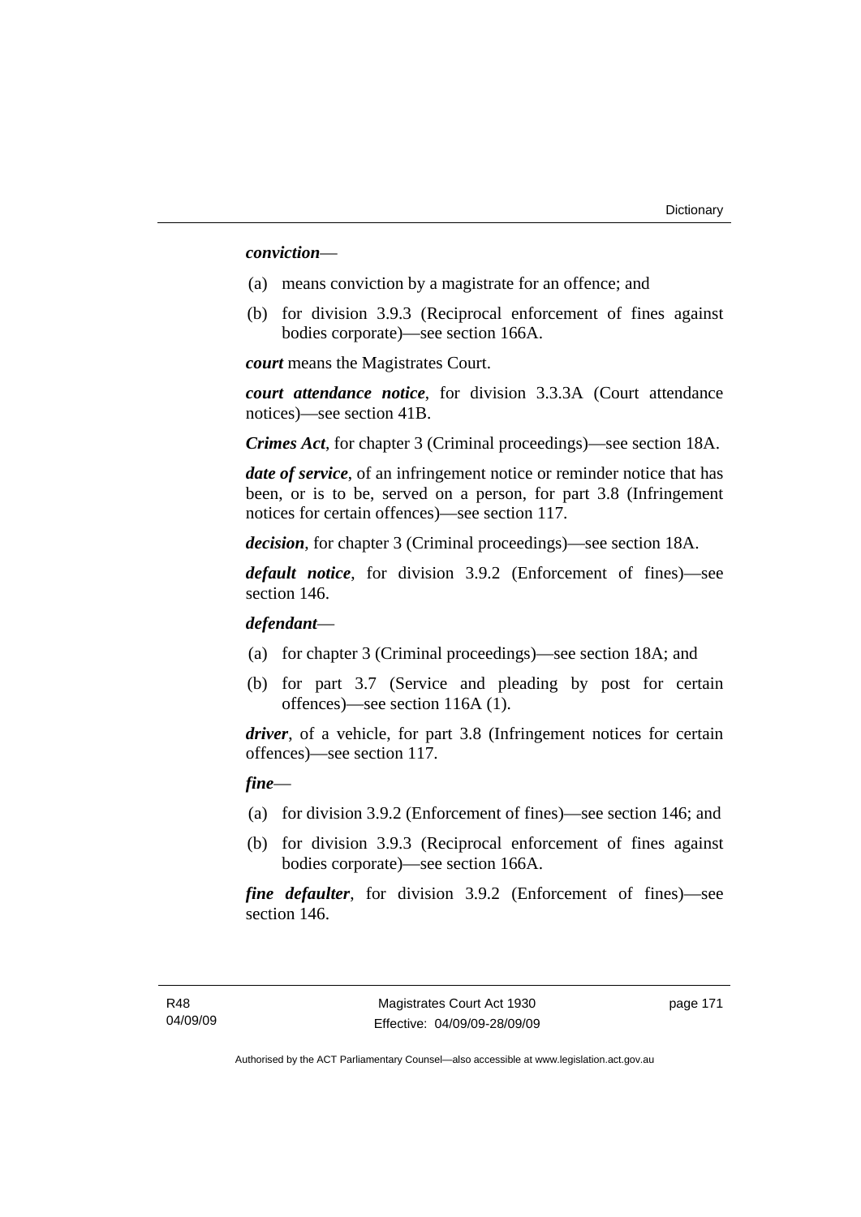***conviction***—

(a) means conviction by a magistrate for an offence; and

(b) for division 3.9.3 (Reciprocal enforcement of fines against bodies corporate)—see section 166A.

***court*** means the Magistrates Court.

***court attendance notice***, for division 3.3.3A (Court attendance notices)—see section 41B.

***Crimes Act***, for chapter 3 (Criminal proceedings)—see section 18A.

***date of service***, of an infringement notice or reminder notice that has been, or is to be, served on a person, for part 3.8 (Infringement notices for certain offences)—see section 117.

***decision***, for chapter 3 (Criminal proceedings)—see section 18A.

***default notice***, for division 3.9.2 (Enforcement of fines)—see section 146.

***defendant***—

(a) for chapter 3 (Criminal proceedings)—see section 18A; and

(b) for part 3.7 (Service and pleading by post for certain offences)—see section 116A (1).

***driver***, of a vehicle, for part 3.8 (Infringement notices for certain offences)—see section 117.

***fine***—

(a) for division 3.9.2 (Enforcement of fines)—see section 146; and

(b) for division 3.9.3 (Reciprocal enforcement of fines against bodies corporate)—see section 166A.

***fine defaulter***, for division 3.9.2 (Enforcement of fines)—see section 146.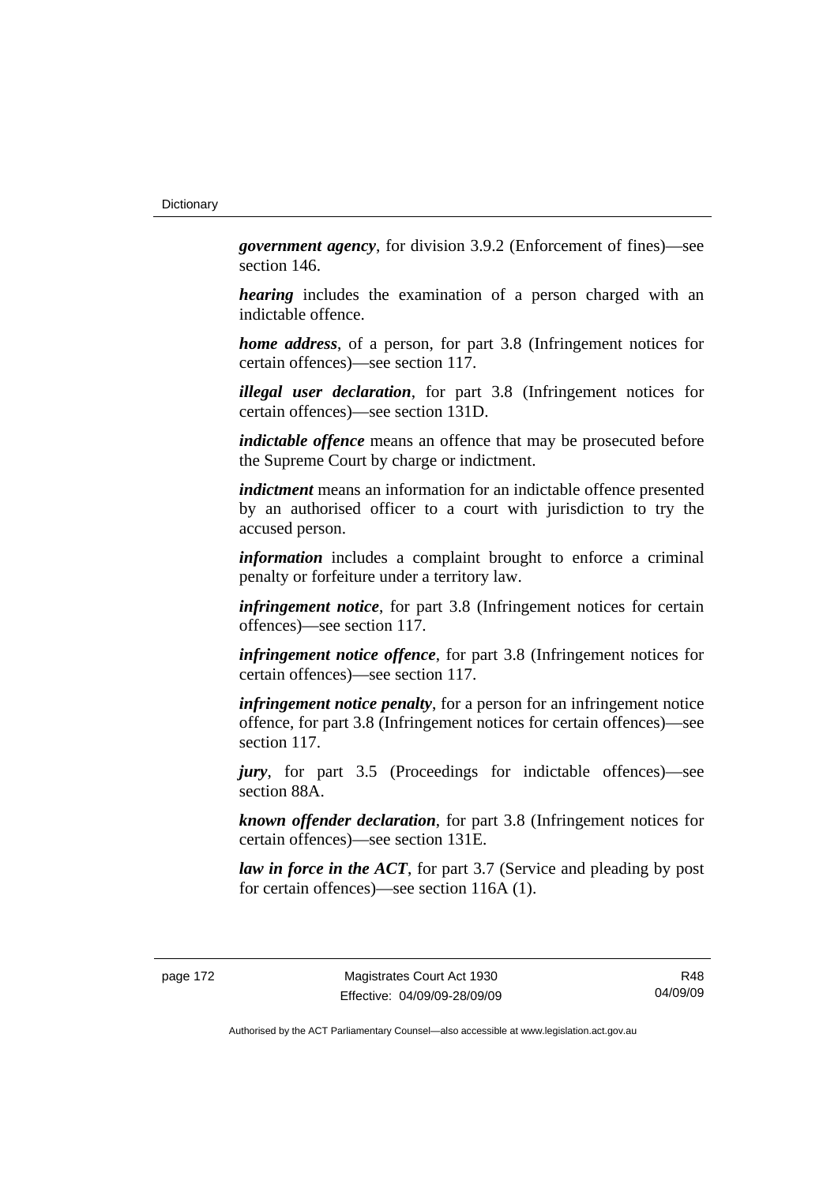***government agency***, for division 3.9.2 (Enforcement of fines)—see section 146.

***hearing*** includes the examination of a person charged with an indictable offence.

***home address***, of a person, for part 3.8 (Infringement notices for certain offences)—see section 117.

***illegal user declaration***, for part 3.8 (Infringement notices for certain offences)—see section 131D.

***indictable offence*** means an offence that may be prosecuted before the Supreme Court by charge or indictment.

***indictment*** means an information for an indictable offence presented by an authorised officer to a court with jurisdiction to try the accused person.

***information*** includes a complaint brought to enforce a criminal penalty or forfeiture under a territory law.

***infringement notice***, for part 3.8 (Infringement notices for certain offences)—see section 117.

***infringement notice offence***, for part 3.8 (Infringement notices for certain offences)—see section 117.

***infringement notice penalty***, for a person for an infringement notice offence, for part 3.8 (Infringement notices for certain offences)—see section 117.

***jury***, for part 3.5 (Proceedings for indictable offences)—see section 88A.

***known offender declaration***, for part 3.8 (Infringement notices for certain offences)—see section 131E.

***law in force in the ACT***, for part 3.7 (Service and pleading by post for certain offences)—see section 116A (1).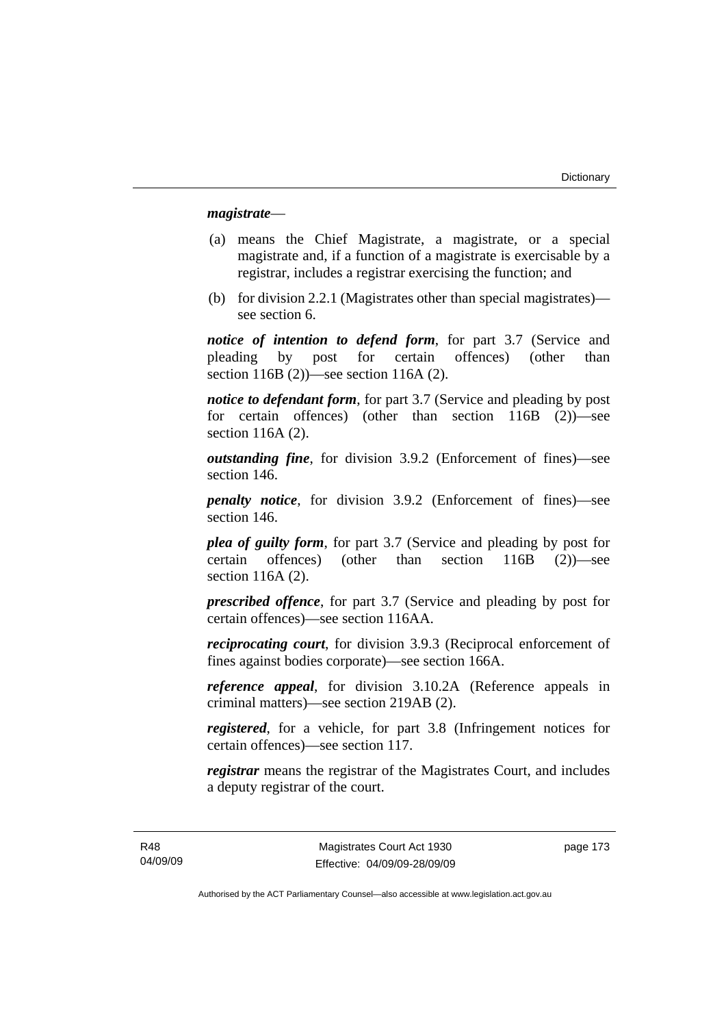***magistrate***—

(a) means the Chief Magistrate, a magistrate, or a special magistrate and, if a function of a magistrate is exercisable by a registrar, includes a registrar exercising the function; and

(b) for division 2.2.1 (Magistrates other than special magistrates)—see section 6.

***notice of intention to defend form***, for part 3.7 (Service and pleading by post for certain offences) (other than section 116B (2))—see section 116A (2).

***notice to defendant form***, for part 3.7 (Service and pleading by post for certain offences) (other than section 116B (2))—see section 116A (2).

***outstanding fine***, for division 3.9.2 (Enforcement of fines)—see section 146.

***penalty notice***, for division 3.9.2 (Enforcement of fines)—see section 146.

***plea of guilty form***, for part 3.7 (Service and pleading by post for certain offences) (other than section 116B (2))—see section 116A (2).

***prescribed offence***, for part 3.7 (Service and pleading by post for certain offences)—see section 116AA.

***reciprocating court***, for division 3.9.3 (Reciprocal enforcement of fines against bodies corporate)—see section 166A.

***reference appeal***, for division 3.10.2A (Reference appeals in criminal matters)—see section 219AB (2).

***registered***, for a vehicle, for part 3.8 (Infringement notices for certain offences)—see section 117.

***registrar*** means the registrar of the Magistrates Court, and includes a deputy registrar of the court.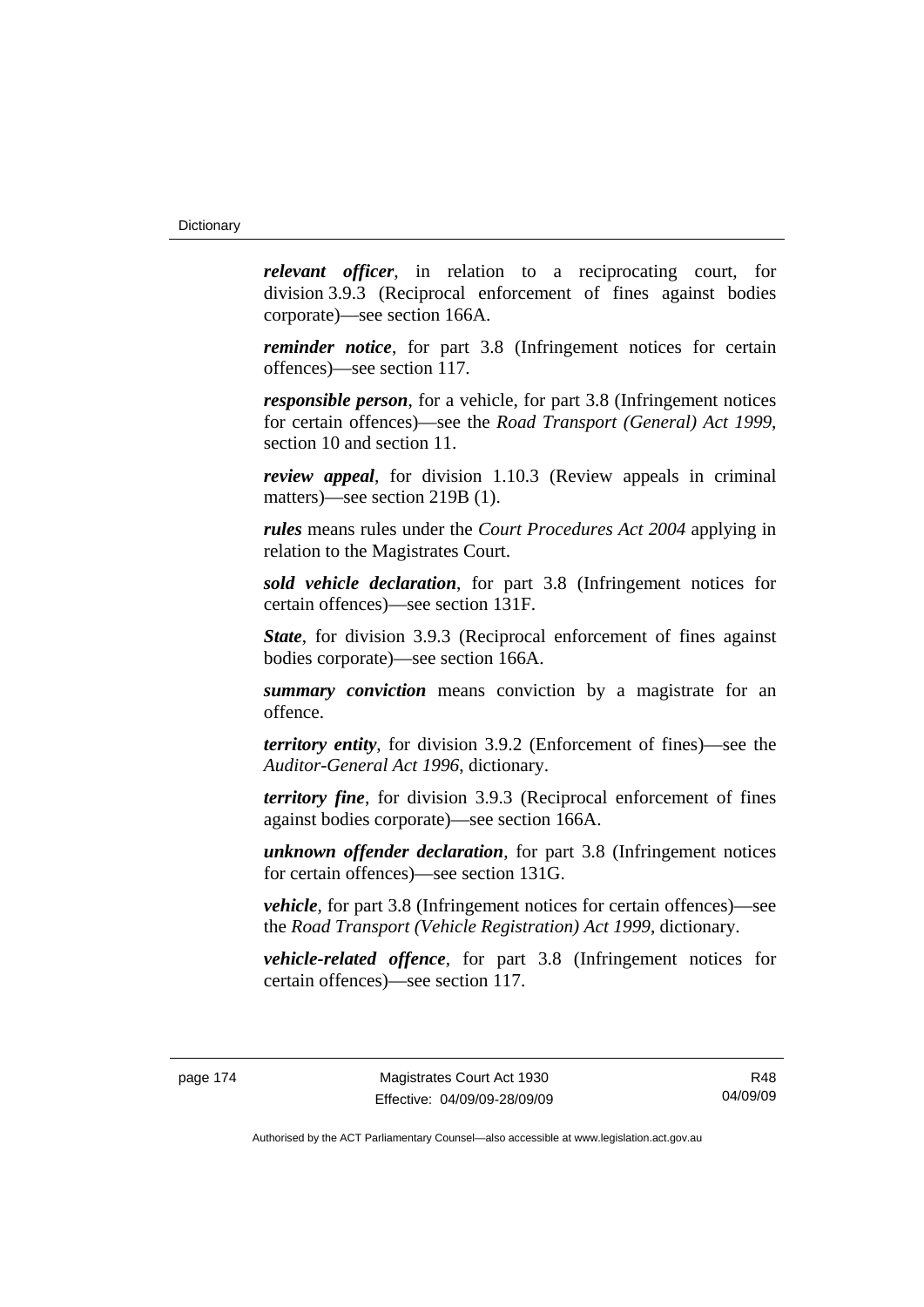***relevant officer***, in relation to a reciprocating court, for division 3.9.3 (Reciprocal enforcement of fines against bodies corporate)—see section 166A.

***reminder notice***, for part 3.8 (Infringement notices for certain offences)—see section 117.

***responsible person***, for a vehicle, for part 3.8 (Infringement notices for certain offences)—see the *Road Transport (General) Act 1999*, section 10 and section 11.

***review appeal***, for division 1.10.3 (Review appeals in criminal matters)—see section 219B (1).

***rules*** means rules under the *Court Procedures Act 2004* applying in relation to the Magistrates Court.

***sold vehicle declaration***, for part 3.8 (Infringement notices for certain offences)—see section 131F.

***State***, for division 3.9.3 (Reciprocal enforcement of fines against bodies corporate)—see section 166A.

***summary conviction*** means conviction by a magistrate for an offence.

***territory entity***, for division 3.9.2 (Enforcement of fines)—see the *Auditor-General Act 1996*, dictionary.

***territory fine***, for division 3.9.3 (Reciprocal enforcement of fines against bodies corporate)—see section 166A.

***unknown offender declaration***, for part 3.8 (Infringement notices for certain offences)—see section 131G.

***vehicle***, for part 3.8 (Infringement notices for certain offences)—see the *Road Transport (Vehicle Registration) Act 1999*, dictionary.

***vehicle-related offence***, for part 3.8 (Infringement notices for certain offences)—see section 117.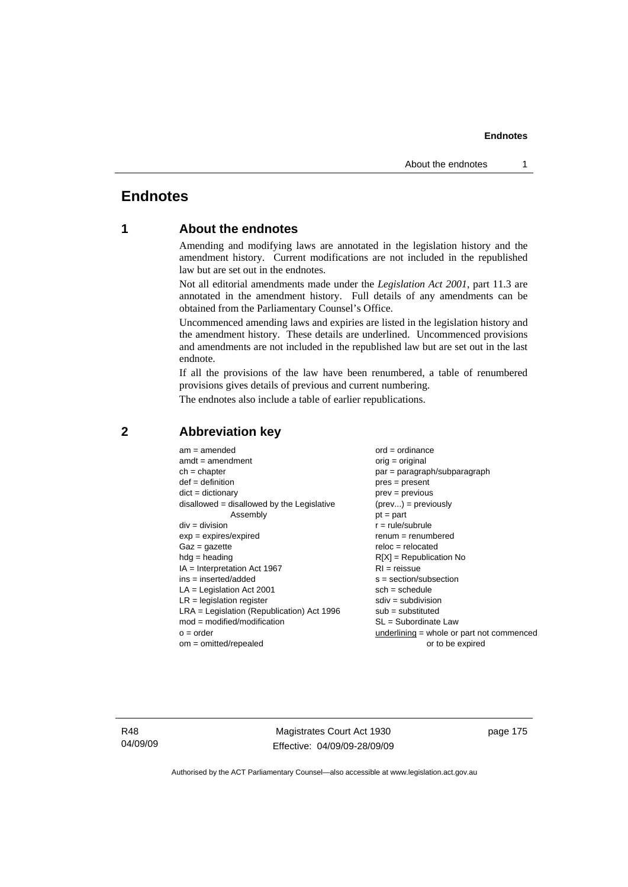# Endnotes

## 1 About the endnotes

Amending and modifying laws are annotated in the legislation history and the amendment history. Current modifications are not included in the republished law but are set out in the endnotes.

Not all editorial amendments made under the *Legislation Act 2001*, part 11.3 are annotated in the amendment history. Full details of any amendments can be obtained from the Parliamentary Counsel's Office.

Uncommenced amending laws and expiries are listed in the legislation history and the amendment history. These details are underlined. Uncommenced provisions and amendments are not included in the republished law but are set out in the last endnote.

If all the provisions of the law have been renumbered, a table of renumbered provisions gives details of previous and current numbering.

The endnotes also include a table of earlier republications.

## 2 Abbreviation key

am = amended
amdt = amendment
ch = chapter
def = definition
dict = dictionary
disallowed = disallowed by the Legislative Assembly
div = division
exp = expires/expired
Gaz = gazette
hdg = heading
IA = Interpretation Act 1967
ins = inserted/added
LA = Legislation Act 2001
LR = legislation register
LRA = Legislation (Republication) Act 1996
mod = modified/modification
o = order
om = omitted/repealed
ord = ordinance
orig = original
par = paragraph/subparagraph
pres = present
prev = previous
(prev...) = previously
pt = part
r = rule/subrule
renum = renumbered
reloc = relocated
R[X] = Republication No
RI = reissue
s = section/subsection
sch = schedule
sdiv = subdivision
sub = substituted
SL = Subordinate Law
underlining = whole or part not commenced or to be expired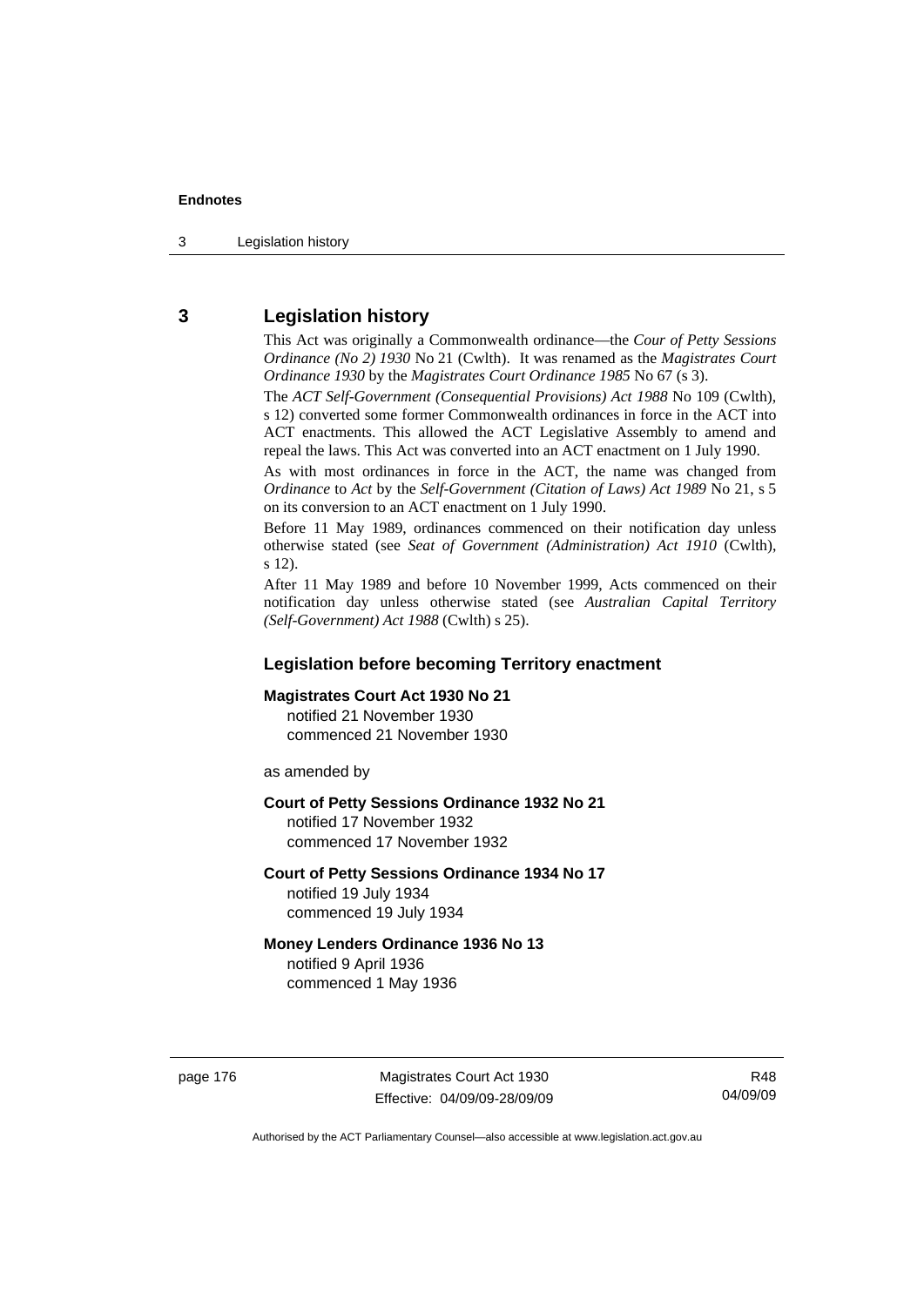## 3 Legislation history

This Act was originally a Commonwealth ordinance—the *Cour of Petty Sessions Ordinance (No 2) 1930* No 21 (Cwlth). It was renamed as the *Magistrates Court Ordinance 1930* by the *Magistrates Court Ordinance 1985* No 67 (s 3).

The *ACT Self-Government (Consequential Provisions) Act 1988* No 109 (Cwlth), s 12) converted some former Commonwealth ordinances in force in the ACT into ACT enactments. This allowed the ACT Legislative Assembly to amend and repeal the laws. This Act was converted into an ACT enactment on 1 July 1990.

As with most ordinances in force in the ACT, the name was changed from *Ordinance* to *Act* by the *Self-Government (Citation of Laws) Act 1989* No 21, s 5 on its conversion to an ACT enactment on 1 July 1990.

Before 11 May 1989, ordinances commenced on their notification day unless otherwise stated (see *Seat of Government (Administration) Act 1910* (Cwlth), s 12).

After 11 May 1989 and before 10 November 1999, Acts commenced on their notification day unless otherwise stated (see *Australian Capital Territory (Self-Government) Act 1988* (Cwlth) s 25).

### Legislation before becoming Territory enactment

**Magistrates Court Act 1930 No 21**
notified 21 November 1930
commenced 21 November 1930

as amended by

**Court of Petty Sessions Ordinance 1932 No 21**
notified 17 November 1932
commenced 17 November 1932

**Court of Petty Sessions Ordinance 1934 No 17**
notified 19 July 1934
commenced 19 July 1934

**Money Lenders Ordinance 1936 No 13**
notified 9 April 1936
commenced 1 May 1936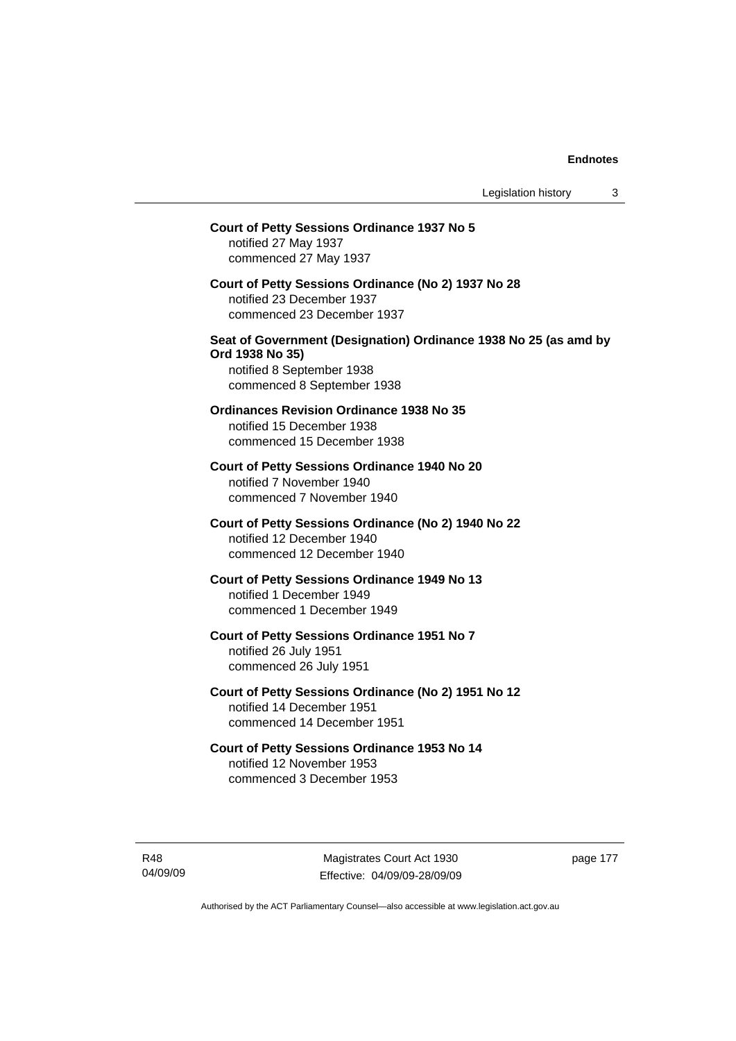**Court of Petty Sessions Ordinance 1937 No 5**
notified 27 May 1937
commenced 27 May 1937

**Court of Petty Sessions Ordinance (No 2) 1937 No 28**
notified 23 December 1937
commenced 23 December 1937

**Seat of Government (Designation) Ordinance 1938 No 25 (as amd by Ord 1938 No 35)**
notified 8 September 1938
commenced 8 September 1938

**Ordinances Revision Ordinance 1938 No 35**
notified 15 December 1938
commenced 15 December 1938

**Court of Petty Sessions Ordinance 1940 No 20**
notified 7 November 1940
commenced 7 November 1940

**Court of Petty Sessions Ordinance (No 2) 1940 No 22**
notified 12 December 1940
commenced 12 December 1940

**Court of Petty Sessions Ordinance 1949 No 13**
notified 1 December 1949
commenced 1 December 1949

**Court of Petty Sessions Ordinance 1951 No 7**
notified 26 July 1951
commenced 26 July 1951

**Court of Petty Sessions Ordinance (No 2) 1951 No 12**
notified 14 December 1951
commenced 14 December 1951

**Court of Petty Sessions Ordinance 1953 No 14**
notified 12 November 1953
commenced 3 December 1953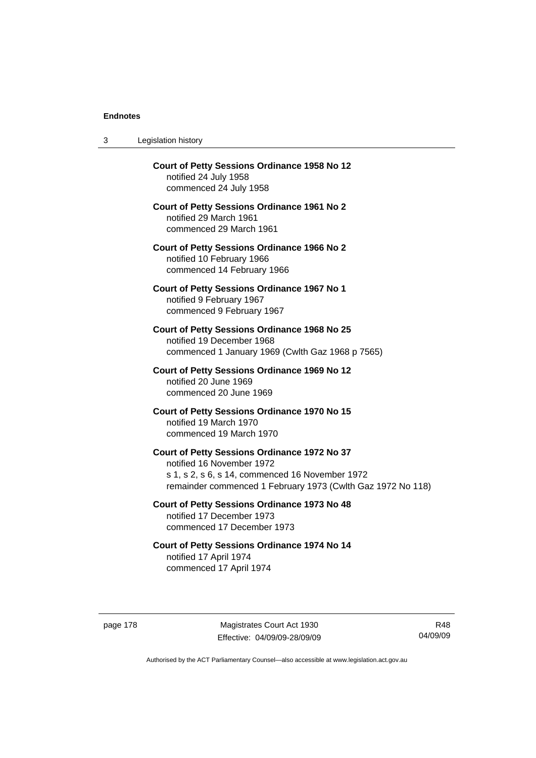**Court of Petty Sessions Ordinance 1958 No 12**
notified 24 July 1958
commenced 24 July 1958

**Court of Petty Sessions Ordinance 1961 No 2**
notified 29 March 1961
commenced 29 March 1961

**Court of Petty Sessions Ordinance 1966 No 2**
notified 10 February 1966
commenced 14 February 1966

**Court of Petty Sessions Ordinance 1967 No 1**
notified 9 February 1967
commenced 9 February 1967

**Court of Petty Sessions Ordinance 1968 No 25**
notified 19 December 1968
commenced 1 January 1969 (Cwlth Gaz 1968 p 7565)

**Court of Petty Sessions Ordinance 1969 No 12**
notified 20 June 1969
commenced 20 June 1969

**Court of Petty Sessions Ordinance 1970 No 15**
notified 19 March 1970
commenced 19 March 1970

**Court of Petty Sessions Ordinance 1972 No 37**
notified 16 November 1972
s 1, s 2, s 6, s 14, commenced 16 November 1972
remainder commenced 1 February 1973 (Cwlth Gaz 1972 No 118)

**Court of Petty Sessions Ordinance 1973 No 48**
notified 17 December 1973
commenced 17 December 1973

**Court of Petty Sessions Ordinance 1974 No 14**
notified 17 April 1974
commenced 17 April 1974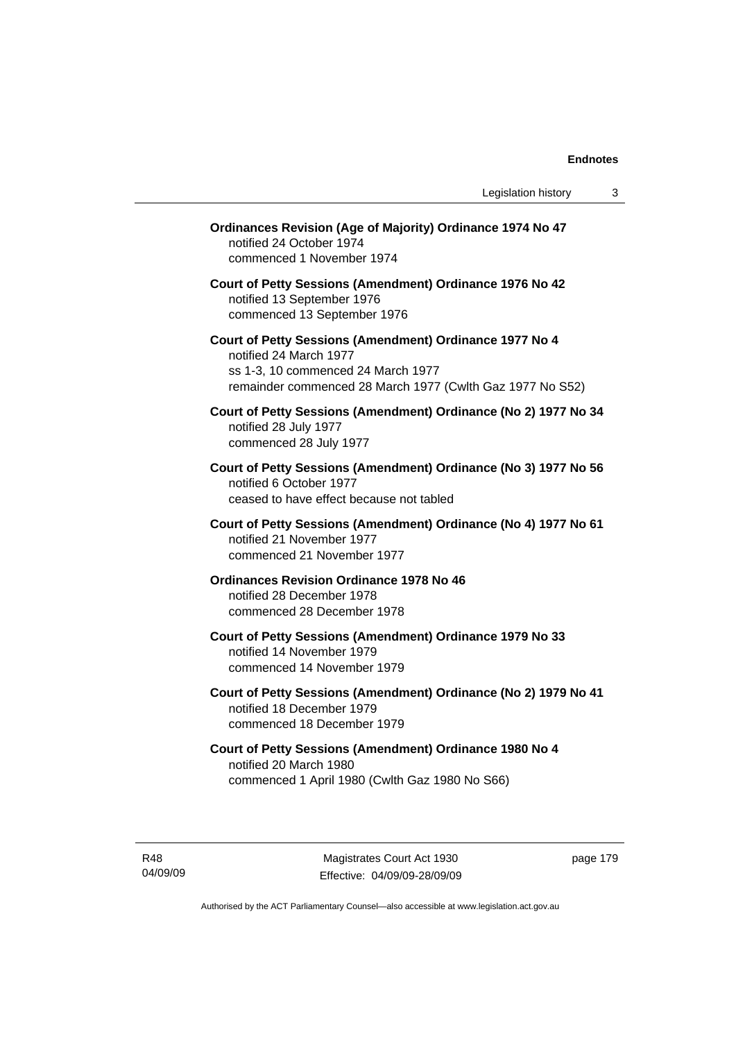**Ordinances Revision (Age of Majority) Ordinance 1974 No 47**
notified 24 October 1974
commenced 1 November 1974

**Court of Petty Sessions (Amendment) Ordinance 1976 No 42**
notified 13 September 1976
commenced 13 September 1976

**Court of Petty Sessions (Amendment) Ordinance 1977 No 4**
notified 24 March 1977
ss 1-3, 10 commenced 24 March 1977
remainder commenced 28 March 1977 (Cwlth Gaz 1977 No S52)

**Court of Petty Sessions (Amendment) Ordinance (No 2) 1977 No 34**
notified 28 July 1977
commenced 28 July 1977

**Court of Petty Sessions (Amendment) Ordinance (No 3) 1977 No 56**
notified 6 October 1977
ceased to have effect because not tabled

**Court of Petty Sessions (Amendment) Ordinance (No 4) 1977 No 61**
notified 21 November 1977
commenced 21 November 1977

**Ordinances Revision Ordinance 1978 No 46**
notified 28 December 1978
commenced 28 December 1978

**Court of Petty Sessions (Amendment) Ordinance 1979 No 33**
notified 14 November 1979
commenced 14 November 1979

**Court of Petty Sessions (Amendment) Ordinance (No 2) 1979 No 41**
notified 18 December 1979
commenced 18 December 1979

**Court of Petty Sessions (Amendment) Ordinance 1980 No 4**
notified 20 March 1980
commenced 1 April 1980 (Cwlth Gaz 1980 No S66)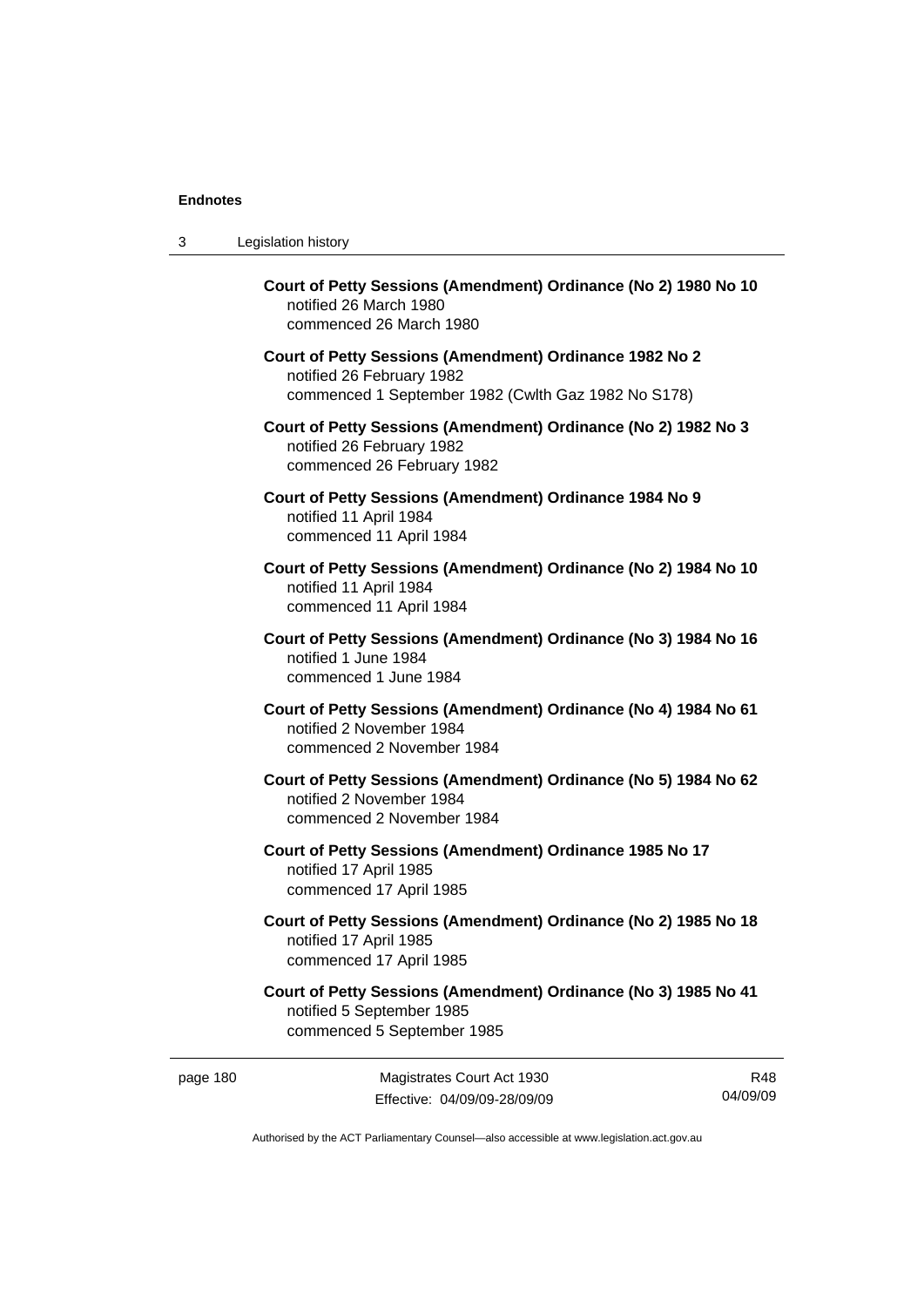**Court of Petty Sessions (Amendment) Ordinance (No 2) 1980 No 10**
notified 26 March 1980
commenced 26 March 1980

**Court of Petty Sessions (Amendment) Ordinance 1982 No 2**
notified 26 February 1982
commenced 1 September 1982 (Cwlth Gaz 1982 No S178)

**Court of Petty Sessions (Amendment) Ordinance (No 2) 1982 No 3**
notified 26 February 1982
commenced 26 February 1982

**Court of Petty Sessions (Amendment) Ordinance 1984 No 9**
notified 11 April 1984
commenced 11 April 1984

**Court of Petty Sessions (Amendment) Ordinance (No 2) 1984 No 10**
notified 11 April 1984
commenced 11 April 1984

**Court of Petty Sessions (Amendment) Ordinance (No 3) 1984 No 16**
notified 1 June 1984
commenced 1 June 1984

**Court of Petty Sessions (Amendment) Ordinance (No 4) 1984 No 61**
notified 2 November 1984
commenced 2 November 1984

**Court of Petty Sessions (Amendment) Ordinance (No 5) 1984 No 62**
notified 2 November 1984
commenced 2 November 1984

**Court of Petty Sessions (Amendment) Ordinance 1985 No 17**
notified 17 April 1985
commenced 17 April 1985

**Court of Petty Sessions (Amendment) Ordinance (No 2) 1985 No 18**
notified 17 April 1985
commenced 17 April 1985

**Court of Petty Sessions (Amendment) Ordinance (No 3) 1985 No 41**
notified 5 September 1985
commenced 5 September 1985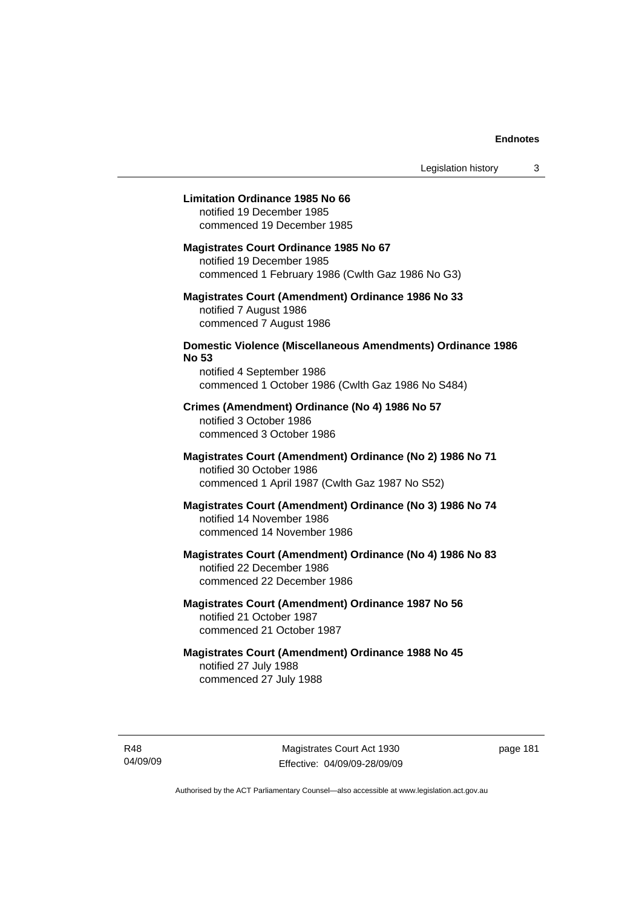**Limitation Ordinance 1985 No 66**
notified 19 December 1985
commenced 19 December 1985

**Magistrates Court Ordinance 1985 No 67**
notified 19 December 1985
commenced 1 February 1986 (Cwlth Gaz 1986 No G3)

**Magistrates Court (Amendment) Ordinance 1986 No 33**
notified 7 August 1986
commenced 7 August 1986

**Domestic Violence (Miscellaneous Amendments) Ordinance 1986 No 53**
notified 4 September 1986
commenced 1 October 1986 (Cwlth Gaz 1986 No S484)

**Crimes (Amendment) Ordinance (No 4) 1986 No 57**
notified 3 October 1986
commenced 3 October 1986

**Magistrates Court (Amendment) Ordinance (No 2) 1986 No 71**
notified 30 October 1986
commenced 1 April 1987 (Cwlth Gaz 1987 No S52)

**Magistrates Court (Amendment) Ordinance (No 3) 1986 No 74**
notified 14 November 1986
commenced 14 November 1986

**Magistrates Court (Amendment) Ordinance (No 4) 1986 No 83**
notified 22 December 1986
commenced 22 December 1986

**Magistrates Court (Amendment) Ordinance 1987 No 56**
notified 21 October 1987
commenced 21 October 1987

**Magistrates Court (Amendment) Ordinance 1988 No 45**
notified 27 July 1988
commenced 27 July 1988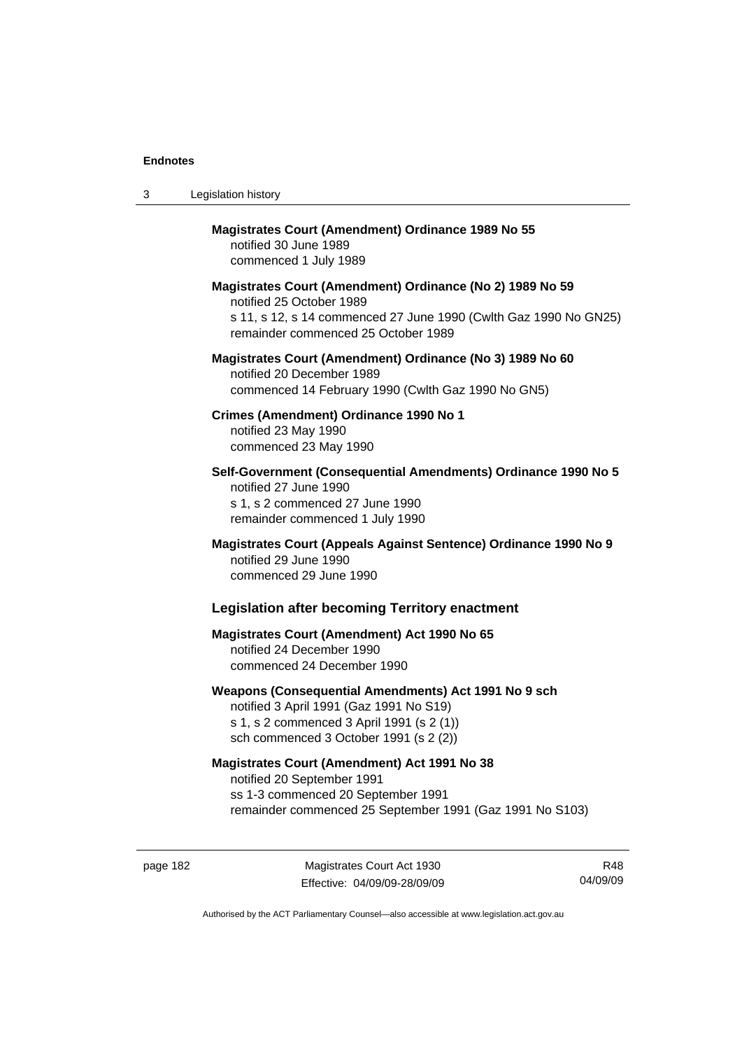**Magistrates Court (Amendment) Ordinance 1989 No 55**
notified 30 June 1989
commenced 1 July 1989

**Magistrates Court (Amendment) Ordinance (No 2) 1989 No 59**
notified 25 October 1989
s 11, s 12, s 14 commenced 27 June 1990 (Cwlth Gaz 1990 No GN25)
remainder commenced 25 October 1989

**Magistrates Court (Amendment) Ordinance (No 3) 1989 No 60**
notified 20 December 1989
commenced 14 February 1990 (Cwlth Gaz 1990 No GN5)

**Crimes (Amendment) Ordinance 1990 No 1**
notified 23 May 1990
commenced 23 May 1990

**Self-Government (Consequential Amendments) Ordinance 1990 No 5**
notified 27 June 1990
s 1, s 2 commenced 27 June 1990
remainder commenced 1 July 1990

**Magistrates Court (Appeals Against Sentence) Ordinance 1990 No 9**
notified 29 June 1990
commenced 29 June 1990

### Legislation after becoming Territory enactment

**Magistrates Court (Amendment) Act 1990 No 65**
notified 24 December 1990
commenced 24 December 1990

**Weapons (Consequential Amendments) Act 1991 No 9 sch**
notified 3 April 1991 (Gaz 1991 No S19)
s 1, s 2 commenced 3 April 1991 (s 2 (1))
sch commenced 3 October 1991 (s 2 (2))

**Magistrates Court (Amendment) Act 1991 No 38**
notified 20 September 1991
ss 1-3 commenced 20 September 1991
remainder commenced 25 September 1991 (Gaz 1991 No S103)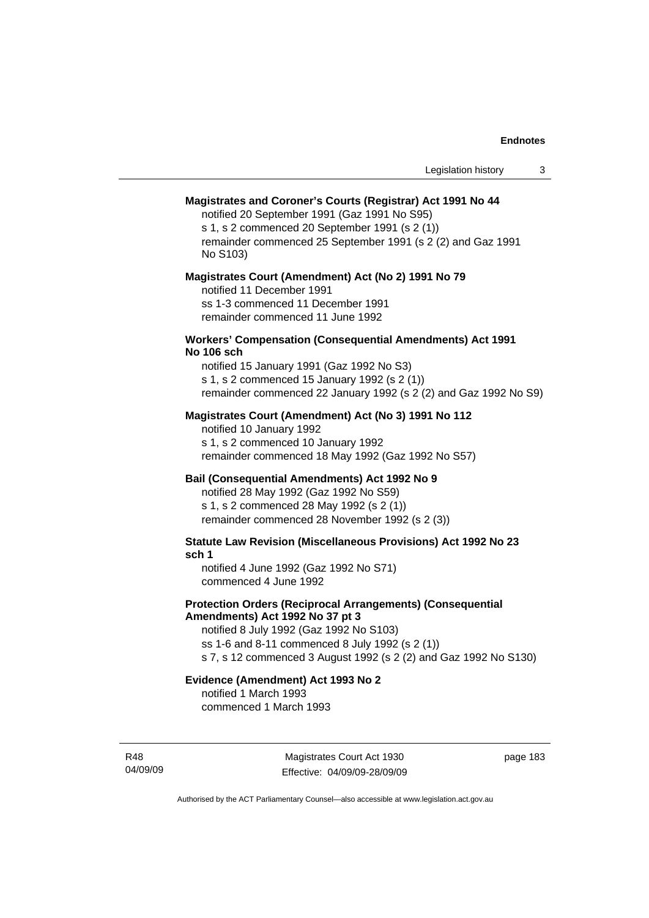**Magistrates and Coroner's Courts (Registrar) Act 1991 No 44**

notified 20 September 1991 (Gaz 1991 No S95)
s 1, s 2 commenced 20 September 1991 (s 2 (1))
remainder commenced 25 September 1991 (s 2 (2) and Gaz 1991 No S103)

**Magistrates Court (Amendment) Act (No 2) 1991 No 79**

notified 11 December 1991
ss 1-3 commenced 11 December 1991
remainder commenced 11 June 1992

**Workers' Compensation (Consequential Amendments) Act 1991 No 106 sch**

notified 15 January 1991 (Gaz 1992 No S3)
s 1, s 2 commenced 15 January 1992 (s 2 (1))
remainder commenced 22 January 1992 (s 2 (2) and Gaz 1992 No S9)

**Magistrates Court (Amendment) Act (No 3) 1991 No 112**

notified 10 January 1992
s 1, s 2 commenced 10 January 1992
remainder commenced 18 May 1992 (Gaz 1992 No S57)

**Bail (Consequential Amendments) Act 1992 No 9**

notified 28 May 1992 (Gaz 1992 No S59)
s 1, s 2 commenced 28 May 1992 (s 2 (1))
remainder commenced 28 November 1992 (s 2 (3))

**Statute Law Revision (Miscellaneous Provisions) Act 1992 No 23 sch 1**

notified 4 June 1992 (Gaz 1992 No S71)
commenced 4 June 1992

**Protection Orders (Reciprocal Arrangements) (Consequential Amendments) Act 1992 No 37 pt 3**

notified 8 July 1992 (Gaz 1992 No S103)
ss 1-6 and 8-11 commenced 8 July 1992 (s 2 (1))
s 7, s 12 commenced 3 August 1992 (s 2 (2) and Gaz 1992 No S130)

**Evidence (Amendment) Act 1993 No 2**

notified 1 March 1993
commenced 1 March 1993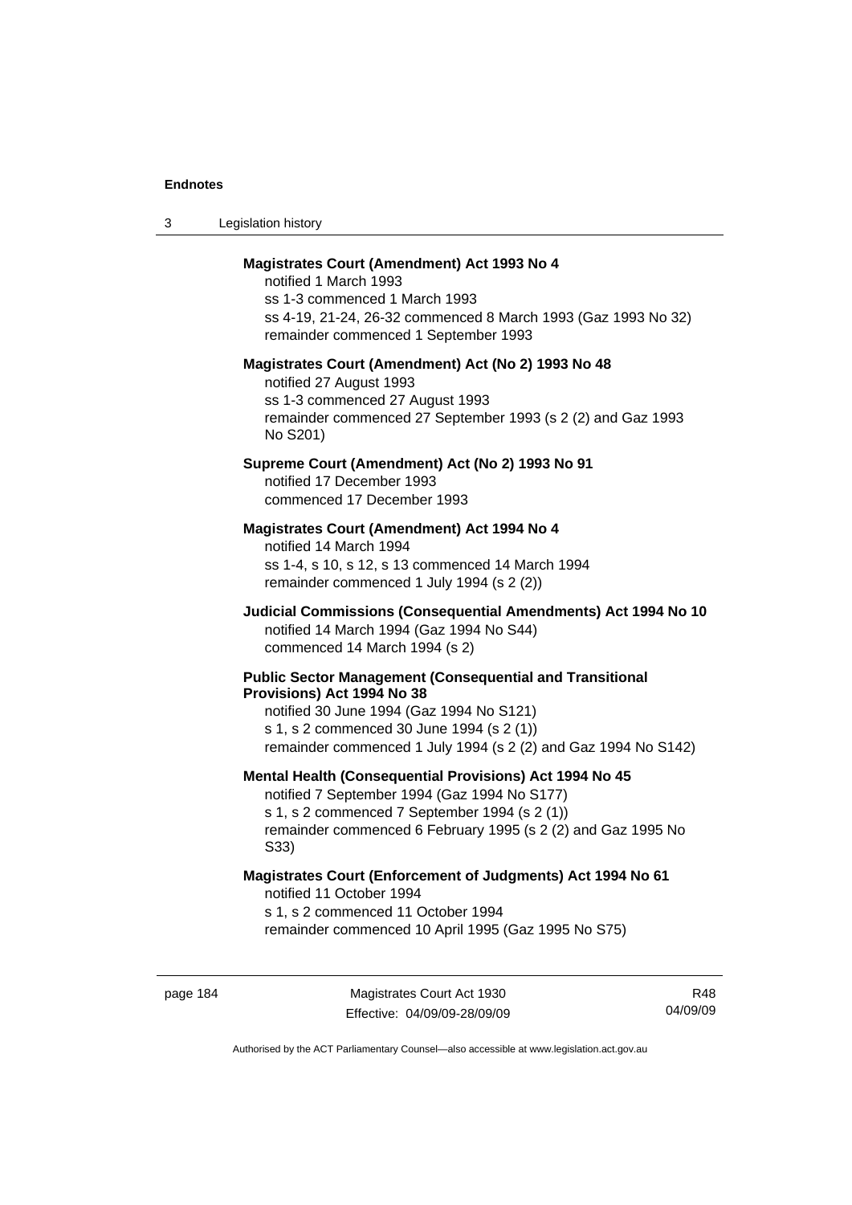**Magistrates Court (Amendment) Act 1993 No 4**

notified 1 March 1993
ss 1-3 commenced 1 March 1993
ss 4-19, 21-24, 26-32 commenced 8 March 1993 (Gaz 1993 No 32)
remainder commenced 1 September 1993

**Magistrates Court (Amendment) Act (No 2) 1993 No 48**

notified 27 August 1993
ss 1-3 commenced 27 August 1993
remainder commenced 27 September 1993 (s 2 (2) and Gaz 1993 No S201)

**Supreme Court (Amendment) Act (No 2) 1993 No 91**

notified 17 December 1993
commenced 17 December 1993

**Magistrates Court (Amendment) Act 1994 No 4**

notified 14 March 1994
ss 1-4, s 10, s 12, s 13 commenced 14 March 1994
remainder commenced 1 July 1994 (s 2 (2))

**Judicial Commissions (Consequential Amendments) Act 1994 No 10**

notified 14 March 1994 (Gaz 1994 No S44)
commenced 14 March 1994 (s 2)

**Public Sector Management (Consequential and Transitional Provisions) Act 1994 No 38**

notified 30 June 1994 (Gaz 1994 No S121)
s 1, s 2 commenced 30 June 1994 (s 2 (1))
remainder commenced 1 July 1994 (s 2 (2) and Gaz 1994 No S142)

**Mental Health (Consequential Provisions) Act 1994 No 45**

notified 7 September 1994 (Gaz 1994 No S177)
s 1, s 2 commenced 7 September 1994 (s 2 (1))
remainder commenced 6 February 1995 (s 2 (2) and Gaz 1995 No S33)

**Magistrates Court (Enforcement of Judgments) Act 1994 No 61**

notified 11 October 1994
s 1, s 2 commenced 11 October 1994
remainder commenced 10 April 1995 (Gaz 1995 No S75)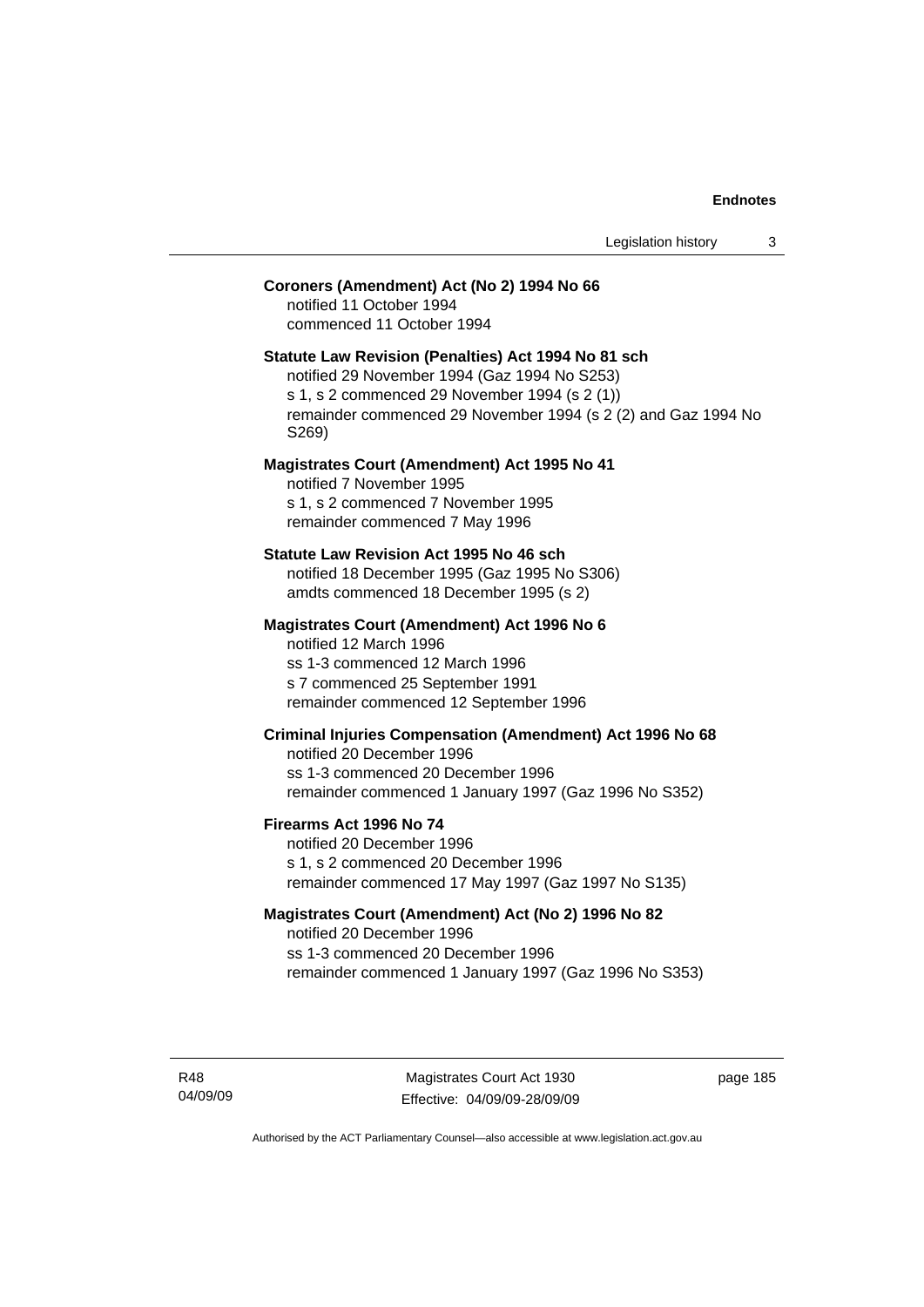**Coroners (Amendment) Act (No 2) 1994 No 66**

notified 11 October 1994
commenced 11 October 1994

**Statute Law Revision (Penalties) Act 1994 No 81 sch**

notified 29 November 1994 (Gaz 1994 No S253)
s 1, s 2 commenced 29 November 1994 (s 2 (1))
remainder commenced 29 November 1994 (s 2 (2) and Gaz 1994 No S269)

**Magistrates Court (Amendment) Act 1995 No 41**

notified 7 November 1995
s 1, s 2 commenced 7 November 1995
remainder commenced 7 May 1996

**Statute Law Revision Act 1995 No 46 sch**

notified 18 December 1995 (Gaz 1995 No S306)
amdts commenced 18 December 1995 (s 2)

**Magistrates Court (Amendment) Act 1996 No 6**

notified 12 March 1996
ss 1-3 commenced 12 March 1996
s 7 commenced 25 September 1991
remainder commenced 12 September 1996

**Criminal Injuries Compensation (Amendment) Act 1996 No 68**

notified 20 December 1996
ss 1-3 commenced 20 December 1996
remainder commenced 1 January 1997 (Gaz 1996 No S352)

**Firearms Act 1996 No 74**

notified 20 December 1996
s 1, s 2 commenced 20 December 1996
remainder commenced 17 May 1997 (Gaz 1997 No S135)

**Magistrates Court (Amendment) Act (No 2) 1996 No 82**

notified 20 December 1996
ss 1-3 commenced 20 December 1996
remainder commenced 1 January 1997 (Gaz 1996 No S353)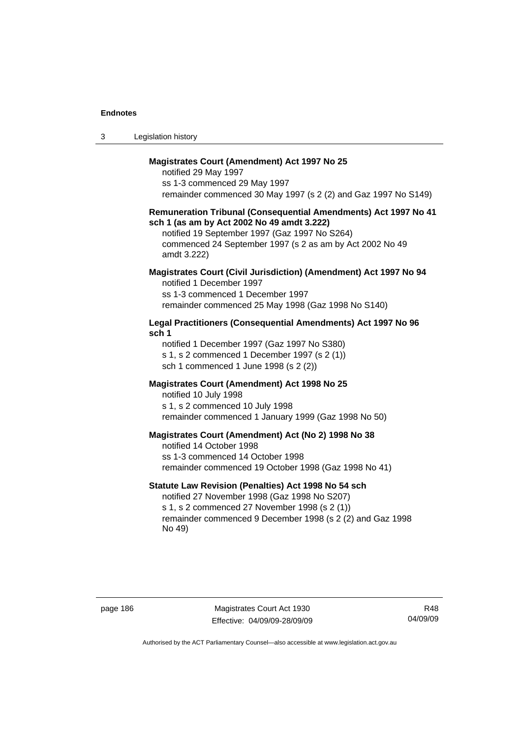**Magistrates Court (Amendment) Act 1997 No 25**

notified 29 May 1997
ss 1-3 commenced 29 May 1997
remainder commenced 30 May 1997 (s 2 (2) and Gaz 1997 No S149)

**Remuneration Tribunal (Consequential Amendments) Act 1997 No 41 sch 1 (as am by Act 2002 No 49 amdt 3.222)**

notified 19 September 1997 (Gaz 1997 No S264)
commenced 24 September 1997 (s 2 as am by Act 2002 No 49 amdt 3.222)

**Magistrates Court (Civil Jurisdiction) (Amendment) Act 1997 No 94**

notified 1 December 1997
ss 1-3 commenced 1 December 1997
remainder commenced 25 May 1998 (Gaz 1998 No S140)

**Legal Practitioners (Consequential Amendments) Act 1997 No 96 sch 1**

notified 1 December 1997 (Gaz 1997 No S380)
s 1, s 2 commenced 1 December 1997 (s 2 (1))
sch 1 commenced 1 June 1998 (s 2 (2))

**Magistrates Court (Amendment) Act 1998 No 25**

notified 10 July 1998
s 1, s 2 commenced 10 July 1998
remainder commenced 1 January 1999 (Gaz 1998 No 50)

**Magistrates Court (Amendment) Act (No 2) 1998 No 38**

notified 14 October 1998
ss 1-3 commenced 14 October 1998
remainder commenced 19 October 1998 (Gaz 1998 No 41)

**Statute Law Revision (Penalties) Act 1998 No 54 sch**

notified 27 November 1998 (Gaz 1998 No S207)
s 1, s 2 commenced 27 November 1998 (s 2 (1))
remainder commenced 9 December 1998 (s 2 (2) and Gaz 1998 No 49)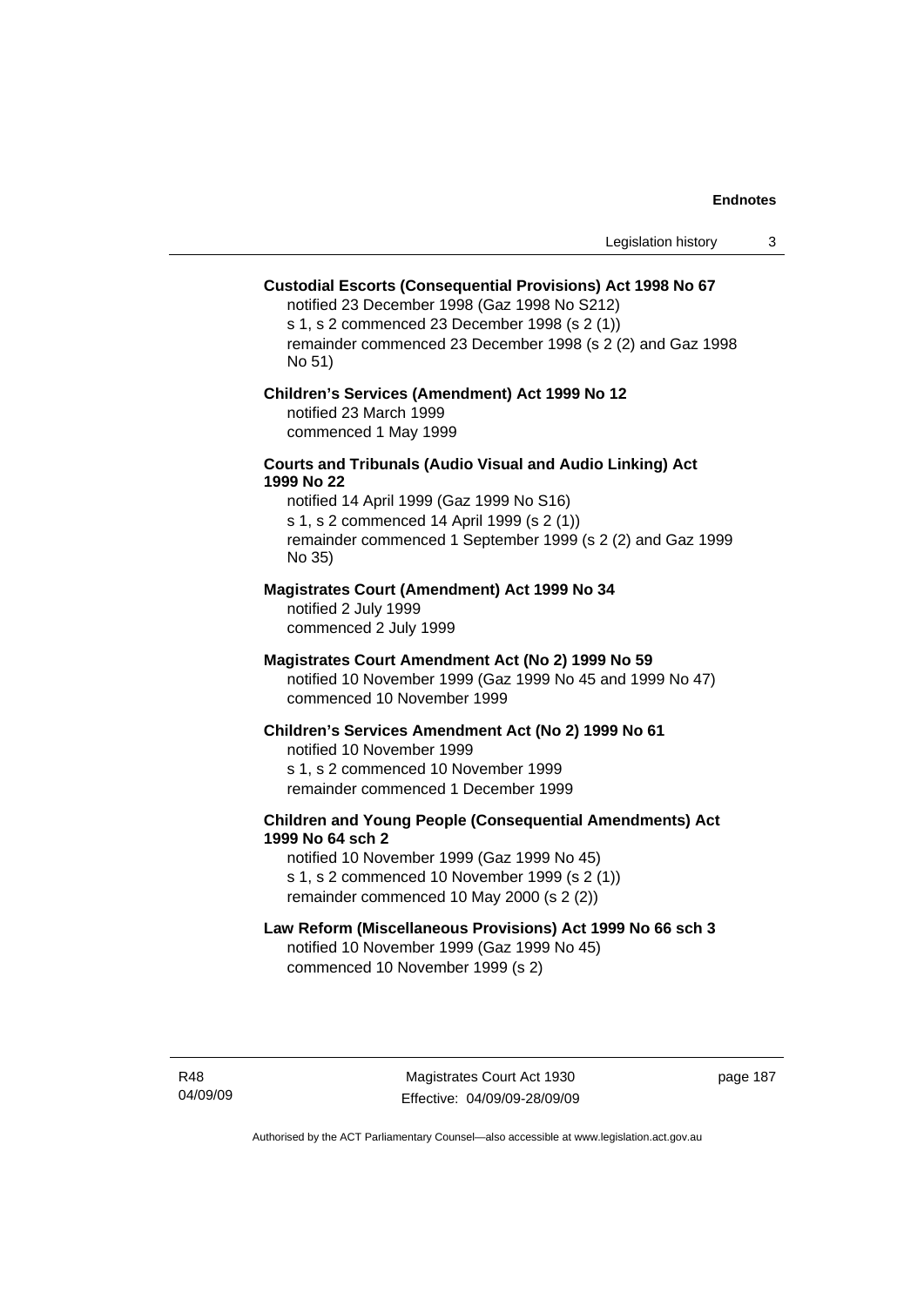**Custodial Escorts (Consequential Provisions) Act 1998 No 67**

notified 23 December 1998 (Gaz 1998 No S212)
s 1, s 2 commenced 23 December 1998 (s 2 (1))
remainder commenced 23 December 1998 (s 2 (2) and Gaz 1998 No 51)

**Children's Services (Amendment) Act 1999 No 12**

notified 23 March 1999
commenced 1 May 1999

**Courts and Tribunals (Audio Visual and Audio Linking) Act 1999 No 22**

notified 14 April 1999 (Gaz 1999 No S16)
s 1, s 2 commenced 14 April 1999 (s 2 (1))
remainder commenced 1 September 1999 (s 2 (2) and Gaz 1999 No 35)

**Magistrates Court (Amendment) Act 1999 No 34**

notified 2 July 1999
commenced 2 July 1999

**Magistrates Court Amendment Act (No 2) 1999 No 59**

notified 10 November 1999 (Gaz 1999 No 45 and 1999 No 47)
commenced 10 November 1999

**Children's Services Amendment Act (No 2) 1999 No 61**

notified 10 November 1999
s 1, s 2 commenced 10 November 1999
remainder commenced 1 December 1999

**Children and Young People (Consequential Amendments) Act 1999 No 64 sch 2**

notified 10 November 1999 (Gaz 1999 No 45)
s 1, s 2 commenced 10 November 1999 (s 2 (1))
remainder commenced 10 May 2000 (s 2 (2))

**Law Reform (Miscellaneous Provisions) Act 1999 No 66 sch 3**

notified 10 November 1999 (Gaz 1999 No 45)
commenced 10 November 1999 (s 2)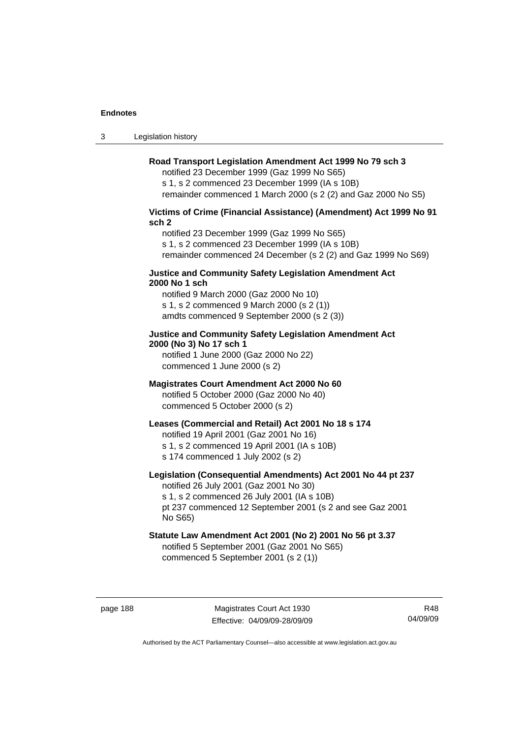**Road Transport Legislation Amendment Act 1999 No 79 sch 3**

notified 23 December 1999 (Gaz 1999 No S65)
s 1, s 2 commenced 23 December 1999 (IA s 10B)
remainder commenced 1 March 2000 (s 2 (2) and Gaz 2000 No S5)

**Victims of Crime (Financial Assistance) (Amendment) Act 1999 No 91 sch 2**

notified 23 December 1999 (Gaz 1999 No S65)
s 1, s 2 commenced 23 December 1999 (IA s 10B)
remainder commenced 24 December (s 2 (2) and Gaz 1999 No S69)

**Justice and Community Safety Legislation Amendment Act 2000 No 1 sch**

notified 9 March 2000 (Gaz 2000 No 10)
s 1, s 2 commenced 9 March 2000 (s 2 (1))
amdts commenced 9 September 2000 (s 2 (3))

**Justice and Community Safety Legislation Amendment Act 2000 (No 3) No 17 sch 1**

notified 1 June 2000 (Gaz 2000 No 22)
commenced 1 June 2000 (s 2)

**Magistrates Court Amendment Act 2000 No 60**

notified 5 October 2000 (Gaz 2000 No 40)
commenced 5 October 2000 (s 2)

**Leases (Commercial and Retail) Act 2001 No 18 s 174**

notified 19 April 2001 (Gaz 2001 No 16)
s 1, s 2 commenced 19 April 2001 (IA s 10B)
s 174 commenced 1 July 2002 (s 2)

**Legislation (Consequential Amendments) Act 2001 No 44 pt 237**

notified 26 July 2001 (Gaz 2001 No 30)
s 1, s 2 commenced 26 July 2001 (IA s 10B)
pt 237 commenced 12 September 2001 (s 2 and see Gaz 2001 No S65)

**Statute Law Amendment Act 2001 (No 2) 2001 No 56 pt 3.37**

notified 5 September 2001 (Gaz 2001 No S65)
commenced 5 September 2001 (s 2 (1))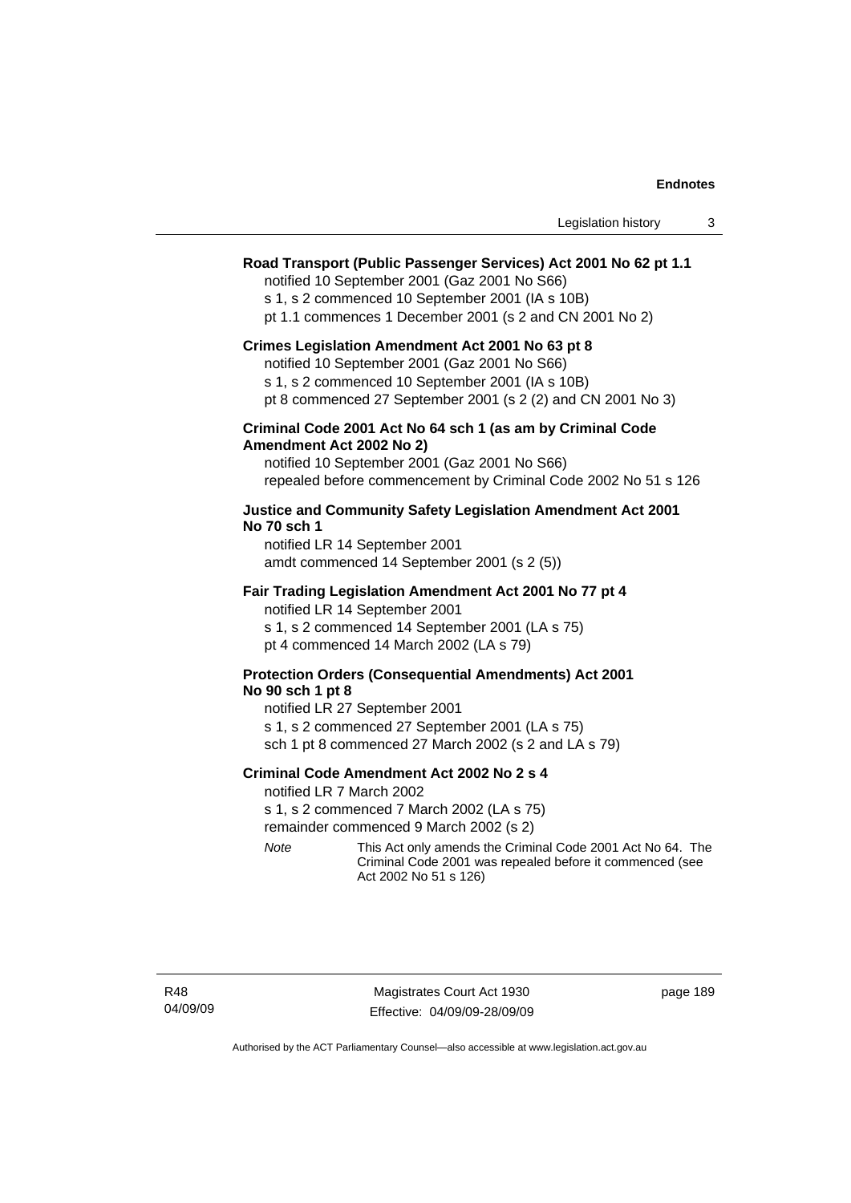**Road Transport (Public Passenger Services) Act 2001 No 62 pt 1.1**

notified 10 September 2001 (Gaz 2001 No S66)
s 1, s 2 commenced 10 September 2001 (IA s 10B)
pt 1.1 commences 1 December 2001 (s 2 and CN 2001 No 2)

**Crimes Legislation Amendment Act 2001 No 63 pt 8**

notified 10 September 2001 (Gaz 2001 No S66)
s 1, s 2 commenced 10 September 2001 (IA s 10B)
pt 8 commenced 27 September 2001 (s 2 (2) and CN 2001 No 3)

**Criminal Code 2001 Act No 64 sch 1 (as am by Criminal Code Amendment Act 2002 No 2)**

notified 10 September 2001 (Gaz 2001 No S66)
repealed before commencement by Criminal Code 2002 No 51 s 126

**Justice and Community Safety Legislation Amendment Act 2001 No 70 sch 1**

notified LR 14 September 2001
amdt commenced 14 September 2001 (s 2 (5))

**Fair Trading Legislation Amendment Act 2001 No 77 pt 4**

notified LR 14 September 2001
s 1, s 2 commenced 14 September 2001 (LA s 75)
pt 4 commenced 14 March 2002 (LA s 79)

**Protection Orders (Consequential Amendments) Act 2001 No 90 sch 1 pt 8**

notified LR 27 September 2001
s 1, s 2 commenced 27 September 2001 (LA s 75)
sch 1 pt 8 commenced 27 March 2002 (s 2 and LA s 79)

**Criminal Code Amendment Act 2002 No 2 s 4**

notified LR 7 March 2002
s 1, s 2 commenced 7 March 2002 (LA s 75)
remainder commenced 9 March 2002 (s 2)

*Note* This Act only amends the Criminal Code 2001 Act No 64. The Criminal Code 2001 was repealed before it commenced (see Act 2002 No 51 s 126)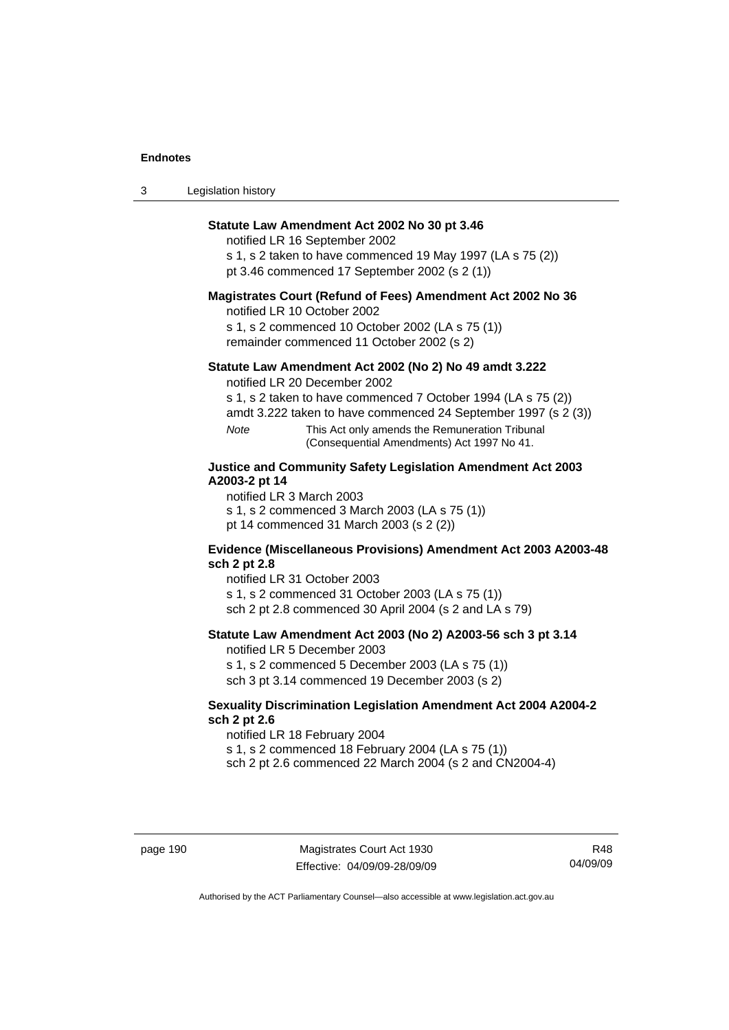**Statute Law Amendment Act 2002 No 30 pt 3.46**

notified LR 16 September 2002

s 1, s 2 taken to have commenced 19 May 1997 (LA s 75 (2))

pt 3.46 commenced 17 September 2002 (s 2 (1))

**Magistrates Court (Refund of Fees) Amendment Act 2002 No 36**

notified LR 10 October 2002

s 1, s 2 commenced 10 October 2002 (LA s 75 (1))

remainder commenced 11 October 2002 (s 2)

**Statute Law Amendment Act 2002 (No 2) No 49 amdt 3.222**

notified LR 20 December 2002

s 1, s 2 taken to have commenced 7 October 1994 (LA s 75 (2))

amdt 3.222 taken to have commenced 24 September 1997 (s 2 (3))

*Note* This Act only amends the Remuneration Tribunal (Consequential Amendments) Act 1997 No 41.

**Justice and Community Safety Legislation Amendment Act 2003 A2003-2 pt 14**

notified LR 3 March 2003

s 1, s 2 commenced 3 March 2003 (LA s 75 (1))

pt 14 commenced 31 March 2003 (s 2 (2))

**Evidence (Miscellaneous Provisions) Amendment Act 2003 A2003-48 sch 2 pt 2.8**

notified LR 31 October 2003

s 1, s 2 commenced 31 October 2003 (LA s 75 (1))

sch 2 pt 2.8 commenced 30 April 2004 (s 2 and LA s 79)

**Statute Law Amendment Act 2003 (No 2) A2003-56 sch 3 pt 3.14**

notified LR 5 December 2003

s 1, s 2 commenced 5 December 2003 (LA s 75 (1))

sch 3 pt 3.14 commenced 19 December 2003 (s 2)

**Sexuality Discrimination Legislation Amendment Act 2004 A2004-2 sch 2 pt 2.6**

notified LR 18 February 2004

s 1, s 2 commenced 18 February 2004 (LA s 75 (1))

sch 2 pt 2.6 commenced 22 March 2004 (s 2 and CN2004-4)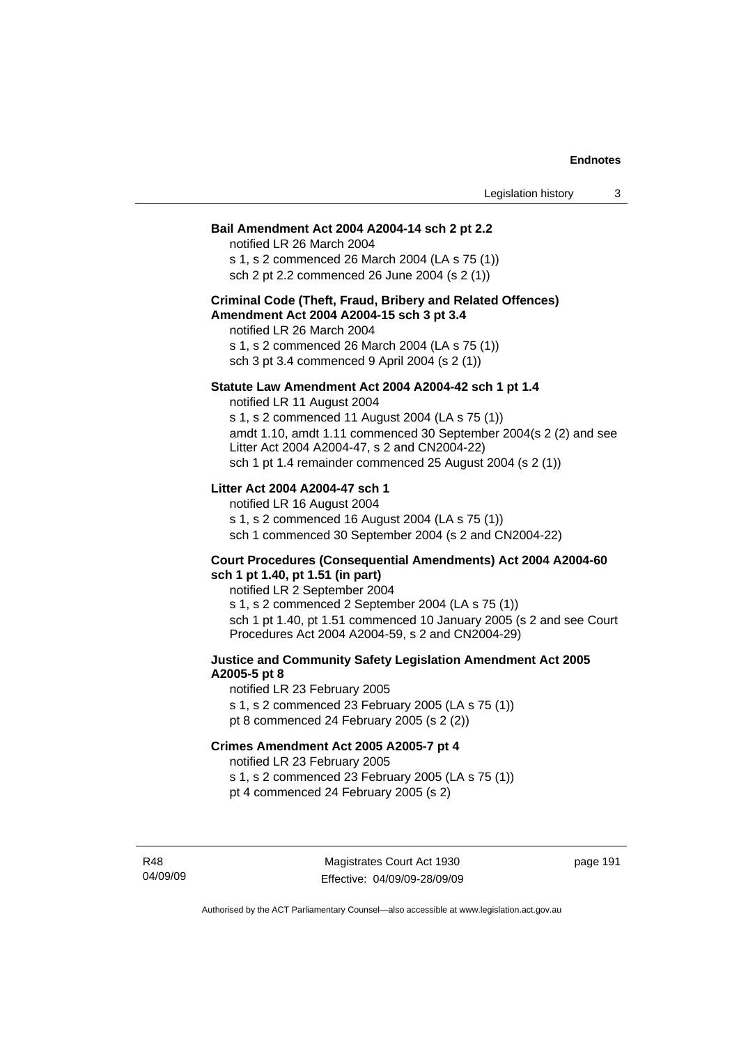**Bail Amendment Act 2004 A2004-14 sch 2 pt 2.2**

notified LR 26 March 2004
s 1, s 2 commenced 26 March 2004 (LA s 75 (1))
sch 2 pt 2.2 commenced 26 June 2004 (s 2 (1))

**Criminal Code (Theft, Fraud, Bribery and Related Offences) Amendment Act 2004 A2004-15 sch 3 pt 3.4**

notified LR 26 March 2004
s 1, s 2 commenced 26 March 2004 (LA s 75 (1))
sch 3 pt 3.4 commenced 9 April 2004 (s 2 (1))

**Statute Law Amendment Act 2004 A2004-42 sch 1 pt 1.4**

notified LR 11 August 2004
s 1, s 2 commenced 11 August 2004 (LA s 75 (1))
amdt 1.10, amdt 1.11 commenced 30 September 2004(s 2 (2) and see Litter Act 2004 A2004-47, s 2 and CN2004-22)
sch 1 pt 1.4 remainder commenced 25 August 2004 (s 2 (1))

**Litter Act 2004 A2004-47 sch 1**

notified LR 16 August 2004
s 1, s 2 commenced 16 August 2004 (LA s 75 (1))
sch 1 commenced 30 September 2004 (s 2 and CN2004-22)

**Court Procedures (Consequential Amendments) Act 2004 A2004-60 sch 1 pt 1.40, pt 1.51 (in part)**

notified LR 2 September 2004
s 1, s 2 commenced 2 September 2004 (LA s 75 (1))
sch 1 pt 1.40, pt 1.51 commenced 10 January 2005 (s 2 and see Court Procedures Act 2004 A2004-59, s 2 and CN2004-29)

**Justice and Community Safety Legislation Amendment Act 2005 A2005-5 pt 8**

notified LR 23 February 2005
s 1, s 2 commenced 23 February 2005 (LA s 75 (1))
pt 8 commenced 24 February 2005 (s 2 (2))

**Crimes Amendment Act 2005 A2005-7 pt 4**

notified LR 23 February 2005
s 1, s 2 commenced 23 February 2005 (LA s 75 (1))
pt 4 commenced 24 February 2005 (s 2)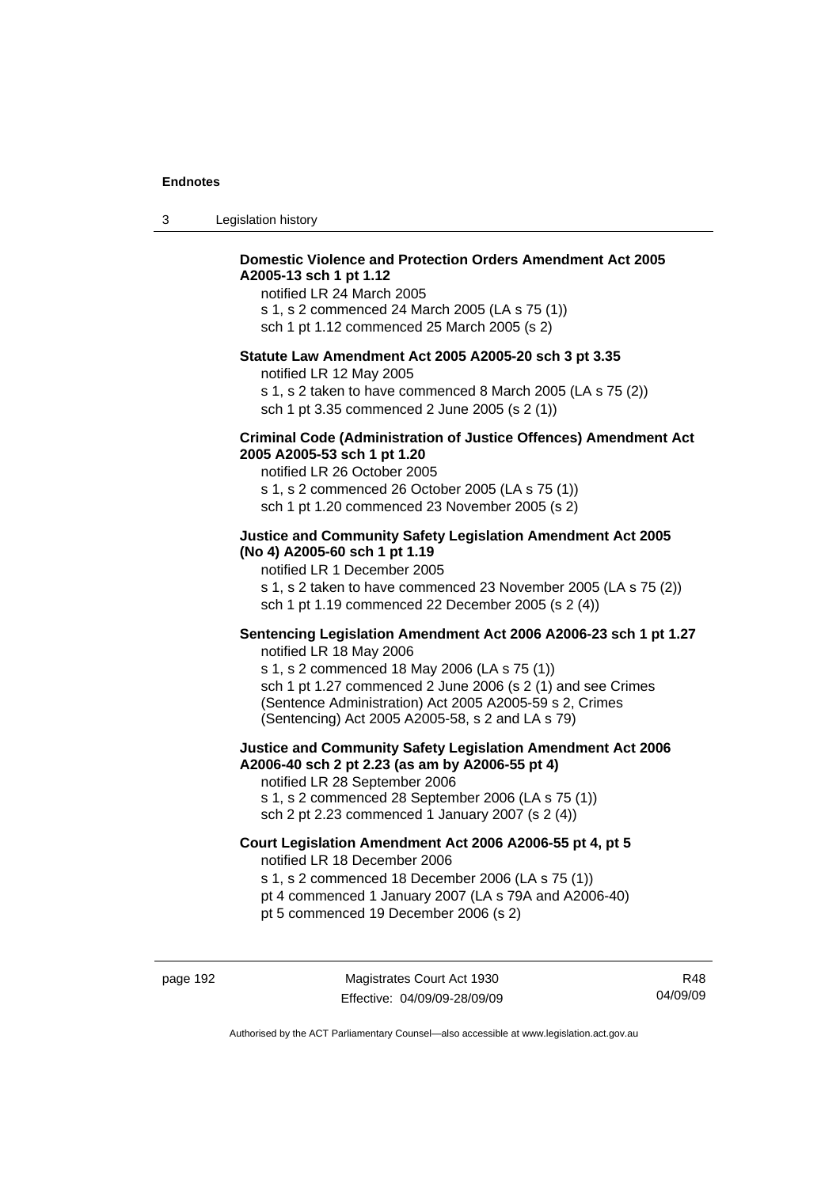**Domestic Violence and Protection Orders Amendment Act 2005 A2005-13 sch 1 pt 1.12**

notified LR 24 March 2005

s 1, s 2 commenced 24 March 2005 (LA s 75 (1))

sch 1 pt 1.12 commenced 25 March 2005 (s 2)

**Statute Law Amendment Act 2005 A2005-20 sch 3 pt 3.35**

notified LR 12 May 2005

s 1, s 2 taken to have commenced 8 March 2005 (LA s 75 (2))

sch 1 pt 3.35 commenced 2 June 2005 (s 2 (1))

**Criminal Code (Administration of Justice Offences) Amendment Act 2005 A2005-53 sch 1 pt 1.20**

notified LR 26 October 2005

s 1, s 2 commenced 26 October 2005 (LA s 75 (1))

sch 1 pt 1.20 commenced 23 November 2005 (s 2)

**Justice and Community Safety Legislation Amendment Act 2005 (No 4) A2005-60 sch 1 pt 1.19**

notified LR 1 December 2005

s 1, s 2 taken to have commenced 23 November 2005 (LA s 75 (2))

sch 1 pt 1.19 commenced 22 December 2005 (s 2 (4))

**Sentencing Legislation Amendment Act 2006 A2006-23 sch 1 pt 1.27**

notified LR 18 May 2006

s 1, s 2 commenced 18 May 2006 (LA s 75 (1))

sch 1 pt 1.27 commenced 2 June 2006 (s 2 (1) and see Crimes (Sentence Administration) Act 2005 A2005-59 s 2, Crimes (Sentencing) Act 2005 A2005-58, s 2 and LA s 79)

**Justice and Community Safety Legislation Amendment Act 2006 A2006-40 sch 2 pt 2.23 (as am by A2006-55 pt 4)**

notified LR 28 September 2006

s 1, s 2 commenced 28 September 2006 (LA s 75 (1))

sch 2 pt 2.23 commenced 1 January 2007 (s 2 (4))

**Court Legislation Amendment Act 2006 A2006-55 pt 4, pt 5**

notified LR 18 December 2006

s 1, s 2 commenced 18 December 2006 (LA s 75 (1))

pt 4 commenced 1 January 2007 (LA s 79A and A2006-40)

pt 5 commenced 19 December 2006 (s 2)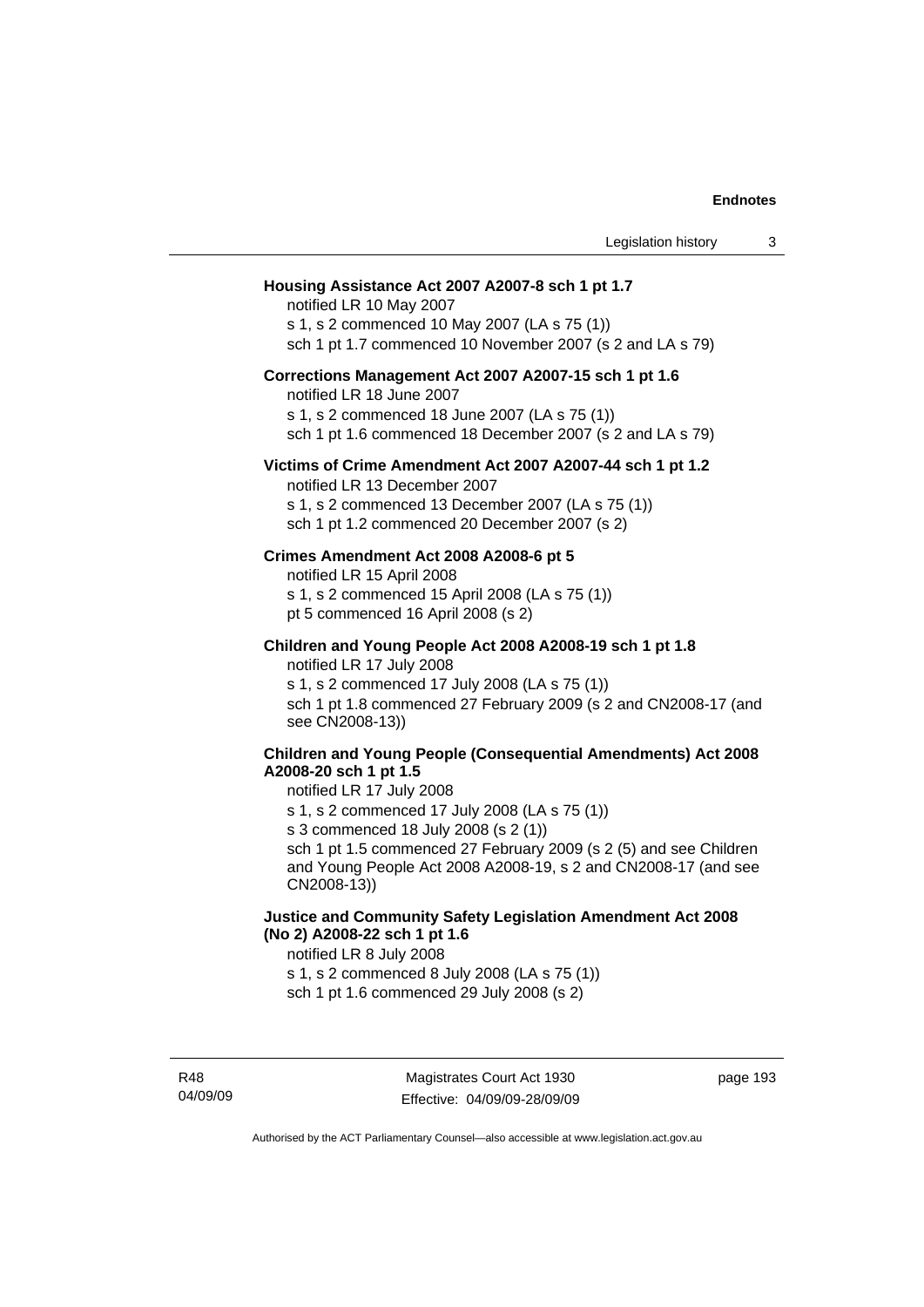**Housing Assistance Act 2007 A2007-8 sch 1 pt 1.7**

notified LR 10 May 2007
s 1, s 2 commenced 10 May 2007 (LA s 75 (1))
sch 1 pt 1.7 commenced 10 November 2007 (s 2 and LA s 79)

**Corrections Management Act 2007 A2007-15 sch 1 pt 1.6**

notified LR 18 June 2007
s 1, s 2 commenced 18 June 2007 (LA s 75 (1))
sch 1 pt 1.6 commenced 18 December 2007 (s 2 and LA s 79)

**Victims of Crime Amendment Act 2007 A2007-44 sch 1 pt 1.2**

notified LR 13 December 2007
s 1, s 2 commenced 13 December 2007 (LA s 75 (1))
sch 1 pt 1.2 commenced 20 December 2007 (s 2)

**Crimes Amendment Act 2008 A2008-6 pt 5**

notified LR 15 April 2008
s 1, s 2 commenced 15 April 2008 (LA s 75 (1))
pt 5 commenced 16 April 2008 (s 2)

**Children and Young People Act 2008 A2008-19 sch 1 pt 1.8**

notified LR 17 July 2008
s 1, s 2 commenced 17 July 2008 (LA s 75 (1))
sch 1 pt 1.8 commenced 27 February 2009 (s 2 and CN2008-17 (and see CN2008-13))

**Children and Young People (Consequential Amendments) Act 2008 A2008-20 sch 1 pt 1.5**

notified LR 17 July 2008
s 1, s 2 commenced 17 July 2008 (LA s 75 (1))
s 3 commenced 18 July 2008 (s 2 (1))
sch 1 pt 1.5 commenced 27 February 2009 (s 2 (5) and see Children and Young People Act 2008 A2008-19, s 2 and CN2008-17 (and see CN2008-13))

**Justice and Community Safety Legislation Amendment Act 2008 (No 2) A2008-22 sch 1 pt 1.6**

notified LR 8 July 2008
s 1, s 2 commenced 8 July 2008 (LA s 75 (1))
sch 1 pt 1.6 commenced 29 July 2008 (s 2)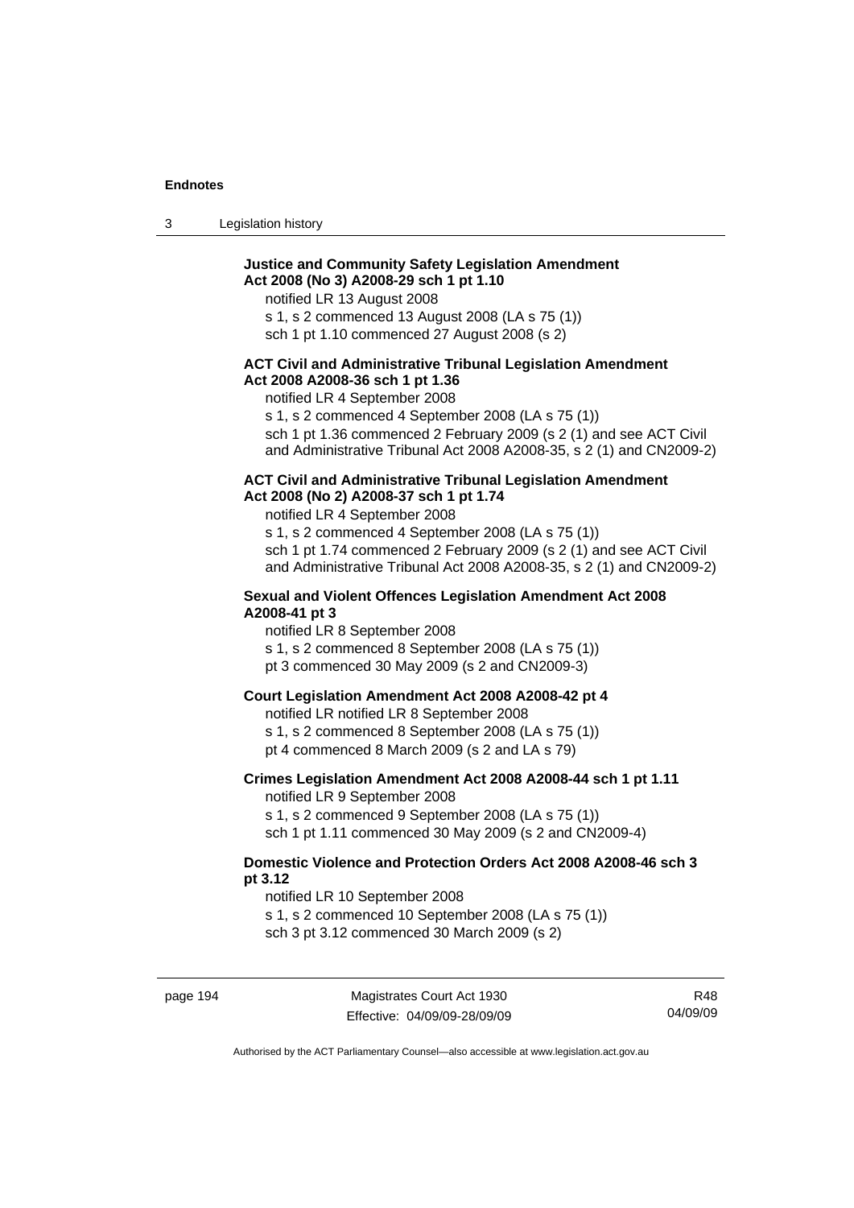**Justice and Community Safety Legislation Amendment Act 2008 (No 3) A2008-29 sch 1 pt 1.10**

notified LR 13 August 2008

s 1, s 2 commenced 13 August 2008 (LA s 75 (1))

sch 1 pt 1.10 commenced 27 August 2008 (s 2)

**ACT Civil and Administrative Tribunal Legislation Amendment Act 2008 A2008-36 sch 1 pt 1.36**

notified LR 4 September 2008

s 1, s 2 commenced 4 September 2008 (LA s 75 (1))

sch 1 pt 1.36 commenced 2 February 2009 (s 2 (1) and see ACT Civil and Administrative Tribunal Act 2008 A2008-35, s 2 (1) and CN2009-2)

**ACT Civil and Administrative Tribunal Legislation Amendment Act 2008 (No 2) A2008-37 sch 1 pt 1.74**

notified LR 4 September 2008

s 1, s 2 commenced 4 September 2008 (LA s 75 (1))

sch 1 pt 1.74 commenced 2 February 2009 (s 2 (1) and see ACT Civil and Administrative Tribunal Act 2008 A2008-35, s 2 (1) and CN2009-2)

**Sexual and Violent Offences Legislation Amendment Act 2008 A2008-41 pt 3**

notified LR 8 September 2008

s 1, s 2 commenced 8 September 2008 (LA s 75 (1))

pt 3 commenced 30 May 2009 (s 2 and CN2009-3)

**Court Legislation Amendment Act 2008 A2008-42 pt 4**

notified LR notified LR 8 September 2008

s 1, s 2 commenced 8 September 2008 (LA s 75 (1))

pt 4 commenced 8 March 2009 (s 2 and LA s 79)

**Crimes Legislation Amendment Act 2008 A2008-44 sch 1 pt 1.11**

notified LR 9 September 2008

s 1, s 2 commenced 9 September 2008 (LA s 75 (1))

sch 1 pt 1.11 commenced 30 May 2009 (s 2 and CN2009-4)

**Domestic Violence and Protection Orders Act 2008 A2008-46 sch 3 pt 3.12**

notified LR 10 September 2008

s 1, s 2 commenced 10 September 2008 (LA s 75 (1))

sch 3 pt 3.12 commenced 30 March 2009 (s 2)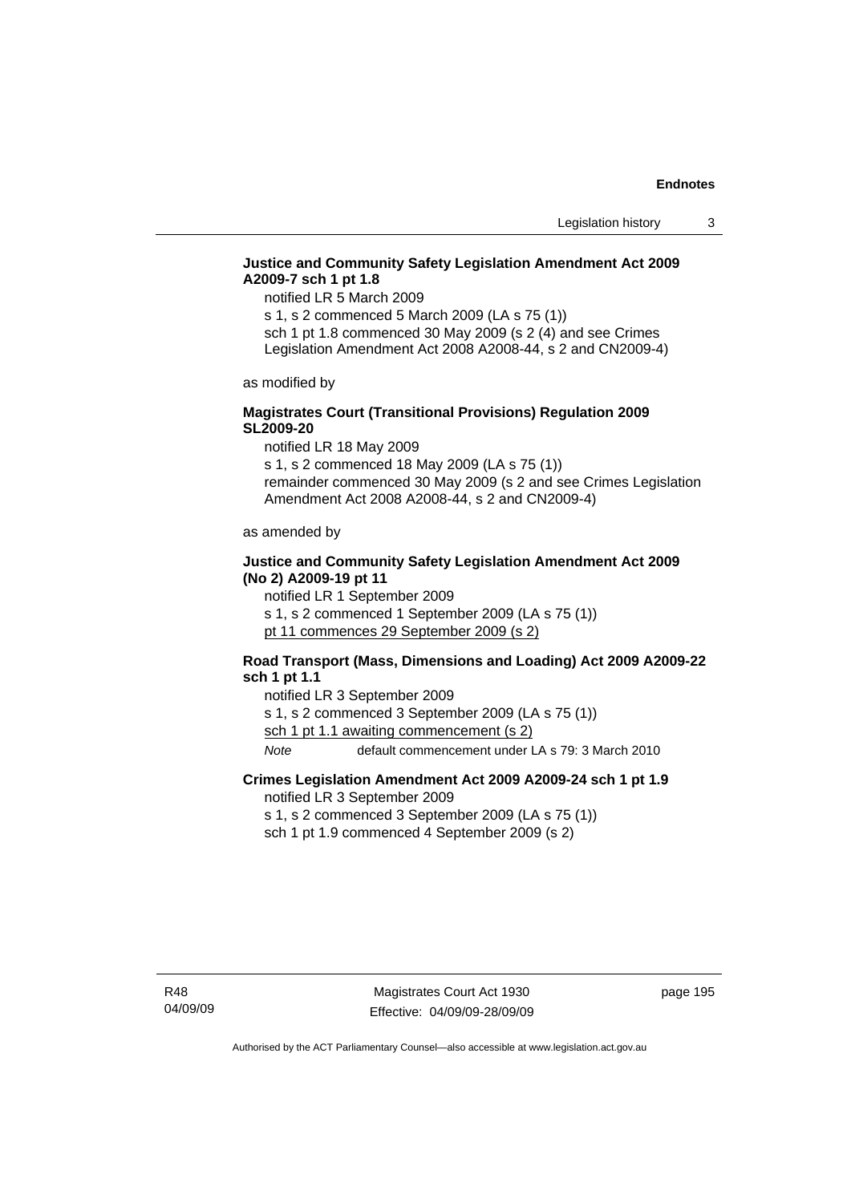**Justice and Community Safety Legislation Amendment Act 2009 A2009-7 sch 1 pt 1.8**

notified LR 5 March 2009

s 1, s 2 commenced 5 March 2009 (LA s 75 (1))

sch 1 pt 1.8 commenced 30 May 2009 (s 2 (4) and see Crimes Legislation Amendment Act 2008 A2008-44, s 2 and CN2009-4)

as modified by

**Magistrates Court (Transitional Provisions) Regulation 2009 SL2009-20**

notified LR 18 May 2009

s 1, s 2 commenced 18 May 2009 (LA s 75 (1))

remainder commenced 30 May 2009 (s 2 and see Crimes Legislation Amendment Act 2008 A2008-44, s 2 and CN2009-4)

as amended by

**Justice and Community Safety Legislation Amendment Act 2009 (No 2) A2009-19 pt 11**

notified LR 1 September 2009

s 1, s 2 commenced 1 September 2009 (LA s 75 (1))

pt 11 commences 29 September 2009 (s 2)

**Road Transport (Mass, Dimensions and Loading) Act 2009 A2009-22 sch 1 pt 1.1**

notified LR 3 September 2009

s 1, s 2 commenced 3 September 2009 (LA s 75 (1))

sch 1 pt 1.1 awaiting commencement (s 2)

*Note* default commencement under LA s 79: 3 March 2010

**Crimes Legislation Amendment Act 2009 A2009-24 sch 1 pt 1.9**

notified LR 3 September 2009

s 1, s 2 commenced 3 September 2009 (LA s 75 (1))

sch 1 pt 1.9 commenced 4 September 2009 (s 2)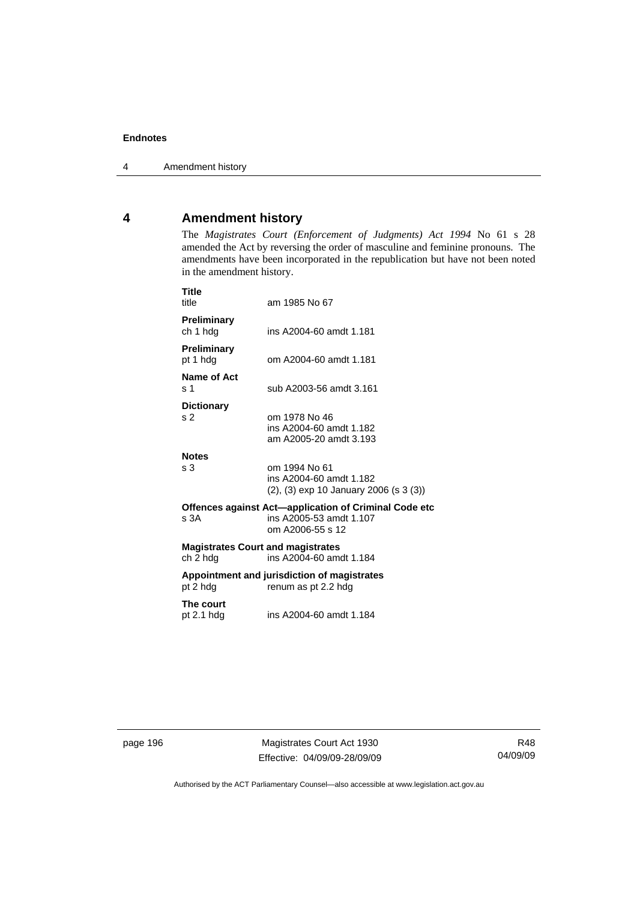# 4 Amendment history

The *Magistrates Court (Enforcement of Judgments) Act 1994* No 61 s 28 amended the Act by reversing the order of masculine and feminine pronouns. The amendments have been incorporated in the republication but have not been noted in the amendment history.

**Title**
title am 1985 No 67

**Preliminary**
ch 1 hdg ins A2004-60 amdt 1.181

**Preliminary**
pt 1 hdg om A2004-60 amdt 1.181

**Name of Act**
s 1 sub A2003-56 amdt 3.161

**Dictionary**
s 2 om 1978 No 46
ins A2004-60 amdt 1.182
am A2005-20 amdt 3.193

**Notes**
s 3 om 1994 No 61
ins A2004-60 amdt 1.182
(2), (3) exp 10 January 2006 (s 3 (3))

**Offences against Act—application of Criminal Code etc**
s 3A ins A2005-53 amdt 1.107
om A2006-55 s 12

**Magistrates Court and magistrates**
ch 2 hdg ins A2004-60 amdt 1.184

**Appointment and jurisdiction of magistrates**
pt 2 hdg renum as pt 2.2 hdg

**The court**
pt 2.1 hdg ins A2004-60 amdt 1.184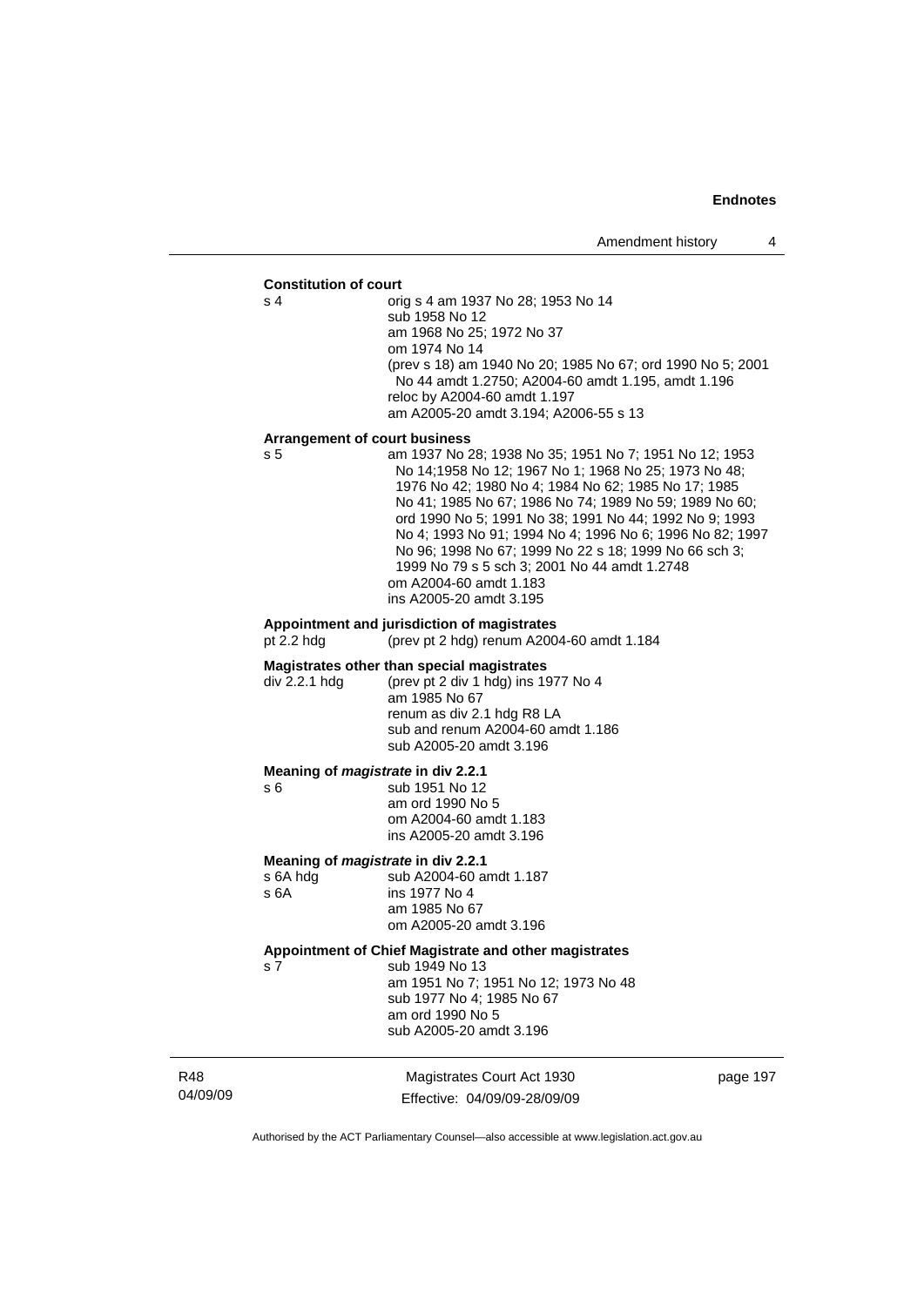**Constitution of court**

s 4 orig s 4 am 1937 No 28; 1953 No 14
sub 1958 No 12
am 1968 No 25; 1972 No 37
om 1974 No 14
(prev s 18) am 1940 No 20; 1985 No 67; ord 1990 No 5; 2001 No 44 amdt 1.2750; A2004-60 amdt 1.195, amdt 1.196
reloc by A2004-60 amdt 1.197
am A2005-20 amdt 3.194; A2006-55 s 13

**Arrangement of court business**

s 5 am 1937 No 28; 1938 No 35; 1951 No 7; 1951 No 12; 1953 No 14;1958 No 12; 1967 No 1; 1968 No 25; 1973 No 48; 1976 No 42; 1980 No 4; 1984 No 62; 1985 No 17; 1985 No 41; 1985 No 67; 1986 No 74; 1989 No 59; 1989 No 60; ord 1990 No 5; 1991 No 38; 1991 No 44; 1992 No 9; 1993 No 4; 1993 No 91; 1994 No 4; 1996 No 6; 1996 No 82; 1997 No 96; 1998 No 67; 1999 No 22 s 18; 1999 No 66 sch 3; 1999 No 79 s 5 sch 3; 2001 No 44 amdt 1.2748
om A2004-60 amdt 1.183
ins A2005-20 amdt 3.195

**Appointment and jurisdiction of magistrates**

pt 2.2 hdg (prev pt 2 hdg) renum A2004-60 amdt 1.184

**Magistrates other than special magistrates**

div 2.2.1 hdg (prev pt 2 div 1 hdg) ins 1977 No 4
am 1985 No 67
renum as div 2.1 hdg R8 LA
sub and renum A2004-60 amdt 1.186
sub A2005-20 amdt 3.196

**Meaning of *magistrate* in div 2.2.1**

s 6 sub 1951 No 12
am ord 1990 No 5
om A2004-60 amdt 1.183
ins A2005-20 amdt 3.196

**Meaning of *magistrate* in div 2.2.1**

s 6A hdg sub A2004-60 amdt 1.187
s 6A ins 1977 No 4
am 1985 No 67
om A2005-20 amdt 3.196

**Appointment of Chief Magistrate and other magistrates**

s 7 sub 1949 No 13
am 1951 No 7; 1951 No 12; 1973 No 48
sub 1977 No 4; 1985 No 67
am ord 1990 No 5
sub A2005-20 amdt 3.196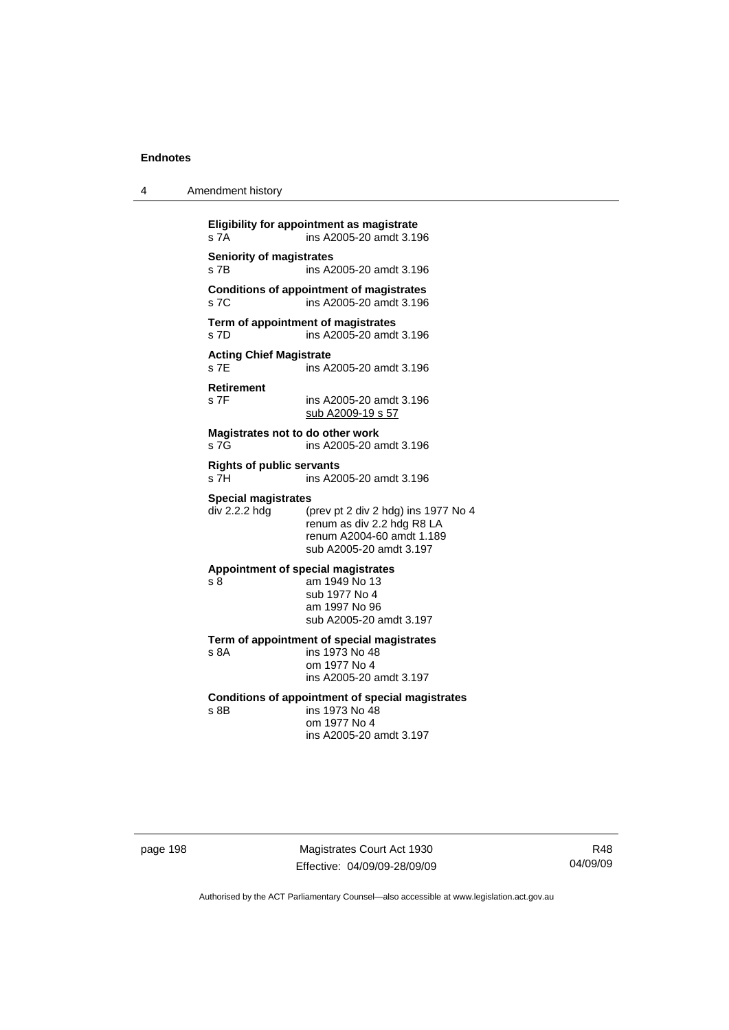**Eligibility for appointment as magistrate**
s 7A ins A2005-20 amdt 3.196

**Seniority of magistrates**
s 7B ins A2005-20 amdt 3.196

**Conditions of appointment of magistrates**
s 7C ins A2005-20 amdt 3.196

**Term of appointment of magistrates**
s 7D ins A2005-20 amdt 3.196

**Acting Chief Magistrate**
s 7E ins A2005-20 amdt 3.196

**Retirement**
s 7F ins A2005-20 amdt 3.196
sub A2009-19 s 57

**Magistrates not to do other work**
s 7G ins A2005-20 amdt 3.196

**Rights of public servants**
s 7H ins A2005-20 amdt 3.196

**Special magistrates**
div 2.2.2 hdg (prev pt 2 div 2 hdg) ins 1977 No 4
renum as div 2.2 hdg R8 LA
renum A2004-60 amdt 1.189
sub A2005-20 amdt 3.197

**Appointment of special magistrates**
s 8 am 1949 No 13
sub 1977 No 4
am 1997 No 96
sub A2005-20 amdt 3.197

**Term of appointment of special magistrates**
s 8A ins 1973 No 48
om 1977 No 4
ins A2005-20 amdt 3.197

**Conditions of appointment of special magistrates**
s 8B ins 1973 No 48
om 1977 No 4
ins A2005-20 amdt 3.197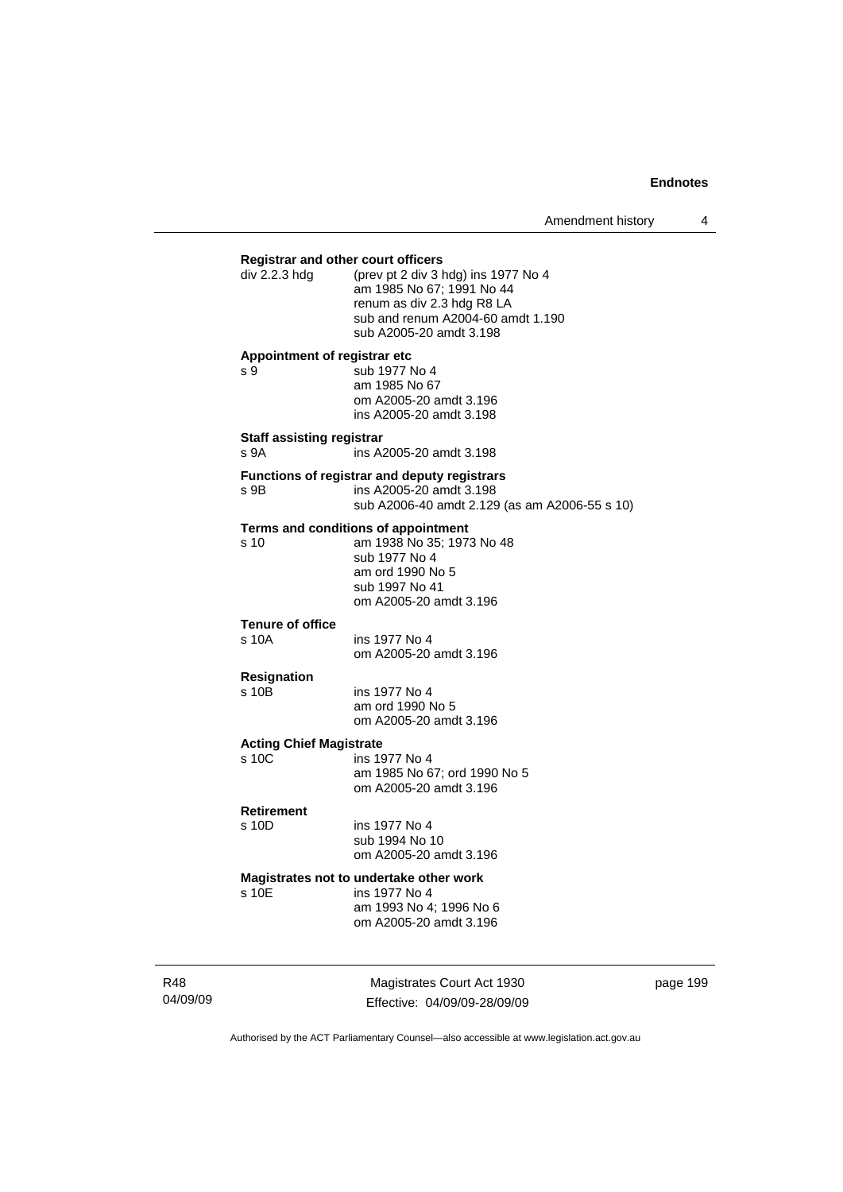**Registrar and other court officers**

div 2.2.3 hdg (prev pt 2 div 3 hdg) ins 1977 No 4
am 1985 No 67; 1991 No 44
renum as div 2.3 hdg R8 LA
sub and renum A2004-60 amdt 1.190
sub A2005-20 amdt 3.198

**Appointment of registrar etc**

s 9 sub 1977 No 4
am 1985 No 67
om A2005-20 amdt 3.196
ins A2005-20 amdt 3.198

**Staff assisting registrar**

s 9A ins A2005-20 amdt 3.198

**Functions of registrar and deputy registrars**

s 9B ins A2005-20 amdt 3.198
sub A2006-40 amdt 2.129 (as am A2006-55 s 10)

**Terms and conditions of appointment**

s 10 am 1938 No 35; 1973 No 48
sub 1977 No 4
am ord 1990 No 5
sub 1997 No 41
om A2005-20 amdt 3.196

**Tenure of office**

s 10A ins 1977 No 4
om A2005-20 amdt 3.196

**Resignation**

s 10B ins 1977 No 4
am ord 1990 No 5
om A2005-20 amdt 3.196

**Acting Chief Magistrate**

s 10C ins 1977 No 4
am 1985 No 67; ord 1990 No 5
om A2005-20 amdt 3.196

**Retirement**

s 10D ins 1977 No 4
sub 1994 No 10
om A2005-20 amdt 3.196

**Magistrates not to undertake other work**

s 10E ins 1977 No 4
am 1993 No 4; 1996 No 6
om A2005-20 amdt 3.196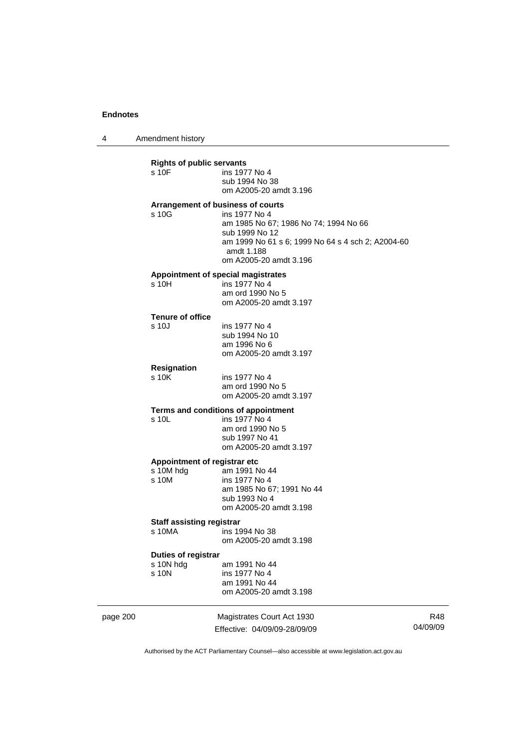**Rights of public servants**

s 10F ins 1977 No 4
sub 1994 No 38
om A2005-20 amdt 3.196

**Arrangement of business of courts**

s 10G ins 1977 No 4
am 1985 No 67; 1986 No 74; 1994 No 66
sub 1999 No 12
am 1999 No 61 s 6; 1999 No 64 s 4 sch 2; A2004-60 amdt 1.188
om A2005-20 amdt 3.196

**Appointment of special magistrates**

s 10H ins 1977 No 4
am ord 1990 No 5
om A2005-20 amdt 3.197

**Tenure of office**

s 10J ins 1977 No 4
sub 1994 No 10
am 1996 No 6
om A2005-20 amdt 3.197

**Resignation**

s 10K ins 1977 No 4
am ord 1990 No 5
om A2005-20 amdt 3.197

**Terms and conditions of appointment**

s 10L ins 1977 No 4
am ord 1990 No 5
sub 1997 No 41
om A2005-20 amdt 3.197

**Appointment of registrar etc**

s 10M hdg am 1991 No 44
s 10M ins 1977 No 4
am 1985 No 67; 1991 No 44
sub 1993 No 4
om A2005-20 amdt 3.198

**Staff assisting registrar**

s 10MA ins 1994 No 38
om A2005-20 amdt 3.198

**Duties of registrar**

s 10N hdg am 1991 No 44
s 10N ins 1977 No 4
am 1991 No 44
om A2005-20 amdt 3.198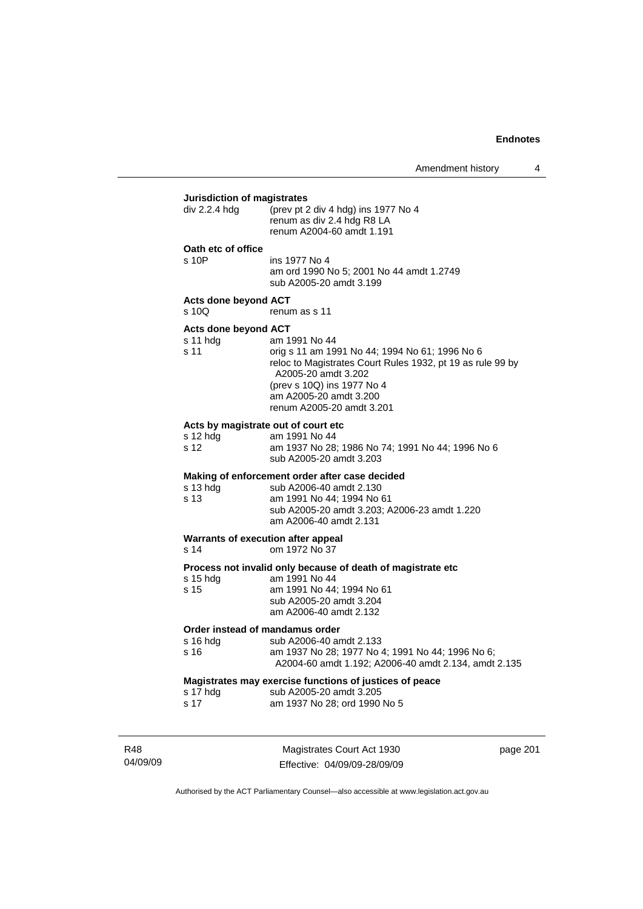**Jurisdiction of magistrates**

div 2.2.4 hdg (prev pt 2 div 4 hdg) ins 1977 No 4
renum as div 2.4 hdg R8 LA
renum A2004-60 amdt 1.191

**Oath etc of office**

s 10P ins 1977 No 4
am ord 1990 No 5; 2001 No 44 amdt 1.2749
sub A2005-20 amdt 3.199

**Acts done beyond ACT**

s 10Q renum as s 11

**Acts done beyond ACT**

s 11 hdg am 1991 No 44

s 11 orig s 11 am 1991 No 44; 1994 No 61; 1996 No 6
reloc to Magistrates Court Rules 1932, pt 19 as rule 99 by A2005-20 amdt 3.202
(prev s 10Q) ins 1977 No 4
am A2005-20 amdt 3.200
renum A2005-20 amdt 3.201

**Acts by magistrate out of court etc**

s 12 hdg am 1991 No 44

s 12 am 1937 No 28; 1986 No 74; 1991 No 44; 1996 No 6
sub A2005-20 amdt 3.203

**Making of enforcement order after case decided**

s 13 hdg sub A2006-40 amdt 2.130

s 13 am 1991 No 44; 1994 No 61
sub A2005-20 amdt 3.203; A2006-23 amdt 1.220
am A2006-40 amdt 2.131

**Warrants of execution after appeal**

s 14 om 1972 No 37

**Process not invalid only because of death of magistrate etc**

s 15 hdg am 1991 No 44

s 15 am 1991 No 44; 1994 No 61
sub A2005-20 amdt 3.204
am A2006-40 amdt 2.132

**Order instead of mandamus order**

s 16 hdg sub A2006-40 amdt 2.133

s 16 am 1937 No 28; 1977 No 4; 1991 No 44; 1996 No 6; A2004-60 amdt 1.192; A2006-40 amdt 2.134, amdt 2.135

**Magistrates may exercise functions of justices of peace**

s 17 hdg sub A2005-20 amdt 3.205

s 17 am 1937 No 28; ord 1990 No 5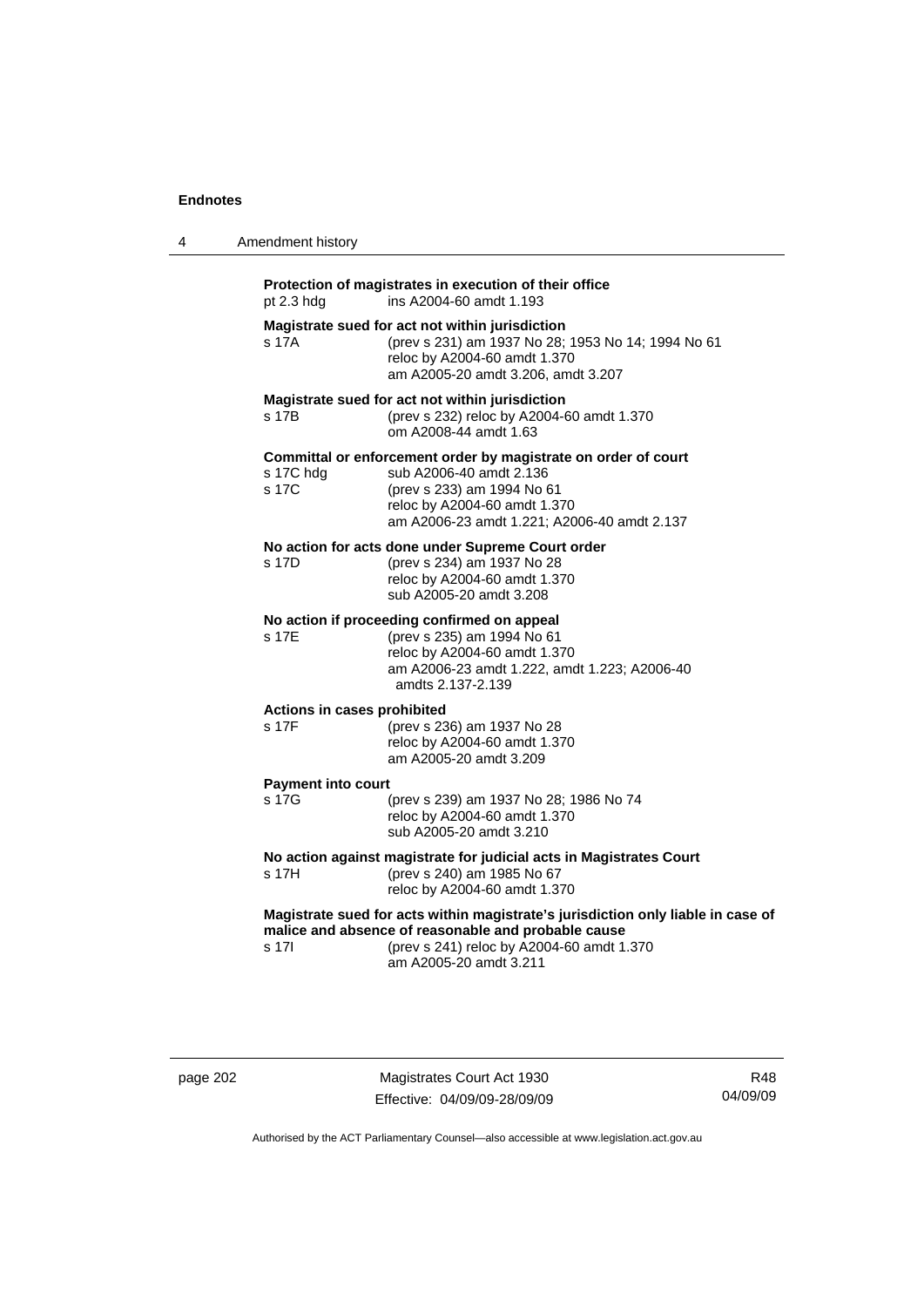**Protection of magistrates in execution of their office**
pt 2.3 hdg ins A2004-60 amdt 1.193

**Magistrate sued for act not within jurisdiction**
s 17A (prev s 231) am 1937 No 28; 1953 No 14; 1994 No 61
reloc by A2004-60 amdt 1.370
am A2005-20 amdt 3.206, amdt 3.207

**Magistrate sued for act not within jurisdiction**
s 17B (prev s 232) reloc by A2004-60 amdt 1.370
om A2008-44 amdt 1.63

**Committal or enforcement order by magistrate on order of court**
s 17C hdg sub A2006-40 amdt 2.136
s 17C (prev s 233) am 1994 No 61
reloc by A2004-60 amdt 1.370
am A2006-23 amdt 1.221; A2006-40 amdt 2.137

**No action for acts done under Supreme Court order**
s 17D (prev s 234) am 1937 No 28
reloc by A2004-60 amdt 1.370
sub A2005-20 amdt 3.208

**No action if proceeding confirmed on appeal**
s 17E (prev s 235) am 1994 No 61
reloc by A2004-60 amdt 1.370
am A2006-23 amdt 1.222, amdt 1.223; A2006-40 amdts 2.137-2.139

**Actions in cases prohibited**
s 17F (prev s 236) am 1937 No 28
reloc by A2004-60 amdt 1.370
am A2005-20 amdt 3.209

**Payment into court**
s 17G (prev s 239) am 1937 No 28; 1986 No 74
reloc by A2004-60 amdt 1.370
sub A2005-20 amdt 3.210

**No action against magistrate for judicial acts in Magistrates Court**
s 17H (prev s 240) am 1985 No 67
reloc by A2004-60 amdt 1.370

**Magistrate sued for acts within magistrate's jurisdiction only liable in case of malice and absence of reasonable and probable cause**
s 17I (prev s 241) reloc by A2004-60 amdt 1.370
am A2005-20 amdt 3.211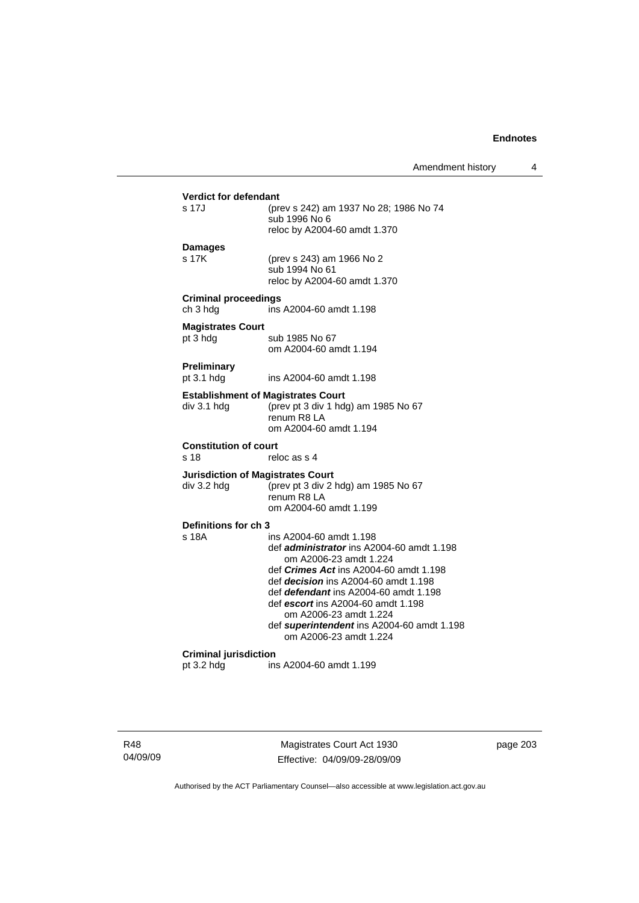**Verdict for defendant**

s 17J (prev s 242) am 1937 No 28; 1986 No 74
sub 1996 No 6
reloc by A2004-60 amdt 1.370

**Damages**

s 17K (prev s 243) am 1966 No 2
sub 1994 No 61
reloc by A2004-60 amdt 1.370

**Criminal proceedings**

ch 3 hdg ins A2004-60 amdt 1.198

**Magistrates Court**

pt 3 hdg sub 1985 No 67
om A2004-60 amdt 1.194

**Preliminary**

pt 3.1 hdg ins A2004-60 amdt 1.198

**Establishment of Magistrates Court**

div 3.1 hdg (prev pt 3 div 1 hdg) am 1985 No 67
renum R8 LA
om A2004-60 amdt 1.194

**Constitution of court**

s 18 reloc as s 4

**Jurisdiction of Magistrates Court**

div 3.2 hdg (prev pt 3 div 2 hdg) am 1985 No 67
renum R8 LA
om A2004-60 amdt 1.199

**Definitions for ch 3**

s 18A ins A2004-60 amdt 1.198
def ***administrator*** ins A2004-60 amdt 1.198
om A2006-23 amdt 1.224
def ***Crimes Act*** ins A2004-60 amdt 1.198
def ***decision*** ins A2004-60 amdt 1.198
def ***defendant*** ins A2004-60 amdt 1.198
def ***escort*** ins A2004-60 amdt 1.198
om A2006-23 amdt 1.224
def ***superintendent*** ins A2004-60 amdt 1.198
om A2006-23 amdt 1.224

**Criminal jurisdiction**

pt 3.2 hdg ins A2004-60 amdt 1.199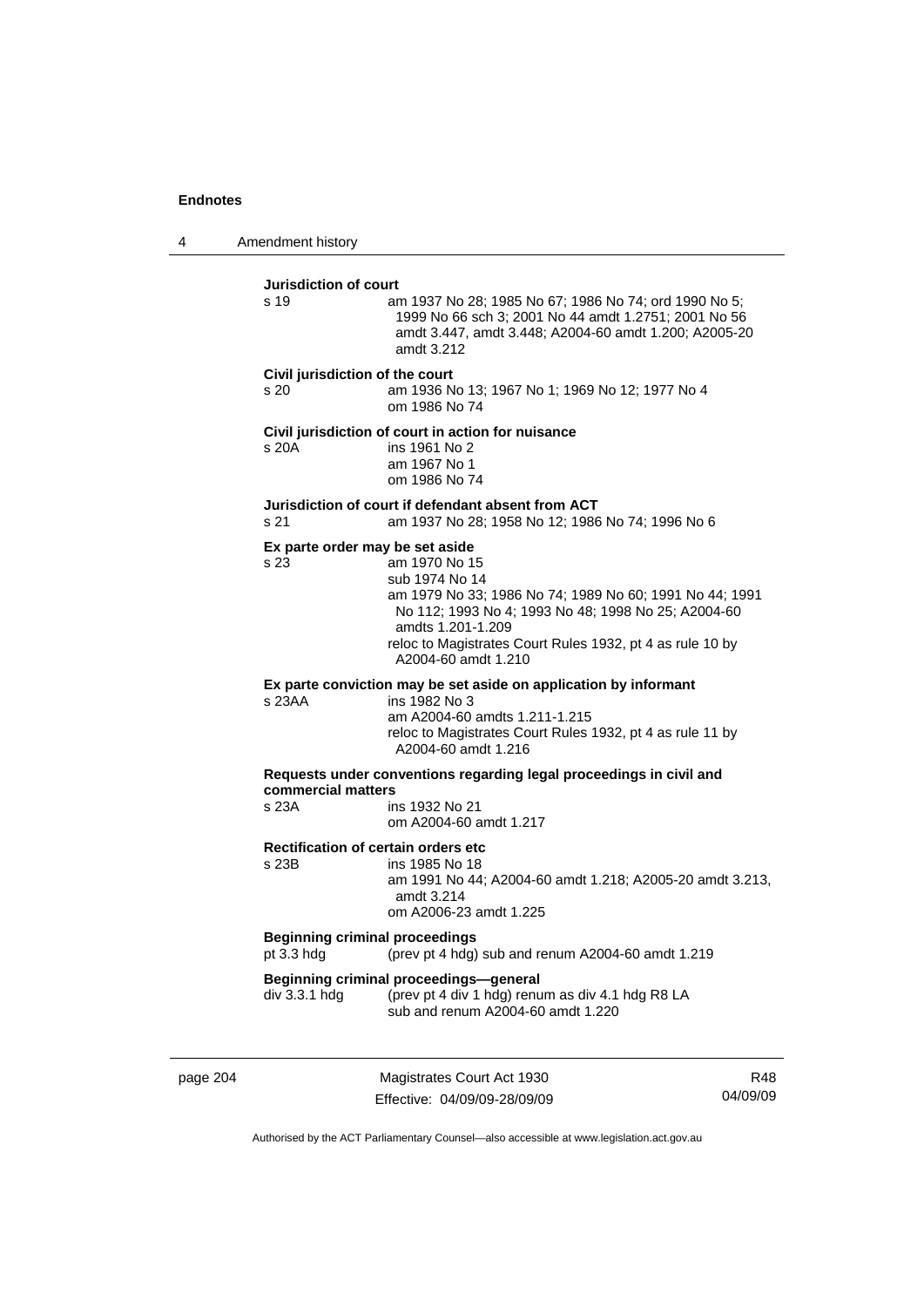**Jurisdiction of court**

s 19 — am 1937 No 28; 1985 No 67; 1986 No 74; ord 1990 No 5; 1999 No 66 sch 3; 2001 No 44 amdt 1.2751; 2001 No 56 amdt 3.447, amdt 3.448; A2004-60 amdt 1.200; A2005-20 amdt 3.212

**Civil jurisdiction of the court**

s 20 — am 1936 No 13; 1967 No 1; 1969 No 12; 1977 No 4
om 1986 No 74

**Civil jurisdiction of court in action for nuisance**

s 20A — ins 1961 No 2
am 1967 No 1
om 1986 No 74

**Jurisdiction of court if defendant absent from ACT**

s 21 — am 1937 No 28; 1958 No 12; 1986 No 74; 1996 No 6

**Ex parte order may be set aside**

s 23 — am 1970 No 15
sub 1974 No 14
am 1979 No 33; 1986 No 74; 1989 No 60; 1991 No 44; 1991 No 112; 1993 No 4; 1993 No 48; 1998 No 25; A2004-60 amdts 1.201-1.209
reloc to Magistrates Court Rules 1932, pt 4 as rule 10 by A2004-60 amdt 1.210

**Ex parte conviction may be set aside on application by informant**

s 23AA — ins 1982 No 3
am A2004-60 amdts 1.211-1.215
reloc to Magistrates Court Rules 1932, pt 4 as rule 11 by A2004-60 amdt 1.216

**Requests under conventions regarding legal proceedings in civil and commercial matters**

s 23A — ins 1932 No 21
om A2004-60 amdt 1.217

**Rectification of certain orders etc**

s 23B — ins 1985 No 18
am 1991 No 44; A2004-60 amdt 1.218; A2005-20 amdt 3.213, amdt 3.214
om A2006-23 amdt 1.225

**Beginning criminal proceedings**

pt 3.3 hdg — (prev pt 4 hdg) sub and renum A2004-60 amdt 1.219

**Beginning criminal proceedings—general**

div 3.3.1 hdg — (prev pt 4 div 1 hdg) renum as div 4.1 hdg R8 LA
sub and renum A2004-60 amdt 1.220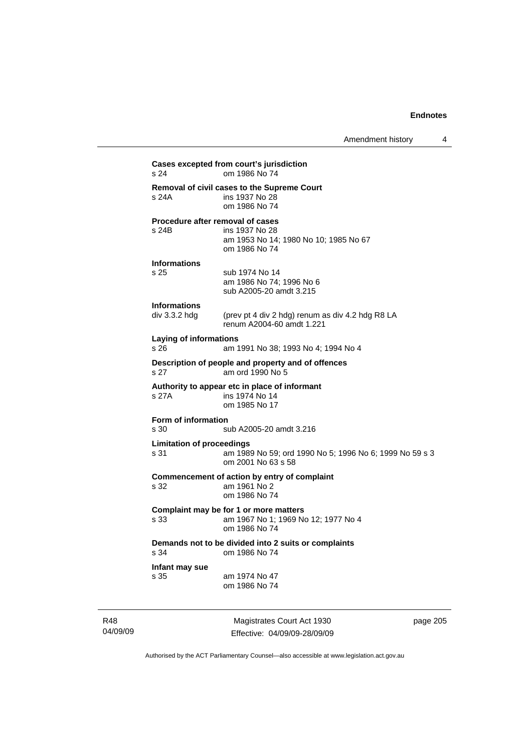**Cases excepted from court's jurisdiction**
s 24 om 1986 No 74

**Removal of civil cases to the Supreme Court**
s 24A ins 1937 No 28
om 1986 No 74

**Procedure after removal of cases**
s 24B ins 1937 No 28
am 1953 No 14; 1980 No 10; 1985 No 67
om 1986 No 74

**Informations**
s 25 sub 1974 No 14
am 1986 No 74; 1996 No 6
sub A2005-20 amdt 3.215

**Informations**
div 3.3.2 hdg (prev pt 4 div 2 hdg) renum as div 4.2 hdg R8 LA
renum A2004-60 amdt 1.221

**Laying of informations**
s 26 am 1991 No 38; 1993 No 4; 1994 No 4

**Description of people and property and of offences**
s 27 am ord 1990 No 5

**Authority to appear etc in place of informant**
s 27A ins 1974 No 14
om 1985 No 17

**Form of information**
s 30 sub A2005-20 amdt 3.216

**Limitation of proceedings**
s 31 am 1989 No 59; ord 1990 No 5; 1996 No 6; 1999 No 59 s 3
om 2001 No 63 s 58

**Commencement of action by entry of complaint**
s 32 am 1961 No 2
om 1986 No 74

**Complaint may be for 1 or more matters**
s 33 am 1967 No 1; 1969 No 12; 1977 No 4
om 1986 No 74

**Demands not to be divided into 2 suits or complaints**
s 34 om 1986 No 74

**Infant may sue**
s 35 am 1974 No 47
om 1986 No 74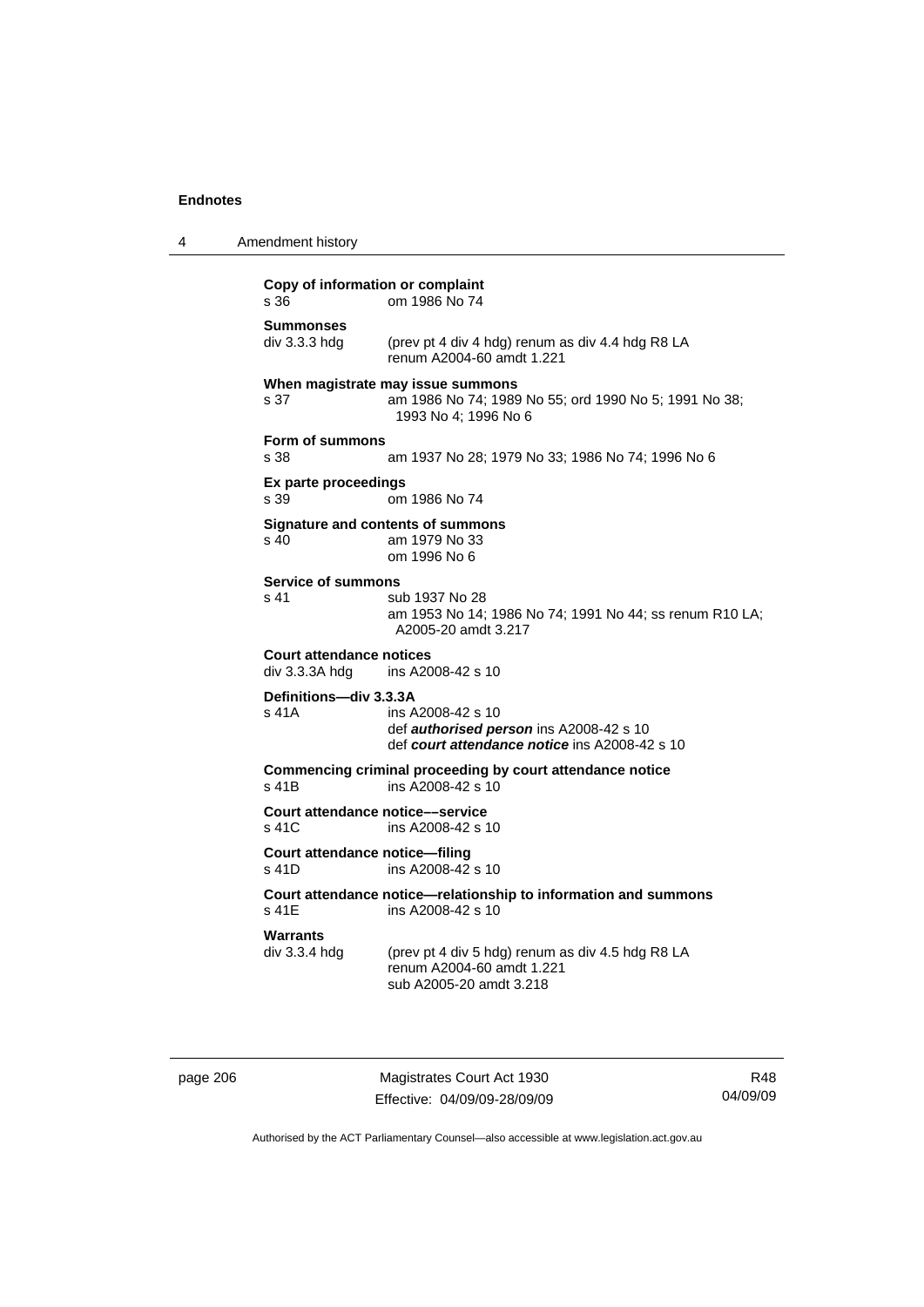**Copy of information or complaint**
s 36 om 1986 No 74

**Summonses**
div 3.3.3 hdg (prev pt 4 div 4 hdg) renum as div 4.4 hdg R8 LA
renum A2004-60 amdt 1.221

**When magistrate may issue summons**
s 37 am 1986 No 74; 1989 No 55; ord 1990 No 5; 1991 No 38; 1993 No 4; 1996 No 6

**Form of summons**
s 38 am 1937 No 28; 1979 No 33; 1986 No 74; 1996 No 6

**Ex parte proceedings**
s 39 om 1986 No 74

**Signature and contents of summons**
s 40 am 1979 No 33
om 1996 No 6

**Service of summons**
s 41 sub 1937 No 28
am 1953 No 14; 1986 No 74; 1991 No 44; ss renum R10 LA; A2005-20 amdt 3.217

**Court attendance notices**
div 3.3.3A hdg ins A2008-42 s 10

**Definitions—div 3.3.3A**
s 41A ins A2008-42 s 10
def ***authorised person*** ins A2008-42 s 10
def ***court attendance notice*** ins A2008-42 s 10

**Commencing criminal proceeding by court attendance notice**
s 41B ins A2008-42 s 10

**Court attendance notice––service**
s 41C ins A2008-42 s 10

**Court attendance notice—filing**
s 41D ins A2008-42 s 10

**Court attendance notice—relationship to information and summons**
s 41E ins A2008-42 s 10

**Warrants**
div 3.3.4 hdg (prev pt 4 div 5 hdg) renum as div 4.5 hdg R8 LA
renum A2004-60 amdt 1.221
sub A2005-20 amdt 3.218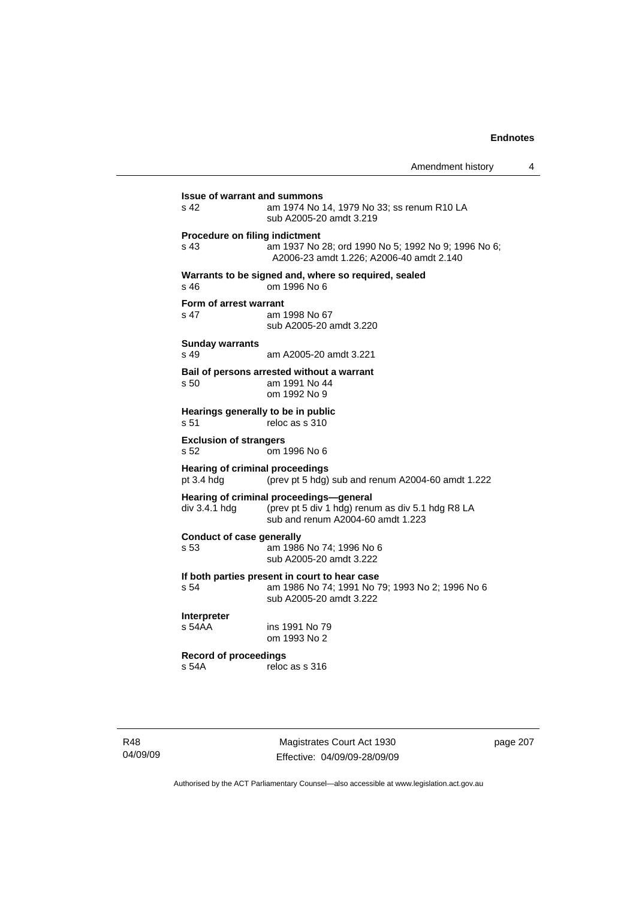**Issue of warrant and summons**
s 42 am 1974 No 14, 1979 No 33; ss renum R10 LA
sub A2005-20 amdt 3.219

**Procedure on filing indictment**
s 43 am 1937 No 28; ord 1990 No 5; 1992 No 9; 1996 No 6; A2006-23 amdt 1.226; A2006-40 amdt 2.140

**Warrants to be signed and, where so required, sealed**
s 46 om 1996 No 6

**Form of arrest warrant**
s 47 am 1998 No 67
sub A2005-20 amdt 3.220

**Sunday warrants**
s 49 am A2005-20 amdt 3.221

**Bail of persons arrested without a warrant**
s 50 am 1991 No 44
om 1992 No 9

**Hearings generally to be in public**
s 51 reloc as s 310

**Exclusion of strangers**
s 52 om 1996 No 6

**Hearing of criminal proceedings**
pt 3.4 hdg (prev pt 5 hdg) sub and renum A2004-60 amdt 1.222

**Hearing of criminal proceedings—general**
div 3.4.1 hdg (prev pt 5 div 1 hdg) renum as div 5.1 hdg R8 LA
sub and renum A2004-60 amdt 1.223

**Conduct of case generally**
s 53 am 1986 No 74; 1996 No 6
sub A2005-20 amdt 3.222

**If both parties present in court to hear case**
s 54 am 1986 No 74; 1991 No 79; 1993 No 2; 1996 No 6
sub A2005-20 amdt 3.222

**Interpreter**
s 54AA ins 1991 No 79
om 1993 No 2

**Record of proceedings**
s 54A reloc as s 316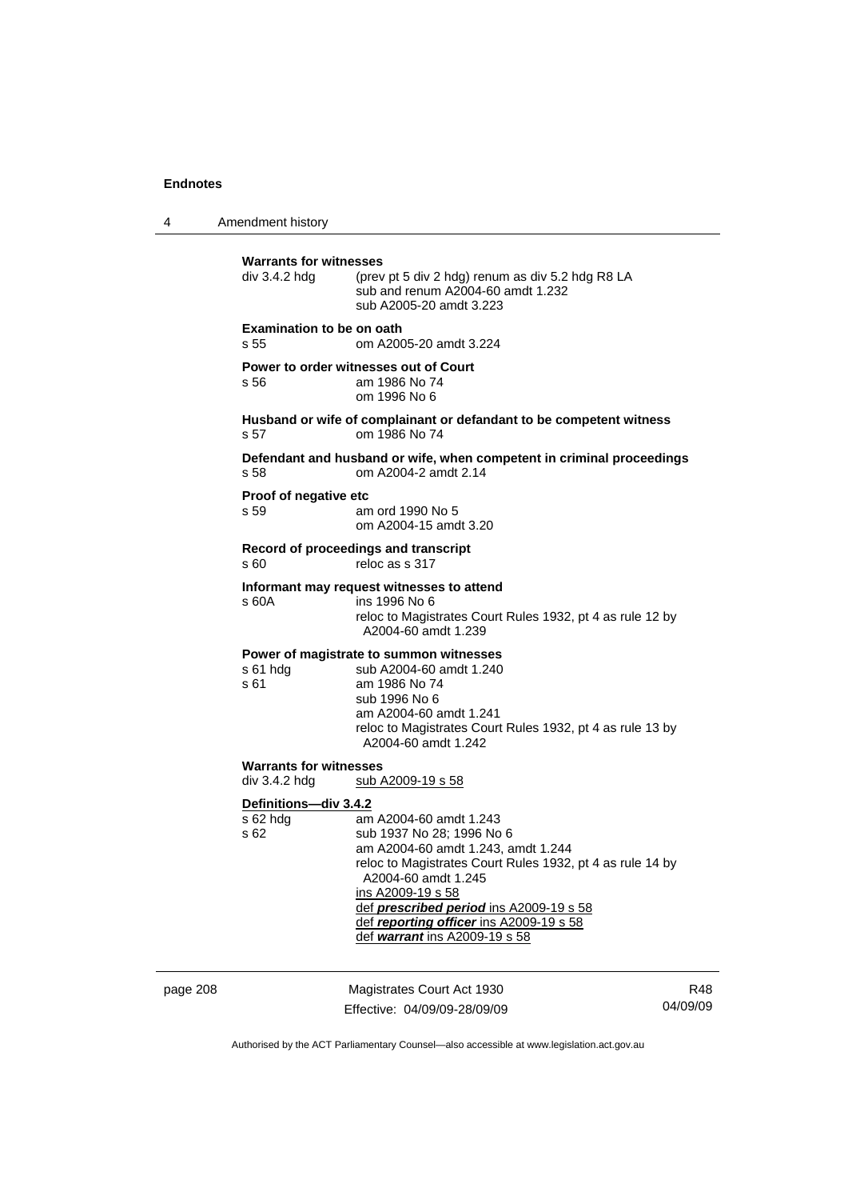**Warrants for witnesses**

div 3.4.2 hdg (prev pt 5 div 2 hdg) renum as div 5.2 hdg R8 LA
sub and renum A2004-60 amdt 1.232
sub A2005-20 amdt 3.223

**Examination to be on oath**

s 55 om A2005-20 amdt 3.224

**Power to order witnesses out of Court**

s 56 am 1986 No 74
om 1996 No 6

**Husband or wife of complainant or defandant to be competent witness**

s 57 om 1986 No 74

**Defendant and husband or wife, when competent in criminal proceedings**

s 58 om A2004-2 amdt 2.14

**Proof of negative etc**

s 59 am ord 1990 No 5
om A2004-15 amdt 3.20

**Record of proceedings and transcript**

s 60 reloc as s 317

**Informant may request witnesses to attend**

s 60A ins 1996 No 6
reloc to Magistrates Court Rules 1932, pt 4 as rule 12 by A2004-60 amdt 1.239

**Power of magistrate to summon witnesses**

s 61 hdg sub A2004-60 amdt 1.240
s 61 am 1986 No 74
sub 1996 No 6
am A2004-60 amdt 1.241
reloc to Magistrates Court Rules 1932, pt 4 as rule 13 by A2004-60 amdt 1.242

**Warrants for witnesses**

div 3.4.2 hdg sub A2009-19 s 58

**Definitions—div 3.4.2**

s 62 hdg am A2004-60 amdt 1.243
s 62 sub 1937 No 28; 1996 No 6
am A2004-60 amdt 1.243, amdt 1.244
reloc to Magistrates Court Rules 1932, pt 4 as rule 14 by A2004-60 amdt 1.245
ins A2009-19 s 58
def ***prescribed period*** ins A2009-19 s 58
def ***reporting officer*** ins A2009-19 s 58
def ***warrant*** ins A2009-19 s 58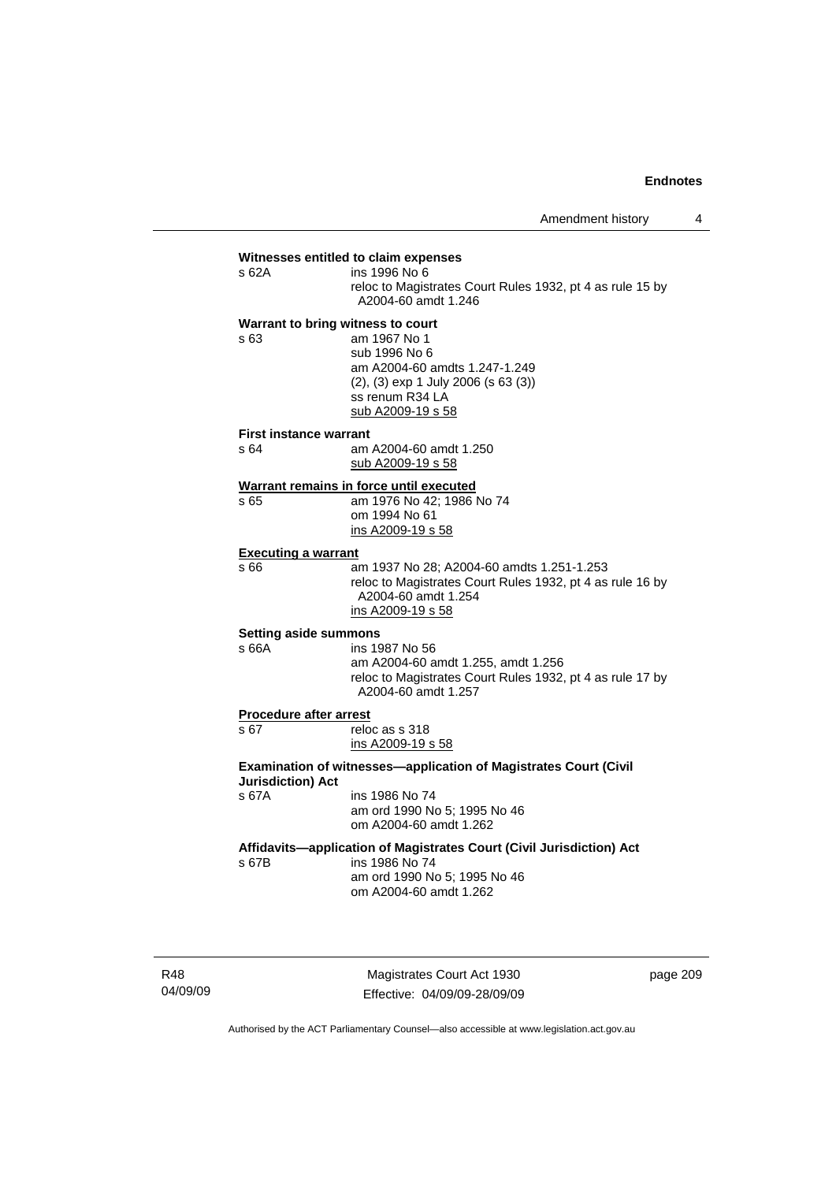**Witnesses entitled to claim expenses**

s 62A ins 1996 No 6
reloc to Magistrates Court Rules 1932, pt 4 as rule 15 by A2004-60 amdt 1.246

**Warrant to bring witness to court**

s 63 am 1967 No 1
sub 1996 No 6
am A2004-60 amdts 1.247-1.249
(2), (3) exp 1 July 2006 (s 63 (3))
ss renum R34 LA
sub A2009-19 s 58

**First instance warrant**

s 64 am A2004-60 amdt 1.250
sub A2009-19 s 58

**Warrant remains in force until executed**

s 65 am 1976 No 42; 1986 No 74
om 1994 No 61
ins A2009-19 s 58

**Executing a warrant**

s 66 am 1937 No 28; A2004-60 amdts 1.251-1.253
reloc to Magistrates Court Rules 1932, pt 4 as rule 16 by A2004-60 amdt 1.254
ins A2009-19 s 58

**Setting aside summons**

s 66A ins 1987 No 56
am A2004-60 amdt 1.255, amdt 1.256
reloc to Magistrates Court Rules 1932, pt 4 as rule 17 by A2004-60 amdt 1.257

**Procedure after arrest**

s 67 reloc as s 318
ins A2009-19 s 58

**Examination of witnesses—application of Magistrates Court (Civil Jurisdiction) Act**

s 67A ins 1986 No 74
am ord 1990 No 5; 1995 No 46
om A2004-60 amdt 1.262

**Affidavits—application of Magistrates Court (Civil Jurisdiction) Act**

s 67B ins 1986 No 74
am ord 1990 No 5; 1995 No 46
om A2004-60 amdt 1.262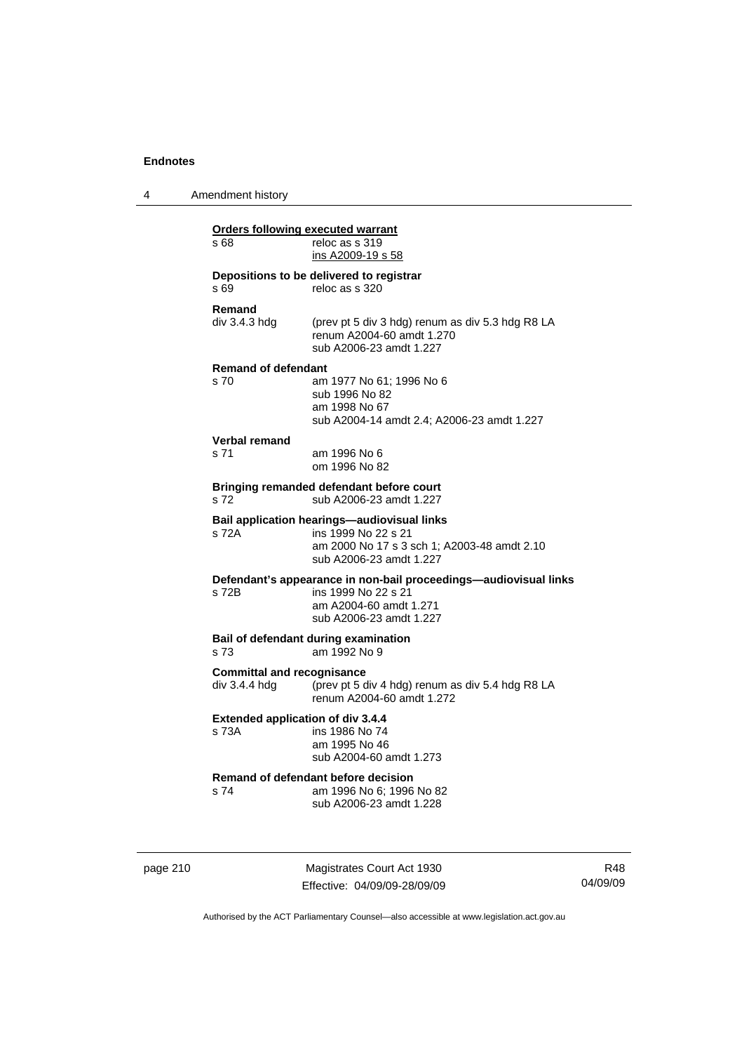**Orders following executed warrant**

| | |
|---|---|
| s 68 | reloc as s 319<br>ins A2009-19 s 58 |

**Depositions to be delivered to registrar**

| | |
|---|---|
| s 69 | reloc as s 320 |

**Remand**

| | |
|---|---|
| div 3.4.3 hdg | (prev pt 5 div 3 hdg) renum as div 5.3 hdg R8 LA<br>renum A2004-60 amdt 1.270<br>sub A2006-23 amdt 1.227 |

**Remand of defendant**

| | |
|---|---|
| s 70 | am 1977 No 61; 1996 No 6<br>sub 1996 No 82<br>am 1998 No 67<br>sub A2004-14 amdt 2.4; A2006-23 amdt 1.227 |

**Verbal remand**

| | |
|---|---|
| s 71 | am 1996 No 6<br>om 1996 No 82 |

**Bringing remanded defendant before court**

| | |
|---|---|
| s 72 | sub A2006-23 amdt 1.227 |

**Bail application hearings—audiovisual links**

| | |
|---|---|
| s 72A | ins 1999 No 22 s 21<br>am 2000 No 17 s 3 sch 1; A2003-48 amdt 2.10<br>sub A2006-23 amdt 1.227 |

**Defendant's appearance in non-bail proceedings—audiovisual links**

| | |
|---|---|
| s 72B | ins 1999 No 22 s 21<br>am A2004-60 amdt 1.271<br>sub A2006-23 amdt 1.227 |

**Bail of defendant during examination**

| | |
|---|---|
| s 73 | am 1992 No 9 |

**Committal and recognisance**

| | |
|---|---|
| div 3.4.4 hdg | (prev pt 5 div 4 hdg) renum as div 5.4 hdg R8 LA<br>renum A2004-60 amdt 1.272 |

**Extended application of div 3.4.4**

| | |
|---|---|
| s 73A | ins 1986 No 74<br>am 1995 No 46<br>sub A2004-60 amdt 1.273 |

**Remand of defendant before decision**

| | |
|---|---|
| s 74 | am 1996 No 6; 1996 No 82<br>sub A2006-23 amdt 1.228 |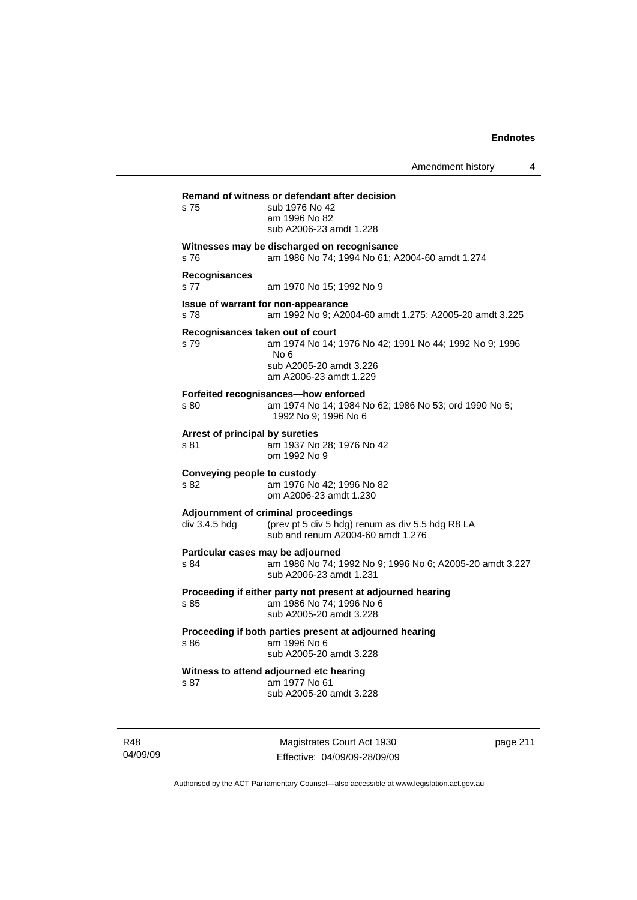**Remand of witness or defendant after decision**

s 75 sub 1976 No 42
am 1996 No 82
sub A2006-23 amdt 1.228

**Witnesses may be discharged on recognisance**

s 76 am 1986 No 74; 1994 No 61; A2004-60 amdt 1.274

**Recognisances**

s 77 am 1970 No 15; 1992 No 9

**Issue of warrant for non-appearance**

s 78 am 1992 No 9; A2004-60 amdt 1.275; A2005-20 amdt 3.225

**Recognisances taken out of court**

s 79 am 1974 No 14; 1976 No 42; 1991 No 44; 1992 No 9; 1996 No 6
sub A2005-20 amdt 3.226
am A2006-23 amdt 1.229

**Forfeited recognisances—how enforced**

s 80 am 1974 No 14; 1984 No 62; 1986 No 53; ord 1990 No 5; 1992 No 9; 1996 No 6

**Arrest of principal by sureties**

s 81 am 1937 No 28; 1976 No 42
om 1992 No 9

**Conveying people to custody**

s 82 am 1976 No 42; 1996 No 82
om A2006-23 amdt 1.230

**Adjournment of criminal proceedings**

div 3.4.5 hdg (prev pt 5 div 5 hdg) renum as div 5.5 hdg R8 LA
sub and renum A2004-60 amdt 1.276

**Particular cases may be adjourned**

s 84 am 1986 No 74; 1992 No 9; 1996 No 6; A2005-20 amdt 3.227
sub A2006-23 amdt 1.231

**Proceeding if either party not present at adjourned hearing**

s 85 am 1986 No 74; 1996 No 6
sub A2005-20 amdt 3.228

**Proceeding if both parties present at adjourned hearing**

s 86 am 1996 No 6
sub A2005-20 amdt 3.228

**Witness to attend adjourned etc hearing**

s 87 am 1977 No 61
sub A2005-20 amdt 3.228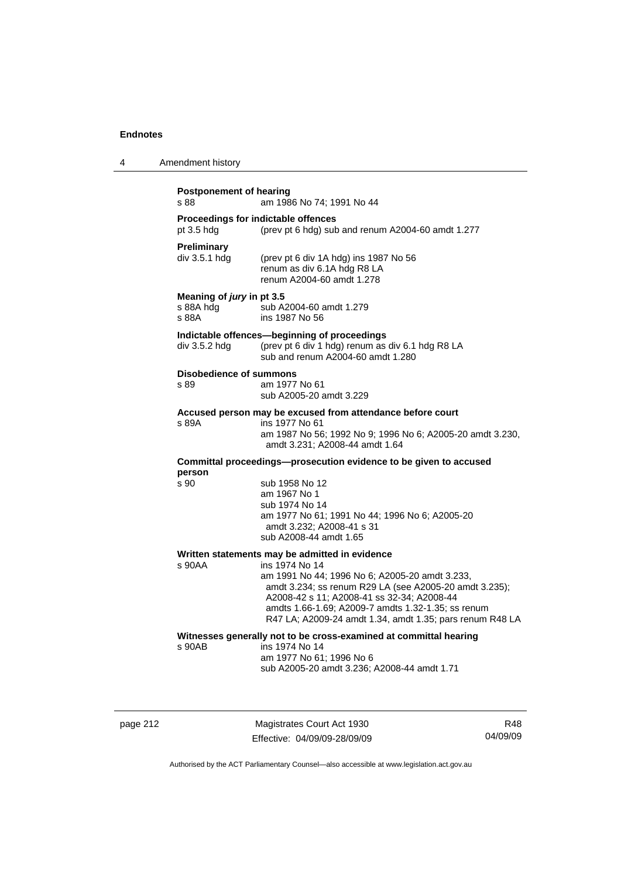**Postponement of hearing**
s 88 am 1986 No 74; 1991 No 44

**Proceedings for indictable offences**
pt 3.5 hdg (prev pt 6 hdg) sub and renum A2004-60 amdt 1.277

**Preliminary**
div 3.5.1 hdg (prev pt 6 div 1A hdg) ins 1987 No 56
renum as div 6.1A hdg R8 LA
renum A2004-60 amdt 1.278

**Meaning of *jury* in pt 3.5**
s 88A hdg sub A2004-60 amdt 1.279
s 88A ins 1987 No 56

**Indictable offences—beginning of proceedings**
div 3.5.2 hdg (prev pt 6 div 1 hdg) renum as div 6.1 hdg R8 LA
sub and renum A2004-60 amdt 1.280

**Disobedience of summons**
s 89 am 1977 No 61
sub A2005-20 amdt 3.229

**Accused person may be excused from attendance before court**
s 89A ins 1977 No 61
am 1987 No 56; 1992 No 9; 1996 No 6; A2005-20 amdt 3.230, amdt 3.231; A2008-44 amdt 1.64

**Committal proceedings—prosecution evidence to be given to accused person**
s 90 sub 1958 No 12
am 1967 No 1
sub 1974 No 14
am 1977 No 61; 1991 No 44; 1996 No 6; A2005-20 amdt 3.232; A2008-41 s 31
sub A2008-44 amdt 1.65

**Written statements may be admitted in evidence**
s 90AA ins 1974 No 14
am 1991 No 44; 1996 No 6; A2005-20 amdt 3.233, amdt 3.234; ss renum R29 LA (see A2005-20 amdt 3.235); A2008-42 s 11; A2008-41 ss 32-34; A2008-44 amdts 1.66-1.69; A2009-7 amdts 1.32-1.35; ss renum R47 LA; A2009-24 amdt 1.34, amdt 1.35; pars renum R48 LA

**Witnesses generally not to be cross-examined at committal hearing**
s 90AB ins 1974 No 14
am 1977 No 61; 1996 No 6
sub A2005-20 amdt 3.236; A2008-44 amdt 1.71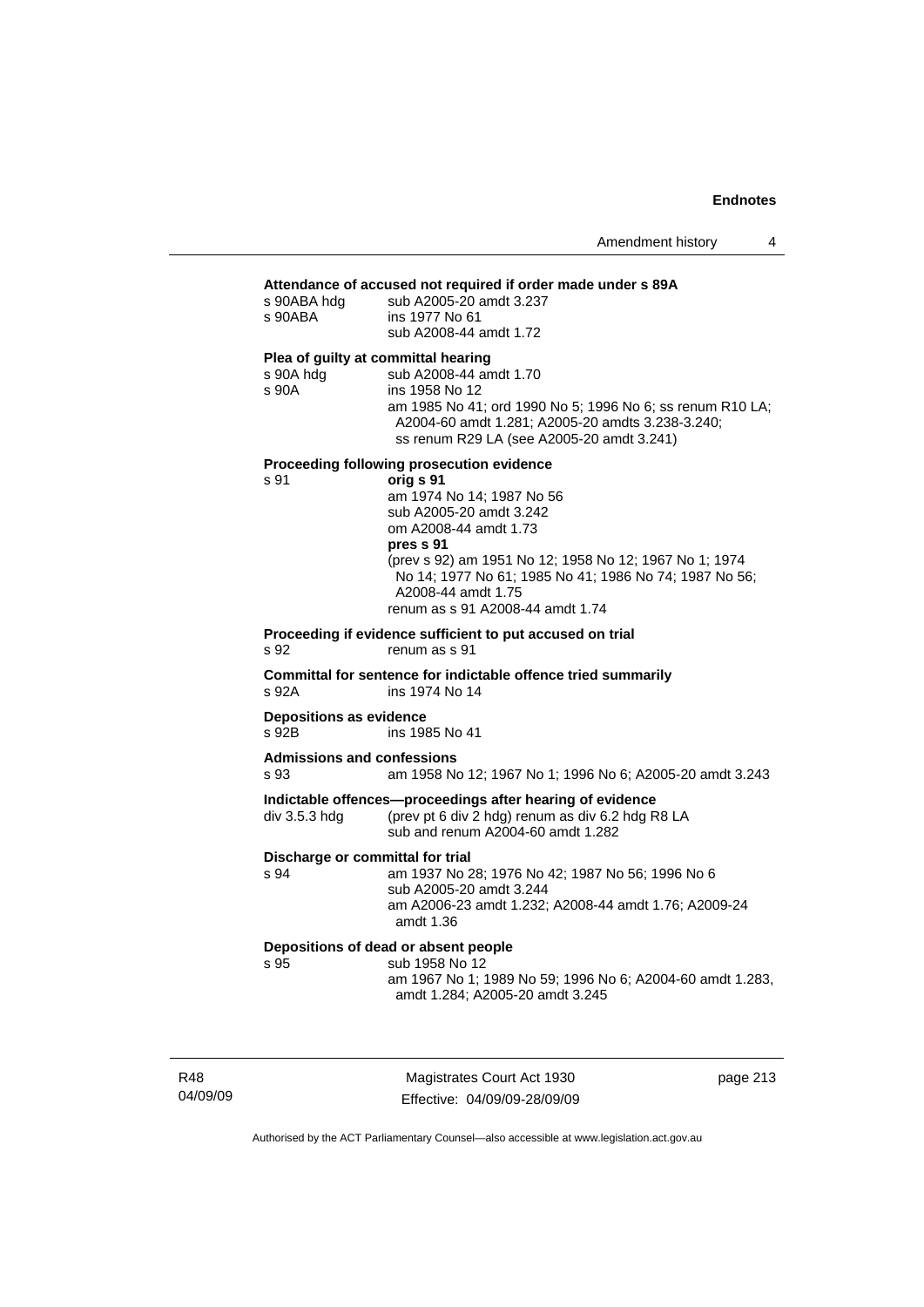**Attendance of accused not required if order made under s 89A**

s 90ABA hdg  sub A2005-20 amdt 3.237
s 90ABA  ins 1977 No 61
sub A2008-44 amdt 1.72

**Plea of guilty at committal hearing**

s 90A hdg  sub A2008-44 amdt 1.70
s 90A  ins 1958 No 12
am 1985 No 41; ord 1990 No 5; 1996 No 6; ss renum R10 LA; A2004-60 amdt 1.281; A2005-20 amdts 3.238-3.240; ss renum R29 LA (see A2005-20 amdt 3.241)

**Proceeding following prosecution evidence**

s 91  **orig s 91**
am 1974 No 14; 1987 No 56
sub A2005-20 amdt 3.242
om A2008-44 amdt 1.73
**pres s 91**
(prev s 92) am 1951 No 12; 1958 No 12; 1967 No 1; 1974 No 14; 1977 No 61; 1985 No 41; 1986 No 74; 1987 No 56; A2008-44 amdt 1.75
renum as s 91 A2008-44 amdt 1.74

**Proceeding if evidence sufficient to put accused on trial**

s 92  renum as s 91

**Committal for sentence for indictable offence tried summarily**

s 92A  ins 1974 No 14

**Depositions as evidence**

s 92B  ins 1985 No 41

**Admissions and confessions**

s 93  am 1958 No 12; 1967 No 1; 1996 No 6; A2005-20 amdt 3.243

**Indictable offences—proceedings after hearing of evidence**

div 3.5.3 hdg  (prev pt 6 div 2 hdg) renum as div 6.2 hdg R8 LA
sub and renum A2004-60 amdt 1.282

**Discharge or committal for trial**

s 94  am 1937 No 28; 1976 No 42; 1987 No 56; 1996 No 6
sub A2005-20 amdt 3.244
am A2006-23 amdt 1.232; A2008-44 amdt 1.76; A2009-24 amdt 1.36

**Depositions of dead or absent people**

s 95  sub 1958 No 12
am 1967 No 1; 1989 No 59; 1996 No 6; A2004-60 amdt 1.283, amdt 1.284; A2005-20 amdt 3.245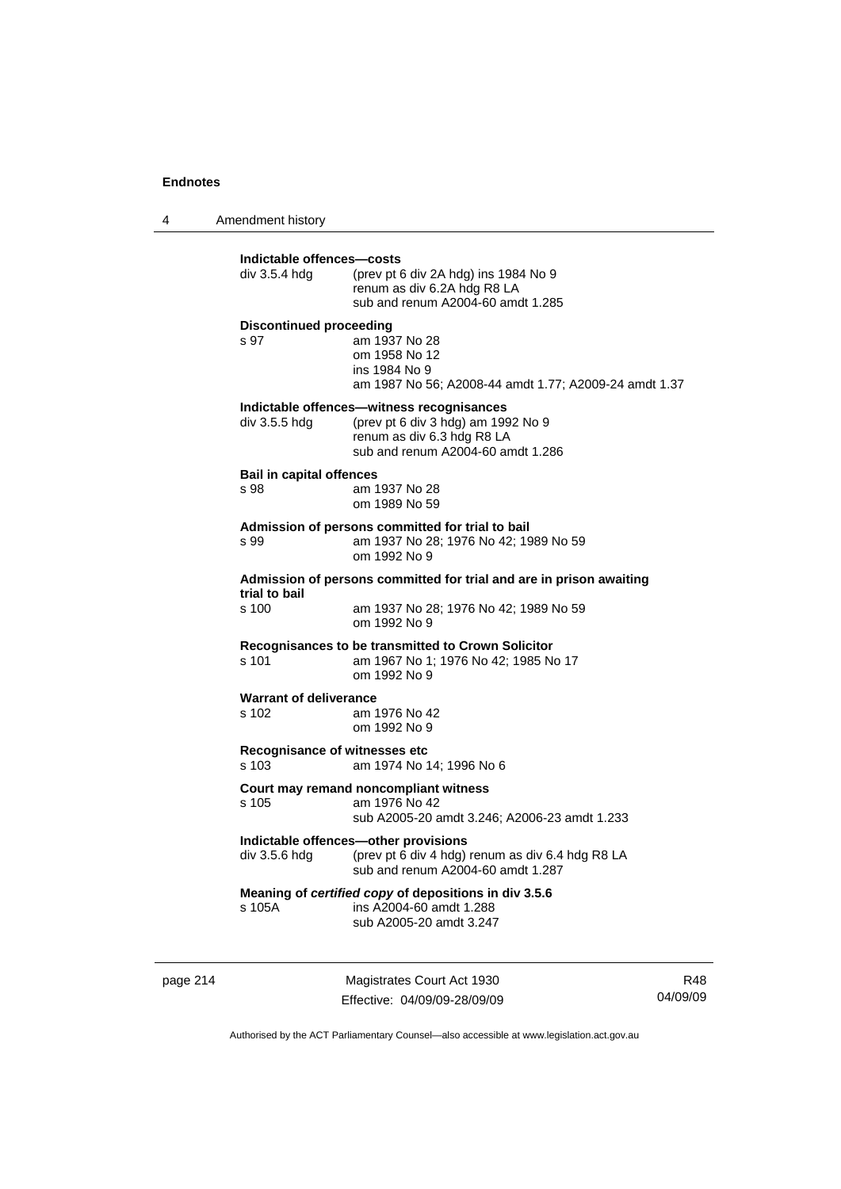**Indictable offences—costs**

div 3.5.4 hdg (prev pt 6 div 2A hdg) ins 1984 No 9
renum as div 6.2A hdg R8 LA
sub and renum A2004-60 amdt 1.285

**Discontinued proceeding**

s 97 am 1937 No 28
om 1958 No 12
ins 1984 No 9
am 1987 No 56; A2008-44 amdt 1.77; A2009-24 amdt 1.37

**Indictable offences—witness recognisances**

div 3.5.5 hdg (prev pt 6 div 3 hdg) am 1992 No 9
renum as div 6.3 hdg R8 LA
sub and renum A2004-60 amdt 1.286

**Bail in capital offences**

s 98 am 1937 No 28
om 1989 No 59

**Admission of persons committed for trial to bail**

s 99 am 1937 No 28; 1976 No 42; 1989 No 59
om 1992 No 9

**Admission of persons committed for trial and are in prison awaiting trial to bail**

s 100 am 1937 No 28; 1976 No 42; 1989 No 59
om 1992 No 9

**Recognisances to be transmitted to Crown Solicitor**

s 101 am 1967 No 1; 1976 No 42; 1985 No 17
om 1992 No 9

**Warrant of deliverance**

s 102 am 1976 No 42
om 1992 No 9

**Recognisance of witnesses etc**

s 103 am 1974 No 14; 1996 No 6

**Court may remand noncompliant witness**

s 105 am 1976 No 42
sub A2005-20 amdt 3.246; A2006-23 amdt 1.233

**Indictable offences—other provisions**

div 3.5.6 hdg (prev pt 6 div 4 hdg) renum as div 6.4 hdg R8 LA
sub and renum A2004-60 amdt 1.287

**Meaning of *certified copy* of depositions in div 3.5.6**

s 105A ins A2004-60 amdt 1.288
sub A2005-20 amdt 3.247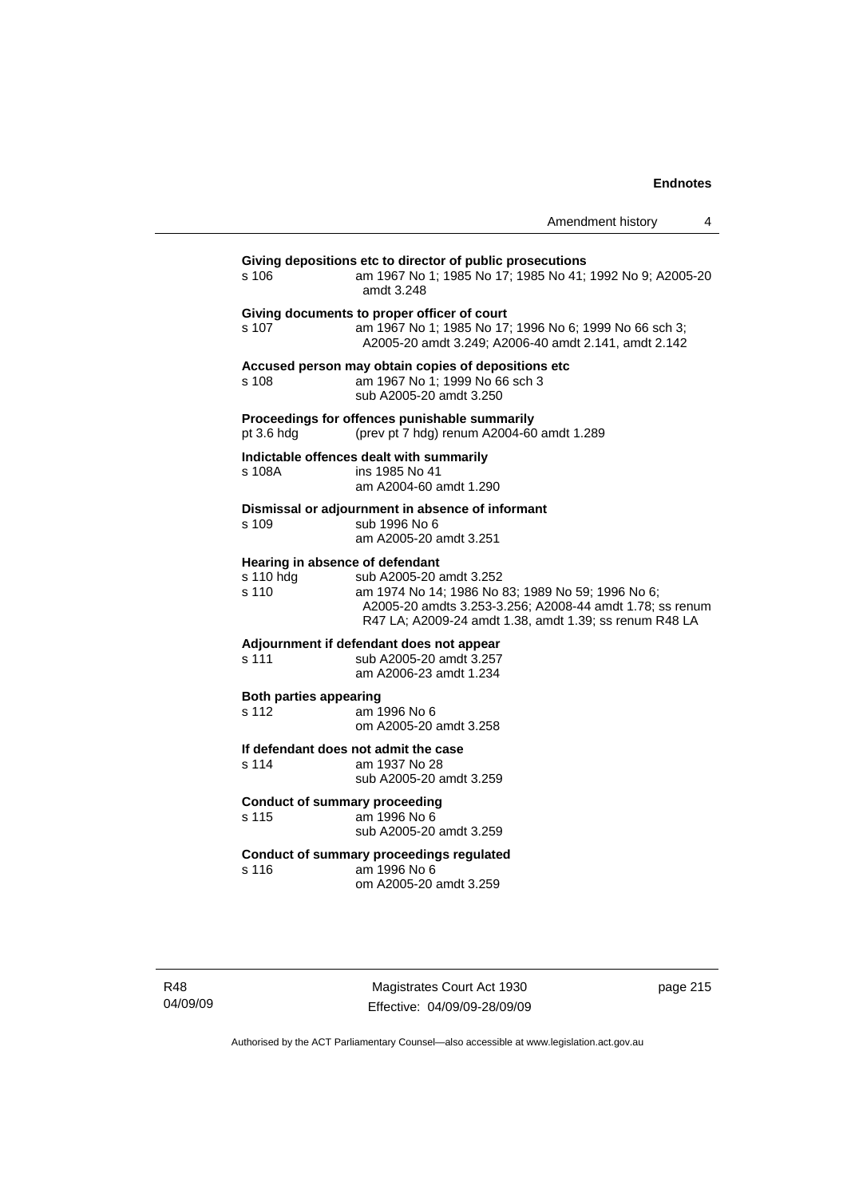**Giving depositions etc to director of public prosecutions**

s 106 — am 1967 No 1; 1985 No 17; 1985 No 41; 1992 No 9; A2005-20 amdt 3.248

**Giving documents to proper officer of court**

s 107 — am 1967 No 1; 1985 No 17; 1996 No 6; 1999 No 66 sch 3; A2005-20 amdt 3.249; A2006-40 amdt 2.141, amdt 2.142

**Accused person may obtain copies of depositions etc**

s 108 — am 1967 No 1; 1999 No 66 sch 3
sub A2005-20 amdt 3.250

**Proceedings for offences punishable summarily**

pt 3.6 hdg — (prev pt 7 hdg) renum A2004-60 amdt 1.289

**Indictable offences dealt with summarily**

s 108A — ins 1985 No 41
am A2004-60 amdt 1.290

**Dismissal or adjournment in absence of informant**

s 109 — sub 1996 No 6
am A2005-20 amdt 3.251

**Hearing in absence of defendant**

s 110 hdg — sub A2005-20 amdt 3.252

s 110 — am 1974 No 14; 1986 No 83; 1989 No 59; 1996 No 6; A2005-20 amdts 3.253-3.256; A2008-44 amdt 1.78; ss renum R47 LA; A2009-24 amdt 1.38, amdt 1.39; ss renum R48 LA

**Adjournment if defendant does not appear**

s 111 — sub A2005-20 amdt 3.257
am A2006-23 amdt 1.234

**Both parties appearing**

s 112 — am 1996 No 6
om A2005-20 amdt 3.258

**If defendant does not admit the case**

s 114 — am 1937 No 28
sub A2005-20 amdt 3.259

**Conduct of summary proceeding**

s 115 — am 1996 No 6
sub A2005-20 amdt 3.259

**Conduct of summary proceedings regulated**

s 116 — am 1996 No 6
om A2005-20 amdt 3.259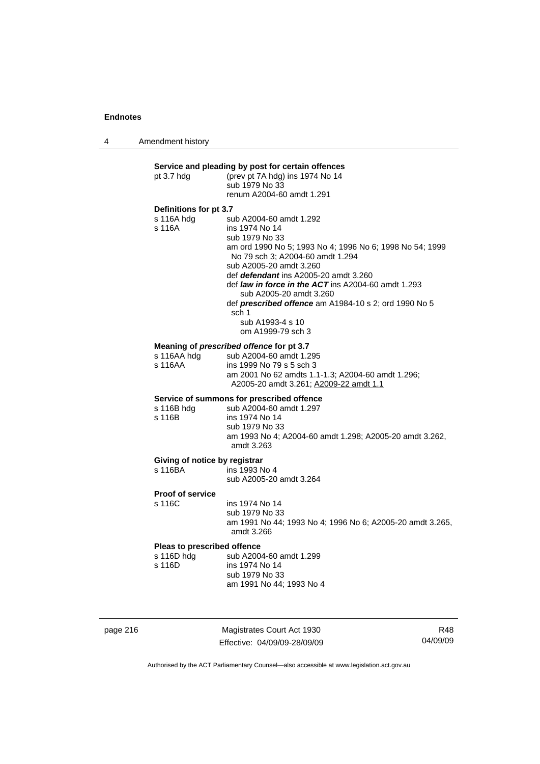**Service and pleading by post for certain offences**

| | |
|---|---|
| pt 3.7 hdg | (prev pt 7A hdg) ins 1974 No 14<br>sub 1979 No 33<br>renum A2004-60 amdt 1.291 |

**Definitions for pt 3.7**

| | |
|---|---|
| s 116A hdg | sub A2004-60 amdt 1.292 |
| s 116A | ins 1974 No 14<br>sub 1979 No 33<br>am ord 1990 No 5; 1993 No 4; 1996 No 6; 1998 No 54; 1999 No 79 sch 3; A2004-60 amdt 1.294<br>sub A2005-20 amdt 3.260<br>def ***defendant*** ins A2005-20 amdt 3.260<br>def ***law in force in the ACT*** ins A2004-60 amdt 1.293<br>sub A2005-20 amdt 3.260<br>def ***prescribed offence*** am A1984-10 s 2; ord 1990 No 5 sch 1<br>sub A1993-4 s 10<br>om A1999-79 sch 3 |

**Meaning of *prescribed offence* for pt 3.7**

| | |
|---|---|
| s 116AA hdg | sub A2004-60 amdt 1.295 |
| s 116AA | ins 1999 No 79 s 5 sch 3<br>am 2001 No 62 amdts 1.1-1.3; A2004-60 amdt 1.296; A2005-20 amdt 3.261; A2009-22 amdt 1.1 |

**Service of summons for prescribed offence**

| | |
|---|---|
| s 116B hdg | sub A2004-60 amdt 1.297 |
| s 116B | ins 1974 No 14<br>sub 1979 No 33<br>am 1993 No 4; A2004-60 amdt 1.298; A2005-20 amdt 3.262, amdt 3.263 |

**Giving of notice by registrar**

| | |
|---|---|
| s 116BA | ins 1993 No 4<br>sub A2005-20 amdt 3.264 |

**Proof of service**

| | |
|---|---|
| s 116C | ins 1974 No 14<br>sub 1979 No 33<br>am 1991 No 44; 1993 No 4; 1996 No 6; A2005-20 amdt 3.265, amdt 3.266 |

**Pleas to prescribed offence**

| | |
|---|---|
| s 116D hdg | sub A2004-60 amdt 1.299 |
| s 116D | ins 1974 No 14<br>sub 1979 No 33<br>am 1991 No 44; 1993 No 4 |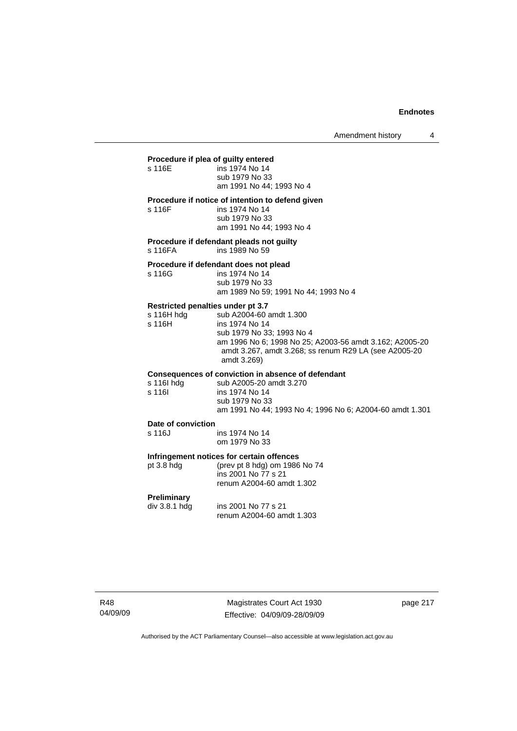**Procedure if plea of guilty entered**

s 116E ins 1974 No 14
sub 1979 No 33
am 1991 No 44; 1993 No 4

**Procedure if notice of intention to defend given**

s 116F ins 1974 No 14
sub 1979 No 33
am 1991 No 44; 1993 No 4

**Procedure if defendant pleads not guilty**

s 116FA ins 1989 No 59

**Procedure if defendant does not plead**

s 116G ins 1974 No 14
sub 1979 No 33
am 1989 No 59; 1991 No 44; 1993 No 4

**Restricted penalties under pt 3.7**

s 116H hdg sub A2004-60 amdt 1.300
s 116H ins 1974 No 14
sub 1979 No 33; 1993 No 4
am 1996 No 6; 1998 No 25; A2003-56 amdt 3.162; A2005-20 amdt 3.267, amdt 3.268; ss renum R29 LA (see A2005-20 amdt 3.269)

**Consequences of conviction in absence of defendant**

s 116I hdg sub A2005-20 amdt 3.270
s 116I ins 1974 No 14
sub 1979 No 33
am 1991 No 44; 1993 No 4; 1996 No 6; A2004-60 amdt 1.301

**Date of conviction**

s 116J ins 1974 No 14
om 1979 No 33

**Infringement notices for certain offences**

pt 3.8 hdg (prev pt 8 hdg) om 1986 No 74
ins 2001 No 77 s 21
renum A2004-60 amdt 1.302

**Preliminary**

div 3.8.1 hdg ins 2001 No 77 s 21
renum A2004-60 amdt 1.303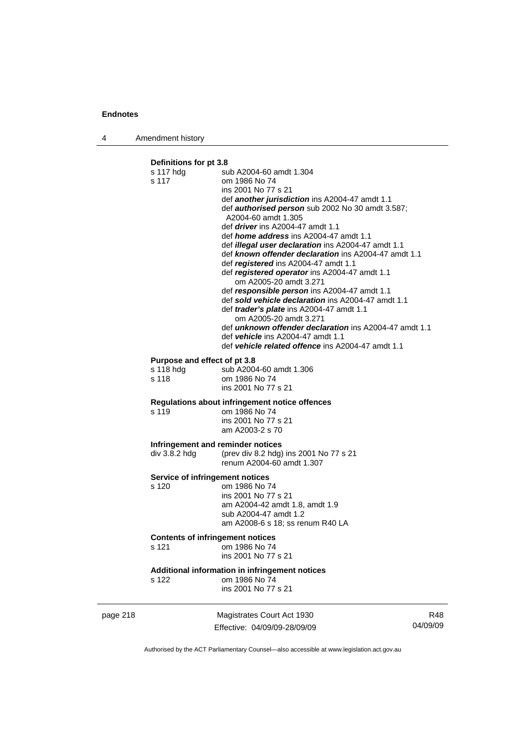**Definitions for pt 3.8**

| | |
|---|---|
| s 117 hdg | sub A2004-60 amdt 1.304 |
| s 117 | om 1986 No 74 |
| | ins 2001 No 77 s 21 |
| | def ***another jurisdiction*** ins A2004-47 amdt 1.1 |
| | def ***authorised person*** sub 2002 No 30 amdt 3.587; A2004-60 amdt 1.305 |
| | def ***driver*** ins A2004-47 amdt 1.1 |
| | def ***home address*** ins A2004-47 amdt 1.1 |
| | def ***illegal user declaration*** ins A2004-47 amdt 1.1 |
| | def ***known offender declaration*** ins A2004-47 amdt 1.1 |
| | def ***registered*** ins A2004-47 amdt 1.1 |
| | def ***registered operator*** ins A2004-47 amdt 1.1<br>om A2005-20 amdt 3.271 |
| | def ***responsible person*** ins A2004-47 amdt 1.1 |
| | def ***sold vehicle declaration*** ins A2004-47 amdt 1.1 |
| | def ***trader's plate*** ins A2004-47 amdt 1.1<br>om A2005-20 amdt 3.271 |
| | def ***unknown offender declaration*** ins A2004-47 amdt 1.1 |
| | def ***vehicle*** ins A2004-47 amdt 1.1 |
| | def ***vehicle related offence*** ins A2004-47 amdt 1.1 |

**Purpose and effect of pt 3.8**

| | |
|---|---|
| s 118 hdg | sub A2004-60 amdt 1.306 |
| s 118 | om 1986 No 74 |
| | ins 2001 No 77 s 21 |

**Regulations about infringement notice offences**

| | |
|---|---|
| s 119 | om 1986 No 74 |
| | ins 2001 No 77 s 21 |
| | am A2003-2 s 70 |

**Infringement and reminder notices**

| | |
|---|---|
| div 3.8.2 hdg | (prev div 8.2 hdg) ins 2001 No 77 s 21 |
| | renum A2004-60 amdt 1.307 |

**Service of infringement notices**

| | |
|---|---|
| s 120 | om 1986 No 74 |
| | ins 2001 No 77 s 21 |
| | am A2004-42 amdt 1.8, amdt 1.9 |
| | sub A2004-47 amdt 1.2 |
| | am A2008-6 s 18; ss renum R40 LA |

**Contents of infringement notices**

| | |
|---|---|
| s 121 | om 1986 No 74 |
| | ins 2001 No 77 s 21 |

**Additional information in infringement notices**

| | |
|---|---|
| s 122 | om 1986 No 74 |
| | ins 2001 No 77 s 21 |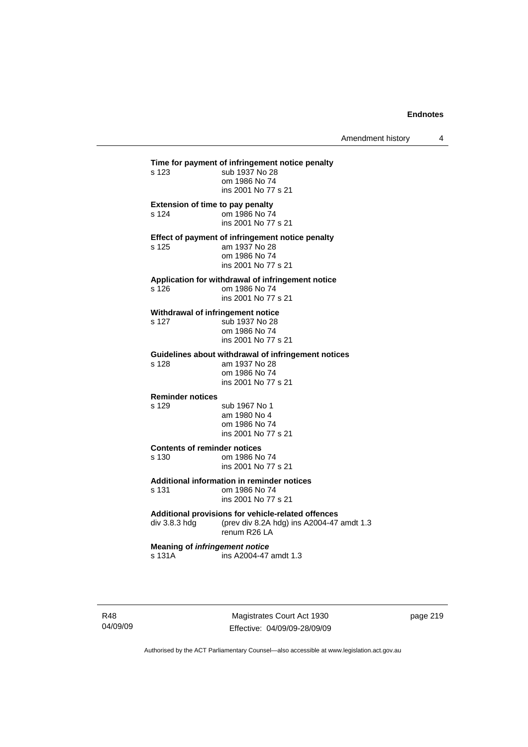**Time for payment of infringement notice penalty**

s 123 sub 1937 No 28
om 1986 No 74
ins 2001 No 77 s 21

**Extension of time to pay penalty**

s 124 om 1986 No 74
ins 2001 No 77 s 21

**Effect of payment of infringement notice penalty**

s 125 am 1937 No 28
om 1986 No 74
ins 2001 No 77 s 21

**Application for withdrawal of infringement notice**

s 126 om 1986 No 74
ins 2001 No 77 s 21

**Withdrawal of infringement notice**

s 127 sub 1937 No 28
om 1986 No 74
ins 2001 No 77 s 21

**Guidelines about withdrawal of infringement notices**

s 128 am 1937 No 28
om 1986 No 74
ins 2001 No 77 s 21

**Reminder notices**

s 129 sub 1967 No 1
am 1980 No 4
om 1986 No 74
ins 2001 No 77 s 21

**Contents of reminder notices**

s 130 om 1986 No 74
ins 2001 No 77 s 21

**Additional information in reminder notices**

s 131 om 1986 No 74
ins 2001 No 77 s 21

**Additional provisions for vehicle-related offences**

div 3.8.3 hdg (prev div 8.2A hdg) ins A2004-47 amdt 1.3
renum R26 LA

**Meaning of *infringement notice***

s 131A ins A2004-47 amdt 1.3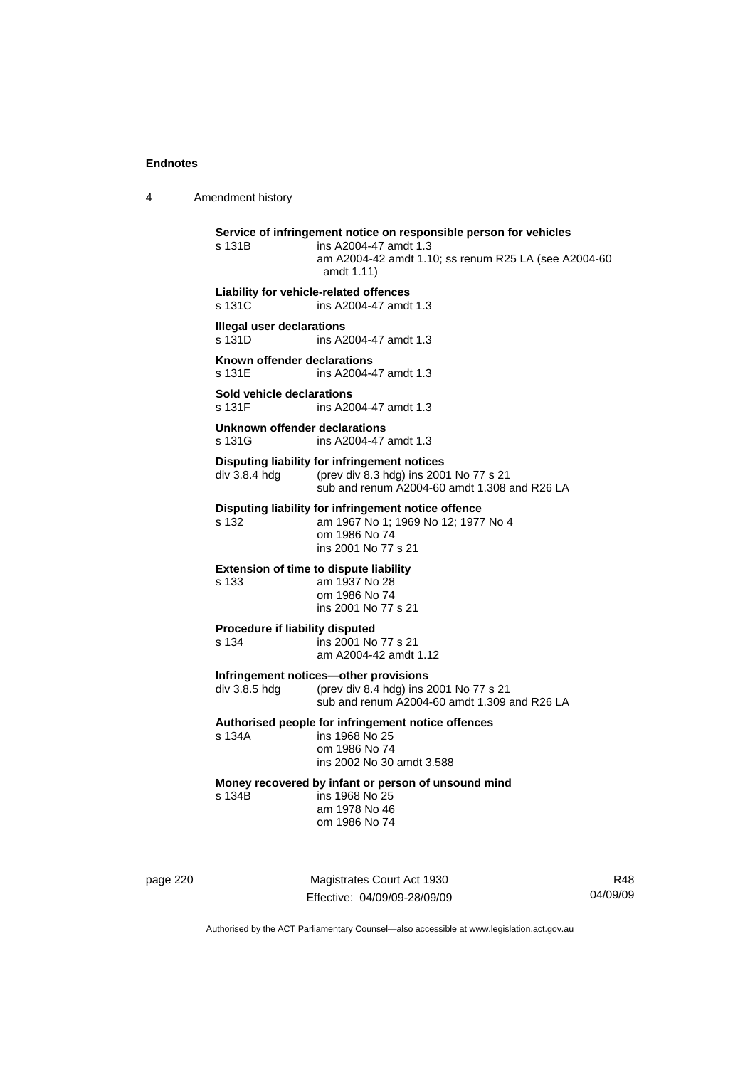**Service of infringement notice on responsible person for vehicles**
s 131B ins A2004-47 amdt 1.3
am A2004-42 amdt 1.10; ss renum R25 LA (see A2004-60 amdt 1.11)

**Liability for vehicle-related offences**
s 131C ins A2004-47 amdt 1.3

**Illegal user declarations**
s 131D ins A2004-47 amdt 1.3

**Known offender declarations**
s 131E ins A2004-47 amdt 1.3

**Sold vehicle declarations**
s 131F ins A2004-47 amdt 1.3

**Unknown offender declarations**
s 131G ins A2004-47 amdt 1.3

**Disputing liability for infringement notices**
div 3.8.4 hdg (prev div 8.3 hdg) ins 2001 No 77 s 21
sub and renum A2004-60 amdt 1.308 and R26 LA

**Disputing liability for infringement notice offence**
s 132 am 1967 No 1; 1969 No 12; 1977 No 4
om 1986 No 74
ins 2001 No 77 s 21

**Extension of time to dispute liability**
s 133 am 1937 No 28
om 1986 No 74
ins 2001 No 77 s 21

**Procedure if liability disputed**
s 134 ins 2001 No 77 s 21
am A2004-42 amdt 1.12

**Infringement notices—other provisions**
div 3.8.5 hdg (prev div 8.4 hdg) ins 2001 No 77 s 21
sub and renum A2004-60 amdt 1.309 and R26 LA

**Authorised people for infringement notice offences**
s 134A ins 1968 No 25
om 1986 No 74
ins 2002 No 30 amdt 3.588

**Money recovered by infant or person of unsound mind**
s 134B ins 1968 No 25
am 1978 No 46
om 1986 No 74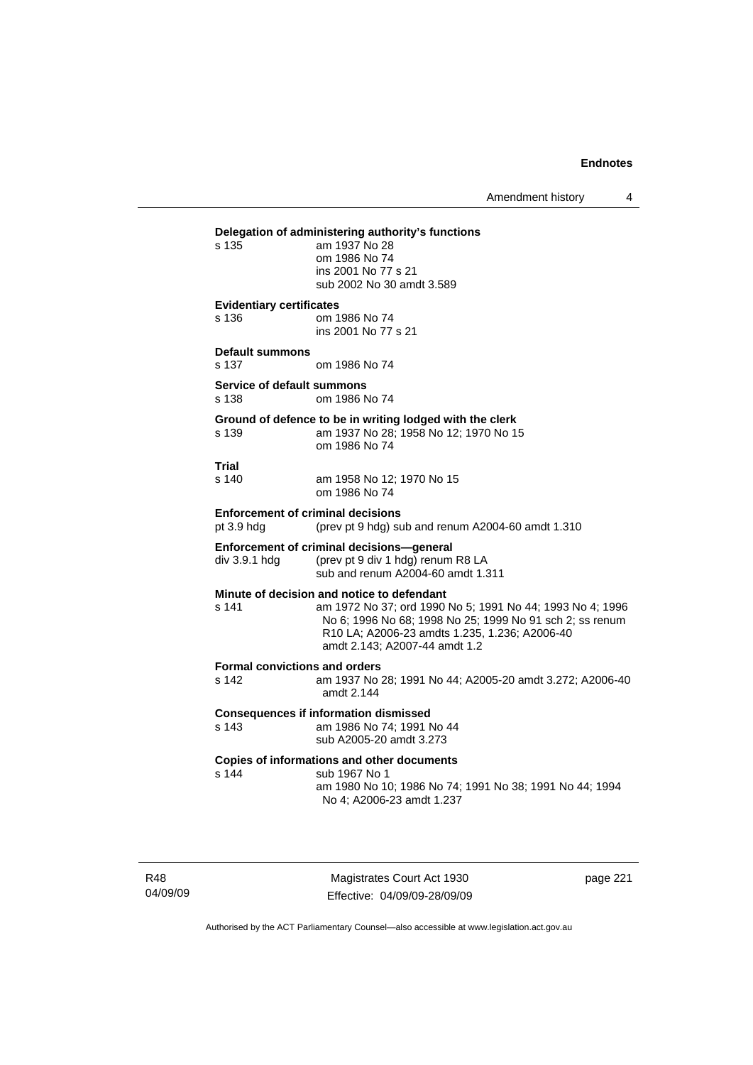**Delegation of administering authority's functions**

s 135 am 1937 No 28
om 1986 No 74
ins 2001 No 77 s 21
sub 2002 No 30 amdt 3.589

**Evidentiary certificates**

s 136 om 1986 No 74
ins 2001 No 77 s 21

**Default summons**

s 137 om 1986 No 74

**Service of default summons**

s 138 om 1986 No 74

**Ground of defence to be in writing lodged with the clerk**

s 139 am 1937 No 28; 1958 No 12; 1970 No 15
om 1986 No 74

**Trial**

s 140 am 1958 No 12; 1970 No 15
om 1986 No 74

**Enforcement of criminal decisions**

pt 3.9 hdg (prev pt 9 hdg) sub and renum A2004-60 amdt 1.310

**Enforcement of criminal decisions—general**

div 3.9.1 hdg (prev pt 9 div 1 hdg) renum R8 LA
sub and renum A2004-60 amdt 1.311

**Minute of decision and notice to defendant**

s 141 am 1972 No 37; ord 1990 No 5; 1991 No 44; 1993 No 4; 1996 No 6; 1996 No 68; 1998 No 25; 1999 No 91 sch 2; ss renum R10 LA; A2006-23 amdts 1.235, 1.236; A2006-40 amdt 2.143; A2007-44 amdt 1.2

**Formal convictions and orders**

s 142 am 1937 No 28; 1991 No 44; A2005-20 amdt 3.272; A2006-40 amdt 2.144

**Consequences if information dismissed**

s 143 am 1986 No 74; 1991 No 44
sub A2005-20 amdt 3.273

**Copies of informations and other documents**

s 144 sub 1967 No 1
am 1980 No 10; 1986 No 74; 1991 No 38; 1991 No 44; 1994 No 4; A2006-23 amdt 1.237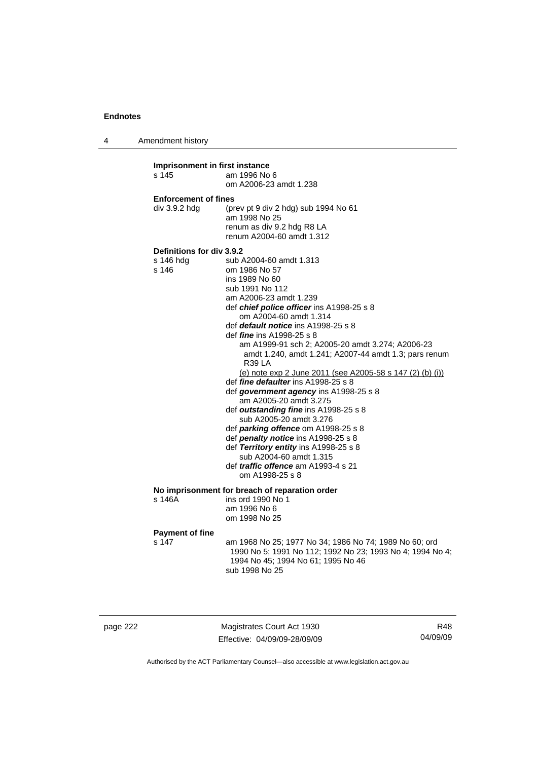**Imprisonment in first instance**

s 145 — am 1996 No 6
om A2006-23 amdt 1.238

**Enforcement of fines**

div 3.9.2 hdg — (prev pt 9 div 2 hdg) sub 1994 No 61
am 1998 No 25
renum as div 9.2 hdg R8 LA
renum A2004-60 amdt 1.312

**Definitions for div 3.9.2**

s 146 hdg — sub A2004-60 amdt 1.313

s 146 — om 1986 No 57
ins 1989 No 60
sub 1991 No 112
am A2006-23 amdt 1.239
def ***chief police officer*** ins A1998-25 s 8
om A2004-60 amdt 1.314
def ***default notice*** ins A1998-25 s 8
def ***fine*** ins A1998-25 s 8
am A1999-91 sch 2; A2005-20 amdt 3.274; A2006-23 amdt 1.240, amdt 1.241; A2007-44 amdt 1.3; pars renum R39 LA
<u>(e) note exp 2 June 2011 (see A2005-58 s 147 (2) (b) (i))</u>
def ***fine defaulter*** ins A1998-25 s 8
def ***government agency*** ins A1998-25 s 8
am A2005-20 amdt 3.275
def ***outstanding fine*** ins A1998-25 s 8
sub A2005-20 amdt 3.276
def ***parking offence*** om A1998-25 s 8
def ***penalty notice*** ins A1998-25 s 8
def ***Territory entity*** ins A1998-25 s 8
sub A2004-60 amdt 1.315
def ***traffic offence*** am A1993-4 s 21
om A1998-25 s 8

**No imprisonment for breach of reparation order**

s 146A — ins ord 1990 No 1
am 1996 No 6
om 1998 No 25

**Payment of fine**

s 147 — am 1968 No 25; 1977 No 34; 1986 No 74; 1989 No 60; ord 1990 No 5; 1991 No 112; 1992 No 23; 1993 No 4; 1994 No 4; 1994 No 45; 1994 No 61; 1995 No 46
sub 1998 No 25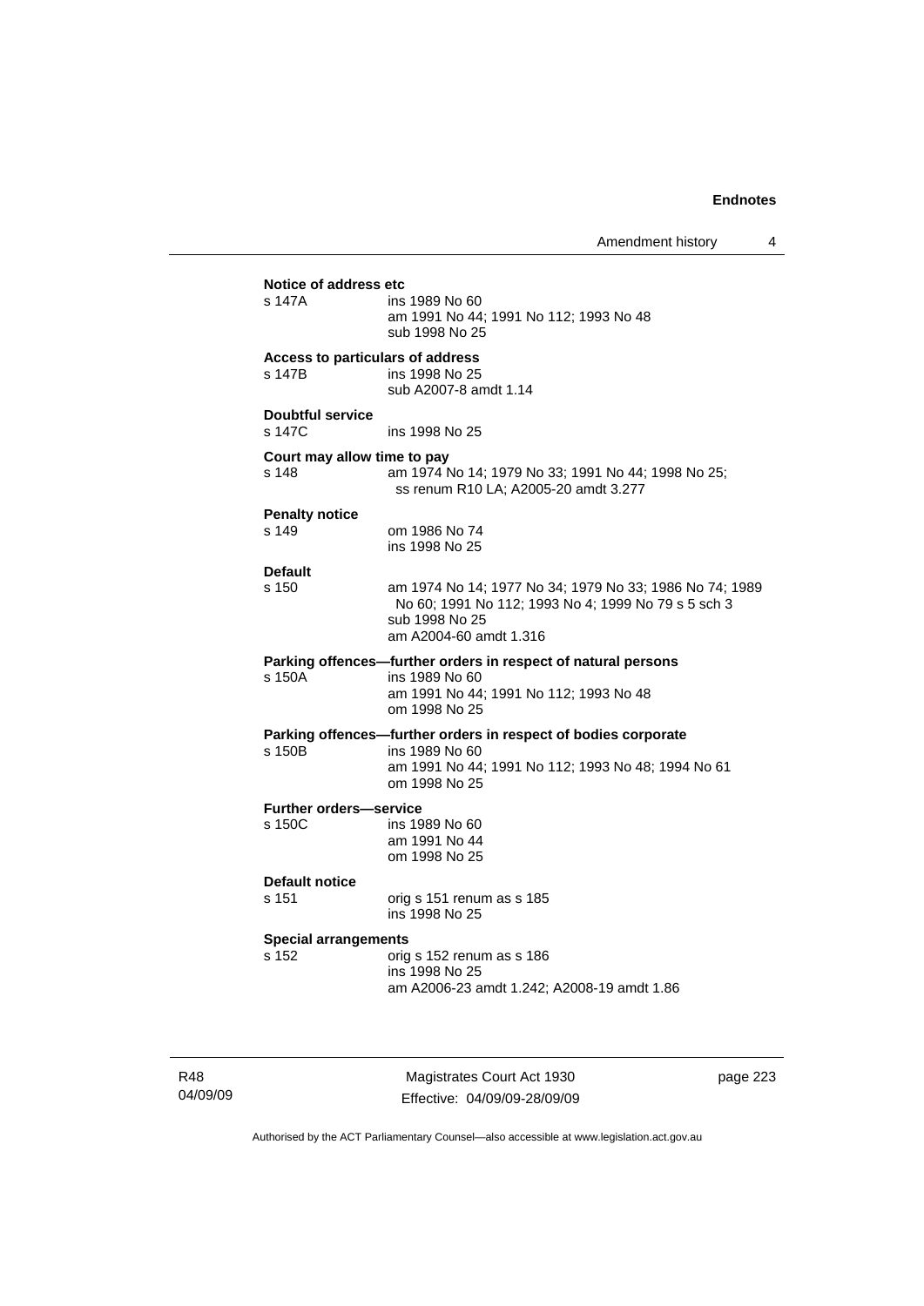**Notice of address etc**

s 147A ins 1989 No 60
am 1991 No 44; 1991 No 112; 1993 No 48
sub 1998 No 25

**Access to particulars of address**

s 147B ins 1998 No 25
sub A2007-8 amdt 1.14

**Doubtful service**

s 147C ins 1998 No 25

**Court may allow time to pay**

s 148 am 1974 No 14; 1979 No 33; 1991 No 44; 1998 No 25; ss renum R10 LA; A2005-20 amdt 3.277

**Penalty notice**

s 149 om 1986 No 74
ins 1998 No 25

**Default**

s 150 am 1974 No 14; 1977 No 34; 1979 No 33; 1986 No 74; 1989 No 60; 1991 No 112; 1993 No 4; 1999 No 79 s 5 sch 3
sub 1998 No 25
am A2004-60 amdt 1.316

**Parking offences—further orders in respect of natural persons**

s 150A ins 1989 No 60
am 1991 No 44; 1991 No 112; 1993 No 48
om 1998 No 25

**Parking offences—further orders in respect of bodies corporate**

s 150B ins 1989 No 60
am 1991 No 44; 1991 No 112; 1993 No 48; 1994 No 61
om 1998 No 25

**Further orders—service**

s 150C ins 1989 No 60
am 1991 No 44
om 1998 No 25

**Default notice**

s 151 orig s 151 renum as s 185
ins 1998 No 25

**Special arrangements**

s 152 orig s 152 renum as s 186
ins 1998 No 25
am A2006-23 amdt 1.242; A2008-19 amdt 1.86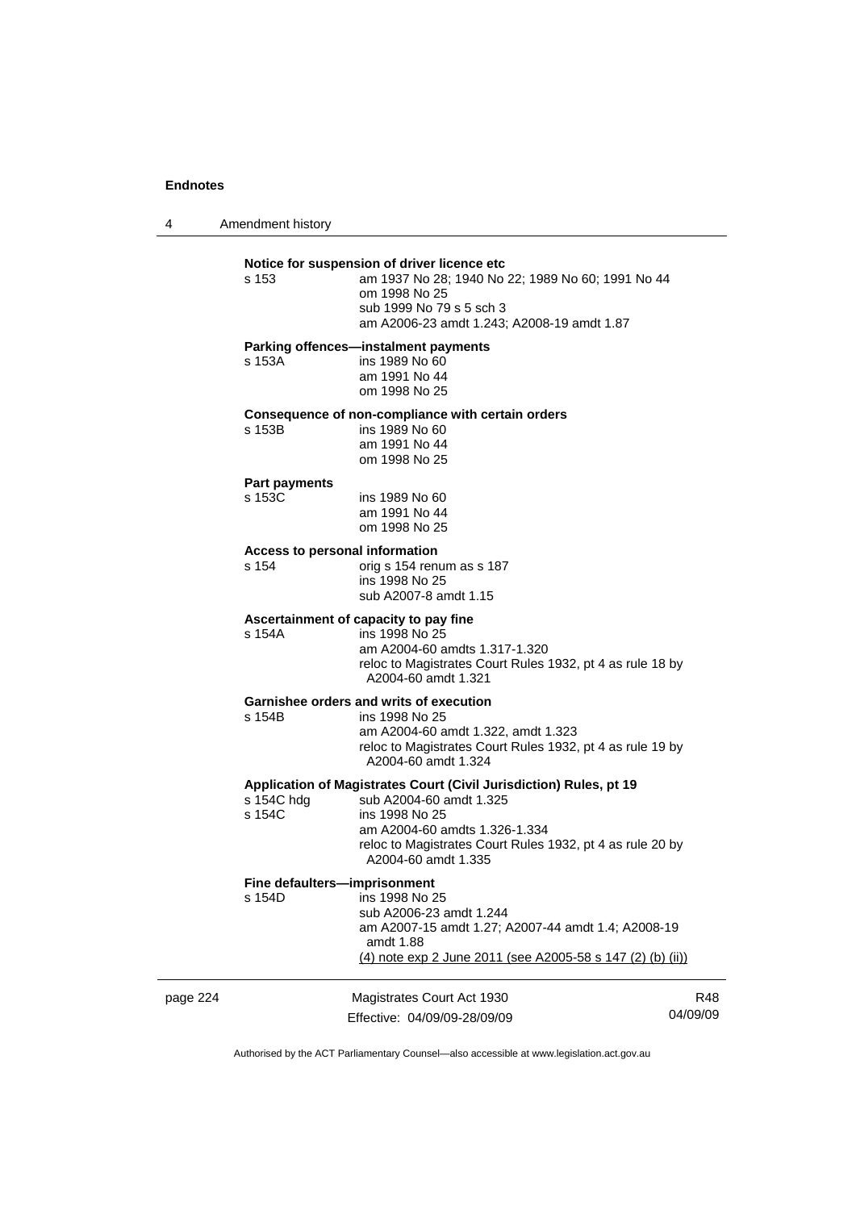**Notice for suspension of driver licence etc**

s 153 — am 1937 No 28; 1940 No 22; 1989 No 60; 1991 No 44
om 1998 No 25
sub 1999 No 79 s 5 sch 3
am A2006-23 amdt 1.243; A2008-19 amdt 1.87

**Parking offences—instalment payments**

s 153A — ins 1989 No 60
am 1991 No 44
om 1998 No 25

**Consequence of non-compliance with certain orders**

s 153B — ins 1989 No 60
am 1991 No 44
om 1998 No 25

**Part payments**

s 153C — ins 1989 No 60
am 1991 No 44
om 1998 No 25

**Access to personal information**

s 154 — orig s 154 renum as s 187
ins 1998 No 25
sub A2007-8 amdt 1.15

**Ascertainment of capacity to pay fine**

s 154A — ins 1998 No 25
am A2004-60 amdts 1.317-1.320
reloc to Magistrates Court Rules 1932, pt 4 as rule 18 by A2004-60 amdt 1.321

**Garnishee orders and writs of execution**

s 154B — ins 1998 No 25
am A2004-60 amdt 1.322, amdt 1.323
reloc to Magistrates Court Rules 1932, pt 4 as rule 19 by A2004-60 amdt 1.324

**Application of Magistrates Court (Civil Jurisdiction) Rules, pt 19**

s 154C hdg — sub A2004-60 amdt 1.325
s 154C — ins 1998 No 25
am A2004-60 amdts 1.326-1.334
reloc to Magistrates Court Rules 1932, pt 4 as rule 20 by A2004-60 amdt 1.335

**Fine defaulters—imprisonment**

s 154D — ins 1998 No 25
sub A2006-23 amdt 1.244
am A2007-15 amdt 1.27; A2007-44 amdt 1.4; A2008-19 amdt 1.88
(4) note exp 2 June 2011 (see A2005-58 s 147 (2) (b) (ii))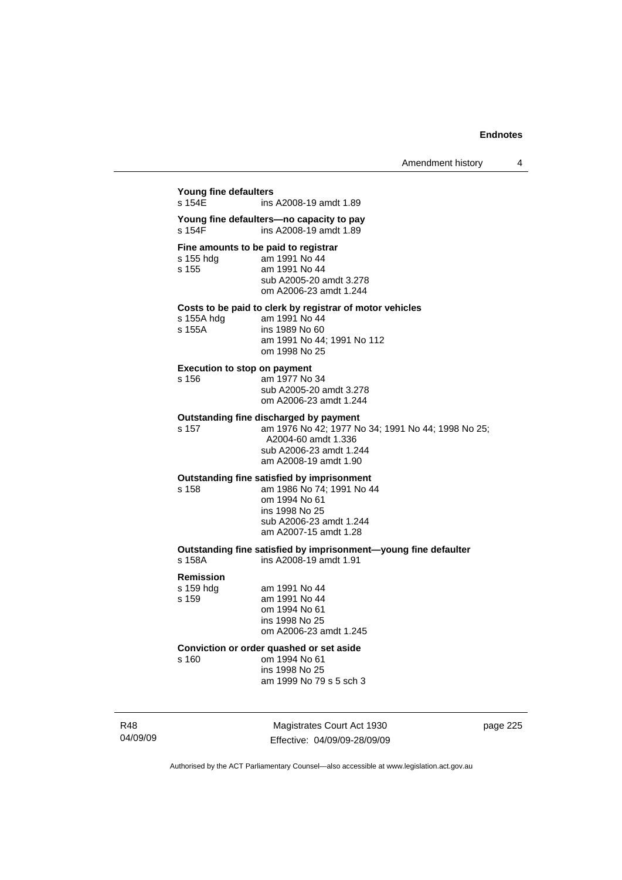**Young fine defaulters**
s 154E ins A2008-19 amdt 1.89

**Young fine defaulters—no capacity to pay**
s 154F ins A2008-19 amdt 1.89

**Fine amounts to be paid to registrar**
s 155 hdg am 1991 No 44
s 155 am 1991 No 44
sub A2005-20 amdt 3.278
om A2006-23 amdt 1.244

**Costs to be paid to clerk by registrar of motor vehicles**
s 155A hdg am 1991 No 44
s 155A ins 1989 No 60
am 1991 No 44; 1991 No 112
om 1998 No 25

**Execution to stop on payment**
s 156 am 1977 No 34
sub A2005-20 amdt 3.278
om A2006-23 amdt 1.244

**Outstanding fine discharged by payment**
s 157 am 1976 No 42; 1977 No 34; 1991 No 44; 1998 No 25; A2004-60 amdt 1.336
sub A2006-23 amdt 1.244
am A2008-19 amdt 1.90

**Outstanding fine satisfied by imprisonment**
s 158 am 1986 No 74; 1991 No 44
om 1994 No 61
ins 1998 No 25
sub A2006-23 amdt 1.244
am A2007-15 amdt 1.28

**Outstanding fine satisfied by imprisonment—young fine defaulter**
s 158A ins A2008-19 amdt 1.91

**Remission**
s 159 hdg am 1991 No 44
s 159 am 1991 No 44
om 1994 No 61
ins 1998 No 25
om A2006-23 amdt 1.245

**Conviction or order quashed or set aside**
s 160 om 1994 No 61
ins 1998 No 25
am 1999 No 79 s 5 sch 3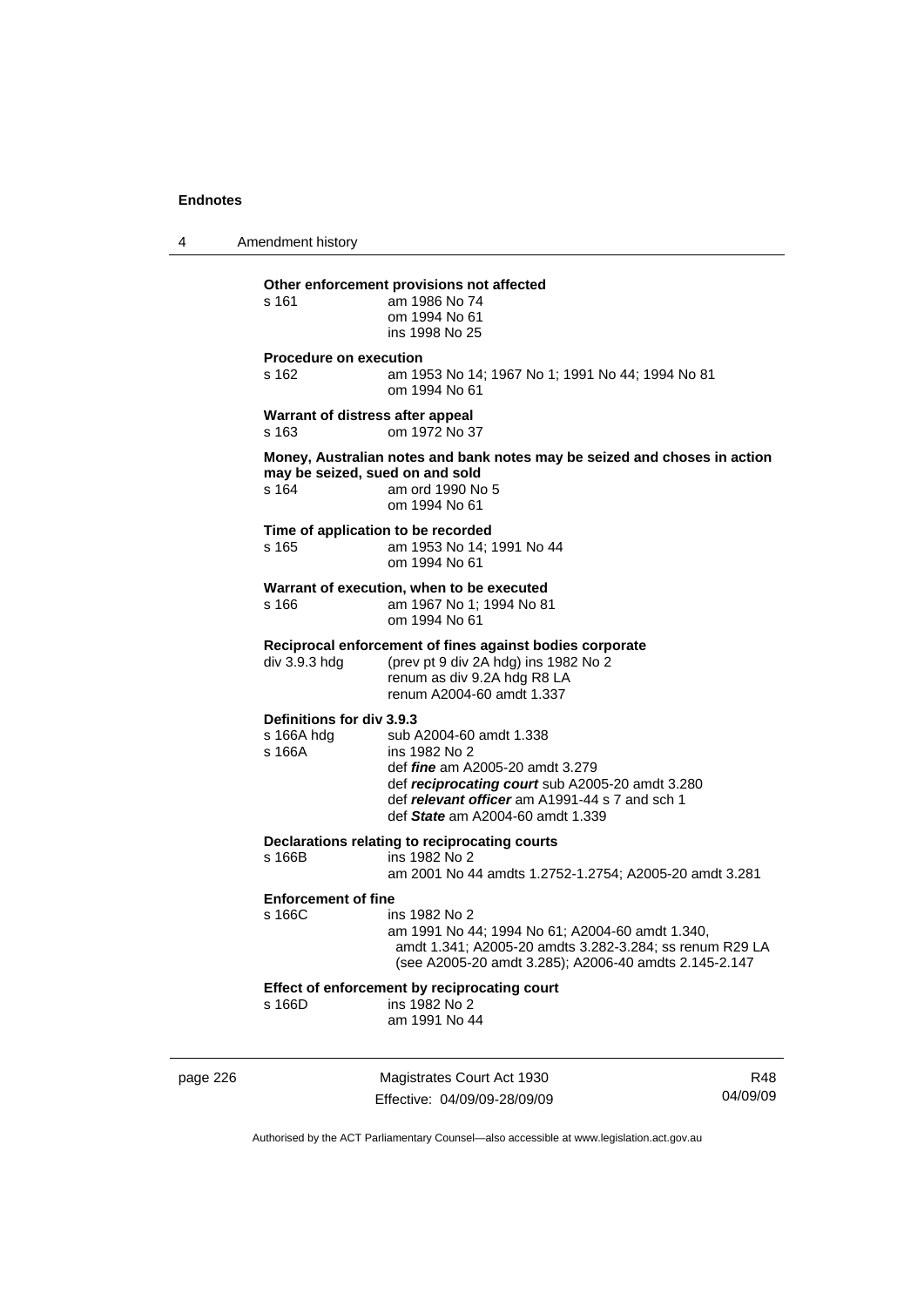**Other enforcement provisions not affected**

s 161 am 1986 No 74
om 1994 No 61
ins 1998 No 25

**Procedure on execution**

s 162 am 1953 No 14; 1967 No 1; 1991 No 44; 1994 No 81
om 1994 No 61

**Warrant of distress after appeal**

s 163 om 1972 No 37

**Money, Australian notes and bank notes may be seized and choses in action may be seized, sued on and sold**

s 164 am ord 1990 No 5
om 1994 No 61

**Time of application to be recorded**

s 165 am 1953 No 14; 1991 No 44
om 1994 No 61

**Warrant of execution, when to be executed**

s 166 am 1967 No 1; 1994 No 81
om 1994 No 61

**Reciprocal enforcement of fines against bodies corporate**

div 3.9.3 hdg (prev pt 9 div 2A hdg) ins 1982 No 2
renum as div 9.2A hdg R8 LA
renum A2004-60 amdt 1.337

**Definitions for div 3.9.3**

s 166A hdg sub A2004-60 amdt 1.338
s 166A ins 1982 No 2
def ***fine*** am A2005-20 amdt 3.279
def ***reciprocating court*** sub A2005-20 amdt 3.280
def ***relevant officer*** am A1991-44 s 7 and sch 1
def ***State*** am A2004-60 amdt 1.339

**Declarations relating to reciprocating courts**

s 166B ins 1982 No 2
am 2001 No 44 amdts 1.2752-1.2754; A2005-20 amdt 3.281

**Enforcement of fine**

s 166C ins 1982 No 2
am 1991 No 44; 1994 No 61; A2004-60 amdt 1.340, amdt 1.341; A2005-20 amdts 3.282-3.284; ss renum R29 LA (see A2005-20 amdt 3.285); A2006-40 amdts 2.145-2.147

**Effect of enforcement by reciprocating court**

s 166D ins 1982 No 2
am 1991 No 44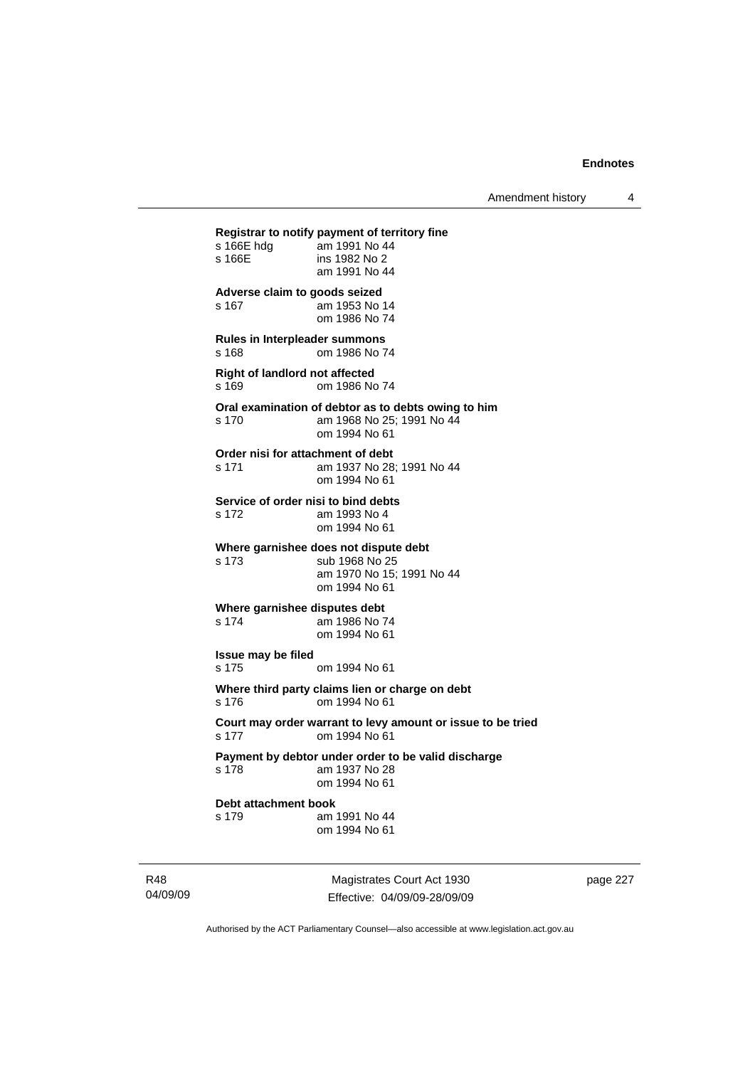**Registrar to notify payment of territory fine**

s 166E hdg am 1991 No 44
s 166E ins 1982 No 2
am 1991 No 44

**Adverse claim to goods seized**

s 167 am 1953 No 14
om 1986 No 74

**Rules in Interpleader summons**

s 168 om 1986 No 74

**Right of landlord not affected**

s 169 om 1986 No 74

**Oral examination of debtor as to debts owing to him**

s 170 am 1968 No 25; 1991 No 44
om 1994 No 61

**Order nisi for attachment of debt**

s 171 am 1937 No 28; 1991 No 44
om 1994 No 61

**Service of order nisi to bind debts**

s 172 am 1993 No 4
om 1994 No 61

**Where garnishee does not dispute debt**

s 173 sub 1968 No 25
am 1970 No 15; 1991 No 44
om 1994 No 61

**Where garnishee disputes debt**

s 174 am 1986 No 74
om 1994 No 61

**Issue may be filed**

s 175 om 1994 No 61

**Where third party claims lien or charge on debt**

s 176 om 1994 No 61

**Court may order warrant to levy amount or issue to be tried**

s 177 om 1994 No 61

**Payment by debtor under order to be valid discharge**

s 178 am 1937 No 28
om 1994 No 61

**Debt attachment book**

s 179 am 1991 No 44
om 1994 No 61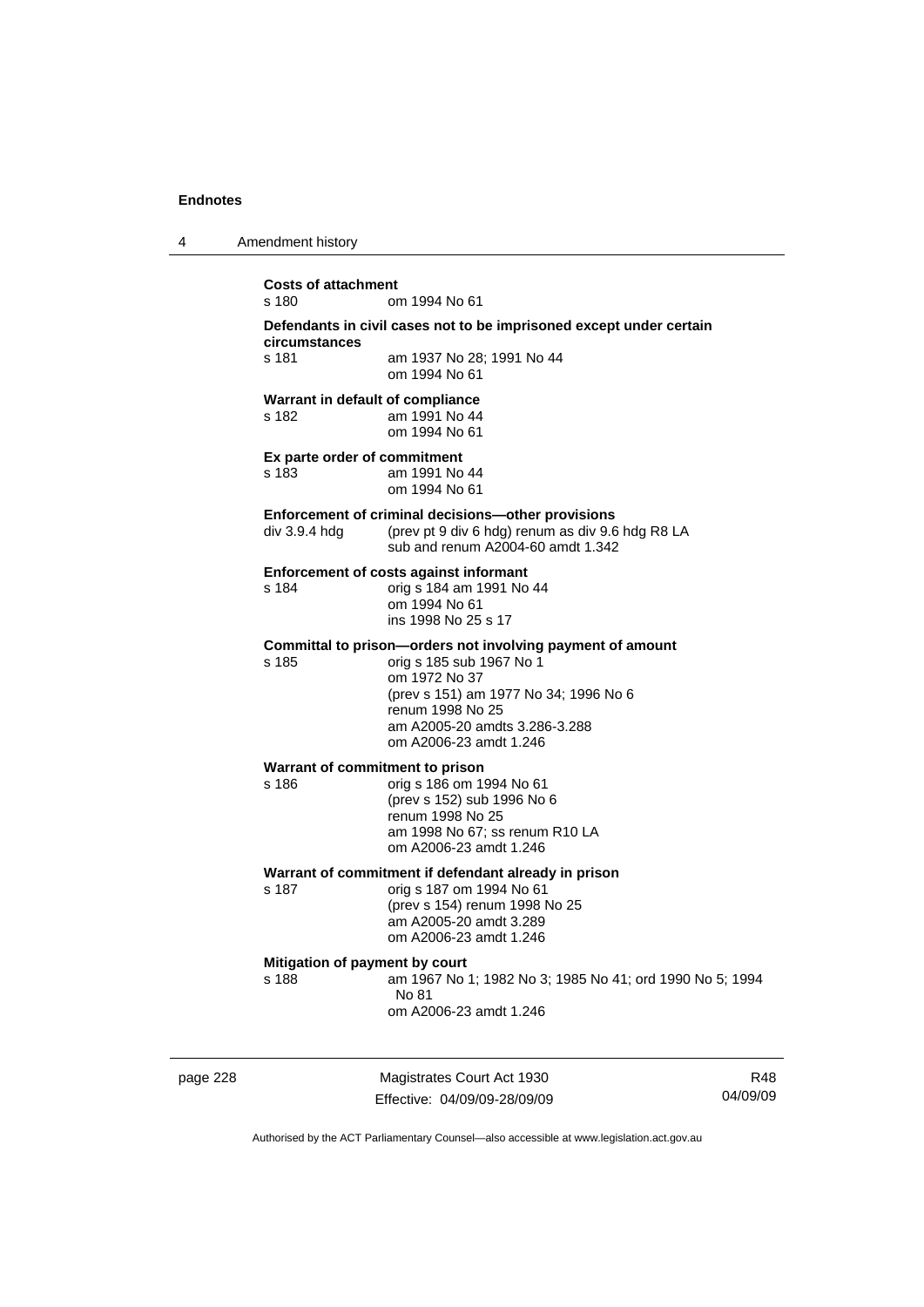**Costs of attachment**

s 180 om 1994 No 61

**Defendants in civil cases not to be imprisoned except under certain circumstances**

s 181 am 1937 No 28; 1991 No 44
om 1994 No 61

**Warrant in default of compliance**

s 182 am 1991 No 44
om 1994 No 61

**Ex parte order of commitment**

s 183 am 1991 No 44
om 1994 No 61

**Enforcement of criminal decisions—other provisions**

div 3.9.4 hdg (prev pt 9 div 6 hdg) renum as div 9.6 hdg R8 LA
sub and renum A2004-60 amdt 1.342

**Enforcement of costs against informant**

s 184 orig s 184 am 1991 No 44
om 1994 No 61
ins 1998 No 25 s 17

**Committal to prison—orders not involving payment of amount**

s 185 orig s 185 sub 1967 No 1
om 1972 No 37
(prev s 151) am 1977 No 34; 1996 No 6
renum 1998 No 25
am A2005-20 amdts 3.286-3.288
om A2006-23 amdt 1.246

**Warrant of commitment to prison**

s 186 orig s 186 om 1994 No 61
(prev s 152) sub 1996 No 6
renum 1998 No 25
am 1998 No 67; ss renum R10 LA
om A2006-23 amdt 1.246

**Warrant of commitment if defendant already in prison**

s 187 orig s 187 om 1994 No 61
(prev s 154) renum 1998 No 25
am A2005-20 amdt 3.289
om A2006-23 amdt 1.246

**Mitigation of payment by court**

s 188 am 1967 No 1; 1982 No 3; 1985 No 41; ord 1990 No 5; 1994 No 81
om A2006-23 amdt 1.246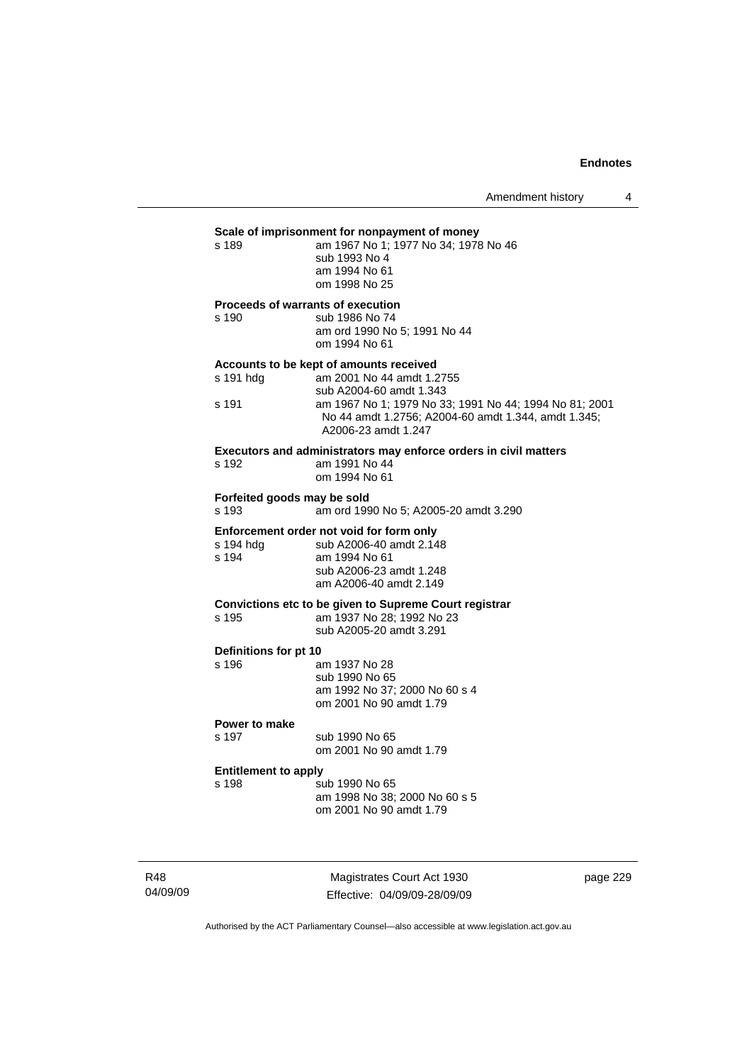**Scale of imprisonment for nonpayment of money**

s 189 am 1967 No 1; 1977 No 34; 1978 No 46
sub 1993 No 4
am 1994 No 61
om 1998 No 25

**Proceeds of warrants of execution**

s 190 sub 1986 No 74
am ord 1990 No 5; 1991 No 44
om 1994 No 61

**Accounts to be kept of amounts received**

s 191 hdg am 2001 No 44 amdt 1.2755
sub A2004-60 amdt 1.343

s 191 am 1967 No 1; 1979 No 33; 1991 No 44; 1994 No 81; 2001 No 44 amdt 1.2756; A2004-60 amdt 1.344, amdt 1.345; A2006-23 amdt 1.247

**Executors and administrators may enforce orders in civil matters**

s 192 am 1991 No 44
om 1994 No 61

**Forfeited goods may be sold**

s 193 am ord 1990 No 5; A2005-20 amdt 3.290

**Enforcement order not void for form only**

s 194 hdg sub A2006-40 amdt 2.148

s 194 am 1994 No 61
sub A2006-23 amdt 1.248
am A2006-40 amdt 2.149

**Convictions etc to be given to Supreme Court registrar**

s 195 am 1937 No 28; 1992 No 23
sub A2005-20 amdt 3.291

**Definitions for pt 10**

s 196 am 1937 No 28
sub 1990 No 65
am 1992 No 37; 2000 No 60 s 4
om 2001 No 90 amdt 1.79

**Power to make**

s 197 sub 1990 No 65
om 2001 No 90 amdt 1.79

**Entitlement to apply**

s 198 sub 1990 No 65
am 1998 No 38; 2000 No 60 s 5
om 2001 No 90 amdt 1.79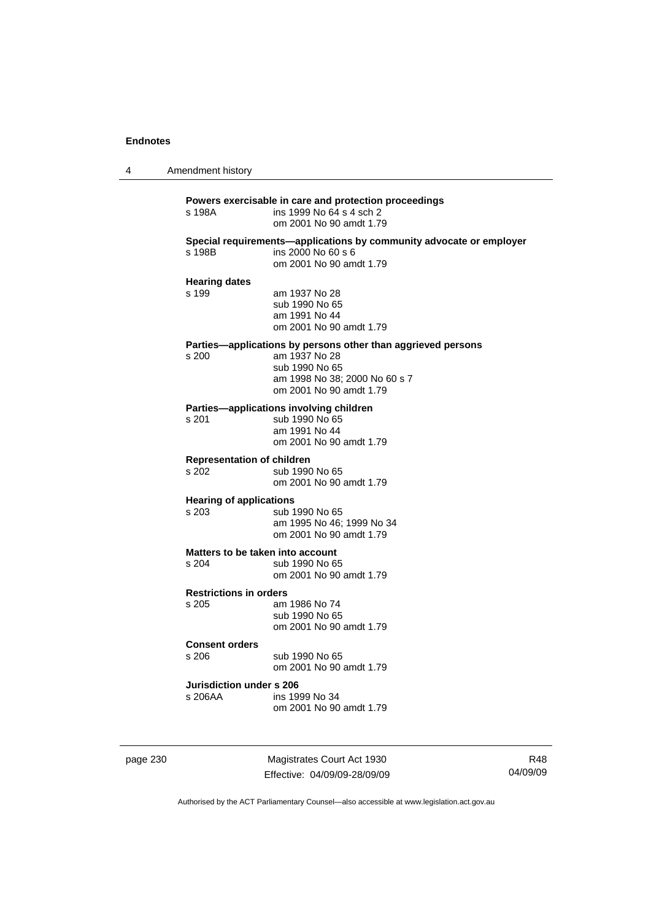**Powers exercisable in care and protection proceedings**

s 198A — ins 1999 No 64 s 4 sch 2
om 2001 No 90 amdt 1.79

**Special requirements—applications by community advocate or employer**

s 198B — ins 2000 No 60 s 6
om 2001 No 90 amdt 1.79

**Hearing dates**

s 199 — am 1937 No 28
sub 1990 No 65
am 1991 No 44
om 2001 No 90 amdt 1.79

**Parties—applications by persons other than aggrieved persons**

s 200 — am 1937 No 28
sub 1990 No 65
am 1998 No 38; 2000 No 60 s 7
om 2001 No 90 amdt 1.79

**Parties—applications involving children**

s 201 — sub 1990 No 65
am 1991 No 44
om 2001 No 90 amdt 1.79

**Representation of children**

s 202 — sub 1990 No 65
om 2001 No 90 amdt 1.79

**Hearing of applications**

s 203 — sub 1990 No 65
am 1995 No 46; 1999 No 34
om 2001 No 90 amdt 1.79

**Matters to be taken into account**

s 204 — sub 1990 No 65
om 2001 No 90 amdt 1.79

**Restrictions in orders**

s 205 — am 1986 No 74
sub 1990 No 65
om 2001 No 90 amdt 1.79

**Consent orders**

s 206 — sub 1990 No 65
om 2001 No 90 amdt 1.79

**Jurisdiction under s 206**

s 206AA — ins 1999 No 34
om 2001 No 90 amdt 1.79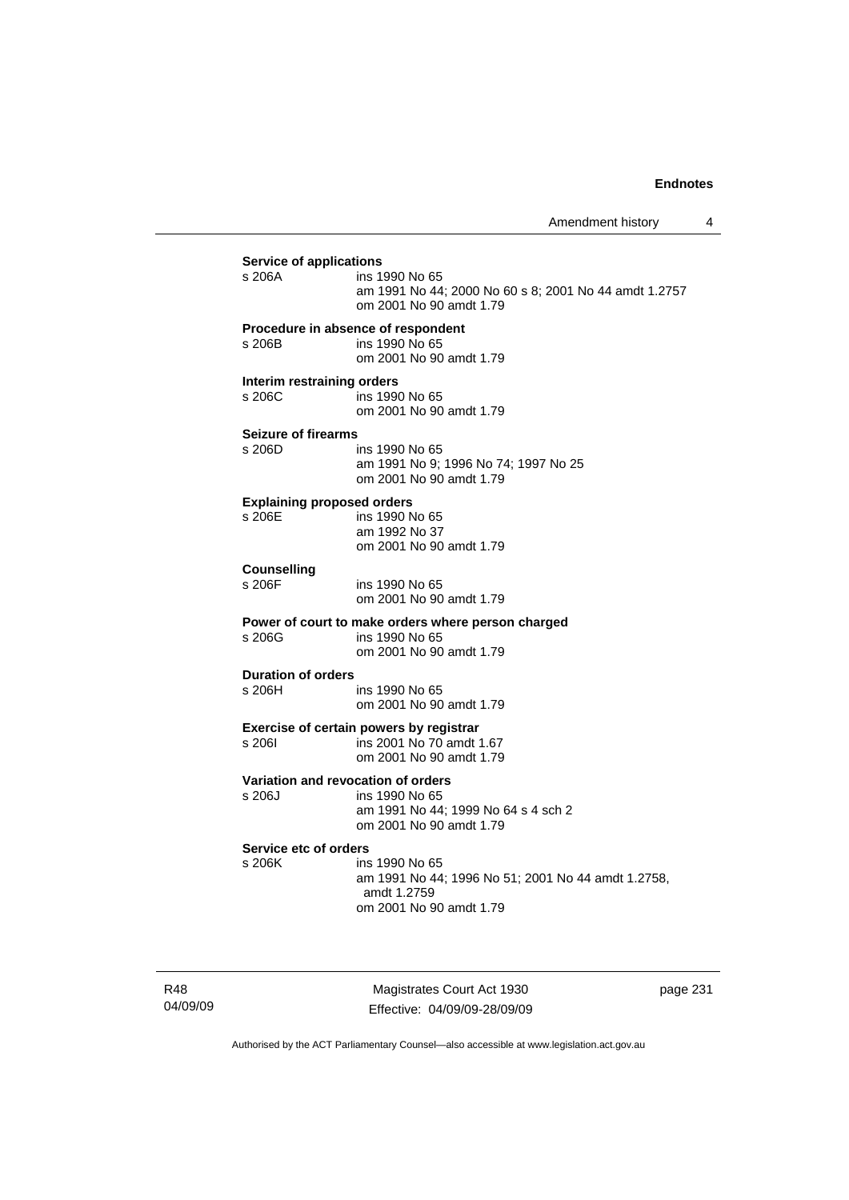**Service of applications**

s 206A ins 1990 No 65
am 1991 No 44; 2000 No 60 s 8; 2001 No 44 amdt 1.2757
om 2001 No 90 amdt 1.79

**Procedure in absence of respondent**

s 206B ins 1990 No 65
om 2001 No 90 amdt 1.79

**Interim restraining orders**

s 206C ins 1990 No 65
om 2001 No 90 amdt 1.79

**Seizure of firearms**

s 206D ins 1990 No 65
am 1991 No 9; 1996 No 74; 1997 No 25
om 2001 No 90 amdt 1.79

**Explaining proposed orders**

s 206E ins 1990 No 65
am 1992 No 37
om 2001 No 90 amdt 1.79

**Counselling**

s 206F ins 1990 No 65
om 2001 No 90 amdt 1.79

**Power of court to make orders where person charged**

s 206G ins 1990 No 65
om 2001 No 90 amdt 1.79

**Duration of orders**

s 206H ins 1990 No 65
om 2001 No 90 amdt 1.79

**Exercise of certain powers by registrar**

s 206I ins 2001 No 70 amdt 1.67
om 2001 No 90 amdt 1.79

**Variation and revocation of orders**

s 206J ins 1990 No 65
am 1991 No 44; 1999 No 64 s 4 sch 2
om 2001 No 90 amdt 1.79

**Service etc of orders**

s 206K ins 1990 No 65
am 1991 No 44; 1996 No 51; 2001 No 44 amdt 1.2758, amdt 1.2759
om 2001 No 90 amdt 1.79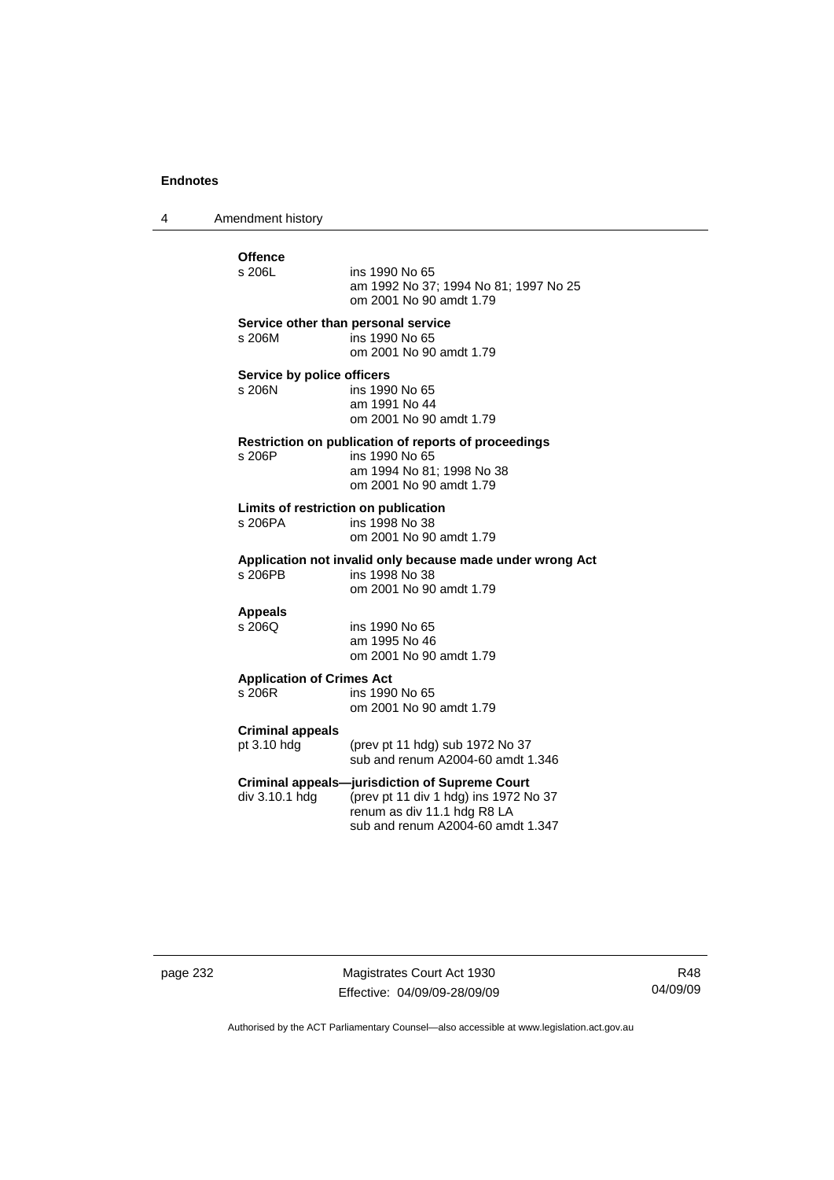**Offence**

s 206L ins 1990 No 65
am 1992 No 37; 1994 No 81; 1997 No 25
om 2001 No 90 amdt 1.79

**Service other than personal service**

s 206M ins 1990 No 65
om 2001 No 90 amdt 1.79

**Service by police officers**

s 206N ins 1990 No 65
am 1991 No 44
om 2001 No 90 amdt 1.79

**Restriction on publication of reports of proceedings**

s 206P ins 1990 No 65
am 1994 No 81; 1998 No 38
om 2001 No 90 amdt 1.79

**Limits of restriction on publication**

s 206PA ins 1998 No 38
om 2001 No 90 amdt 1.79

**Application not invalid only because made under wrong Act**

s 206PB ins 1998 No 38
om 2001 No 90 amdt 1.79

**Appeals**

s 206Q ins 1990 No 65
am 1995 No 46
om 2001 No 90 amdt 1.79

**Application of Crimes Act**

s 206R ins 1990 No 65
om 2001 No 90 amdt 1.79

**Criminal appeals**

pt 3.10 hdg (prev pt 11 hdg) sub 1972 No 37
sub and renum A2004-60 amdt 1.346

**Criminal appeals—jurisdiction of Supreme Court**

div 3.10.1 hdg (prev pt 11 div 1 hdg) ins 1972 No 37
renum as div 11.1 hdg R8 LA
sub and renum A2004-60 amdt 1.347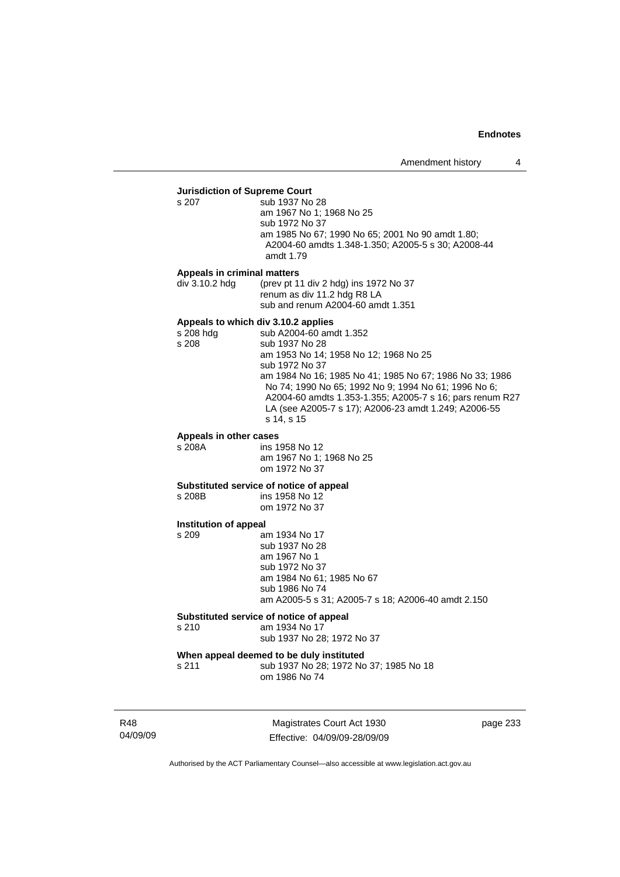**Jurisdiction of Supreme Court**

s 207 sub 1937 No 28
am 1967 No 1; 1968 No 25
sub 1972 No 37
am 1985 No 67; 1990 No 65; 2001 No 90 amdt 1.80; A2004-60 amdts 1.348-1.350; A2005-5 s 30; A2008-44 amdt 1.79

**Appeals in criminal matters**

div 3.10.2 hdg (prev pt 11 div 2 hdg) ins 1972 No 37
renum as div 11.2 hdg R8 LA
sub and renum A2004-60 amdt 1.351

**Appeals to which div 3.10.2 applies**

s 208 hdg sub A2004-60 amdt 1.352

s 208 sub 1937 No 28
am 1953 No 14; 1958 No 12; 1968 No 25
sub 1972 No 37
am 1984 No 16; 1985 No 41; 1985 No 67; 1986 No 33; 1986 No 74; 1990 No 65; 1992 No 9; 1994 No 61; 1996 No 6; A2004-60 amdts 1.353-1.355; A2005-7 s 16; pars renum R27 LA (see A2005-7 s 17); A2006-23 amdt 1.249; A2006-55 s 14, s 15

**Appeals in other cases**

s 208A ins 1958 No 12
am 1967 No 1; 1968 No 25
om 1972 No 37

**Substituted service of notice of appeal**

s 208B ins 1958 No 12
om 1972 No 37

**Institution of appeal**

s 209 am 1934 No 17
sub 1937 No 28
am 1967 No 1
sub 1972 No 37
am 1984 No 61; 1985 No 67
sub 1986 No 74
am A2005-5 s 31; A2005-7 s 18; A2006-40 amdt 2.150

**Substituted service of notice of appeal**

s 210 am 1934 No 17
sub 1937 No 28; 1972 No 37

**When appeal deemed to be duly instituted**

s 211 sub 1937 No 28; 1972 No 37; 1985 No 18
om 1986 No 74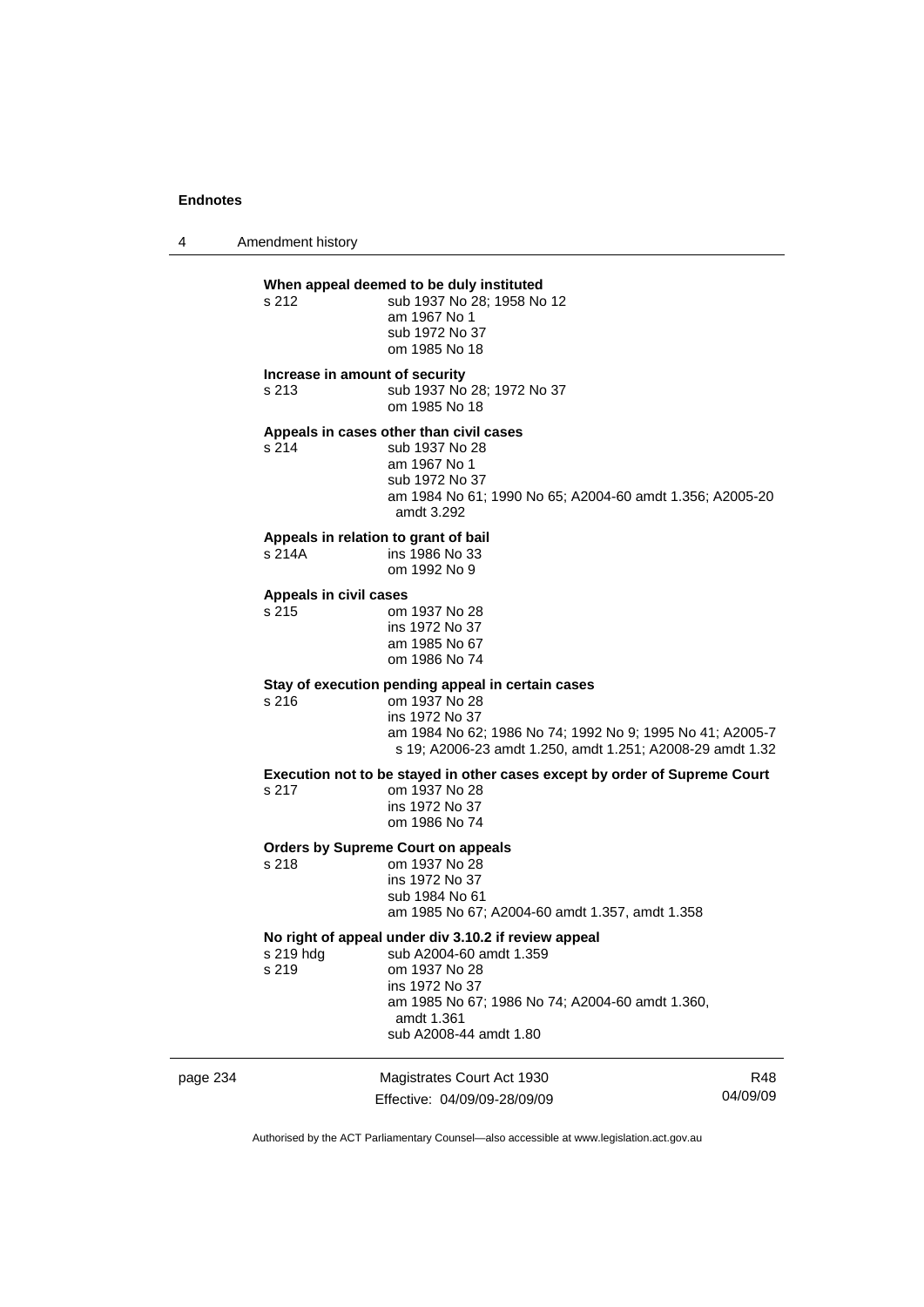**When appeal deemed to be duly instituted**

s 212 sub 1937 No 28; 1958 No 12
am 1967 No 1
sub 1972 No 37
om 1985 No 18

**Increase in amount of security**

s 213 sub 1937 No 28; 1972 No 37
om 1985 No 18

**Appeals in cases other than civil cases**

s 214 sub 1937 No 28
am 1967 No 1
sub 1972 No 37
am 1984 No 61; 1990 No 65; A2004-60 amdt 1.356; A2005-20 amdt 3.292

**Appeals in relation to grant of bail**

s 214A ins 1986 No 33
om 1992 No 9

**Appeals in civil cases**

s 215 om 1937 No 28
ins 1972 No 37
am 1985 No 67
om 1986 No 74

**Stay of execution pending appeal in certain cases**

s 216 om 1937 No 28
ins 1972 No 37
am 1984 No 62; 1986 No 74; 1992 No 9; 1995 No 41; A2005-7 s 19; A2006-23 amdt 1.250, amdt 1.251; A2008-29 amdt 1.32

**Execution not to be stayed in other cases except by order of Supreme Court**

s 217 om 1937 No 28
ins 1972 No 37
om 1986 No 74

**Orders by Supreme Court on appeals**

s 218 om 1937 No 28
ins 1972 No 37
sub 1984 No 61
am 1985 No 67; A2004-60 amdt 1.357, amdt 1.358

**No right of appeal under div 3.10.2 if review appeal**

s 219 hdg sub A2004-60 amdt 1.359
s 219 om 1937 No 28
ins 1972 No 37
am 1985 No 67; 1986 No 74; A2004-60 amdt 1.360, amdt 1.361
sub A2008-44 amdt 1.80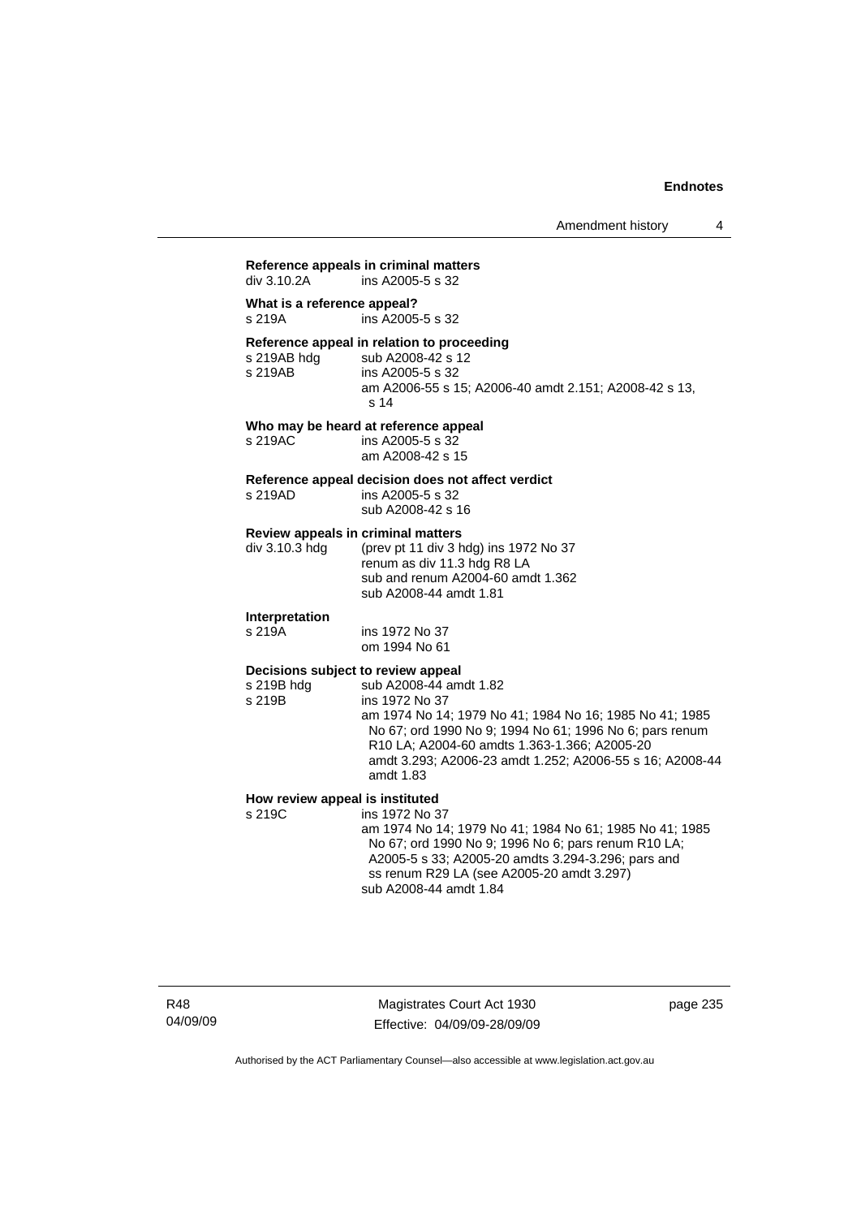**Reference appeals in criminal matters**

div 3.10.2A ins A2005-5 s 32

**What is a reference appeal?**

s 219A ins A2005-5 s 32

**Reference appeal in relation to proceeding**

s 219AB hdg sub A2008-42 s 12

s 219AB ins A2005-5 s 32
am A2006-55 s 15; A2006-40 amdt 2.151; A2008-42 s 13, s 14

**Who may be heard at reference appeal**

s 219AC ins A2005-5 s 32
am A2008-42 s 15

**Reference appeal decision does not affect verdict**

s 219AD ins A2005-5 s 32
sub A2008-42 s 16

**Review appeals in criminal matters**

div 3.10.3 hdg (prev pt 11 div 3 hdg) ins 1972 No 37
renum as div 11.3 hdg R8 LA
sub and renum A2004-60 amdt 1.362
sub A2008-44 amdt 1.81

**Interpretation**

s 219A ins 1972 No 37
om 1994 No 61

**Decisions subject to review appeal**

s 219B hdg sub A2008-44 amdt 1.82

s 219B ins 1972 No 37
am 1974 No 14; 1979 No 41; 1984 No 16; 1985 No 41; 1985 No 67; ord 1990 No 9; 1994 No 61; 1996 No 6; pars renum R10 LA; A2004-60 amdts 1.363-1.366; A2005-20 amdt 3.293; A2006-23 amdt 1.252; A2006-55 s 16; A2008-44 amdt 1.83

**How review appeal is instituted**

s 219C ins 1972 No 37
am 1974 No 14; 1979 No 41; 1984 No 61; 1985 No 41; 1985 No 67; ord 1990 No 9; 1996 No 6; pars renum R10 LA; A2005-5 s 33; A2005-20 amdts 3.294-3.296; pars and ss renum R29 LA (see A2005-20 amdt 3.297)
sub A2008-44 amdt 1.84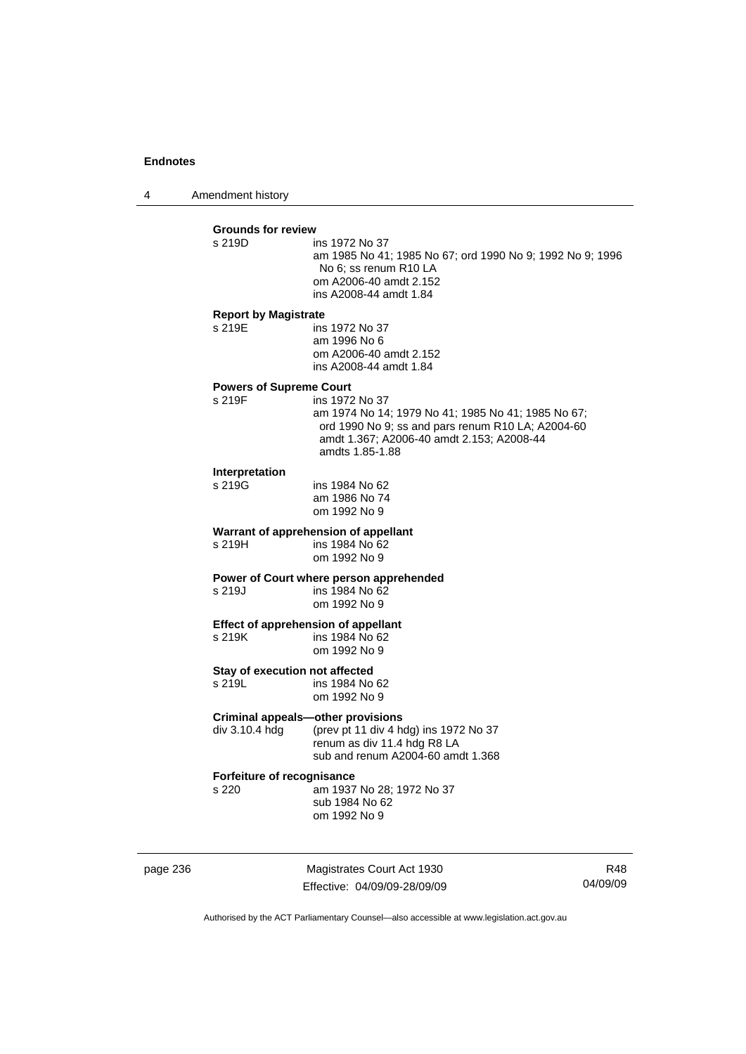**Grounds for review**

s 219D ins 1972 No 37
am 1985 No 41; 1985 No 67; ord 1990 No 9; 1992 No 9; 1996 No 6; ss renum R10 LA
om A2006-40 amdt 2.152
ins A2008-44 amdt 1.84

**Report by Magistrate**

s 219E ins 1972 No 37
am 1996 No 6
om A2006-40 amdt 2.152
ins A2008-44 amdt 1.84

**Powers of Supreme Court**

s 219F ins 1972 No 37
am 1974 No 14; 1979 No 41; 1985 No 41; 1985 No 67; ord 1990 No 9; ss and pars renum R10 LA; A2004-60 amdt 1.367; A2006-40 amdt 2.153; A2008-44 amdts 1.85-1.88

**Interpretation**

s 219G ins 1984 No 62
am 1986 No 74
om 1992 No 9

**Warrant of apprehension of appellant**

s 219H ins 1984 No 62
om 1992 No 9

**Power of Court where person apprehended**

s 219J ins 1984 No 62
om 1992 No 9

**Effect of apprehension of appellant**

s 219K ins 1984 No 62
om 1992 No 9

**Stay of execution not affected**

s 219L ins 1984 No 62
om 1992 No 9

**Criminal appeals—other provisions**

div 3.10.4 hdg (prev pt 11 div 4 hdg) ins 1972 No 37
renum as div 11.4 hdg R8 LA
sub and renum A2004-60 amdt 1.368

**Forfeiture of recognisance**

s 220 am 1937 No 28; 1972 No 37
sub 1984 No 62
om 1992 No 9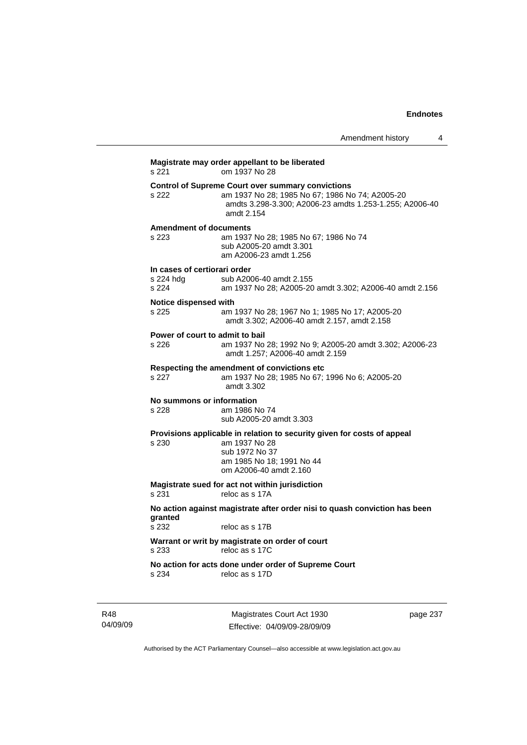**Magistrate may order appellant to be liberated**

s 221 om 1937 No 28

**Control of Supreme Court over summary convictions**

s 222 am 1937 No 28; 1985 No 67; 1986 No 74; A2005-20 amdts 3.298-3.300; A2006-23 amdts 1.253-1.255; A2006-40 amdt 2.154

**Amendment of documents**

s 223 am 1937 No 28; 1985 No 67; 1986 No 74
sub A2005-20 amdt 3.301
am A2006-23 amdt 1.256

**In cases of certiorari order**

s 224 hdg sub A2006-40 amdt 2.155
s 224 am 1937 No 28; A2005-20 amdt 3.302; A2006-40 amdt 2.156

**Notice dispensed with**

s 225 am 1937 No 28; 1967 No 1; 1985 No 17; A2005-20 amdt 3.302; A2006-40 amdt 2.157, amdt 2.158

**Power of court to admit to bail**

s 226 am 1937 No 28; 1992 No 9; A2005-20 amdt 3.302; A2006-23 amdt 1.257; A2006-40 amdt 2.159

**Respecting the amendment of convictions etc**

s 227 am 1937 No 28; 1985 No 67; 1996 No 6; A2005-20 amdt 3.302

**No summons or information**

s 228 am 1986 No 74
sub A2005-20 amdt 3.303

**Provisions applicable in relation to security given for costs of appeal**

s 230 am 1937 No 28
sub 1972 No 37
am 1985 No 18; 1991 No 44
om A2006-40 amdt 2.160

**Magistrate sued for act not within jurisdiction**

s 231 reloc as s 17A

**No action against magistrate after order nisi to quash conviction has been granted**

s 232 reloc as s 17B

**Warrant or writ by magistrate on order of court**

s 233 reloc as s 17C

**No action for acts done under order of Supreme Court**

s 234 reloc as s 17D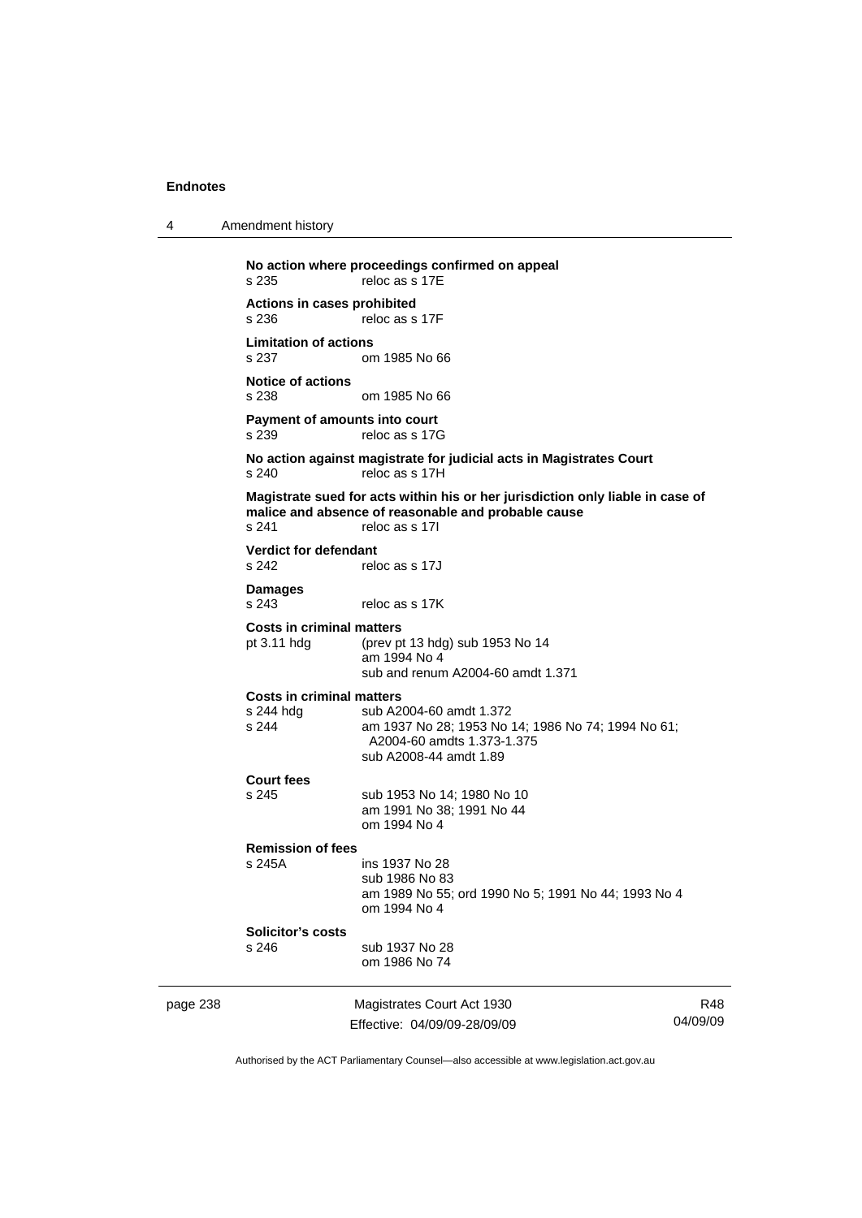**No action where proceedings confirmed on appeal**
s 235 reloc as s 17E

**Actions in cases prohibited**
s 236 reloc as s 17F

**Limitation of actions**
s 237 om 1985 No 66

**Notice of actions**
s 238 om 1985 No 66

**Payment of amounts into court**
s 239 reloc as s 17G

**No action against magistrate for judicial acts in Magistrates Court**
s 240 reloc as s 17H

**Magistrate sued for acts within his or her jurisdiction only liable in case of malice and absence of reasonable and probable cause**
s 241 reloc as s 17I

**Verdict for defendant**
s 242 reloc as s 17J

**Damages**
s 243 reloc as s 17K

**Costs in criminal matters**
pt 3.11 hdg (prev pt 13 hdg) sub 1953 No 14
am 1994 No 4
sub and renum A2004-60 amdt 1.371

**Costs in criminal matters**
s 244 hdg sub A2004-60 amdt 1.372
s 244 am 1937 No 28; 1953 No 14; 1986 No 74; 1994 No 61; A2004-60 amdts 1.373-1.375
sub A2008-44 amdt 1.89

**Court fees**
s 245 sub 1953 No 14; 1980 No 10
am 1991 No 38; 1991 No 44
om 1994 No 4

**Remission of fees**
s 245A ins 1937 No 28
sub 1986 No 83
am 1989 No 55; ord 1990 No 5; 1991 No 44; 1993 No 4
om 1994 No 4

**Solicitor's costs**
s 246 sub 1937 No 28
om 1986 No 74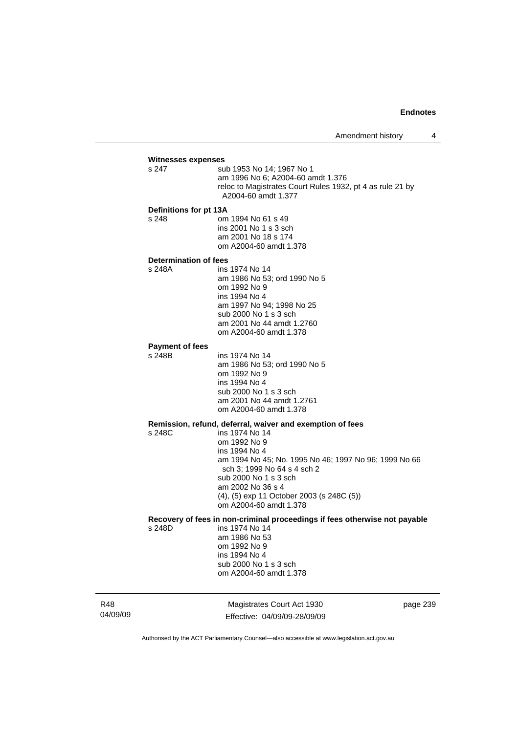**Witnesses expenses**

s 247 sub 1953 No 14; 1967 No 1
am 1996 No 6; A2004-60 amdt 1.376
reloc to Magistrates Court Rules 1932, pt 4 as rule 21 by A2004-60 amdt 1.377

**Definitions for pt 13A**

s 248 om 1994 No 61 s 49
ins 2001 No 1 s 3 sch
am 2001 No 18 s 174
om A2004-60 amdt 1.378

**Determination of fees**

s 248A ins 1974 No 14
am 1986 No 53; ord 1990 No 5
om 1992 No 9
ins 1994 No 4
am 1997 No 94; 1998 No 25
sub 2000 No 1 s 3 sch
am 2001 No 44 amdt 1.2760
om A2004-60 amdt 1.378

**Payment of fees**

s 248B ins 1974 No 14
am 1986 No 53; ord 1990 No 5
om 1992 No 9
ins 1994 No 4
sub 2000 No 1 s 3 sch
am 2001 No 44 amdt 1.2761
om A2004-60 amdt 1.378

**Remission, refund, deferral, waiver and exemption of fees**

s 248C ins 1974 No 14
om 1992 No 9
ins 1994 No 4
am 1994 No 45; No. 1995 No 46; 1997 No 96; 1999 No 66 sch 3; 1999 No 64 s 4 sch 2
sub 2000 No 1 s 3 sch
am 2002 No 36 s 4
(4), (5) exp 11 October 2003 (s 248C (5))
om A2004-60 amdt 1.378

**Recovery of fees in non-criminal proceedings if fees otherwise not payable**

s 248D ins 1974 No 14
am 1986 No 53
om 1992 No 9
ins 1994 No 4
sub 2000 No 1 s 3 sch
om A2004-60 amdt 1.378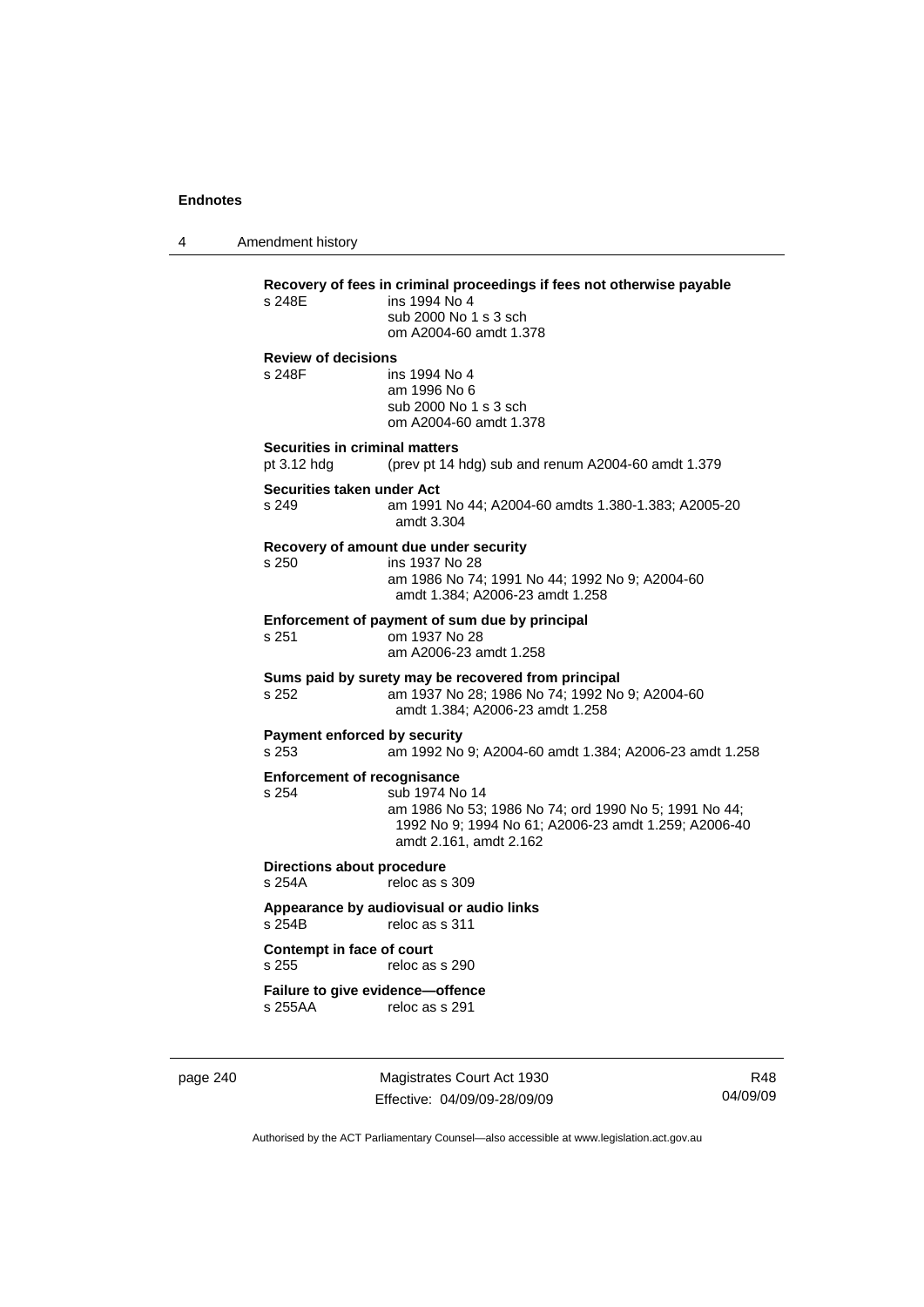**Recovery of fees in criminal proceedings if fees not otherwise payable**

s 248E ins 1994 No 4
sub 2000 No 1 s 3 sch
om A2004-60 amdt 1.378

**Review of decisions**

s 248F ins 1994 No 4
am 1996 No 6
sub 2000 No 1 s 3 sch
om A2004-60 amdt 1.378

**Securities in criminal matters**

pt 3.12 hdg (prev pt 14 hdg) sub and renum A2004-60 amdt 1.379

**Securities taken under Act**

s 249 am 1991 No 44; A2004-60 amdts 1.380-1.383; A2005-20 amdt 3.304

**Recovery of amount due under security**

s 250 ins 1937 No 28
am 1986 No 74; 1991 No 44; 1992 No 9; A2004-60 amdt 1.384; A2006-23 amdt 1.258

**Enforcement of payment of sum due by principal**

s 251 om 1937 No 28
am A2006-23 amdt 1.258

**Sums paid by surety may be recovered from principal**

s 252 am 1937 No 28; 1986 No 74; 1992 No 9; A2004-60 amdt 1.384; A2006-23 amdt 1.258

**Payment enforced by security**

s 253 am 1992 No 9; A2004-60 amdt 1.384; A2006-23 amdt 1.258

**Enforcement of recognisance**

s 254 sub 1974 No 14
am 1986 No 53; 1986 No 74; ord 1990 No 5; 1991 No 44; 1992 No 9; 1994 No 61; A2006-23 amdt 1.259; A2006-40 amdt 2.161, amdt 2.162

**Directions about procedure**

s 254A reloc as s 309

**Appearance by audiovisual or audio links**

s 254B reloc as s 311

**Contempt in face of court**

s 255 reloc as s 290

**Failure to give evidence—offence**

s 255AA reloc as s 291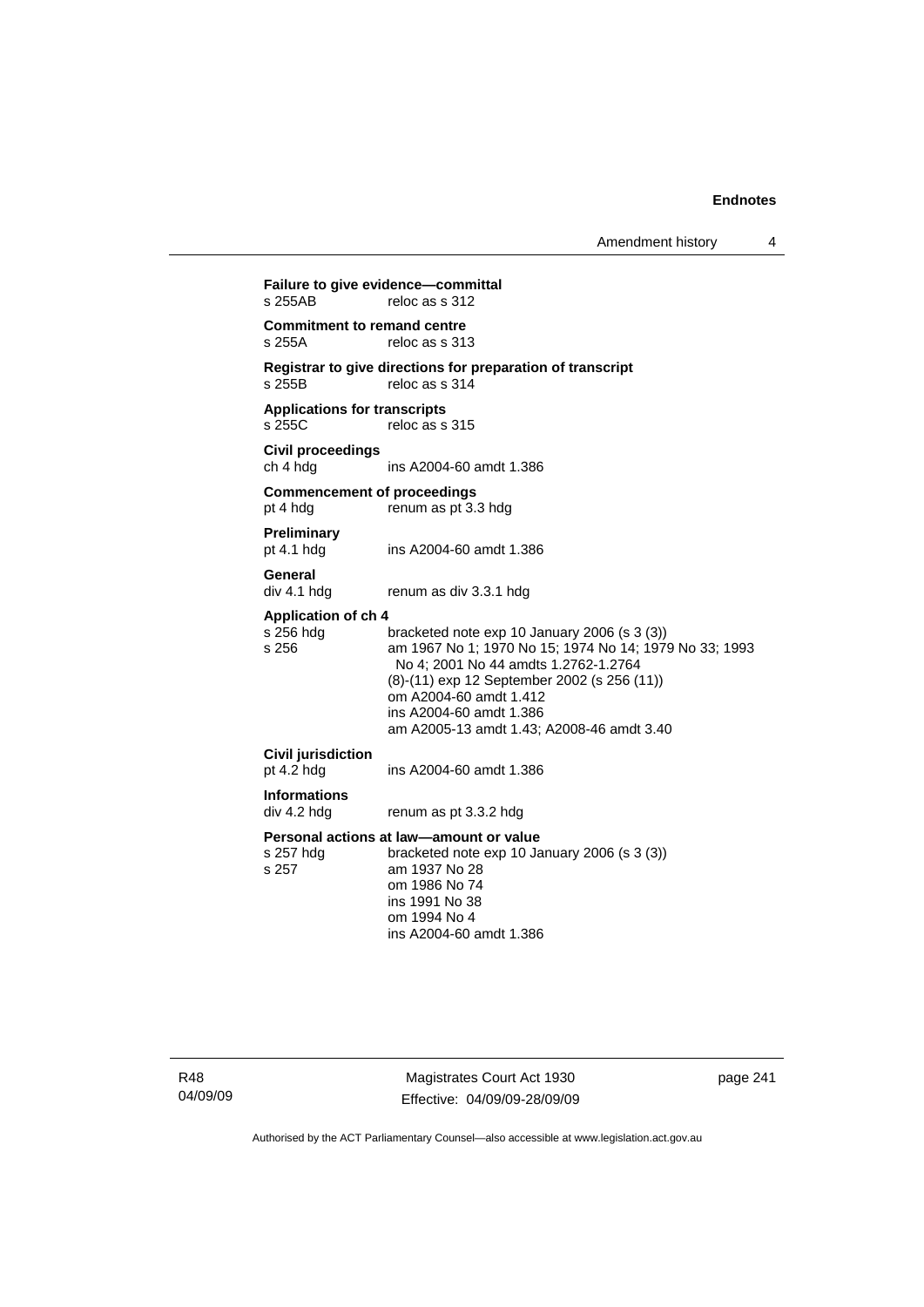**Failure to give evidence—committal**
s 255AB reloc as s 312

**Commitment to remand centre**
s 255A reloc as s 313

**Registrar to give directions for preparation of transcript**
s 255B reloc as s 314

**Applications for transcripts**
s 255C reloc as s 315

**Civil proceedings**
ch 4 hdg ins A2004-60 amdt 1.386

**Commencement of proceedings**
pt 4 hdg renum as pt 3.3 hdg

**Preliminary**
pt 4.1 hdg ins A2004-60 amdt 1.386

**General**
div 4.1 hdg renum as div 3.3.1 hdg

**Application of ch 4**
s 256 hdg bracketed note exp 10 January 2006 (s 3 (3))
s 256 am 1967 No 1; 1970 No 15; 1974 No 14; 1979 No 33; 1993 No 4; 2001 No 44 amdts 1.2762-1.2764
(8)-(11) exp 12 September 2002 (s 256 (11))
om A2004-60 amdt 1.412
ins A2004-60 amdt 1.386
am A2005-13 amdt 1.43; A2008-46 amdt 3.40

**Civil jurisdiction**
pt 4.2 hdg ins A2004-60 amdt 1.386

**Informations**
div 4.2 hdg renum as pt 3.3.2 hdg

**Personal actions at law—amount or value**
s 257 hdg bracketed note exp 10 January 2006 (s 3 (3))
s 257 am 1937 No 28
om 1986 No 74
ins 1991 No 38
om 1994 No 4
ins A2004-60 amdt 1.386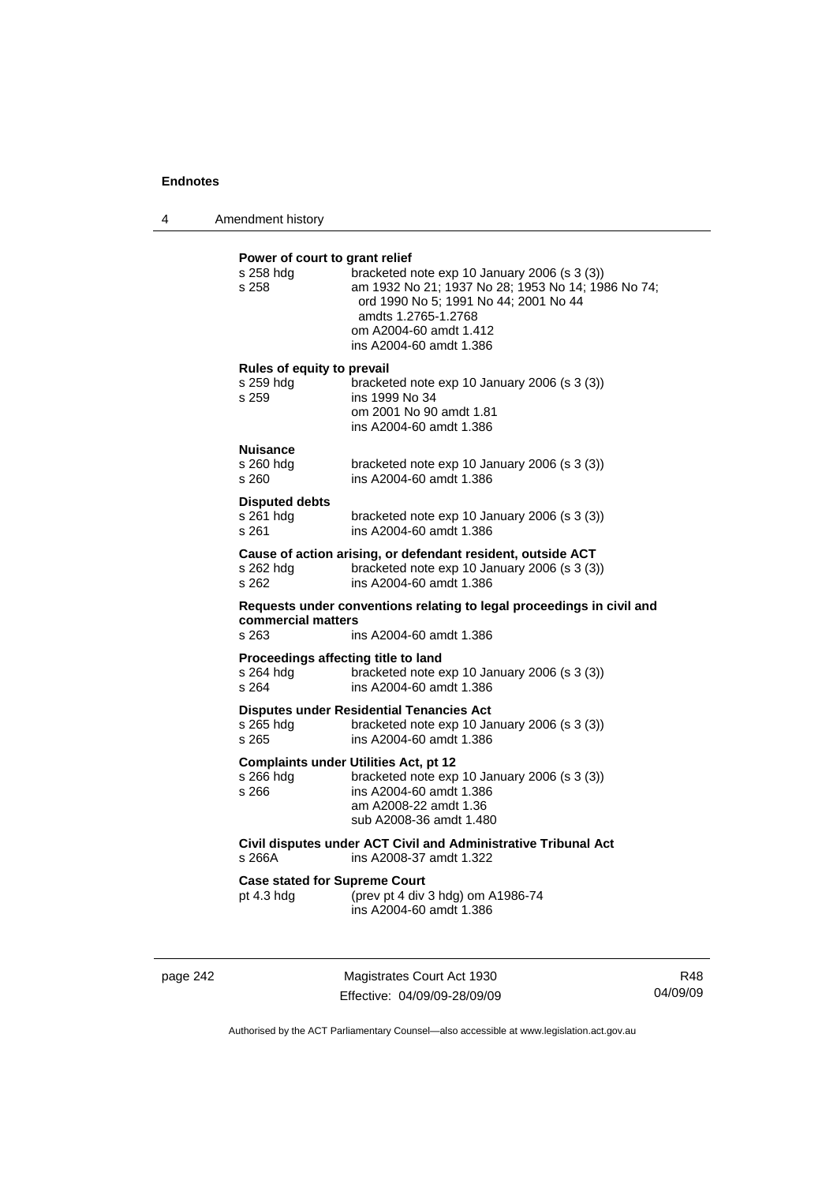**Power of court to grant relief**

s 258 hdg — bracketed note exp 10 January 2006 (s 3 (3))
s 258 — am 1932 No 21; 1937 No 28; 1953 No 14; 1986 No 74; ord 1990 No 5; 1991 No 44; 2001 No 44 amdts 1.2765-1.2768
om A2004-60 amdt 1.412
ins A2004-60 amdt 1.386

**Rules of equity to prevail**

s 259 hdg — bracketed note exp 10 January 2006 (s 3 (3))
s 259 — ins 1999 No 34
om 2001 No 90 amdt 1.81
ins A2004-60 amdt 1.386

**Nuisance**

s 260 hdg — bracketed note exp 10 January 2006 (s 3 (3))
s 260 — ins A2004-60 amdt 1.386

**Disputed debts**

s 261 hdg — bracketed note exp 10 January 2006 (s 3 (3))
s 261 — ins A2004-60 amdt 1.386

**Cause of action arising, or defendant resident, outside ACT**

s 262 hdg — bracketed note exp 10 January 2006 (s 3 (3))
s 262 — ins A2004-60 amdt 1.386

**Requests under conventions relating to legal proceedings in civil and commercial matters**

s 263 — ins A2004-60 amdt 1.386

**Proceedings affecting title to land**

s 264 hdg — bracketed note exp 10 January 2006 (s 3 (3))
s 264 — ins A2004-60 amdt 1.386

**Disputes under Residential Tenancies Act**

s 265 hdg — bracketed note exp 10 January 2006 (s 3 (3))
s 265 — ins A2004-60 amdt 1.386

**Complaints under Utilities Act, pt 12**

s 266 hdg — bracketed note exp 10 January 2006 (s 3 (3))
s 266 — ins A2004-60 amdt 1.386
am A2008-22 amdt 1.36
sub A2008-36 amdt 1.480

**Civil disputes under ACT Civil and Administrative Tribunal Act**

s 266A — ins A2008-37 amdt 1.322

**Case stated for Supreme Court**

pt 4.3 hdg — (prev pt 4 div 3 hdg) om A1986-74
ins A2004-60 amdt 1.386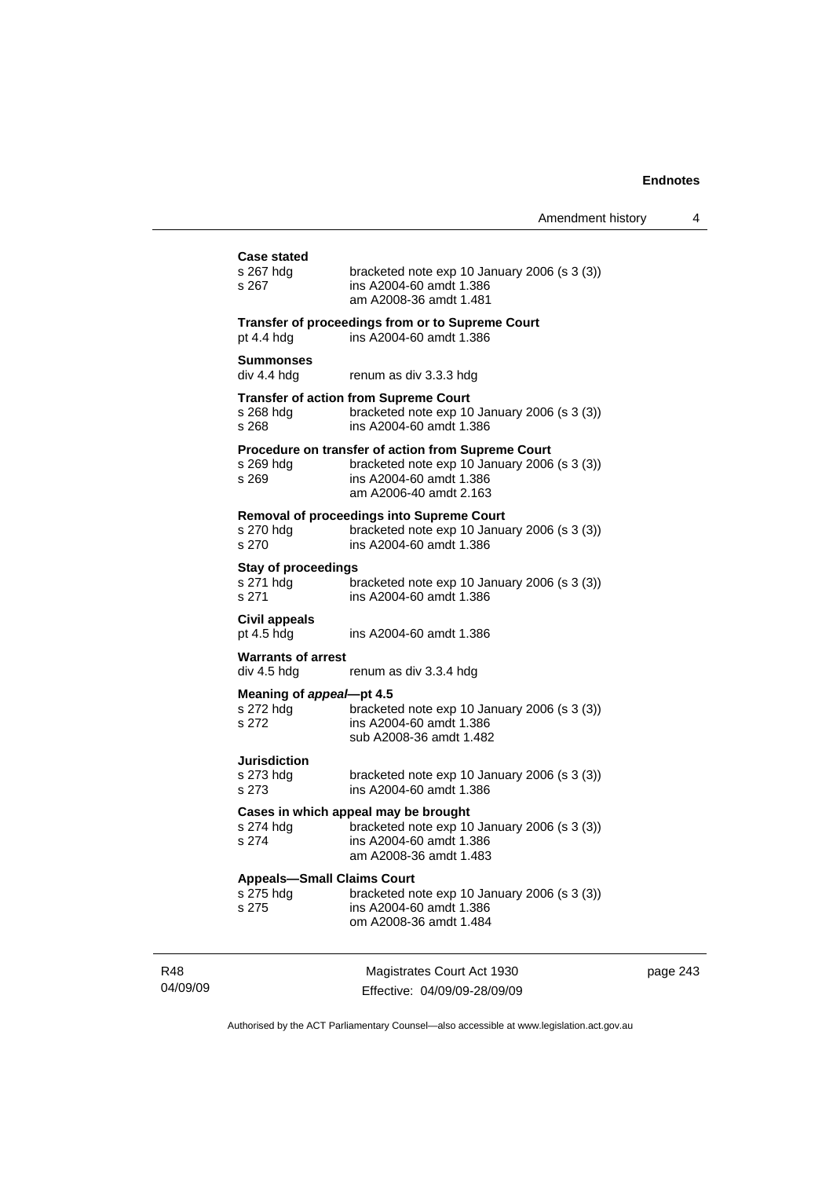**Case stated**

s 267 hdg bracketed note exp 10 January 2006 (s 3 (3))
s 267 ins A2004-60 amdt 1.386
am A2008-36 amdt 1.481

**Transfer of proceedings from or to Supreme Court**

pt 4.4 hdg ins A2004-60 amdt 1.386

**Summonses**

div 4.4 hdg renum as div 3.3.3 hdg

**Transfer of action from Supreme Court**

s 268 hdg bracketed note exp 10 January 2006 (s 3 (3))
s 268 ins A2004-60 amdt 1.386

**Procedure on transfer of action from Supreme Court**

s 269 hdg bracketed note exp 10 January 2006 (s 3 (3))
s 269 ins A2004-60 amdt 1.386
am A2006-40 amdt 2.163

**Removal of proceedings into Supreme Court**

s 270 hdg bracketed note exp 10 January 2006 (s 3 (3))
s 270 ins A2004-60 amdt 1.386

**Stay of proceedings**

s 271 hdg bracketed note exp 10 January 2006 (s 3 (3))
s 271 ins A2004-60 amdt 1.386

**Civil appeals**

pt 4.5 hdg ins A2004-60 amdt 1.386

**Warrants of arrest**

div 4.5 hdg renum as div 3.3.4 hdg

**Meaning of *appeal*—pt 4.5**

s 272 hdg bracketed note exp 10 January 2006 (s 3 (3))
s 272 ins A2004-60 amdt 1.386
sub A2008-36 amdt 1.482

**Jurisdiction**

s 273 hdg bracketed note exp 10 January 2006 (s 3 (3))
s 273 ins A2004-60 amdt 1.386

**Cases in which appeal may be brought**

s 274 hdg bracketed note exp 10 January 2006 (s 3 (3))
s 274 ins A2004-60 amdt 1.386
am A2008-36 amdt 1.483

**Appeals—Small Claims Court**

s 275 hdg bracketed note exp 10 January 2006 (s 3 (3))
s 275 ins A2004-60 amdt 1.386
om A2008-36 amdt 1.484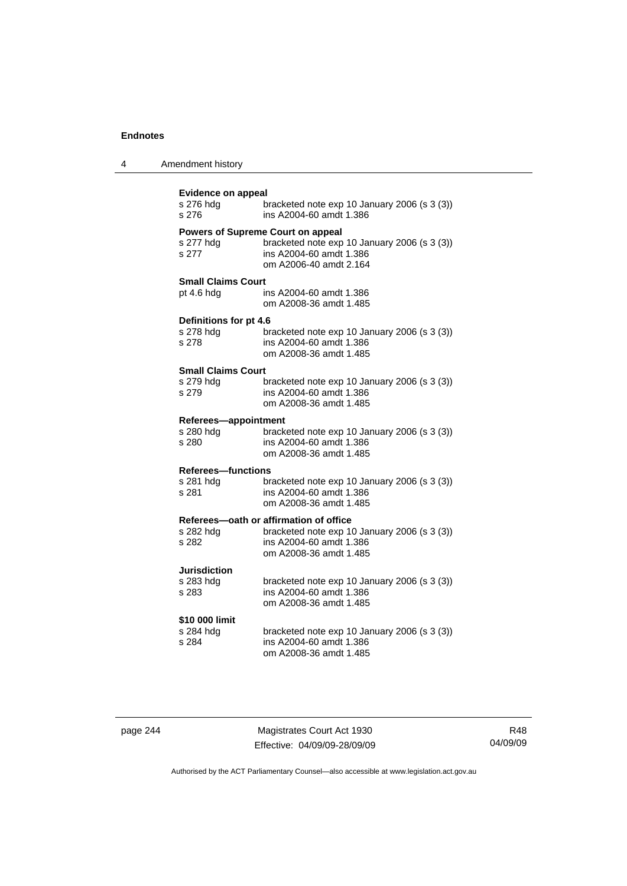**Evidence on appeal**

s 276 hdg bracketed note exp 10 January 2006 (s 3 (3))
s 276 ins A2004-60 amdt 1.386

**Powers of Supreme Court on appeal**

s 277 hdg bracketed note exp 10 January 2006 (s 3 (3))
s 277 ins A2004-60 amdt 1.386
om A2006-40 amdt 2.164

**Small Claims Court**

pt 4.6 hdg ins A2004-60 amdt 1.386
om A2008-36 amdt 1.485

**Definitions for pt 4.6**

s 278 hdg bracketed note exp 10 January 2006 (s 3 (3))
s 278 ins A2004-60 amdt 1.386
om A2008-36 amdt 1.485

**Small Claims Court**

s 279 hdg bracketed note exp 10 January 2006 (s 3 (3))
s 279 ins A2004-60 amdt 1.386
om A2008-36 amdt 1.485

**Referees—appointment**

s 280 hdg bracketed note exp 10 January 2006 (s 3 (3))
s 280 ins A2004-60 amdt 1.386
om A2008-36 amdt 1.485

**Referees—functions**

s 281 hdg bracketed note exp 10 January 2006 (s 3 (3))
s 281 ins A2004-60 amdt 1.386
om A2008-36 amdt 1.485

**Referees—oath or affirmation of office**

s 282 hdg bracketed note exp 10 January 2006 (s 3 (3))
s 282 ins A2004-60 amdt 1.386
om A2008-36 amdt 1.485

**Jurisdiction**

s 283 hdg bracketed note exp 10 January 2006 (s 3 (3))
s 283 ins A2004-60 amdt 1.386
om A2008-36 amdt 1.485

**$10 000 limit**

s 284 hdg bracketed note exp 10 January 2006 (s 3 (3))
s 284 ins A2004-60 amdt 1.386
om A2008-36 amdt 1.485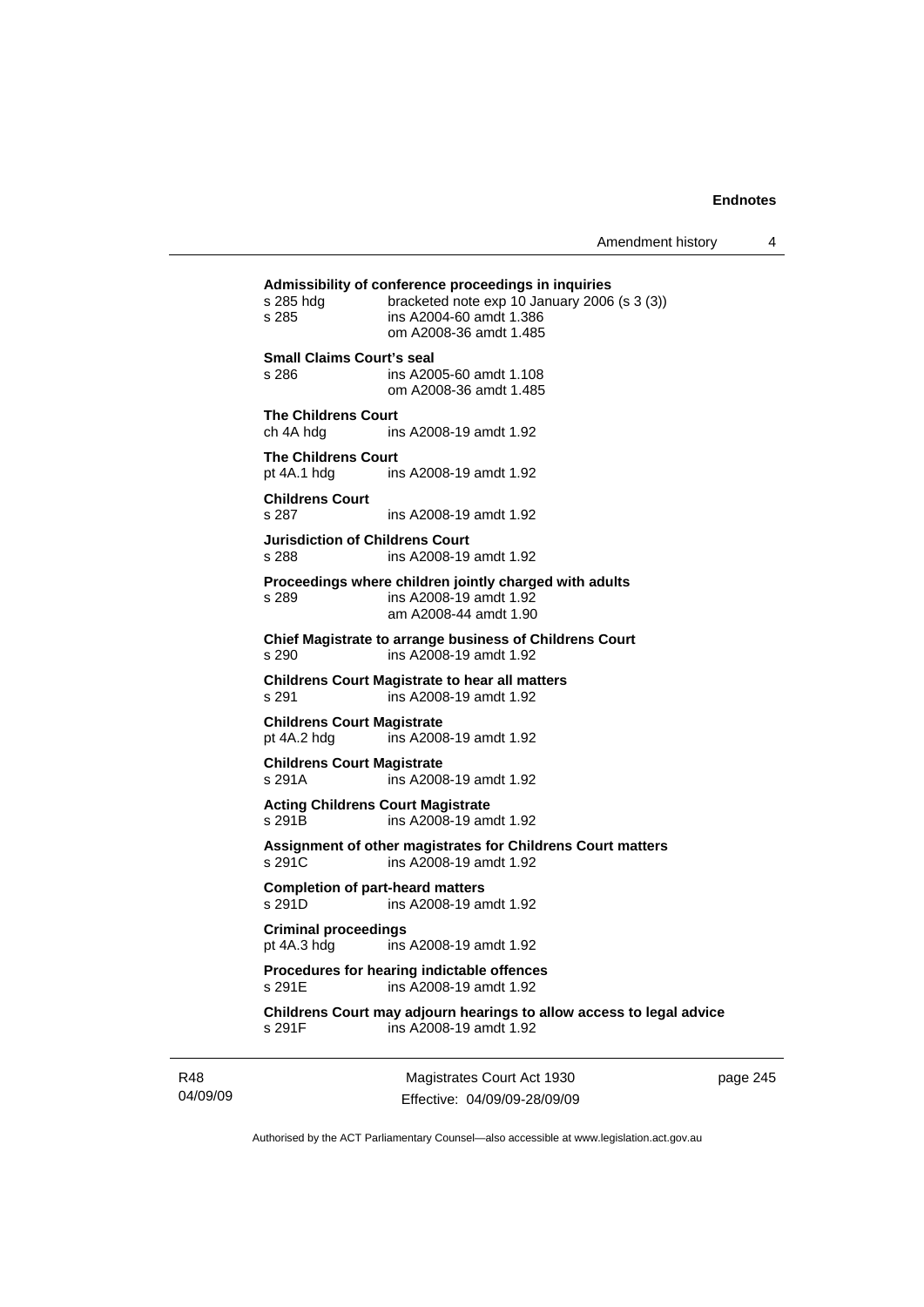**Admissibility of conference proceedings in inquiries**

s 285 hdg bracketed note exp 10 January 2006 (s 3 (3))
s 285 ins A2004-60 amdt 1.386
om A2008-36 amdt 1.485

**Small Claims Court's seal**

s 286 ins A2005-60 amdt 1.108
om A2008-36 amdt 1.485

**The Childrens Court**

ch 4A hdg ins A2008-19 amdt 1.92

**The Childrens Court**

pt 4A.1 hdg ins A2008-19 amdt 1.92

**Childrens Court**

s 287 ins A2008-19 amdt 1.92

**Jurisdiction of Childrens Court**

s 288 ins A2008-19 amdt 1.92

**Proceedings where children jointly charged with adults**

s 289 ins A2008-19 amdt 1.92
am A2008-44 amdt 1.90

**Chief Magistrate to arrange business of Childrens Court**

s 290 ins A2008-19 amdt 1.92

**Childrens Court Magistrate to hear all matters**

s 291 ins A2008-19 amdt 1.92

**Childrens Court Magistrate**

pt 4A.2 hdg ins A2008-19 amdt 1.92

**Childrens Court Magistrate**

s 291A ins A2008-19 amdt 1.92

**Acting Childrens Court Magistrate**

s 291B ins A2008-19 amdt 1.92

**Assignment of other magistrates for Childrens Court matters**

s 291C ins A2008-19 amdt 1.92

**Completion of part-heard matters**

s 291D ins A2008-19 amdt 1.92

**Criminal proceedings**

pt 4A.3 hdg ins A2008-19 amdt 1.92

**Procedures for hearing indictable offences**

s 291E ins A2008-19 amdt 1.92

**Childrens Court may adjourn hearings to allow access to legal advice**

s 291F ins A2008-19 amdt 1.92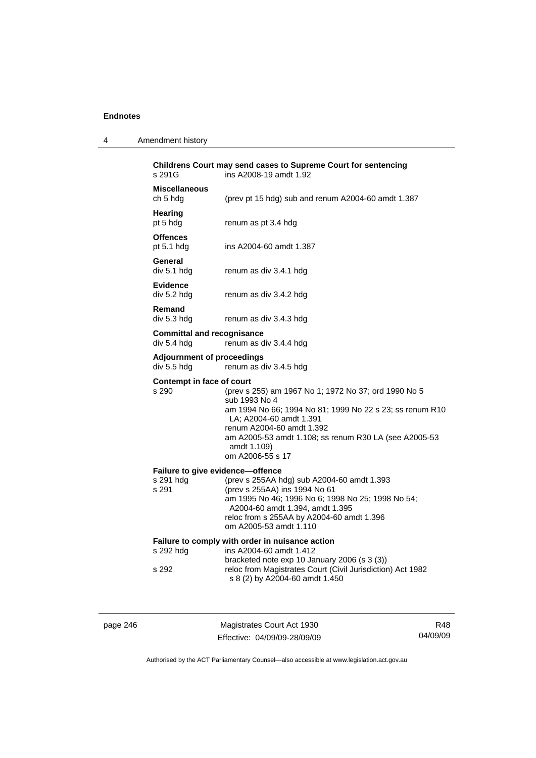**Childrens Court may send cases to Supreme Court for sentencing**
s 291G ins A2008-19 amdt 1.92

**Miscellaneous**
ch 5 hdg (prev pt 15 hdg) sub and renum A2004-60 amdt 1.387

**Hearing**
pt 5 hdg renum as pt 3.4 hdg

**Offences**
pt 5.1 hdg ins A2004-60 amdt 1.387

**General**
div 5.1 hdg renum as div 3.4.1 hdg

**Evidence**
div 5.2 hdg renum as div 3.4.2 hdg

**Remand**
div 5.3 hdg renum as div 3.4.3 hdg

**Committal and recognisance**
div 5.4 hdg renum as div 3.4.4 hdg

**Adjournment of proceedings**
div 5.5 hdg renum as div 3.4.5 hdg

**Contempt in face of court**
s 290 (prev s 255) am 1967 No 1; 1972 No 37; ord 1990 No 5
sub 1993 No 4
am 1994 No 66; 1994 No 81; 1999 No 22 s 23; ss renum R10 LA; A2004-60 amdt 1.391
renum A2004-60 amdt 1.392
am A2005-53 amdt 1.108; ss renum R30 LA (see A2005-53 amdt 1.109)
om A2006-55 s 17

**Failure to give evidence—offence**
s 291 hdg (prev s 255AA hdg) sub A2004-60 amdt 1.393
s 291 (prev s 255AA) ins 1994 No 61
am 1995 No 46; 1996 No 6; 1998 No 25; 1998 No 54; A2004-60 amdt 1.394, amdt 1.395
reloc from s 255AA by A2004-60 amdt 1.396
om A2005-53 amdt 1.110

**Failure to comply with order in nuisance action**
s 292 hdg ins A2004-60 amdt 1.412
bracketed note exp 10 January 2006 (s 3 (3))
s 292 reloc from Magistrates Court (Civil Jurisdiction) Act 1982 s 8 (2) by A2004-60 amdt 1.450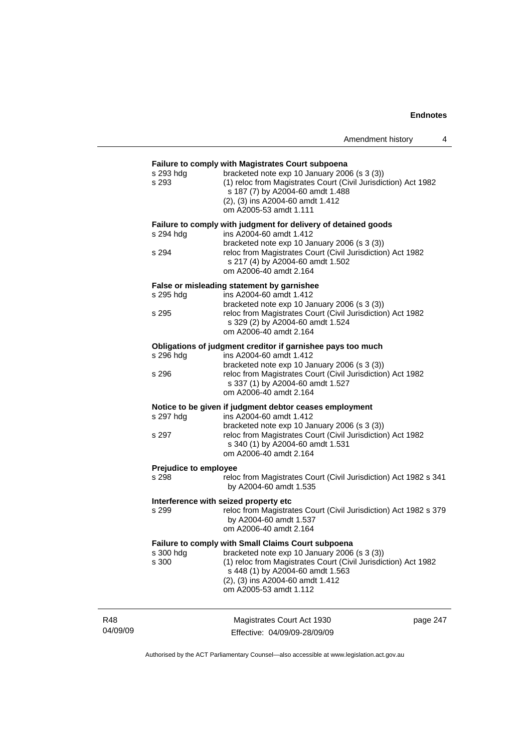**Failure to comply with Magistrates Court subpoena**

s 293 hdg bracketed note exp 10 January 2006 (s 3 (3))

s 293 (1) reloc from Magistrates Court (Civil Jurisdiction) Act 1982 s 187 (7) by A2004-60 amdt 1.488
(2), (3) ins A2004-60 amdt 1.412
om A2005-53 amdt 1.111

**Failure to comply with judgment for delivery of detained goods**

s 294 hdg ins A2004-60 amdt 1.412
bracketed note exp 10 January 2006 (s 3 (3))

s 294 reloc from Magistrates Court (Civil Jurisdiction) Act 1982 s 217 (4) by A2004-60 amdt 1.502
om A2006-40 amdt 2.164

**False or misleading statement by garnishee**

s 295 hdg ins A2004-60 amdt 1.412
bracketed note exp 10 January 2006 (s 3 (3))

s 295 reloc from Magistrates Court (Civil Jurisdiction) Act 1982 s 329 (2) by A2004-60 amdt 1.524
om A2006-40 amdt 2.164

**Obligations of judgment creditor if garnishee pays too much**

s 296 hdg ins A2004-60 amdt 1.412
bracketed note exp 10 January 2006 (s 3 (3))

s 296 reloc from Magistrates Court (Civil Jurisdiction) Act 1982 s 337 (1) by A2004-60 amdt 1.527
om A2006-40 amdt 2.164

**Notice to be given if judgment debtor ceases employment**

s 297 hdg ins A2004-60 amdt 1.412
bracketed note exp 10 January 2006 (s 3 (3))

s 297 reloc from Magistrates Court (Civil Jurisdiction) Act 1982 s 340 (1) by A2004-60 amdt 1.531
om A2006-40 amdt 2.164

**Prejudice to employee**

s 298 reloc from Magistrates Court (Civil Jurisdiction) Act 1982 s 341 by A2004-60 amdt 1.535

**Interference with seized property etc**

s 299 reloc from Magistrates Court (Civil Jurisdiction) Act 1982 s 379 by A2004-60 amdt 1.537
om A2006-40 amdt 2.164

**Failure to comply with Small Claims Court subpoena**

s 300 hdg bracketed note exp 10 January 2006 (s 3 (3))

s 300 (1) reloc from Magistrates Court (Civil Jurisdiction) Act 1982 s 448 (1) by A2004-60 amdt 1.563
(2), (3) ins A2004-60 amdt 1.412
om A2005-53 amdt 1.112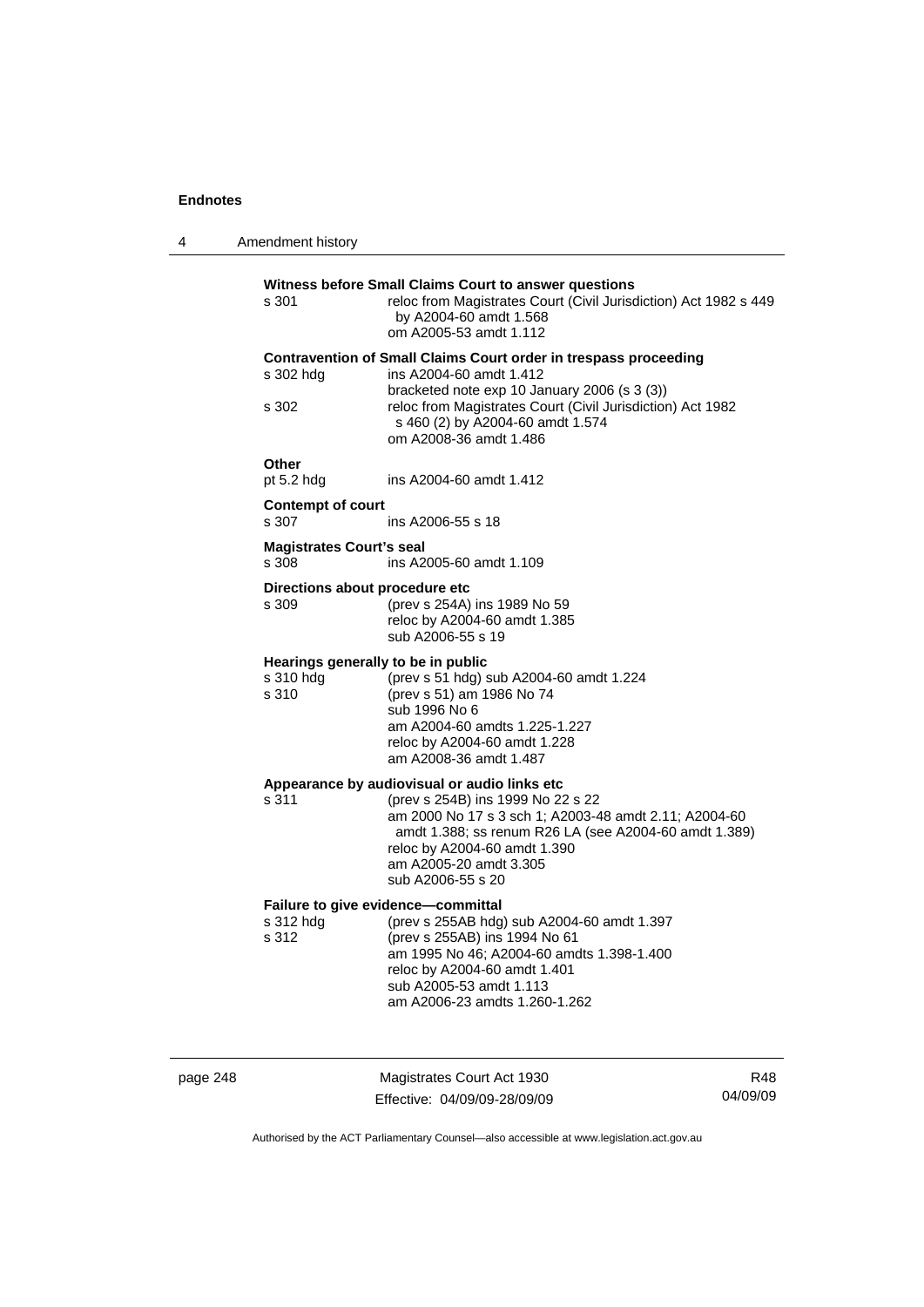**Witness before Small Claims Court to answer questions**

s 301 reloc from Magistrates Court (Civil Jurisdiction) Act 1982 s 449 by A2004-60 amdt 1.568
om A2005-53 amdt 1.112

**Contravention of Small Claims Court order in trespass proceeding**

s 302 hdg ins A2004-60 amdt 1.412
bracketed note exp 10 January 2006 (s 3 (3))
s 302 reloc from Magistrates Court (Civil Jurisdiction) Act 1982 s 460 (2) by A2004-60 amdt 1.574
om A2008-36 amdt 1.486

**Other**

pt 5.2 hdg ins A2004-60 amdt 1.412

**Contempt of court**

s 307 ins A2006-55 s 18

**Magistrates Court's seal**

s 308 ins A2005-60 amdt 1.109

**Directions about procedure etc**

s 309 (prev s 254A) ins 1989 No 59
reloc by A2004-60 amdt 1.385
sub A2006-55 s 19

**Hearings generally to be in public**

s 310 hdg (prev s 51 hdg) sub A2004-60 amdt 1.224
s 310 (prev s 51) am 1986 No 74
sub 1996 No 6
am A2004-60 amdts 1.225-1.227
reloc by A2004-60 amdt 1.228
am A2008-36 amdt 1.487

**Appearance by audiovisual or audio links etc**

s 311 (prev s 254B) ins 1999 No 22 s 22
am 2000 No 17 s 3 sch 1; A2003-48 amdt 2.11; A2004-60 amdt 1.388; ss renum R26 LA (see A2004-60 amdt 1.389)
reloc by A2004-60 amdt 1.390
am A2005-20 amdt 3.305
sub A2006-55 s 20

**Failure to give evidence—committal**

s 312 hdg (prev s 255AB hdg) sub A2004-60 amdt 1.397
s 312 (prev s 255AB) ins 1994 No 61
am 1995 No 46; A2004-60 amdts 1.398-1.400
reloc by A2004-60 amdt 1.401
sub A2005-53 amdt 1.113
am A2006-23 amdts 1.260-1.262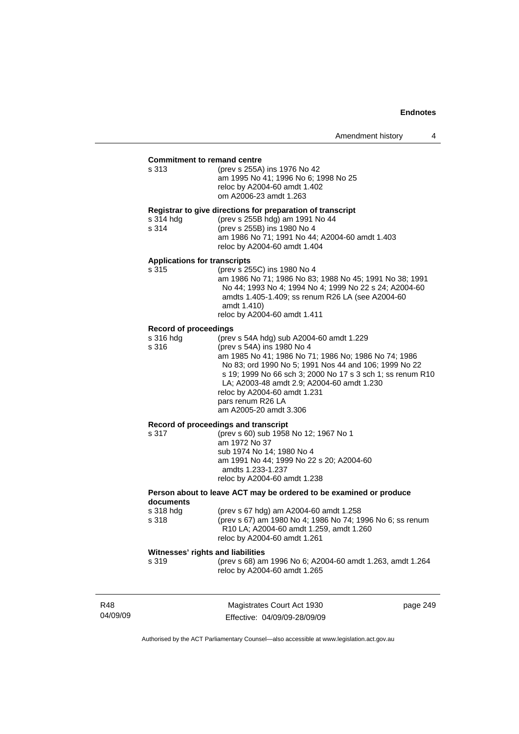**Commitment to remand centre**

s 313 (prev s 255A) ins 1976 No 42
am 1995 No 41; 1996 No 6; 1998 No 25
reloc by A2004-60 amdt 1.402
om A2006-23 amdt 1.263

**Registrar to give directions for preparation of transcript**

s 314 hdg (prev s 255B hdg) am 1991 No 44
s 314 (prev s 255B) ins 1980 No 4
am 1986 No 71; 1991 No 44; A2004-60 amdt 1.403
reloc by A2004-60 amdt 1.404

**Applications for transcripts**

s 315 (prev s 255C) ins 1980 No 4
am 1986 No 71; 1986 No 83; 1988 No 45; 1991 No 38; 1991 No 44; 1993 No 4; 1994 No 4; 1999 No 22 s 24; A2004-60 amdts 1.405-1.409; ss renum R26 LA (see A2004-60 amdt 1.410)
reloc by A2004-60 amdt 1.411

**Record of proceedings**

s 316 hdg (prev s 54A hdg) sub A2004-60 amdt 1.229
s 316 (prev s 54A) ins 1980 No 4
am 1985 No 41; 1986 No 71; 1986 No; 1986 No 74; 1986 No 83; ord 1990 No 5; 1991 Nos 44 and 106; 1999 No 22 s 19; 1999 No 66 sch 3; 2000 No 17 s 3 sch 1; ss renum R10 LA; A2003-48 amdt 2.9; A2004-60 amdt 1.230
reloc by A2004-60 amdt 1.231
pars renum R26 LA
am A2005-20 amdt 3.306

**Record of proceedings and transcript**

s 317 (prev s 60) sub 1958 No 12; 1967 No 1
am 1972 No 37
sub 1974 No 14; 1980 No 4
am 1991 No 44; 1999 No 22 s 20; A2004-60 amdts 1.233-1.237
reloc by A2004-60 amdt 1.238

**Person about to leave ACT may be ordered to be examined or produce documents**

s 318 hdg (prev s 67 hdg) am A2004-60 amdt 1.258
s 318 (prev s 67) am 1980 No 4; 1986 No 74; 1996 No 6; ss renum R10 LA; A2004-60 amdt 1.259, amdt 1.260
reloc by A2004-60 amdt 1.261

**Witnesses' rights and liabilities**

s 319 (prev s 68) am 1996 No 6; A2004-60 amdt 1.263, amdt 1.264
reloc by A2004-60 amdt 1.265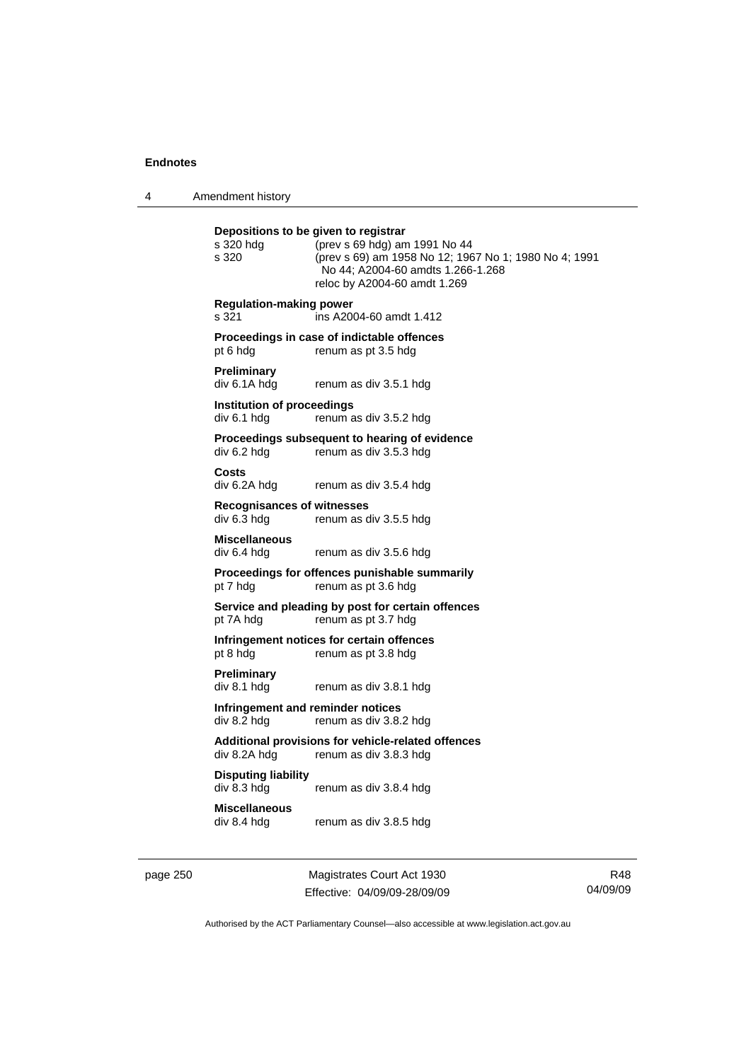**Depositions to be given to registrar**

s 320 hdg (prev s 69 hdg) am 1991 No 44

s 320 (prev s 69) am 1958 No 12; 1967 No 1; 1980 No 4; 1991 No 44; A2004-60 amdts 1.266-1.268
reloc by A2004-60 amdt 1.269

**Regulation-making power**

s 321 ins A2004-60 amdt 1.412

**Proceedings in case of indictable offences**

pt 6 hdg renum as pt 3.5 hdg

**Preliminary**

div 6.1A hdg renum as div 3.5.1 hdg

**Institution of proceedings**

div 6.1 hdg renum as div 3.5.2 hdg

**Proceedings subsequent to hearing of evidence**

div 6.2 hdg renum as div 3.5.3 hdg

**Costs**

div 6.2A hdg renum as div 3.5.4 hdg

**Recognisances of witnesses**

div 6.3 hdg renum as div 3.5.5 hdg

**Miscellaneous**

div 6.4 hdg renum as div 3.5.6 hdg

**Proceedings for offences punishable summarily**

pt 7 hdg renum as pt 3.6 hdg

**Service and pleading by post for certain offences**

pt 7A hdg renum as pt 3.7 hdg

**Infringement notices for certain offences**

pt 8 hdg renum as pt 3.8 hdg

**Preliminary**

div 8.1 hdg renum as div 3.8.1 hdg

**Infringement and reminder notices**

div 8.2 hdg renum as div 3.8.2 hdg

**Additional provisions for vehicle-related offences**

div 8.2A hdg renum as div 3.8.3 hdg

**Disputing liability**

div 8.3 hdg renum as div 3.8.4 hdg

**Miscellaneous**

div 8.4 hdg renum as div 3.8.5 hdg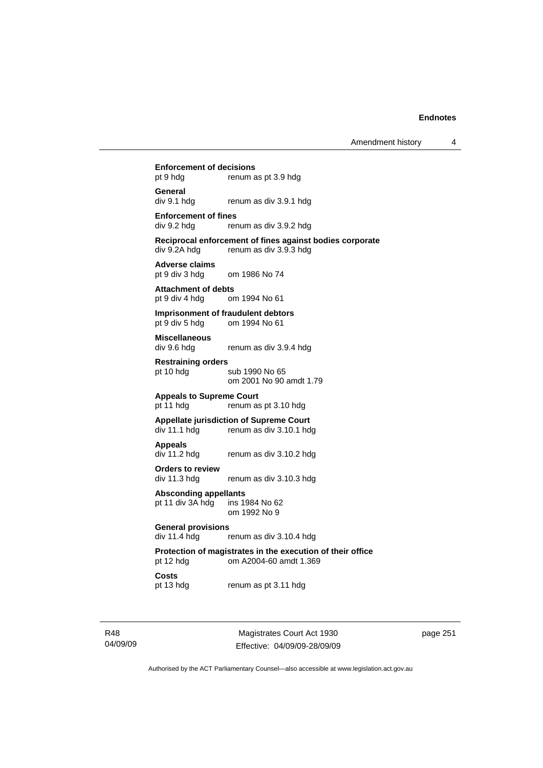**Enforcement of decisions**
pt 9 hdg renum as pt 3.9 hdg

**General**
div 9.1 hdg renum as div 3.9.1 hdg

**Enforcement of fines**
div 9.2 hdg renum as div 3.9.2 hdg

**Reciprocal enforcement of fines against bodies corporate**
div 9.2A hdg renum as div 3.9.3 hdg

**Adverse claims**
pt 9 div 3 hdg om 1986 No 74

**Attachment of debts**
pt 9 div 4 hdg om 1994 No 61

**Imprisonment of fraudulent debtors**
pt 9 div 5 hdg om 1994 No 61

**Miscellaneous**
div 9.6 hdg renum as div 3.9.4 hdg

**Restraining orders**
pt 10 hdg sub 1990 No 65
om 2001 No 90 amdt 1.79

**Appeals to Supreme Court**
pt 11 hdg renum as pt 3.10 hdg

**Appellate jurisdiction of Supreme Court**
div 11.1 hdg renum as div 3.10.1 hdg

**Appeals**
div 11.2 hdg renum as div 3.10.2 hdg

**Orders to review**
div 11.3 hdg renum as div 3.10.3 hdg

**Absconding appellants**
pt 11 div 3A hdg ins 1984 No 62
om 1992 No 9

**General provisions**
div 11.4 hdg renum as div 3.10.4 hdg

**Protection of magistrates in the execution of their office**
pt 12 hdg om A2004-60 amdt 1.369

**Costs**
pt 13 hdg renum as pt 3.11 hdg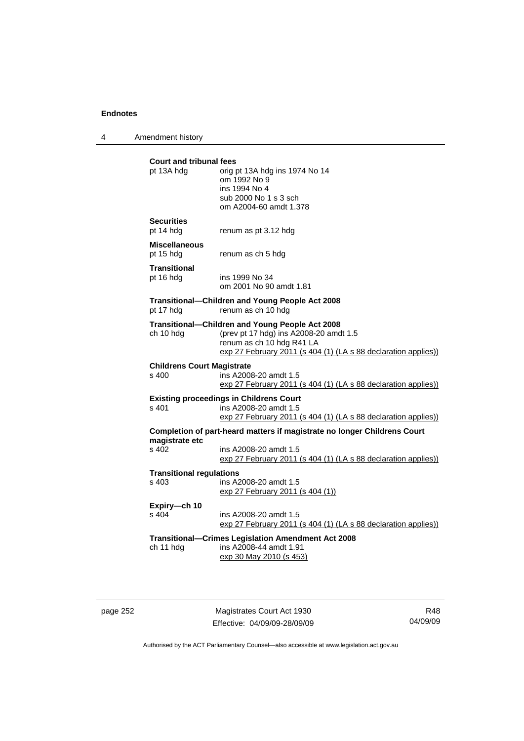**Court and tribunal fees**

pt 13A hdg — orig pt 13A hdg ins 1974 No 14
om 1992 No 9
ins 1994 No 4
sub 2000 No 1 s 3 sch
om A2004-60 amdt 1.378

**Securities**

pt 14 hdg — renum as pt 3.12 hdg

**Miscellaneous**

pt 15 hdg — renum as ch 5 hdg

**Transitional**

pt 16 hdg — ins 1999 No 34
om 2001 No 90 amdt 1.81

**Transitional—Children and Young People Act 2008**

pt 17 hdg — renum as ch 10 hdg

**Transitional—Children and Young People Act 2008**

ch 10 hdg — (prev pt 17 hdg) ins A2008-20 amdt 1.5
renum as ch 10 hdg R41 LA
exp 27 February 2011 (s 404 (1) (LA s 88 declaration applies))

**Childrens Court Magistrate**

s 400 — ins A2008-20 amdt 1.5
exp 27 February 2011 (s 404 (1) (LA s 88 declaration applies))

**Existing proceedings in Childrens Court**

s 401 — ins A2008-20 amdt 1.5
exp 27 February 2011 (s 404 (1) (LA s 88 declaration applies))

**Completion of part-heard matters if magistrate no longer Childrens Court magistrate etc**

s 402 — ins A2008-20 amdt 1.5
exp 27 February 2011 (s 404 (1) (LA s 88 declaration applies))

**Transitional regulations**

s 403 — ins A2008-20 amdt 1.5
exp 27 February 2011 (s 404 (1))

**Expiry—ch 10**

s 404 — ins A2008-20 amdt 1.5
exp 27 February 2011 (s 404 (1) (LA s 88 declaration applies))

**Transitional—Crimes Legislation Amendment Act 2008**

ch 11 hdg — ins A2008-44 amdt 1.91
exp 30 May 2010 (s 453)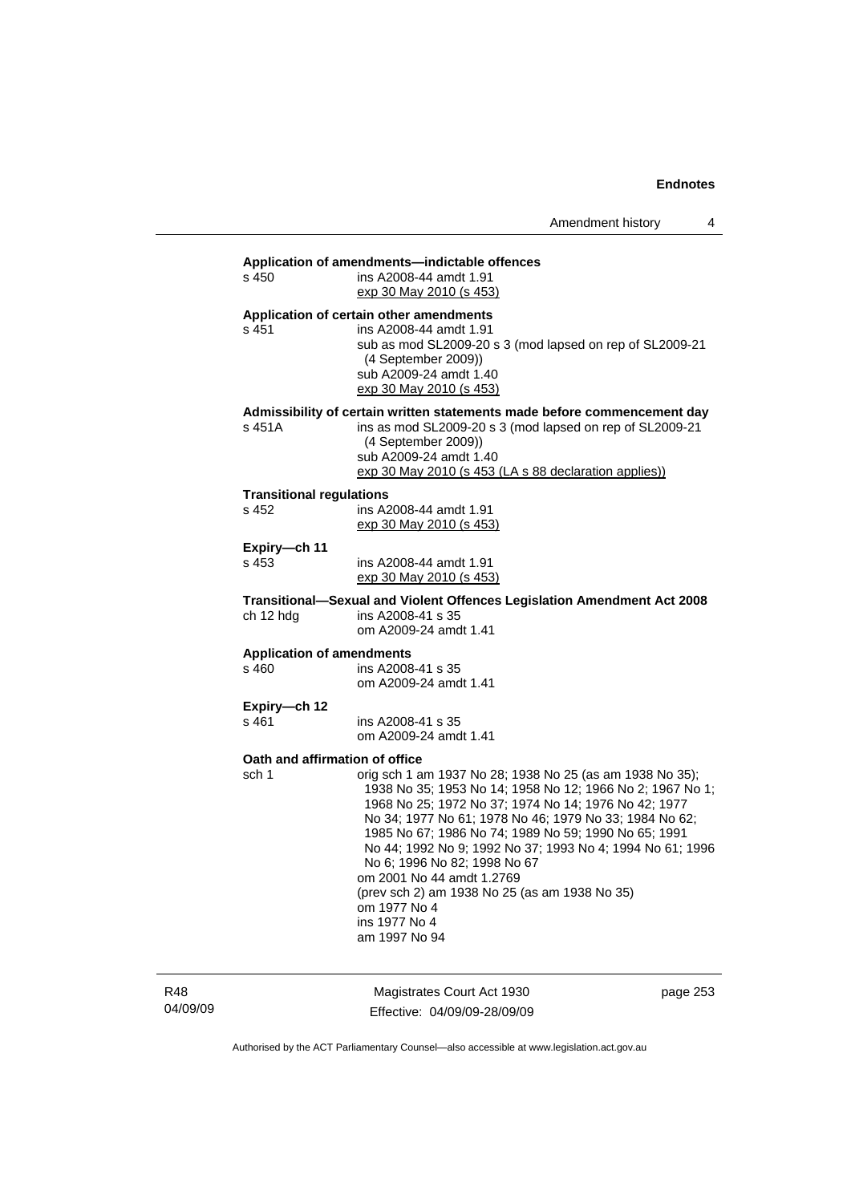**Application of amendments—indictable offences**

s 450 ins A2008-44 amdt 1.91
exp 30 May 2010 (s 453)

**Application of certain other amendments**

s 451 ins A2008-44 amdt 1.91
sub as mod SL2009-20 s 3 (mod lapsed on rep of SL2009-21 (4 September 2009))
sub A2009-24 amdt 1.40
exp 30 May 2010 (s 453)

**Admissibility of certain written statements made before commencement day**

s 451A ins as mod SL2009-20 s 3 (mod lapsed on rep of SL2009-21 (4 September 2009))
sub A2009-24 amdt 1.40
exp 30 May 2010 (s 453 (LA s 88 declaration applies))

**Transitional regulations**

s 452 ins A2008-44 amdt 1.91
exp 30 May 2010 (s 453)

**Expiry—ch 11**

s 453 ins A2008-44 amdt 1.91
exp 30 May 2010 (s 453)

**Transitional—Sexual and Violent Offences Legislation Amendment Act 2008**

ch 12 hdg ins A2008-41 s 35
om A2009-24 amdt 1.41

**Application of amendments**

s 460 ins A2008-41 s 35
om A2009-24 amdt 1.41

**Expiry—ch 12**

s 461 ins A2008-41 s 35
om A2009-24 amdt 1.41

**Oath and affirmation of office**

sch 1 orig sch 1 am 1937 No 28; 1938 No 25 (as am 1938 No 35); 1938 No 35; 1953 No 14; 1958 No 12; 1966 No 2; 1967 No 1; 1968 No 25; 1972 No 37; 1974 No 14; 1976 No 42; 1977 No 34; 1977 No 61; 1978 No 46; 1979 No 33; 1984 No 62; 1985 No 67; 1986 No 74; 1989 No 59; 1990 No 65; 1991 No 44; 1992 No 9; 1992 No 37; 1993 No 4; 1994 No 61; 1996 No 6; 1996 No 82; 1998 No 67
om 2001 No 44 amdt 1.2769
(prev sch 2) am 1938 No 25 (as am 1938 No 35)
om 1977 No 4
ins 1977 No 4
am 1997 No 94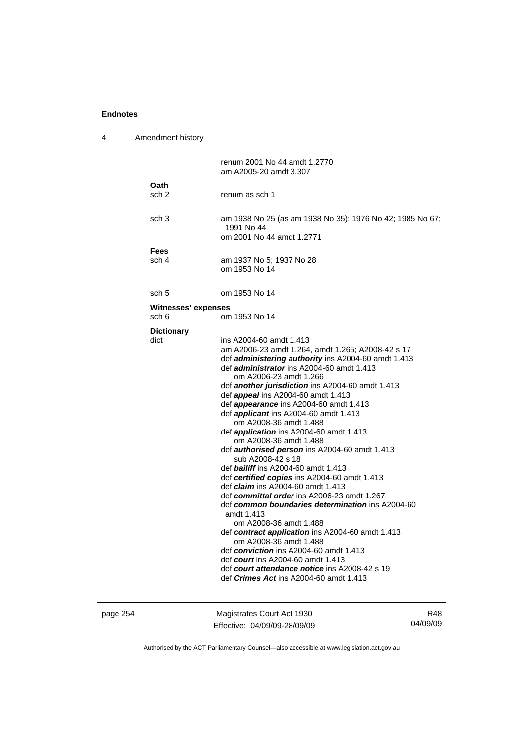| | |
|---|---|
| | renum 2001 No 44 amdt 1.2770<br>am A2005-20 amdt 3.307 |
| **Oath** | |
| sch 2 | renum as sch 1 |
| sch 3 | am 1938 No 25 (as am 1938 No 35); 1976 No 42; 1985 No 67; 1991 No 44<br>om 2001 No 44 amdt 1.2771 |
| **Fees** | |
| sch 4 | am 1937 No 5; 1937 No 28<br>om 1953 No 14 |
| sch 5 | om 1953 No 14 |
| **Witnesses' expenses** | |
| sch 6 | om 1953 No 14 |
| **Dictionary** | |
| dict | ins A2004-60 amdt 1.413<br>am A2006-23 amdt 1.264, amdt 1.265; A2008-42 s 17<br>def ***administering authority*** ins A2004-60 amdt 1.413<br>def ***administrator*** ins A2004-60 amdt 1.413<br>om A2006-23 amdt 1.266<br>def ***another jurisdiction*** ins A2004-60 amdt 1.413<br>def ***appeal*** ins A2004-60 amdt 1.413<br>def ***appearance*** ins A2004-60 amdt 1.413<br>def ***applicant*** ins A2004-60 amdt 1.413<br>om A2008-36 amdt 1.488<br>def ***application*** ins A2004-60 amdt 1.413<br>om A2008-36 amdt 1.488<br>def ***authorised person*** ins A2004-60 amdt 1.413<br>sub A2008-42 s 18<br>def ***bailiff*** ins A2004-60 amdt 1.413<br>def ***certified copies*** ins A2004-60 amdt 1.413<br>def ***claim*** ins A2004-60 amdt 1.413<br>def ***committal order*** ins A2006-23 amdt 1.267<br>def ***common boundaries determination*** ins A2004-60 amdt 1.413<br>om A2008-36 amdt 1.488<br>def ***contract application*** ins A2004-60 amdt 1.413<br>om A2008-36 amdt 1.488<br>def ***conviction*** ins A2004-60 amdt 1.413<br>def ***court*** ins A2004-60 amdt 1.413<br>def ***court attendance notice*** ins A2008-42 s 19<br>def ***Crimes Act*** ins A2004-60 amdt 1.413 |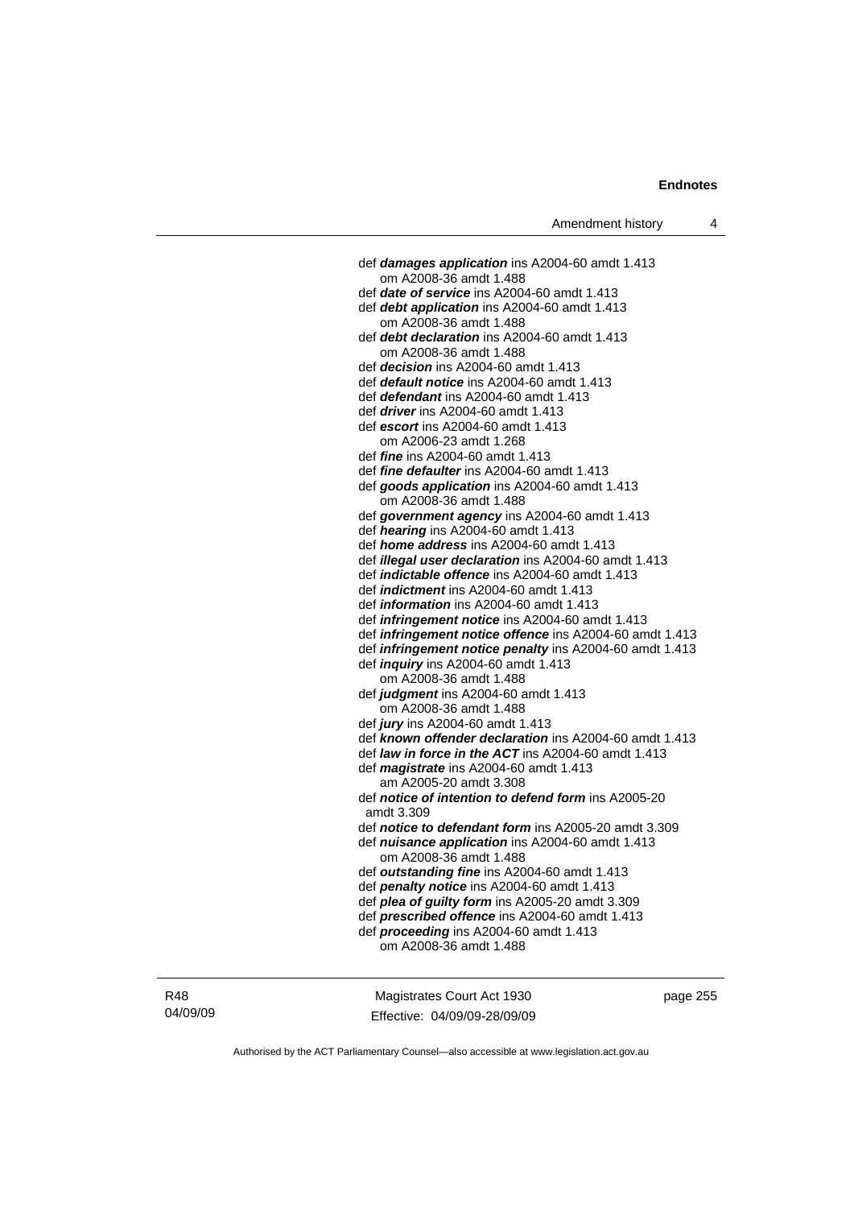def ***damages application*** ins A2004-60 amdt 1.413
om A2008-36 amdt 1.488
def ***date of service*** ins A2004-60 amdt 1.413
def ***debt application*** ins A2004-60 amdt 1.413
om A2008-36 amdt 1.488
def ***debt declaration*** ins A2004-60 amdt 1.413
om A2008-36 amdt 1.488
def ***decision*** ins A2004-60 amdt 1.413
def ***default notice*** ins A2004-60 amdt 1.413
def ***defendant*** ins A2004-60 amdt 1.413
def ***driver*** ins A2004-60 amdt 1.413
def ***escort*** ins A2004-60 amdt 1.413
om A2006-23 amdt 1.268
def ***fine*** ins A2004-60 amdt 1.413
def ***fine defaulter*** ins A2004-60 amdt 1.413
def ***goods application*** ins A2004-60 amdt 1.413
om A2008-36 amdt 1.488
def ***government agency*** ins A2004-60 amdt 1.413
def ***hearing*** ins A2004-60 amdt 1.413
def ***home address*** ins A2004-60 amdt 1.413
def ***illegal user declaration*** ins A2004-60 amdt 1.413
def ***indictable offence*** ins A2004-60 amdt 1.413
def ***indictment*** ins A2004-60 amdt 1.413
def ***information*** ins A2004-60 amdt 1.413
def ***infringement notice*** ins A2004-60 amdt 1.413
def ***infringement notice offence*** ins A2004-60 amdt 1.413
def ***infringement notice penalty*** ins A2004-60 amdt 1.413
def ***inquiry*** ins A2004-60 amdt 1.413
om A2008-36 amdt 1.488
def ***judgment*** ins A2004-60 amdt 1.413
om A2008-36 amdt 1.488
def ***jury*** ins A2004-60 amdt 1.413
def ***known offender declaration*** ins A2004-60 amdt 1.413
def ***law in force in the ACT*** ins A2004-60 amdt 1.413
def ***magistrate*** ins A2004-60 amdt 1.413
am A2005-20 amdt 3.308
def ***notice of intention to defend form*** ins A2005-20 amdt 3.309
def ***notice to defendant form*** ins A2005-20 amdt 3.309
def ***nuisance application*** ins A2004-60 amdt 1.413
om A2008-36 amdt 1.488
def ***outstanding fine*** ins A2004-60 amdt 1.413
def ***penalty notice*** ins A2004-60 amdt 1.413
def ***plea of guilty form*** ins A2005-20 amdt 3.309
def ***prescribed offence*** ins A2004-60 amdt 1.413
def ***proceeding*** ins A2004-60 amdt 1.413
om A2008-36 amdt 1.488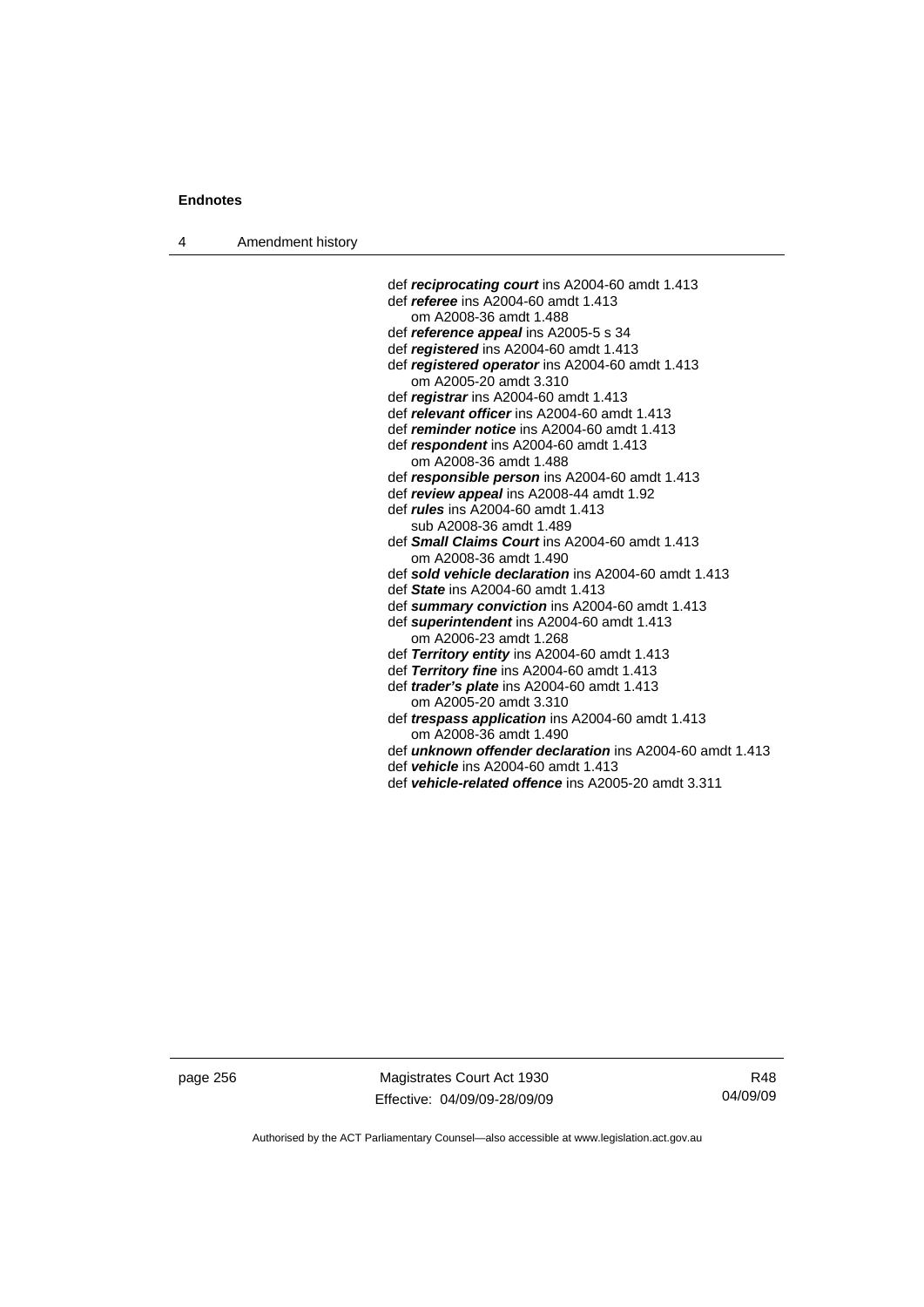def ***reciprocating court*** ins A2004-60 amdt 1.413
def ***referee*** ins A2004-60 amdt 1.413
    om A2008-36 amdt 1.488
def ***reference appeal*** ins A2005-5 s 34
def ***registered*** ins A2004-60 amdt 1.413
def ***registered operator*** ins A2004-60 amdt 1.413
    om A2005-20 amdt 3.310
def ***registrar*** ins A2004-60 amdt 1.413
def ***relevant officer*** ins A2004-60 amdt 1.413
def ***reminder notice*** ins A2004-60 amdt 1.413
def ***respondent*** ins A2004-60 amdt 1.413
    om A2008-36 amdt 1.488
def ***responsible person*** ins A2004-60 amdt 1.413
def ***review appeal*** ins A2008-44 amdt 1.92
def ***rules*** ins A2004-60 amdt 1.413
    sub A2008-36 amdt 1.489
def ***Small Claims Court*** ins A2004-60 amdt 1.413
    om A2008-36 amdt 1.490
def ***sold vehicle declaration*** ins A2004-60 amdt 1.413
def ***State*** ins A2004-60 amdt 1.413
def ***summary conviction*** ins A2004-60 amdt 1.413
def ***superintendent*** ins A2004-60 amdt 1.413
    om A2006-23 amdt 1.268
def ***Territory entity*** ins A2004-60 amdt 1.413
def ***Territory fine*** ins A2004-60 amdt 1.413
def ***trader's plate*** ins A2004-60 amdt 1.413
    om A2005-20 amdt 3.310
def ***trespass application*** ins A2004-60 amdt 1.413
    om A2008-36 amdt 1.490
def ***unknown offender declaration*** ins A2004-60 amdt 1.413
def ***vehicle*** ins A2004-60 amdt 1.413
def ***vehicle-related offence*** ins A2005-20 amdt 3.311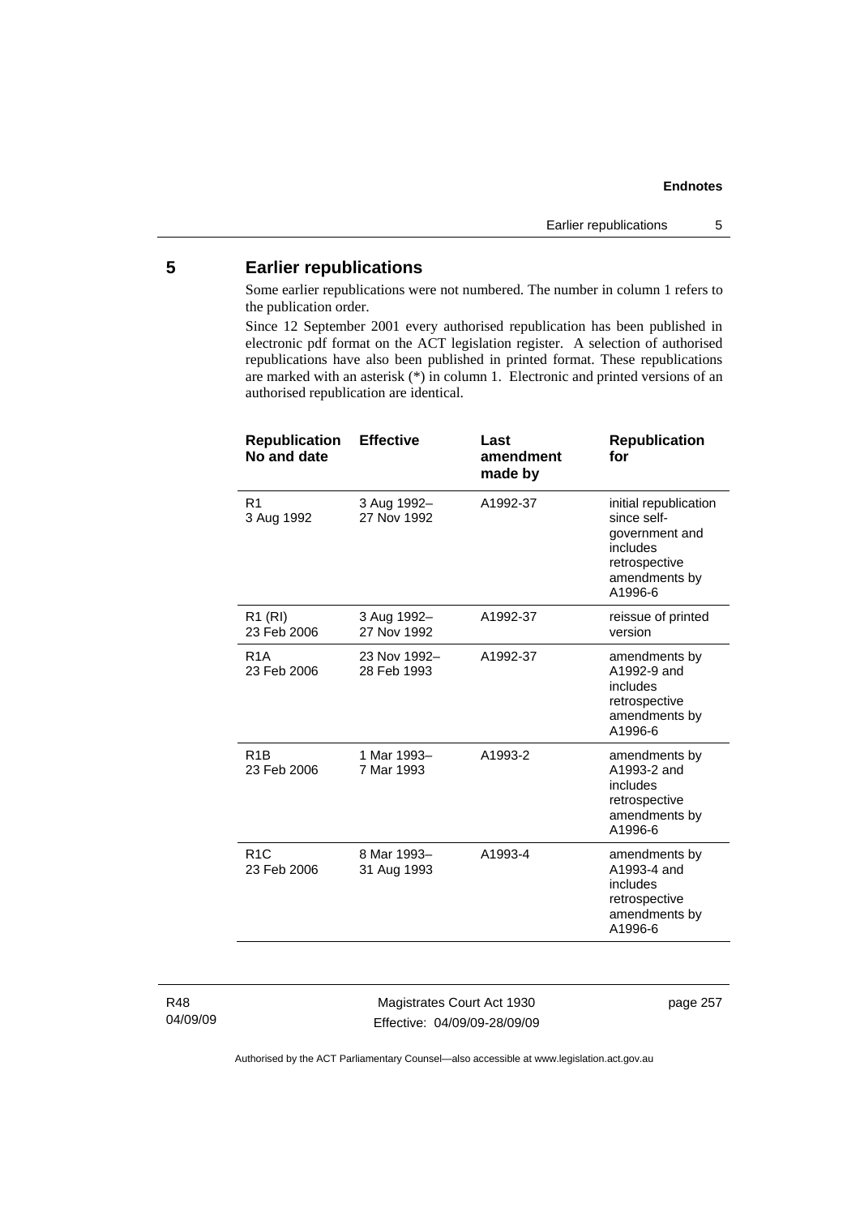## 5 Earlier republications

Some earlier republications were not numbered. The number in column 1 refers to the publication order.

Since 12 September 2001 every authorised republication has been published in electronic pdf format on the ACT legislation register. A selection of authorised republications have also been published in printed format. These republications are marked with an asterisk (*) in column 1. Electronic and printed versions of an authorised republication are identical.

| Republication No and date | Effective | Last amendment made by | Republication for |
|---|---|---|---|
| R1<br>3 Aug 1992 | 3 Aug 1992–<br>27 Nov 1992 | A1992-37 | initial republication since self-government and includes retrospective amendments by A1996-6 |
| R1 (RI)<br>23 Feb 2006 | 3 Aug 1992–<br>27 Nov 1992 | A1992-37 | reissue of printed version |
| R1A<br>23 Feb 2006 | 23 Nov 1992–<br>28 Feb 1993 | A1992-37 | amendments by A1992-9 and includes retrospective amendments by A1996-6 |
| R1B<br>23 Feb 2006 | 1 Mar 1993–<br>7 Mar 1993 | A1993-2 | amendments by A1993-2 and includes retrospective amendments by A1996-6 |
| R1C<br>23 Feb 2006 | 8 Mar 1993–<br>31 Aug 1993 | A1993-4 | amendments by A1993-4 and includes retrospective amendments by A1996-6 |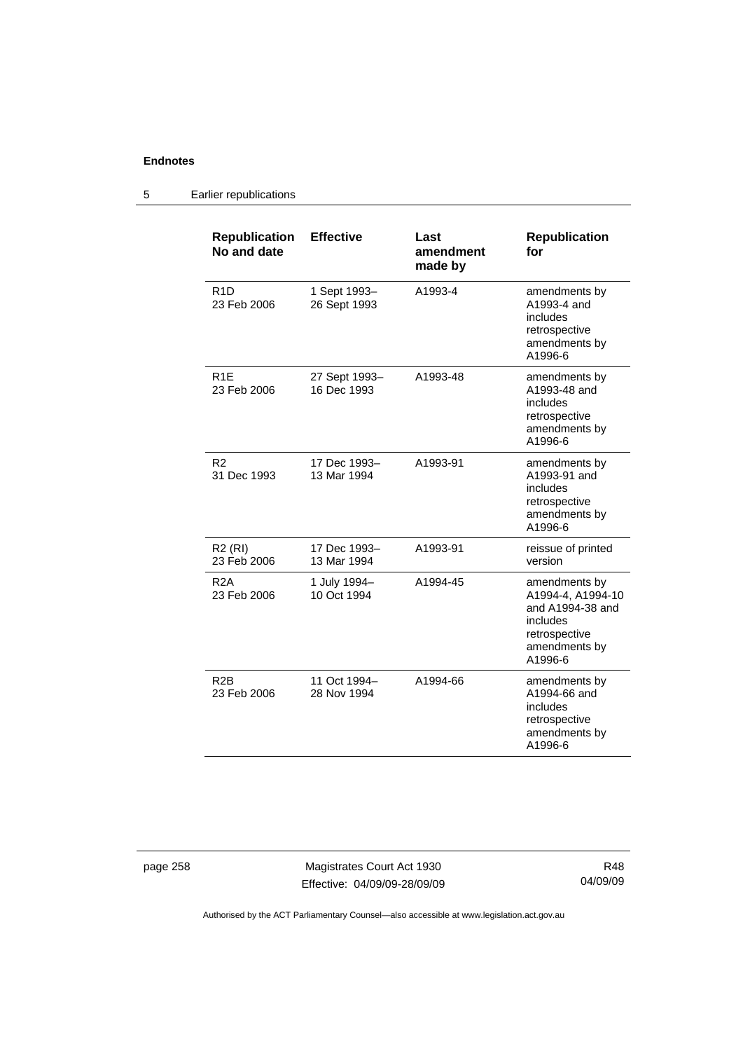| Republication No and date | Effective | Last amendment made by | Republication for |
|---|---|---|---|
| R1D 23 Feb 2006 | 1 Sept 1993– 26 Sept 1993 | A1993-4 | amendments by A1993-4 and includes retrospective amendments by A1996-6 |
| R1E 23 Feb 2006 | 27 Sept 1993– 16 Dec 1993 | A1993-48 | amendments by A1993-48 and includes retrospective amendments by A1996-6 |
| R2 31 Dec 1993 | 17 Dec 1993– 13 Mar 1994 | A1993-91 | amendments by A1993-91 and includes retrospective amendments by A1996-6 |
| R2 (RI) 23 Feb 2006 | 17 Dec 1993– 13 Mar 1994 | A1993-91 | reissue of printed version |
| R2A 23 Feb 2006 | 1 July 1994– 10 Oct 1994 | A1994-45 | amendments by A1994-4, A1994-10 and A1994-38 and includes retrospective amendments by A1996-6 |
| R2B 23 Feb 2006 | 11 Oct 1994– 28 Nov 1994 | A1994-66 | amendments by A1994-66 and includes retrospective amendments by A1996-6 |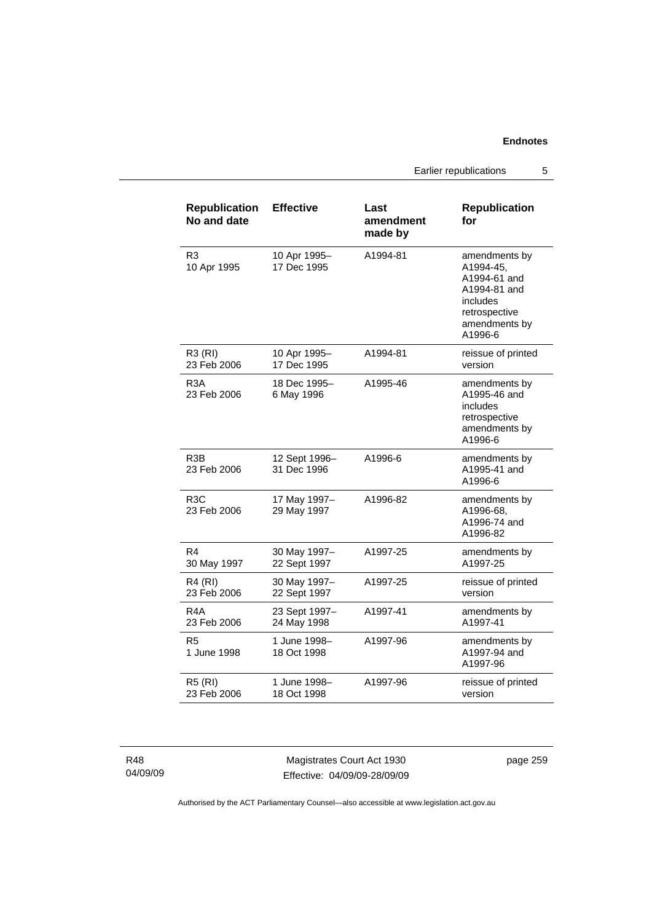| Republication No and date | Effective | Last amendment made by | Republication for |
|---|---|---|---|
| R3<br>10 Apr 1995 | 10 Apr 1995–<br>17 Dec 1995 | A1994-81 | amendments by A1994-45, A1994-61 and A1994-81 and includes retrospective amendments by A1996-6 |
| R3 (RI)<br>23 Feb 2006 | 10 Apr 1995–<br>17 Dec 1995 | A1994-81 | reissue of printed version |
| R3A<br>23 Feb 2006 | 18 Dec 1995–<br>6 May 1996 | A1995-46 | amendments by A1995-46 and includes retrospective amendments by A1996-6 |
| R3B<br>23 Feb 2006 | 12 Sept 1996–<br>31 Dec 1996 | A1996-6 | amendments by A1995-41 and A1996-6 |
| R3C<br>23 Feb 2006 | 17 May 1997–<br>29 May 1997 | A1996-82 | amendments by A1996-68, A1996-74 and A1996-82 |
| R4<br>30 May 1997 | 30 May 1997–<br>22 Sept 1997 | A1997-25 | amendments by A1997-25 |
| R4 (RI)<br>23 Feb 2006 | 30 May 1997–<br>22 Sept 1997 | A1997-25 | reissue of printed version |
| R4A<br>23 Feb 2006 | 23 Sept 1997–<br>24 May 1998 | A1997-41 | amendments by A1997-41 |
| R5<br>1 June 1998 | 1 June 1998–<br>18 Oct 1998 | A1997-96 | amendments by A1997-94 and A1997-96 |
| R5 (RI)<br>23 Feb 2006 | 1 June 1998–<br>18 Oct 1998 | A1997-96 | reissue of printed version |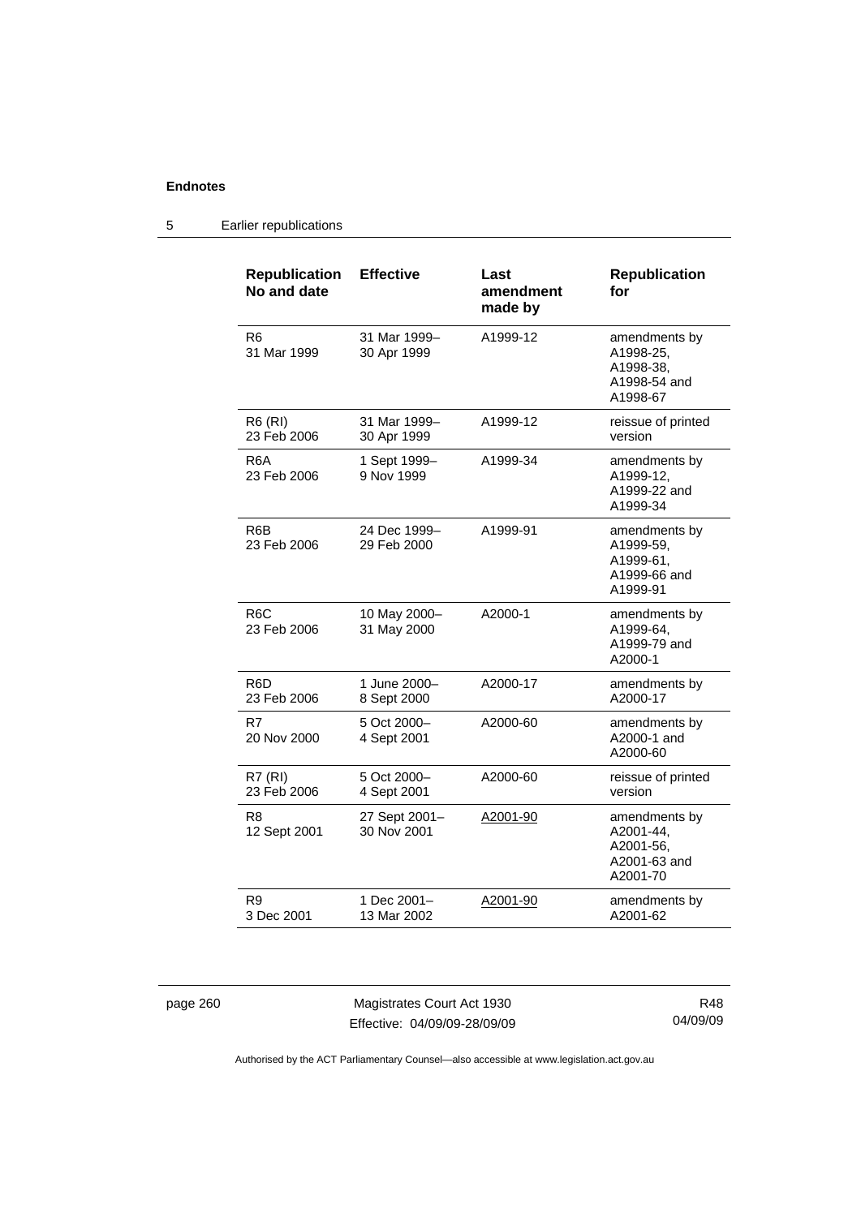| Republication No and date | Effective | Last amendment made by | Republication for |
|---|---|---|---|
| R6 31 Mar 1999 | 31 Mar 1999–30 Apr 1999 | A1999-12 | amendments by A1998-25, A1998-38, A1998-54 and A1998-67 |
| R6 (RI) 23 Feb 2006 | 31 Mar 1999–30 Apr 1999 | A1999-12 | reissue of printed version |
| R6A 23 Feb 2006 | 1 Sept 1999–9 Nov 1999 | A1999-34 | amendments by A1999-12, A1999-22 and A1999-34 |
| R6B 23 Feb 2006 | 24 Dec 1999–29 Feb 2000 | A1999-91 | amendments by A1999-59, A1999-61, A1999-66 and A1999-91 |
| R6C 23 Feb 2006 | 10 May 2000–31 May 2000 | A2000-1 | amendments by A1999-64, A1999-79 and A2000-1 |
| R6D 23 Feb 2006 | 1 June 2000–8 Sept 2000 | A2000-17 | amendments by A2000-17 |
| R7 20 Nov 2000 | 5 Oct 2000–4 Sept 2001 | A2000-60 | amendments by A2000-1 and A2000-60 |
| R7 (RI) 23 Feb 2006 | 5 Oct 2000–4 Sept 2001 | A2000-60 | reissue of printed version |
| R8 12 Sept 2001 | 27 Sept 2001–30 Nov 2001 | A2001-90 | amendments by A2001-44, A2001-56, A2001-63 and A2001-70 |
| R9 3 Dec 2001 | 1 Dec 2001–13 Mar 2002 | A2001-90 | amendments by A2001-62 |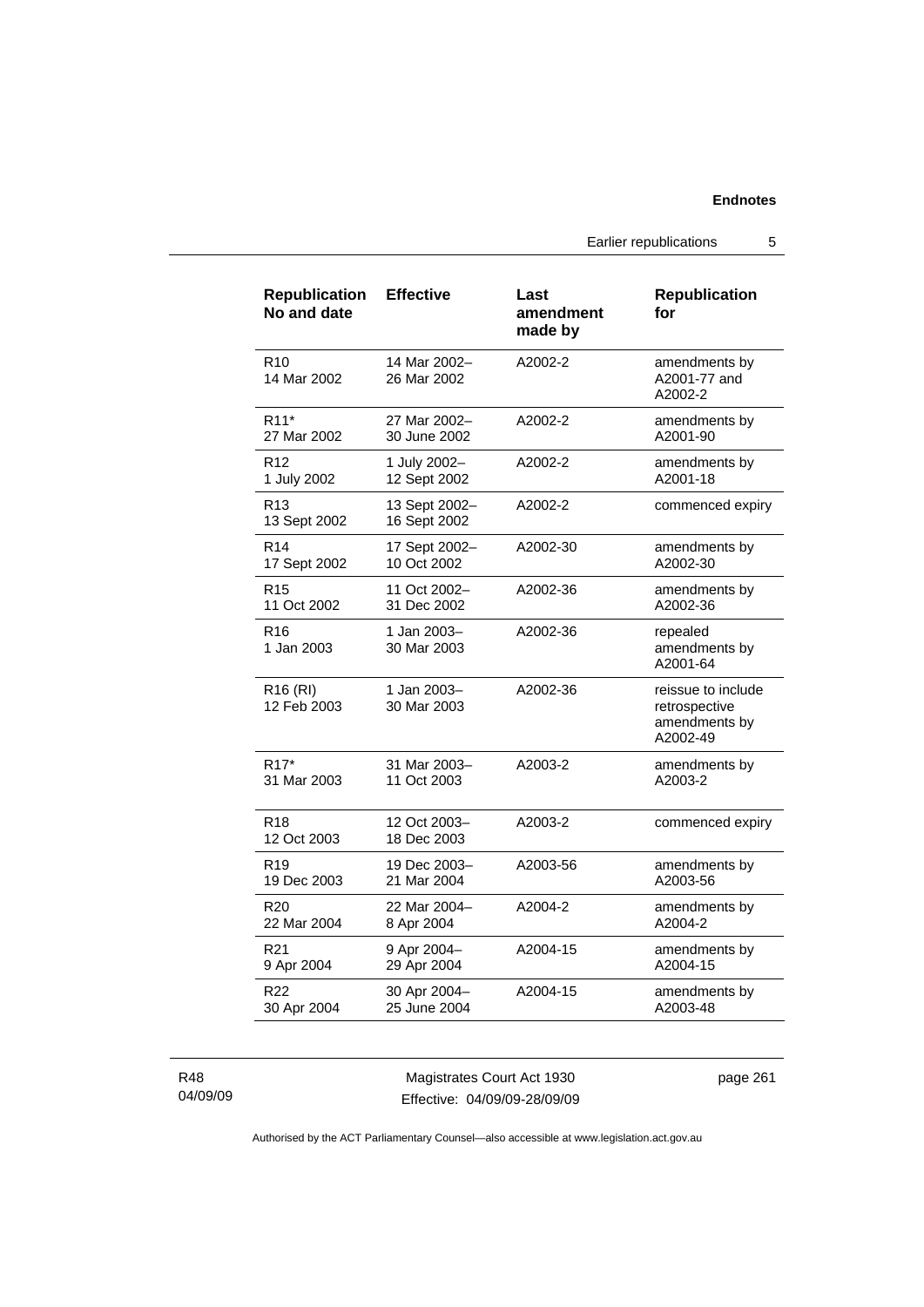| Republication No and date | Effective | Last amendment made by | Republication for |
|---|---|---|---|
| R10<br>14 Mar 2002 | 14 Mar 2002–<br>26 Mar 2002 | A2002-2 | amendments by A2001-77 and A2002-2 |
| R11*<br>27 Mar 2002 | 27 Mar 2002–<br>30 June 2002 | A2002-2 | amendments by A2001-90 |
| R12<br>1 July 2002 | 1 July 2002–<br>12 Sept 2002 | A2002-2 | amendments by A2001-18 |
| R13<br>13 Sept 2002 | 13 Sept 2002–<br>16 Sept 2002 | A2002-2 | commenced expiry |
| R14<br>17 Sept 2002 | 17 Sept 2002–<br>10 Oct 2002 | A2002-30 | amendments by A2002-30 |
| R15<br>11 Oct 2002 | 11 Oct 2002–<br>31 Dec 2002 | A2002-36 | amendments by A2002-36 |
| R16<br>1 Jan 2003 | 1 Jan 2003–<br>30 Mar 2003 | A2002-36 | repealed amendments by A2001-64 |
| R16 (RI)<br>12 Feb 2003 | 1 Jan 2003–<br>30 Mar 2003 | A2002-36 | reissue to include retrospective amendments by A2002-49 |
| R17*<br>31 Mar 2003 | 31 Mar 2003–<br>11 Oct 2003 | A2003-2 | amendments by A2003-2 |
| R18<br>12 Oct 2003 | 12 Oct 2003–<br>18 Dec 2003 | A2003-2 | commenced expiry |
| R19<br>19 Dec 2003 | 19 Dec 2003–<br>21 Mar 2004 | A2003-56 | amendments by A2003-56 |
| R20<br>22 Mar 2004 | 22 Mar 2004–<br>8 Apr 2004 | A2004-2 | amendments by A2004-2 |
| R21<br>9 Apr 2004 | 9 Apr 2004–<br>29 Apr 2004 | A2004-15 | amendments by A2004-15 |
| R22<br>30 Apr 2004 | 30 Apr 2004–<br>25 June 2004 | A2004-15 | amendments by A2003-48 |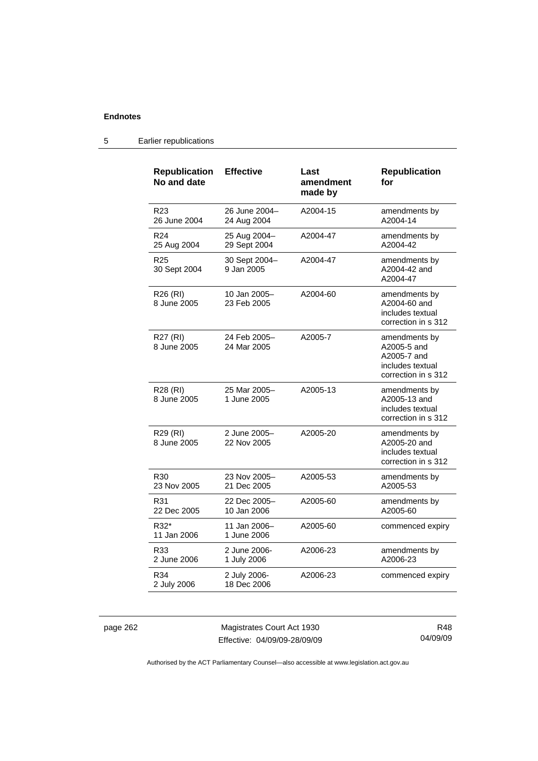## 5 Earlier republications

| Republication No and date | Effective | Last amendment made by | Republication for |
| --- | --- | --- | --- |
| R23 26 June 2004 | 26 June 2004– 24 Aug 2004 | A2004-15 | amendments by A2004-14 |
| R24 25 Aug 2004 | 25 Aug 2004– 29 Sept 2004 | A2004-47 | amendments by A2004-42 |
| R25 30 Sept 2004 | 30 Sept 2004– 9 Jan 2005 | A2004-47 | amendments by A2004-42 and A2004-47 |
| R26 (RI) 8 June 2005 | 10 Jan 2005– 23 Feb 2005 | A2004-60 | amendments by A2004-60 and includes textual correction in s 312 |
| R27 (RI) 8 June 2005 | 24 Feb 2005– 24 Mar 2005 | A2005-7 | amendments by A2005-5 and A2005-7 and includes textual correction in s 312 |
| R28 (RI) 8 June 2005 | 25 Mar 2005– 1 June 2005 | A2005-13 | amendments by A2005-13 and includes textual correction in s 312 |
| R29 (RI) 8 June 2005 | 2 June 2005– 22 Nov 2005 | A2005-20 | amendments by A2005-20 and includes textual correction in s 312 |
| R30 23 Nov 2005 | 23 Nov 2005– 21 Dec 2005 | A2005-53 | amendments by A2005-53 |
| R31 22 Dec 2005 | 22 Dec 2005– 10 Jan 2006 | A2005-60 | amendments by A2005-60 |
| R32* 11 Jan 2006 | 11 Jan 2006– 1 June 2006 | A2005-60 | commenced expiry |
| R33 2 June 2006 | 2 June 2006- 1 July 2006 | A2006-23 | amendments by A2006-23 |
| R34 2 July 2006 | 2 July 2006- 18 Dec 2006 | A2006-23 | commenced expiry |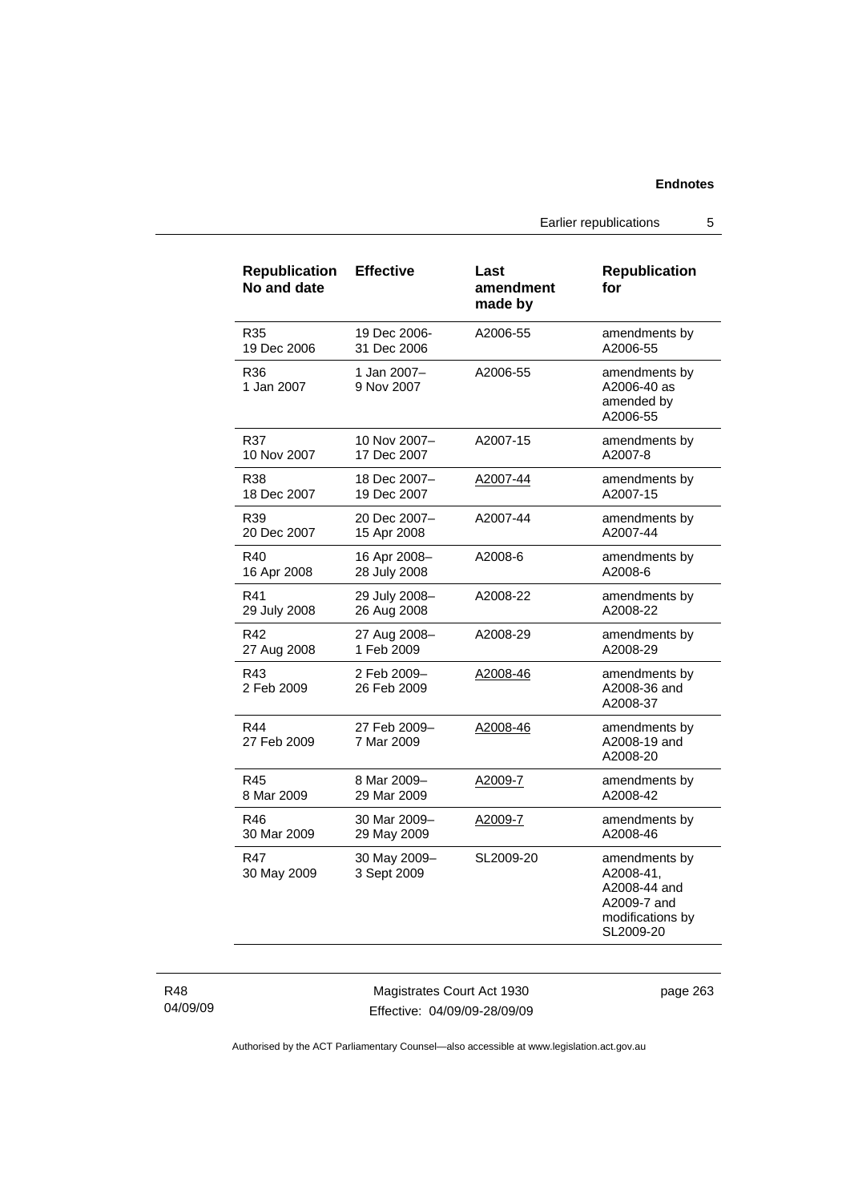| Republication No and date | Effective | Last amendment made by | Republication for |
|---|---|---|---|
| R35 19 Dec 2006 | 19 Dec 2006- 31 Dec 2006 | A2006-55 | amendments by A2006-55 |
| R36 1 Jan 2007 | 1 Jan 2007– 9 Nov 2007 | A2006-55 | amendments by A2006-40 as amended by A2006-55 |
| R37 10 Nov 2007 | 10 Nov 2007– 17 Dec 2007 | A2007-15 | amendments by A2007-8 |
| R38 18 Dec 2007 | 18 Dec 2007– 19 Dec 2007 | A2007-44 | amendments by A2007-15 |
| R39 20 Dec 2007 | 20 Dec 2007– 15 Apr 2008 | A2007-44 | amendments by A2007-44 |
| R40 16 Apr 2008 | 16 Apr 2008– 28 July 2008 | A2008-6 | amendments by A2008-6 |
| R41 29 July 2008 | 29 July 2008– 26 Aug 2008 | A2008-22 | amendments by A2008-22 |
| R42 27 Aug 2008 | 27 Aug 2008– 1 Feb 2009 | A2008-29 | amendments by A2008-29 |
| R43 2 Feb 2009 | 2 Feb 2009– 26 Feb 2009 | A2008-46 | amendments by A2008-36 and A2008-37 |
| R44 27 Feb 2009 | 27 Feb 2009– 7 Mar 2009 | A2008-46 | amendments by A2008-19 and A2008-20 |
| R45 8 Mar 2009 | 8 Mar 2009– 29 Mar 2009 | A2009-7 | amendments by A2008-42 |
| R46 30 Mar 2009 | 30 Mar 2009– 29 May 2009 | A2009-7 | amendments by A2008-46 |
| R47 30 May 2009 | 30 May 2009– 3 Sept 2009 | SL2009-20 | amendments by A2008-41, A2008-44 and A2009-7 and modifications by SL2009-20 |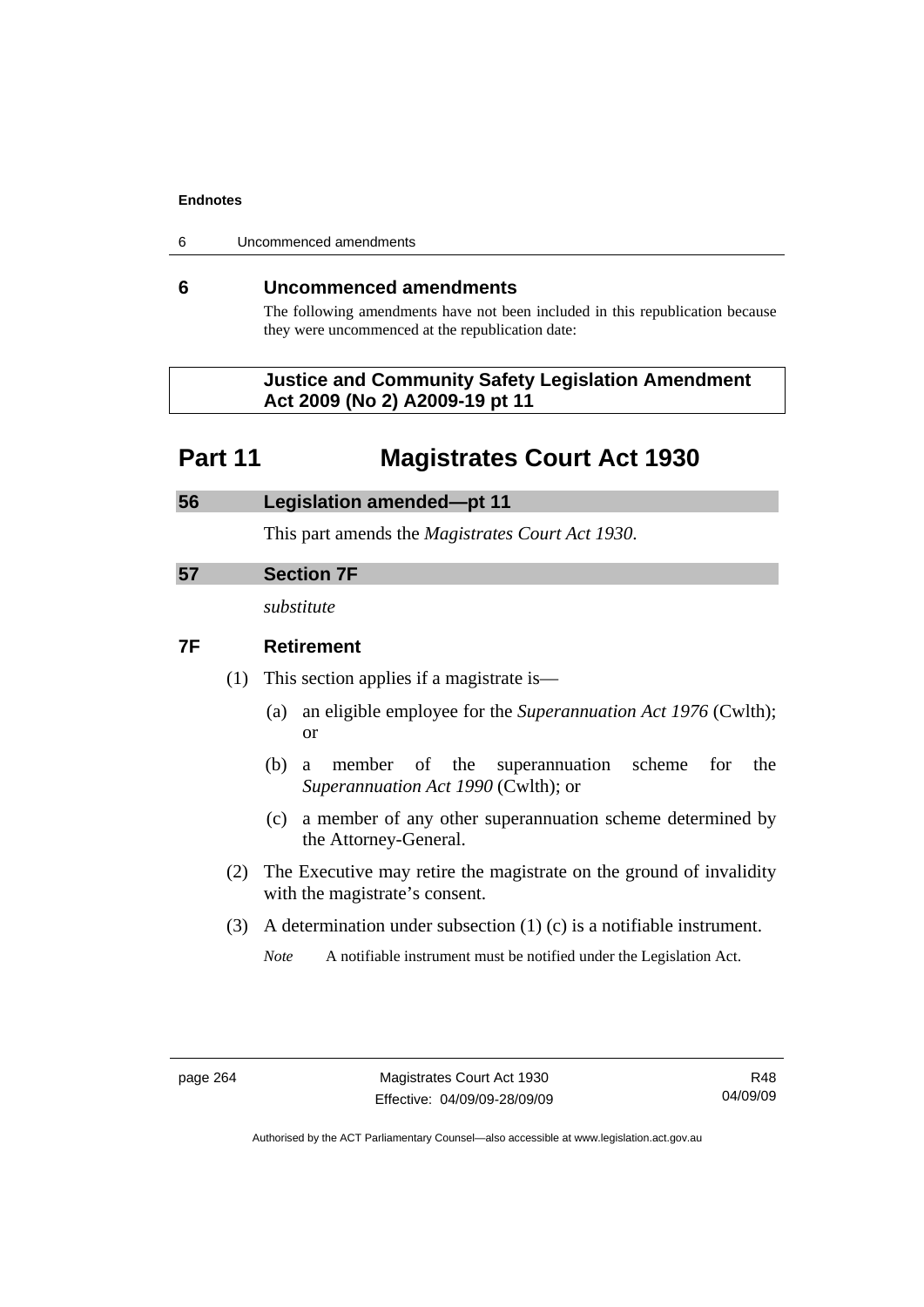## 6 Uncommenced amendments

The following amendments have not been included in this republication because they were uncommenced at the republication date:

**Justice and Community Safety Legislation Amendment Act 2009 (No 2) A2009-19 pt 11**

# Part 11 Magistrates Court Act 1930

### 56 Legislation amended—pt 11

This part amends the *Magistrates Court Act 1930*.

### 57 Section 7F

*substitute*

### 7F Retirement

(1) This section applies if a magistrate is—

(a) an eligible employee for the *Superannuation Act 1976* (Cwlth); or

(b) a member of the superannuation scheme for the *Superannuation Act 1990* (Cwlth); or

(c) a member of any other superannuation scheme determined by the Attorney-General.

(2) The Executive may retire the magistrate on the ground of invalidity with the magistrate's consent.

(3) A determination under subsection (1) (c) is a notifiable instrument.

*Note* A notifiable instrument must be notified under the Legislation Act.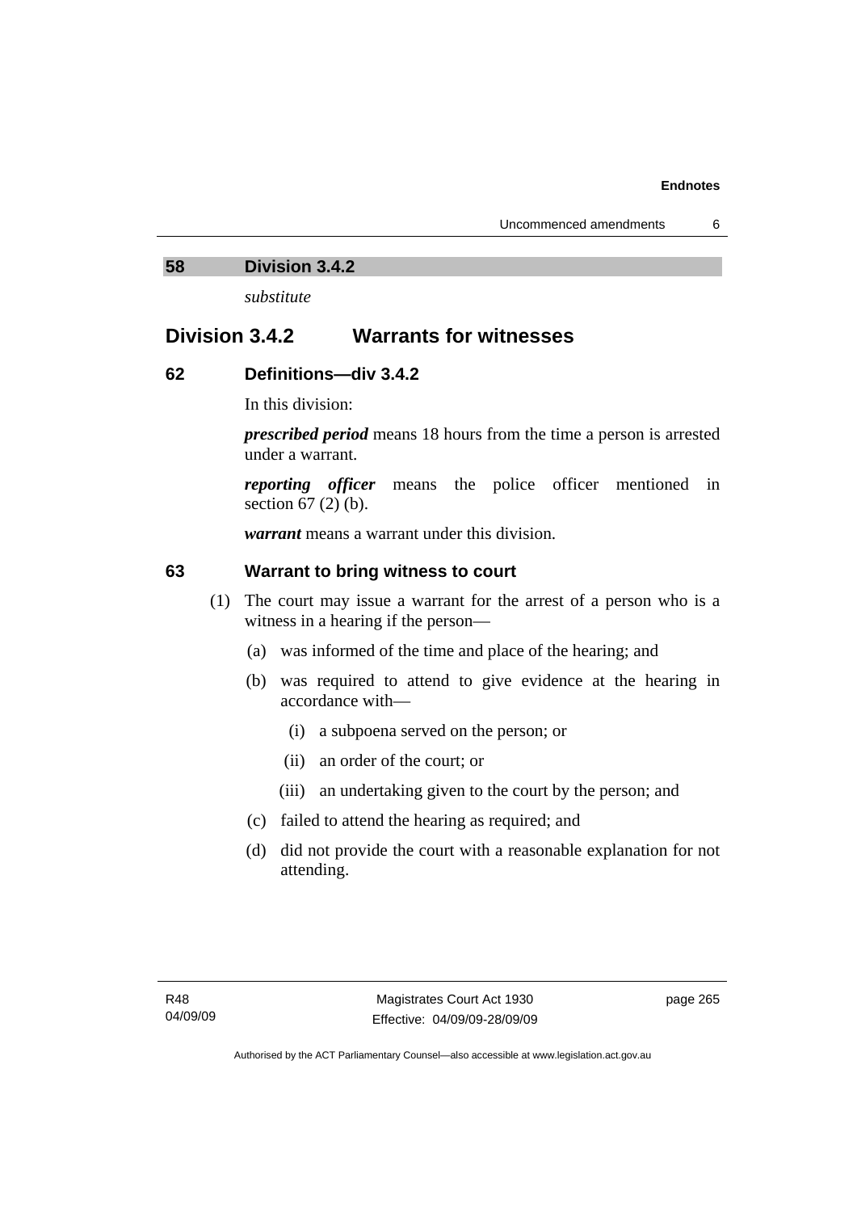## 58 Division 3.4.2

*substitute*

## Division 3.4.2 Warrants for witnesses

### 62 Definitions—div 3.4.2

In this division:

***prescribed period*** means 18 hours from the time a person is arrested under a warrant.

***reporting officer*** means the police officer mentioned in section 67 (2) (b).

***warrant*** means a warrant under this division.

### 63 Warrant to bring witness to court

(1) The court may issue a warrant for the arrest of a person who is a witness in a hearing if the person—

(a) was informed of the time and place of the hearing; and

(b) was required to attend to give evidence at the hearing in accordance with—

(i) a subpoena served on the person; or

(ii) an order of the court; or

(iii) an undertaking given to the court by the person; and

(c) failed to attend the hearing as required; and

(d) did not provide the court with a reasonable explanation for not attending.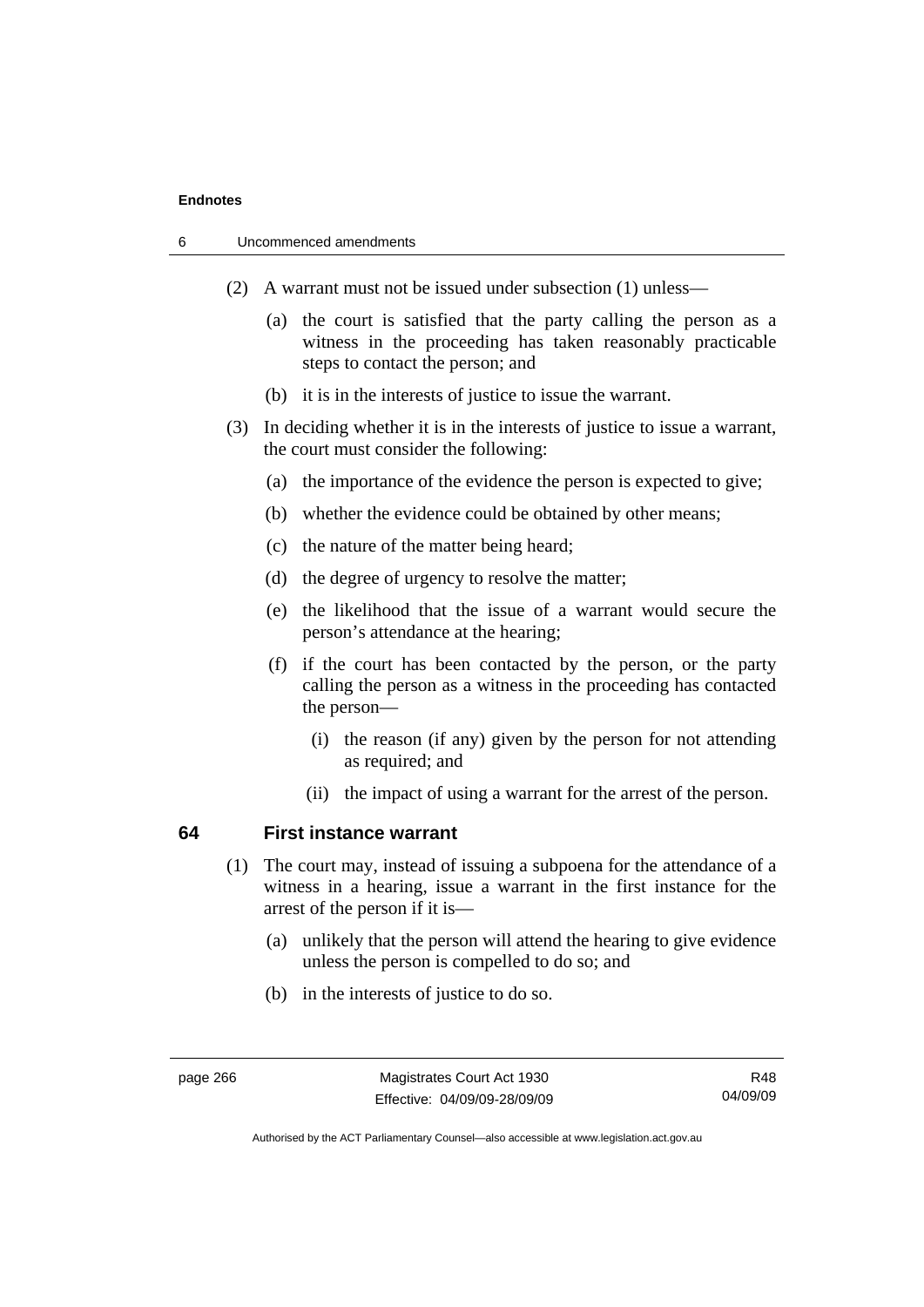(2) A warrant must not be issued under subsection (1) unless—

   (a) the court is satisfied that the party calling the person as a witness in the proceeding has taken reasonably practicable steps to contact the person; and

   (b) it is in the interests of justice to issue the warrant.

(3) In deciding whether it is in the interests of justice to issue a warrant, the court must consider the following:

   (a) the importance of the evidence the person is expected to give;

   (b) whether the evidence could be obtained by other means;

   (c) the nature of the matter being heard;

   (d) the degree of urgency to resolve the matter;

   (e) the likelihood that the issue of a warrant would secure the person's attendance at the hearing;

   (f) if the court has been contacted by the person, or the party calling the person as a witness in the proceeding has contacted the person—

      (i) the reason (if any) given by the person for not attending as required; and

      (ii) the impact of using a warrant for the arrest of the person.

### 64 First instance warrant

(1) The court may, instead of issuing a subpoena for the attendance of a witness in a hearing, issue a warrant in the first instance for the arrest of the person if it is—

   (a) unlikely that the person will attend the hearing to give evidence unless the person is compelled to do so; and

   (b) in the interests of justice to do so.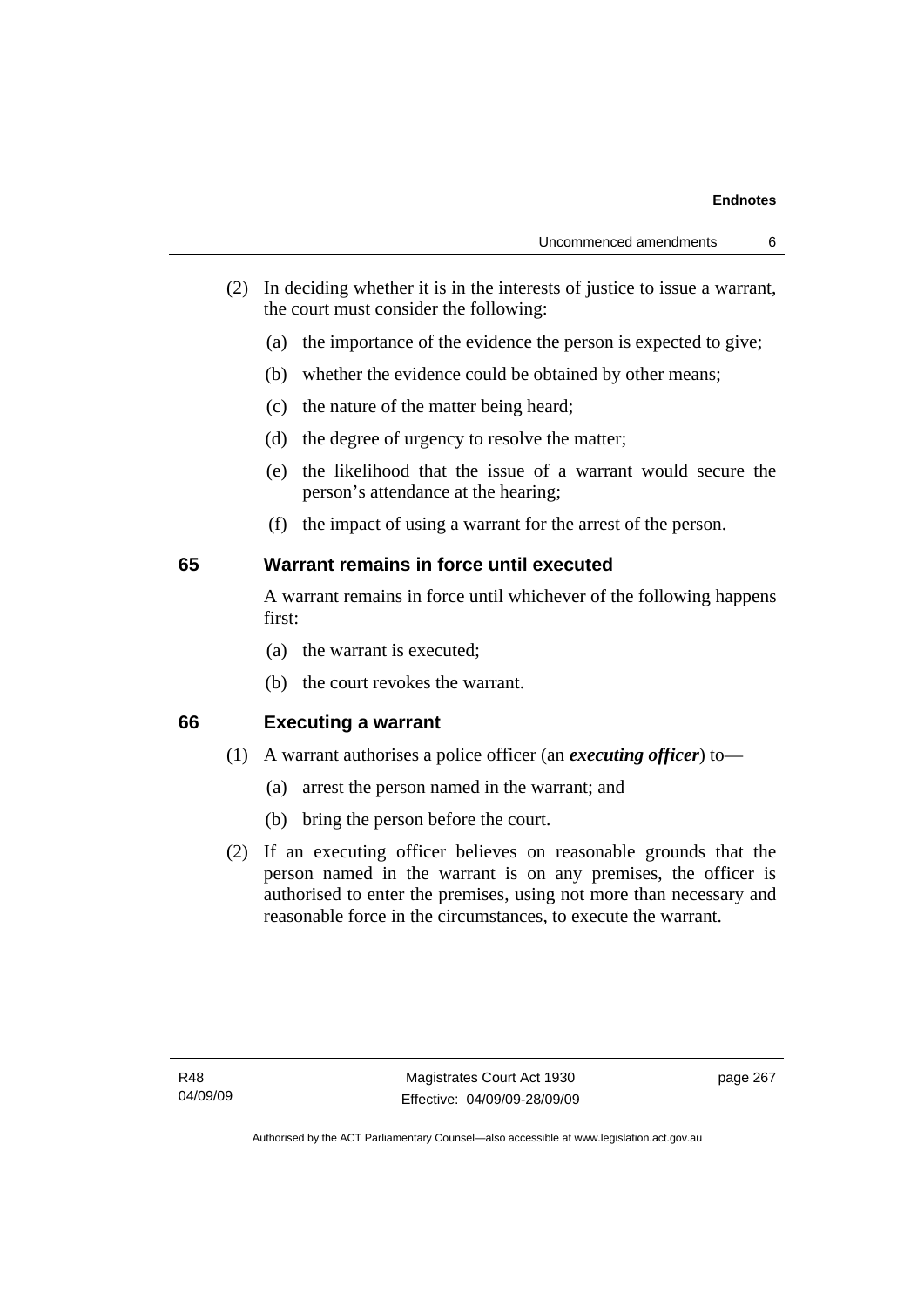(2) In deciding whether it is in the interests of justice to issue a warrant, the court must consider the following:

(a) the importance of the evidence the person is expected to give;

(b) whether the evidence could be obtained by other means;

(c) the nature of the matter being heard;

(d) the degree of urgency to resolve the matter;

(e) the likelihood that the issue of a warrant would secure the person's attendance at the hearing;

(f) the impact of using a warrant for the arrest of the person.

### 65 Warrant remains in force until executed

A warrant remains in force until whichever of the following happens first:

(a) the warrant is executed;

(b) the court revokes the warrant.

### 66 Executing a warrant

(1) A warrant authorises a police officer (an ***executing officer***) to—

(a) arrest the person named in the warrant; and

(b) bring the person before the court.

(2) If an executing officer believes on reasonable grounds that the person named in the warrant is on any premises, the officer is authorised to enter the premises, using not more than necessary and reasonable force in the circumstances, to execute the warrant.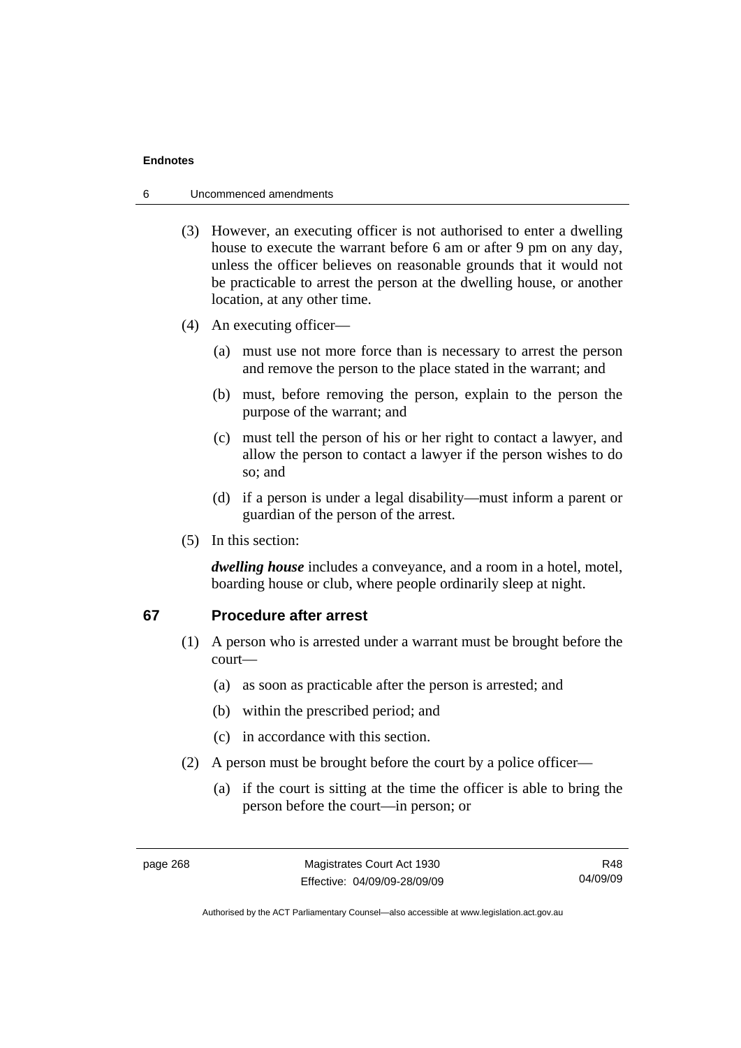(3) However, an executing officer is not authorised to enter a dwelling house to execute the warrant before 6 am or after 9 pm on any day, unless the officer believes on reasonable grounds that it would not be practicable to arrest the person at the dwelling house, or another location, at any other time.

(4) An executing officer—

(a) must use not more force than is necessary to arrest the person and remove the person to the place stated in the warrant; and

(b) must, before removing the person, explain to the person the purpose of the warrant; and

(c) must tell the person of his or her right to contact a lawyer, and allow the person to contact a lawyer if the person wishes to do so; and

(d) if a person is under a legal disability—must inform a parent or guardian of the person of the arrest.

(5) In this section:

***dwelling house*** includes a conveyance, and a room in a hotel, motel, boarding house or club, where people ordinarily sleep at night.

### 67 Procedure after arrest

(1) A person who is arrested under a warrant must be brought before the court—

(a) as soon as practicable after the person is arrested; and

(b) within the prescribed period; and

(c) in accordance with this section.

(2) A person must be brought before the court by a police officer—

(a) if the court is sitting at the time the officer is able to bring the person before the court—in person; or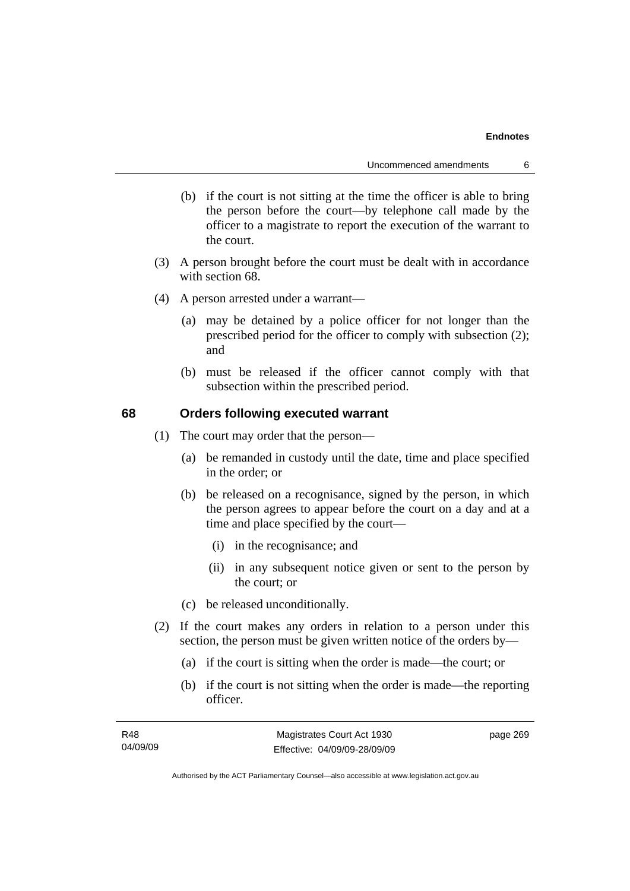(b) if the court is not sitting at the time the officer is able to bring the person before the court—by telephone call made by the officer to a magistrate to report the execution of the warrant to the court.

(3) A person brought before the court must be dealt with in accordance with section 68.

(4) A person arrested under a warrant—

(a) may be detained by a police officer for not longer than the prescribed period for the officer to comply with subsection (2); and

(b) must be released if the officer cannot comply with that subsection within the prescribed period.

## 68 Orders following executed warrant

(1) The court may order that the person—

(a) be remanded in custody until the date, time and place specified in the order; or

(b) be released on a recognisance, signed by the person, in which the person agrees to appear before the court on a day and at a time and place specified by the court—

(i) in the recognisance; and

(ii) in any subsequent notice given or sent to the person by the court; or

(c) be released unconditionally.

(2) If the court makes any orders in relation to a person under this section, the person must be given written notice of the orders by—

(a) if the court is sitting when the order is made—the court; or

(b) if the court is not sitting when the order is made—the reporting officer.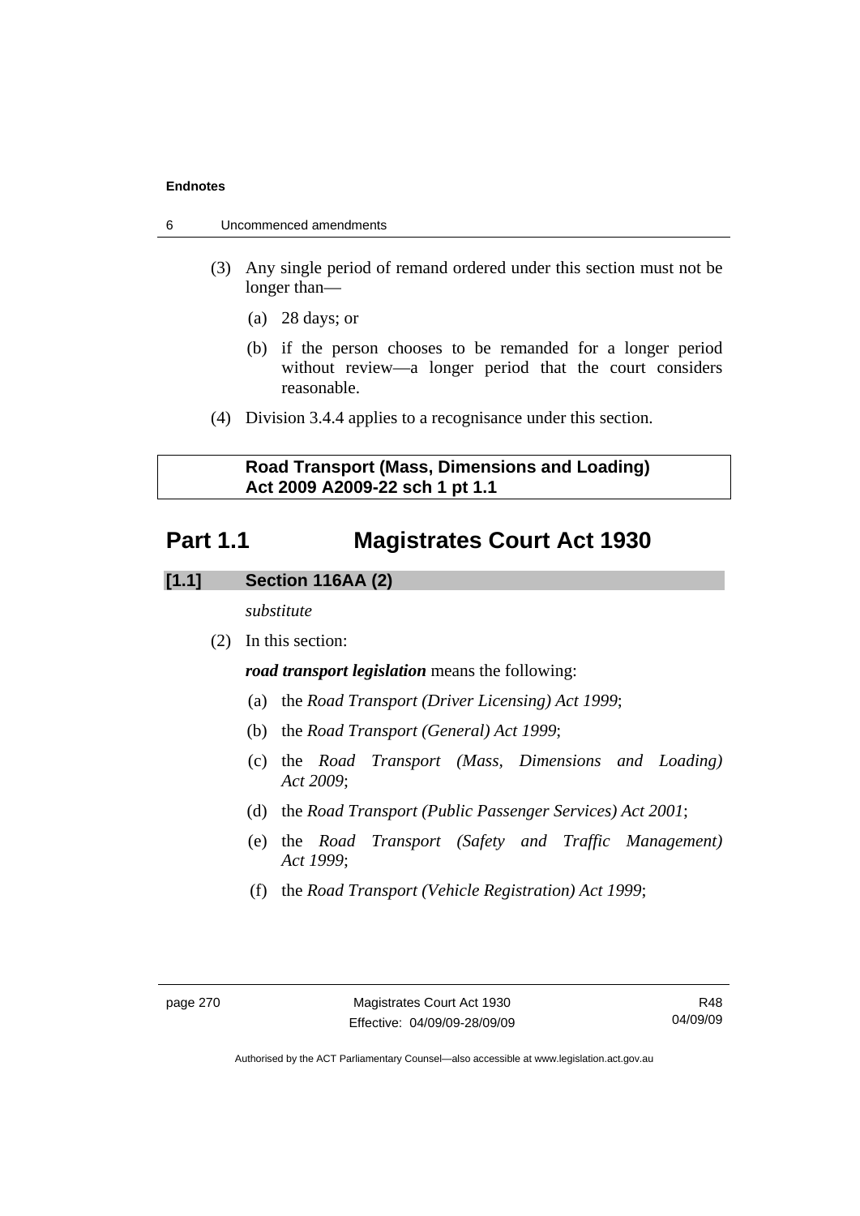(3) Any single period of remand ordered under this section must not be longer than—

(a) 28 days; or

(b) if the person chooses to be remanded for a longer period without review—a longer period that the court considers reasonable.

(4) Division 3.4.4 applies to a recognisance under this section.

**Road Transport (Mass, Dimensions and Loading) Act 2009 A2009-22 sch 1 pt 1.1**

# Part 1.1 Magistrates Court Act 1930

### [1.1] Section 116AA (2)

*substitute*

(2) In this section:

***road transport legislation*** means the following:

(a) the *Road Transport (Driver Licensing) Act 1999*;

(b) the *Road Transport (General) Act 1999*;

(c) the *Road Transport (Mass, Dimensions and Loading) Act 2009*;

(d) the *Road Transport (Public Passenger Services) Act 2001*;

(e) the *Road Transport (Safety and Traffic Management) Act 1999*;

(f) the *Road Transport (Vehicle Registration) Act 1999*;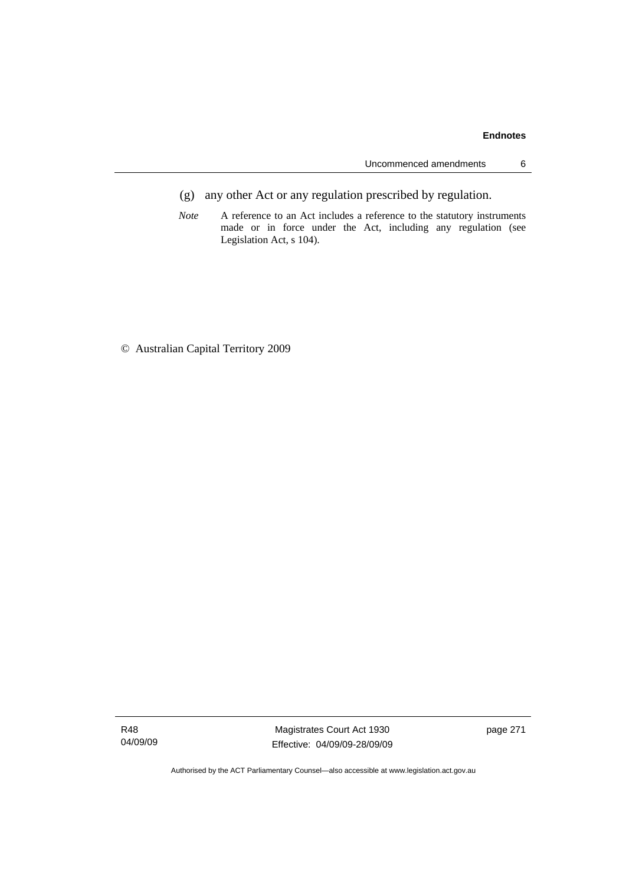(g) any other Act or any regulation prescribed by regulation.

*Note* A reference to an Act includes a reference to the statutory instruments made or in force under the Act, including any regulation (see Legislation Act, s 104).

© Australian Capital Territory 2009